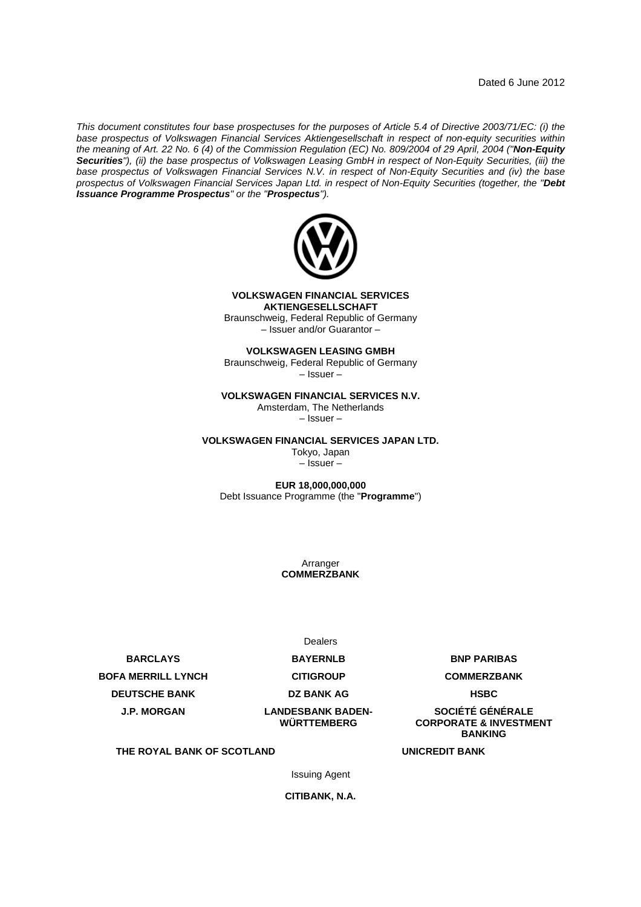Dated 6 June 2012

*This document constitutes four base prospectuses for the purposes of Article 5.4 of Directive 2003/71/EC: (i) the base prospectus of Volkswagen Financial Services Aktiengesellschaft in respect of non-equity securities within the meaning of Art. 22 No. 6 (4) of the Commission Regulation (EC) No. 809/2004 of 29 April, 2004 ("**Non-Equity Securities**"), (ii) the base prospectus of Volkswagen Leasing GmbH in respect of Non-Equity Securities, (iii) the base prospectus of Volkswagen Financial Services N.V. in respect of Non-Equity Securities and (iv) the base prospectus of Volkswagen Financial Services Japan Ltd. in respect of Non-Equity Securities (together, the "**Debt Issuance Programme Prospectus**" or the "**Prospectus**").*

**VOLKSWAGEN FINANCIAL SERVICES AKTIENGESELLSCHAFT**
Braunschweig, Federal Republic of Germany
– Issuer and/or Guarantor –

**VOLKSWAGEN LEASING GMBH**
Braunschweig, Federal Republic of Germany
– Issuer –

**VOLKSWAGEN FINANCIAL SERVICES N.V.**
Amsterdam, The Netherlands
– Issuer –

**VOLKSWAGEN FINANCIAL SERVICES JAPAN LTD.**
Tokyo, Japan
– Issuer –

**EUR 18,000,000,000**
Debt Issuance Programme (the "**Programme**")

Arranger
**COMMERZBANK**

Dealers

**BARCLAYS**
**BAYERNLB**
**BNP PARIBAS**
**BOFA MERRILL LYNCH**
**CITIGROUP**
**COMMERZBANK**
**DEUTSCHE BANK**
**DZ BANK AG**
**HSBC**
**J.P. MORGAN**
**LANDESBANK BADEN-WÜRTTEMBERG**
**SOCIÉTÉ GÉNÉRALE CORPORATE & INVESTMENT BANKING**
**THE ROYAL BANK OF SCOTLAND**
**UNICREDIT BANK**

Issuing Agent

**CITIBANK, N.A.**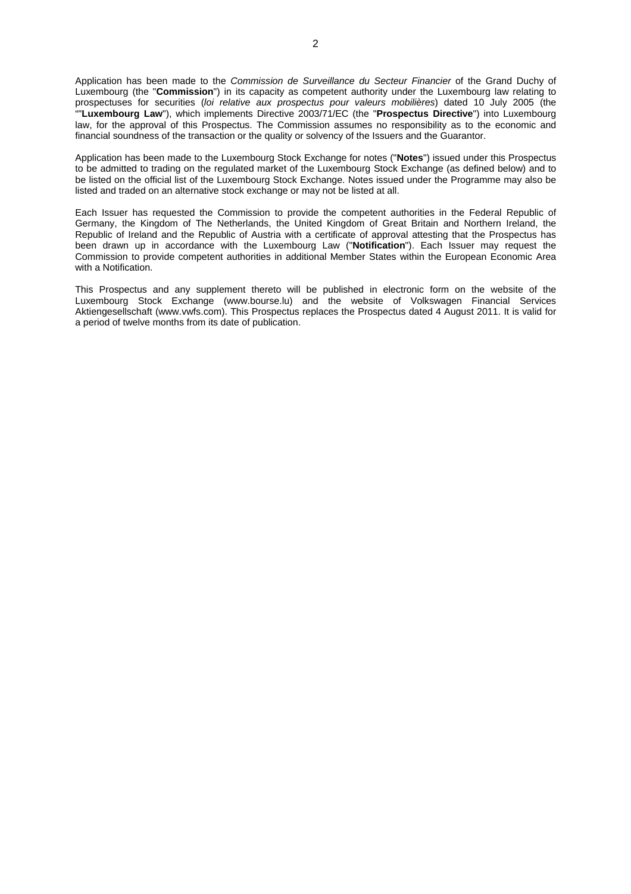Application has been made to the *Commission de Surveillance du Secteur Financier* of the Grand Duchy of Luxembourg (the "**Commission**") in its capacity as competent authority under the Luxembourg law relating to prospectuses for securities (*loi relative aux prospectus pour valeurs mobilières*) dated 10 July 2005 (the ""**Luxembourg Law**"), which implements Directive 2003/71/EC (the "**Prospectus Directive**") into Luxembourg law, for the approval of this Prospectus. The Commission assumes no responsibility as to the economic and financial soundness of the transaction or the quality or solvency of the Issuers and the Guarantor.

Application has been made to the Luxembourg Stock Exchange for notes ("**Notes**") issued under this Prospectus to be admitted to trading on the regulated market of the Luxembourg Stock Exchange (as defined below) and to be listed on the official list of the Luxembourg Stock Exchange. Notes issued under the Programme may also be listed and traded on an alternative stock exchange or may not be listed at all.

Each Issuer has requested the Commission to provide the competent authorities in the Federal Republic of Germany, the Kingdom of The Netherlands, the United Kingdom of Great Britain and Northern Ireland, the Republic of Ireland and the Republic of Austria with a certificate of approval attesting that the Prospectus has been drawn up in accordance with the Luxembourg Law ("**Notification**"). Each Issuer may request the Commission to provide competent authorities in additional Member States within the European Economic Area with a Notification.

This Prospectus and any supplement thereto will be published in electronic form on the website of the Luxembourg Stock Exchange (www.bourse.lu) and the website of Volkswagen Financial Services Aktiengesellschaft (www.vwfs.com). This Prospectus replaces the Prospectus dated 4 August 2011. It is valid for a period of twelve months from its date of publication.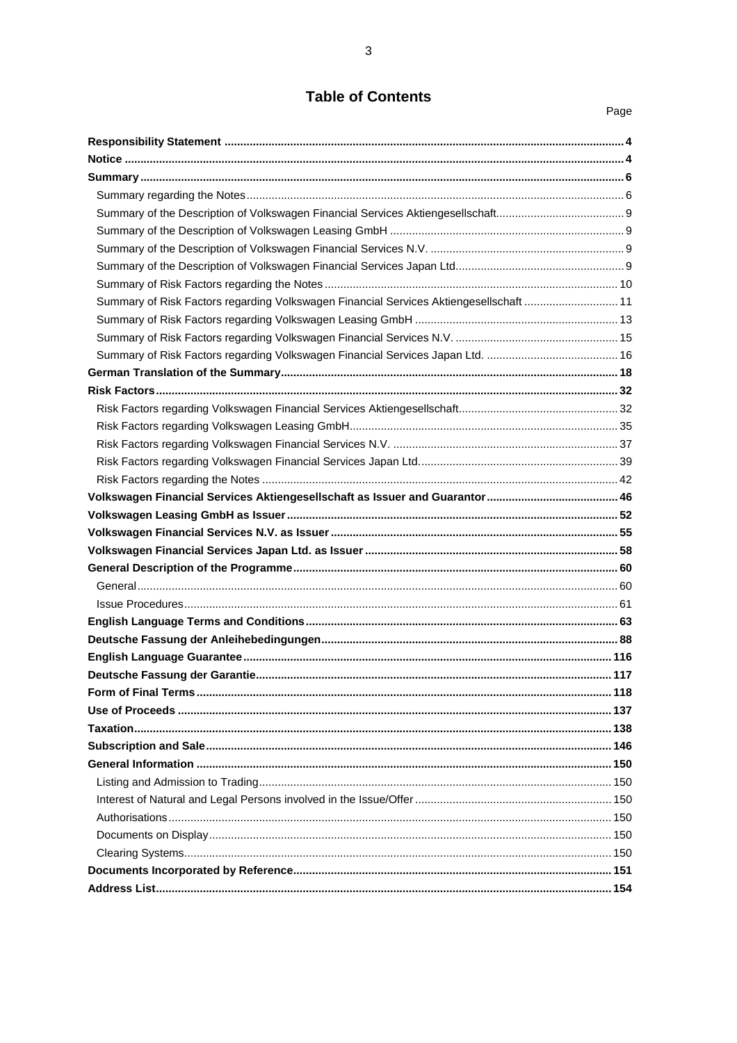# Table of Contents

| | Page |
|---|---|
| **Responsibility Statement** | **4** |
| **Notice** | **4** |
| **Summary** | **6** |
| Summary regarding the Notes | 6 |
| Summary of the Description of Volkswagen Financial Services Aktiengesellschaft | 9 |
| Summary of the Description of Volkswagen Leasing GmbH | 9 |
| Summary of the Description of Volkswagen Financial Services N.V. | 9 |
| Summary of the Description of Volkswagen Financial Services Japan Ltd. | 9 |
| Summary of Risk Factors regarding the Notes | 10 |
| Summary of Risk Factors regarding Volkswagen Financial Services Aktiengesellschaft | 11 |
| Summary of Risk Factors regarding Volkswagen Leasing GmbH | 13 |
| Summary of Risk Factors regarding Volkswagen Financial Services N.V. | 15 |
| Summary of Risk Factors regarding Volkswagen Financial Services Japan Ltd. | 16 |
| **German Translation of the Summary** | **18** |
| **Risk Factors** | **32** |
| Risk Factors regarding Volkswagen Financial Services Aktiengesellschaft | 32 |
| Risk Factors regarding Volkswagen Leasing GmbH | 35 |
| Risk Factors regarding Volkswagen Financial Services N.V. | 37 |
| Risk Factors regarding Volkswagen Financial Services Japan Ltd. | 39 |
| Risk Factors regarding the Notes | 42 |
| **Volkswagen Financial Services Aktiengesellschaft as Issuer and Guarantor** | **46** |
| **Volkswagen Leasing GmbH as Issuer** | **52** |
| **Volkswagen Financial Services N.V. as Issuer** | **55** |
| **Volkswagen Financial Services Japan Ltd. as Issuer** | **58** |
| **General Description of the Programme** | **60** |
| General | 60 |
| Issue Procedures | 61 |
| **English Language Terms and Conditions** | **63** |
| **Deutsche Fassung der Anleihebedingungen** | **88** |
| **English Language Guarantee** | **116** |
| **Deutsche Fassung der Garantie** | **117** |
| **Form of Final Terms** | **118** |
| **Use of Proceeds** | **137** |
| **Taxation** | **138** |
| **Subscription and Sale** | **146** |
| **General Information** | **150** |
| Listing and Admission to Trading | 150 |
| Interest of Natural and Legal Persons involved in the Issue/Offer | 150 |
| Authorisations | 150 |
| Documents on Display | 150 |
| Clearing Systems | 150 |
| **Documents Incorporated by Reference** | **151** |
| **Address List** | **154** |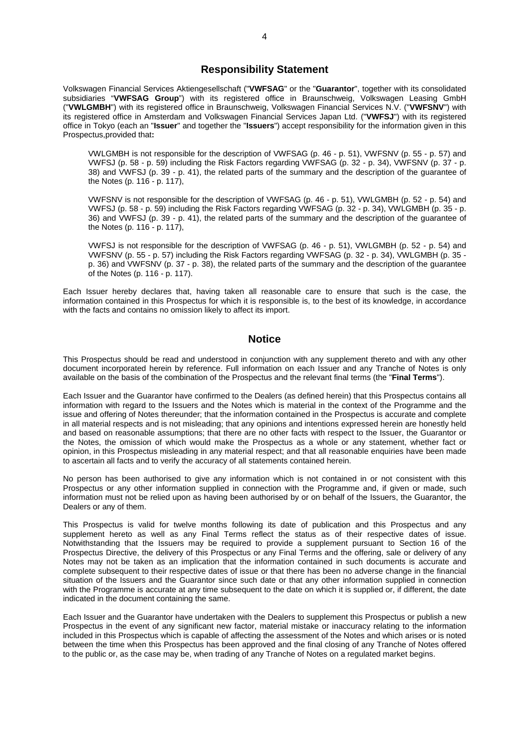## Responsibility Statement

Volkswagen Financial Services Aktiengesellschaft ("**VWFSAG**" or the "**Guarantor**", together with its consolidated subsidiaries "**VWFSAG Group**") with its registered office in Braunschweig, Volkswagen Leasing GmbH ("**VWLGMBH**") with its registered office in Braunschweig, Volkswagen Financial Services N.V. ("**VWFSNV**") with its registered office in Amsterdam and Volkswagen Financial Services Japan Ltd. ("**VWFSJ**") with its registered office in Tokyo (each an "**Issuer**" and together the "**Issuers**") accept responsibility for the information given in this Prospectus,provided that**:**

VWLGMBH is not responsible for the description of VWFSAG (p. 46 - p. 51), VWFSNV (p. 55 - p. 57) and VWFSJ (p. 58 - p. 59) including the Risk Factors regarding VWFSAG (p. 32 - p. 34), VWFSNV (p. 37 - p. 38) and VWFSJ (p. 39 - p. 41), the related parts of the summary and the description of the guarantee of the Notes (p. 116 - p. 117),

VWFSNV is not responsible for the description of VWFSAG (p. 46 - p. 51), VWLGMBH (p. 52 - p. 54) and VWFSJ (p. 58 - p. 59) including the Risk Factors regarding VWFSAG (p. 32 - p. 34), VWLGMBH (p. 35 - p. 36) and VWFSJ (p. 39 - p. 41), the related parts of the summary and the description of the guarantee of the Notes (p. 116 - p. 117),

VWFSJ is not responsible for the description of VWFSAG (p. 46 - p. 51), VWLGMBH (p. 52 - p. 54) and VWFSNV (p. 55 - p. 57) including the Risk Factors regarding VWFSAG (p. 32 - p. 34), VWLGMBH (p. 35 - p. 36) and VWFSNV (p. 37 - p. 38), the related parts of the summary and the description of the guarantee of the Notes (p. 116 - p. 117).

Each Issuer hereby declares that, having taken all reasonable care to ensure that such is the case, the information contained in this Prospectus for which it is responsible is, to the best of its knowledge, in accordance with the facts and contains no omission likely to affect its import.

## Notice

This Prospectus should be read and understood in conjunction with any supplement thereto and with any other document incorporated herein by reference. Full information on each Issuer and any Tranche of Notes is only available on the basis of the combination of the Prospectus and the relevant final terms (the "**Final Terms**").

Each Issuer and the Guarantor have confirmed to the Dealers (as defined herein) that this Prospectus contains all information with regard to the Issuers and the Notes which is material in the context of the Programme and the issue and offering of Notes thereunder; that the information contained in the Prospectus is accurate and complete in all material respects and is not misleading; that any opinions and intentions expressed herein are honestly held and based on reasonable assumptions; that there are no other facts with respect to the Issuer, the Guarantor or the Notes, the omission of which would make the Prospectus as a whole or any statement, whether fact or opinion, in this Prospectus misleading in any material respect; and that all reasonable enquiries have been made to ascertain all facts and to verify the accuracy of all statements contained herein.

No person has been authorised to give any information which is not contained in or not consistent with this Prospectus or any other information supplied in connection with the Programme and, if given or made, such information must not be relied upon as having been authorised by or on behalf of the Issuers, the Guarantor, the Dealers or any of them.

This Prospectus is valid for twelve months following its date of publication and this Prospectus and any supplement hereto as well as any Final Terms reflect the status as of their respective dates of issue. Notwithstanding that the Issuers may be required to provide a supplement pursuant to Section 16 of the Prospectus Directive, the delivery of this Prospectus or any Final Terms and the offering, sale or delivery of any Notes may not be taken as an implication that the information contained in such documents is accurate and complete subsequent to their respective dates of issue or that there has been no adverse change in the financial situation of the Issuers and the Guarantor since such date or that any other information supplied in connection with the Programme is accurate at any time subsequent to the date on which it is supplied or, if different, the date indicated in the document containing the same.

Each Issuer and the Guarantor have undertaken with the Dealers to supplement this Prospectus or publish a new Prospectus in the event of any significant new factor, material mistake or inaccuracy relating to the information included in this Prospectus which is capable of affecting the assessment of the Notes and which arises or is noted between the time when this Prospectus has been approved and the final closing of any Tranche of Notes offered to the public or, as the case may be, when trading of any Tranche of Notes on a regulated market begins.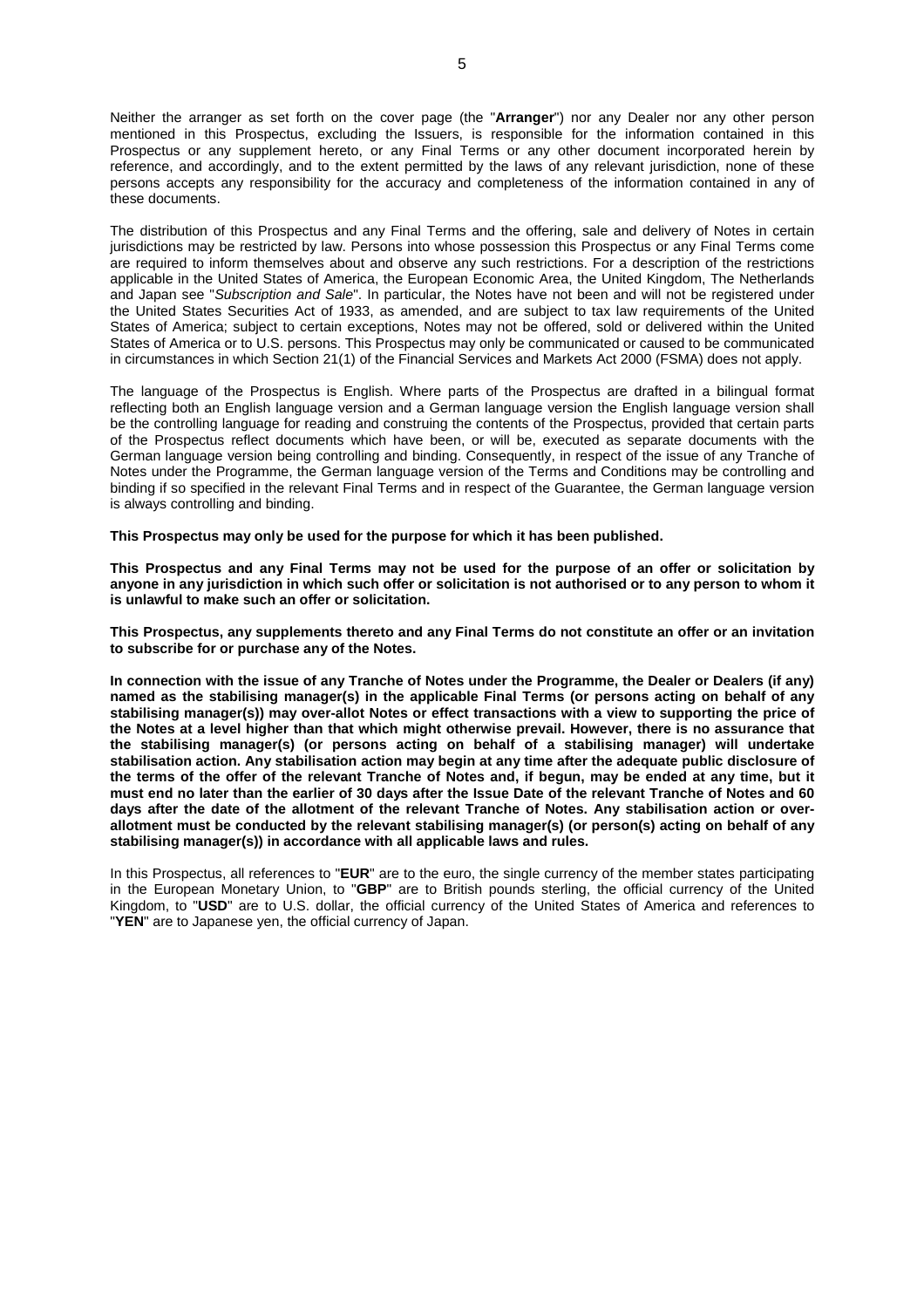Neither the arranger as set forth on the cover page (the "**Arranger**") nor any Dealer nor any other person mentioned in this Prospectus, excluding the Issuers, is responsible for the information contained in this Prospectus or any supplement hereto, or any Final Terms or any other document incorporated herein by reference, and accordingly, and to the extent permitted by the laws of any relevant jurisdiction, none of these persons accepts any responsibility for the accuracy and completeness of the information contained in any of these documents.

The distribution of this Prospectus and any Final Terms and the offering, sale and delivery of Notes in certain jurisdictions may be restricted by law. Persons into whose possession this Prospectus or any Final Terms come are required to inform themselves about and observe any such restrictions. For a description of the restrictions applicable in the United States of America, the European Economic Area, the United Kingdom, The Netherlands and Japan see "*Subscription and Sale*". In particular, the Notes have not been and will not be registered under the United States Securities Act of 1933, as amended, and are subject to tax law requirements of the United States of America; subject to certain exceptions, Notes may not be offered, sold or delivered within the United States of America or to U.S. persons. This Prospectus may only be communicated or caused to be communicated in circumstances in which Section 21(1) of the Financial Services and Markets Act 2000 (FSMA) does not apply.

The language of the Prospectus is English. Where parts of the Prospectus are drafted in a bilingual format reflecting both an English language version and a German language version the English language version shall be the controlling language for reading and construing the contents of the Prospectus, provided that certain parts of the Prospectus reflect documents which have been, or will be, executed as separate documents with the German language version being controlling and binding. Consequently, in respect of the issue of any Tranche of Notes under the Programme, the German language version of the Terms and Conditions may be controlling and binding if so specified in the relevant Final Terms and in respect of the Guarantee, the German language version is always controlling and binding.

**This Prospectus may only be used for the purpose for which it has been published.**

**This Prospectus and any Final Terms may not be used for the purpose of an offer or solicitation by anyone in any jurisdiction in which such offer or solicitation is not authorised or to any person to whom it is unlawful to make such an offer or solicitation.**

**This Prospectus, any supplements thereto and any Final Terms do not constitute an offer or an invitation to subscribe for or purchase any of the Notes.**

**In connection with the issue of any Tranche of Notes under the Programme, the Dealer or Dealers (if any) named as the stabilising manager(s) in the applicable Final Terms (or persons acting on behalf of any stabilising manager(s)) may over-allot Notes or effect transactions with a view to supporting the price of the Notes at a level higher than that which might otherwise prevail. However, there is no assurance that the stabilising manager(s) (or persons acting on behalf of a stabilising manager) will undertake stabilisation action. Any stabilisation action may begin at any time after the adequate public disclosure of the terms of the offer of the relevant Tranche of Notes and, if begun, may be ended at any time, but it must end no later than the earlier of 30 days after the Issue Date of the relevant Tranche of Notes and 60 days after the date of the allotment of the relevant Tranche of Notes. Any stabilisation action or over-allotment must be conducted by the relevant stabilising manager(s) (or person(s) acting on behalf of any stabilising manager(s)) in accordance with all applicable laws and rules.**

In this Prospectus, all references to "**EUR**" are to the euro, the single currency of the member states participating in the European Monetary Union, to "**GBP**" are to British pounds sterling, the official currency of the United Kingdom, to "**USD**" are to U.S. dollar, the official currency of the United States of America and references to "**YEN**" are to Japanese yen, the official currency of Japan.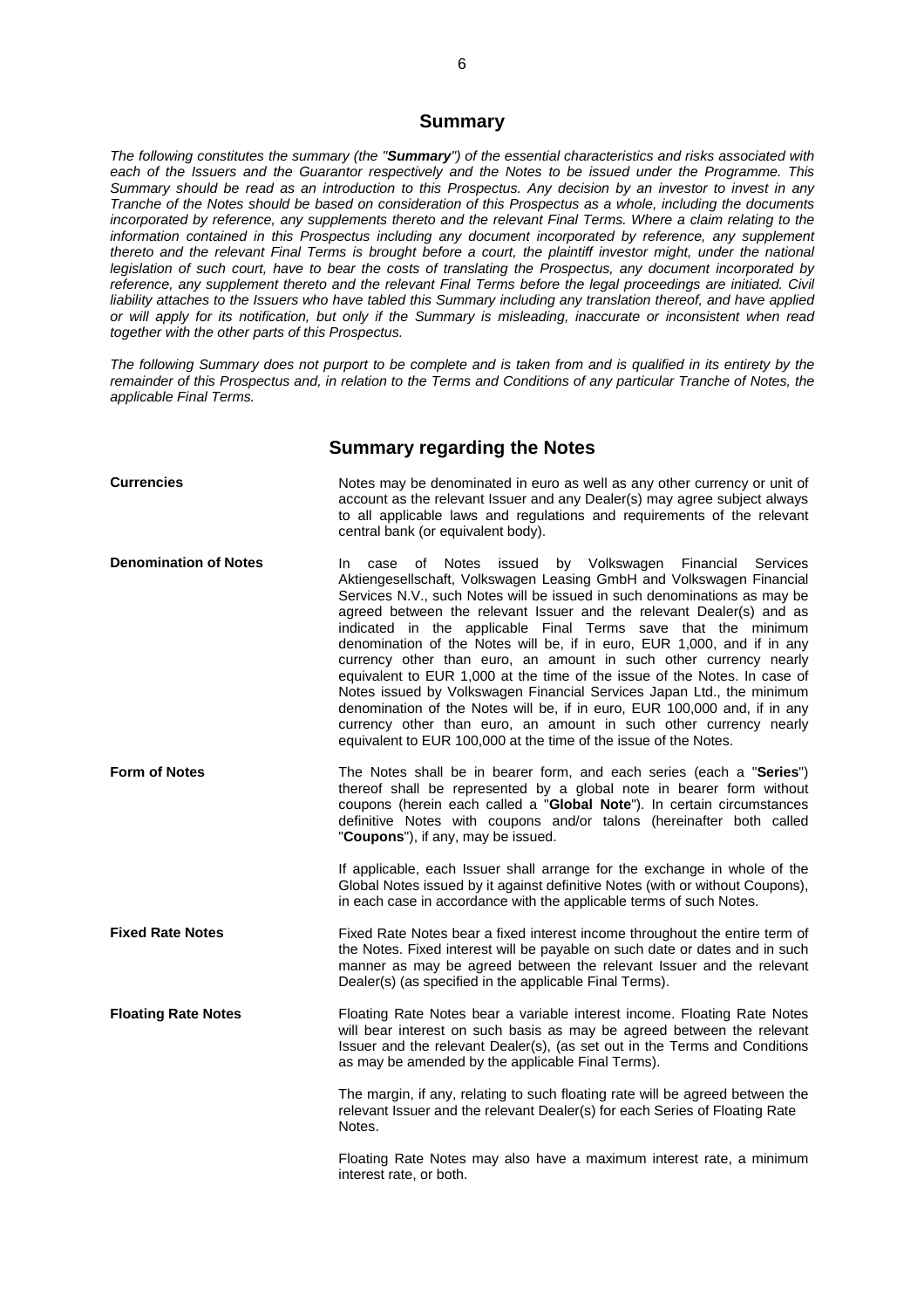# Summary

*The following constitutes the summary (the "**Summary**") of the essential characteristics and risks associated with each of the Issuers and the Guarantor respectively and the Notes to be issued under the Programme. This Summary should be read as an introduction to this Prospectus. Any decision by an investor to invest in any Tranche of the Notes should be based on consideration of this Prospectus as a whole, including the documents incorporated by reference, any supplements thereto and the relevant Final Terms. Where a claim relating to the information contained in this Prospectus including any document incorporated by reference, any supplement thereto and the relevant Final Terms is brought before a court, the plaintiff investor might, under the national legislation of such court, have to bear the costs of translating the Prospectus, any document incorporated by reference, any supplement thereto and the relevant Final Terms before the legal proceedings are initiated. Civil liability attaches to the Issuers who have tabled this Summary including any translation thereof, and have applied or will apply for its notification, but only if the Summary is misleading, inaccurate or inconsistent when read together with the other parts of this Prospectus.*

*The following Summary does not purport to be complete and is taken from and is qualified in its entirety by the remainder of this Prospectus and, in relation to the Terms and Conditions of any particular Tranche of Notes, the applicable Final Terms.*

## Summary regarding the Notes

**Currencies**

Notes may be denominated in euro as well as any other currency or unit of account as the relevant Issuer and any Dealer(s) may agree subject always to all applicable laws and regulations and requirements of the relevant central bank (or equivalent body).

**Denomination of Notes**

In case of Notes issued by Volkswagen Financial Services Aktiengesellschaft, Volkswagen Leasing GmbH and Volkswagen Financial Services N.V., such Notes will be issued in such denominations as may be agreed between the relevant Issuer and the relevant Dealer(s) and as indicated in the applicable Final Terms save that the minimum denomination of the Notes will be, if in euro, EUR 1,000, and if in any currency other than euro, an amount in such other currency nearly equivalent to EUR 1,000 at the time of the issue of the Notes. In case of Notes issued by Volkswagen Financial Services Japan Ltd., the minimum denomination of the Notes will be, if in euro, EUR 100,000 and, if in any currency other than euro, an amount in such other currency nearly equivalent to EUR 100,000 at the time of the issue of the Notes.

**Form of Notes**

The Notes shall be in bearer form, and each series (each a "**Series**") thereof shall be represented by a global note in bearer form without coupons (herein each called a "**Global Note**"). In certain circumstances definitive Notes with coupons and/or talons (hereinafter both called "**Coupons**"), if any, may be issued.

If applicable, each Issuer shall arrange for the exchange in whole of the Global Notes issued by it against definitive Notes (with or without Coupons), in each case in accordance with the applicable terms of such Notes.

**Fixed Rate Notes**

Fixed Rate Notes bear a fixed interest income throughout the entire term of the Notes. Fixed interest will be payable on such date or dates and in such manner as may be agreed between the relevant Issuer and the relevant Dealer(s) (as specified in the applicable Final Terms).

**Floating Rate Notes**

Floating Rate Notes bear a variable interest income. Floating Rate Notes will bear interest on such basis as may be agreed between the relevant Issuer and the relevant Dealer(s), (as set out in the Terms and Conditions as may be amended by the applicable Final Terms).

The margin, if any, relating to such floating rate will be agreed between the relevant Issuer and the relevant Dealer(s) for each Series of Floating Rate Notes.

Floating Rate Notes may also have a maximum interest rate, a minimum interest rate, or both.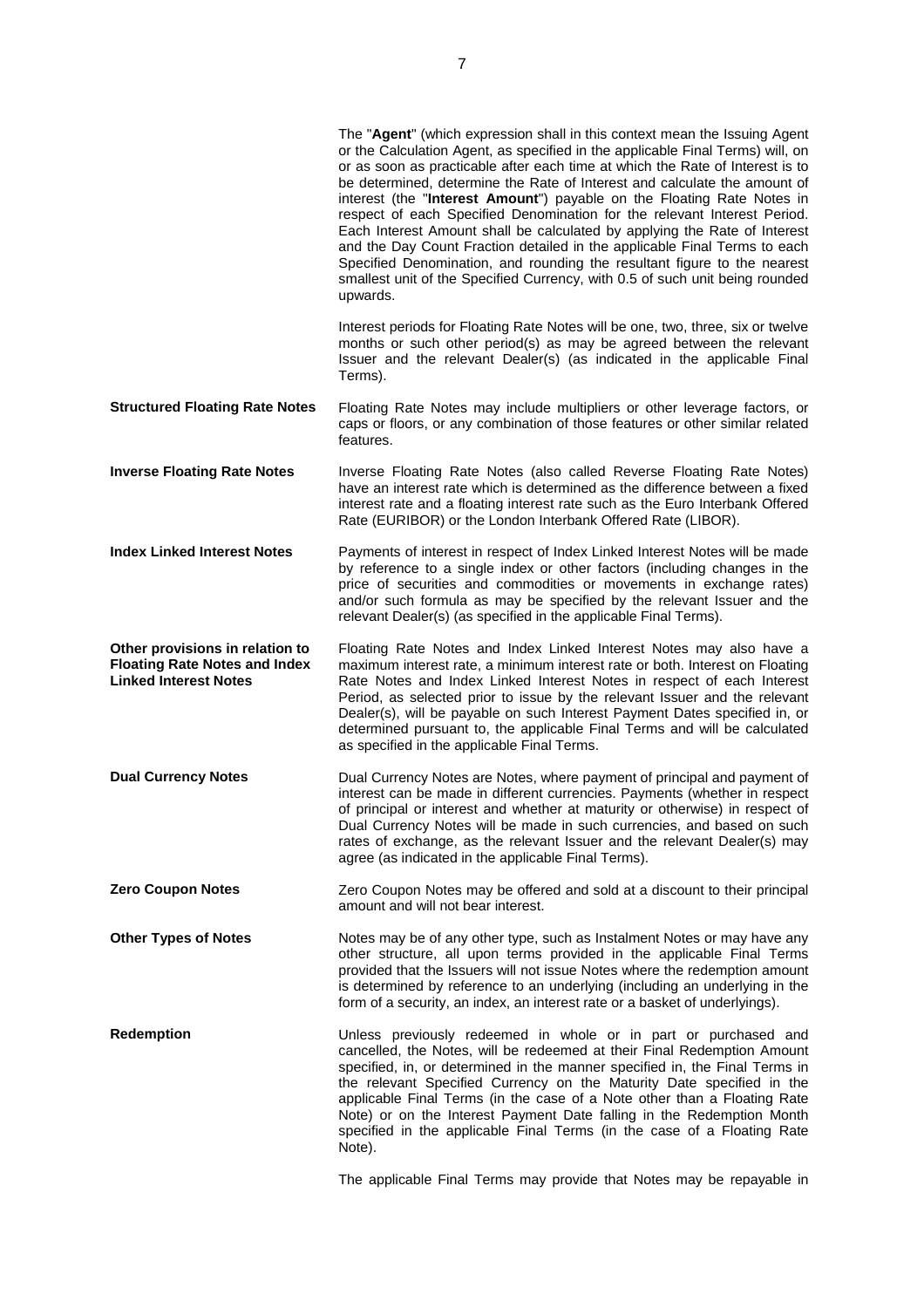The "**Agent**" (which expression shall in this context mean the Issuing Agent or the Calculation Agent, as specified in the applicable Final Terms) will, on or as soon as practicable after each time at which the Rate of Interest is to be determined, determine the Rate of Interest and calculate the amount of interest (the "**Interest Amount**") payable on the Floating Rate Notes in respect of each Specified Denomination for the relevant Interest Period. Each Interest Amount shall be calculated by applying the Rate of Interest and the Day Count Fraction detailed in the applicable Final Terms to each Specified Denomination, and rounding the resultant figure to the nearest smallest unit of the Specified Currency, with 0.5 of such unit being rounded upwards.

Interest periods for Floating Rate Notes will be one, two, three, six or twelve months or such other period(s) as may be agreed between the relevant Issuer and the relevant Dealer(s) (as indicated in the applicable Final Terms).

**Structured Floating Rate Notes**

Floating Rate Notes may include multipliers or other leverage factors, or caps or floors, or any combination of those features or other similar related features.

**Inverse Floating Rate Notes**

Inverse Floating Rate Notes (also called Reverse Floating Rate Notes) have an interest rate which is determined as the difference between a fixed interest rate and a floating interest rate such as the Euro Interbank Offered Rate (EURIBOR) or the London Interbank Offered Rate (LIBOR).

**Index Linked Interest Notes**

Payments of interest in respect of Index Linked Interest Notes will be made by reference to a single index or other factors (including changes in the price of securities and commodities or movements in exchange rates) and/or such formula as may be specified by the relevant Issuer and the relevant Dealer(s) (as specified in the applicable Final Terms).

**Other provisions in relation to Floating Rate Notes and Index Linked Interest Notes**

Floating Rate Notes and Index Linked Interest Notes may also have a maximum interest rate, a minimum interest rate or both. Interest on Floating Rate Notes and Index Linked Interest Notes in respect of each Interest Period, as selected prior to issue by the relevant Issuer and the relevant Dealer(s), will be payable on such Interest Payment Dates specified in, or determined pursuant to, the applicable Final Terms and will be calculated as specified in the applicable Final Terms.

**Dual Currency Notes**

Dual Currency Notes are Notes, where payment of principal and payment of interest can be made in different currencies. Payments (whether in respect of principal or interest and whether at maturity or otherwise) in respect of Dual Currency Notes will be made in such currencies, and based on such rates of exchange, as the relevant Issuer and the relevant Dealer(s) may agree (as indicated in the applicable Final Terms).

**Zero Coupon Notes**

Zero Coupon Notes may be offered and sold at a discount to their principal amount and will not bear interest.

**Other Types of Notes**

Notes may be of any other type, such as Instalment Notes or may have any other structure, all upon terms provided in the applicable Final Terms provided that the Issuers will not issue Notes where the redemption amount is determined by reference to an underlying (including an underlying in the form of a security, an index, an interest rate or a basket of underlyings).

**Redemption**

Unless previously redeemed in whole or in part or purchased and cancelled, the Notes, will be redeemed at their Final Redemption Amount specified, in, or determined in the manner specified in, the Final Terms in the relevant Specified Currency on the Maturity Date specified in the applicable Final Terms (in the case of a Note other than a Floating Rate Note) or on the Interest Payment Date falling in the Redemption Month specified in the applicable Final Terms (in the case of a Floating Rate Note).

The applicable Final Terms may provide that Notes may be repayable in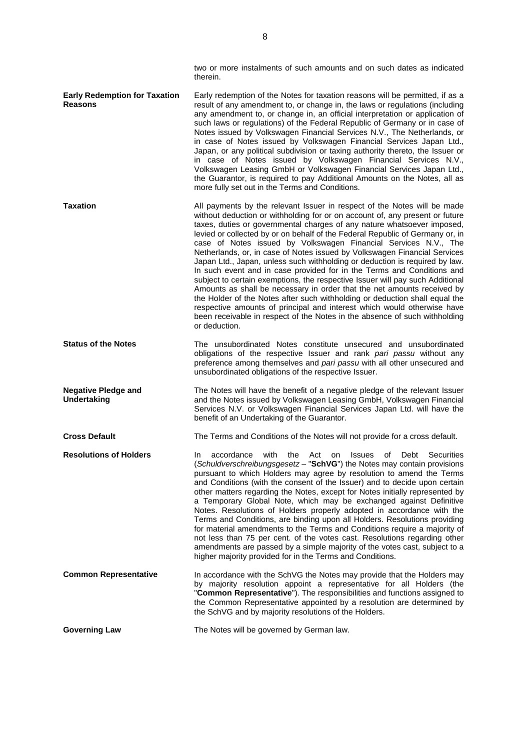two or more instalments of such amounts and on such dates as indicated therein.

| | |
|---|---|
| **Early Redemption for Taxation Reasons** | Early redemption of the Notes for taxation reasons will be permitted, if as a result of any amendment to, or change in, the laws or regulations (including any amendment to, or change in, an official interpretation or application of such laws or regulations) of the Federal Republic of Germany or in case of Notes issued by Volkswagen Financial Services N.V., The Netherlands, or in case of Notes issued by Volkswagen Financial Services Japan Ltd., Japan, or any political subdivision or taxing authority thereto, the Issuer or in case of Notes issued by Volkswagen Financial Services N.V., Volkswagen Leasing GmbH or Volkswagen Financial Services Japan Ltd., the Guarantor, is required to pay Additional Amounts on the Notes, all as more fully set out in the Terms and Conditions. |
| **Taxation** | All payments by the relevant Issuer in respect of the Notes will be made without deduction or withholding for or on account of, any present or future taxes, duties or governmental charges of any nature whatsoever imposed, levied or collected by or on behalf of the Federal Republic of Germany or, in case of Notes issued by Volkswagen Financial Services N.V., The Netherlands, or, in case of Notes issued by Volkswagen Financial Services Japan Ltd., Japan, unless such withholding or deduction is required by law. In such event and in case provided for in the Terms and Conditions and subject to certain exemptions, the respective Issuer will pay such Additional Amounts as shall be necessary in order that the net amounts received by the Holder of the Notes after such withholding or deduction shall equal the respective amounts of principal and interest which would otherwise have been receivable in respect of the Notes in the absence of such withholding or deduction. |
| **Status of the Notes** | The unsubordinated Notes constitute unsecured and unsubordinated obligations of the respective Issuer and rank *pari passu* without any preference among themselves and *pari passu* with all other unsecured and unsubordinated obligations of the respective Issuer. |
| **Negative Pledge and Undertaking** | The Notes will have the benefit of a negative pledge of the relevant Issuer and the Notes issued by Volkswagen Leasing GmbH, Volkswagen Financial Services N.V. or Volkswagen Financial Services Japan Ltd. will have the benefit of an Undertaking of the Guarantor. |
| **Cross Default** | The Terms and Conditions of the Notes will not provide for a cross default. |
| **Resolutions of Holders** | In accordance with the Act on Issues of Debt Securities (*Schuldverschreibungsgesetz* – "**SchVG**") the Notes may contain provisions pursuant to which Holders may agree by resolution to amend the Terms and Conditions (with the consent of the Issuer) and to decide upon certain other matters regarding the Notes, except for Notes initially represented by a Temporary Global Note, which may be exchanged against Definitive Notes. Resolutions of Holders properly adopted in accordance with the Terms and Conditions, are binding upon all Holders. Resolutions providing for material amendments to the Terms and Conditions require a majority of not less than 75 per cent. of the votes cast. Resolutions regarding other amendments are passed by a simple majority of the votes cast, subject to a higher majority provided for in the Terms and Conditions. |
| **Common Representative** | In accordance with the SchVG the Notes may provide that the Holders may by majority resolution appoint a representative for all Holders (the "**Common Representative**"). The responsibilities and functions assigned to the Common Representative appointed by a resolution are determined by the SchVG and by majority resolutions of the Holders. |
| **Governing Law** | The Notes will be governed by German law. |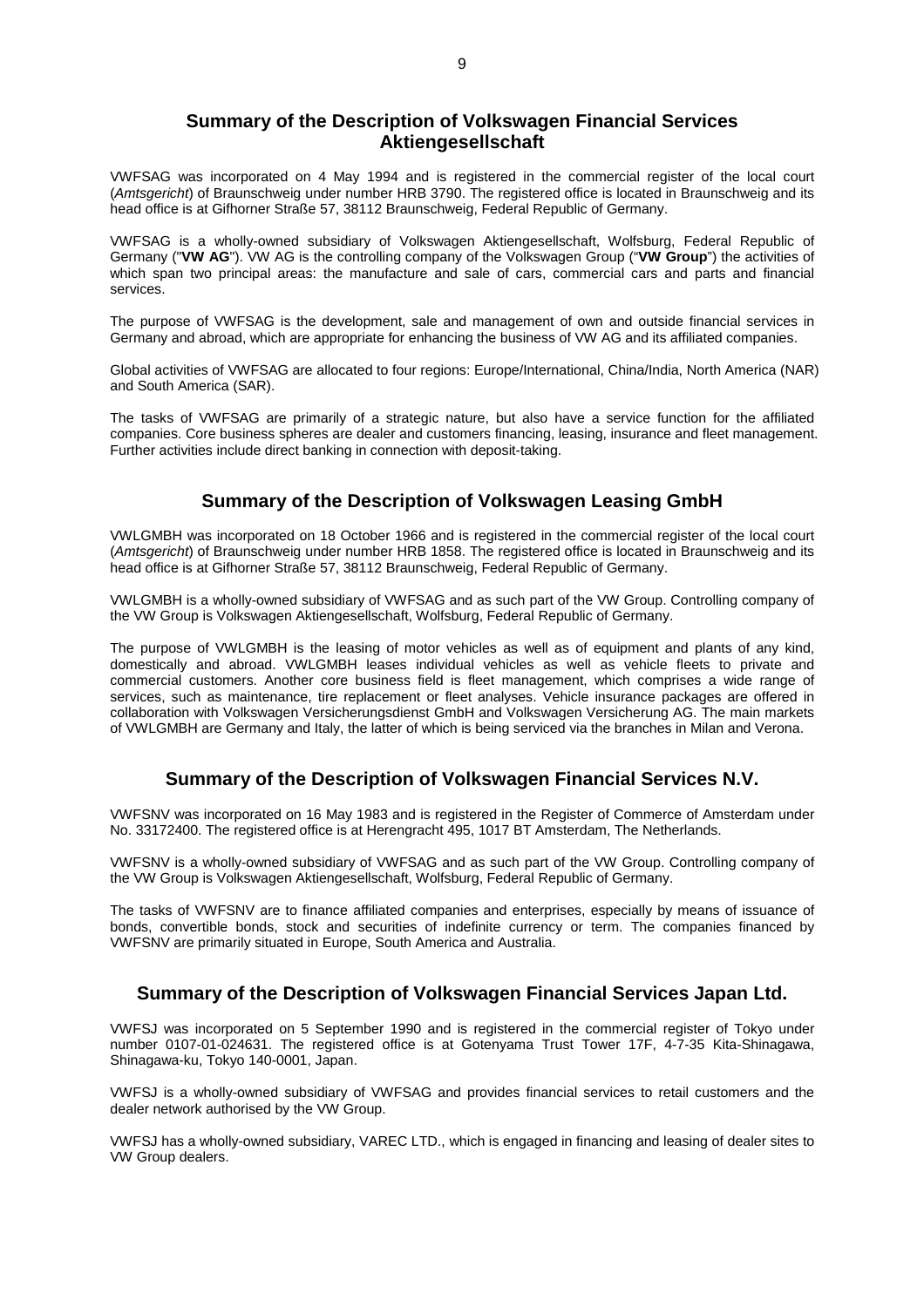## Summary of the Description of Volkswagen Financial Services Aktiengesellschaft

VWFSAG was incorporated on 4 May 1994 and is registered in the commercial register of the local court (*Amtsgericht*) of Braunschweig under number HRB 3790. The registered office is located in Braunschweig and its head office is at Gifhorner Straße 57, 38112 Braunschweig, Federal Republic of Germany.

VWFSAG is a wholly-owned subsidiary of Volkswagen Aktiengesellschaft, Wolfsburg, Federal Republic of Germany ("**VW AG**"). VW AG is the controlling company of the Volkswagen Group ("**VW Group**") the activities of which span two principal areas: the manufacture and sale of cars, commercial cars and parts and financial services.

The purpose of VWFSAG is the development, sale and management of own and outside financial services in Germany and abroad, which are appropriate for enhancing the business of VW AG and its affiliated companies.

Global activities of VWFSAG are allocated to four regions: Europe/International, China/India, North America (NAR) and South America (SAR).

The tasks of VWFSAG are primarily of a strategic nature, but also have a service function for the affiliated companies. Core business spheres are dealer and customers financing, leasing, insurance and fleet management. Further activities include direct banking in connection with deposit-taking.

## Summary of the Description of Volkswagen Leasing GmbH

VWLGMBH was incorporated on 18 October 1966 and is registered in the commercial register of the local court (*Amtsgericht*) of Braunschweig under number HRB 1858. The registered office is located in Braunschweig and its head office is at Gifhorner Straße 57, 38112 Braunschweig, Federal Republic of Germany.

VWLGMBH is a wholly-owned subsidiary of VWFSAG and as such part of the VW Group. Controlling company of the VW Group is Volkswagen Aktiengesellschaft, Wolfsburg, Federal Republic of Germany.

The purpose of VWLGMBH is the leasing of motor vehicles as well as of equipment and plants of any kind, domestically and abroad. VWLGMBH leases individual vehicles as well as vehicle fleets to private and commercial customers. Another core business field is fleet management, which comprises a wide range of services, such as maintenance, tire replacement or fleet analyses. Vehicle insurance packages are offered in collaboration with Volkswagen Versicherungsdienst GmbH and Volkswagen Versicherung AG. The main markets of VWLGMBH are Germany and Italy, the latter of which is being serviced via the branches in Milan and Verona.

## Summary of the Description of Volkswagen Financial Services N.V.

VWFSNV was incorporated on 16 May 1983 and is registered in the Register of Commerce of Amsterdam under No. 33172400. The registered office is at Herengracht 495, 1017 BT Amsterdam, The Netherlands.

VWFSNV is a wholly-owned subsidiary of VWFSAG and as such part of the VW Group. Controlling company of the VW Group is Volkswagen Aktiengesellschaft, Wolfsburg, Federal Republic of Germany.

The tasks of VWFSNV are to finance affiliated companies and enterprises, especially by means of issuance of bonds, convertible bonds, stock and securities of indefinite currency or term. The companies financed by VWFSNV are primarily situated in Europe, South America and Australia.

## Summary of the Description of Volkswagen Financial Services Japan Ltd.

VWFSJ was incorporated on 5 September 1990 and is registered in the commercial register of Tokyo under number 0107-01-024631. The registered office is at Gotenyama Trust Tower 17F, 4-7-35 Kita-Shinagawa, Shinagawa-ku, Tokyo 140-0001, Japan.

VWFSJ is a wholly-owned subsidiary of VWFSAG and provides financial services to retail customers and the dealer network authorised by the VW Group.

VWFSJ has a wholly-owned subsidiary, VAREC LTD., which is engaged in financing and leasing of dealer sites to VW Group dealers.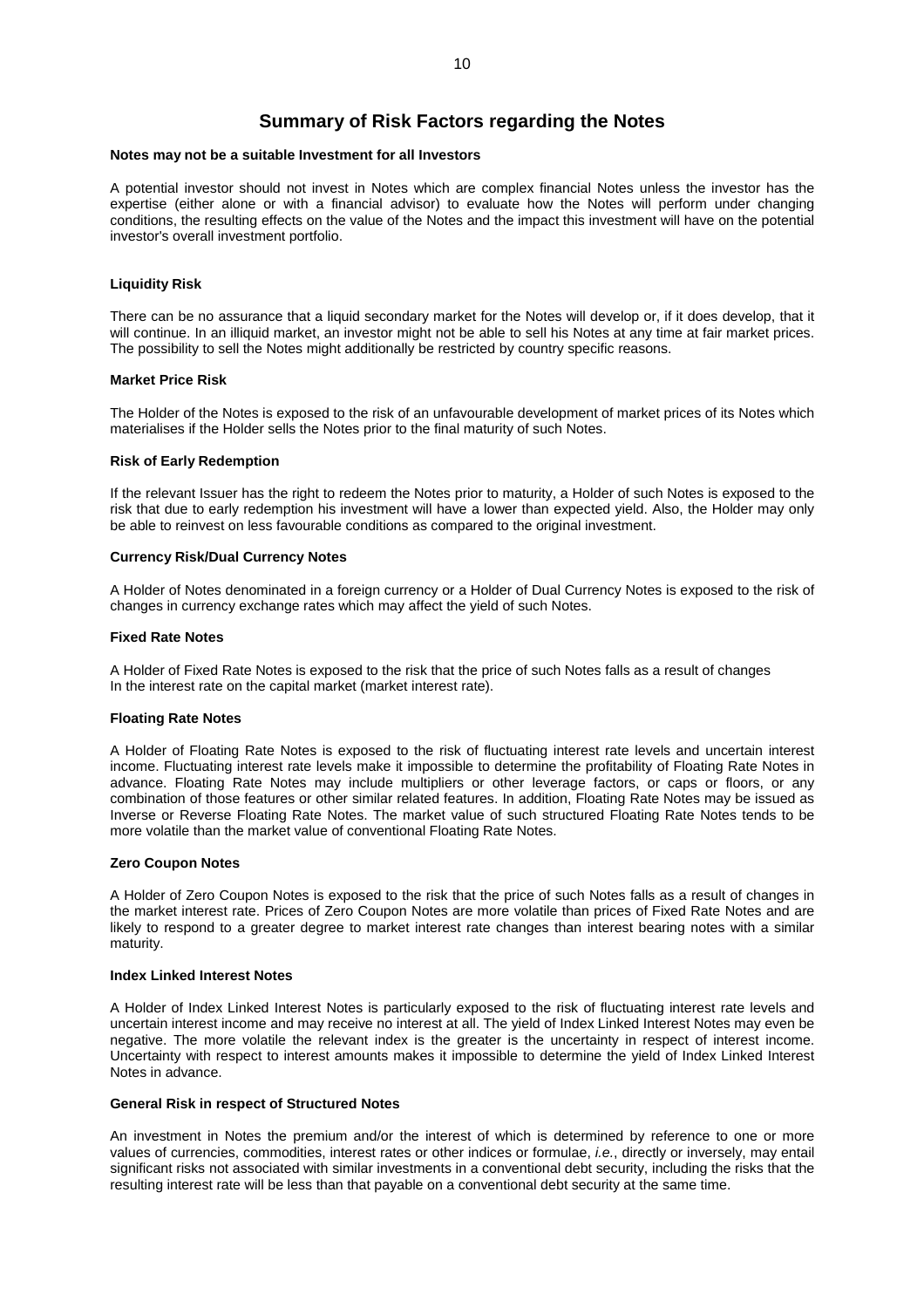# Summary of Risk Factors regarding the Notes

**Notes may not be a suitable Investment for all Investors**

A potential investor should not invest in Notes which are complex financial Notes unless the investor has the expertise (either alone or with a financial advisor) to evaluate how the Notes will perform under changing conditions, the resulting effects on the value of the Notes and the impact this investment will have on the potential investor's overall investment portfolio.

**Liquidity Risk**

There can be no assurance that a liquid secondary market for the Notes will develop or, if it does develop, that it will continue. In an illiquid market, an investor might not be able to sell his Notes at any time at fair market prices. The possibility to sell the Notes might additionally be restricted by country specific reasons.

**Market Price Risk**

The Holder of the Notes is exposed to the risk of an unfavourable development of market prices of its Notes which materialises if the Holder sells the Notes prior to the final maturity of such Notes.

**Risk of Early Redemption**

If the relevant Issuer has the right to redeem the Notes prior to maturity, a Holder of such Notes is exposed to the risk that due to early redemption his investment will have a lower than expected yield. Also, the Holder may only be able to reinvest on less favourable conditions as compared to the original investment.

**Currency Risk/Dual Currency Notes**

A Holder of Notes denominated in a foreign currency or a Holder of Dual Currency Notes is exposed to the risk of changes in currency exchange rates which may affect the yield of such Notes.

**Fixed Rate Notes**

A Holder of Fixed Rate Notes is exposed to the risk that the price of such Notes falls as a result of changes In the interest rate on the capital market (market interest rate).

**Floating Rate Notes**

A Holder of Floating Rate Notes is exposed to the risk of fluctuating interest rate levels and uncertain interest income. Fluctuating interest rate levels make it impossible to determine the profitability of Floating Rate Notes in advance. Floating Rate Notes may include multipliers or other leverage factors, or caps or floors, or any combination of those features or other similar related features. In addition, Floating Rate Notes may be issued as Inverse or Reverse Floating Rate Notes. The market value of such structured Floating Rate Notes tends to be more volatile than the market value of conventional Floating Rate Notes.

**Zero Coupon Notes**

A Holder of Zero Coupon Notes is exposed to the risk that the price of such Notes falls as a result of changes in the market interest rate. Prices of Zero Coupon Notes are more volatile than prices of Fixed Rate Notes and are likely to respond to a greater degree to market interest rate changes than interest bearing notes with a similar maturity.

**Index Linked Interest Notes**

A Holder of Index Linked Interest Notes is particularly exposed to the risk of fluctuating interest rate levels and uncertain interest income and may receive no interest at all. The yield of Index Linked Interest Notes may even be negative. The more volatile the relevant index is the greater is the uncertainty in respect of interest income. Uncertainty with respect to interest amounts makes it impossible to determine the yield of Index Linked Interest Notes in advance.

**General Risk in respect of Structured Notes**

An investment in Notes the premium and/or the interest of which is determined by reference to one or more values of currencies, commodities, interest rates or other indices or formulae, *i.e.*, directly or inversely, may entail significant risks not associated with similar investments in a conventional debt security, including the risks that the resulting interest rate will be less than that payable on a conventional debt security at the same time.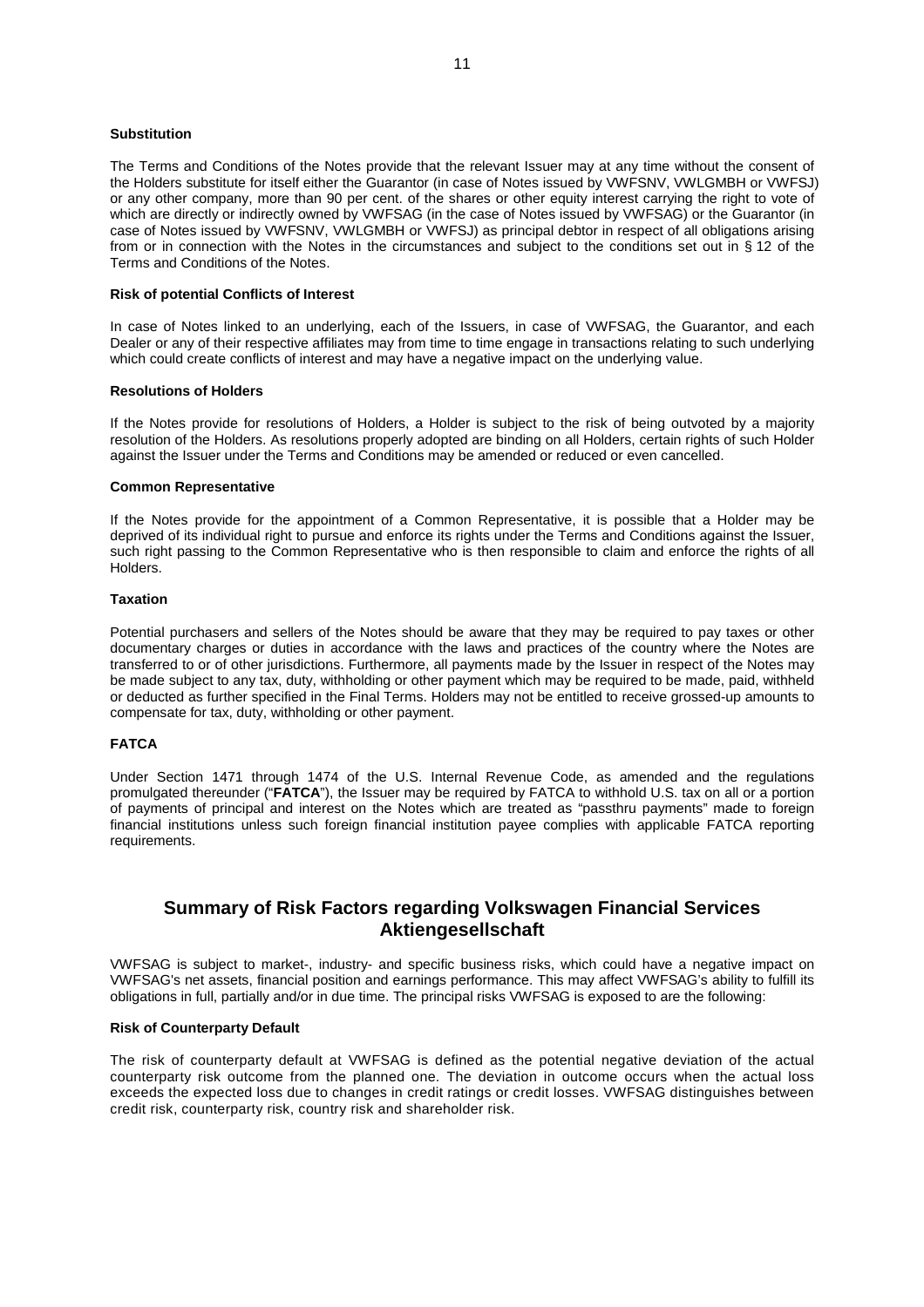**Substitution**

The Terms and Conditions of the Notes provide that the relevant Issuer may at any time without the consent of the Holders substitute for itself either the Guarantor (in case of Notes issued by VWFSNV, VWLGMBH or VWFSJ) or any other company, more than 90 per cent. of the shares or other equity interest carrying the right to vote of which are directly or indirectly owned by VWFSAG (in the case of Notes issued by VWFSAG) or the Guarantor (in case of Notes issued by VWFSNV, VWLGMBH or VWFSJ) as principal debtor in respect of all obligations arising from or in connection with the Notes in the circumstances and subject to the conditions set out in § 12 of the Terms and Conditions of the Notes.

**Risk of potential Conflicts of Interest**

In case of Notes linked to an underlying, each of the Issuers, in case of VWFSAG, the Guarantor, and each Dealer or any of their respective affiliates may from time to time engage in transactions relating to such underlying which could create conflicts of interest and may have a negative impact on the underlying value.

**Resolutions of Holders**

If the Notes provide for resolutions of Holders, a Holder is subject to the risk of being outvoted by a majority resolution of the Holders. As resolutions properly adopted are binding on all Holders, certain rights of such Holder against the Issuer under the Terms and Conditions may be amended or reduced or even cancelled.

**Common Representative**

If the Notes provide for the appointment of a Common Representative, it is possible that a Holder may be deprived of its individual right to pursue and enforce its rights under the Terms and Conditions against the Issuer, such right passing to the Common Representative who is then responsible to claim and enforce the rights of all Holders.

**Taxation**

Potential purchasers and sellers of the Notes should be aware that they may be required to pay taxes or other documentary charges or duties in accordance with the laws and practices of the country where the Notes are transferred to or of other jurisdictions. Furthermore, all payments made by the Issuer in respect of the Notes may be made subject to any tax, duty, withholding or other payment which may be required to be made, paid, withheld or deducted as further specified in the Final Terms. Holders may not be entitled to receive grossed-up amounts to compensate for tax, duty, withholding or other payment.

**FATCA**

Under Section 1471 through 1474 of the U.S. Internal Revenue Code, as amended and the regulations promulgated thereunder ("**FATCA**"), the Issuer may be required by FATCA to withhold U.S. tax on all or a portion of payments of principal and interest on the Notes which are treated as "passthru payments" made to foreign financial institutions unless such foreign financial institution payee complies with applicable FATCA reporting requirements.

## Summary of Risk Factors regarding Volkswagen Financial Services Aktiengesellschaft

VWFSAG is subject to market-, industry- and specific business risks, which could have a negative impact on VWFSAG's net assets, financial position and earnings performance. This may affect VWFSAG's ability to fulfill its obligations in full, partially and/or in due time. The principal risks VWFSAG is exposed to are the following:

**Risk of Counterparty Default**

The risk of counterparty default at VWFSAG is defined as the potential negative deviation of the actual counterparty risk outcome from the planned one. The deviation in outcome occurs when the actual loss exceeds the expected loss due to changes in credit ratings or credit losses. VWFSAG distinguishes between credit risk, counterparty risk, country risk and shareholder risk.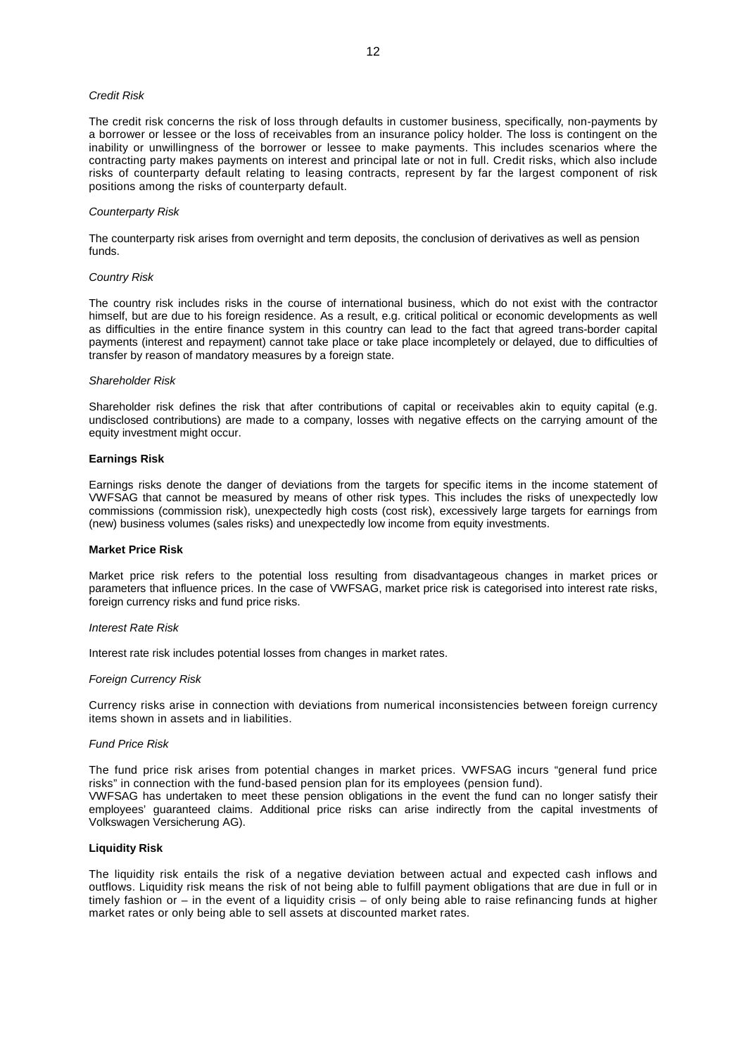*Credit Risk*

The credit risk concerns the risk of loss through defaults in customer business, specifically, non-payments by a borrower or lessee or the loss of receivables from an insurance policy holder. The loss is contingent on the inability or unwillingness of the borrower or lessee to make payments. This includes scenarios where the contracting party makes payments on interest and principal late or not in full. Credit risks, which also include risks of counterparty default relating to leasing contracts, represent by far the largest component of risk positions among the risks of counterparty default.

*Counterparty Risk*

The counterparty risk arises from overnight and term deposits, the conclusion of derivatives as well as pension funds.

*Country Risk*

The country risk includes risks in the course of international business, which do not exist with the contractor himself, but are due to his foreign residence. As a result, e.g. critical political or economic developments as well as difficulties in the entire finance system in this country can lead to the fact that agreed trans-border capital payments (interest and repayment) cannot take place or take place incompletely or delayed, due to difficulties of transfer by reason of mandatory measures by a foreign state.

*Shareholder Risk*

Shareholder risk defines the risk that after contributions of capital or receivables akin to equity capital (e.g. undisclosed contributions) are made to a company, losses with negative effects on the carrying amount of the equity investment might occur.

**Earnings Risk**

Earnings risks denote the danger of deviations from the targets for specific items in the income statement of VWFSAG that cannot be measured by means of other risk types. This includes the risks of unexpectedly low commissions (commission risk), unexpectedly high costs (cost risk), excessively large targets for earnings from (new) business volumes (sales risks) and unexpectedly low income from equity investments.

**Market Price Risk**

Market price risk refers to the potential loss resulting from disadvantageous changes in market prices or parameters that influence prices. In the case of VWFSAG, market price risk is categorised into interest rate risks, foreign currency risks and fund price risks.

*Interest Rate Risk*

Interest rate risk includes potential losses from changes in market rates.

*Foreign Currency Risk*

Currency risks arise in connection with deviations from numerical inconsistencies between foreign currency items shown in assets and in liabilities.

*Fund Price Risk*

The fund price risk arises from potential changes in market prices. VWFSAG incurs "general fund price risks" in connection with the fund-based pension plan for its employees (pension fund).
VWFSAG has undertaken to meet these pension obligations in the event the fund can no longer satisfy their employees' guaranteed claims. Additional price risks can arise indirectly from the capital investments of Volkswagen Versicherung AG).

**Liquidity Risk**

The liquidity risk entails the risk of a negative deviation between actual and expected cash inflows and outflows. Liquidity risk means the risk of not being able to fulfill payment obligations that are due in full or in timely fashion or – in the event of a liquidity crisis – of only being able to raise refinancing funds at higher market rates or only being able to sell assets at discounted market rates.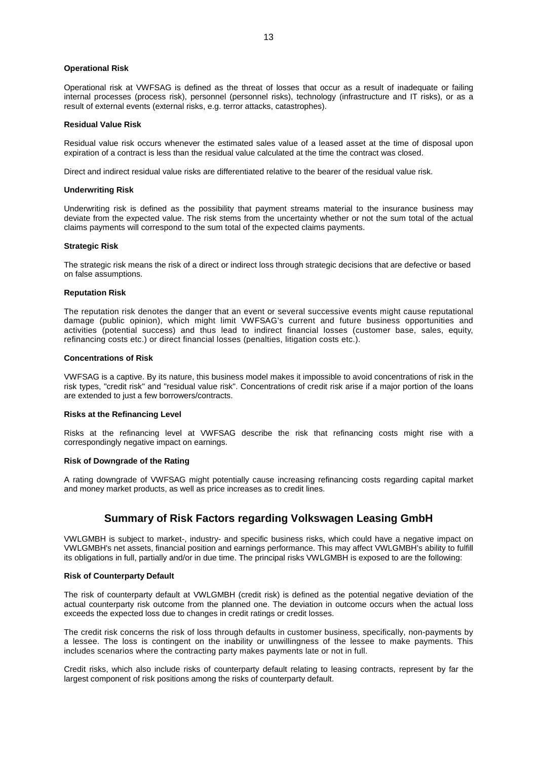**Operational Risk**

Operational risk at VWFSAG is defined as the threat of losses that occur as a result of inadequate or failing internal processes (process risk), personnel (personnel risks), technology (infrastructure and IT risks), or as a result of external events (external risks, e.g. terror attacks, catastrophes).

**Residual Value Risk**

Residual value risk occurs whenever the estimated sales value of a leased asset at the time of disposal upon expiration of a contract is less than the residual value calculated at the time the contract was closed.

Direct and indirect residual value risks are differentiated relative to the bearer of the residual value risk.

**Underwriting Risk**

Underwriting risk is defined as the possibility that payment streams material to the insurance business may deviate from the expected value. The risk stems from the uncertainty whether or not the sum total of the actual claims payments will correspond to the sum total of the expected claims payments.

**Strategic Risk**

The strategic risk means the risk of a direct or indirect loss through strategic decisions that are defective or based on false assumptions.

**Reputation Risk**

The reputation risk denotes the danger that an event or several successive events might cause reputational damage (public opinion), which might limit VWFSAG's current and future business opportunities and activities (potential success) and thus lead to indirect financial losses (customer base, sales, equity, refinancing costs etc.) or direct financial losses (penalties, litigation costs etc.).

**Concentrations of Risk**

VWFSAG is a captive. By its nature, this business model makes it impossible to avoid concentrations of risk in the risk types, "credit risk" and "residual value risk". Concentrations of credit risk arise if a major portion of the loans are extended to just a few borrowers/contracts.

**Risks at the Refinancing Level**

Risks at the refinancing level at VWFSAG describe the risk that refinancing costs might rise with a correspondingly negative impact on earnings.

**Risk of Downgrade of the Rating**

A rating downgrade of VWFSAG might potentially cause increasing refinancing costs regarding capital market and money market products, as well as price increases as to credit lines.

## Summary of Risk Factors regarding Volkswagen Leasing GmbH

VWLGMBH is subject to market-, industry- and specific business risks, which could have a negative impact on VWLGMBH's net assets, financial position and earnings performance. This may affect VWLGMBH's ability to fulfill its obligations in full, partially and/or in due time. The principal risks VWLGMBH is exposed to are the following:

**Risk of Counterparty Default**

The risk of counterparty default at VWLGMBH (credit risk) is defined as the potential negative deviation of the actual counterparty risk outcome from the planned one. The deviation in outcome occurs when the actual loss exceeds the expected loss due to changes in credit ratings or credit losses.

The credit risk concerns the risk of loss through defaults in customer business, specifically, non-payments by a lessee. The loss is contingent on the inability or unwillingness of the lessee to make payments. This includes scenarios where the contracting party makes payments late or not in full.

Credit risks, which also include risks of counterparty default relating to leasing contracts, represent by far the largest component of risk positions among the risks of counterparty default.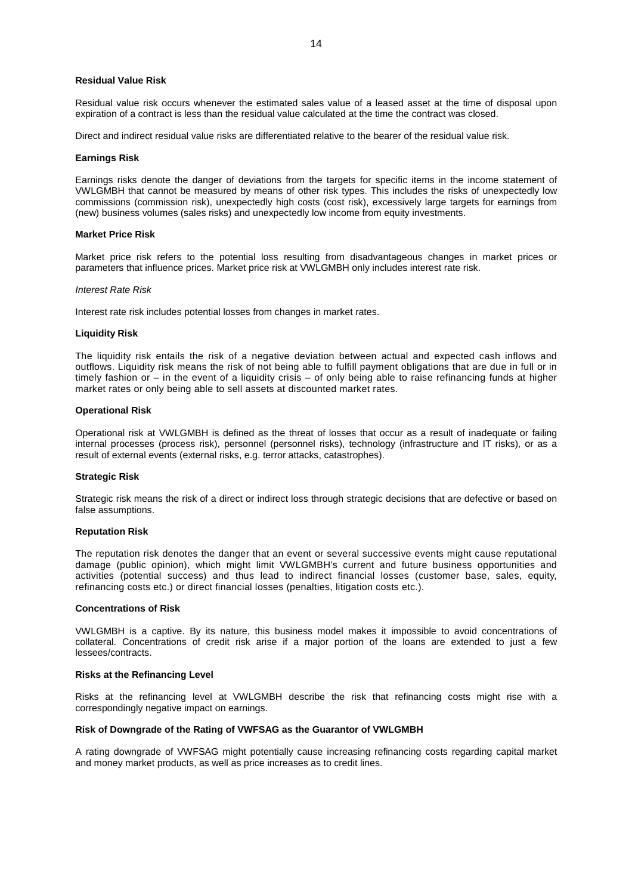**Residual Value Risk**

Residual value risk occurs whenever the estimated sales value of a leased asset at the time of disposal upon expiration of a contract is less than the residual value calculated at the time the contract was closed.

Direct and indirect residual value risks are differentiated relative to the bearer of the residual value risk.

**Earnings Risk**

Earnings risks denote the danger of deviations from the targets for specific items in the income statement of VWLGMBH that cannot be measured by means of other risk types. This includes the risks of unexpectedly low commissions (commission risk), unexpectedly high costs (cost risk), excessively large targets for earnings from (new) business volumes (sales risks) and unexpectedly low income from equity investments.

**Market Price Risk**

Market price risk refers to the potential loss resulting from disadvantageous changes in market prices or parameters that influence prices. Market price risk at VWLGMBH only includes interest rate risk.

*Interest Rate Risk*

Interest rate risk includes potential losses from changes in market rates.

**Liquidity Risk**

The liquidity risk entails the risk of a negative deviation between actual and expected cash inflows and outflows. Liquidity risk means the risk of not being able to fulfill payment obligations that are due in full or in timely fashion or – in the event of a liquidity crisis – of only being able to raise refinancing funds at higher market rates or only being able to sell assets at discounted market rates.

**Operational Risk**

Operational risk at VWLGMBH is defined as the threat of losses that occur as a result of inadequate or failing internal processes (process risk), personnel (personnel risks), technology (infrastructure and IT risks), or as a result of external events (external risks, e.g. terror attacks, catastrophes).

**Strategic Risk**

Strategic risk means the risk of a direct or indirect loss through strategic decisions that are defective or based on false assumptions.

**Reputation Risk**

The reputation risk denotes the danger that an event or several successive events might cause reputational damage (public opinion), which might limit VWLGMBH's current and future business opportunities and activities (potential success) and thus lead to indirect financial losses (customer base, sales, equity, refinancing costs etc.) or direct financial losses (penalties, litigation costs etc.).

**Concentrations of Risk**

VWLGMBH is a captive. By its nature, this business model makes it impossible to avoid concentrations of collateral. Concentrations of credit risk arise if a major portion of the loans are extended to just a few lessees/contracts.

**Risks at the Refinancing Level**

Risks at the refinancing level at VWLGMBH describe the risk that refinancing costs might rise with a correspondingly negative impact on earnings.

**Risk of Downgrade of the Rating of VWFSAG as the Guarantor of VWLGMBH**

A rating downgrade of VWFSAG might potentially cause increasing refinancing costs regarding capital market and money market products, as well as price increases as to credit lines.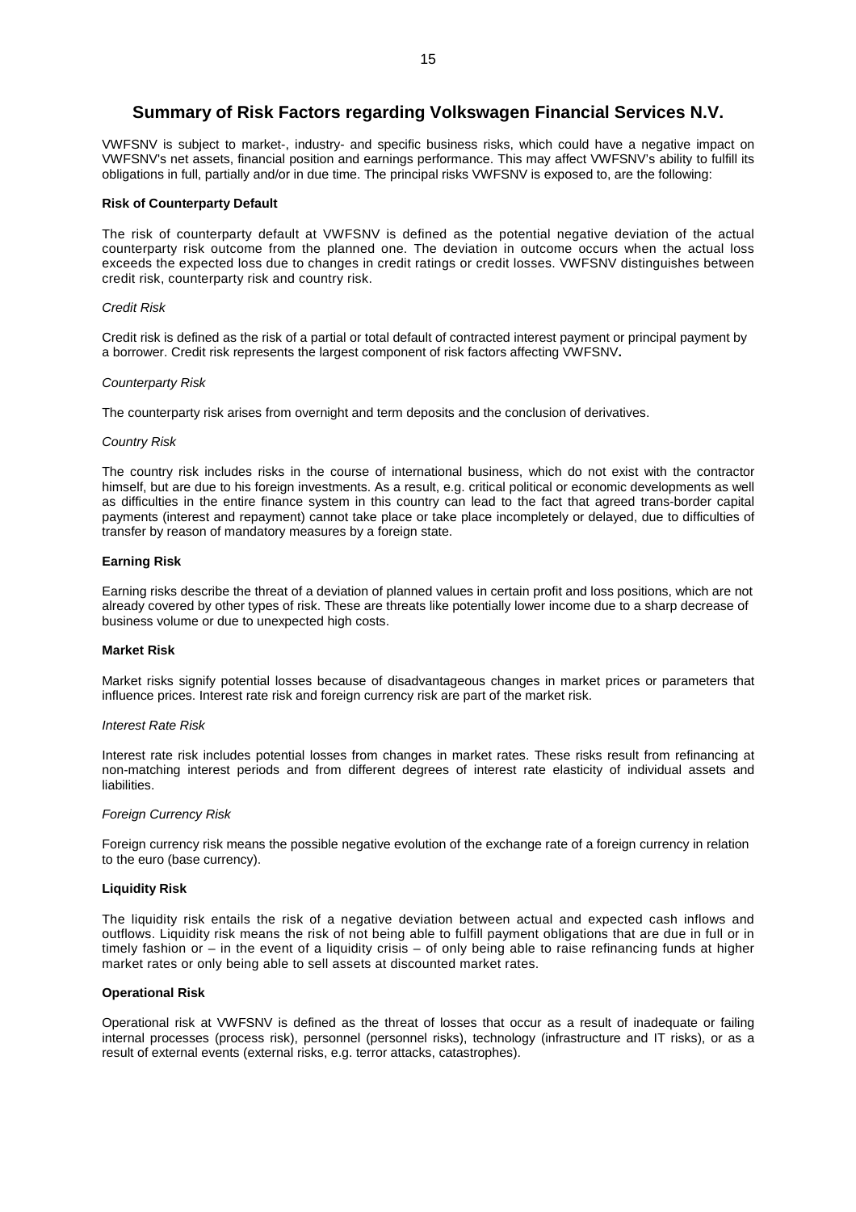## Summary of Risk Factors regarding Volkswagen Financial Services N.V.

VWFSNV is subject to market-, industry- and specific business risks, which could have a negative impact on VWFSNV's net assets, financial position and earnings performance. This may affect VWFSNV's ability to fulfill its obligations in full, partially and/or in due time. The principal risks VWFSNV is exposed to, are the following:

**Risk of Counterparty Default**

The risk of counterparty default at VWFSNV is defined as the potential negative deviation of the actual counterparty risk outcome from the planned one. The deviation in outcome occurs when the actual loss exceeds the expected loss due to changes in credit ratings or credit losses. VWFSNV distinguishes between credit risk, counterparty risk and country risk.

*Credit Risk*

Credit risk is defined as the risk of a partial or total default of contracted interest payment or principal payment by a borrower. Credit risk represents the largest component of risk factors affecting VWFSNV**.**

*Counterparty Risk*

The counterparty risk arises from overnight and term deposits and the conclusion of derivatives.

*Country Risk*

The country risk includes risks in the course of international business, which do not exist with the contractor himself, but are due to his foreign investments. As a result, e.g. critical political or economic developments as well as difficulties in the entire finance system in this country can lead to the fact that agreed trans-border capital payments (interest and repayment) cannot take place or take place incompletely or delayed, due to difficulties of transfer by reason of mandatory measures by a foreign state.

**Earning Risk**

Earning risks describe the threat of a deviation of planned values in certain profit and loss positions, which are not already covered by other types of risk. These are threats like potentially lower income due to a sharp decrease of business volume or due to unexpected high costs.

**Market Risk**

Market risks signify potential losses because of disadvantageous changes in market prices or parameters that influence prices. Interest rate risk and foreign currency risk are part of the market risk.

*Interest Rate Risk*

Interest rate risk includes potential losses from changes in market rates. These risks result from refinancing at non-matching interest periods and from different degrees of interest rate elasticity of individual assets and liabilities.

*Foreign Currency Risk*

Foreign currency risk means the possible negative evolution of the exchange rate of a foreign currency in relation to the euro (base currency).

**Liquidity Risk**

The liquidity risk entails the risk of a negative deviation between actual and expected cash inflows and outflows. Liquidity risk means the risk of not being able to fulfill payment obligations that are due in full or in timely fashion or – in the event of a liquidity crisis – of only being able to raise refinancing funds at higher market rates or only being able to sell assets at discounted market rates.

**Operational Risk**

Operational risk at VWFSNV is defined as the threat of losses that occur as a result of inadequate or failing internal processes (process risk), personnel (personnel risks), technology (infrastructure and IT risks), or as a result of external events (external risks, e.g. terror attacks, catastrophes).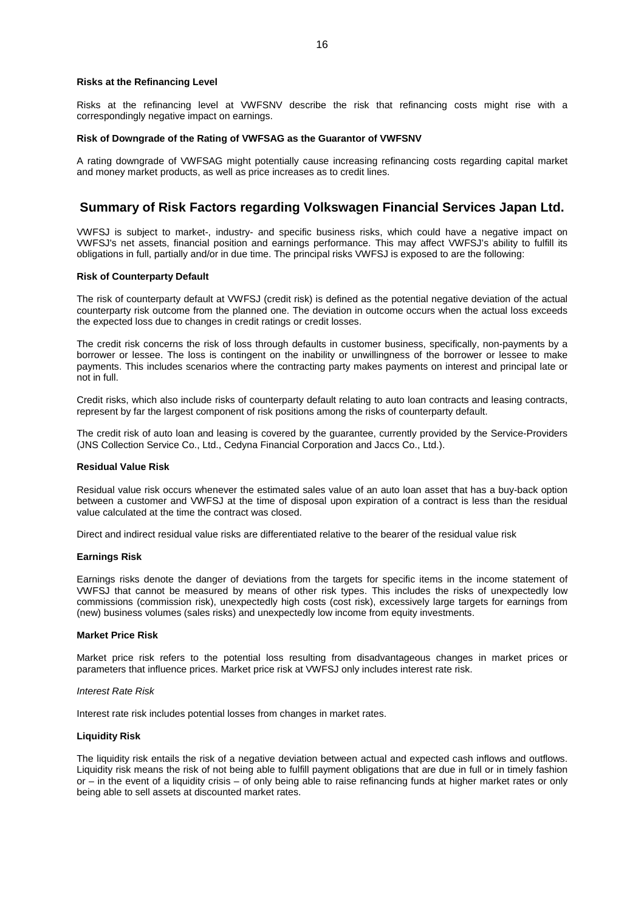**Risks at the Refinancing Level**

Risks at the refinancing level at VWFSNV describe the risk that refinancing costs might rise with a correspondingly negative impact on earnings.

**Risk of Downgrade of the Rating of VWFSAG as the Guarantor of VWFSNV**

A rating downgrade of VWFSAG might potentially cause increasing refinancing costs regarding capital market and money market products, as well as price increases as to credit lines.

## Summary of Risk Factors regarding Volkswagen Financial Services Japan Ltd.

VWFSJ is subject to market-, industry- and specific business risks, which could have a negative impact on VWFSJ's net assets, financial position and earnings performance. This may affect VWFSJ's ability to fulfill its obligations in full, partially and/or in due time. The principal risks VWFSJ is exposed to are the following:

**Risk of Counterparty Default**

The risk of counterparty default at VWFSJ (credit risk) is defined as the potential negative deviation of the actual counterparty risk outcome from the planned one. The deviation in outcome occurs when the actual loss exceeds the expected loss due to changes in credit ratings or credit losses.

The credit risk concerns the risk of loss through defaults in customer business, specifically, non-payments by a borrower or lessee. The loss is contingent on the inability or unwillingness of the borrower or lessee to make payments. This includes scenarios where the contracting party makes payments on interest and principal late or not in full.

Credit risks, which also include risks of counterparty default relating to auto loan contracts and leasing contracts, represent by far the largest component of risk positions among the risks of counterparty default.

The credit risk of auto loan and leasing is covered by the guarantee, currently provided by the Service-Providers (JNS Collection Service Co., Ltd., Cedyna Financial Corporation and Jaccs Co., Ltd.).

**Residual Value Risk**

Residual value risk occurs whenever the estimated sales value of an auto loan asset that has a buy-back option between a customer and VWFSJ at the time of disposal upon expiration of a contract is less than the residual value calculated at the time the contract was closed.

Direct and indirect residual value risks are differentiated relative to the bearer of the residual value risk

**Earnings Risk**

Earnings risks denote the danger of deviations from the targets for specific items in the income statement of VWFSJ that cannot be measured by means of other risk types. This includes the risks of unexpectedly low commissions (commission risk), unexpectedly high costs (cost risk), excessively large targets for earnings from (new) business volumes (sales risks) and unexpectedly low income from equity investments.

**Market Price Risk**

Market price risk refers to the potential loss resulting from disadvantageous changes in market prices or parameters that influence prices. Market price risk at VWFSJ only includes interest rate risk.

*Interest Rate Risk*

Interest rate risk includes potential losses from changes in market rates.

**Liquidity Risk**

The liquidity risk entails the risk of a negative deviation between actual and expected cash inflows and outflows. Liquidity risk means the risk of not being able to fulfill payment obligations that are due in full or in timely fashion or – in the event of a liquidity crisis – of only being able to raise refinancing funds at higher market rates or only being able to sell assets at discounted market rates.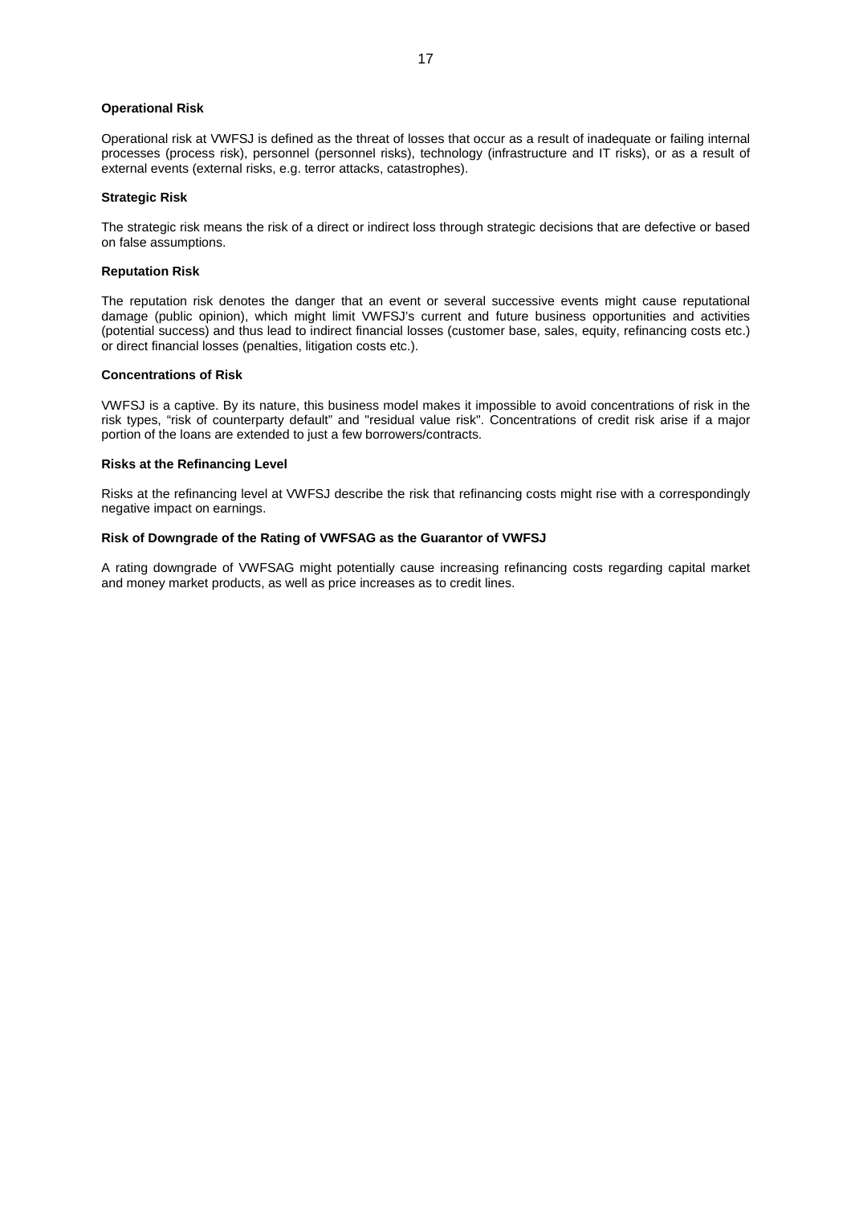**Operational Risk**

Operational risk at VWFSJ is defined as the threat of losses that occur as a result of inadequate or failing internal processes (process risk), personnel (personnel risks), technology (infrastructure and IT risks), or as a result of external events (external risks, e.g. terror attacks, catastrophes).

**Strategic Risk**

The strategic risk means the risk of a direct or indirect loss through strategic decisions that are defective or based on false assumptions.

**Reputation Risk**

The reputation risk denotes the danger that an event or several successive events might cause reputational damage (public opinion), which might limit VWFSJ's current and future business opportunities and activities (potential success) and thus lead to indirect financial losses (customer base, sales, equity, refinancing costs etc.) or direct financial losses (penalties, litigation costs etc.).

**Concentrations of Risk**

VWFSJ is a captive. By its nature, this business model makes it impossible to avoid concentrations of risk in the risk types, "risk of counterparty default" and "residual value risk". Concentrations of credit risk arise if a major portion of the loans are extended to just a few borrowers/contracts.

**Risks at the Refinancing Level**

Risks at the refinancing level at VWFSJ describe the risk that refinancing costs might rise with a correspondingly negative impact on earnings.

**Risk of Downgrade of the Rating of VWFSAG as the Guarantor of VWFSJ**

A rating downgrade of VWFSAG might potentially cause increasing refinancing costs regarding capital market and money market products, as well as price increases as to credit lines.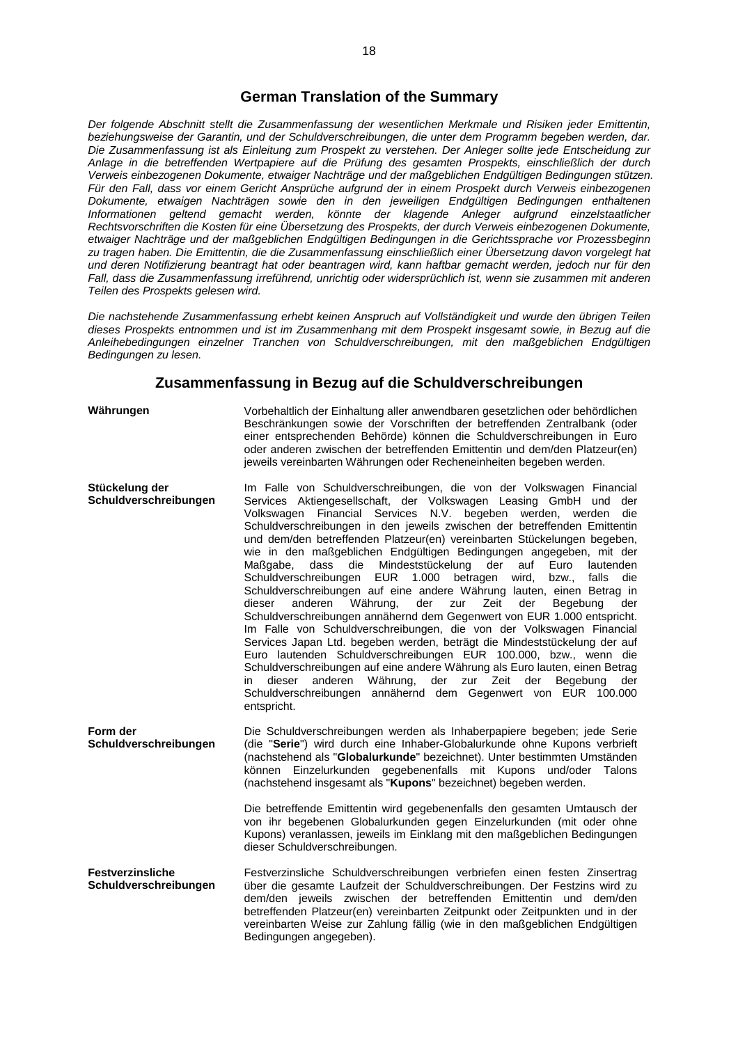## German Translation of the Summary

*Der folgende Abschnitt stellt die Zusammenfassung der wesentlichen Merkmale und Risiken jeder Emittentin, beziehungsweise der Garantin, und der Schuldverschreibungen, die unter dem Programm begeben werden, dar. Die Zusammenfassung ist als Einleitung zum Prospekt zu verstehen. Der Anleger sollte jede Entscheidung zur Anlage in die betreffenden Wertpapiere auf die Prüfung des gesamten Prospekts, einschließlich der durch Verweis einbezogenen Dokumente, etwaiger Nachträge und der maßgeblichen Endgültigen Bedingungen stützen. Für den Fall, dass vor einem Gericht Ansprüche aufgrund der in einem Prospekt durch Verweis einbezogenen Dokumente, etwaigen Nachträgen sowie den in den jeweiligen Endgültigen Bedingungen enthaltenen Informationen geltend gemacht werden, könnte der klagende Anleger aufgrund einzelstaatlicher Rechtsvorschriften die Kosten für eine Übersetzung des Prospekts, der durch Verweis einbezogenen Dokumente, etwaiger Nachträge und der maßgeblichen Endgültigen Bedingungen in die Gerichtssprache vor Prozessbeginn zu tragen haben. Die Emittentin, die die Zusammenfassung einschließlich einer Übersetzung davon vorgelegt hat und deren Notifizierung beantragt hat oder beantragen wird, kann haftbar gemacht werden, jedoch nur für den Fall, dass die Zusammenfassung irreführend, unrichtig oder widersprüchlich ist, wenn sie zusammen mit anderen Teilen des Prospekts gelesen wird.*

*Die nachstehende Zusammenfassung erhebt keinen Anspruch auf Vollständigkeit und wurde den übrigen Teilen dieses Prospekts entnommen und ist im Zusammenhang mit dem Prospekt insgesamt sowie, in Bezug auf die Anleihebedingungen einzelner Tranchen von Schuldverschreibungen, mit den maßgeblichen Endgültigen Bedingungen zu lesen.*

## Zusammenfassung in Bezug auf die Schuldverschreibungen

**Währungen**

Vorbehaltlich der Einhaltung aller anwendbaren gesetzlichen oder behördlichen Beschränkungen sowie der Vorschriften der betreffenden Zentralbank (oder einer entsprechenden Behörde) können die Schuldverschreibungen in Euro oder anderen zwischen der betreffenden Emittentin und dem/den Platzeur(en) jeweils vereinbarten Währungen oder Recheneinheiten begeben werden.

**Stückelung der Schuldverschreibungen**

Im Falle von Schuldverschreibungen, die von der Volkswagen Financial Services Aktiengesellschaft, der Volkswagen Leasing GmbH und der Volkswagen Financial Services N.V. begeben werden, werden die Schuldverschreibungen in den jeweils zwischen der betreffenden Emittentin und dem/den betreffenden Platzeur(en) vereinbarten Stückelungen begeben, wie in den maßgeblichen Endgültigen Bedingungen angegeben, mit der Maßgabe, dass die Mindeststückelung der auf Euro lautenden Schuldverschreibungen EUR 1.000 betragen wird, bzw., falls die Schuldverschreibungen auf eine andere Währung lauten, einen Betrag in dieser anderen Währung, der zur Zeit der Begebung der Schuldverschreibungen annähernd dem Gegenwert von EUR 1.000 entspricht. Im Falle von Schuldverschreibungen, die von der Volkswagen Financial Services Japan Ltd. begeben werden, beträgt die Mindeststückelung der auf Euro lautenden Schuldverschreibungen EUR 100.000, bzw., wenn die Schuldverschreibungen auf eine andere Währung als Euro lauten, einen Betrag in dieser anderen Währung, der zur Zeit der Begebung der Schuldverschreibungen annähernd dem Gegenwert von EUR 100.000 entspricht.

**Form der Schuldverschreibungen**

Die Schuldverschreibungen werden als Inhaberpapiere begeben; jede Serie (die "**Serie**") wird durch eine Inhaber-Globalurkunde ohne Kupons verbrieft (nachstehend als "**Globalurkunde**" bezeichnet). Unter bestimmten Umständen können Einzelurkunden gegebenenfalls mit Kupons und/oder Talons (nachstehend insgesamt als "**Kupons**" bezeichnet) begeben werden.

Die betreffende Emittentin wird gegebenenfalls den gesamten Umtausch der von ihr begebenen Globalurkunden gegen Einzelurkunden (mit oder ohne Kupons) veranlassen, jeweils im Einklang mit den maßgeblichen Bedingungen dieser Schuldverschreibungen.

**Festverzinsliche Schuldverschreibungen**

Festverzinsliche Schuldverschreibungen verbriefen einen festen Zinsertrag über die gesamte Laufzeit der Schuldverschreibungen. Der Festzins wird zu dem/den jeweils zwischen der betreffenden Emittentin und dem/den betreffenden Platzeur(en) vereinbarten Zeitpunkt oder Zeitpunkten und in der vereinbarten Weise zur Zahlung fällig (wie in den maßgeblichen Endgültigen Bedingungen angegeben).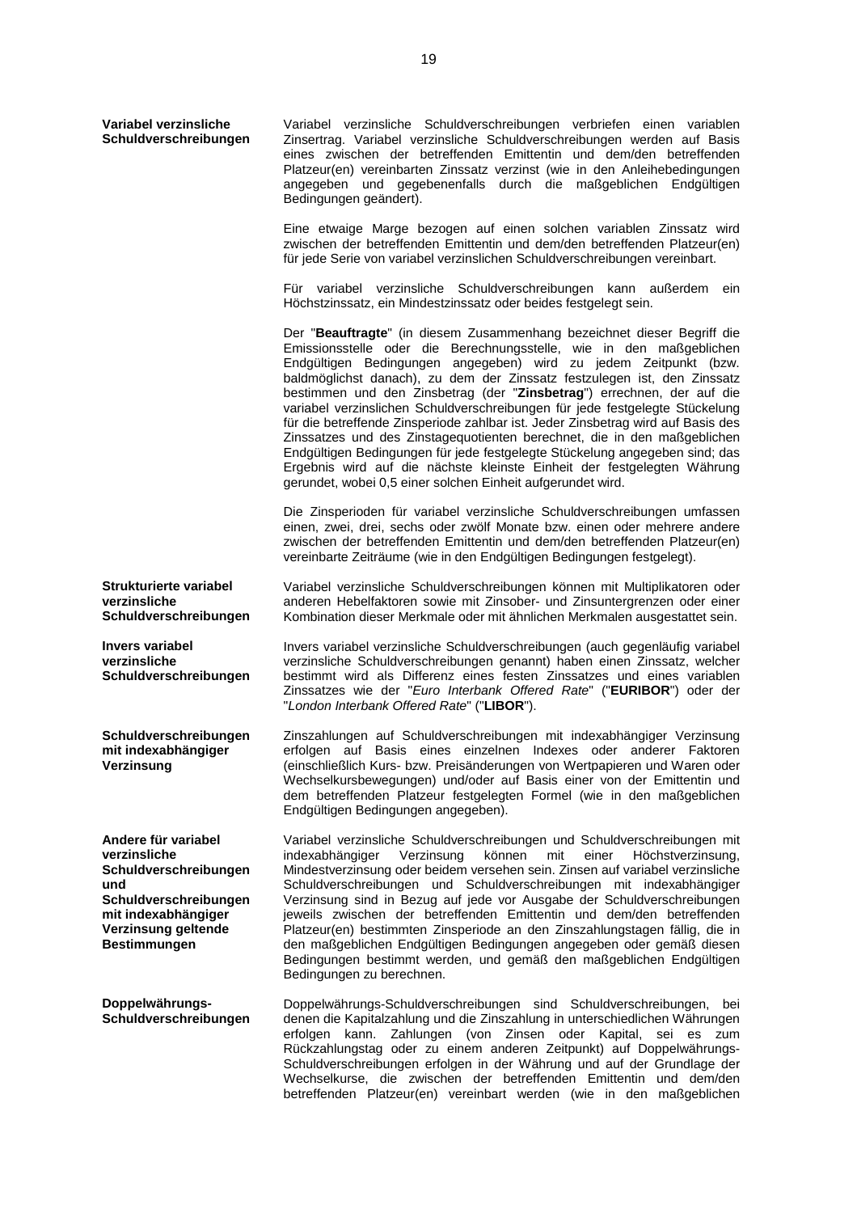**Variabel verzinsliche Schuldverschreibungen**

Variabel verzinsliche Schuldverschreibungen verbriefen einen variablen Zinsertrag. Variabel verzinsliche Schuldverschreibungen werden auf Basis eines zwischen der betreffenden Emittentin und dem/den betreffenden Platzeur(en) vereinbarten Zinssatz verzinst (wie in den Anleihebedingungen angegeben und gegebenenfalls durch die maßgeblichen Endgültigen Bedingungen geändert).

Eine etwaige Marge bezogen auf einen solchen variablen Zinssatz wird zwischen der betreffenden Emittentin und dem/den betreffenden Platzeur(en) für jede Serie von variabel verzinslichen Schuldverschreibungen vereinbart.

Für variabel verzinsliche Schuldverschreibungen kann außerdem ein Höchstzinssatz, ein Mindestzinssatz oder beides festgelegt sein.

Der "**Beauftragte**" (in diesem Zusammenhang bezeichnet dieser Begriff die Emissionsstelle oder die Berechnungsstelle, wie in den maßgeblichen Endgültigen Bedingungen angegeben) wird zu jedem Zeitpunkt (bzw. baldmöglichst danach), zu dem der Zinssatz festzulegen ist, den Zinssatz bestimmen und den Zinsbetrag (der "**Zinsbetrag**") errechnen, der auf die variabel verzinslichen Schuldverschreibungen für jede festgelegte Stückelung für die betreffende Zinsperiode zahlbar ist. Jeder Zinsbetrag wird auf Basis des Zinssatzes und des Zinstagequotienten berechnet, die in den maßgeblichen Endgültigen Bedingungen für jede festgelegte Stückelung angegeben sind; das Ergebnis wird auf die nächste kleinste Einheit der festgelegten Währung gerundet, wobei 0,5 einer solchen Einheit aufgerundet wird.

Die Zinsperioden für variabel verzinsliche Schuldverschreibungen umfassen einen, zwei, drei, sechs oder zwölf Monate bzw. einen oder mehrere andere zwischen der betreffenden Emittentin und dem/den betreffenden Platzeur(en) vereinbarte Zeiträume (wie in den Endgültigen Bedingungen festgelegt).

**Strukturierte variabel verzinsliche Schuldverschreibungen**

Variabel verzinsliche Schuldverschreibungen können mit Multiplikatoren oder anderen Hebelfaktoren sowie mit Zinsober- und Zinsuntergrenzen oder einer Kombination dieser Merkmale oder mit ähnlichen Merkmalen ausgestattet sein.

**Invers variabel verzinsliche Schuldverschreibungen**

Invers variabel verzinsliche Schuldverschreibungen (auch gegenläufig variabel verzinsliche Schuldverschreibungen genannt) haben einen Zinssatz, welcher bestimmt wird als Differenz eines festen Zinssatzes und eines variablen Zinssatzes wie der "*Euro Interbank Offered Rate*" ("**EURIBOR**") oder der "*London Interbank Offered Rate*" ("**LIBOR**").

**Schuldverschreibungen mit indexabhängiger Verzinsung**

Zinszahlungen auf Schuldverschreibungen mit indexabhängiger Verzinsung erfolgen auf Basis eines einzelnen Indexes oder anderer Faktoren (einschließlich Kurs- bzw. Preisänderungen von Wertpapieren und Waren oder Wechselkursbewegungen) und/oder auf Basis einer von der Emittentin und dem betreffenden Platzeur festgelegten Formel (wie in den maßgeblichen Endgültigen Bedingungen angegeben).

**Andere für variabel verzinsliche Schuldverschreibungen und Schuldverschreibungen mit indexabhängiger Verzinsung geltende Bestimmungen**

Variabel verzinsliche Schuldverschreibungen und Schuldverschreibungen mit indexabhängiger Verzinsung können mit einer Höchstverzinsung, Mindestverzinsung oder beidem versehen sein. Zinsen auf variabel verzinsliche Schuldverschreibungen und Schuldverschreibungen mit indexabhängiger Verzinsung sind in Bezug auf jede vor Ausgabe der Schuldverschreibungen jeweils zwischen der betreffenden Emittentin und dem/den betreffenden Platzeur(en) bestimmten Zinsperiode an den Zinszahlungstagen fällig, die in den maßgeblichen Endgültigen Bedingungen angegeben oder gemäß diesen Bedingungen bestimmt werden, und gemäß den maßgeblichen Endgültigen Bedingungen zu berechnen.

**Doppelwährungs-Schuldverschreibungen**

Doppelwährungs-Schuldverschreibungen sind Schuldverschreibungen, bei denen die Kapitalzahlung und die Zinszahlung in unterschiedlichen Währungen erfolgen kann. Zahlungen (von Zinsen oder Kapital, sei es zum Rückzahlungstag oder zu einem anderen Zeitpunkt) auf Doppelwährungs-Schuldverschreibungen erfolgen in der Währung und auf der Grundlage der Wechselkurse, die zwischen der betreffenden Emittentin und dem/den betreffenden Platzeur(en) vereinbart werden (wie in den maßgeblichen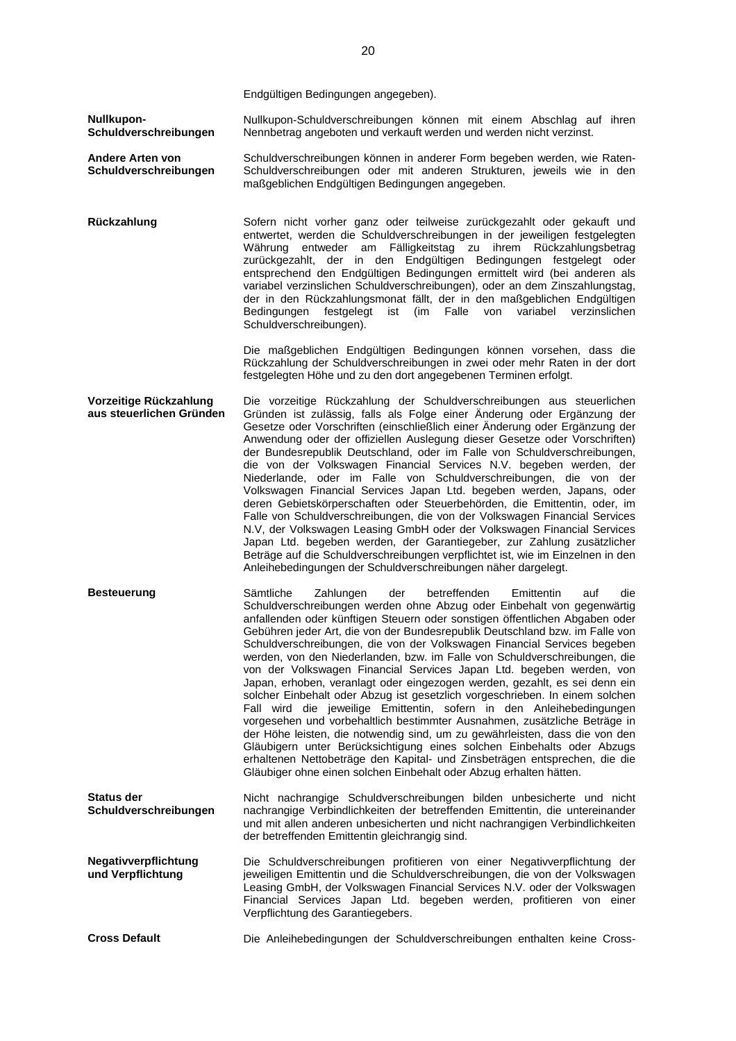Endgültigen Bedingungen angegeben).

| | |
|---|---|
| **Nullkupon-Schuldverschreibungen** | Nullkupon-Schuldverschreibungen können mit einem Abschlag auf ihren Nennbetrag angeboten und verkauft werden und werden nicht verzinst. |
| **Andere Arten von Schuldverschreibungen** | Schuldverschreibungen können in anderer Form begeben werden, wie Raten-Schuldverschreibungen oder mit anderen Strukturen, jeweils wie in den maßgeblichen Endgültigen Bedingungen angegeben. |
| **Rückzahlung** | Sofern nicht vorher ganz oder teilweise zurückgezahlt oder gekauft und entwertet, werden die Schuldverschreibungen in der jeweiligen festgelegten Währung entweder am Fälligkeitstag zu ihrem Rückzahlungsbetrag zurückgezahlt, der in den Endgültigen Bedingungen festgelegt oder entsprechend den Endgültigen Bedingungen ermittelt wird (bei anderen als variabel verzinslichen Schuldverschreibungen), oder an dem Zinszahlungstag, der in den Rückzahlungsmonat fällt, der in den maßgeblichen Endgültigen Bedingungen festgelegt ist (im Falle von variabel verzinslichen Schuldverschreibungen).<br><br>Die maßgeblichen Endgültigen Bedingungen können vorsehen, dass die Rückzahlung der Schuldverschreibungen in zwei oder mehr Raten in der dort festgelegten Höhe und zu den dort angegebenen Terminen erfolgt. |
| **Vorzeitige Rückzahlung aus steuerlichen Gründen** | Die vorzeitige Rückzahlung der Schuldverschreibungen aus steuerlichen Gründen ist zulässig, falls als Folge einer Änderung oder Ergänzung der Gesetze oder Vorschriften (einschließlich einer Änderung oder Ergänzung der Anwendung oder der offiziellen Auslegung dieser Gesetze oder Vorschriften) der Bundesrepublik Deutschland, oder im Falle von Schuldverschreibungen, die von der Volkswagen Financial Services N.V. begeben werden, der Niederlande, oder im Falle von Schuldverschreibungen, die von der Volkswagen Financial Services Japan Ltd. begeben werden, Japans, oder deren Gebietskörperschaften oder Steuerbehörden, die Emittentin, oder, im Falle von Schuldverschreibungen, die von der Volkswagen Financial Services N.V, der Volkswagen Leasing GmbH oder der Volkswagen Financial Services Japan Ltd. begeben werden, der Garantiegeber, zur Zahlung zusätzlicher Beträge auf die Schuldverschreibungen verpflichtet ist, wie im Einzelnen in den Anleihebedingungen der Schuldverschreibungen näher dargelegt. |
| **Besteuerung** | Sämtliche Zahlungen der betreffenden Emittentin auf die Schuldverschreibungen werden ohne Abzug oder Einbehalt von gegenwärtig anfallenden oder künftigen Steuern oder sonstigen öffentlichen Abgaben oder Gebühren jeder Art, die von der Bundesrepublik Deutschland bzw. im Falle von Schuldverschreibungen, die von der Volkswagen Financial Services begeben werden, von den Niederlanden, bzw. im Falle von Schuldverschreibungen, die von der Volkswagen Financial Services Japan Ltd. begeben werden, von Japan, erhoben, veranlagt oder eingezogen werden, gezahlt, es sei denn ein solcher Einbehalt oder Abzug ist gesetzlich vorgeschrieben. In einem solchen Fall wird die jeweilige Emittentin, sofern in den Anleihebedingungen vorgesehen und vorbehaltlich bestimmter Ausnahmen, zusätzliche Beträge in der Höhe leisten, die notwendig sind, um zu gewährleisten, dass die von den Gläubigern unter Berücksichtigung eines solchen Einbehalts oder Abzugs erhaltenen Nettobeträge den Kapital- und Zinsbeträgen entsprechen, die die Gläubiger ohne einen solchen Einbehalt oder Abzug erhalten hätten. |
| **Status der Schuldverschreibungen** | Nicht nachrangige Schuldverschreibungen bilden unbesicherte und nicht nachrangige Verbindlichkeiten der betreffenden Emittentin, die untereinander und mit allen anderen unbesicherten und nicht nachrangigen Verbindlichkeiten der betreffenden Emittentin gleichrangig sind. |
| **Negativverpflichtung und Verpflichtung** | Die Schuldverschreibungen profitieren von einer Negativverpflichtung der jeweiligen Emittentin und die Schuldverschreibungen, die von der Volkswagen Leasing GmbH, der Volkswagen Financial Services N.V. oder der Volkswagen Financial Services Japan Ltd. begeben werden, profitieren von einer Verpflichtung des Garantiegebers. |
| **Cross Default** | Die Anleihebedingungen der Schuldverschreibungen enthalten keine Cross- |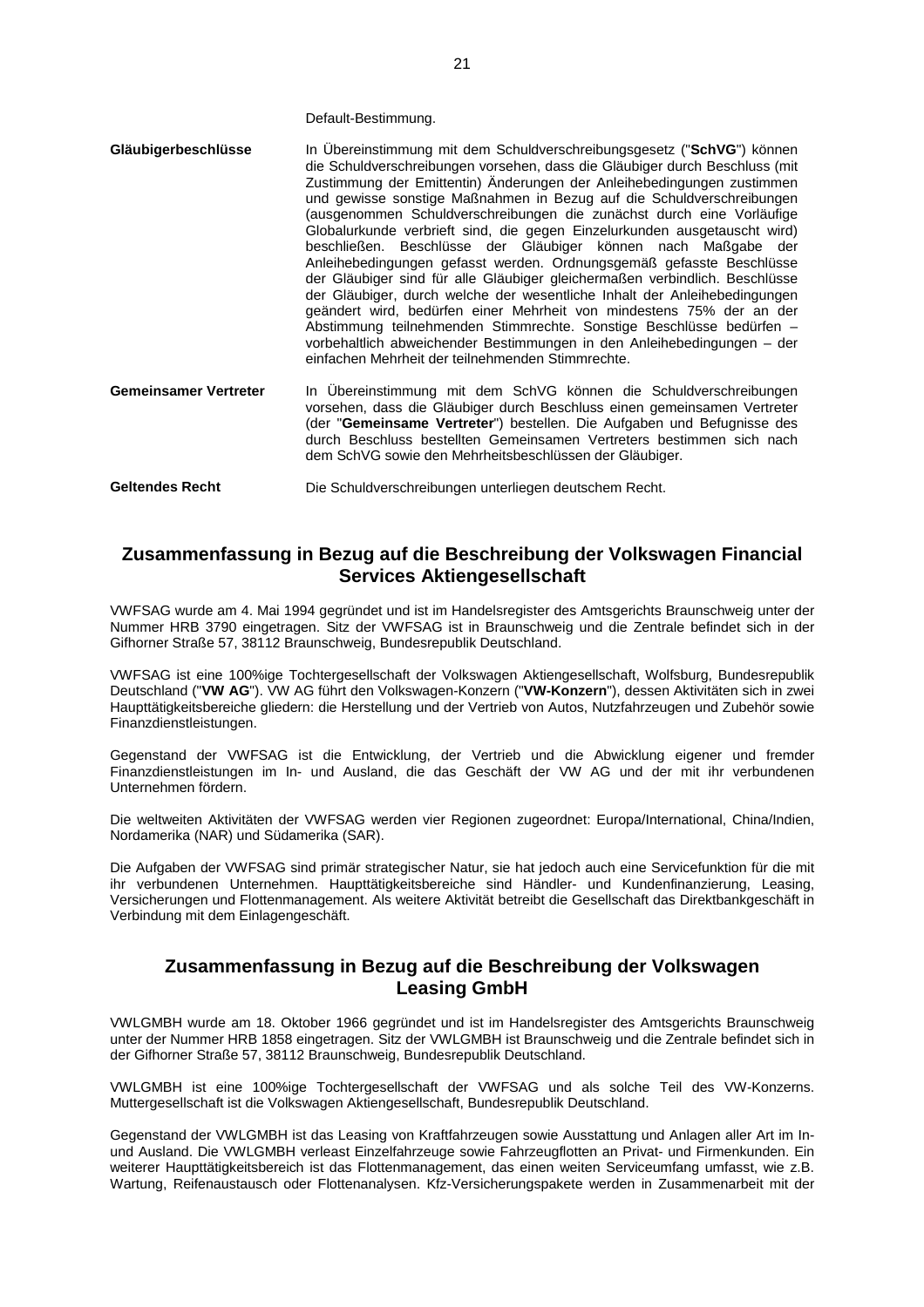| | |
|---|---|
| | Default-Bestimmung. |
| **Gläubigerbeschlüsse** | In Übereinstimmung mit dem Schuldverschreibungsgesetz ("**SchVG**") können die Schuldverschreibungen vorsehen, dass die Gläubiger durch Beschluss (mit Zustimmung der Emittentin) Änderungen der Anleihebedingungen zustimmen und gewisse sonstige Maßnahmen in Bezug auf die Schuldverschreibungen (ausgenommen Schuldverschreibungen die zunächst durch eine Vorläufige Globalurkunde verbrieft sind, die gegen Einzelurkunden ausgetauscht wird) beschließen. Beschlüsse der Gläubiger können nach Maßgabe der Anleihebedingungen gefasst werden. Ordnungsgemäß gefasste Beschlüsse der Gläubiger sind für alle Gläubiger gleichermaßen verbindlich. Beschlüsse der Gläubiger, durch welche der wesentliche Inhalt der Anleihebedingungen geändert wird, bedürfen einer Mehrheit von mindestens 75% der an der Abstimmung teilnehmenden Stimmrechte. Sonstige Beschlüsse bedürfen – vorbehaltlich abweichender Bestimmungen in den Anleihebedingungen – der einfachen Mehrheit der teilnehmenden Stimmrechte. |
| **Gemeinsamer Vertreter** | In Übereinstimmung mit dem SchVG können die Schuldverschreibungen vorsehen, dass die Gläubiger durch Beschluss einen gemeinsamen Vertreter (der "**Gemeinsame Vertreter**") bestellen. Die Aufgaben und Befugnisse des durch Beschluss bestellten Gemeinsamen Vertreters bestimmen sich nach dem SchVG sowie den Mehrheitsbeschlüssen der Gläubiger. |
| **Geltendes Recht** | Die Schuldverschreibungen unterliegen deutschem Recht. |

## Zusammenfassung in Bezug auf die Beschreibung der Volkswagen Financial Services Aktiengesellschaft

VWFSAG wurde am 4. Mai 1994 gegründet und ist im Handelsregister des Amtsgerichts Braunschweig unter der Nummer HRB 3790 eingetragen. Sitz der VWFSAG ist in Braunschweig und die Zentrale befindet sich in der Gifhorner Straße 57, 38112 Braunschweig, Bundesrepublik Deutschland.

VWFSAG ist eine 100%ige Tochtergesellschaft der Volkswagen Aktiengesellschaft, Wolfsburg, Bundesrepublik Deutschland ("**VW AG**"). VW AG führt den Volkswagen-Konzern ("**VW-Konzern**"), dessen Aktivitäten sich in zwei Haupttätigkeitsbereiche gliedern: die Herstellung und der Vertrieb von Autos, Nutzfahrzeugen und Zubehör sowie Finanzdienstleistungen.

Gegenstand der VWFSAG ist die Entwicklung, der Vertrieb und die Abwicklung eigener und fremder Finanzdienstleistungen im In- und Ausland, die das Geschäft der VW AG und der mit ihr verbundenen Unternehmen fördern.

Die weltweiten Aktivitäten der VWFSAG werden vier Regionen zugeordnet: Europa/International, China/Indien, Nordamerika (NAR) und Südamerika (SAR).

Die Aufgaben der VWFSAG sind primär strategischer Natur, sie hat jedoch auch eine Servicefunktion für die mit ihr verbundenen Unternehmen. Haupttätigkeitsbereiche sind Händler- und Kundenfinanzierung, Leasing, Versicherungen und Flottenmanagement. Als weitere Aktivität betreibt die Gesellschaft das Direktbankgeschäft in Verbindung mit dem Einlagengeschäft.

## Zusammenfassung in Bezug auf die Beschreibung der Volkswagen Leasing GmbH

VWLGMBH wurde am 18. Oktober 1966 gegründet und ist im Handelsregister des Amtsgerichts Braunschweig unter der Nummer HRB 1858 eingetragen. Sitz der VWLGMBH ist Braunschweig und die Zentrale befindet sich in der Gifhorner Straße 57, 38112 Braunschweig, Bundesrepublik Deutschland.

VWLGMBH ist eine 100%ige Tochtergesellschaft der VWFSAG und als solche Teil des VW-Konzerns. Muttergesellschaft ist die Volkswagen Aktiengesellschaft, Bundesrepublik Deutschland.

Gegenstand der VWLGMBH ist das Leasing von Kraftfahrzeugen sowie Ausstattung und Anlagen aller Art im In- und Ausland. Die VWLGMBH verleast Einzelfahrzeuge sowie Fahrzeugflotten an Privat- und Firmenkunden. Ein weiterer Haupttätigkeitsbereich ist das Flottenmanagement, das einen weiten Serviceumfang umfasst, wie z.B. Wartung, Reifenaustausch oder Flottenanalysen. Kfz-Versicherungspakete werden in Zusammenarbeit mit der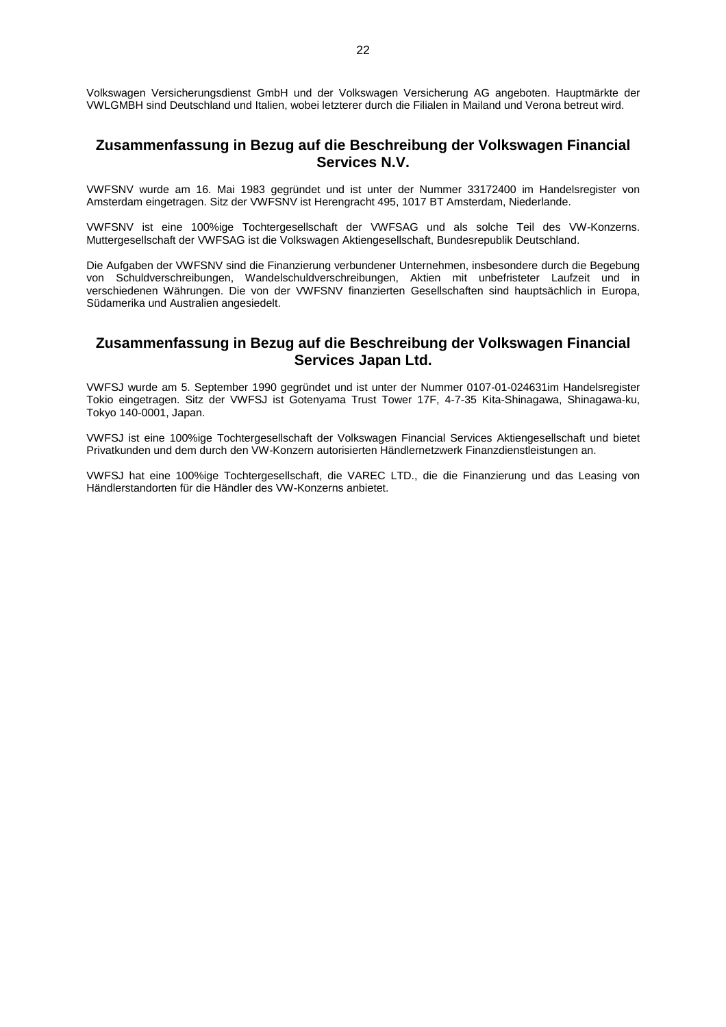Volkswagen Versicherungsdienst GmbH und der Volkswagen Versicherung AG angeboten. Hauptmärkte der VWLGMBH sind Deutschland und Italien, wobei letzterer durch die Filialen in Mailand und Verona betreut wird.

## Zusammenfassung in Bezug auf die Beschreibung der Volkswagen Financial Services N.V.

VWFSNV wurde am 16. Mai 1983 gegründet und ist unter der Nummer 33172400 im Handelsregister von Amsterdam eingetragen. Sitz der VWFSNV ist Herengracht 495, 1017 BT Amsterdam, Niederlande.

VWFSNV ist eine 100%ige Tochtergesellschaft der VWFSAG und als solche Teil des VW-Konzerns. Muttergesellschaft der VWFSAG ist die Volkswagen Aktiengesellschaft, Bundesrepublik Deutschland.

Die Aufgaben der VWFSNV sind die Finanzierung verbundener Unternehmen, insbesondere durch die Begebung von Schuldverschreibungen, Wandelschuldverschreibungen, Aktien mit unbefristeter Laufzeit und in verschiedenen Währungen. Die von der VWFSNV finanzierten Gesellschaften sind hauptsächlich in Europa, Südamerika und Australien angesiedelt.

## Zusammenfassung in Bezug auf die Beschreibung der Volkswagen Financial Services Japan Ltd.

VWFSJ wurde am 5. September 1990 gegründet und ist unter der Nummer 0107-01-024631im Handelsregister Tokio eingetragen. Sitz der VWFSJ ist Gotenyama Trust Tower 17F, 4-7-35 Kita-Shinagawa, Shinagawa-ku, Tokyo 140-0001, Japan.

VWFSJ ist eine 100%ige Tochtergesellschaft der Volkswagen Financial Services Aktiengesellschaft und bietet Privatkunden und dem durch den VW-Konzern autorisierten Händlernetzwerk Finanzdienstleistungen an.

VWFSJ hat eine 100%ige Tochtergesellschaft, die VAREC LTD., die die Finanzierung und das Leasing von Händlerstandorten für die Händler des VW-Konzerns anbietet.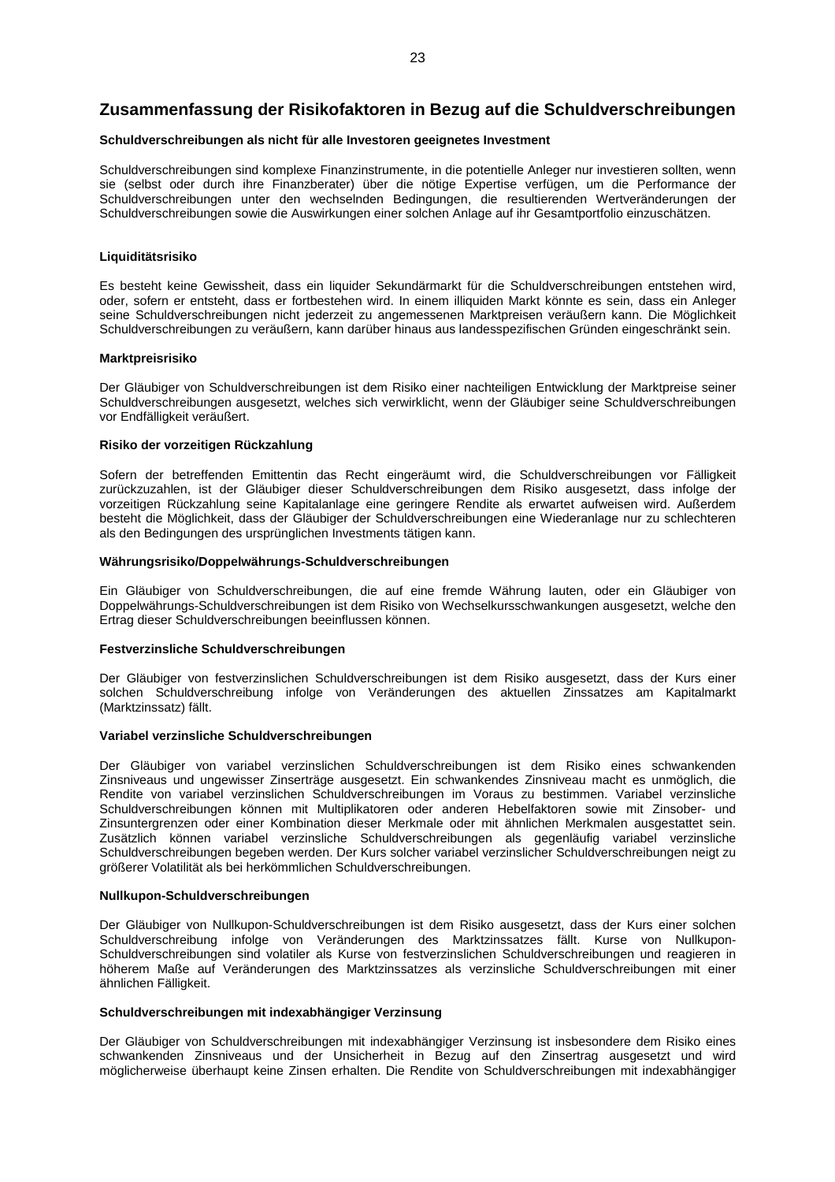## Zusammenfassung der Risikofaktoren in Bezug auf die Schuldverschreibungen

#### Schuldverschreibungen als nicht für alle Investoren geeignetes Investment

Schuldverschreibungen sind komplexe Finanzinstrumente, in die potentielle Anleger nur investieren sollten, wenn sie (selbst oder durch ihre Finanzberater) über die nötige Expertise verfügen, um die Performance der Schuldverschreibungen unter den wechselnden Bedingungen, die resultierenden Wertveränderungen der Schuldverschreibungen sowie die Auswirkungen einer solchen Anlage auf ihr Gesamtportfolio einzuschätzen.

#### Liquiditätsrisiko

Es besteht keine Gewissheit, dass ein liquider Sekundärmarkt für die Schuldverschreibungen entstehen wird, oder, sofern er entsteht, dass er fortbestehen wird. In einem illiquiden Markt könnte es sein, dass ein Anleger seine Schuldverschreibungen nicht jederzeit zu angemessenen Marktpreisen veräußern kann. Die Möglichkeit Schuldverschreibungen zu veräußern, kann darüber hinaus aus landesspezifischen Gründen eingeschränkt sein.

#### Marktpreisrisiko

Der Gläubiger von Schuldverschreibungen ist dem Risiko einer nachteiligen Entwicklung der Marktpreise seiner Schuldverschreibungen ausgesetzt, welches sich verwirklicht, wenn der Gläubiger seine Schuldverschreibungen vor Endfälligkeit veräußert.

#### Risiko der vorzeitigen Rückzahlung

Sofern der betreffenden Emittentin das Recht eingeräumt wird, die Schuldverschreibungen vor Fälligkeit zurückzuzahlen, ist der Gläubiger dieser Schuldverschreibungen dem Risiko ausgesetzt, dass infolge der vorzeitigen Rückzahlung seine Kapitalanlage eine geringere Rendite als erwartet aufweisen wird. Außerdem besteht die Möglichkeit, dass der Gläubiger der Schuldverschreibungen eine Wiederanlage nur zu schlechteren als den Bedingungen des ursprünglichen Investments tätigen kann.

#### Währungsrisiko/Doppelwährungs-Schuldverschreibungen

Ein Gläubiger von Schuldverschreibungen, die auf eine fremde Währung lauten, oder ein Gläubiger von Doppelwährungs-Schuldverschreibungen ist dem Risiko von Wechselkursschwankungen ausgesetzt, welche den Ertrag dieser Schuldverschreibungen beeinflussen können.

#### Festverzinsliche Schuldverschreibungen

Der Gläubiger von festverzinslichen Schuldverschreibungen ist dem Risiko ausgesetzt, dass der Kurs einer solchen Schuldverschreibung infolge von Veränderungen des aktuellen Zinssatzes am Kapitalmarkt (Marktzinssatz) fällt.

#### Variabel verzinsliche Schuldverschreibungen

Der Gläubiger von variabel verzinslichen Schuldverschreibungen ist dem Risiko eines schwankenden Zinsniveaus und ungewisser Zinserträge ausgesetzt. Ein schwankendes Zinsniveau macht es unmöglich, die Rendite von variabel verzinslichen Schuldverschreibungen im Voraus zu bestimmen. Variabel verzinsliche Schuldverschreibungen können mit Multiplikatoren oder anderen Hebelfaktoren sowie mit Zinsober- und Zinsuntergrenzen oder einer Kombination dieser Merkmale oder mit ähnlichen Merkmalen ausgestattet sein. Zusätzlich können variabel verzinsliche Schuldverschreibungen als gegenläufig variabel verzinsliche Schuldverschreibungen begeben werden. Der Kurs solcher variabel verzinslicher Schuldverschreibungen neigt zu größerer Volatilität als bei herkömmlichen Schuldverschreibungen.

#### Nullkupon-Schuldverschreibungen

Der Gläubiger von Nullkupon-Schuldverschreibungen ist dem Risiko ausgesetzt, dass der Kurs einer solchen Schuldverschreibung infolge von Veränderungen des Marktzinssatzes fällt. Kurse von Nullkupon-Schuldverschreibungen sind volatiler als Kurse von festverzinslichen Schuldverschreibungen und reagieren in höherem Maße auf Veränderungen des Marktzinssatzes als verzinsliche Schuldverschreibungen mit einer ähnlichen Fälligkeit.

#### Schuldverschreibungen mit indexabhängiger Verzinsung

Der Gläubiger von Schuldverschreibungen mit indexabhängiger Verzinsung ist insbesondere dem Risiko eines schwankenden Zinsniveaus und der Unsicherheit in Bezug auf den Zinsertrag ausgesetzt und wird möglicherweise überhaupt keine Zinsen erhalten. Die Rendite von Schuldverschreibungen mit indexabhängiger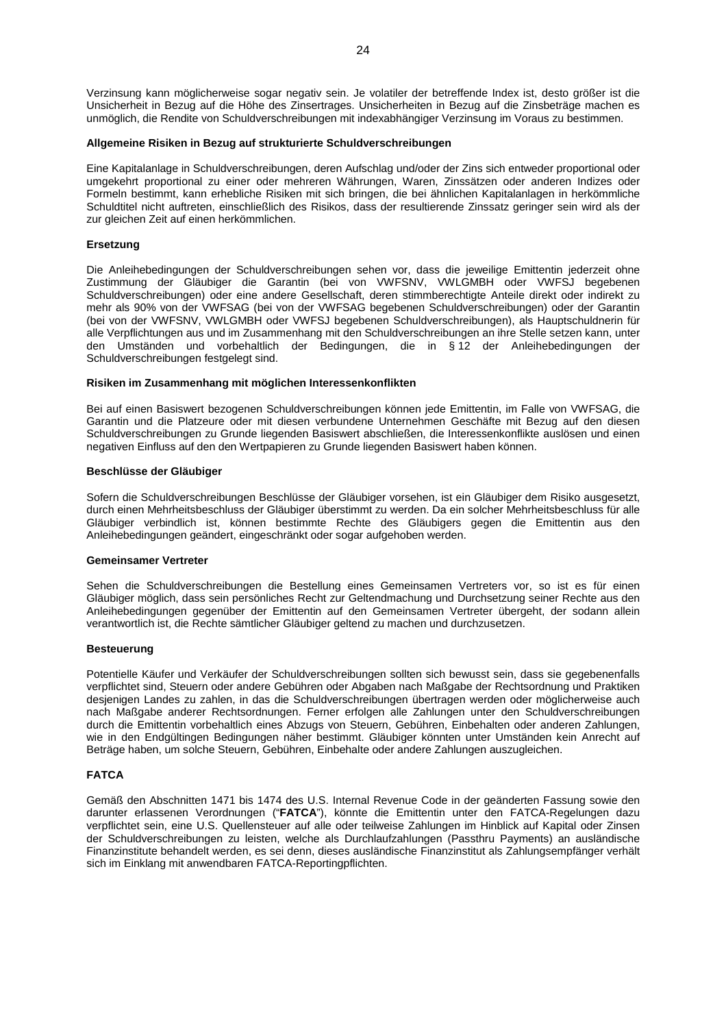Verzinsung kann möglicherweise sogar negativ sein. Je volatiler der betreffende Index ist, desto größer ist die Unsicherheit in Bezug auf die Höhe des Zinsertrages. Unsicherheiten in Bezug auf die Zinsbeträge machen es unmöglich, die Rendite von Schuldverschreibungen mit indexabhängiger Verzinsung im Voraus zu bestimmen.

**Allgemeine Risiken in Bezug auf strukturierte Schuldverschreibungen**

Eine Kapitalanlage in Schuldverschreibungen, deren Aufschlag und/oder der Zins sich entweder proportional oder umgekehrt proportional zu einer oder mehreren Währungen, Waren, Zinssätzen oder anderen Indizes oder Formeln bestimmt, kann erhebliche Risiken mit sich bringen, die bei ähnlichen Kapitalanlagen in herkömmliche Schuldtitel nicht auftreten, einschließlich des Risikos, dass der resultierende Zinssatz geringer sein wird als der zur gleichen Zeit auf einen herkömmlichen.

**Ersetzung**

Die Anleihebedingungen der Schuldverschreibungen sehen vor, dass die jeweilige Emittentin jederzeit ohne Zustimmung der Gläubiger die Garantin (bei von VWFSNV, VWLGMBH oder VWFSJ begebenen Schuldverschreibungen) oder eine andere Gesellschaft, deren stimmberechtigte Anteile direkt oder indirekt zu mehr als 90% von der VWFSAG (bei von der VWFSAG begebenen Schuldverschreibungen) oder der Garantin (bei von der VWFSNV, VWLGMBH oder VWFSJ begebenen Schuldverschreibungen), als Hauptschuldnerin für alle Verpflichtungen aus und im Zusammenhang mit den Schuldverschreibungen an ihre Stelle setzen kann, unter den Umständen und vorbehaltlich der Bedingungen, die in § 12 der Anleihebedingungen der Schuldverschreibungen festgelegt sind.

**Risiken im Zusammenhang mit möglichen Interessenkonflikten**

Bei auf einen Basiswert bezogenen Schuldverschreibungen können jede Emittentin, im Falle von VWFSAG, die Garantin und die Platzeure oder mit diesen verbundene Unternehmen Geschäfte mit Bezug auf den diesen Schuldverschreibungen zu Grunde liegenden Basiswert abschließen, die Interessenkonflikte auslösen und einen negativen Einfluss auf den den Wertpapieren zu Grunde liegenden Basiswert haben können.

**Beschlüsse der Gläubiger**

Sofern die Schuldverschreibungen Beschlüsse der Gläubiger vorsehen, ist ein Gläubiger dem Risiko ausgesetzt, durch einen Mehrheitsbeschluss der Gläubiger überstimmt zu werden. Da ein solcher Mehrheitsbeschluss für alle Gläubiger verbindlich ist, können bestimmte Rechte des Gläubigers gegen die Emittentin aus den Anleihebedingungen geändert, eingeschränkt oder sogar aufgehoben werden.

**Gemeinsamer Vertreter**

Sehen die Schuldverschreibungen die Bestellung eines Gemeinsamen Vertreters vor, so ist es für einen Gläubiger möglich, dass sein persönliches Recht zur Geltendmachung und Durchsetzung seiner Rechte aus den Anleihebedingungen gegenüber der Emittentin auf den Gemeinsamen Vertreter übergeht, der sodann allein verantwortlich ist, die Rechte sämtlicher Gläubiger geltend zu machen und durchzusetzen.

**Besteuerung**

Potentielle Käufer und Verkäufer der Schuldverschreibungen sollten sich bewusst sein, dass sie gegebenenfalls verpflichtet sind, Steuern oder andere Gebühren oder Abgaben nach Maßgabe der Rechtsordnung und Praktiken desjenigen Landes zu zahlen, in das die Schuldverschreibungen übertragen werden oder möglicherweise auch nach Maßgabe anderer Rechtsordnungen. Ferner erfolgen alle Zahlungen unter den Schuldverschreibungen durch die Emittentin vorbehaltlich eines Abzugs von Steuern, Gebühren, Einbehalten oder anderen Zahlungen, wie in den Endgültingen Bedingungen näher bestimmt. Gläubiger könnten unter Umständen kein Anrecht auf Beträge haben, um solche Steuern, Gebühren, Einbehalte oder andere Zahlungen auszugleichen.

**FATCA**

Gemäß den Abschnitten 1471 bis 1474 des U.S. Internal Revenue Code in der geänderten Fassung sowie den darunter erlassenen Verordnungen ("**FATCA**"), könnte die Emittentin unter den FATCA-Regelungen dazu verpflichtet sein, eine U.S. Quellensteuer auf alle oder teilweise Zahlungen im Hinblick auf Kapital oder Zinsen der Schuldverschreibungen zu leisten, welche als Durchlaufzahlungen (Passthru Payments) an ausländische Finanzinstitute behandelt werden, es sei denn, dieses ausländische Finanzinstitut als Zahlungsempfänger verhält sich im Einklang mit anwendbaren FATCA-Reportingpflichten.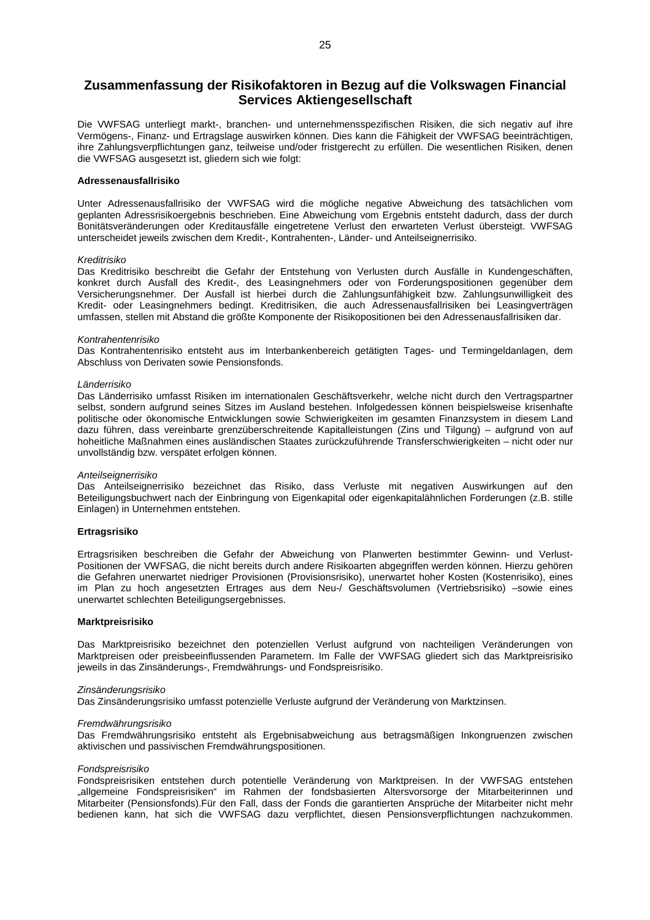## Zusammenfassung der Risikofaktoren in Bezug auf die Volkswagen Financial Services Aktiengesellschaft

Die VWFSAG unterliegt markt-, branchen- und unternehmensspezifischen Risiken, die sich negativ auf ihre Vermögens-, Finanz- und Ertragslage auswirken können. Dies kann die Fähigkeit der VWFSAG beeinträchtigen, ihre Zahlungsverpflichtungen ganz, teilweise und/oder fristgerecht zu erfüllen. Die wesentlichen Risiken, denen die VWFSAG ausgesetzt ist, gliedern sich wie folgt:

**Adressenausfallrisiko**

Unter Adressenausfallrisiko der VWFSAG wird die mögliche negative Abweichung des tatsächlichen vom geplanten Adressrisikoergebnis beschrieben. Eine Abweichung vom Ergebnis entsteht dadurch, dass der durch Bonitätsveränderungen oder Kreditausfälle eingetretene Verlust den erwarteten Verlust übersteigt. VWFSAG unterscheidet jeweils zwischen dem Kredit-, Kontrahenten-, Länder- und Anteilseignerrisiko.

*Kreditrisiko*
Das Kreditrisiko beschreibt die Gefahr der Entstehung von Verlusten durch Ausfälle in Kundengeschäften, konkret durch Ausfall des Kredit-, des Leasingnehmers oder von Forderungspositionen gegenüber dem Versicherungsnehmer. Der Ausfall ist hierbei durch die Zahlungsunfähigkeit bzw. Zahlungsunwilligkeit des Kredit- oder Leasingnehmers bedingt. Kreditrisiken, die auch Adressenausfallrisiken bei Leasingverträgen umfassen, stellen mit Abstand die größte Komponente der Risikopositionen bei den Adressenausfallrisiken dar.

*Kontrahentenrisiko*
Das Kontrahentenrisiko entsteht aus im Interbankenbereich getätigten Tages- und Termingeldanlagen, dem Abschluss von Derivaten sowie Pensionsfonds.

*Länderrisiko*
Das Länderrisiko umfasst Risiken im internationalen Geschäftsverkehr, welche nicht durch den Vertragspartner selbst, sondern aufgrund seines Sitzes im Ausland bestehen. Infolgedessen können beispielsweise krisenhafte politische oder ökonomische Entwicklungen sowie Schwierigkeiten im gesamten Finanzsystem in diesem Land dazu führen, dass vereinbarte grenzüberschreitende Kapitalleistungen (Zins und Tilgung) – aufgrund von auf hoheitliche Maßnahmen eines ausländischen Staates zurückzuführende Transferschwierigkeiten – nicht oder nur unvollständig bzw. verspätet erfolgen können.

*Anteilseignerrisiko*
Das Anteilseignerrisiko bezeichnet das Risiko, dass Verluste mit negativen Auswirkungen auf den Beteiligungsbuchwert nach der Einbringung von Eigenkapital oder eigenkapitalähnlichen Forderungen (z.B. stille Einlagen) in Unternehmen entstehen.

**Ertragsrisiko**

Ertragsrisiken beschreiben die Gefahr der Abweichung von Planwerten bestimmter Gewinn- und Verlust-Positionen der VWFSAG, die nicht bereits durch andere Risikoarten abgegriffen werden können. Hierzu gehören die Gefahren unerwartet niedriger Provisionen (Provisionsrisiko), unerwartet hoher Kosten (Kostenrisiko), eines im Plan zu hoch angesetzten Ertrages aus dem Neu-/ Geschäftsvolumen (Vertriebsrisiko) –sowie eines unerwartet schlechten Beteiligungsergebnisses.

**Marktpreisrisiko**

Das Marktpreisrisiko bezeichnet den potenziellen Verlust aufgrund von nachteiligen Veränderungen von Marktpreisen oder preisbeeinflussenden Parametern. Im Falle der VWFSAG gliedert sich das Marktpreisrisiko jeweils in das Zinsänderungs-, Fremdwährungs- und Fondspreisrisiko.

*Zinsänderungsrisiko*
Das Zinsänderungsrisiko umfasst potenzielle Verluste aufgrund der Veränderung von Marktzinsen.

*Fremdwährungsrisiko*
Das Fremdwährungsrisiko entsteht als Ergebnisabweichung aus betragsmäßigen Inkongruenzen zwischen aktivischen und passivischen Fremdwährungspositionen.

*Fondspreisrisiko*
Fondspreisrisiken entstehen durch potentielle Veränderung von Marktpreisen. In der VWFSAG entstehen „allgemeine Fondspreisrisiken" im Rahmen der fondsbasierten Altersvorsorge der Mitarbeiterinnen und Mitarbeiter (Pensionsfonds).Für den Fall, dass der Fonds die garantierten Ansprüche der Mitarbeiter nicht mehr bedienen kann, hat sich die VWFSAG dazu verpflichtet, diesen Pensionsverpflichtungen nachzukommen.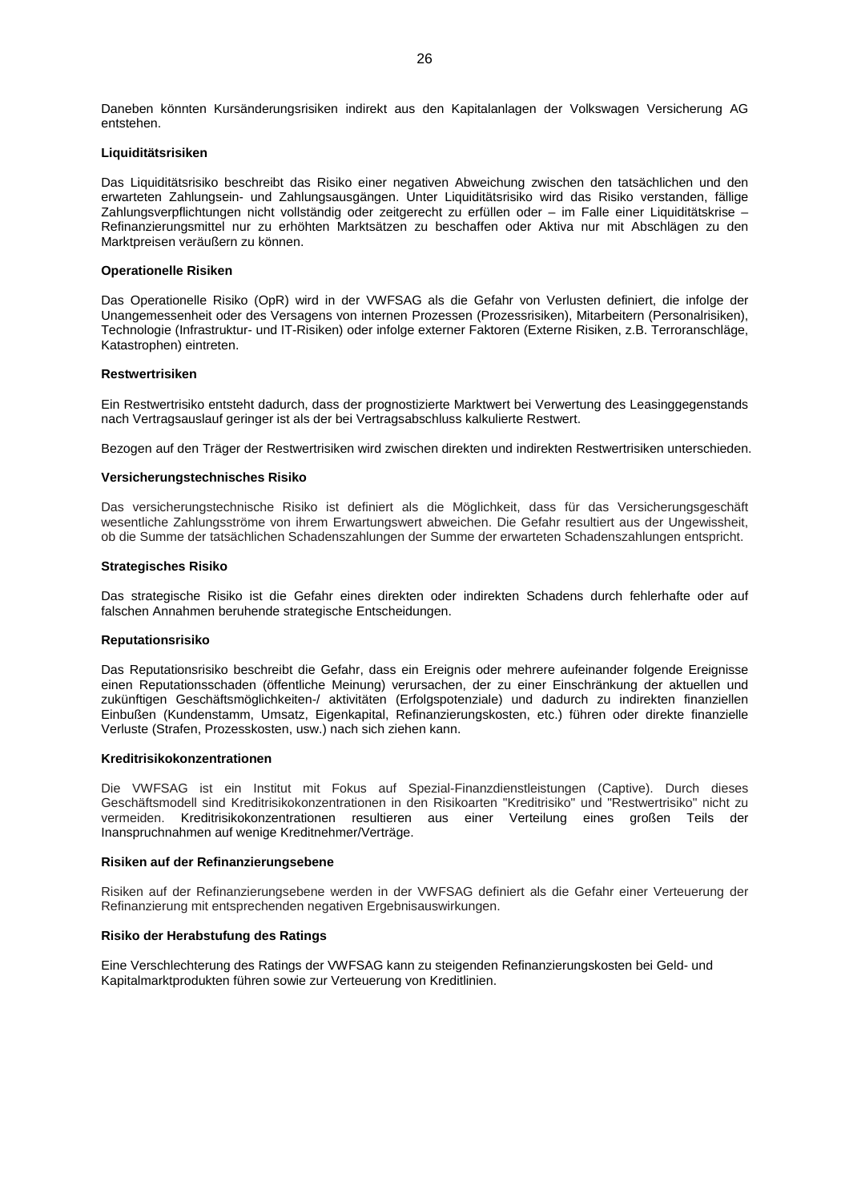Daneben könnten Kursänderungsrisiken indirekt aus den Kapitalanlagen der Volkswagen Versicherung AG entstehen.

**Liquiditätsrisiken**

Das Liquiditätsrisiko beschreibt das Risiko einer negativen Abweichung zwischen den tatsächlichen und den erwarteten Zahlungsein- und Zahlungsausgängen. Unter Liquiditätsrisiko wird das Risiko verstanden, fällige Zahlungsverpflichtungen nicht vollständig oder zeitgerecht zu erfüllen oder – im Falle einer Liquiditätskrise – Refinanzierungsmittel nur zu erhöhten Marktsätzen zu beschaffen oder Aktiva nur mit Abschlägen zu den Marktpreisen veräußern zu können.

**Operationelle Risiken**

Das Operationelle Risiko (OpR) wird in der VWFSAG als die Gefahr von Verlusten definiert, die infolge der Unangemessenheit oder des Versagens von internen Prozessen (Prozessrisiken), Mitarbeitern (Personalrisiken), Technologie (Infrastruktur- und IT-Risiken) oder infolge externer Faktoren (Externe Risiken, z.B. Terroranschläge, Katastrophen) eintreten.

**Restwertrisiken**

Ein Restwertrisiko entsteht dadurch, dass der prognostizierte Marktwert bei Verwertung des Leasinggegenstands nach Vertragsauslauf geringer ist als der bei Vertragsabschluss kalkulierte Restwert.

Bezogen auf den Träger der Restwertrisiken wird zwischen direkten und indirekten Restwertrisiken unterschieden.

**Versicherungstechnisches Risiko**

Das versicherungstechnische Risiko ist definiert als die Möglichkeit, dass für das Versicherungsgeschäft wesentliche Zahlungsströme von ihrem Erwartungswert abweichen. Die Gefahr resultiert aus der Ungewissheit, ob die Summe der tatsächlichen Schadenszahlungen der Summe der erwarteten Schadenszahlungen entspricht.

**Strategisches Risiko**

Das strategische Risiko ist die Gefahr eines direkten oder indirekten Schadens durch fehlerhafte oder auf falschen Annahmen beruhende strategische Entscheidungen.

**Reputationsrisiko**

Das Reputationsrisiko beschreibt die Gefahr, dass ein Ereignis oder mehrere aufeinander folgende Ereignisse einen Reputationsschaden (öffentliche Meinung) verursachen, der zu einer Einschränkung der aktuellen und zukünftigen Geschäftsmöglichkeiten-/ aktivitäten (Erfolgspotenziale) und dadurch zu indirekten finanziellen Einbußen (Kundenstamm, Umsatz, Eigenkapital, Refinanzierungskosten, etc.) führen oder direkte finanzielle Verluste (Strafen, Prozesskosten, usw.) nach sich ziehen kann.

**Kreditrisikokonzentrationen**

Die VWFSAG ist ein Institut mit Fokus auf Spezial-Finanzdienstleistungen (Captive). Durch dieses Geschäftsmodell sind Kreditrisikokonzentrationen in den Risikoarten "Kreditrisiko" und "Restwertrisiko" nicht zu vermeiden. Kreditrisikokonzentrationen resultieren aus einer Verteilung eines großen Teils der Inanspruchnahmen auf wenige Kreditnehmer/Verträge.

**Risiken auf der Refinanzierungsebene**

Risiken auf der Refinanzierungsebene werden in der VWFSAG definiert als die Gefahr einer Verteuerung der Refinanzierung mit entsprechenden negativen Ergebnisauswirkungen.

**Risiko der Herabstufung des Ratings**

Eine Verschlechterung des Ratings der VWFSAG kann zu steigenden Refinanzierungskosten bei Geld- und Kapitalmarktprodukten führen sowie zur Verteuerung von Kreditlinien.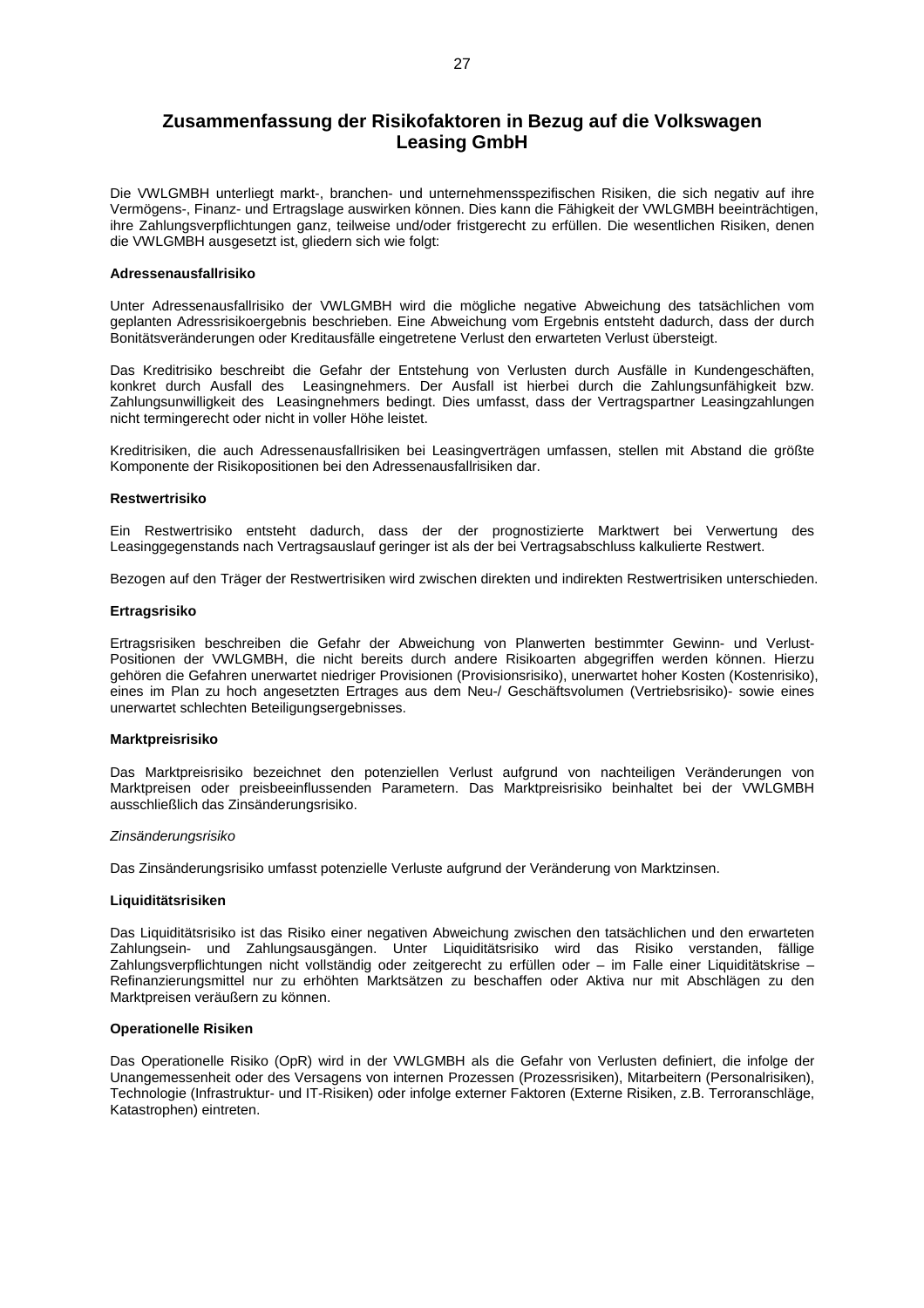## Zusammenfassung der Risikofaktoren in Bezug auf die Volkswagen Leasing GmbH

Die VWLGMBH unterliegt markt-, branchen- und unternehmensspezifischen Risiken, die sich negativ auf ihre Vermögens-, Finanz- und Ertragslage auswirken können. Dies kann die Fähigkeit der VWLGMBH beeinträchtigen, ihre Zahlungsverpflichtungen ganz, teilweise und/oder fristgerecht zu erfüllen. Die wesentlichen Risiken, denen die VWLGMBH ausgesetzt ist, gliedern sich wie folgt:

**Adressenausfallrisiko**

Unter Adressenausfallrisiko der VWLGMBH wird die mögliche negative Abweichung des tatsächlichen vom geplanten Adressrisikoergebnis beschrieben. Eine Abweichung vom Ergebnis entsteht dadurch, dass der durch Bonitätsveränderungen oder Kreditausfälle eingetretene Verlust den erwarteten Verlust übersteigt.

Das Kreditrisiko beschreibt die Gefahr der Entstehung von Verlusten durch Ausfälle in Kundengeschäften, konkret durch Ausfall des Leasingnehmers. Der Ausfall ist hierbei durch die Zahlungsunfähigkeit bzw. Zahlungsunwilligkeit des Leasingnehmers bedingt. Dies umfasst, dass der Vertragspartner Leasingzahlungen nicht termingerecht oder nicht in voller Höhe leistet.

Kreditrisiken, die auch Adressenausfallrisiken bei Leasingverträgen umfassen, stellen mit Abstand die größte Komponente der Risikopositionen bei den Adressenausfallrisiken dar.

**Restwertrisiko**

Ein Restwertrisiko entsteht dadurch, dass der der prognostizierte Marktwert bei Verwertung des Leasinggegenstands nach Vertragsauslauf geringer ist als der bei Vertragsabschluss kalkulierte Restwert.

Bezogen auf den Träger der Restwertrisiken wird zwischen direkten und indirekten Restwertrisiken unterschieden.

**Ertragsrisiko**

Ertragsrisiken beschreiben die Gefahr der Abweichung von Planwerten bestimmter Gewinn- und Verlust-Positionen der VWLGMBH, die nicht bereits durch andere Risikoarten abgegriffen werden können. Hierzu gehören die Gefahren unerwartet niedriger Provisionen (Provisionsrisiko), unerwartet hoher Kosten (Kostenrisiko), eines im Plan zu hoch angesetzten Ertrages aus dem Neu-/ Geschäftsvolumen (Vertriebsrisiko)- sowie eines unerwartet schlechten Beteiligungsergebnisses.

**Marktpreisrisiko**

Das Marktpreisrisiko bezeichnet den potenziellen Verlust aufgrund von nachteiligen Veränderungen von Marktpreisen oder preisbeeinflussenden Parametern. Das Marktpreisrisiko beinhaltet bei der VWLGMBH ausschließlich das Zinsänderungsrisiko.

*Zinsänderungsrisiko*

Das Zinsänderungsrisiko umfasst potenzielle Verluste aufgrund der Veränderung von Marktzinsen.

**Liquiditätsrisiken**

Das Liquiditätsrisiko ist das Risiko einer negativen Abweichung zwischen den tatsächlichen und den erwarteten Zahlungsein- und Zahlungsausgängen. Unter Liquiditätsrisiko wird das Risiko verstanden, fällige Zahlungsverpflichtungen nicht vollständig oder zeitgerecht zu erfüllen oder – im Falle einer Liquiditätskrise – Refinanzierungsmittel nur zu erhöhten Marktsätzen zu beschaffen oder Aktiva nur mit Abschlägen zu den Marktpreisen veräußern zu können.

**Operationelle Risiken**

Das Operationelle Risiko (OpR) wird in der VWLGMBH als die Gefahr von Verlusten definiert, die infolge der Unangemessenheit oder des Versagens von internen Prozessen (Prozessrisiken), Mitarbeitern (Personalrisiken), Technologie (Infrastruktur- und IT-Risiken) oder infolge externer Faktoren (Externe Risiken, z.B. Terroranschläge, Katastrophen) eintreten.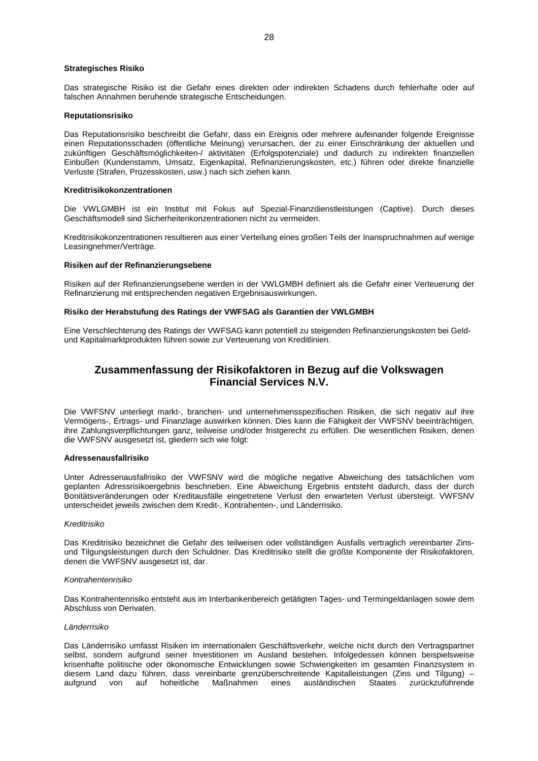**Strategisches Risiko**

Das strategische Risiko ist die Gefahr eines direkten oder indirekten Schadens durch fehlerhafte oder auf falschen Annahmen beruhende strategische Entscheidungen.

**Reputationsrisiko**

Das Reputationsrisiko beschreibt die Gefahr, dass ein Ereignis oder mehrere aufeinander folgende Ereignisse einen Reputationsschaden (öffentliche Meinung) verursachen, der zu einer Einschränkung der aktuellen und zukünftigen Geschäftsmöglichkeiten-/ aktivitäten (Erfolgspotenziale) und dadurch zu indirekten finanziellen Einbußen (Kundenstamm, Umsatz, Eigenkapital, Refinanzierungskosten, etc.) führen oder direkte finanzielle Verluste (Strafen, Prozesskosten, usw.) nach sich ziehen kann.

**Kreditrisikokonzentrationen**

Die VWLGMBH ist ein Institut mit Fokus auf Spezial-Finanzdienstleistungen (Captive). Durch dieses Geschäftsmodell sind Sicherheitenkonzentrationen nicht zu vermeiden.

Kreditrisikokonzentrationen resultieren aus einer Verteilung eines großen Teils der Inanspruchnahmen auf wenige Leasingnehmer/Verträge.

**Risiken auf der Refinanzierungsebene**

Risiken auf der Refinanzierungsebene werden in der VWLGMBH definiert als die Gefahr einer Verteuerung der Refinanzierung mit entsprechenden negativen Ergebnisauswirkungen.

**Risiko der Herabstufung des Ratings der VWFSAG als Garantien der VWLGMBH**

Eine Verschlechterung des Ratings der VWFSAG kann potentiell zu steigenden Refinanzierungskosten bei Geld- und Kapitalmarktprodukten führen sowie zur Verteuerung von Kreditlinien.

## Zusammenfassung der Risikofaktoren in Bezug auf die Volkswagen Financial Services N.V.

Die VWFSNV unterliegt markt-, branchen- und unternehmensspezifischen Risiken, die sich negativ auf ihre Vermögens-, Ertrags- und Finanzlage auswirken können. Dies kann die Fähigkeit der VWFSNV beeinträchtigen, ihre Zahlungsverpflichtungen ganz, teilweise und/oder fristgerecht zu erfüllen. Die wesentlichen Risiken, denen die VWFSNV ausgesetzt ist, gliedern sich wie folgt:

**Adressenausfallrisiko**

Unter Adressenausfallrisiko der VWFSNV wird die mögliche negative Abweichung des tatsächlichen vom geplanten Adressrisikoergebnis beschrieben. Eine Abweichung Ergebnis entsteht dadurch, dass der durch Bonitätsveränderungen oder Kreditausfälle eingetretene Verlust den erwarteten Verlust übersteigt. VWFSNV unterscheidet jeweils zwischen dem Kredit-, Kontrahenten-, und Länderrisiko.

*Kreditrisiko*

Das Kreditrisiko bezeichnet die Gefahr des teilweisen oder vollständigen Ausfalls vertraglich vereinbarter Zins- und Tilgungsleistungen durch den Schuldner. Das Kreditrisiko stellt die größte Komponente der Risikofaktoren, denen die VWFSNV ausgesetzt ist, dar.

*Kontrahentenrisiko*

Das Kontrahentenrisiko entsteht aus im Interbankenbereich getätigten Tages- und Termingeldanlagen sowie dem Abschluss von Derivaten.

*Länderrisiko*

Das Länderrisiko umfasst Risiken im internationalen Geschäftsverkehr, welche nicht durch den Vertragspartner selbst, sondern aufgrund seiner Investitionen im Ausland bestehen. Infolgedessen können beispielsweise krisenhafte politische oder ökonomische Entwicklungen sowie Schwierigkeiten im gesamten Finanzsystem in diesem Land dazu führen, dass vereinbarte grenzüberschreitende Kapitalleistungen (Zins und Tilgung) – aufgrund von auf hoheitliche Maßnahmen eines ausländischen Staates zurückzuführende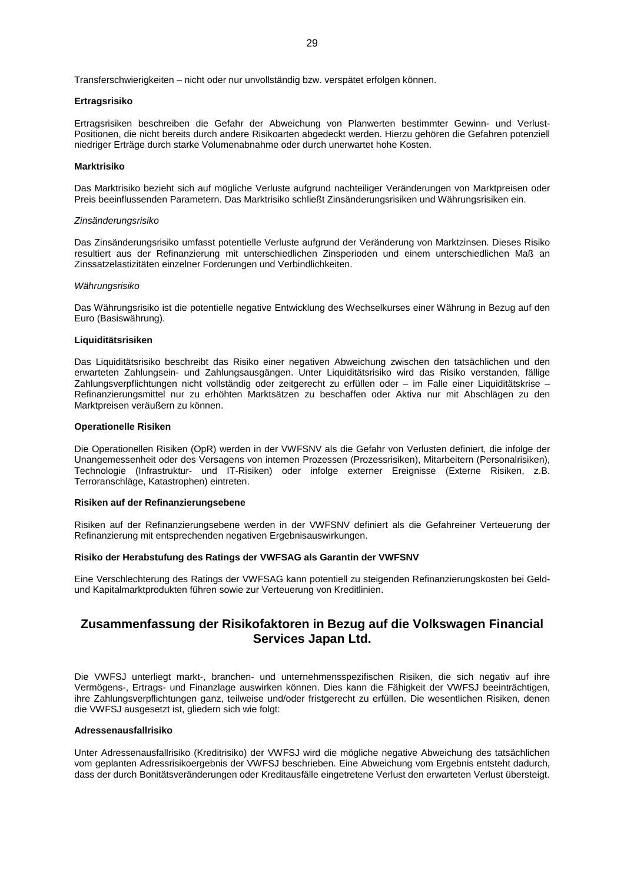Transferschwierigkeiten – nicht oder nur unvollständig bzw. verspätet erfolgen können.

**Ertragsrisiko**

Ertragsrisiken beschreiben die Gefahr der Abweichung von Planwerten bestimmter Gewinn- und Verlust-Positionen, die nicht bereits durch andere Risikoarten abgedeckt werden. Hierzu gehören die Gefahren potenziell niedriger Erträge durch starke Volumenabnahme oder durch unerwartet hohe Kosten.

**Marktrisiko**

Das Marktrisiko bezieht sich auf mögliche Verluste aufgrund nachteiliger Veränderungen von Marktpreisen oder Preis beeinflussenden Parametern. Das Marktrisiko schließt Zinsänderungsrisiken und Währungsrisiken ein.

*Zinsänderungsrisiko*

Das Zinsänderungsrisiko umfasst potentielle Verluste aufgrund der Veränderung von Marktzinsen. Dieses Risiko resultiert aus der Refinanzierung mit unterschiedlichen Zinsperioden und einem unterschiedlichen Maß an Zinssatzelastizitäten einzelner Forderungen und Verbindlichkeiten.

*Währungsrisiko*

Das Währungsrisiko ist die potentielle negative Entwicklung des Wechselkurses einer Währung in Bezug auf den Euro (Basiswährung).

**Liquiditätsrisiken**

Das Liquiditätsrisiko beschreibt das Risiko einer negativen Abweichung zwischen den tatsächlichen und den erwarteten Zahlungsein- und Zahlungsausgängen. Unter Liquiditätsrisiko wird das Risiko verstanden, fällige Zahlungsverpflichtungen nicht vollständig oder zeitgerecht zu erfüllen oder – im Falle einer Liquiditätskrise – Refinanzierungsmittel nur zu erhöhten Marktsätzen zu beschaffen oder Aktiva nur mit Abschlägen zu den Marktpreisen veräußern zu können.

**Operationelle Risiken**

Die Operationellen Risiken (OpR) werden in der VWFSNV als die Gefahr von Verlusten definiert, die infolge der Unangemessenheit oder des Versagens von internen Prozessen (Prozessrisiken), Mitarbeitern (Personalrisiken), Technologie (Infrastruktur- und IT-Risiken) oder infolge externer Ereignisse (Externe Risiken, z.B. Terroranschläge, Katastrophen) eintreten.

**Risiken auf der Refinanzierungsebene**

Risiken auf der Refinanzierungsebene werden in der VWFSNV definiert als die Gefahreiner Verteuerung der Refinanzierung mit entsprechenden negativen Ergebnisauswirkungen.

**Risiko der Herabstufung des Ratings der VWFSAG als Garantin der VWFSNV**

Eine Verschlechterung des Ratings der VWFSAG kann potentiell zu steigenden Refinanzierungskosten bei Geld- und Kapitalmarktprodukten führen sowie zur Verteuerung von Kreditlinien.

## Zusammenfassung der Risikofaktoren in Bezug auf die Volkswagen Financial Services Japan Ltd.

Die VWFSJ unterliegt markt-, branchen- und unternehmensspezifischen Risiken, die sich negativ auf ihre Vermögens-, Ertrags- und Finanzlage auswirken können. Dies kann die Fähigkeit der VWFSJ beeinträchtigen, ihre Zahlungsverpflichtungen ganz, teilweise und/oder fristgerecht zu erfüllen. Die wesentlichen Risiken, denen die VWFSJ ausgesetzt ist, gliedern sich wie folgt:

**Adressenausfallrisiko**

Unter Adressenausfallrisiko (Kreditrisiko) der VWFSJ wird die mögliche negative Abweichung des tatsächlichen vom geplanten Adressrisikoergebnis der VWFSJ beschrieben. Eine Abweichung vom Ergebnis entsteht dadurch, dass der durch Bonitätsveränderungen oder Kreditausfälle eingetretene Verlust den erwarteten Verlust übersteigt.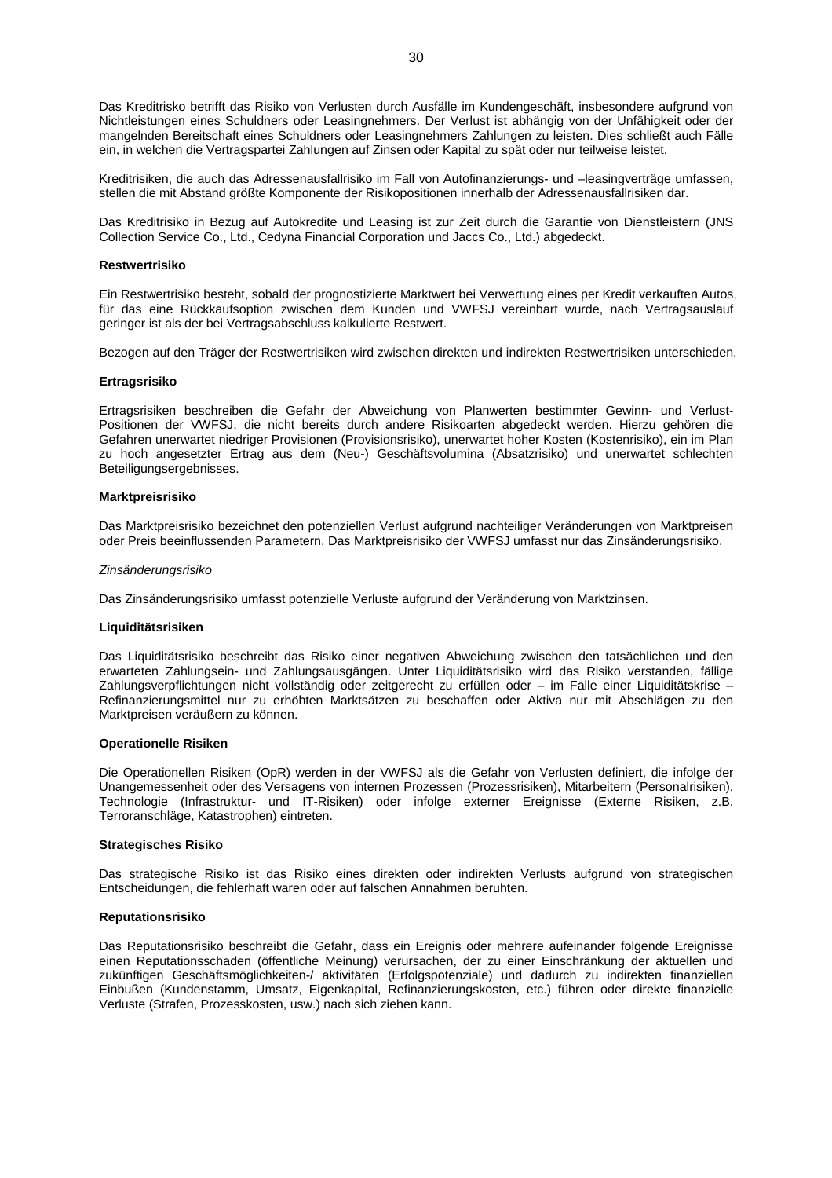Das Kreditrisko betrifft das Risiko von Verlusten durch Ausfälle im Kundengeschäft, insbesondere aufgrund von Nichtleistungen eines Schuldners oder Leasingnehmers. Der Verlust ist abhängig von der Unfähigkeit oder der mangelnden Bereitschaft eines Schuldners oder Leasingnehmers Zahlungen zu leisten. Dies schließt auch Fälle ein, in welchen die Vertragspartei Zahlungen auf Zinsen oder Kapital zu spät oder nur teilweise leistet.

Kreditrisiken, die auch das Adressenausfallrisiko im Fall von Autofinanzierungs- und –leasingverträge umfassen, stellen die mit Abstand größte Komponente der Risikopositionen innerhalb der Adressenausfallrisiken dar.

Das Kreditrisiko in Bezug auf Autokredite und Leasing ist zur Zeit durch die Garantie von Dienstleistern (JNS Collection Service Co., Ltd., Cedyna Financial Corporation und Jaccs Co., Ltd.) abgedeckt.

**Restwertrisiko**

Ein Restwertrisiko besteht, sobald der prognostizierte Marktwert bei Verwertung eines per Kredit verkauften Autos, für das eine Rückkaufsoption zwischen dem Kunden und VWFSJ vereinbart wurde, nach Vertragsauslauf geringer ist als der bei Vertragsabschluss kalkulierte Restwert.

Bezogen auf den Träger der Restwertrisiken wird zwischen direkten und indirekten Restwertrisiken unterschieden.

**Ertragsrisiko**

Ertragsrisiken beschreiben die Gefahr der Abweichung von Planwerten bestimmter Gewinn- und Verlust-Positionen der VWFSJ, die nicht bereits durch andere Risikoarten abgedeckt werden. Hierzu gehören die Gefahren unerwartet niedriger Provisionen (Provisionsrisiko), unerwartet hoher Kosten (Kostenrisiko), ein im Plan zu hoch angesetzter Ertrag aus dem (Neu-) Geschäftsvolumina (Absatzrisiko) und unerwartet schlechten Beteiligungsergebnisses.

**Marktpreisrisiko**

Das Marktpreisrisiko bezeichnet den potenziellen Verlust aufgrund nachteiliger Veränderungen von Marktpreisen oder Preis beeinflussenden Parametern. Das Marktpreisrisiko der VWFSJ umfasst nur das Zinsänderungsrisiko.

*Zinsänderungsrisiko*

Das Zinsänderungsrisiko umfasst potenzielle Verluste aufgrund der Veränderung von Marktzinsen.

**Liquiditätsrisiken**

Das Liquiditätsrisiko beschreibt das Risiko einer negativen Abweichung zwischen den tatsächlichen und den erwarteten Zahlungsein- und Zahlungsausgängen. Unter Liquiditätsrisiko wird das Risiko verstanden, fällige Zahlungsverpflichtungen nicht vollständig oder zeitgerecht zu erfüllen oder – im Falle einer Liquiditätskrise – Refinanzierungsmittel nur zu erhöhten Marktsätzen zu beschaffen oder Aktiva nur mit Abschlägen zu den Marktpreisen veräußern zu können.

**Operationelle Risiken**

Die Operationellen Risiken (OpR) werden in der VWFSJ als die Gefahr von Verlusten definiert, die infolge der Unangemessenheit oder des Versagens von internen Prozessen (Prozessrisiken), Mitarbeitern (Personalrisiken), Technologie (Infrastruktur- und IT-Risiken) oder infolge externer Ereignisse (Externe Risiken, z.B. Terroranschläge, Katastrophen) eintreten.

**Strategisches Risiko**

Das strategische Risiko ist das Risiko eines direkten oder indirekten Verlusts aufgrund von strategischen Entscheidungen, die fehlerhaft waren oder auf falschen Annahmen beruhten.

**Reputationsrisiko**

Das Reputationsrisiko beschreibt die Gefahr, dass ein Ereignis oder mehrere aufeinander folgende Ereignisse einen Reputationsschaden (öffentliche Meinung) verursachen, der zu einer Einschränkung der aktuellen und zukünftigen Geschäftsmöglichkeiten-/ aktivitäten (Erfolgspotenziale) und dadurch zu indirekten finanziellen Einbußen (Kundenstamm, Umsatz, Eigenkapital, Refinanzierungskosten, etc.) führen oder direkte finanzielle Verluste (Strafen, Prozesskosten, usw.) nach sich ziehen kann.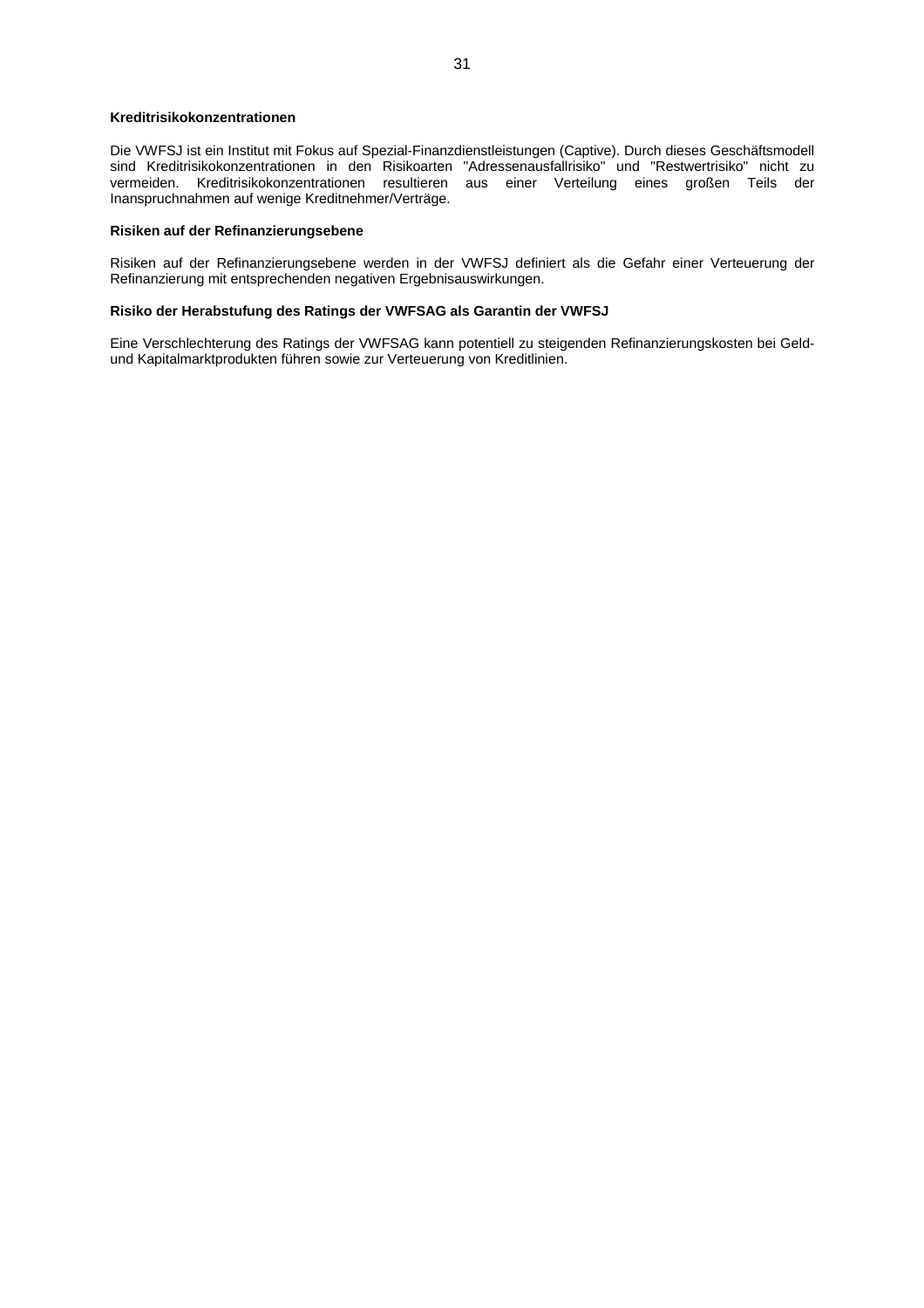**Kreditrisikokonzentrationen**

Die VWFSJ ist ein Institut mit Fokus auf Spezial-Finanzdienstleistungen (Captive). Durch dieses Geschäftsmodell sind Kreditrisikokonzentrationen in den Risikoarten "Adressenausfallrisiko" und "Restwertrisiko" nicht zu vermeiden. Kreditrisikokonzentrationen resultieren aus einer Verteilung eines großen Teils der Inanspruchnahmen auf wenige Kreditnehmer/Verträge.

**Risiken auf der Refinanzierungsebene**

Risiken auf der Refinanzierungsebene werden in der VWFSJ definiert als die Gefahr einer Verteuerung der Refinanzierung mit entsprechenden negativen Ergebnisauswirkungen.

**Risiko der Herabstufung des Ratings der VWFSAG als Garantin der VWFSJ**

Eine Verschlechterung des Ratings der VWFSAG kann potentiell zu steigenden Refinanzierungskosten bei Geld- und Kapitalmarktprodukten führen sowie zur Verteuerung von Kreditlinien.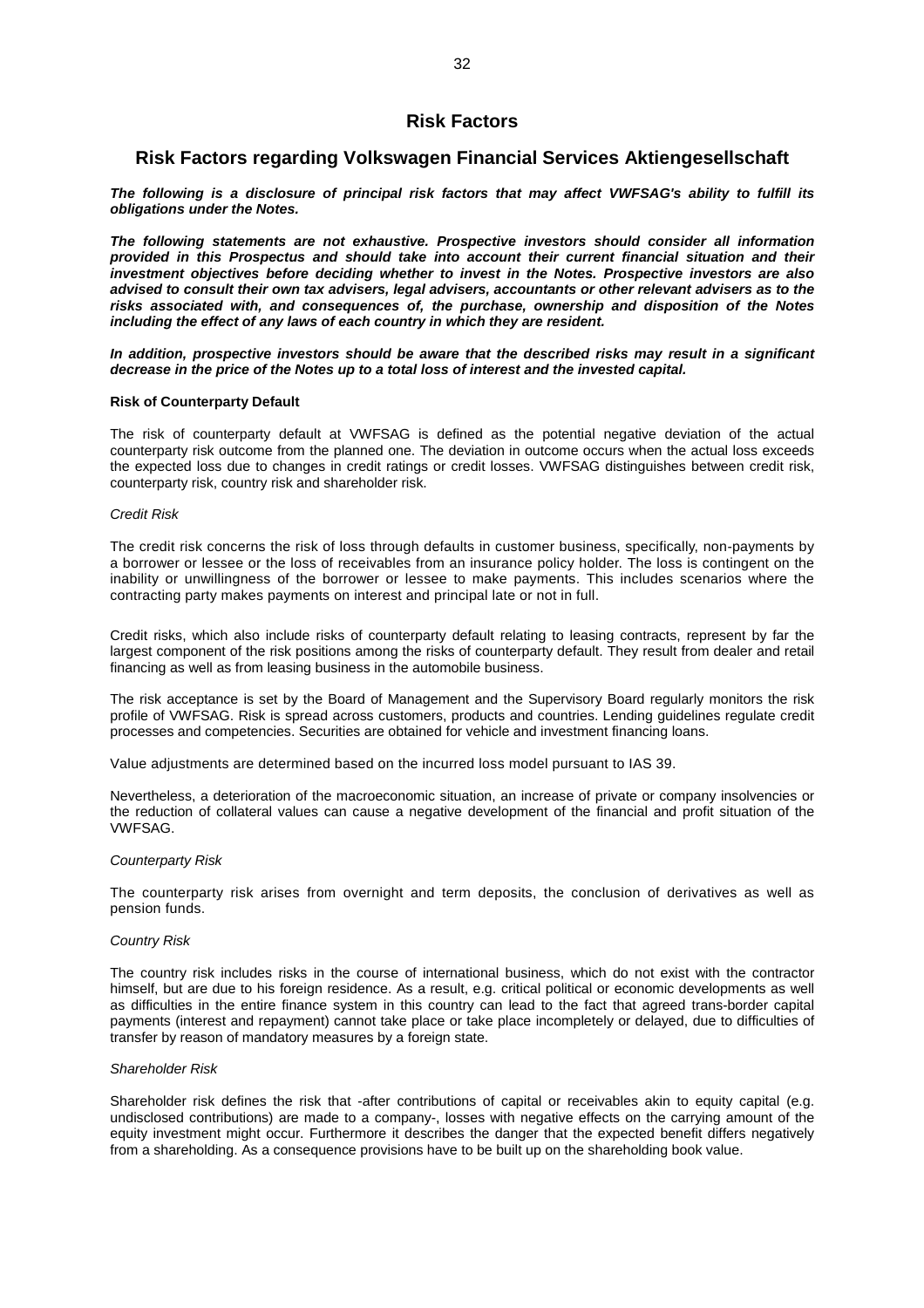# Risk Factors

## Risk Factors regarding Volkswagen Financial Services Aktiengesellschaft

***The following is a disclosure of principal risk factors that may affect VWFSAG's ability to fulfill its obligations under the Notes.***

***The following statements are not exhaustive. Prospective investors should consider all information provided in this Prospectus and should take into account their current financial situation and their investment objectives before deciding whether to invest in the Notes. Prospective investors are also advised to consult their own tax advisers, legal advisers, accountants or other relevant advisers as to the risks associated with, and consequences of, the purchase, ownership and disposition of the Notes including the effect of any laws of each country in which they are resident.***

***In addition, prospective investors should be aware that the described risks may result in a significant decrease in the price of the Notes up to a total loss of interest and the invested capital.***

**Risk of Counterparty Default**

The risk of counterparty default at VWFSAG is defined as the potential negative deviation of the actual counterparty risk outcome from the planned one. The deviation in outcome occurs when the actual loss exceeds the expected loss due to changes in credit ratings or credit losses. VWFSAG distinguishes between credit risk, counterparty risk, country risk and shareholder risk.

*Credit Risk*

The credit risk concerns the risk of loss through defaults in customer business, specifically, non-payments by a borrower or lessee or the loss of receivables from an insurance policy holder. The loss is contingent on the inability or unwillingness of the borrower or lessee to make payments. This includes scenarios where the contracting party makes payments on interest and principal late or not in full.

Credit risks, which also include risks of counterparty default relating to leasing contracts, represent by far the largest component of the risk positions among the risks of counterparty default. They result from dealer and retail financing as well as from leasing business in the automobile business.

The risk acceptance is set by the Board of Management and the Supervisory Board regularly monitors the risk profile of VWFSAG. Risk is spread across customers, products and countries. Lending guidelines regulate credit processes and competencies. Securities are obtained for vehicle and investment financing loans.

Value adjustments are determined based on the incurred loss model pursuant to IAS 39.

Nevertheless, a deterioration of the macroeconomic situation, an increase of private or company insolvencies or the reduction of collateral values can cause a negative development of the financial and profit situation of the VWFSAG.

*Counterparty Risk*

The counterparty risk arises from overnight and term deposits, the conclusion of derivatives as well as pension funds.

*Country Risk*

The country risk includes risks in the course of international business, which do not exist with the contractor himself, but are due to his foreign residence. As a result, e.g. critical political or economic developments as well as difficulties in the entire finance system in this country can lead to the fact that agreed trans-border capital payments (interest and repayment) cannot take place or take place incompletely or delayed, due to difficulties of transfer by reason of mandatory measures by a foreign state.

*Shareholder Risk*

Shareholder risk defines the risk that -after contributions of capital or receivables akin to equity capital (e.g. undisclosed contributions) are made to a company-, losses with negative effects on the carrying amount of the equity investment might occur. Furthermore it describes the danger that the expected benefit differs negatively from a shareholding. As a consequence provisions have to be built up on the shareholding book value.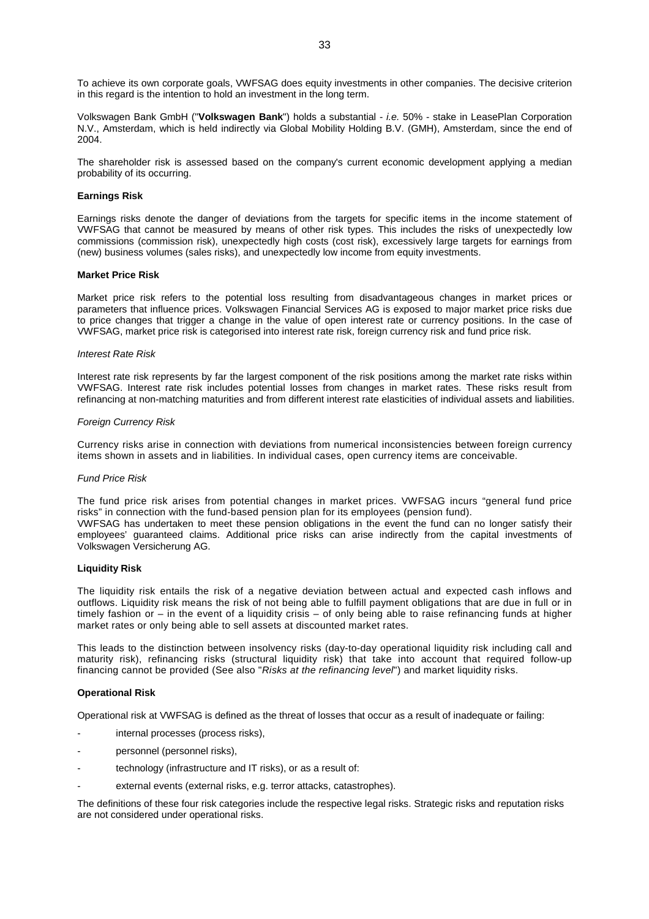To achieve its own corporate goals, VWFSAG does equity investments in other companies. The decisive criterion in this regard is the intention to hold an investment in the long term.

Volkswagen Bank GmbH ("**Volkswagen Bank**") holds a substantial - *i.e.* 50% - stake in LeasePlan Corporation N.V., Amsterdam, which is held indirectly via Global Mobility Holding B.V. (GMH), Amsterdam, since the end of 2004.

The shareholder risk is assessed based on the company's current economic development applying a median probability of its occurring.

**Earnings Risk**

Earnings risks denote the danger of deviations from the targets for specific items in the income statement of VWFSAG that cannot be measured by means of other risk types. This includes the risks of unexpectedly low commissions (commission risk), unexpectedly high costs (cost risk), excessively large targets for earnings from (new) business volumes (sales risks), and unexpectedly low income from equity investments.

**Market Price Risk**

Market price risk refers to the potential loss resulting from disadvantageous changes in market prices or parameters that influence prices. Volkswagen Financial Services AG is exposed to major market price risks due to price changes that trigger a change in the value of open interest rate or currency positions. In the case of VWFSAG, market price risk is categorised into interest rate risk, foreign currency risk and fund price risk.

*Interest Rate Risk*

Interest rate risk represents by far the largest component of the risk positions among the market rate risks within VWFSAG. Interest rate risk includes potential losses from changes in market rates. These risks result from refinancing at non-matching maturities and from different interest rate elasticities of individual assets and liabilities.

*Foreign Currency Risk*

Currency risks arise in connection with deviations from numerical inconsistencies between foreign currency items shown in assets and in liabilities. In individual cases, open currency items are conceivable.

*Fund Price Risk*

The fund price risk arises from potential changes in market prices. VWFSAG incurs "general fund price risks" in connection with the fund-based pension plan for its employees (pension fund).
VWFSAG has undertaken to meet these pension obligations in the event the fund can no longer satisfy their employees' guaranteed claims. Additional price risks can arise indirectly from the capital investments of Volkswagen Versicherung AG.

**Liquidity Risk**

The liquidity risk entails the risk of a negative deviation between actual and expected cash inflows and outflows. Liquidity risk means the risk of not being able to fulfill payment obligations that are due in full or in timely fashion or – in the event of a liquidity crisis – of only being able to raise refinancing funds at higher market rates or only being able to sell assets at discounted market rates.

This leads to the distinction between insolvency risks (day-to-day operational liquidity risk including call and maturity risk), refinancing risks (structural liquidity risk) that take into account that required follow-up financing cannot be provided (See also "*Risks at the refinancing level*") and market liquidity risks.

**Operational Risk**

Operational risk at VWFSAG is defined as the threat of losses that occur as a result of inadequate or failing:

- internal processes (process risks),
- personnel (personnel risks),
- technology (infrastructure and IT risks), or as a result of:
- external events (external risks, e.g. terror attacks, catastrophes).

The definitions of these four risk categories include the respective legal risks. Strategic risks and reputation risks are not considered under operational risks.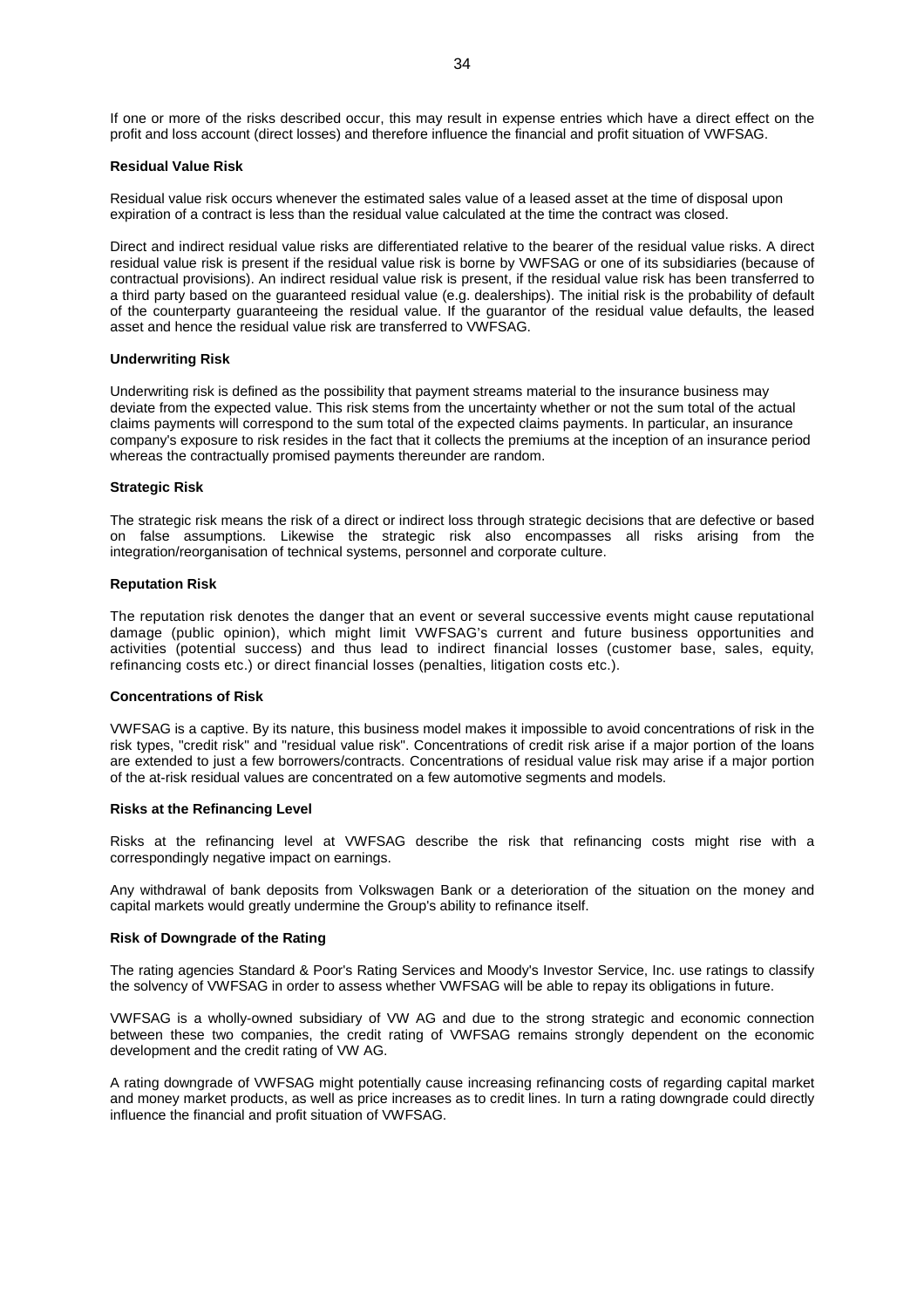If one or more of the risks described occur, this may result in expense entries which have a direct effect on the profit and loss account (direct losses) and therefore influence the financial and profit situation of VWFSAG.

**Residual Value Risk**

Residual value risk occurs whenever the estimated sales value of a leased asset at the time of disposal upon expiration of a contract is less than the residual value calculated at the time the contract was closed.

Direct and indirect residual value risks are differentiated relative to the bearer of the residual value risks. A direct residual value risk is present if the residual value risk is borne by VWFSAG or one of its subsidiaries (because of contractual provisions). An indirect residual value risk is present, if the residual value risk has been transferred to a third party based on the guaranteed residual value (e.g. dealerships). The initial risk is the probability of default of the counterparty guaranteeing the residual value. If the guarantor of the residual value defaults, the leased asset and hence the residual value risk are transferred to VWFSAG.

**Underwriting Risk**

Underwriting risk is defined as the possibility that payment streams material to the insurance business may deviate from the expected value. This risk stems from the uncertainty whether or not the sum total of the actual claims payments will correspond to the sum total of the expected claims payments. In particular, an insurance company's exposure to risk resides in the fact that it collects the premiums at the inception of an insurance period whereas the contractually promised payments thereunder are random.

**Strategic Risk**

The strategic risk means the risk of a direct or indirect loss through strategic decisions that are defective or based on false assumptions. Likewise the strategic risk also encompasses all risks arising from the integration/reorganisation of technical systems, personnel and corporate culture.

**Reputation Risk**

The reputation risk denotes the danger that an event or several successive events might cause reputational damage (public opinion), which might limit VWFSAG's current and future business opportunities and activities (potential success) and thus lead to indirect financial losses (customer base, sales, equity, refinancing costs etc.) or direct financial losses (penalties, litigation costs etc.).

**Concentrations of Risk**

VWFSAG is a captive. By its nature, this business model makes it impossible to avoid concentrations of risk in the risk types, "credit risk" and "residual value risk". Concentrations of credit risk arise if a major portion of the loans are extended to just a few borrowers/contracts. Concentrations of residual value risk may arise if a major portion of the at-risk residual values are concentrated on a few automotive segments and models.

**Risks at the Refinancing Level**

Risks at the refinancing level at VWFSAG describe the risk that refinancing costs might rise with a correspondingly negative impact on earnings.

Any withdrawal of bank deposits from Volkswagen Bank or a deterioration of the situation on the money and capital markets would greatly undermine the Group's ability to refinance itself.

**Risk of Downgrade of the Rating**

The rating agencies Standard & Poor's Rating Services and Moody's Investor Service, Inc. use ratings to classify the solvency of VWFSAG in order to assess whether VWFSAG will be able to repay its obligations in future.

VWFSAG is a wholly-owned subsidiary of VW AG and due to the strong strategic and economic connection between these two companies, the credit rating of VWFSAG remains strongly dependent on the economic development and the credit rating of VW AG.

A rating downgrade of VWFSAG might potentially cause increasing refinancing costs of regarding capital market and money market products, as well as price increases as to credit lines. In turn a rating downgrade could directly influence the financial and profit situation of VWFSAG.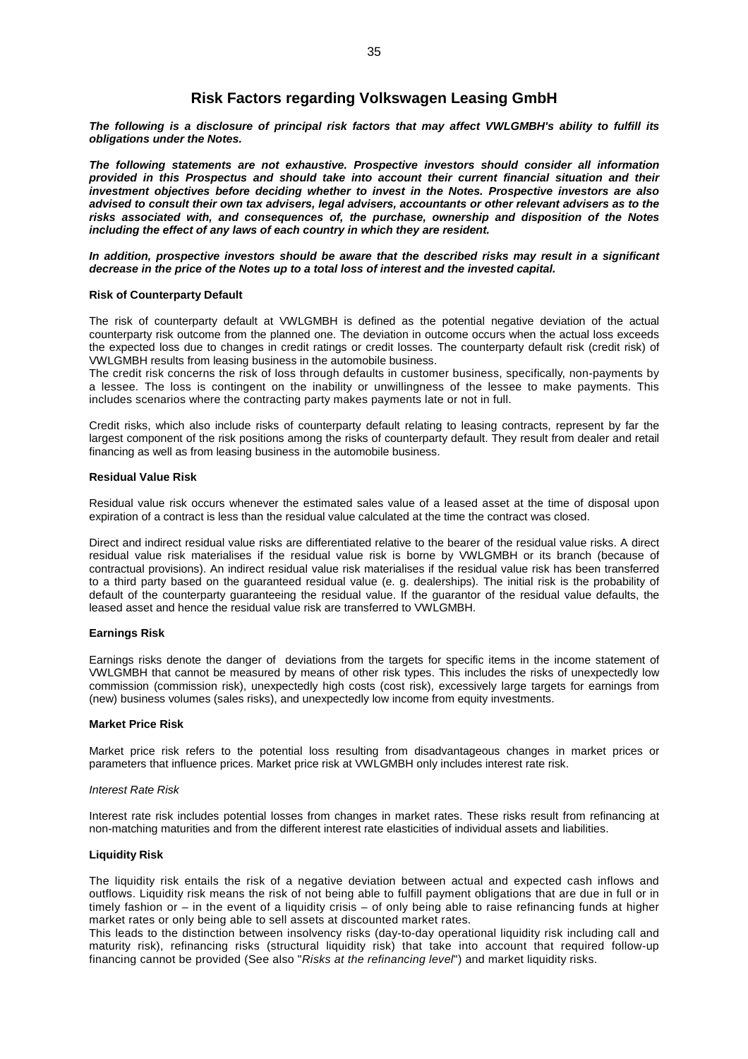# Risk Factors regarding Volkswagen Leasing GmbH

***The following is a disclosure of principal risk factors that may affect VWLGMBH's ability to fulfill its obligations under the Notes.***

***The following statements are not exhaustive. Prospective investors should consider all information provided in this Prospectus and should take into account their current financial situation and their investment objectives before deciding whether to invest in the Notes. Prospective investors are also advised to consult their own tax advisers, legal advisers, accountants or other relevant advisers as to the risks associated with, and consequences of, the purchase, ownership and disposition of the Notes including the effect of any laws of each country in which they are resident.***

***In addition, prospective investors should be aware that the described risks may result in a significant decrease in the price of the Notes up to a total loss of interest and the invested capital.***

**Risk of Counterparty Default**

The risk of counterparty default at VWLGMBH is defined as the potential negative deviation of the actual counterparty risk outcome from the planned one. The deviation in outcome occurs when the actual loss exceeds the expected loss due to changes in credit ratings or credit losses. The counterparty default risk (credit risk) of VWLGMBH results from leasing business in the automobile business.
The credit risk concerns the risk of loss through defaults in customer business, specifically, non-payments by a lessee. The loss is contingent on the inability or unwillingness of the lessee to make payments. This includes scenarios where the contracting party makes payments late or not in full.

Credit risks, which also include risks of counterparty default relating to leasing contracts, represent by far the largest component of the risk positions among the risks of counterparty default. They result from dealer and retail financing as well as from leasing business in the automobile business.

**Residual Value Risk**

Residual value risk occurs whenever the estimated sales value of a leased asset at the time of disposal upon expiration of a contract is less than the residual value calculated at the time the contract was closed.

Direct and indirect residual value risks are differentiated relative to the bearer of the residual value risks. A direct residual value risk materialises if the residual value risk is borne by VWLGMBH or its branch (because of contractual provisions). An indirect residual value risk materialises if the residual value risk has been transferred to a third party based on the guaranteed residual value (e. g. dealerships). The initial risk is the probability of default of the counterparty guaranteeing the residual value. If the guarantor of the residual value defaults, the leased asset and hence the residual value risk are transferred to VWLGMBH.

**Earnings Risk**

Earnings risks denote the danger of deviations from the targets for specific items in the income statement of VWLGMBH that cannot be measured by means of other risk types. This includes the risks of unexpectedly low commission (commission risk), unexpectedly high costs (cost risk), excessively large targets for earnings from (new) business volumes (sales risks), and unexpectedly low income from equity investments.

**Market Price Risk**

Market price risk refers to the potential loss resulting from disadvantageous changes in market prices or parameters that influence prices. Market price risk at VWLGMBH only includes interest rate risk.

*Interest Rate Risk*

Interest rate risk includes potential losses from changes in market rates. These risks result from refinancing at non-matching maturities and from the different interest rate elasticities of individual assets and liabilities.

**Liquidity Risk**

The liquidity risk entails the risk of a negative deviation between actual and expected cash inflows and outflows. Liquidity risk means the risk of not being able to fulfill payment obligations that are due in full or in timely fashion or – in the event of a liquidity crisis – of only being able to raise refinancing funds at higher market rates or only being able to sell assets at discounted market rates.
This leads to the distinction between insolvency risks (day-to-day operational liquidity risk including call and maturity risk), refinancing risks (structural liquidity risk) that take into account that required follow-up financing cannot be provided (See also "*Risks at the refinancing level*") and market liquidity risks.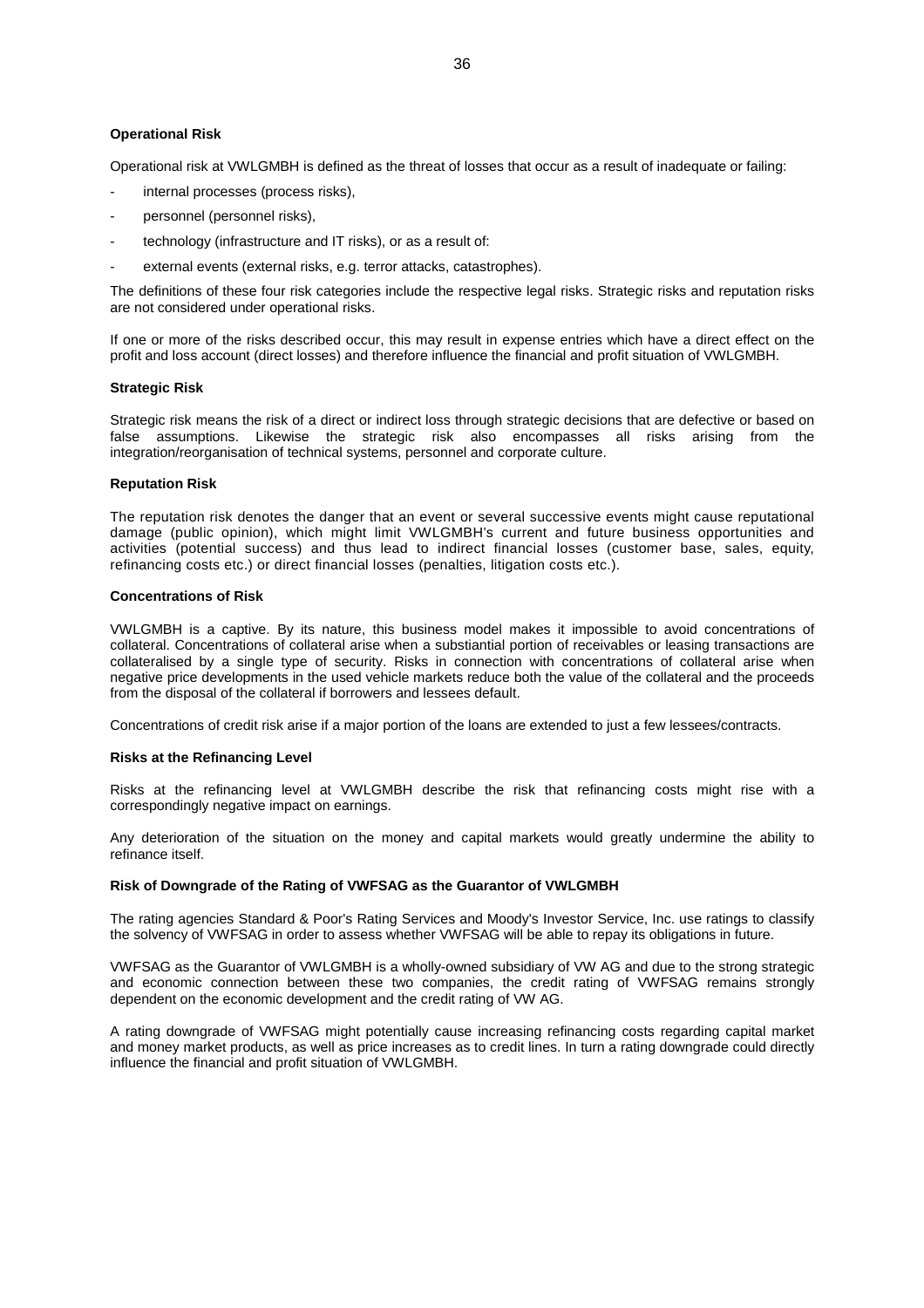**Operational Risk**

Operational risk at VWLGMBH is defined as the threat of losses that occur as a result of inadequate or failing:

- internal processes (process risks),
- personnel (personnel risks),
- technology (infrastructure and IT risks), or as a result of:
- external events (external risks, e.g. terror attacks, catastrophes).

The definitions of these four risk categories include the respective legal risks. Strategic risks and reputation risks are not considered under operational risks.

If one or more of the risks described occur, this may result in expense entries which have a direct effect on the profit and loss account (direct losses) and therefore influence the financial and profit situation of VWLGMBH.

**Strategic Risk**

Strategic risk means the risk of a direct or indirect loss through strategic decisions that are defective or based on false assumptions. Likewise the strategic risk also encompasses all risks arising from the integration/reorganisation of technical systems, personnel and corporate culture.

**Reputation Risk**

The reputation risk denotes the danger that an event or several successive events might cause reputational damage (public opinion), which might limit VWLGMBH's current and future business opportunities and activities (potential success) and thus lead to indirect financial losses (customer base, sales, equity, refinancing costs etc.) or direct financial losses (penalties, litigation costs etc.).

**Concentrations of Risk**

VWLGMBH is a captive. By its nature, this business model makes it impossible to avoid concentrations of collateral. Concentrations of collateral arise when a substiantial portion of receivables or leasing transactions are collateralised by a single type of security. Risks in connection with concentrations of collateral arise when negative price developments in the used vehicle markets reduce both the value of the collateral and the proceeds from the disposal of the collateral if borrowers and lessees default.

Concentrations of credit risk arise if a major portion of the loans are extended to just a few lessees/contracts.

**Risks at the Refinancing Level**

Risks at the refinancing level at VWLGMBH describe the risk that refinancing costs might rise with a correspondingly negative impact on earnings.

Any deterioration of the situation on the money and capital markets would greatly undermine the ability to refinance itself.

**Risk of Downgrade of the Rating of VWFSAG as the Guarantor of VWLGMBH**

The rating agencies Standard & Poor's Rating Services and Moody's Investor Service, Inc. use ratings to classify the solvency of VWFSAG in order to assess whether VWFSAG will be able to repay its obligations in future.

VWFSAG as the Guarantor of VWLGMBH is a wholly-owned subsidiary of VW AG and due to the strong strategic and economic connection between these two companies, the credit rating of VWFSAG remains strongly dependent on the economic development and the credit rating of VW AG.

A rating downgrade of VWFSAG might potentially cause increasing refinancing costs regarding capital market and money market products, as well as price increases as to credit lines. In turn a rating downgrade could directly influence the financial and profit situation of VWLGMBH.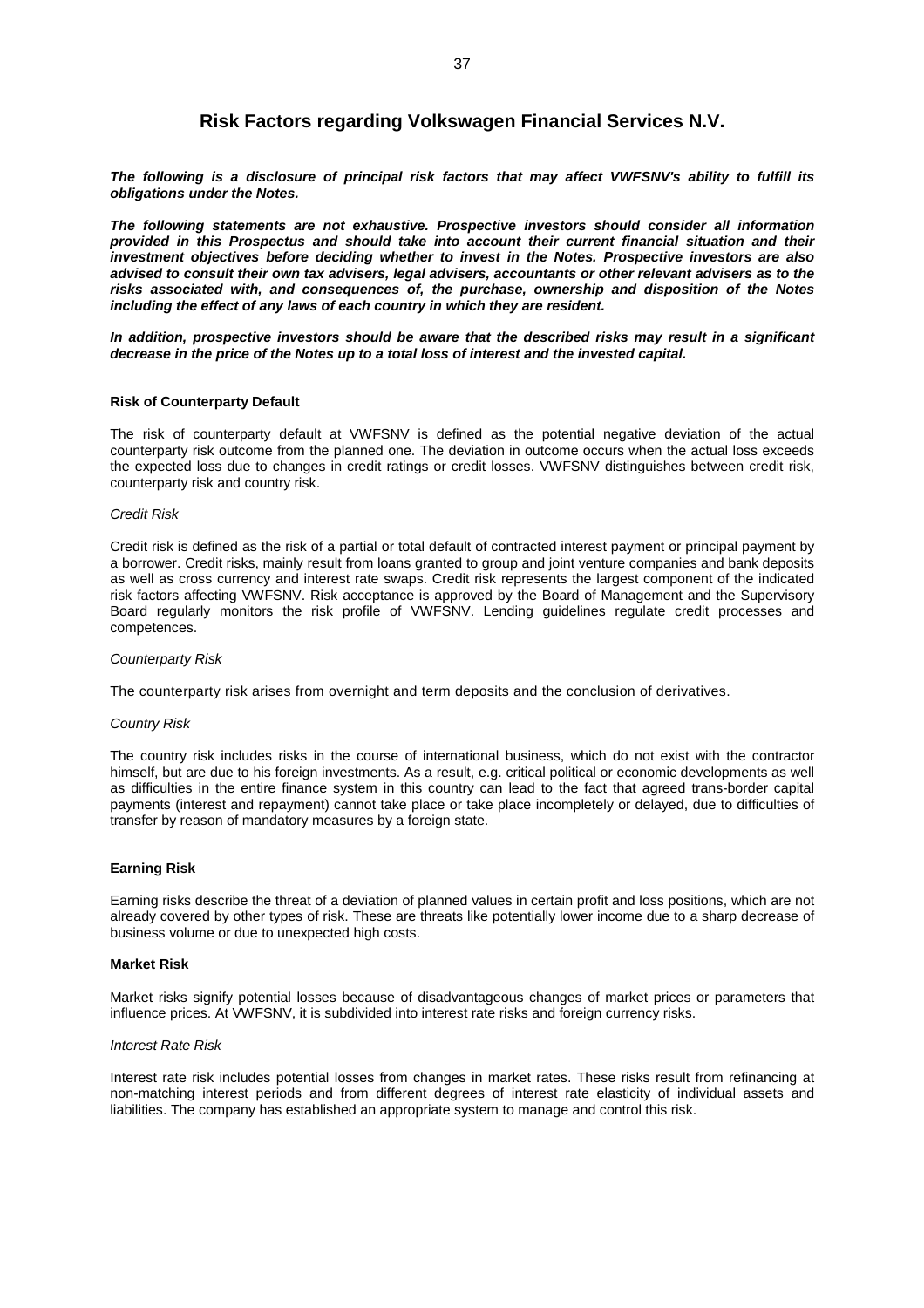# Risk Factors regarding Volkswagen Financial Services N.V.

***The following is a disclosure of principal risk factors that may affect VWFSNV's ability to fulfill its obligations under the Notes.***

***The following statements are not exhaustive. Prospective investors should consider all information provided in this Prospectus and should take into account their current financial situation and their investment objectives before deciding whether to invest in the Notes. Prospective investors are also advised to consult their own tax advisers, legal advisers, accountants or other relevant advisers as to the risks associated with, and consequences of, the purchase, ownership and disposition of the Notes including the effect of any laws of each country in which they are resident.***

***In addition, prospective investors should be aware that the described risks may result in a significant decrease in the price of the Notes up to a total loss of interest and the invested capital.***

### Risk of Counterparty Default

The risk of counterparty default at VWFSNV is defined as the potential negative deviation of the actual counterparty risk outcome from the planned one. The deviation in outcome occurs when the actual loss exceeds the expected loss due to changes in credit ratings or credit losses. VWFSNV distinguishes between credit risk, counterparty risk and country risk.

*Credit Risk*

Credit risk is defined as the risk of a partial or total default of contracted interest payment or principal payment by a borrower. Credit risks, mainly result from loans granted to group and joint venture companies and bank deposits as well as cross currency and interest rate swaps. Credit risk represents the largest component of the indicated risk factors affecting VWFSNV. Risk acceptance is approved by the Board of Management and the Supervisory Board regularly monitors the risk profile of VWFSNV. Lending guidelines regulate credit processes and competences.

*Counterparty Risk*

The counterparty risk arises from overnight and term deposits and the conclusion of derivatives.

*Country Risk*

The country risk includes risks in the course of international business, which do not exist with the contractor himself, but are due to his foreign investments. As a result, e.g. critical political or economic developments as well as difficulties in the entire finance system in this country can lead to the fact that agreed trans-border capital payments (interest and repayment) cannot take place or take place incompletely or delayed, due to difficulties of transfer by reason of mandatory measures by a foreign state.

### Earning Risk

Earning risks describe the threat of a deviation of planned values in certain profit and loss positions, which are not already covered by other types of risk. These are threats like potentially lower income due to a sharp decrease of business volume or due to unexpected high costs.

### Market Risk

Market risks signify potential losses because of disadvantageous changes of market prices or parameters that influence prices. At VWFSNV, it is subdivided into interest rate risks and foreign currency risks.

*Interest Rate Risk*

Interest rate risk includes potential losses from changes in market rates. These risks result from refinancing at non-matching interest periods and from different degrees of interest rate elasticity of individual assets and liabilities. The company has established an appropriate system to manage and control this risk.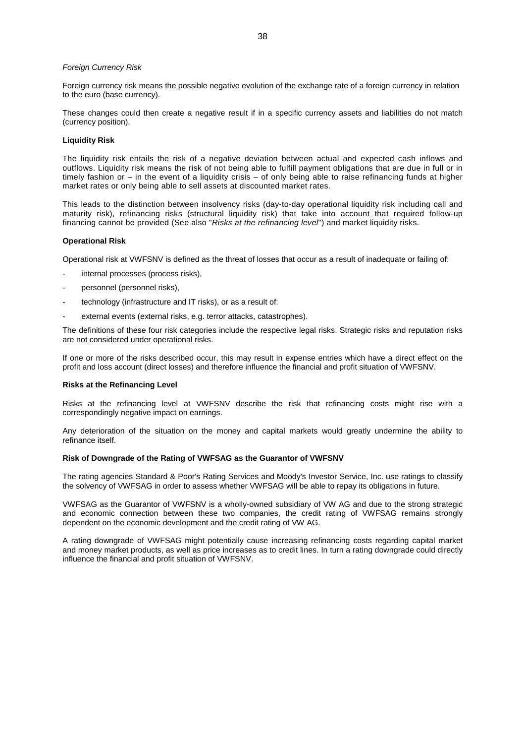*Foreign Currency Risk*

Foreign currency risk means the possible negative evolution of the exchange rate of a foreign currency in relation to the euro (base currency).

These changes could then create a negative result if in a specific currency assets and liabilities do not match (currency position).

**Liquidity Risk**

The liquidity risk entails the risk of a negative deviation between actual and expected cash inflows and outflows. Liquidity risk means the risk of not being able to fulfill payment obligations that are due in full or in timely fashion or – in the event of a liquidity crisis – of only being able to raise refinancing funds at higher market rates or only being able to sell assets at discounted market rates.

This leads to the distinction between insolvency risks (day-to-day operational liquidity risk including call and maturity risk), refinancing risks (structural liquidity risk) that take into account that required follow-up financing cannot be provided (See also "*Risks at the refinancing level*") and market liquidity risks.

**Operational Risk**

Operational risk at VWFSNV is defined as the threat of losses that occur as a result of inadequate or failing of:

- internal processes (process risks),
- personnel (personnel risks),
- technology (infrastructure and IT risks), or as a result of:
- external events (external risks, e.g. terror attacks, catastrophes).

The definitions of these four risk categories include the respective legal risks. Strategic risks and reputation risks are not considered under operational risks.

If one or more of the risks described occur, this may result in expense entries which have a direct effect on the profit and loss account (direct losses) and therefore influence the financial and profit situation of VWFSNV.

**Risks at the Refinancing Level**

Risks at the refinancing level at VWFSNV describe the risk that refinancing costs might rise with a correspondingly negative impact on earnings.

Any deterioration of the situation on the money and capital markets would greatly undermine the ability to refinance itself.

**Risk of Downgrade of the Rating of VWFSAG as the Guarantor of VWFSNV**

The rating agencies Standard & Poor's Rating Services and Moody's Investor Service, Inc. use ratings to classify the solvency of VWFSAG in order to assess whether VWFSAG will be able to repay its obligations in future.

VWFSAG as the Guarantor of VWFSNV is a wholly-owned subsidiary of VW AG and due to the strong strategic and economic connection between these two companies, the credit rating of VWFSAG remains strongly dependent on the economic development and the credit rating of VW AG.

A rating downgrade of VWFSAG might potentially cause increasing refinancing costs regarding capital market and money market products, as well as price increases as to credit lines. In turn a rating downgrade could directly influence the financial and profit situation of VWFSNV.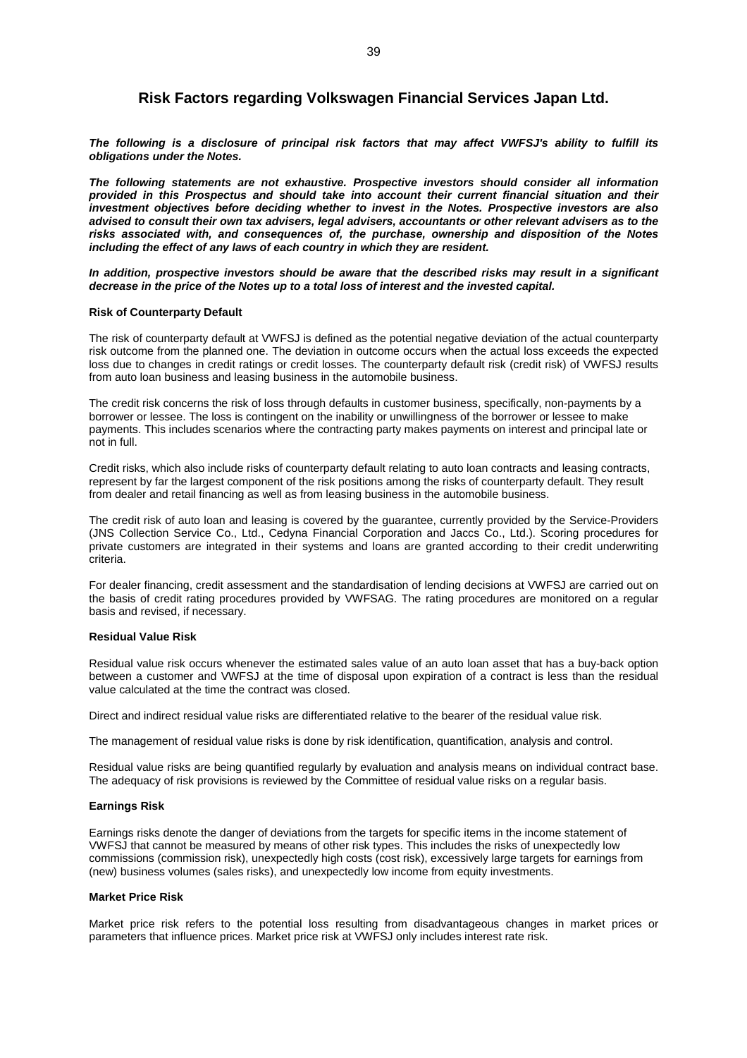# Risk Factors regarding Volkswagen Financial Services Japan Ltd.

***The following is a disclosure of principal risk factors that may affect VWFSJ's ability to fulfill its obligations under the Notes.***

***The following statements are not exhaustive. Prospective investors should consider all information provided in this Prospectus and should take into account their current financial situation and their investment objectives before deciding whether to invest in the Notes. Prospective investors are also advised to consult their own tax advisers, legal advisers, accountants or other relevant advisers as to the risks associated with, and consequences of, the purchase, ownership and disposition of the Notes including the effect of any laws of each country in which they are resident.***

***In addition, prospective investors should be aware that the described risks may result in a significant decrease in the price of the Notes up to a total loss of interest and the invested capital.***

**Risk of Counterparty Default**

The risk of counterparty default at VWFSJ is defined as the potential negative deviation of the actual counterparty risk outcome from the planned one. The deviation in outcome occurs when the actual loss exceeds the expected loss due to changes in credit ratings or credit losses. The counterparty default risk (credit risk) of VWFSJ results from auto loan business and leasing business in the automobile business.

The credit risk concerns the risk of loss through defaults in customer business, specifically, non-payments by a borrower or lessee. The loss is contingent on the inability or unwillingness of the borrower or lessee to make payments. This includes scenarios where the contracting party makes payments on interest and principal late or not in full.

Credit risks, which also include risks of counterparty default relating to auto loan contracts and leasing contracts, represent by far the largest component of the risk positions among the risks of counterparty default. They result from dealer and retail financing as well as from leasing business in the automobile business.

The credit risk of auto loan and leasing is covered by the guarantee, currently provided by the Service-Providers (JNS Collection Service Co., Ltd., Cedyna Financial Corporation and Jaccs Co., Ltd.). Scoring procedures for private customers are integrated in their systems and loans are granted according to their credit underwriting criteria.

For dealer financing, credit assessment and the standardisation of lending decisions at VWFSJ are carried out on the basis of credit rating procedures provided by VWFSAG. The rating procedures are monitored on a regular basis and revised, if necessary.

**Residual Value Risk**

Residual value risk occurs whenever the estimated sales value of an auto loan asset that has a buy-back option between a customer and VWFSJ at the time of disposal upon expiration of a contract is less than the residual value calculated at the time the contract was closed.

Direct and indirect residual value risks are differentiated relative to the bearer of the residual value risk.

The management of residual value risks is done by risk identification, quantification, analysis and control.

Residual value risks are being quantified regularly by evaluation and analysis means on individual contract base. The adequacy of risk provisions is reviewed by the Committee of residual value risks on a regular basis.

**Earnings Risk**

Earnings risks denote the danger of deviations from the targets for specific items in the income statement of VWFSJ that cannot be measured by means of other risk types. This includes the risks of unexpectedly low commissions (commission risk), unexpectedly high costs (cost risk), excessively large targets for earnings from (new) business volumes (sales risks), and unexpectedly low income from equity investments.

**Market Price Risk**

Market price risk refers to the potential loss resulting from disadvantageous changes in market prices or parameters that influence prices. Market price risk at VWFSJ only includes interest rate risk.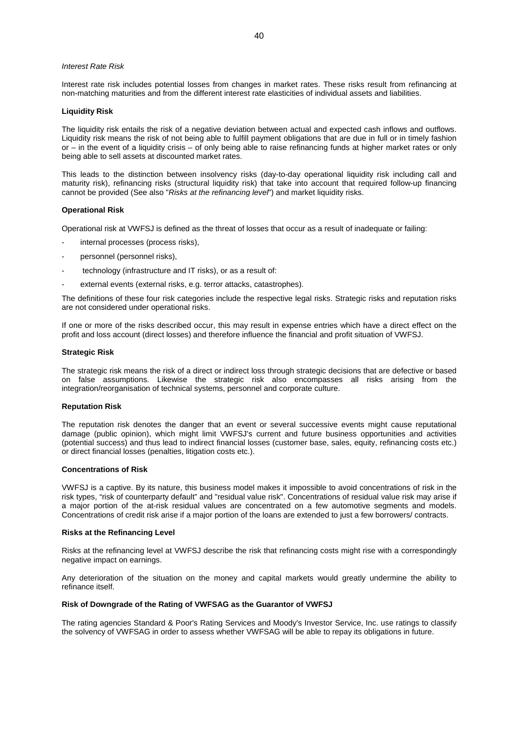*Interest Rate Risk*

Interest rate risk includes potential losses from changes in market rates. These risks result from refinancing at non-matching maturities and from the different interest rate elasticities of individual assets and liabilities.

**Liquidity Risk**

The liquidity risk entails the risk of a negative deviation between actual and expected cash inflows and outflows. Liquidity risk means the risk of not being able to fulfill payment obligations that are due in full or in timely fashion or – in the event of a liquidity crisis – of only being able to raise refinancing funds at higher market rates or only being able to sell assets at discounted market rates.

This leads to the distinction between insolvency risks (day-to-day operational liquidity risk including call and maturity risk), refinancing risks (structural liquidity risk) that take into account that required follow-up financing cannot be provided (See also "*Risks at the refinancing level*") and market liquidity risks.

**Operational Risk**

Operational risk at VWFSJ is defined as the threat of losses that occur as a result of inadequate or failing:

- internal processes (process risks),
- personnel (personnel risks),
- technology (infrastructure and IT risks), or as a result of:
- external events (external risks, e.g. terror attacks, catastrophes).

The definitions of these four risk categories include the respective legal risks. Strategic risks and reputation risks are not considered under operational risks.

If one or more of the risks described occur, this may result in expense entries which have a direct effect on the profit and loss account (direct losses) and therefore influence the financial and profit situation of VWFSJ.

**Strategic Risk**

The strategic risk means the risk of a direct or indirect loss through strategic decisions that are defective or based on false assumptions. Likewise the strategic risk also encompasses all risks arising from the integration/reorganisation of technical systems, personnel and corporate culture.

**Reputation Risk**

The reputation risk denotes the danger that an event or several successive events might cause reputational damage (public opinion), which might limit VWFSJ's current and future business opportunities and activities (potential success) and thus lead to indirect financial losses (customer base, sales, equity, refinancing costs etc.) or direct financial losses (penalties, litigation costs etc.).

**Concentrations of Risk**

VWFSJ is a captive. By its nature, this business model makes it impossible to avoid concentrations of risk in the risk types, "risk of counterparty default" and "residual value risk". Concentrations of residual value risk may arise if a major portion of the at-risk residual values are concentrated on a few automotive segments and models. Concentrations of credit risk arise if a major portion of the loans are extended to just a few borrowers/ contracts.

**Risks at the Refinancing Level**

Risks at the refinancing level at VWFSJ describe the risk that refinancing costs might rise with a correspondingly negative impact on earnings.

Any deterioration of the situation on the money and capital markets would greatly undermine the ability to refinance itself.

**Risk of Downgrade of the Rating of VWFSAG as the Guarantor of VWFSJ**

The rating agencies Standard & Poor's Rating Services and Moody's Investor Service, Inc. use ratings to classify the solvency of VWFSAG in order to assess whether VWFSAG will be able to repay its obligations in future.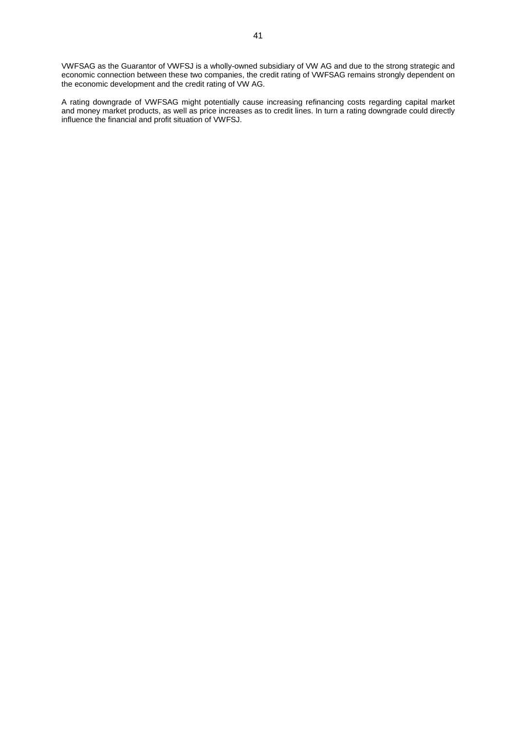VWFSAG as the Guarantor of VWFSJ is a wholly-owned subsidiary of VW AG and due to the strong strategic and economic connection between these two companies, the credit rating of VWFSAG remains strongly dependent on the economic development and the credit rating of VW AG.

A rating downgrade of VWFSAG might potentially cause increasing refinancing costs regarding capital market and money market products, as well as price increases as to credit lines. In turn a rating downgrade could directly influence the financial and profit situation of VWFSJ.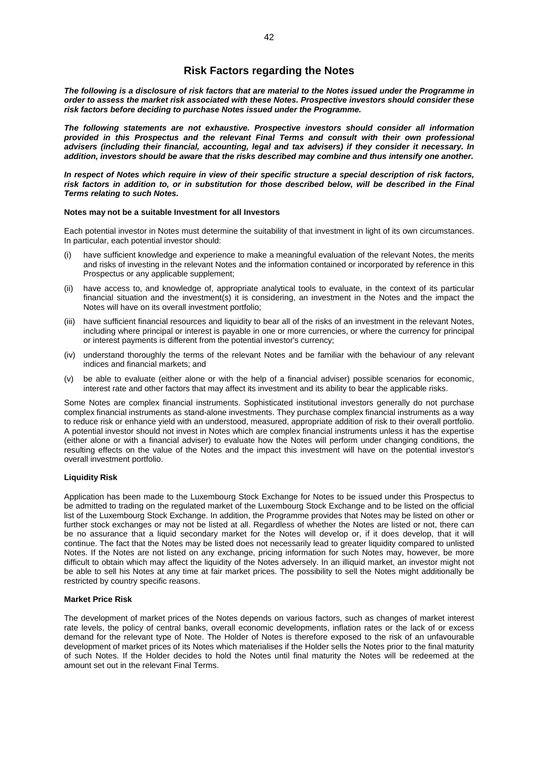# Risk Factors regarding the Notes

***The following is a disclosure of risk factors that are material to the Notes issued under the Programme in order to assess the market risk associated with these Notes. Prospective investors should consider these risk factors before deciding to purchase Notes issued under the Programme.***

***The following statements are not exhaustive. Prospective investors should consider all information provided in this Prospectus and the relevant Final Terms and consult with their own professional advisers (including their financial, accounting, legal and tax advisers) if they consider it necessary. In addition, investors should be aware that the risks described may combine and thus intensify one another.***

***In respect of Notes which require in view of their specific structure a special description of risk factors, risk factors in addition to, or in substitution for those described below, will be described in the Final Terms relating to such Notes.***

**Notes may not be a suitable Investment for all Investors**

Each potential investor in Notes must determine the suitability of that investment in light of its own circumstances. In particular, each potential investor should:

(i) have sufficient knowledge and experience to make a meaningful evaluation of the relevant Notes, the merits and risks of investing in the relevant Notes and the information contained or incorporated by reference in this Prospectus or any applicable supplement;

(ii) have access to, and knowledge of, appropriate analytical tools to evaluate, in the context of its particular financial situation and the investment(s) it is considering, an investment in the Notes and the impact the Notes will have on its overall investment portfolio;

(iii) have sufficient financial resources and liquidity to bear all of the risks of an investment in the relevant Notes, including where principal or interest is payable in one or more currencies, or where the currency for principal or interest payments is different from the potential investor's currency;

(iv) understand thoroughly the terms of the relevant Notes and be familiar with the behaviour of any relevant indices and financial markets; and

(v) be able to evaluate (either alone or with the help of a financial adviser) possible scenarios for economic, interest rate and other factors that may affect its investment and its ability to bear the applicable risks.

Some Notes are complex financial instruments. Sophisticated institutional investors generally do not purchase complex financial instruments as stand-alone investments. They purchase complex financial instruments as a way to reduce risk or enhance yield with an understood, measured, appropriate addition of risk to their overall portfolio. A potential investor should not invest in Notes which are complex financial instruments unless it has the expertise (either alone or with a financial adviser) to evaluate how the Notes will perform under changing conditions, the resulting effects on the value of the Notes and the impact this investment will have on the potential investor's overall investment portfolio.

**Liquidity Risk**

Application has been made to the Luxembourg Stock Exchange for Notes to be issued under this Prospectus to be admitted to trading on the regulated market of the Luxembourg Stock Exchange and to be listed on the official list of the Luxembourg Stock Exchange. In addition, the Programme provides that Notes may be listed on other or further stock exchanges or may not be listed at all. Regardless of whether the Notes are listed or not, there can be no assurance that a liquid secondary market for the Notes will develop or, if it does develop, that it will continue. The fact that the Notes may be listed does not necessarily lead to greater liquidity compared to unlisted Notes. If the Notes are not listed on any exchange, pricing information for such Notes may, however, be more difficult to obtain which may affect the liquidity of the Notes adversely. In an illiquid market, an investor might not be able to sell his Notes at any time at fair market prices. The possibility to sell the Notes might additionally be restricted by country specific reasons.

**Market Price Risk**

The development of market prices of the Notes depends on various factors, such as changes of market interest rate levels, the policy of central banks, overall economic developments, inflation rates or the lack of or excess demand for the relevant type of Note. The Holder of Notes is therefore exposed to the risk of an unfavourable development of market prices of its Notes which materialises if the Holder sells the Notes prior to the final maturity of such Notes. If the Holder decides to hold the Notes until final maturity the Notes will be redeemed at the amount set out in the relevant Final Terms.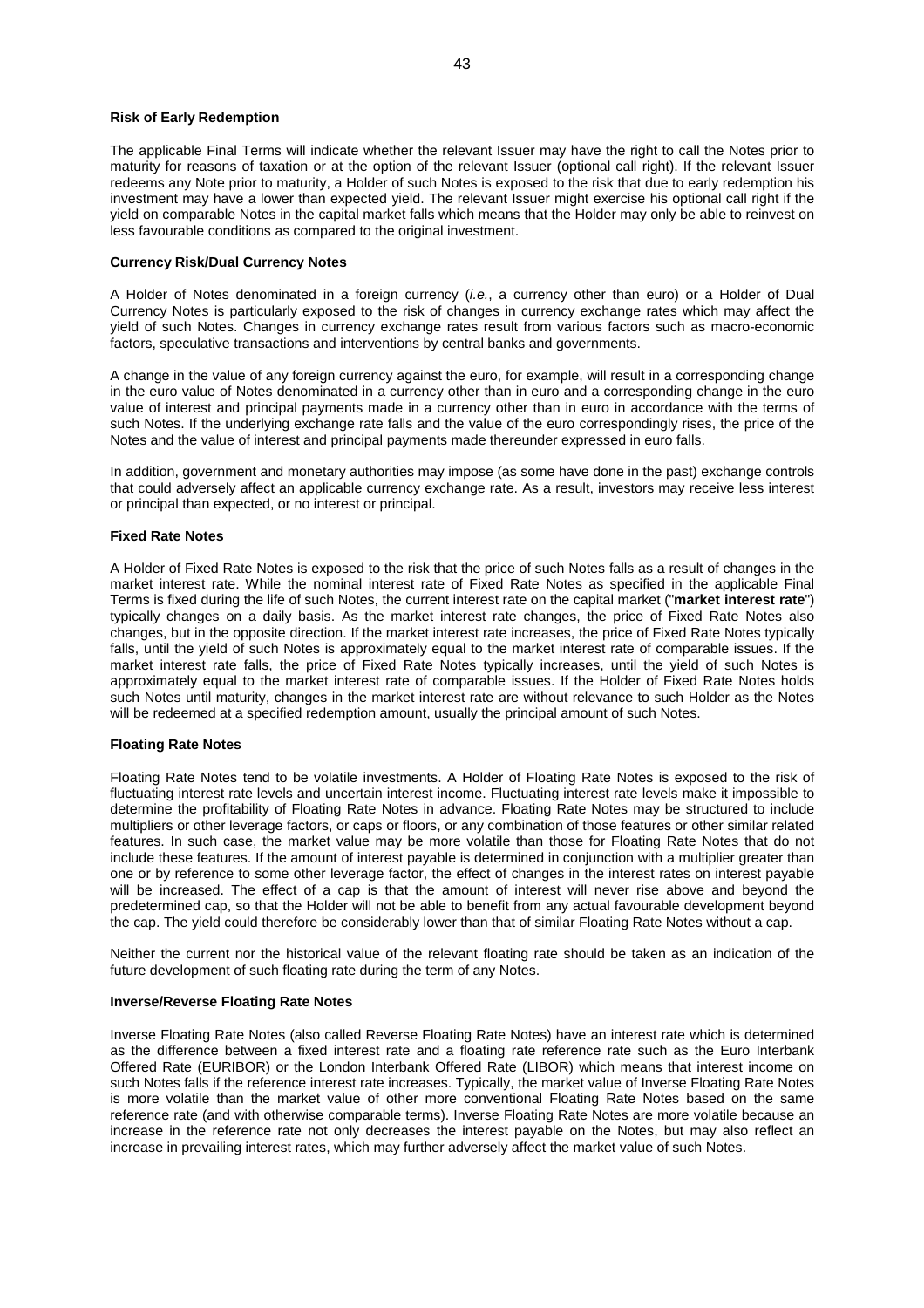**Risk of Early Redemption**

The applicable Final Terms will indicate whether the relevant Issuer may have the right to call the Notes prior to maturity for reasons of taxation or at the option of the relevant Issuer (optional call right). If the relevant Issuer redeems any Note prior to maturity, a Holder of such Notes is exposed to the risk that due to early redemption his investment may have a lower than expected yield. The relevant Issuer might exercise his optional call right if the yield on comparable Notes in the capital market falls which means that the Holder may only be able to reinvest on less favourable conditions as compared to the original investment.

**Currency Risk/Dual Currency Notes**

A Holder of Notes denominated in a foreign currency (*i.e.*, a currency other than euro) or a Holder of Dual Currency Notes is particularly exposed to the risk of changes in currency exchange rates which may affect the yield of such Notes. Changes in currency exchange rates result from various factors such as macro-economic factors, speculative transactions and interventions by central banks and governments.

A change in the value of any foreign currency against the euro, for example, will result in a corresponding change in the euro value of Notes denominated in a currency other than in euro and a corresponding change in the euro value of interest and principal payments made in a currency other than in euro in accordance with the terms of such Notes. If the underlying exchange rate falls and the value of the euro correspondingly rises, the price of the Notes and the value of interest and principal payments made thereunder expressed in euro falls.

In addition, government and monetary authorities may impose (as some have done in the past) exchange controls that could adversely affect an applicable currency exchange rate. As a result, investors may receive less interest or principal than expected, or no interest or principal.

**Fixed Rate Notes**

A Holder of Fixed Rate Notes is exposed to the risk that the price of such Notes falls as a result of changes in the market interest rate. While the nominal interest rate of Fixed Rate Notes as specified in the applicable Final Terms is fixed during the life of such Notes, the current interest rate on the capital market ("**market interest rate**") typically changes on a daily basis. As the market interest rate changes, the price of Fixed Rate Notes also changes, but in the opposite direction. If the market interest rate increases, the price of Fixed Rate Notes typically falls, until the yield of such Notes is approximately equal to the market interest rate of comparable issues. If the market interest rate falls, the price of Fixed Rate Notes typically increases, until the yield of such Notes is approximately equal to the market interest rate of comparable issues. If the Holder of Fixed Rate Notes holds such Notes until maturity, changes in the market interest rate are without relevance to such Holder as the Notes will be redeemed at a specified redemption amount, usually the principal amount of such Notes.

**Floating Rate Notes**

Floating Rate Notes tend to be volatile investments. A Holder of Floating Rate Notes is exposed to the risk of fluctuating interest rate levels and uncertain interest income. Fluctuating interest rate levels make it impossible to determine the profitability of Floating Rate Notes in advance. Floating Rate Notes may be structured to include multipliers or other leverage factors, or caps or floors, or any combination of those features or other similar related features. In such case, the market value may be more volatile than those for Floating Rate Notes that do not include these features. If the amount of interest payable is determined in conjunction with a multiplier greater than one or by reference to some other leverage factor, the effect of changes in the interest rates on interest payable will be increased. The effect of a cap is that the amount of interest will never rise above and beyond the predetermined cap, so that the Holder will not be able to benefit from any actual favourable development beyond the cap. The yield could therefore be considerably lower than that of similar Floating Rate Notes without a cap.

Neither the current nor the historical value of the relevant floating rate should be taken as an indication of the future development of such floating rate during the term of any Notes.

**Inverse/Reverse Floating Rate Notes**

Inverse Floating Rate Notes (also called Reverse Floating Rate Notes) have an interest rate which is determined as the difference between a fixed interest rate and a floating rate reference rate such as the Euro Interbank Offered Rate (EURIBOR) or the London Interbank Offered Rate (LIBOR) which means that interest income on such Notes falls if the reference interest rate increases. Typically, the market value of Inverse Floating Rate Notes is more volatile than the market value of other more conventional Floating Rate Notes based on the same reference rate (and with otherwise comparable terms). Inverse Floating Rate Notes are more volatile because an increase in the reference rate not only decreases the interest payable on the Notes, but may also reflect an increase in prevailing interest rates, which may further adversely affect the market value of such Notes.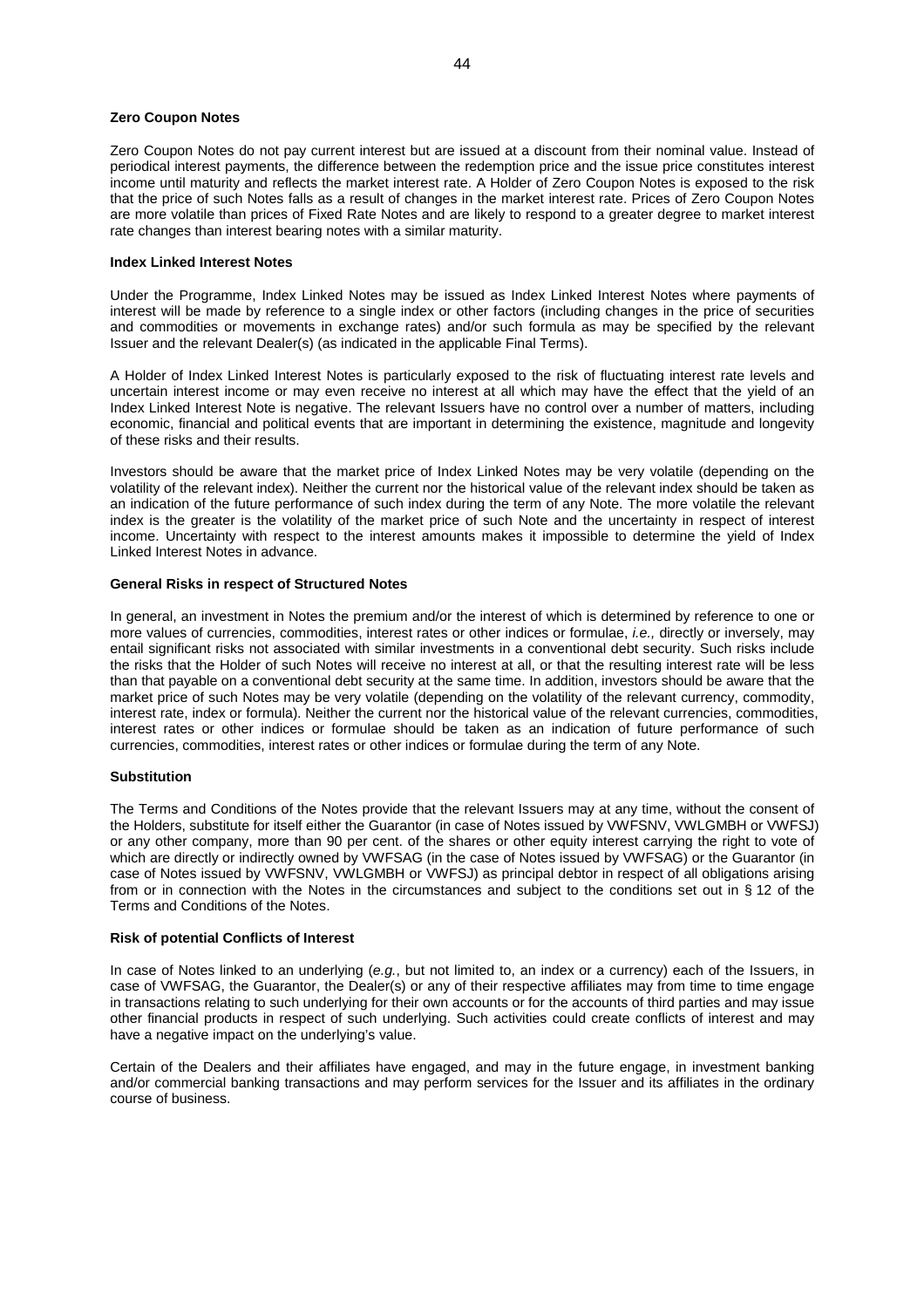**Zero Coupon Notes**

Zero Coupon Notes do not pay current interest but are issued at a discount from their nominal value. Instead of periodical interest payments, the difference between the redemption price and the issue price constitutes interest income until maturity and reflects the market interest rate. A Holder of Zero Coupon Notes is exposed to the risk that the price of such Notes falls as a result of changes in the market interest rate. Prices of Zero Coupon Notes are more volatile than prices of Fixed Rate Notes and are likely to respond to a greater degree to market interest rate changes than interest bearing notes with a similar maturity.

**Index Linked Interest Notes**

Under the Programme, Index Linked Notes may be issued as Index Linked Interest Notes where payments of interest will be made by reference to a single index or other factors (including changes in the price of securities and commodities or movements in exchange rates) and/or such formula as may be specified by the relevant Issuer and the relevant Dealer(s) (as indicated in the applicable Final Terms).

A Holder of Index Linked Interest Notes is particularly exposed to the risk of fluctuating interest rate levels and uncertain interest income or may even receive no interest at all which may have the effect that the yield of an Index Linked Interest Note is negative. The relevant Issuers have no control over a number of matters, including economic, financial and political events that are important in determining the existence, magnitude and longevity of these risks and their results.

Investors should be aware that the market price of Index Linked Notes may be very volatile (depending on the volatility of the relevant index). Neither the current nor the historical value of the relevant index should be taken as an indication of the future performance of such index during the term of any Note. The more volatile the relevant index is the greater is the volatility of the market price of such Note and the uncertainty in respect of interest income. Uncertainty with respect to the interest amounts makes it impossible to determine the yield of Index Linked Interest Notes in advance.

**General Risks in respect of Structured Notes**

In general, an investment in Notes the premium and/or the interest of which is determined by reference to one or more values of currencies, commodities, interest rates or other indices or formulae, *i.e.,* directly or inversely, may entail significant risks not associated with similar investments in a conventional debt security. Such risks include the risks that the Holder of such Notes will receive no interest at all, or that the resulting interest rate will be less than that payable on a conventional debt security at the same time. In addition, investors should be aware that the market price of such Notes may be very volatile (depending on the volatility of the relevant currency, commodity, interest rate, index or formula). Neither the current nor the historical value of the relevant currencies, commodities, interest rates or other indices or formulae should be taken as an indication of future performance of such currencies, commodities, interest rates or other indices or formulae during the term of any Note.

**Substitution**

The Terms and Conditions of the Notes provide that the relevant Issuers may at any time, without the consent of the Holders, substitute for itself either the Guarantor (in case of Notes issued by VWFSNV, VWLGMBH or VWFSJ) or any other company, more than 90 per cent. of the shares or other equity interest carrying the right to vote of which are directly or indirectly owned by VWFSAG (in the case of Notes issued by VWFSAG) or the Guarantor (in case of Notes issued by VWFSNV, VWLGMBH or VWFSJ) as principal debtor in respect of all obligations arising from or in connection with the Notes in the circumstances and subject to the conditions set out in § 12 of the Terms and Conditions of the Notes.

**Risk of potential Conflicts of Interest**

In case of Notes linked to an underlying (*e.g.*, but not limited to, an index or a currency) each of the Issuers, in case of VWFSAG, the Guarantor, the Dealer(s) or any of their respective affiliates may from time to time engage in transactions relating to such underlying for their own accounts or for the accounts of third parties and may issue other financial products in respect of such underlying. Such activities could create conflicts of interest and may have a negative impact on the underlying's value.

Certain of the Dealers and their affiliates have engaged, and may in the future engage, in investment banking and/or commercial banking transactions and may perform services for the Issuer and its affiliates in the ordinary course of business.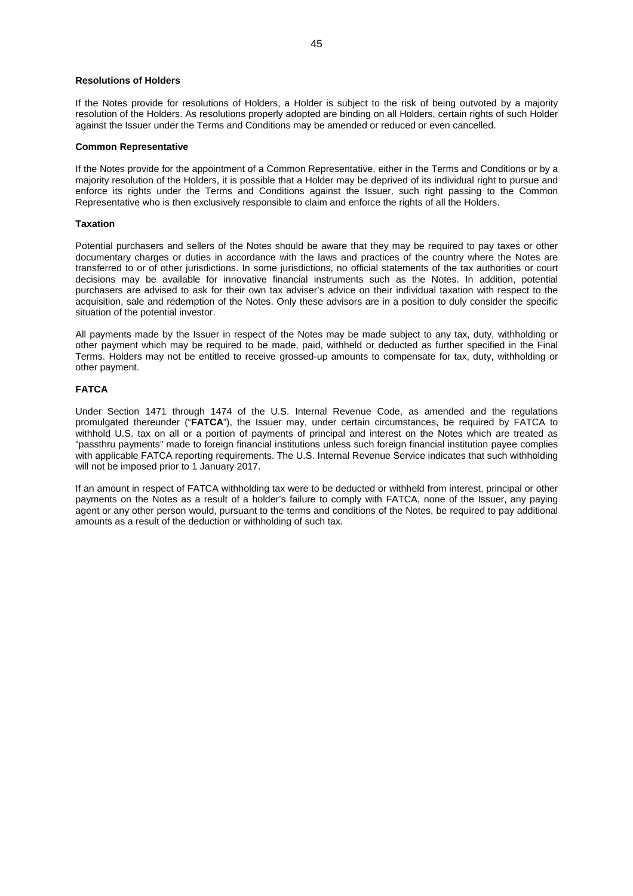**Resolutions of Holders**

If the Notes provide for resolutions of Holders, a Holder is subject to the risk of being outvoted by a majority resolution of the Holders. As resolutions properly adopted are binding on all Holders, certain rights of such Holder against the Issuer under the Terms and Conditions may be amended or reduced or even cancelled.

**Common Representative**

If the Notes provide for the appointment of a Common Representative, either in the Terms and Conditions or by a majority resolution of the Holders, it is possible that a Holder may be deprived of its individual right to pursue and enforce its rights under the Terms and Conditions against the Issuer, such right passing to the Common Representative who is then exclusively responsible to claim and enforce the rights of all the Holders.

**Taxation**

Potential purchasers and sellers of the Notes should be aware that they may be required to pay taxes or other documentary charges or duties in accordance with the laws and practices of the country where the Notes are transferred to or of other jurisdictions. In some jurisdictions, no official statements of the tax authorities or court decisions may be available for innovative financial instruments such as the Notes. In addition, potential purchasers are advised to ask for their own tax adviser's advice on their individual taxation with respect to the acquisition, sale and redemption of the Notes. Only these advisors are in a position to duly consider the specific situation of the potential investor.

All payments made by the Issuer in respect of the Notes may be made subject to any tax, duty, withholding or other payment which may be required to be made, paid, withheld or deducted as further specified in the Final Terms. Holders may not be entitled to receive grossed-up amounts to compensate for tax, duty, withholding or other payment.

**FATCA**

Under Section 1471 through 1474 of the U.S. Internal Revenue Code, as amended and the regulations promulgated thereunder ("**FATCA**"), the Issuer may, under certain circumstances, be required by FATCA to withhold U.S. tax on all or a portion of payments of principal and interest on the Notes which are treated as "passthru payments" made to foreign financial institutions unless such foreign financial institution payee complies with applicable FATCA reporting requirements. The U.S. Internal Revenue Service indicates that such withholding will not be imposed prior to 1 January 2017.

If an amount in respect of FATCA withholding tax were to be deducted or withheld from interest, principal or other payments on the Notes as a result of a holder's failure to comply with FATCA, none of the Issuer, any paying agent or any other person would, pursuant to the terms and conditions of the Notes, be required to pay additional amounts as a result of the deduction or withholding of such tax.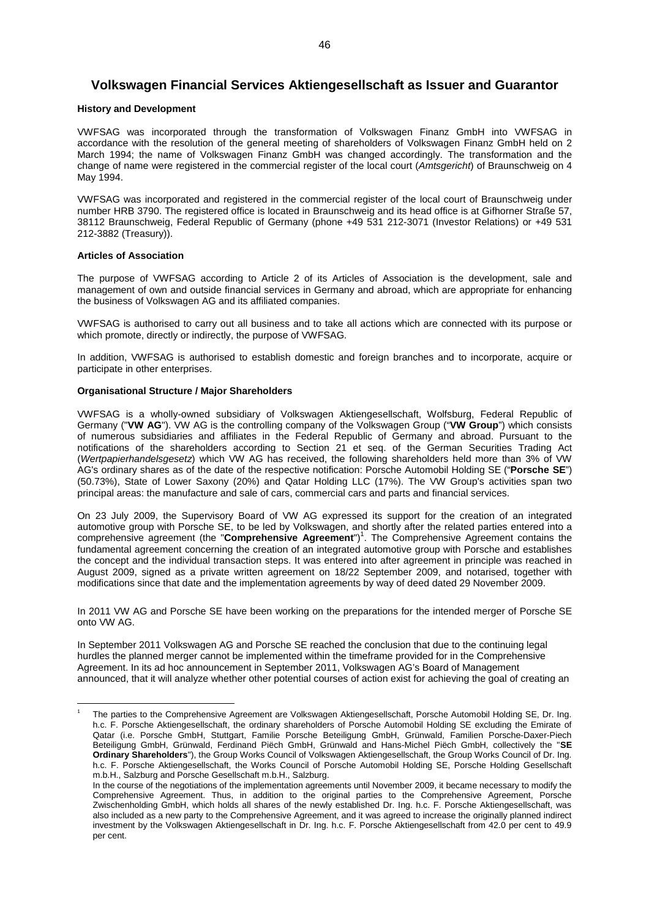## Volkswagen Financial Services Aktiengesellschaft as Issuer and Guarantor

**History and Development**

VWFSAG was incorporated through the transformation of Volkswagen Finanz GmbH into VWFSAG in accordance with the resolution of the general meeting of shareholders of Volkswagen Finanz GmbH held on 2 March 1994; the name of Volkswagen Finanz GmbH was changed accordingly. The transformation and the change of name were registered in the commercial register of the local court (*Amtsgericht*) of Braunschweig on 4 May 1994.

VWFSAG was incorporated and registered in the commercial register of the local court of Braunschweig under number HRB 3790. The registered office is located in Braunschweig and its head office is at Gifhorner Straße 57, 38112 Braunschweig, Federal Republic of Germany (phone +49 531 212-3071 (Investor Relations) or +49 531 212-3882 (Treasury)).

**Articles of Association**

The purpose of VWFSAG according to Article 2 of its Articles of Association is the development, sale and management of own and outside financial services in Germany and abroad, which are appropriate for enhancing the business of Volkswagen AG and its affiliated companies.

VWFSAG is authorised to carry out all business and to take all actions which are connected with its purpose or which promote, directly or indirectly, the purpose of VWFSAG.

In addition, VWFSAG is authorised to establish domestic and foreign branches and to incorporate, acquire or participate in other enterprises.

**Organisational Structure / Major Shareholders**

VWFSAG is a wholly-owned subsidiary of Volkswagen Aktiengesellschaft, Wolfsburg, Federal Republic of Germany ("**VW AG**"). VW AG is the controlling company of the Volkswagen Group ("**VW Group**") which consists of numerous subsidiaries and affiliates in the Federal Republic of Germany and abroad. Pursuant to the notifications of the shareholders according to Section 21 et seq. of the German Securities Trading Act (*Wertpapierhandelsgesetz*) which VW AG has received, the following shareholders held more than 3% of VW AG's ordinary shares as of the date of the respective notification: Porsche Automobil Holding SE ("**Porsche SE**") (50.73%), State of Lower Saxony (20%) and Qatar Holding LLC (17%). The VW Group's activities span two principal areas: the manufacture and sale of cars, commercial cars and parts and financial services.

On 23 July 2009, the Supervisory Board of VW AG expressed its support for the creation of an integrated automotive group with Porsche SE, to be led by Volkswagen, and shortly after the related parties entered into a comprehensive agreement (the "**Comprehensive Agreement**")[1]. The Comprehensive Agreement contains the fundamental agreement concerning the creation of an integrated automotive group with Porsche and establishes the concept and the individual transaction steps. It was entered into after agreement in principle was reached in August 2009, signed as a private written agreement on 18/22 September 2009, and notarised, together with modifications since that date and the implementation agreements by way of deed dated 29 November 2009.

In 2011 VW AG and Porsche SE have been working on the preparations for the intended merger of Porsche SE onto VW AG.

In September 2011 Volkswagen AG and Porsche SE reached the conclusion that due to the continuing legal hurdles the planned merger cannot be implemented within the timeframe provided for in the Comprehensive Agreement. In its ad hoc announcement in September 2011, Volkswagen AG's Board of Management announced, that it will analyze whether other potential courses of action exist for achieving the goal of creating an

---

[1] The parties to the Comprehensive Agreement are Volkswagen Aktiengesellschaft, Porsche Automobil Holding SE, Dr. Ing. h.c. F. Porsche Aktiengesellschaft, the ordinary shareholders of Porsche Automobil Holding SE excluding the Emirate of Qatar (i.e. Porsche GmbH, Stuttgart, Familie Porsche Beteiligung GmbH, Grünwald, Familien Porsche-Daxer-Piech Beteiligung GmbH, Grünwald, Ferdinand Piëch GmbH, Grünwald and Hans-Michel Piëch GmbH, collectively the "**SE Ordinary Shareholders**"), the Group Works Council of Volkswagen Aktiengesellschaft, the Group Works Council of Dr. Ing. h.c. F. Porsche Aktiengesellschaft, the Works Council of Porsche Automobil Holding SE, Porsche Holding Gesellschaft m.b.H., Salzburg and Porsche Gesellschaft m.b.H., Salzburg.

In the course of the negotiations of the implementation agreements until November 2009, it became necessary to modify the Comprehensive Agreement. Thus, in addition to the original parties to the Comprehensive Agreement, Porsche Zwischenholding GmbH, which holds all shares of the newly established Dr. Ing. h.c. F. Porsche Aktiengesellschaft, was also included as a new party to the Comprehensive Agreement, and it was agreed to increase the originally planned indirect investment by the Volkswagen Aktiengesellschaft in Dr. Ing. h.c. F. Porsche Aktiengesellschaft from 42.0 per cent to 49.9 per cent.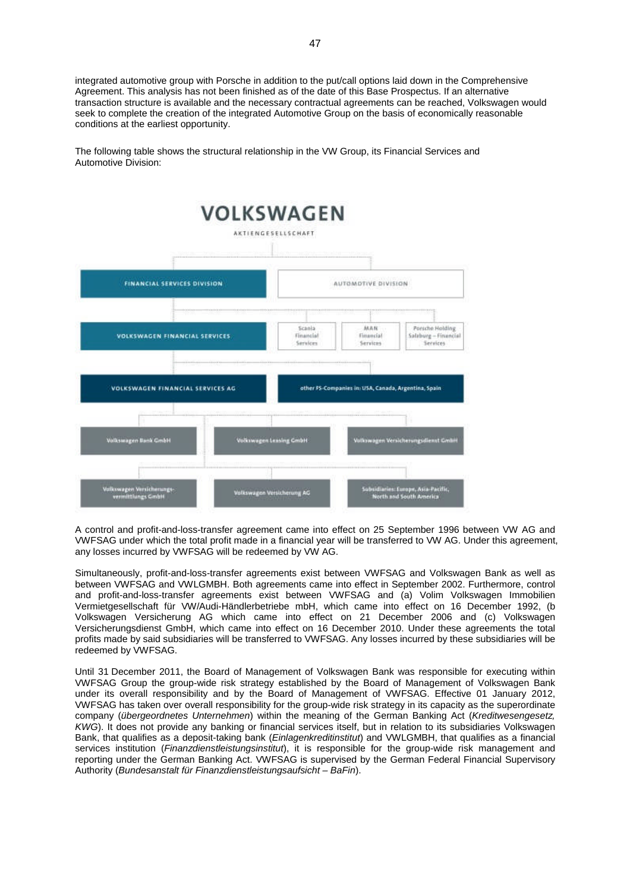integrated automotive group with Porsche in addition to the put/call options laid down in the Comprehensive Agreement. This analysis has not been finished as of the date of this Base Prospectus. If an alternative transaction structure is available and the necessary contractual agreements can be reached, Volkswagen would seek to complete the creation of the integrated Automotive Group on the basis of economically reasonable conditions at the earliest opportunity.

The following table shows the structural relationship in the VW Group, its Financial Services and Automotive Division:

**VOLKSWAGEN**
AKTIENGESELLSCHAFT

- FINANCIAL SERVICES DIVISION
  - VOLKSWAGEN FINANCIAL SERVICES
    - VOLKSWAGEN FINANCIAL SERVICES AG
      - Volkswagen Bank GmbH
      - Volkswagen Leasing GmbH
      - Volkswagen Versicherungsdienst GmbH
      - Volkswagen Versicherungs-vermittlungs GmbH
      - Volkswagen Versicherung AG
      - Subsidiaries: Europe, Asia-Pacific, North and South America
    - other FS-Companies in: USA, Canada, Argentina, Spain
- AUTOMOTIVE DIVISION
  - Scania Financial Services
  - MAN Financial Services
  - Porsche Holding Salzburg – Financial Services

A control and profit-and-loss-transfer agreement came into effect on 25 September 1996 between VW AG and VWFSAG under which the total profit made in a financial year will be transferred to VW AG. Under this agreement, any losses incurred by VWFSAG will be redeemed by VW AG.

Simultaneously, profit-and-loss-transfer agreements exist between VWFSAG and Volkswagen Bank as well as between VWFSAG and VWLGMBH. Both agreements came into effect in September 2002. Furthermore, control and profit-and-loss-transfer agreements exist between VWFSAG and (a) Volim Volkswagen Immobilien Vermietgesellschaft für VW/Audi-Händlerbetriebe mbH, which came into effect on 16 December 1992, (b Volkswagen Versicherung AG which came into effect on 21 December 2006 and (c) Volkswagen Versicherungsdienst GmbH, which came into effect on 16 December 2010. Under these agreements the total profits made by said subsidiaries will be transferred to VWFSAG. Any losses incurred by these subsidiaries will be redeemed by VWFSAG.

Until 31 December 2011, the Board of Management of Volkswagen Bank was responsible for executing within VWFSAG Group the group-wide risk strategy established by the Board of Management of Volkswagen Bank under its overall responsibility and by the Board of Management of VWFSAG. Effective 01 January 2012, VWFSAG has taken over overall responsibility for the group-wide risk strategy in its capacity as the superordinate company (*übergeordnetes Unternehmen*) within the meaning of the German Banking Act (*Kreditwesengesetz, KWG*). It does not provide any banking or financial services itself, but in relation to its subsidiaries Volkswagen Bank, that qualifies as a deposit-taking bank (*Einlagenkreditinstitut*) and VWLGMBH, that qualifies as a financial services institution (*Finanzdienstleistungsinstitut*), it is responsible for the group-wide risk management and reporting under the German Banking Act. VWFSAG is supervised by the German Federal Financial Supervisory Authority (*Bundesanstalt für Finanzdienstleistungsaufsicht – BaFin*).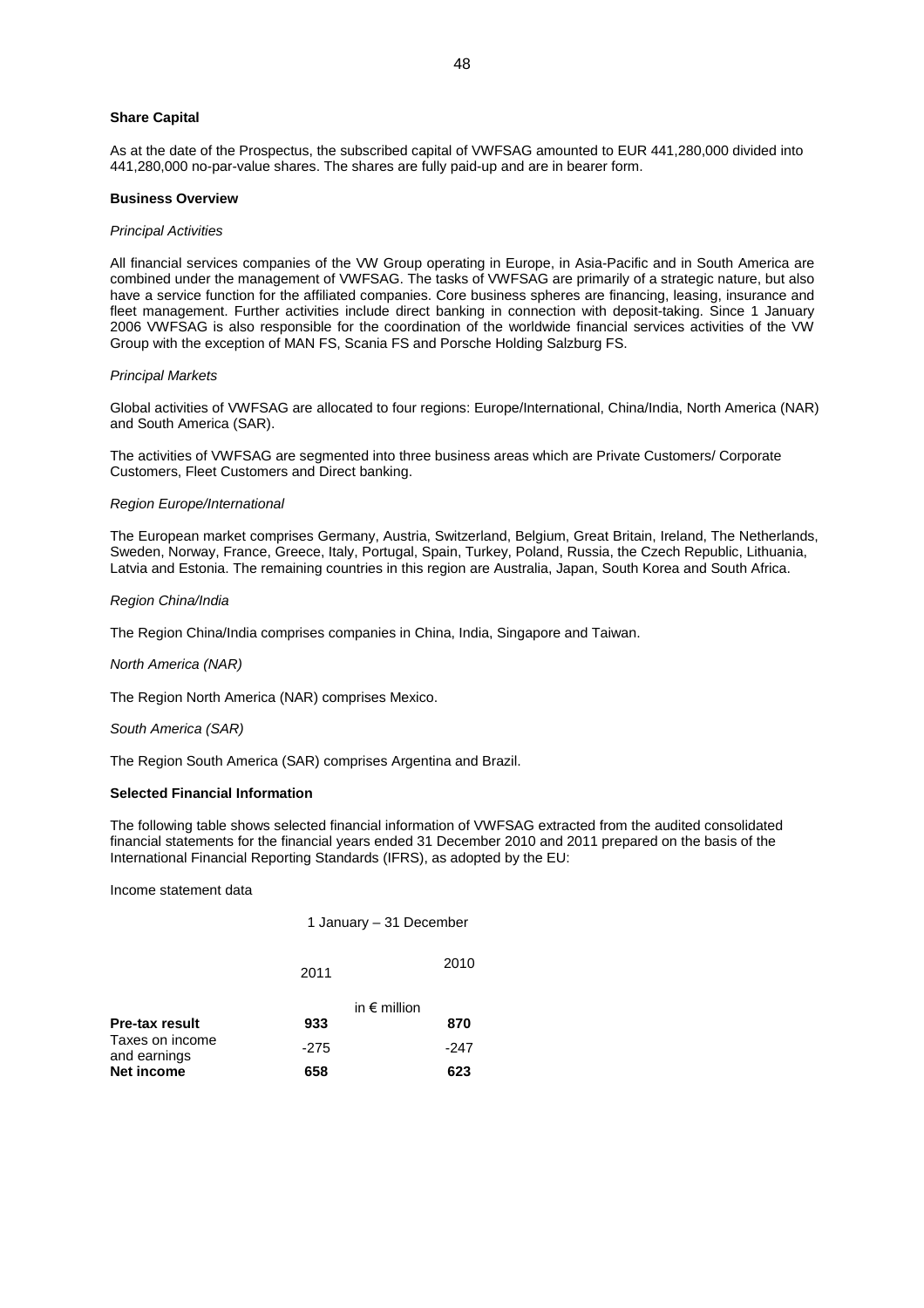**Share Capital**

As at the date of the Prospectus, the subscribed capital of VWFSAG amounted to EUR 441,280,000 divided into 441,280,000 no-par-value shares. The shares are fully paid-up and are in bearer form.

**Business Overview**

*Principal Activities*

All financial services companies of the VW Group operating in Europe, in Asia-Pacific and in South America are combined under the management of VWFSAG. The tasks of VWFSAG are primarily of a strategic nature, but also have a service function for the affiliated companies. Core business spheres are financing, leasing, insurance and fleet management. Further activities include direct banking in connection with deposit-taking. Since 1 January 2006 VWFSAG is also responsible for the coordination of the worldwide financial services activities of the VW Group with the exception of MAN FS, Scania FS and Porsche Holding Salzburg FS.

*Principal Markets*

Global activities of VWFSAG are allocated to four regions: Europe/International, China/India, North America (NAR) and South America (SAR).

The activities of VWFSAG are segmented into three business areas which are Private Customers/ Corporate Customers, Fleet Customers and Direct banking.

*Region Europe/International*

The European market comprises Germany, Austria, Switzerland, Belgium, Great Britain, Ireland, The Netherlands, Sweden, Norway, France, Greece, Italy, Portugal, Spain, Turkey, Poland, Russia, the Czech Republic, Lithuania, Latvia and Estonia. The remaining countries in this region are Australia, Japan, South Korea and South Africa.

*Region China/India*

The Region China/India comprises companies in China, India, Singapore and Taiwan.

*North America (NAR)*

The Region North America (NAR) comprises Mexico.

*South America (SAR)*

The Region South America (SAR) comprises Argentina and Brazil.

**Selected Financial Information**

The following table shows selected financial information of VWFSAG extracted from the audited consolidated financial statements for the financial years ended 31 December 2010 and 2011 prepared on the basis of the International Financial Reporting Standards (IFRS), as adopted by the EU:

Income statement data

| | 1 January – 31 December | |
|---|---|---|
| | 2011 | 2010 |
| | in € million | |
| **Pre-tax result** | **933** | **870** |
| Taxes on income and earnings | -275 | -247 |
| **Net income** | **658** | **623** |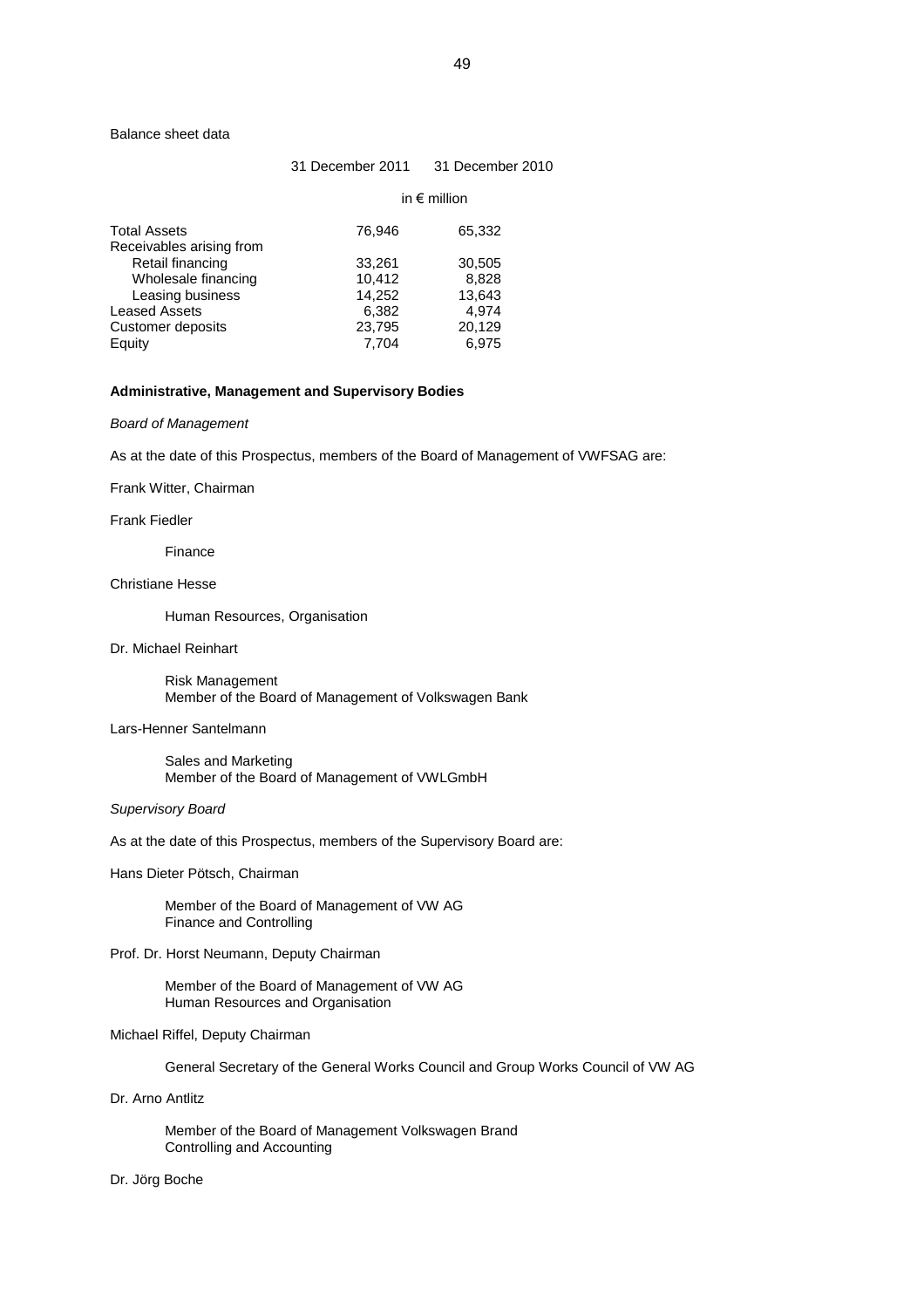Balance sheet data

| | 31 December 2011 | 31 December 2010 |
|---|---|---|
| | in € million | |
| Total Assets | 76,946 | 65,332 |
| Receivables arising from | | |
| Retail financing | 33,261 | 30,505 |
| Wholesale financing | 10,412 | 8,828 |
| Leasing business | 14,252 | 13,643 |
| Leased Assets | 6,382 | 4,974 |
| Customer deposits | 23,795 | 20,129 |
| Equity | 7,704 | 6,975 |

**Administrative, Management and Supervisory Bodies**

*Board of Management*

As at the date of this Prospectus, members of the Board of Management of VWFSAG are:

Frank Witter, Chairman

Frank Fiedler

Finance

Christiane Hesse

Human Resources, Organisation

Dr. Michael Reinhart

Risk Management
Member of the Board of Management of Volkswagen Bank

Lars-Henner Santelmann

Sales and Marketing
Member of the Board of Management of VWLGmbH

*Supervisory Board*

As at the date of this Prospectus, members of the Supervisory Board are:

Hans Dieter Pötsch, Chairman

Member of the Board of Management of VW AG
Finance and Controlling

Prof. Dr. Horst Neumann, Deputy Chairman

Member of the Board of Management of VW AG
Human Resources and Organisation

Michael Riffel, Deputy Chairman

General Secretary of the General Works Council and Group Works Council of VW AG

Dr. Arno Antlitz

Member of the Board of Management Volkswagen Brand
Controlling and Accounting

Dr. Jörg Boche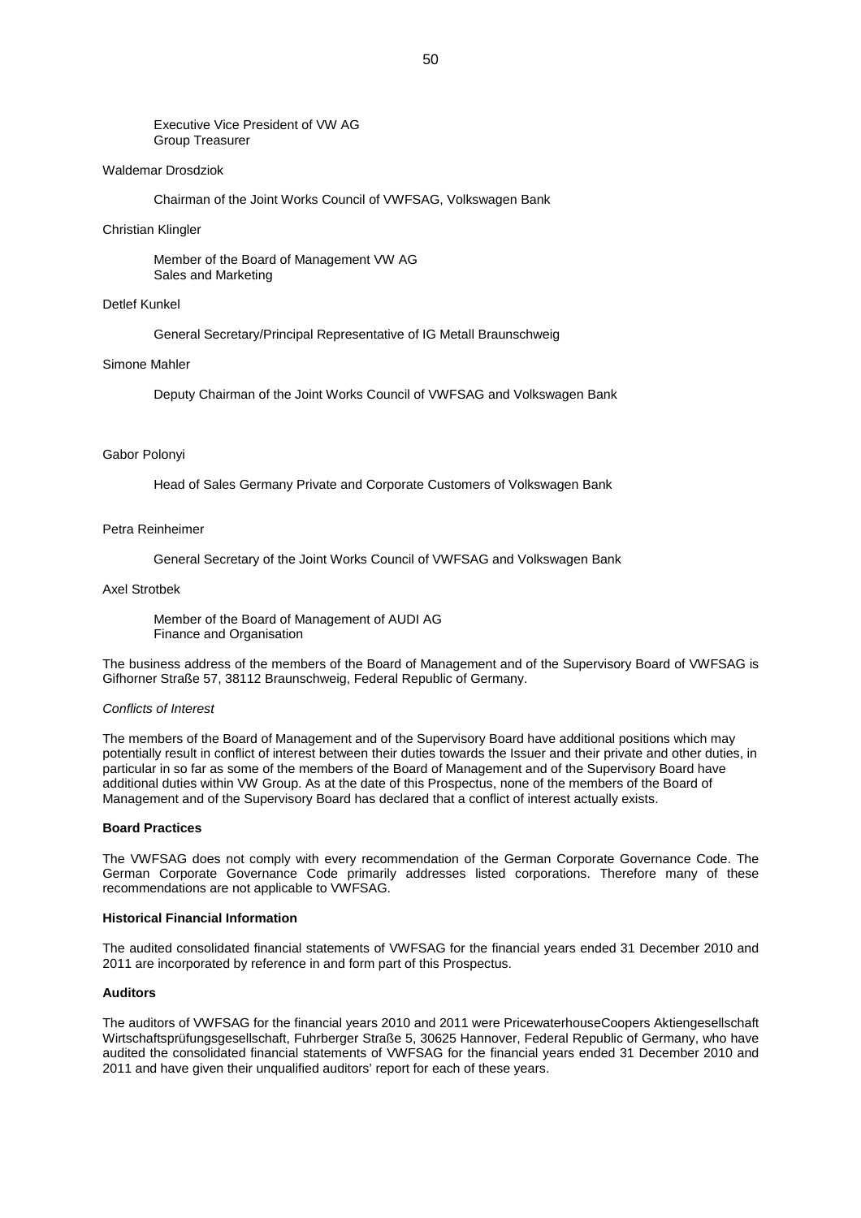Executive Vice President of VW AG
Group Treasurer

Waldemar Drosdziok

Chairman of the Joint Works Council of VWFSAG, Volkswagen Bank

Christian Klingler

Member of the Board of Management VW AG
Sales and Marketing

Detlef Kunkel

General Secretary/Principal Representative of IG Metall Braunschweig

Simone Mahler

Deputy Chairman of the Joint Works Council of VWFSAG and Volkswagen Bank

Gabor Polonyi

Head of Sales Germany Private and Corporate Customers of Volkswagen Bank

Petra Reinheimer

General Secretary of the Joint Works Council of VWFSAG and Volkswagen Bank

Axel Strotbek

Member of the Board of Management of AUDI AG
Finance and Organisation

The business address of the members of the Board of Management and of the Supervisory Board of VWFSAG is Gifhorner Straße 57, 38112 Braunschweig, Federal Republic of Germany.

*Conflicts of Interest*

The members of the Board of Management and of the Supervisory Board have additional positions which may potentially result in conflict of interest between their duties towards the Issuer and their private and other duties, in particular in so far as some of the members of the Board of Management and of the Supervisory Board have additional duties within VW Group. As at the date of this Prospectus, none of the members of the Board of Management and of the Supervisory Board has declared that a conflict of interest actually exists.

**Board Practices**

The VWFSAG does not comply with every recommendation of the German Corporate Governance Code. The German Corporate Governance Code primarily addresses listed corporations. Therefore many of these recommendations are not applicable to VWFSAG.

**Historical Financial Information**

The audited consolidated financial statements of VWFSAG for the financial years ended 31 December 2010 and 2011 are incorporated by reference in and form part of this Prospectus.

**Auditors**

The auditors of VWFSAG for the financial years 2010 and 2011 were PricewaterhouseCoopers Aktiengesellschaft Wirtschaftsprüfungsgesellschaft, Fuhrberger Straße 5, 30625 Hannover, Federal Republic of Germany, who have audited the consolidated financial statements of VWFSAG for the financial years ended 31 December 2010 and 2011 and have given their unqualified auditors' report for each of these years.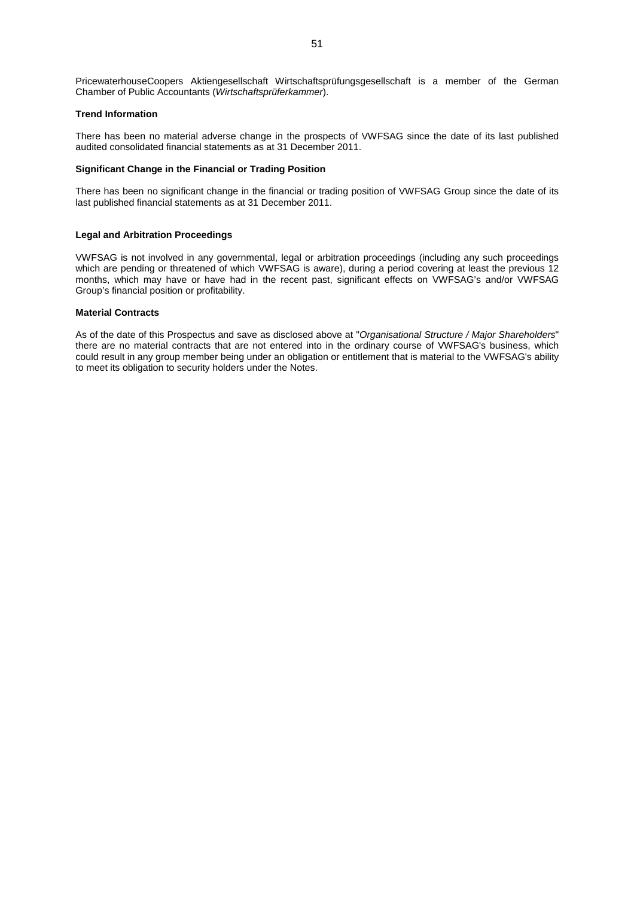PricewaterhouseCoopers Aktiengesellschaft Wirtschaftsprüfungsgesellschaft is a member of the German Chamber of Public Accountants (*Wirtschaftsprüferkammer*).

**Trend Information**

There has been no material adverse change in the prospects of VWFSAG since the date of its last published audited consolidated financial statements as at 31 December 2011.

**Significant Change in the Financial or Trading Position**

There has been no significant change in the financial or trading position of VWFSAG Group since the date of its last published financial statements as at 31 December 2011.

**Legal and Arbitration Proceedings**

VWFSAG is not involved in any governmental, legal or arbitration proceedings (including any such proceedings which are pending or threatened of which VWFSAG is aware), during a period covering at least the previous 12 months, which may have or have had in the recent past, significant effects on VWFSAG's and/or VWFSAG Group's financial position or profitability.

**Material Contracts**

As of the date of this Prospectus and save as disclosed above at "*Organisational Structure / Major Shareholders*" there are no material contracts that are not entered into in the ordinary course of VWFSAG's business, which could result in any group member being under an obligation or entitlement that is material to the VWFSAG's ability to meet its obligation to security holders under the Notes.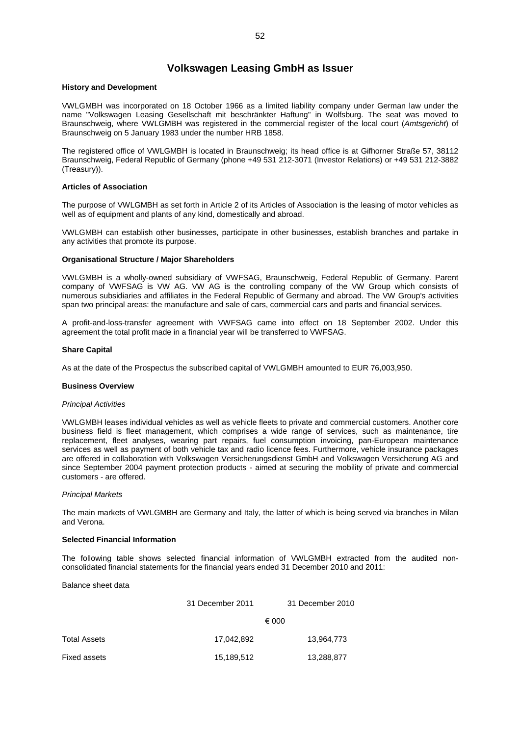# Volkswagen Leasing GmbH as Issuer

### History and Development

VWLGMBH was incorporated on 18 October 1966 as a limited liability company under German law under the name "Volkswagen Leasing Gesellschaft mit beschränkter Haftung" in Wolfsburg. The seat was moved to Braunschweig, where VWLGMBH was registered in the commercial register of the local court (*Amtsgericht*) of Braunschweig on 5 January 1983 under the number HRB 1858.

The registered office of VWLGMBH is located in Braunschweig; its head office is at Gifhorner Straße 57, 38112 Braunschweig, Federal Republic of Germany (phone +49 531 212-3071 (Investor Relations) or +49 531 212-3882 (Treasury)).

### Articles of Association

The purpose of VWLGMBH as set forth in Article 2 of its Articles of Association is the leasing of motor vehicles as well as of equipment and plants of any kind, domestically and abroad.

VWLGMBH can establish other businesses, participate in other businesses, establish branches and partake in any activities that promote its purpose.

### Organisational Structure / Major Shareholders

VWLGMBH is a wholly-owned subsidiary of VWFSAG, Braunschweig, Federal Republic of Germany. Parent company of VWFSAG is VW AG. VW AG is the controlling company of the VW Group which consists of numerous subsidiaries and affiliates in the Federal Republic of Germany and abroad. The VW Group's activities span two principal areas: the manufacture and sale of cars, commercial cars and parts and financial services.

A profit-and-loss-transfer agreement with VWFSAG came into effect on 18 September 2002. Under this agreement the total profit made in a financial year will be transferred to VWFSAG.

### Share Capital

As at the date of the Prospectus the subscribed capital of VWLGMBH amounted to EUR 76,003,950.

### Business Overview

*Principal Activities*

VWLGMBH leases individual vehicles as well as vehicle fleets to private and commercial customers. Another core business field is fleet management, which comprises a wide range of services, such as maintenance, tire replacement, fleet analyses, wearing part repairs, fuel consumption invoicing, pan-European maintenance services as well as payment of both vehicle tax and radio licence fees. Furthermore, vehicle insurance packages are offered in collaboration with Volkswagen Versicherungsdienst GmbH and Volkswagen Versicherung AG and since September 2004 payment protection products - aimed at securing the mobility of private and commercial customers - are offered.

*Principal Markets*

The main markets of VWLGMBH are Germany and Italy, the latter of which is being served via branches in Milan and Verona.

### Selected Financial Information

The following table shows selected financial information of VWLGMBH extracted from the audited non-consolidated financial statements for the financial years ended 31 December 2010 and 2011:

Balance sheet data

| | 31 December 2011 | 31 December 2010 |
|---|---|---|
| | € 000 | |
| Total Assets | 17,042,892 | 13,964,773 |
| Fixed assets | 15,189,512 | 13,288,877 |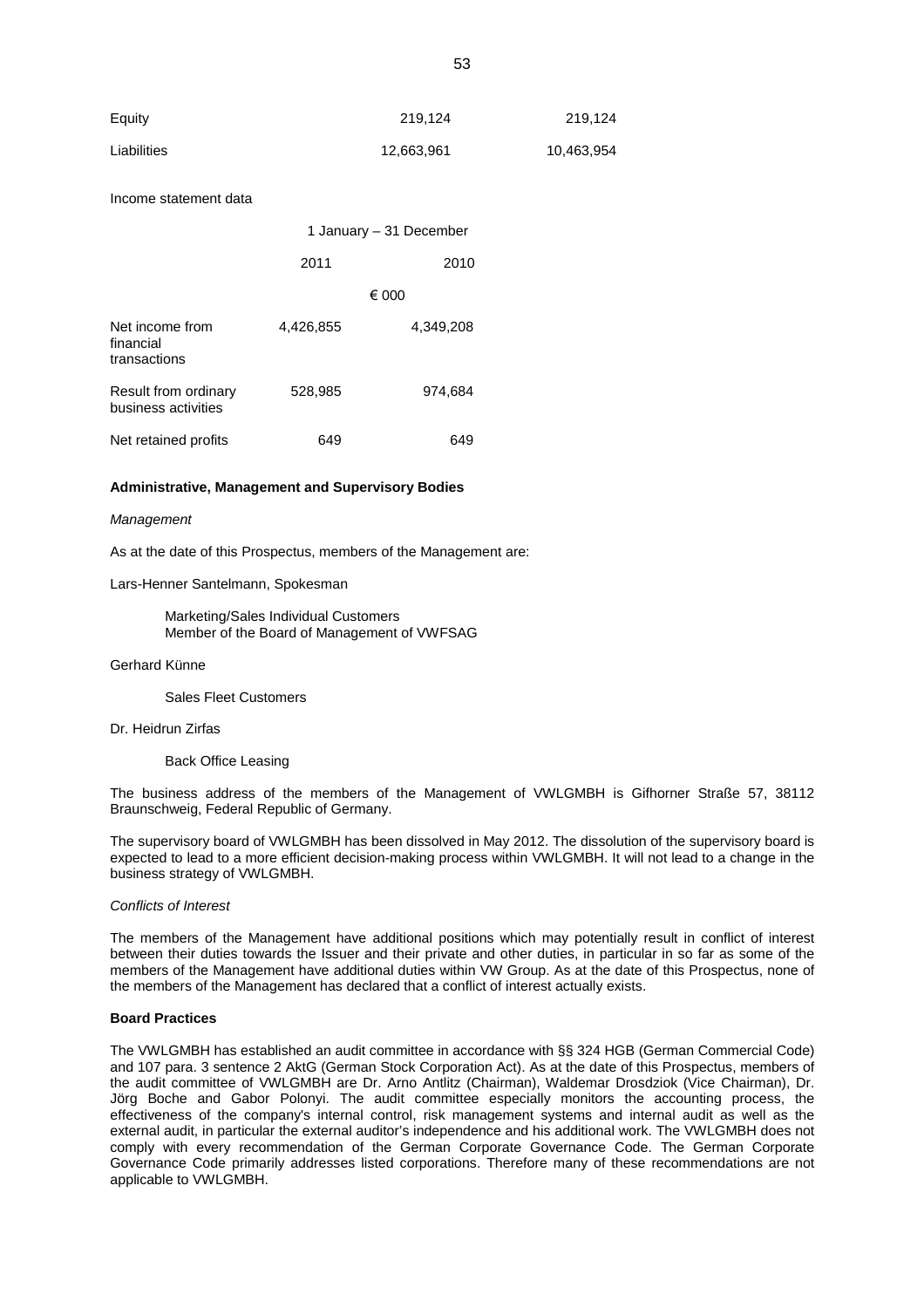| Equity | 219,124 | 219,124 |
|---|---|---|
| Liabilities | 12,663,961 | 10,463,954 |

Income statement data

| | 1 January – 31 December | |
|---|---|---|
| | 2011 | 2010 |
| | € 000 | |
| Net income from financial transactions | 4,426,855 | 4,349,208 |
| Result from ordinary business activities | 528,985 | 974,684 |
| Net retained profits | 649 | 649 |

**Administrative, Management and Supervisory Bodies**

*Management*

As at the date of this Prospectus, members of the Management are:

Lars-Henner Santelmann, Spokesman

> Marketing/Sales Individual Customers
> Member of the Board of Management of VWFSAG

Gerhard Künne

> Sales Fleet Customers

Dr. Heidrun Zirfas

> Back Office Leasing

The business address of the members of the Management of VWLGMBH is Gifhorner Straße 57, 38112 Braunschweig, Federal Republic of Germany.

The supervisory board of VWLGMBH has been dissolved in May 2012. The dissolution of the supervisory board is expected to lead to a more efficient decision-making process within VWLGMBH. It will not lead to a change in the business strategy of VWLGMBH.

*Conflicts of Interest*

The members of the Management have additional positions which may potentially result in conflict of interest between their duties towards the Issuer and their private and other duties, in particular in so far as some of the members of the Management have additional duties within VW Group. As at the date of this Prospectus, none of the members of the Management has declared that a conflict of interest actually exists.

**Board Practices**

The VWLGMBH has established an audit committee in accordance with §§ 324 HGB (German Commercial Code) and 107 para. 3 sentence 2 AktG (German Stock Corporation Act). As at the date of this Prospectus, members of the audit committee of VWLGMBH are Dr. Arno Antlitz (Chairman), Waldemar Drosdziok (Vice Chairman), Dr. Jörg Boche and Gabor Polonyi. The audit committee especially monitors the accounting process, the effectiveness of the company's internal control, risk management systems and internal audit as well as the external audit, in particular the external auditor's independence and his additional work. The VWLGMBH does not comply with every recommendation of the German Corporate Governance Code. The German Corporate Governance Code primarily addresses listed corporations. Therefore many of these recommendations are not applicable to VWLGMBH.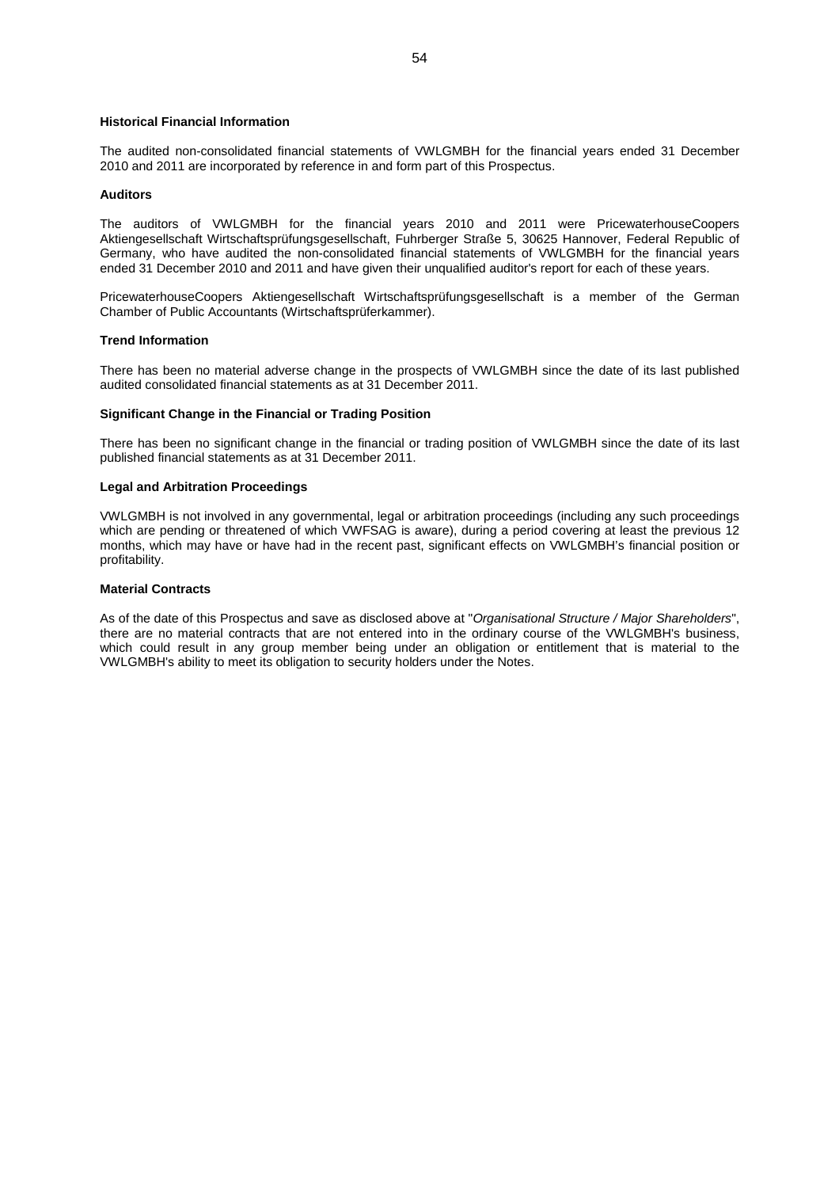**Historical Financial Information**

The audited non-consolidated financial statements of VWLGMBH for the financial years ended 31 December 2010 and 2011 are incorporated by reference in and form part of this Prospectus.

**Auditors**

The auditors of VWLGMBH for the financial years 2010 and 2011 were PricewaterhouseCoopers Aktiengesellschaft Wirtschaftsprüfungsgesellschaft, Fuhrberger Straße 5, 30625 Hannover, Federal Republic of Germany, who have audited the non-consolidated financial statements of VWLGMBH for the financial years ended 31 December 2010 and 2011 and have given their unqualified auditor's report for each of these years.

PricewaterhouseCoopers Aktiengesellschaft Wirtschaftsprüfungsgesellschaft is a member of the German Chamber of Public Accountants (Wirtschaftsprüferkammer).

**Trend Information**

There has been no material adverse change in the prospects of VWLGMBH since the date of its last published audited consolidated financial statements as at 31 December 2011.

**Significant Change in the Financial or Trading Position**

There has been no significant change in the financial or trading position of VWLGMBH since the date of its last published financial statements as at 31 December 2011.

**Legal and Arbitration Proceedings**

VWLGMBH is not involved in any governmental, legal or arbitration proceedings (including any such proceedings which are pending or threatened of which VWFSAG is aware), during a period covering at least the previous 12 months, which may have or have had in the recent past, significant effects on VWLGMBH's financial position or profitability.

**Material Contracts**

As of the date of this Prospectus and save as disclosed above at "*Organisational Structure / Major Shareholders*", there are no material contracts that are not entered into in the ordinary course of the VWLGMBH's business, which could result in any group member being under an obligation or entitlement that is material to the VWLGMBH's ability to meet its obligation to security holders under the Notes.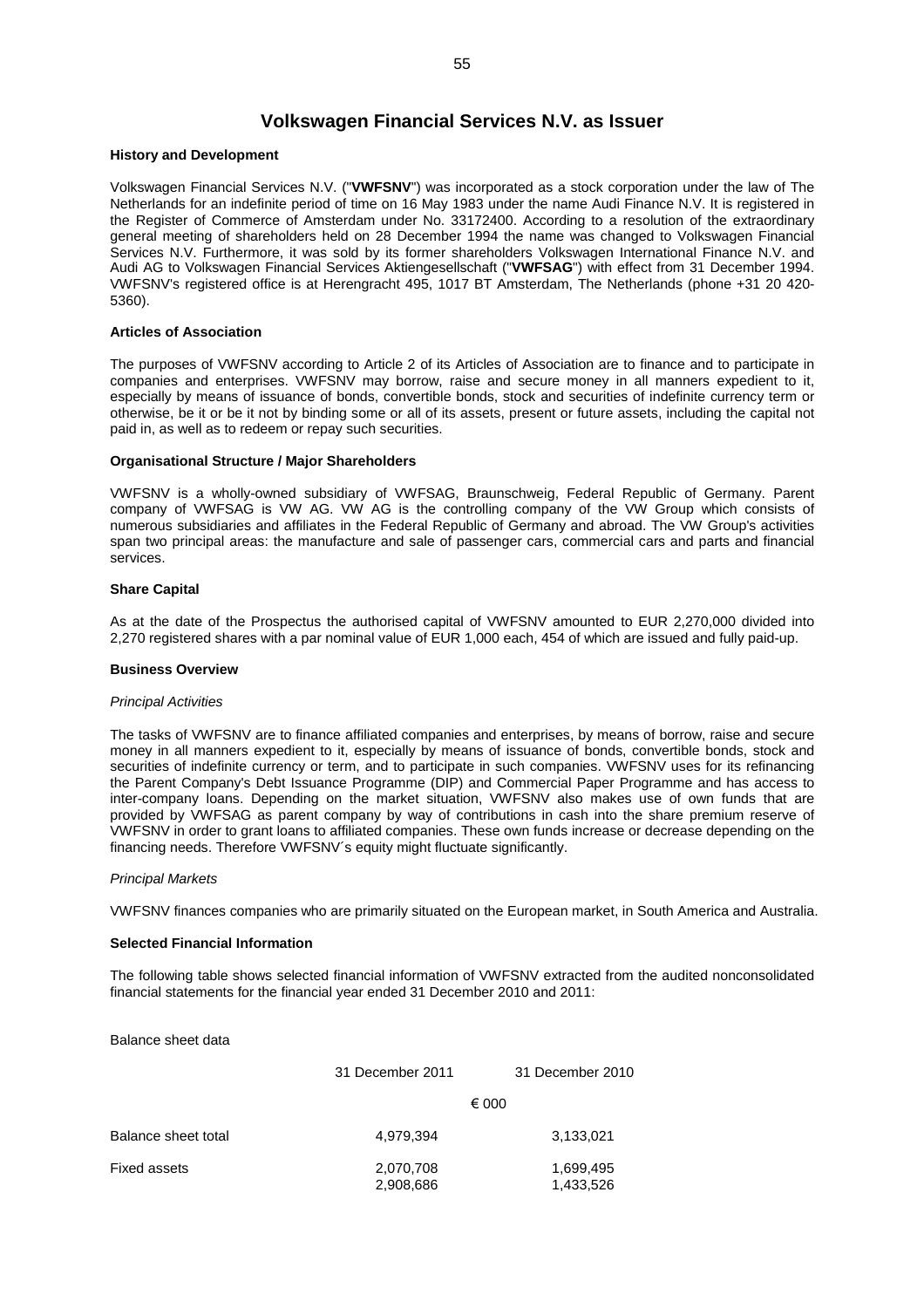# Volkswagen Financial Services N.V. as Issuer

**History and Development**

Volkswagen Financial Services N.V. ("**VWFSNV**") was incorporated as a stock corporation under the law of The Netherlands for an indefinite period of time on 16 May 1983 under the name Audi Finance N.V. It is registered in the Register of Commerce of Amsterdam under No. 33172400. According to a resolution of the extraordinary general meeting of shareholders held on 28 December 1994 the name was changed to Volkswagen Financial Services N.V. Furthermore, it was sold by its former shareholders Volkswagen International Finance N.V. and Audi AG to Volkswagen Financial Services Aktiengesellschaft ("**VWFSAG**") with effect from 31 December 1994. VWFSNV's registered office is at Herengracht 495, 1017 BT Amsterdam, The Netherlands (phone +31 20 420-5360).

**Articles of Association**

The purposes of VWFSNV according to Article 2 of its Articles of Association are to finance and to participate in companies and enterprises. VWFSNV may borrow, raise and secure money in all manners expedient to it, especially by means of issuance of bonds, convertible bonds, stock and securities of indefinite currency term or otherwise, be it or be it not by binding some or all of its assets, present or future assets, including the capital not paid in, as well as to redeem or repay such securities.

**Organisational Structure / Major Shareholders**

VWFSNV is a wholly-owned subsidiary of VWFSAG, Braunschweig, Federal Republic of Germany. Parent company of VWFSAG is VW AG. VW AG is the controlling company of the VW Group which consists of numerous subsidiaries and affiliates in the Federal Republic of Germany and abroad. The VW Group's activities span two principal areas: the manufacture and sale of passenger cars, commercial cars and parts and financial services.

**Share Capital**

As at the date of the Prospectus the authorised capital of VWFSNV amounted to EUR 2,270,000 divided into 2,270 registered shares with a par nominal value of EUR 1,000 each, 454 of which are issued and fully paid-up.

**Business Overview**

*Principal Activities*

The tasks of VWFSNV are to finance affiliated companies and enterprises, by means of borrow, raise and secure money in all manners expedient to it, especially by means of issuance of bonds, convertible bonds, stock and securities of indefinite currency or term, and to participate in such companies. VWFSNV uses for its refinancing the Parent Company's Debt Issuance Programme (DIP) and Commercial Paper Programme and has access to inter-company loans. Depending on the market situation, VWFSNV also makes use of own funds that are provided by VWFSAG as parent company by way of contributions in cash into the share premium reserve of VWFSNV in order to grant loans to affiliated companies. These own funds increase or decrease depending on the financing needs. Therefore VWFSNV´s equity might fluctuate significantly.

*Principal Markets*

VWFSNV finances companies who are primarily situated on the European market, in South America and Australia.

**Selected Financial Information**

The following table shows selected financial information of VWFSNV extracted from the audited nonconsolidated financial statements for the financial year ended 31 December 2010 and 2011:

Balance sheet data

| | 31 December 2011 | 31 December 2010 |
|---|---|---|
| | € 000 | |
| Balance sheet total | 4,979,394 | 3,133,021 |
| Fixed assets | 2,070,708 | 1,699,495 |
| | 2,908,686 | 1,433,526 |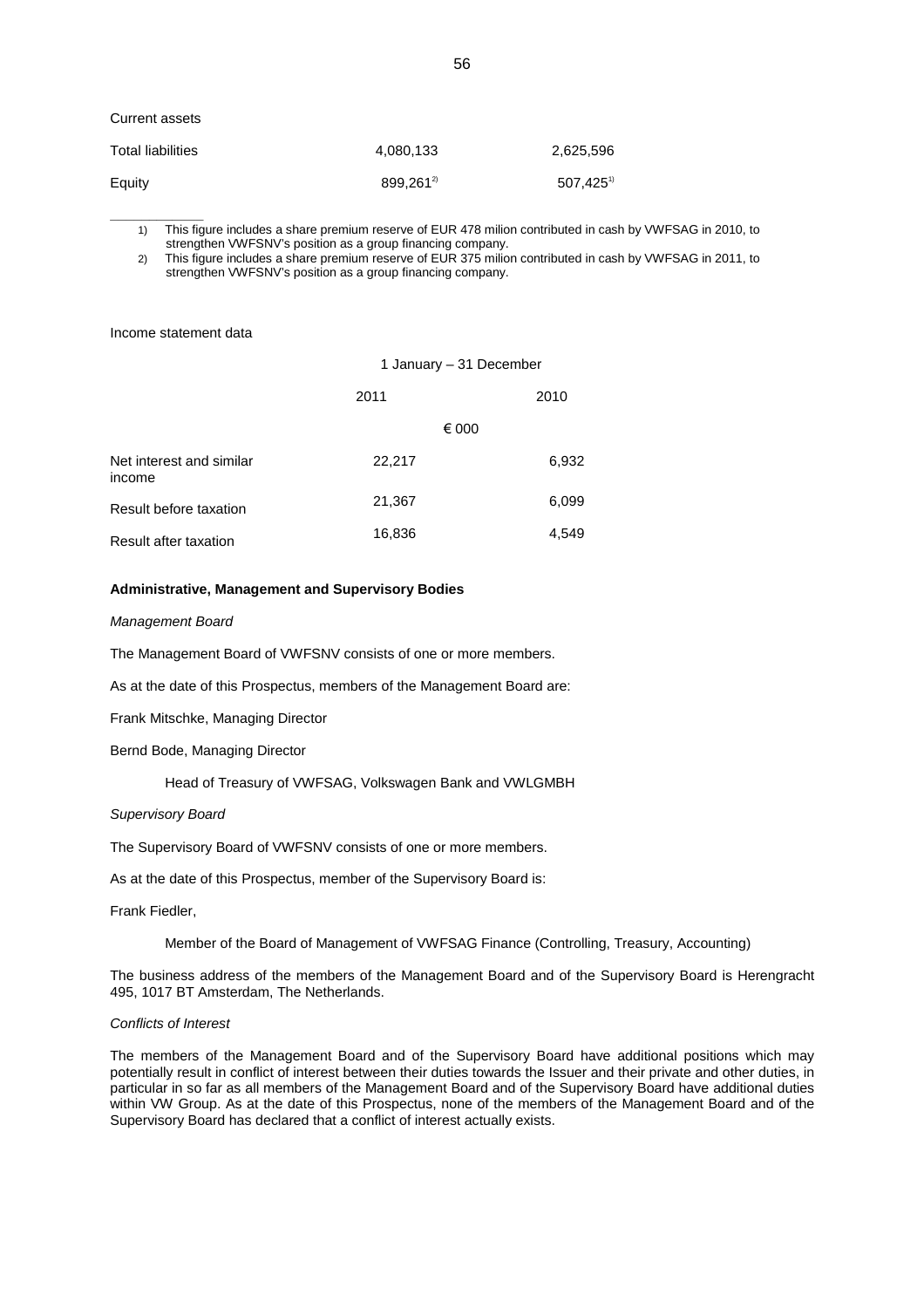Current assets

| | | |
|---|---|---|
| Total liabilities | 4,080,133 | 2,625,596 |
| Equity | 899,261[2)] | 507,425[1)] |

1) This figure includes a share premium reserve of EUR 478 milion contributed in cash by VWFSAG in 2010, to strengthen VWFSNV's position as a group financing company.

2) This figure includes a share premium reserve of EUR 375 milion contributed in cash by VWFSAG in 2011, to strengthen VWFSNV's position as a group financing company.

Income statement data

| | 1 January – 31 December | |
|---|---|---|
| | 2011 | 2010 |
| | € 000 | |
| Net interest and similar income | 22,217 | 6,932 |
| Result before taxation | 21,367 | 6,099 |
| Result after taxation | 16,836 | 4,549 |

**Administrative, Management and Supervisory Bodies**

*Management Board*

The Management Board of VWFSNV consists of one or more members.

As at the date of this Prospectus, members of the Management Board are:

Frank Mitschke, Managing Director

Bernd Bode, Managing Director

Head of Treasury of VWFSAG, Volkswagen Bank and VWLGMBH

*Supervisory Board*

The Supervisory Board of VWFSNV consists of one or more members.

As at the date of this Prospectus, member of the Supervisory Board is:

Frank Fiedler,

Member of the Board of Management of VWFSAG Finance (Controlling, Treasury, Accounting)

The business address of the members of the Management Board and of the Supervisory Board is Herengracht 495, 1017 BT Amsterdam, The Netherlands.

*Conflicts of Interest*

The members of the Management Board and of the Supervisory Board have additional positions which may potentially result in conflict of interest between their duties towards the Issuer and their private and other duties, in particular in so far as all members of the Management Board and of the Supervisory Board have additional duties within VW Group. As at the date of this Prospectus, none of the members of the Management Board and of the Supervisory Board has declared that a conflict of interest actually exists.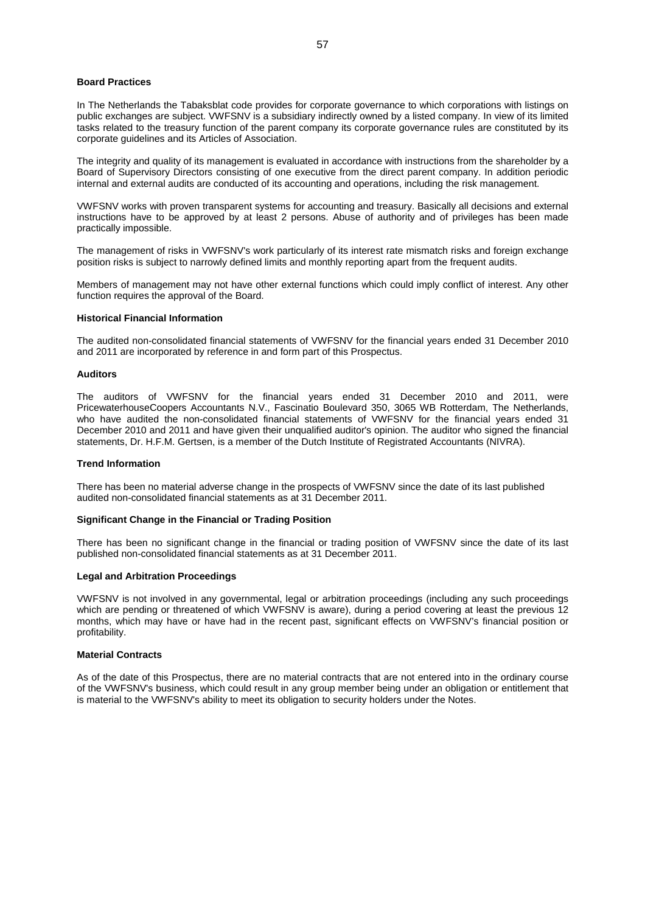**Board Practices**

In The Netherlands the Tabaksblat code provides for corporate governance to which corporations with listings on public exchanges are subject. VWFSNV is a subsidiary indirectly owned by a listed company. In view of its limited tasks related to the treasury function of the parent company its corporate governance rules are constituted by its corporate guidelines and its Articles of Association.

The integrity and quality of its management is evaluated in accordance with instructions from the shareholder by a Board of Supervisory Directors consisting of one executive from the direct parent company. In addition periodic internal and external audits are conducted of its accounting and operations, including the risk management.

VWFSNV works with proven transparent systems for accounting and treasury. Basically all decisions and external instructions have to be approved by at least 2 persons. Abuse of authority and of privileges has been made practically impossible.

The management of risks in VWFSNV's work particularly of its interest rate mismatch risks and foreign exchange position risks is subject to narrowly defined limits and monthly reporting apart from the frequent audits.

Members of management may not have other external functions which could imply conflict of interest. Any other function requires the approval of the Board.

**Historical Financial Information**

The audited non-consolidated financial statements of VWFSNV for the financial years ended 31 December 2010 and 2011 are incorporated by reference in and form part of this Prospectus.

**Auditors**

The auditors of VWFSNV for the financial years ended 31 December 2010 and 2011, were PricewaterhouseCoopers Accountants N.V., Fascinatio Boulevard 350, 3065 WB Rotterdam, The Netherlands, who have audited the non-consolidated financial statements of VWFSNV for the financial years ended 31 December 2010 and 2011 and have given their unqualified auditor's opinion. The auditor who signed the financial statements, Dr. H.F.M. Gertsen, is a member of the Dutch Institute of Registrated Accountants (NIVRA).

**Trend Information**

There has been no material adverse change in the prospects of VWFSNV since the date of its last published audited non-consolidated financial statements as at 31 December 2011.

**Significant Change in the Financial or Trading Position**

There has been no significant change in the financial or trading position of VWFSNV since the date of its last published non-consolidated financial statements as at 31 December 2011.

**Legal and Arbitration Proceedings**

VWFSNV is not involved in any governmental, legal or arbitration proceedings (including any such proceedings which are pending or threatened of which VWFSNV is aware), during a period covering at least the previous 12 months, which may have or have had in the recent past, significant effects on VWFSNV's financial position or profitability.

**Material Contracts**

As of the date of this Prospectus, there are no material contracts that are not entered into in the ordinary course of the VWFSNV's business, which could result in any group member being under an obligation or entitlement that is material to the VWFSNV's ability to meet its obligation to security holders under the Notes.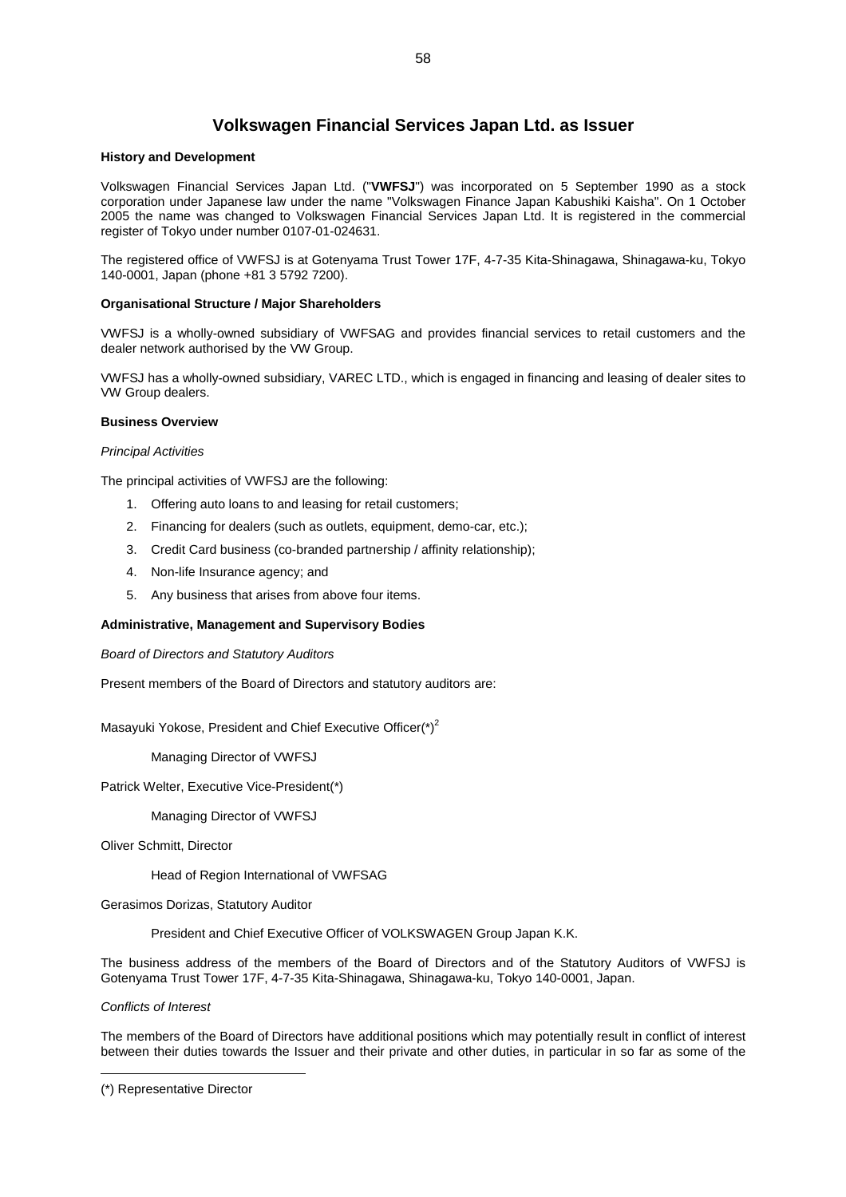## Volkswagen Financial Services Japan Ltd. as Issuer

**History and Development**

Volkswagen Financial Services Japan Ltd. ("**VWFSJ**") was incorporated on 5 September 1990 as a stock corporation under Japanese law under the name "Volkswagen Finance Japan Kabushiki Kaisha". On 1 October 2005 the name was changed to Volkswagen Financial Services Japan Ltd. It is registered in the commercial register of Tokyo under number 0107-01-024631.

The registered office of VWFSJ is at Gotenyama Trust Tower 17F, 4-7-35 Kita-Shinagawa, Shinagawa-ku, Tokyo 140-0001, Japan (phone +81 3 5792 7200).

**Organisational Structure / Major Shareholders**

VWFSJ is a wholly-owned subsidiary of VWFSAG and provides financial services to retail customers and the dealer network authorised by the VW Group.

VWFSJ has a wholly-owned subsidiary, VAREC LTD., which is engaged in financing and leasing of dealer sites to VW Group dealers.

**Business Overview**

*Principal Activities*

The principal activities of VWFSJ are the following:

1. Offering auto loans to and leasing for retail customers;
2. Financing for dealers (such as outlets, equipment, demo-car, etc.);
3. Credit Card business (co-branded partnership / affinity relationship);
4. Non-life Insurance agency; and
5. Any business that arises from above four items.

**Administrative, Management and Supervisory Bodies**

*Board of Directors and Statutory Auditors*

Present members of the Board of Directors and statutory auditors are:

Masayuki Yokose, President and Chief Executive Officer(*)[2]

Managing Director of VWFSJ

Patrick Welter, Executive Vice-President(*)

Managing Director of VWFSJ

Oliver Schmitt, Director

Head of Region International of VWFSAG

Gerasimos Dorizas, Statutory Auditor

President and Chief Executive Officer of VOLKSWAGEN Group Japan K.K.

The business address of the members of the Board of Directors and of the Statutory Auditors of VWFSJ is Gotenyama Trust Tower 17F, 4-7-35 Kita-Shinagawa, Shinagawa-ku, Tokyo 140-0001, Japan.

*Conflicts of Interest*

The members of the Board of Directors have additional positions which may potentially result in conflict of interest between their duties towards the Issuer and their private and other duties, in particular in so far as some of the

(*) Representative Director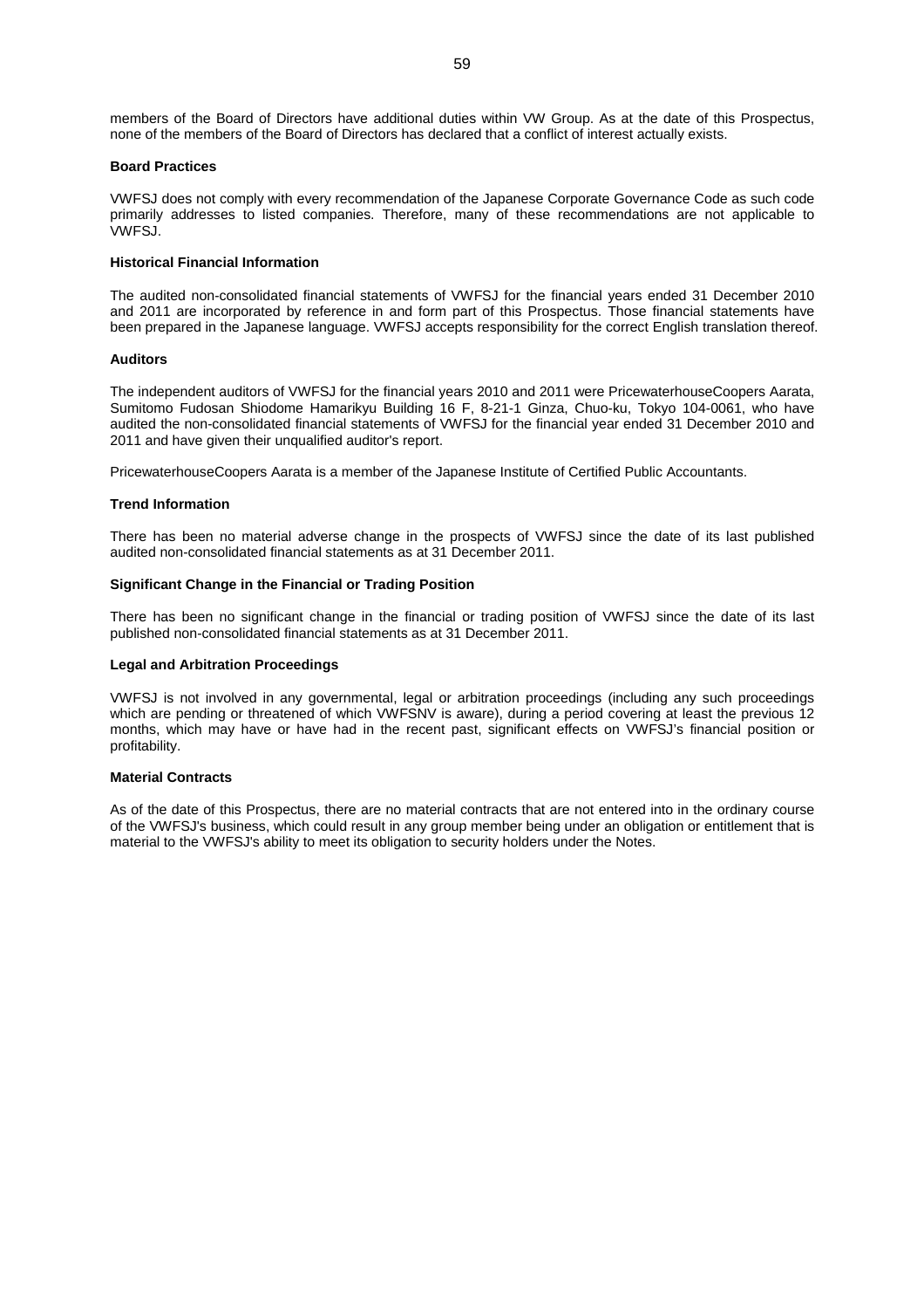members of the Board of Directors have additional duties within VW Group. As at the date of this Prospectus, none of the members of the Board of Directors has declared that a conflict of interest actually exists.

**Board Practices**

VWFSJ does not comply with every recommendation of the Japanese Corporate Governance Code as such code primarily addresses to listed companies. Therefore, many of these recommendations are not applicable to VWFSJ.

**Historical Financial Information**

The audited non-consolidated financial statements of VWFSJ for the financial years ended 31 December 2010 and 2011 are incorporated by reference in and form part of this Prospectus. Those financial statements have been prepared in the Japanese language. VWFSJ accepts responsibility for the correct English translation thereof.

**Auditors**

The independent auditors of VWFSJ for the financial years 2010 and 2011 were PricewaterhouseCoopers Aarata, Sumitomo Fudosan Shiodome Hamarikyu Building 16 F, 8-21-1 Ginza, Chuo-ku, Tokyo 104-0061, who have audited the non-consolidated financial statements of VWFSJ for the financial year ended 31 December 2010 and 2011 and have given their unqualified auditor's report.

PricewaterhouseCoopers Aarata is a member of the Japanese Institute of Certified Public Accountants.

**Trend Information**

There has been no material adverse change in the prospects of VWFSJ since the date of its last published audited non-consolidated financial statements as at 31 December 2011.

**Significant Change in the Financial or Trading Position**

There has been no significant change in the financial or trading position of VWFSJ since the date of its last published non-consolidated financial statements as at 31 December 2011.

**Legal and Arbitration Proceedings**

VWFSJ is not involved in any governmental, legal or arbitration proceedings (including any such proceedings which are pending or threatened of which VWFSNV is aware), during a period covering at least the previous 12 months, which may have or have had in the recent past, significant effects on VWFSJ's financial position or profitability.

**Material Contracts**

As of the date of this Prospectus, there are no material contracts that are not entered into in the ordinary course of the VWFSJ's business, which could result in any group member being under an obligation or entitlement that is material to the VWFSJ's ability to meet its obligation to security holders under the Notes.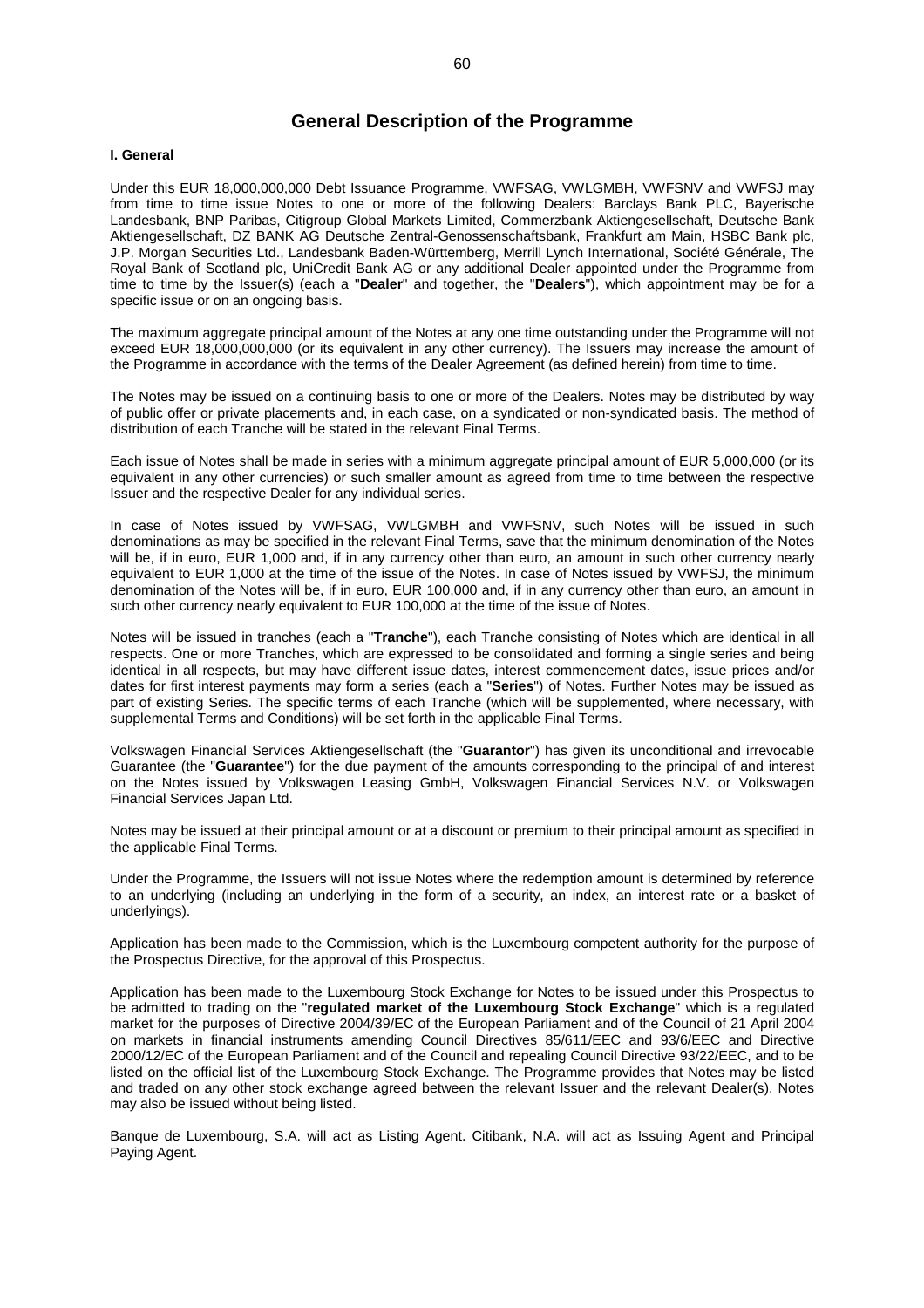# General Description of the Programme

**I. General**

Under this EUR 18,000,000,000 Debt Issuance Programme, VWFSAG, VWLGMBH, VWFSNV and VWFSJ may from time to time issue Notes to one or more of the following Dealers: Barclays Bank PLC, Bayerische Landesbank, BNP Paribas, Citigroup Global Markets Limited, Commerzbank Aktiengesellschaft, Deutsche Bank Aktiengesellschaft, DZ BANK AG Deutsche Zentral-Genossenschaftsbank, Frankfurt am Main, HSBC Bank plc, J.P. Morgan Securities Ltd., Landesbank Baden-Württemberg, Merrill Lynch International, Société Générale, The Royal Bank of Scotland plc, UniCredit Bank AG or any additional Dealer appointed under the Programme from time to time by the Issuer(s) (each a "**Dealer**" and together, the "**Dealers**"), which appointment may be for a specific issue or on an ongoing basis.

The maximum aggregate principal amount of the Notes at any one time outstanding under the Programme will not exceed EUR 18,000,000,000 (or its equivalent in any other currency). The Issuers may increase the amount of the Programme in accordance with the terms of the Dealer Agreement (as defined herein) from time to time.

The Notes may be issued on a continuing basis to one or more of the Dealers. Notes may be distributed by way of public offer or private placements and, in each case, on a syndicated or non-syndicated basis. The method of distribution of each Tranche will be stated in the relevant Final Terms.

Each issue of Notes shall be made in series with a minimum aggregate principal amount of EUR 5,000,000 (or its equivalent in any other currencies) or such smaller amount as agreed from time to time between the respective Issuer and the respective Dealer for any individual series.

In case of Notes issued by VWFSAG, VWLGMBH and VWFSNV, such Notes will be issued in such denominations as may be specified in the relevant Final Terms, save that the minimum denomination of the Notes will be, if in euro, EUR 1,000 and, if in any currency other than euro, an amount in such other currency nearly equivalent to EUR 1,000 at the time of the issue of the Notes. In case of Notes issued by VWFSJ, the minimum denomination of the Notes will be, if in euro, EUR 100,000 and, if in any currency other than euro, an amount in such other currency nearly equivalent to EUR 100,000 at the time of the issue of Notes.

Notes will be issued in tranches (each a "**Tranche**"), each Tranche consisting of Notes which are identical in all respects. One or more Tranches, which are expressed to be consolidated and forming a single series and being identical in all respects, but may have different issue dates, interest commencement dates, issue prices and/or dates for first interest payments may form a series (each a "**Series**") of Notes. Further Notes may be issued as part of existing Series. The specific terms of each Tranche (which will be supplemented, where necessary, with supplemental Terms and Conditions) will be set forth in the applicable Final Terms.

Volkswagen Financial Services Aktiengesellschaft (the "**Guarantor**") has given its unconditional and irrevocable Guarantee (the "**Guarantee**") for the due payment of the amounts corresponding to the principal of and interest on the Notes issued by Volkswagen Leasing GmbH, Volkswagen Financial Services N.V. or Volkswagen Financial Services Japan Ltd.

Notes may be issued at their principal amount or at a discount or premium to their principal amount as specified in the applicable Final Terms.

Under the Programme, the Issuers will not issue Notes where the redemption amount is determined by reference to an underlying (including an underlying in the form of a security, an index, an interest rate or a basket of underlyings).

Application has been made to the Commission, which is the Luxembourg competent authority for the purpose of the Prospectus Directive, for the approval of this Prospectus.

Application has been made to the Luxembourg Stock Exchange for Notes to be issued under this Prospectus to be admitted to trading on the "**regulated market of the Luxembourg Stock Exchange**" which is a regulated market for the purposes of Directive 2004/39/EC of the European Parliament and of the Council of 21 April 2004 on markets in financial instruments amending Council Directives 85/611/EEC and 93/6/EEC and Directive 2000/12/EC of the European Parliament and of the Council and repealing Council Directive 93/22/EEC, and to be listed on the official list of the Luxembourg Stock Exchange. The Programme provides that Notes may be listed and traded on any other stock exchange agreed between the relevant Issuer and the relevant Dealer(s). Notes may also be issued without being listed.

Banque de Luxembourg, S.A. will act as Listing Agent. Citibank, N.A. will act as Issuing Agent and Principal Paying Agent.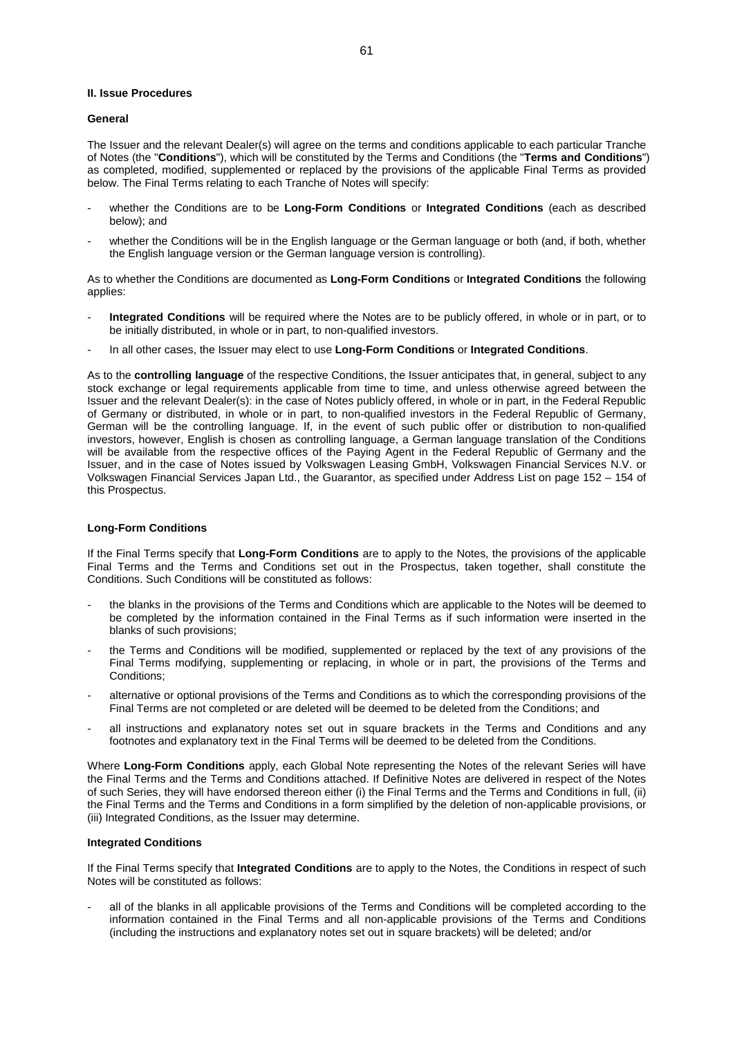**II. Issue Procedures**

**General**

The Issuer and the relevant Dealer(s) will agree on the terms and conditions applicable to each particular Tranche of Notes (the "**Conditions**"), which will be constituted by the Terms and Conditions (the "**Terms and Conditions**") as completed, modified, supplemented or replaced by the provisions of the applicable Final Terms as provided below. The Final Terms relating to each Tranche of Notes will specify:

- whether the Conditions are to be **Long-Form Conditions** or **Integrated Conditions** (each as described below); and
- whether the Conditions will be in the English language or the German language or both (and, if both, whether the English language version or the German language version is controlling).

As to whether the Conditions are documented as **Long-Form Conditions** or **Integrated Conditions** the following applies:

- **Integrated Conditions** will be required where the Notes are to be publicly offered, in whole or in part, or to be initially distributed, in whole or in part, to non-qualified investors.
- In all other cases, the Issuer may elect to use **Long-Form Conditions** or **Integrated Conditions**.

As to the **controlling language** of the respective Conditions, the Issuer anticipates that, in general, subject to any stock exchange or legal requirements applicable from time to time, and unless otherwise agreed between the Issuer and the relevant Dealer(s): in the case of Notes publicly offered, in whole or in part, in the Federal Republic of Germany or distributed, in whole or in part, to non-qualified investors in the Federal Republic of Germany, German will be the controlling language. If, in the event of such public offer or distribution to non-qualified investors, however, English is chosen as controlling language, a German language translation of the Conditions will be available from the respective offices of the Paying Agent in the Federal Republic of Germany and the Issuer, and in the case of Notes issued by Volkswagen Leasing GmbH, Volkswagen Financial Services N.V. or Volkswagen Financial Services Japan Ltd., the Guarantor, as specified under Address List on page 152 – 154 of this Prospectus.

**Long-Form Conditions**

If the Final Terms specify that **Long-Form Conditions** are to apply to the Notes, the provisions of the applicable Final Terms and the Terms and Conditions set out in the Prospectus, taken together, shall constitute the Conditions. Such Conditions will be constituted as follows:

- the blanks in the provisions of the Terms and Conditions which are applicable to the Notes will be deemed to be completed by the information contained in the Final Terms as if such information were inserted in the blanks of such provisions;
- the Terms and Conditions will be modified, supplemented or replaced by the text of any provisions of the Final Terms modifying, supplementing or replacing, in whole or in part, the provisions of the Terms and Conditions;
- alternative or optional provisions of the Terms and Conditions as to which the corresponding provisions of the Final Terms are not completed or are deleted will be deemed to be deleted from the Conditions; and
- all instructions and explanatory notes set out in square brackets in the Terms and Conditions and any footnotes and explanatory text in the Final Terms will be deemed to be deleted from the Conditions.

Where **Long-Form Conditions** apply, each Global Note representing the Notes of the relevant Series will have the Final Terms and the Terms and Conditions attached. If Definitive Notes are delivered in respect of the Notes of such Series, they will have endorsed thereon either (i) the Final Terms and the Terms and Conditions in full, (ii) the Final Terms and the Terms and Conditions in a form simplified by the deletion of non-applicable provisions, or (iii) Integrated Conditions, as the Issuer may determine.

**Integrated Conditions**

If the Final Terms specify that **Integrated Conditions** are to apply to the Notes, the Conditions in respect of such Notes will be constituted as follows:

- all of the blanks in all applicable provisions of the Terms and Conditions will be completed according to the information contained in the Final Terms and all non-applicable provisions of the Terms and Conditions (including the instructions and explanatory notes set out in square brackets) will be deleted; and/or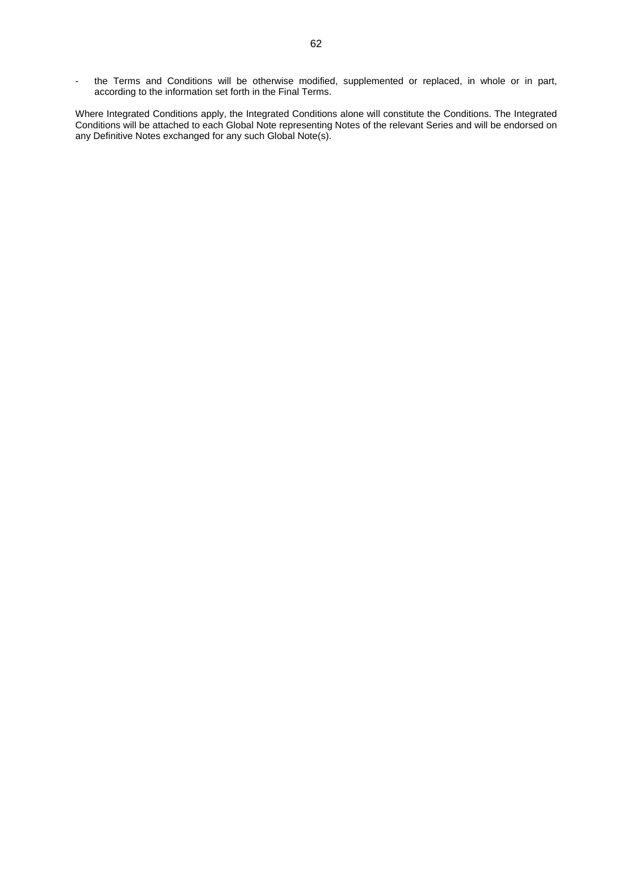- the Terms and Conditions will be otherwise modified, supplemented or replaced, in whole or in part, according to the information set forth in the Final Terms.

Where Integrated Conditions apply, the Integrated Conditions alone will constitute the Conditions. The Integrated Conditions will be attached to each Global Note representing Notes of the relevant Series and will be endorsed on any Definitive Notes exchanged for any such Global Note(s).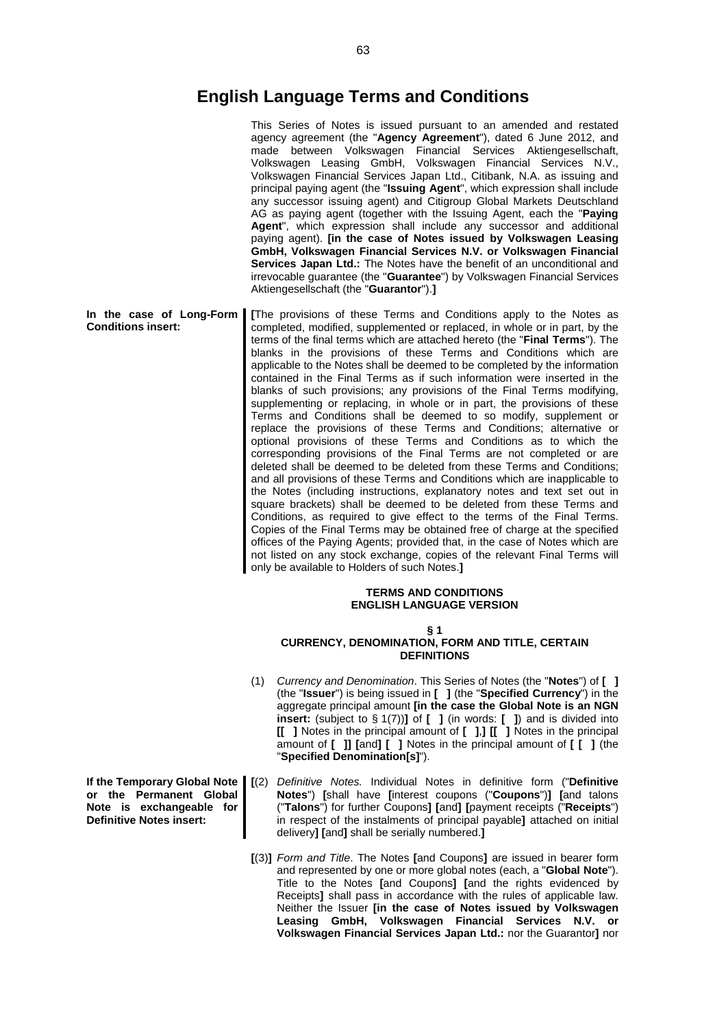# English Language Terms and Conditions

This Series of Notes is issued pursuant to an amended and restated agency agreement (the "**Agency Agreement**"), dated 6 June 2012, and made between Volkswagen Financial Services Aktiengesellschaft, Volkswagen Leasing GmbH, Volkswagen Financial Services N.V., Volkswagen Financial Services Japan Ltd., Citibank, N.A. as issuing and principal paying agent (the "**Issuing Agent**", which expression shall include any successor issuing agent) and Citigroup Global Markets Deutschland AG as paying agent (together with the Issuing Agent, each the "**Paying Agent**", which expression shall include any successor and additional paying agent). **[in the case of Notes issued by Volkswagen Leasing GmbH, Volkswagen Financial Services N.V. or Volkswagen Financial Services Japan Ltd.:** The Notes have the benefit of an unconditional and irrevocable guarantee (the "**Guarantee**") by Volkswagen Financial Services Aktiengesellschaft (the "**Guarantor**").**]**

**In the case of Long-Form Conditions insert:**

**[**The provisions of these Terms and Conditions apply to the Notes as completed, modified, supplemented or replaced, in whole or in part, by the terms of the final terms which are attached hereto (the "**Final Terms**"). The blanks in the provisions of these Terms and Conditions which are applicable to the Notes shall be deemed to be completed by the information contained in the Final Terms as if such information were inserted in the blanks of such provisions; any provisions of the Final Terms modifying, supplementing or replacing, in whole or in part, the provisions of these Terms and Conditions shall be deemed to so modify, supplement or replace the provisions of these Terms and Conditions; alternative or optional provisions of these Terms and Conditions as to which the corresponding provisions of the Final Terms are not completed or are deleted shall be deemed to be deleted from these Terms and Conditions; and all provisions of these Terms and Conditions which are inapplicable to the Notes (including instructions, explanatory notes and text set out in square brackets) shall be deemed to be deleted from these Terms and Conditions, as required to give effect to the terms of the Final Terms. Copies of the Final Terms may be obtained free of charge at the specified offices of the Paying Agents; provided that, in the case of Notes which are not listed on any stock exchange, copies of the relevant Final Terms will only be available to Holders of such Notes.**]**

**TERMS AND CONDITIONS**
**ENGLISH LANGUAGE VERSION**

**§ 1**
**CURRENCY, DENOMINATION, FORM AND TITLE, CERTAIN DEFINITIONS**

(1) *Currency and Denomination*. This Series of Notes (the "**Notes**") of **[ ]** (the "**Issuer**") is being issued in **[ ]** (the "**Specified Currency**") in the aggregate principal amount **[in the case the Global Note is an NGN insert:** (subject to § 1(7))**]** of **[ ]** (in words: **[ ]**) and is divided into **[[ ]** Notes in the principal amount of **[ ]**,**] [[ ]** Notes in the principal amount of **[ ]] [**and**] [ ]** Notes in the principal amount of **[ [ ]** (the "**Specified Denomination[s]**").

**If the Temporary Global Note or the Permanent Global Note is exchangeable for Definitive Notes insert:**

**[**(2) *Definitive Notes.* Individual Notes in definitive form ("**Definitive Notes**") **[**shall have **[**interest coupons ("**Coupons**")**] [**and talons ("**Talons**") for further Coupons**] [**and**] [**payment receipts ("**Receipts**") in respect of the instalments of principal payable**]** attached on initial delivery**] [**and**]** shall be serially numbered.**]**

**[**(3)**]** *Form and Title*. The Notes **[**and Coupons**]** are issued in bearer form and represented by one or more global notes (each, a "**Global Note**"). Title to the Notes **[**and Coupons**] [**and the rights evidenced by Receipts**]** shall pass in accordance with the rules of applicable law. Neither the Issuer **[in the case of Notes issued by Volkswagen Leasing GmbH, Volkswagen Financial Services N.V. or Volkswagen Financial Services Japan Ltd.:** nor the Guarantor**]** nor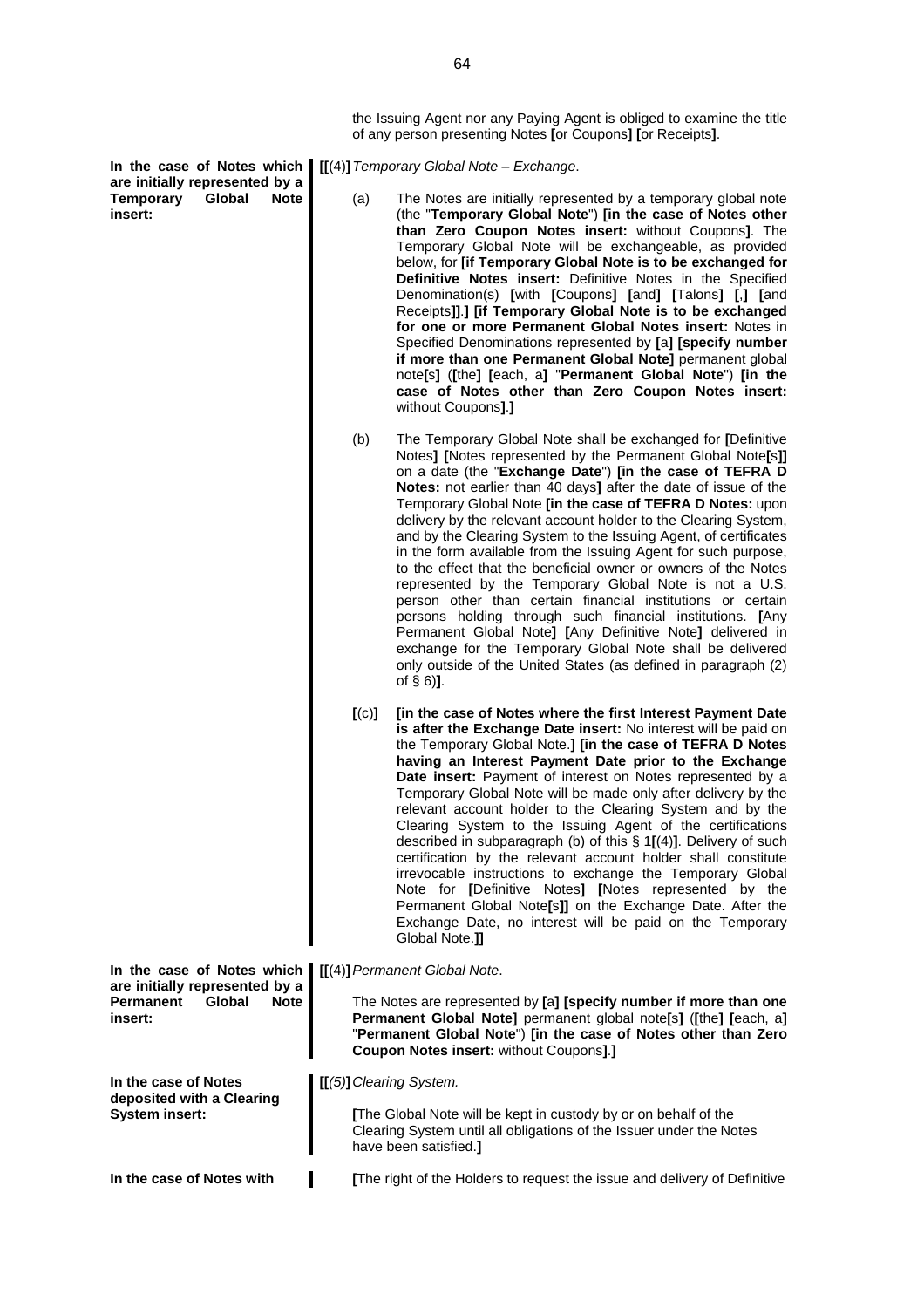the Issuing Agent nor any Paying Agent is obliged to examine the title of any person presenting Notes **[**or Coupons**]** **[**or Receipts**]**.

**In the case of Notes which are initially represented by a Temporary Global Note insert:**

**[[**(4)**]** *Temporary Global Note – Exchange*.

(a) The Notes are initially represented by a temporary global note (the "**Temporary Global Note**") **[in the case of Notes other than Zero Coupon Notes insert:** without Coupons**]**. The Temporary Global Note will be exchangeable, as provided below, for **[if Temporary Global Note is to be exchanged for Definitive Notes insert:** Definitive Notes in the Specified Denomination(s) **[**with **[**Coupons**]** **[**and**]** **[**Talons**]** **[**,**]** **[**and Receipts**]]**.**]** **[if Temporary Global Note is to be exchanged for one or more Permanent Global Notes insert:** Notes in Specified Denominations represented by **[**a**]** **[specify number if more than one Permanent Global Note]** permanent global note**[**s**]** (**[**the**]** **[**each, a**]** "**Permanent Global Note**") **[in the case of Notes other than Zero Coupon Notes insert:** without Coupons**]**.**]**

(b) The Temporary Global Note shall be exchanged for **[**Definitive Notes**]** **[**Notes represented by the Permanent Global Note**[**s**]]** on a date (the "**Exchange Date**") **[in the case of TEFRA D Notes:** not earlier than 40 days**]** after the date of issue of the Temporary Global Note **[in the case of TEFRA D Notes:** upon delivery by the relevant account holder to the Clearing System, and by the Clearing System to the Issuing Agent, of certificates in the form available from the Issuing Agent for such purpose, to the effect that the beneficial owner or owners of the Notes represented by the Temporary Global Note is not a U.S. person other than certain financial institutions or certain persons holding through such financial institutions. **[**Any Permanent Global Note**]** **[**Any Definitive Note**]** delivered in exchange for the Temporary Global Note shall be delivered only outside of the United States (as defined in paragraph (2) of § 6)**]**.

**[**(c)**]** **[in the case of Notes where the first Interest Payment Date is after the Exchange Date insert:** No interest will be paid on the Temporary Global Note.**]** **[in the case of TEFRA D Notes having an Interest Payment Date prior to the Exchange Date insert:** Payment of interest on Notes represented by a Temporary Global Note will be made only after delivery by the relevant account holder to the Clearing System and by the Clearing System to the Issuing Agent of the certifications described in subparagraph (b) of this § 1**[**(4)**]**. Delivery of such certification by the relevant account holder shall constitute irrevocable instructions to exchange the Temporary Global Note for **[**Definitive Notes**]** **[**Notes represented by the Permanent Global Note**[**s**]]** on the Exchange Date. After the Exchange Date, no interest will be paid on the Temporary Global Note.**]]**

**In the case of Notes which are initially represented by a Permanent Global Note insert:**

**[[**(4)**]** *Permanent Global Note*.

The Notes are represented by **[**a**]** **[specify number if more than one Permanent Global Note]** permanent global note**[**s**]** (**[**the**]** **[**each, a**]** "**Permanent Global Note**") **[in the case of Notes other than Zero Coupon Notes insert:** without Coupons**]**.**]**

**In the case of Notes deposited with a Clearing System insert:**

**[[**(5)**]** *Clearing System.*

**[**The Global Note will be kept in custody by or on behalf of the Clearing System until all obligations of the Issuer under the Notes have been satisfied.**]**

**In the case of Notes with**

**[**The right of the Holders to request the issue and delivery of Definitive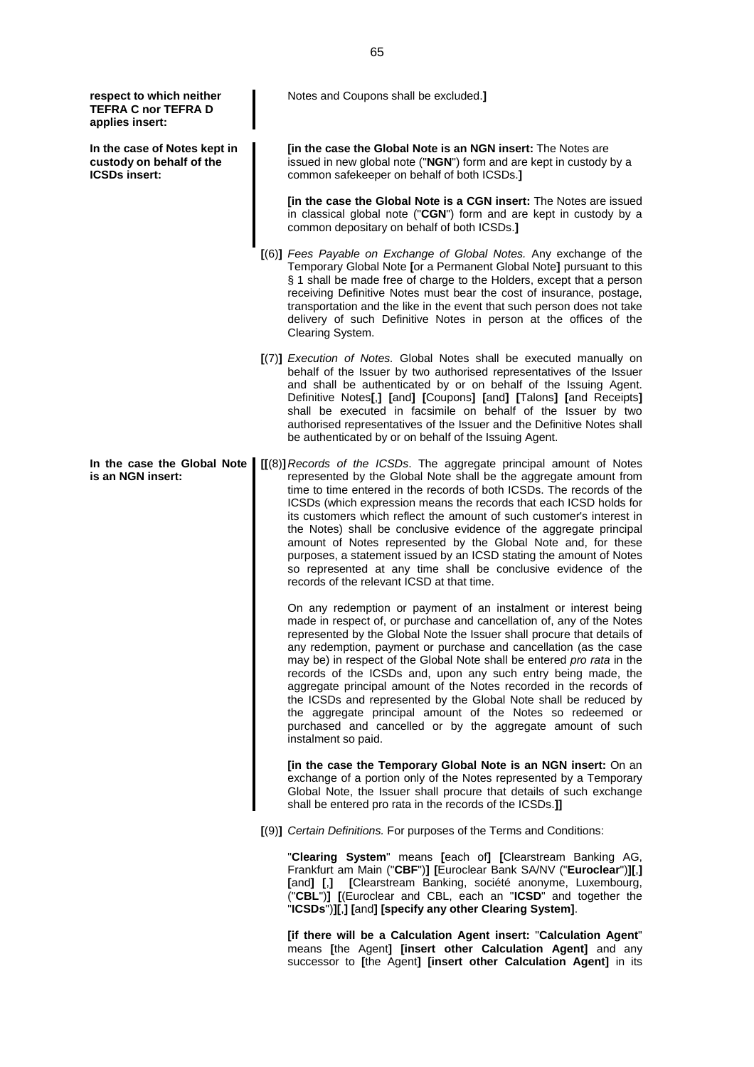**respect to which neither TEFRA C nor TEFRA D applies insert:**

Notes and Coupons shall be excluded.**]**

**In the case of Notes kept in custody on behalf of the ICSDs insert:**

**[in the case the Global Note is an NGN insert:** The Notes are issued in new global note ("**NGN**") form and are kept in custody by a common safekeeper on behalf of both ICSDs.**]**

**[in the case the Global Note is a CGN insert:** The Notes are issued in classical global note ("**CGN**") form and are kept in custody by a common depositary on behalf of both ICSDs.**]**

**[**(6)**]** *Fees Payable on Exchange of Global Notes.* Any exchange of the Temporary Global Note **[**or a Permanent Global Note**]** pursuant to this § 1 shall be made free of charge to the Holders, except that a person receiving Definitive Notes must bear the cost of insurance, postage, transportation and the like in the event that such person does not take delivery of such Definitive Notes in person at the offices of the Clearing System.

**[**(7)**]** *Execution of Notes.* Global Notes shall be executed manually on behalf of the Issuer by two authorised representatives of the Issuer and shall be authenticated by or on behalf of the Issuing Agent. Definitive Notes**[**,**]** **[**and**]** **[**Coupons**]** **[**and**]** **[**Talons**]** **[**and Receipts**]** shall be executed in facsimile on behalf of the Issuer by two authorised representatives of the Issuer and the Definitive Notes shall be authenticated by or on behalf of the Issuing Agent.

**In the case the Global Note is an NGN insert:**

**[[**(8)**]** *Records of the ICSDs*. The aggregate principal amount of Notes represented by the Global Note shall be the aggregate amount from time to time entered in the records of both ICSDs. The records of the ICSDs (which expression means the records that each ICSD holds for its customers which reflect the amount of such customer's interest in the Notes) shall be conclusive evidence of the aggregate principal amount of Notes represented by the Global Note and, for these purposes, a statement issued by an ICSD stating the amount of Notes so represented at any time shall be conclusive evidence of the records of the relevant ICSD at that time.

On any redemption or payment of an instalment or interest being made in respect of, or purchase and cancellation of, any of the Notes represented by the Global Note the Issuer shall procure that details of any redemption, payment or purchase and cancellation (as the case may be) in respect of the Global Note shall be entered *pro rata* in the records of the ICSDs and, upon any such entry being made, the aggregate principal amount of the Notes recorded in the records of the ICSDs and represented by the Global Note shall be reduced by the aggregate principal amount of the Notes so redeemed or purchased and cancelled or by the aggregate amount of such instalment so paid.

**[in the case the Temporary Global Note is an NGN insert:** On an exchange of a portion only of the Notes represented by a Temporary Global Note, the Issuer shall procure that details of such exchange shall be entered pro rata in the records of the ICSDs.**]]**

**[**(9)**]** *Certain Definitions.* For purposes of the Terms and Conditions:

"**Clearing System**" means **[**each of**]** **[**Clearstream Banking AG, Frankfurt am Main ("**CBF**")**]** **[**Euroclear Bank SA/NV ("**Euroclear**")**][**,**]** **[**and**]** **[**,**]** **[**Clearstream Banking, société anonyme, Luxembourg, ("**CBL**")**]** **[**(Euroclear and CBL, each an "**ICSD**" and together the "**ICSDs**")**][**,**]** **[**and**]** **[specify any other Clearing System]**.

**[if there will be a Calculation Agent insert:** "**Calculation Agent**" means **[**the Agent**]** **[insert other Calculation Agent]** and any successor to **[**the Agent**]** **[insert other Calculation Agent]** in its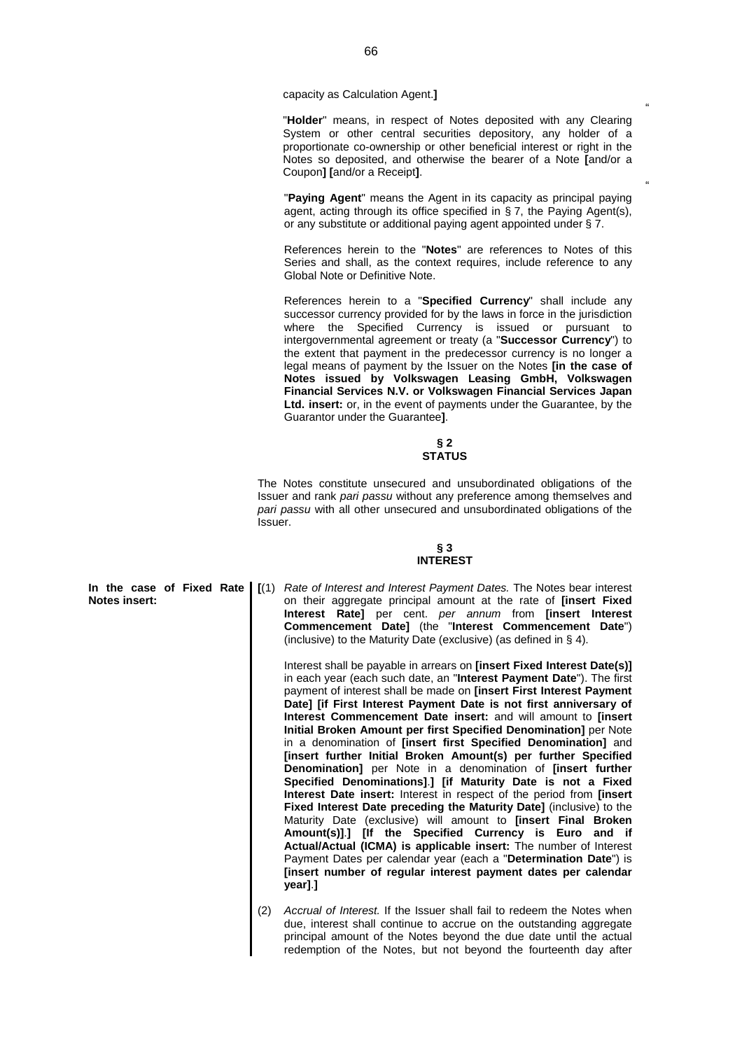capacity as Calculation Agent.**]**

"**Holder**" means, in respect of Notes deposited with any Clearing System or other central securities depository, any holder of a proportionate co-ownership or other beneficial interest or right in the Notes so deposited, and otherwise the bearer of a Note **[**and/or a Coupon**] [**and/or a Receipt**]**.

"**Paying Agent**" means the Agent in its capacity as principal paying agent, acting through its office specified in § 7, the Paying Agent(s), or any substitute or additional paying agent appointed under § 7.

References herein to the "**Notes**" are references to Notes of this Series and shall, as the context requires, include reference to any Global Note or Definitive Note.

References herein to a "**Specified Currency**" shall include any successor currency provided for by the laws in force in the jurisdiction where the Specified Currency is issued or pursuant to intergovernmental agreement or treaty (a "**Successor Currency**") to the extent that payment in the predecessor currency is no longer a legal means of payment by the Issuer on the Notes **[in the case of Notes issued by Volkswagen Leasing GmbH, Volkswagen Financial Services N.V. or Volkswagen Financial Services Japan Ltd. insert:** or, in the event of payments under the Guarantee, by the Guarantor under the Guarantee**]**.

## § 2
## STATUS

The Notes constitute unsecured and unsubordinated obligations of the Issuer and rank *pari passu* without any preference among themselves and *pari passu* with all other unsecured and unsubordinated obligations of the Issuer.

## § 3
## INTEREST

**In the case of Fixed Rate Notes insert:**

**[**(1) *Rate of Interest and Interest Payment Dates.* The Notes bear interest on their aggregate principal amount at the rate of **[insert Fixed Interest Rate]** per cent. *per annum* from **[insert Interest Commencement Date]** (the "**Interest Commencement Date**") (inclusive) to the Maturity Date (exclusive) (as defined in § 4).

Interest shall be payable in arrears on **[insert Fixed Interest Date(s)]** in each year (each such date, an "**Interest Payment Date**"). The first payment of interest shall be made on **[insert First Interest Payment Date] [if First Interest Payment Date is not first anniversary of Interest Commencement Date insert:** and will amount to **[insert Initial Broken Amount per first Specified Denomination]** per Note in a denomination of **[insert first Specified Denomination]** and **[insert further Initial Broken Amount(s) per further Specified Denomination]** per Note in a denomination of **[insert further Specified Denominations]**.**] [if Maturity Date is not a Fixed Interest Date insert:** Interest in respect of the period from **[insert Fixed Interest Date preceding the Maturity Date]** (inclusive) to the Maturity Date (exclusive) will amount to **[insert Final Broken Amount(s)]**.**] [If the Specified Currency is Euro and if Actual/Actual (ICMA) is applicable insert:** The number of Interest Payment Dates per calendar year (each a "**Determination Date**") is **[insert number of regular interest payment dates per calendar year]**.**]**

(2) *Accrual of Interest.* If the Issuer shall fail to redeem the Notes when due, interest shall continue to accrue on the outstanding aggregate principal amount of the Notes beyond the due date until the actual redemption of the Notes, but not beyond the fourteenth day after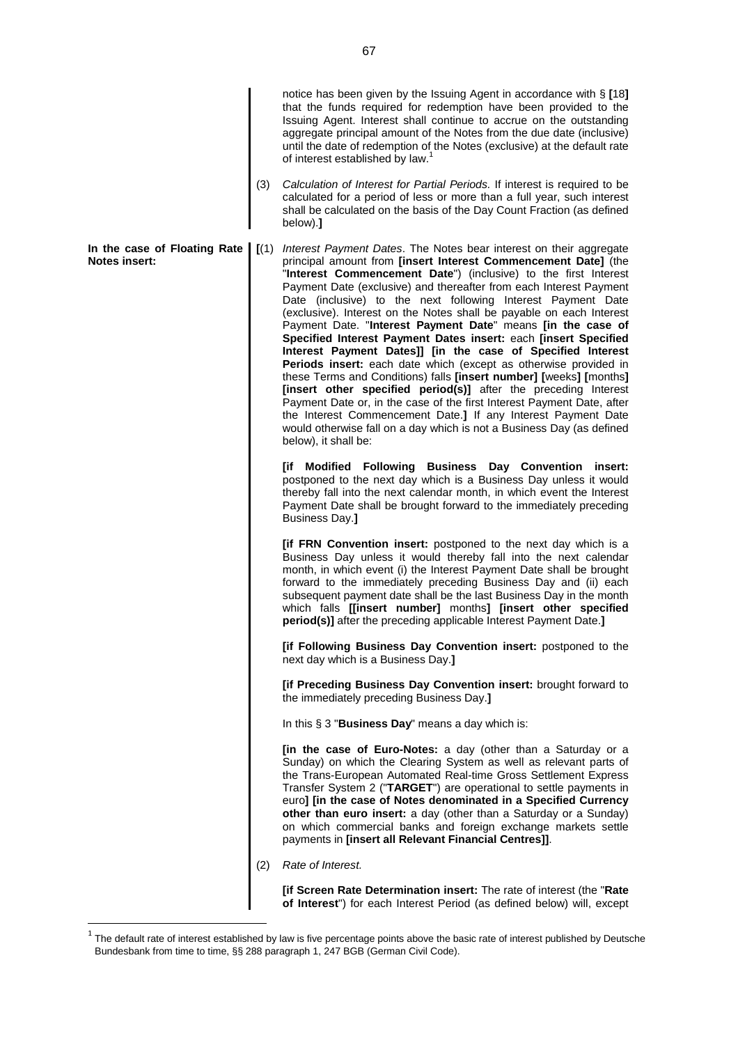notice has been given by the Issuing Agent in accordance with § **[**18**]** that the funds required for redemption have been provided to the Issuing Agent. Interest shall continue to accrue on the outstanding aggregate principal amount of the Notes from the due date (inclusive) until the date of redemption of the Notes (exclusive) at the default rate of interest established by law.[1]

(3) *Calculation of Interest for Partial Periods.* If interest is required to be calculated for a period of less or more than a full year, such interest shall be calculated on the basis of the Day Count Fraction (as defined below).**]**

**In the case of Floating Rate Notes insert:**

**[**(1) *Interest Payment Dates*. The Notes bear interest on their aggregate principal amount from **[insert Interest Commencement Date]** (the "**Interest Commencement Date**") (inclusive) to the first Interest Payment Date (exclusive) and thereafter from each Interest Payment Date (inclusive) to the next following Interest Payment Date (exclusive). Interest on the Notes shall be payable on each Interest Payment Date. "**Interest Payment Date**" means **[in the case of Specified Interest Payment Dates insert:** each **[insert Specified Interest Payment Dates]] [in the case of Specified Interest Periods insert:** each date which (except as otherwise provided in these Terms and Conditions) falls **[insert number] [**weeks**] [**months**] [insert other specified period(s)]** after the preceding Interest Payment Date or, in the case of the first Interest Payment Date, after the Interest Commencement Date.**]** If any Interest Payment Date would otherwise fall on a day which is not a Business Day (as defined below), it shall be:

**[if Modified Following Business Day Convention insert:** postponed to the next day which is a Business Day unless it would thereby fall into the next calendar month, in which event the Interest Payment Date shall be brought forward to the immediately preceding Business Day.**]**

**[if FRN Convention insert:** postponed to the next day which is a Business Day unless it would thereby fall into the next calendar month, in which event (i) the Interest Payment Date shall be brought forward to the immediately preceding Business Day and (ii) each subsequent payment date shall be the last Business Day in the month which falls **[[insert number]** months**] [insert other specified period(s)]** after the preceding applicable Interest Payment Date.**]**

**[if Following Business Day Convention insert:** postponed to the next day which is a Business Day.**]**

**[if Preceding Business Day Convention insert:** brought forward to the immediately preceding Business Day.**]**

In this § 3 "**Business Day**" means a day which is:

**[in the case of Euro-Notes:** a day (other than a Saturday or a Sunday) on which the Clearing System as well as relevant parts of the Trans-European Automated Real-time Gross Settlement Express Transfer System 2 ("**TARGET**") are operational to settle payments in euro**] [in the case of Notes denominated in a Specified Currency other than euro insert:** a day (other than a Saturday or a Sunday) on which commercial banks and foreign exchange markets settle payments in **[insert all Relevant Financial Centres]]**.

(2) *Rate of Interest.*

**[if Screen Rate Determination insert:** The rate of interest (the "**Rate of Interest**") for each Interest Period (as defined below) will, except

---

[1] The default rate of interest established by law is five percentage points above the basic rate of interest published by Deutsche Bundesbank from time to time, §§ 288 paragraph 1, 247 BGB (German Civil Code).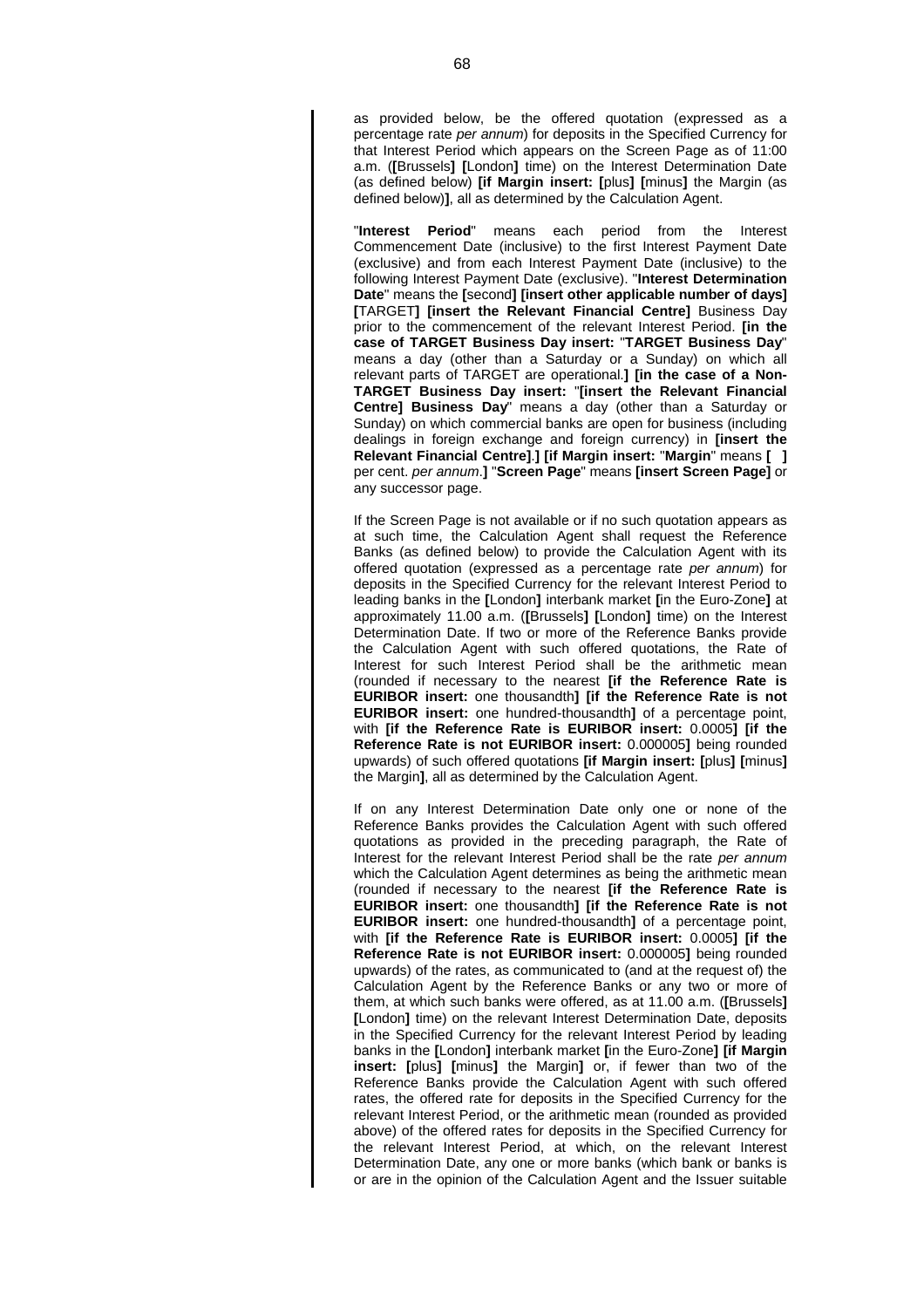as provided below, be the offered quotation (expressed as a percentage rate *per annum*) for deposits in the Specified Currency for that Interest Period which appears on the Screen Page as of 11:00 a.m. (**[**Brussels**] [**London**]** time) on the Interest Determination Date (as defined below) **[if Margin insert: [**plus**] [**minus**]** the Margin (as defined below)**]**, all as determined by the Calculation Agent.

"**Interest Period**" means each period from the Interest Commencement Date (inclusive) to the first Interest Payment Date (exclusive) and from each Interest Payment Date (inclusive) to the following Interest Payment Date (exclusive). "**Interest Determination Date**" means the **[**second**] [insert other applicable number of days] [**TARGET**] [insert the Relevant Financial Centre]** Business Day prior to the commencement of the relevant Interest Period. **[in the case of TARGET Business Day insert:** "**TARGET Business Day**" means a day (other than a Saturday or a Sunday) on which all relevant parts of TARGET are operational.**] [in the case of a Non-TARGET Business Day insert:** "**[insert the Relevant Financial Centre] Business Day**" means a day (other than a Saturday or Sunday) on which commercial banks are open for business (including dealings in foreign exchange and foreign currency) in **[insert the Relevant Financial Centre]**.**] [if Margin insert:** "**Margin**" means **[ ]** per cent. *per annum*.**]** "**Screen Page**" means **[insert Screen Page]** or any successor page.

If the Screen Page is not available or if no such quotation appears as at such time, the Calculation Agent shall request the Reference Banks (as defined below) to provide the Calculation Agent with its offered quotation (expressed as a percentage rate *per annum*) for deposits in the Specified Currency for the relevant Interest Period to leading banks in the **[**London**]** interbank market **[**in the Euro-Zone**]** at approximately 11.00 a.m. (**[**Brussels**] [**London**]** time) on the Interest Determination Date. If two or more of the Reference Banks provide the Calculation Agent with such offered quotations, the Rate of Interest for such Interest Period shall be the arithmetic mean (rounded if necessary to the nearest **[if the Reference Rate is EURIBOR insert:** one thousandth**] [if the Reference Rate is not EURIBOR insert:** one hundred-thousandth**]** of a percentage point, with **[if the Reference Rate is EURIBOR insert:** 0.0005**] [if the Reference Rate is not EURIBOR insert:** 0.000005**]** being rounded upwards) of such offered quotations **[if Margin insert: [**plus**] [**minus**]** the Margin**]**, all as determined by the Calculation Agent.

If on any Interest Determination Date only one or none of the Reference Banks provides the Calculation Agent with such offered quotations as provided in the preceding paragraph, the Rate of Interest for the relevant Interest Period shall be the rate *per annum* which the Calculation Agent determines as being the arithmetic mean (rounded if necessary to the nearest **[if the Reference Rate is EURIBOR insert:** one thousandth**] [if the Reference Rate is not EURIBOR insert:** one hundred-thousandth**]** of a percentage point, with **[if the Reference Rate is EURIBOR insert:** 0.0005**] [if the Reference Rate is not EURIBOR insert:** 0.000005**]** being rounded upwards) of the rates, as communicated to (and at the request of) the Calculation Agent by the Reference Banks or any two or more of them, at which such banks were offered, as at 11.00 a.m. (**[**Brussels**] [**London**]** time) on the relevant Interest Determination Date, deposits in the Specified Currency for the relevant Interest Period by leading banks in the **[**London**]** interbank market **[**in the Euro-Zone**] [if Margin insert: [**plus**] [**minus**]** the Margin**]** or, if fewer than two of the Reference Banks provide the Calculation Agent with such offered rates, the offered rate for deposits in the Specified Currency for the relevant Interest Period, or the arithmetic mean (rounded as provided above) of the offered rates for deposits in the Specified Currency for the relevant Interest Period, at which, on the relevant Interest Determination Date, any one or more banks (which bank or banks is or are in the opinion of the Calculation Agent and the Issuer suitable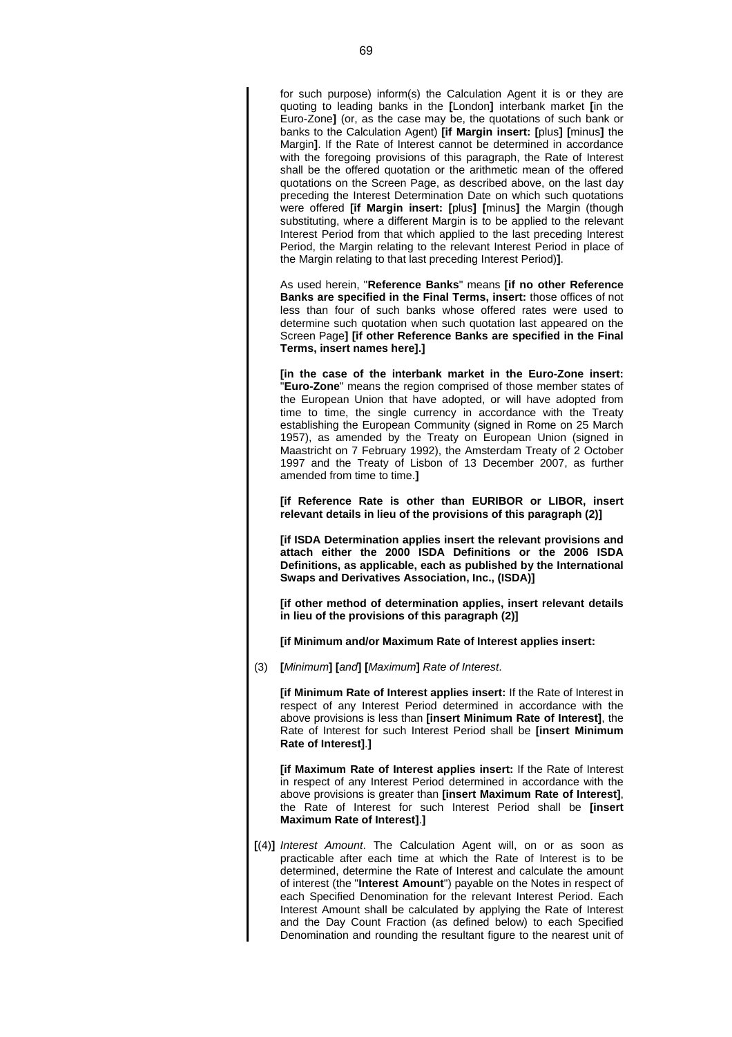for such purpose) inform(s) the Calculation Agent it is or they are quoting to leading banks in the **[**London**]** interbank market **[**in the Euro-Zone**]** (or, as the case may be, the quotations of such bank or banks to the Calculation Agent) **[if Margin insert: [**plus**] [**minus**]** the Margin**]**. If the Rate of Interest cannot be determined in accordance with the foregoing provisions of this paragraph, the Rate of Interest shall be the offered quotation or the arithmetic mean of the offered quotations on the Screen Page, as described above, on the last day preceding the Interest Determination Date on which such quotations were offered **[if Margin insert: [**plus**] [**minus**]** the Margin (though substituting, where a different Margin is to be applied to the relevant Interest Period from that which applied to the last preceding Interest Period, the Margin relating to the relevant Interest Period in place of the Margin relating to that last preceding Interest Period)**]**.

As used herein, "**Reference Banks**" means **[if no other Reference Banks are specified in the Final Terms, insert:** those offices of not less than four of such banks whose offered rates were used to determine such quotation when such quotation last appeared on the Screen Page**] [if other Reference Banks are specified in the Final Terms, insert names here].]**

**[in the case of the interbank market in the Euro-Zone insert:** "**Euro-Zone**" means the region comprised of those member states of the European Union that have adopted, or will have adopted from time to time, the single currency in accordance with the Treaty establishing the European Community (signed in Rome on 25 March 1957), as amended by the Treaty on European Union (signed in Maastricht on 7 February 1992), the Amsterdam Treaty of 2 October 1997 and the Treaty of Lisbon of 13 December 2007, as further amended from time to time.**]**

**[if Reference Rate is other than EURIBOR or LIBOR, insert relevant details in lieu of the provisions of this paragraph (2)]**

**[if ISDA Determination applies insert the relevant provisions and attach either the 2000 ISDA Definitions or the 2006 ISDA Definitions, as applicable, each as published by the International Swaps and Derivatives Association, Inc., (ISDA)]**

**[if other method of determination applies, insert relevant details in lieu of the provisions of this paragraph (2)]**

**[if Minimum and/or Maximum Rate of Interest applies insert:**

(3) **[***Minimum***] [***and***] [***Maximum***]** *Rate of Interest*.

**[if Minimum Rate of Interest applies insert:** If the Rate of Interest in respect of any Interest Period determined in accordance with the above provisions is less than **[insert Minimum Rate of Interest]**, the Rate of Interest for such Interest Period shall be **[insert Minimum Rate of Interest]**.**]**

**[if Maximum Rate of Interest applies insert:** If the Rate of Interest in respect of any Interest Period determined in accordance with the above provisions is greater than **[insert Maximum Rate of Interest]**, the Rate of Interest for such Interest Period shall be **[insert Maximum Rate of Interest]**.**]**

**[**(4)**]** *Interest Amount*. The Calculation Agent will, on or as soon as practicable after each time at which the Rate of Interest is to be determined, determine the Rate of Interest and calculate the amount of interest (the "**Interest Amount**") payable on the Notes in respect of each Specified Denomination for the relevant Interest Period. Each Interest Amount shall be calculated by applying the Rate of Interest and the Day Count Fraction (as defined below) to each Specified Denomination and rounding the resultant figure to the nearest unit of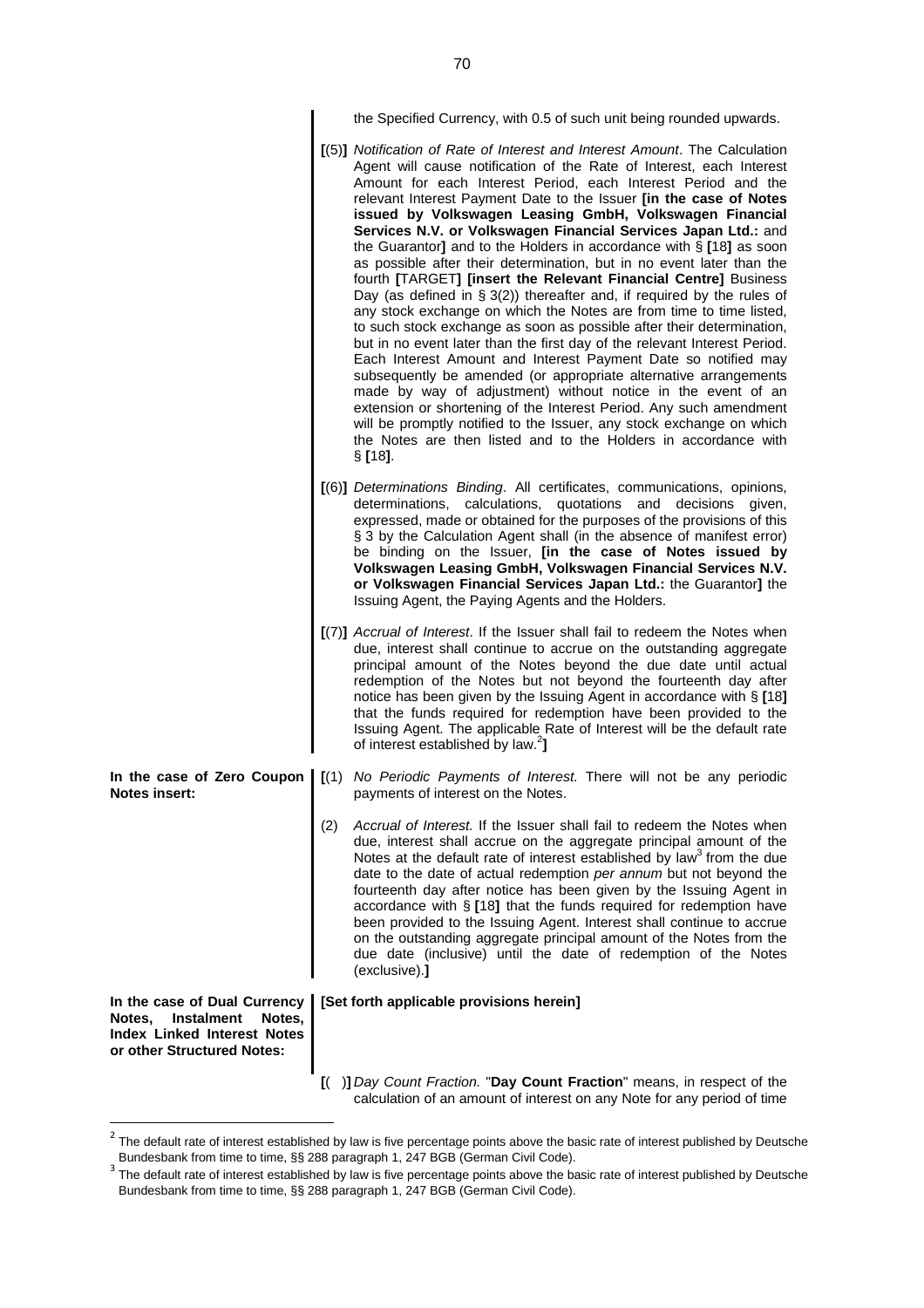the Specified Currency, with 0.5 of such unit being rounded upwards.

**[**(5)**]** *Notification of Rate of Interest and Interest Amount*. The Calculation Agent will cause notification of the Rate of Interest, each Interest Amount for each Interest Period, each Interest Period and the relevant Interest Payment Date to the Issuer **[in the case of Notes issued by Volkswagen Leasing GmbH, Volkswagen Financial Services N.V. or Volkswagen Financial Services Japan Ltd.:** and the Guarantor**]** and to the Holders in accordance with § **[**18**]** as soon as possible after their determination, but in no event later than the fourth **[**TARGET**] [insert the Relevant Financial Centre]** Business Day (as defined in § 3(2)) thereafter and, if required by the rules of any stock exchange on which the Notes are from time to time listed, to such stock exchange as soon as possible after their determination, but in no event later than the first day of the relevant Interest Period. Each Interest Amount and Interest Payment Date so notified may subsequently be amended (or appropriate alternative arrangements made by way of adjustment) without notice in the event of an extension or shortening of the Interest Period. Any such amendment will be promptly notified to the Issuer, any stock exchange on which the Notes are then listed and to the Holders in accordance with § **[**18**]**.

**[**(6)**]** *Determinations Binding*. All certificates, communications, opinions, determinations, calculations, quotations and decisions given, expressed, made or obtained for the purposes of the provisions of this § 3 by the Calculation Agent shall (in the absence of manifest error) be binding on the Issuer, **[in the case of Notes issued by Volkswagen Leasing GmbH, Volkswagen Financial Services N.V. or Volkswagen Financial Services Japan Ltd.:** the Guarantor**]** the Issuing Agent, the Paying Agents and the Holders.

**[**(7)**]** *Accrual of Interest*. If the Issuer shall fail to redeem the Notes when due, interest shall continue to accrue on the outstanding aggregate principal amount of the Notes beyond the due date until actual redemption of the Notes but not beyond the fourteenth day after notice has been given by the Issuing Agent in accordance with § **[**18**]** that the funds required for redemption have been provided to the Issuing Agent. The applicable Rate of Interest will be the default rate of interest established by law.[2]**]**

**In the case of Zero Coupon Notes insert:**

**[**(1) *No Periodic Payments of Interest.* There will not be any periodic payments of interest on the Notes.

(2) *Accrual of Interest.* If the Issuer shall fail to redeem the Notes when due, interest shall accrue on the aggregate principal amount of the Notes at the default rate of interest established by law[3] from the due date to the date of actual redemption *per annum* but not beyond the fourteenth day after notice has been given by the Issuing Agent in accordance with § **[**18**]** that the funds required for redemption have been provided to the Issuing Agent. Interest shall continue to accrue on the outstanding aggregate principal amount of the Notes from the due date (inclusive) until the date of redemption of the Notes (exclusive).**]**

**In the case of Dual Currency Notes, Instalment Notes, Index Linked Interest Notes or other Structured Notes:**

**[Set forth applicable provisions herein]**

**[**( )**]** *Day Count Fraction.* "**Day Count Fraction**" means, in respect of the calculation of an amount of interest on any Note for any period of time

---

[2] The default rate of interest established by law is five percentage points above the basic rate of interest published by Deutsche Bundesbank from time to time, §§ 288 paragraph 1, 247 BGB (German Civil Code).

[3] The default rate of interest established by law is five percentage points above the basic rate of interest published by Deutsche Bundesbank from time to time, §§ 288 paragraph 1, 247 BGB (German Civil Code).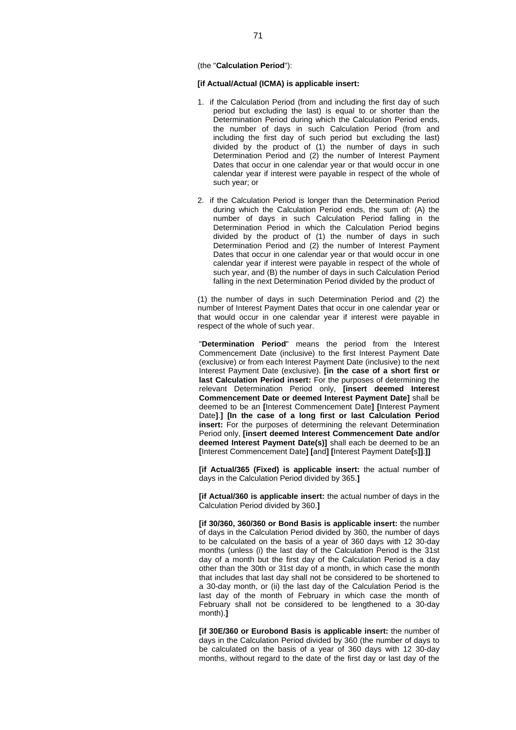(the "**Calculation Period**"):

**[if Actual/Actual (ICMA) is applicable insert:**

1. if the Calculation Period (from and including the first day of such period but excluding the last) is equal to or shorter than the Determination Period during which the Calculation Period ends, the number of days in such Calculation Period (from and including the first day of such period but excluding the last) divided by the product of (1) the number of days in such Determination Period and (2) the number of Interest Payment Dates that occur in one calendar year or that would occur in one calendar year if interest were payable in respect of the whole of such year; or

2. if the Calculation Period is longer than the Determination Period during which the Calculation Period ends, the sum of: (A) the number of days in such Calculation Period falling in the Determination Period in which the Calculation Period begins divided by the product of (1) the number of days in such Determination Period and (2) the number of Interest Payment Dates that occur in one calendar year or that would occur in one calendar year if interest were payable in respect of the whole of such year, and (B) the number of days in such Calculation Period falling in the next Determination Period divided by the product of

(1) the number of days in such Determination Period and (2) the number of Interest Payment Dates that occur in one calendar year or that would occur in one calendar year if interest were payable in respect of the whole of such year.

"**Determination Period**" means the period from the Interest Commencement Date (inclusive) to the first Interest Payment Date (exclusive) or from each Interest Payment Date (inclusive) to the next Interest Payment Date (exclusive). **[in the case of a short first or last Calculation Period insert:** For the purposes of determining the relevant Determination Period only, **[insert deemed Interest Commencement Date or deemed Interest Payment Date]** shall be deemed to be an **[**Interest Commencement Date**] [**Interest Payment Date**].] [In the case of a long first or last Calculation Period insert:** For the purposes of determining the relevant Determination Period only, **[insert deemed Interest Commencement Date and/or deemed Interest Payment Date(s)]** shall each be deemed to be an **[**Interest Commencement Date**] [**and**] [**Interest Payment Date**[**s**]]**.**]]**

**[if Actual/365 (Fixed) is applicable insert:** the actual number of days in the Calculation Period divided by 365.**]**

**[if Actual/360 is applicable insert:** the actual number of days in the Calculation Period divided by 360.**]**

**[if 30/360, 360/360 or Bond Basis is applicable insert:** the number of days in the Calculation Period divided by 360, the number of days to be calculated on the basis of a year of 360 days with 12 30-day months (unless (i) the last day of the Calculation Period is the 31st day of a month but the first day of the Calculation Period is a day other than the 30th or 31st day of a month, in which case the month that includes that last day shall not be considered to be shortened to a 30-day month, or (ii) the last day of the Calculation Period is the last day of the month of February in which case the month of February shall not be considered to be lengthened to a 30-day month).**]**

**[if 30E/360 or Eurobond Basis is applicable insert:** the number of days in the Calculation Period divided by 360 (the number of days to be calculated on the basis of a year of 360 days with 12 30-day months, without regard to the date of the first day or last day of the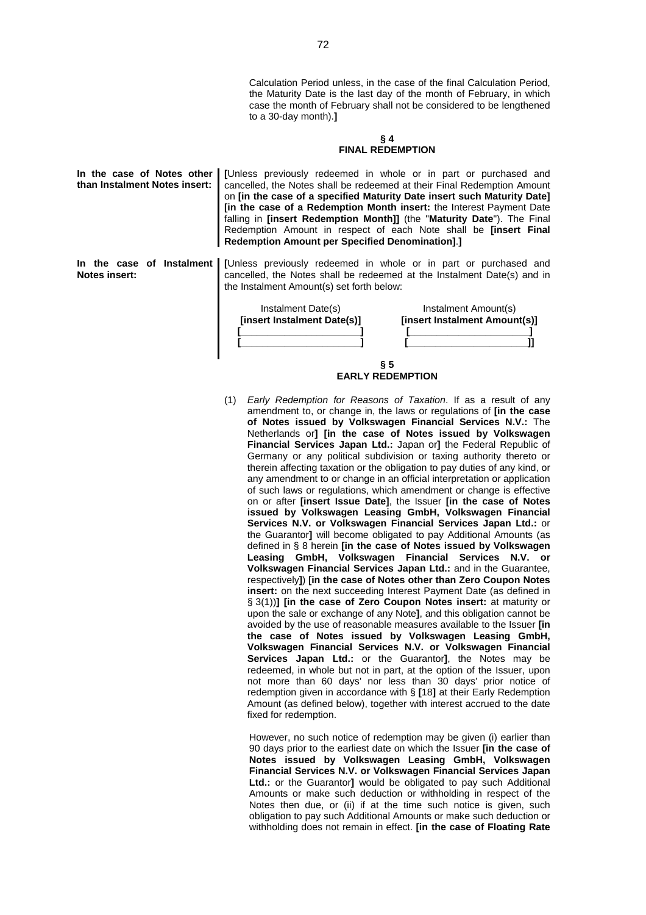Calculation Period unless, in the case of the final Calculation Period, the Maturity Date is the last day of the month of February, in which case the month of February shall not be considered to be lengthened to a 30-day month).**]**

## § 4
## FINAL REDEMPTION

**In the case of Notes other than Instalment Notes insert:**

**[**Unless previously redeemed in whole or in part or purchased and cancelled, the Notes shall be redeemed at their Final Redemption Amount on **[in the case of a specified Maturity Date insert such Maturity Date] [in the case of a Redemption Month insert:** the Interest Payment Date falling in **[insert Redemption Month]]** (the "**Maturity Date**"). The Final Redemption Amount in respect of each Note shall be **[insert Final Redemption Amount per Specified Denomination]**.**]**

**In the case of Instalment Notes insert:**

**[**Unless previously redeemed in whole or in part or purchased and cancelled, the Notes shall be redeemed at the Instalment Date(s) and in the Instalment Amount(s) set forth below:

| Instalment Date(s) | Instalment Amount(s) |
|---|---|
| **[insert Instalment Date(s)]** | **[insert Instalment Amount(s)]** |
| **[____________________]** | **[____________________]** |
| **[____________________]** | **[____________________]]** |

## § 5
## EARLY REDEMPTION

(1) *Early Redemption for Reasons of Taxation*. If as a result of any amendment to, or change in, the laws or regulations of **[in the case of Notes issued by Volkswagen Financial Services N.V.:** The Netherlands or**] [in the case of Notes issued by Volkswagen Financial Services Japan Ltd.:** Japan or**]** the Federal Republic of Germany or any political subdivision or taxing authority thereto or therein affecting taxation or the obligation to pay duties of any kind, or any amendment to or change in an official interpretation or application of such laws or regulations, which amendment or change is effective on or after **[insert Issue Date]**, the Issuer **[in the case of Notes issued by Volkswagen Leasing GmbH, Volkswagen Financial Services N.V. or Volkswagen Financial Services Japan Ltd.:** or the Guarantor**]** will become obligated to pay Additional Amounts (as defined in § 8 herein **[in the case of Notes issued by Volkswagen Leasing GmbH, Volkswagen Financial Services N.V. or Volkswagen Financial Services Japan Ltd.:** and in the Guarantee, respectively**]**) **[in the case of Notes other than Zero Coupon Notes insert:** on the next succeeding Interest Payment Date (as defined in § 3(1))**] [in the case of Zero Coupon Notes insert:** at maturity or upon the sale or exchange of any Note**]**, and this obligation cannot be avoided by the use of reasonable measures available to the Issuer **[in the case of Notes issued by Volkswagen Leasing GmbH, Volkswagen Financial Services N.V. or Volkswagen Financial Services Japan Ltd.:** or the Guarantor**]**, the Notes may be redeemed, in whole but not in part, at the option of the Issuer, upon not more than 60 days' nor less than 30 days' prior notice of redemption given in accordance with § **[**18**]** at their Early Redemption Amount (as defined below), together with interest accrued to the date fixed for redemption.

However, no such notice of redemption may be given (i) earlier than 90 days prior to the earliest date on which the Issuer **[in the case of Notes issued by Volkswagen Leasing GmbH, Volkswagen Financial Services N.V. or Volkswagen Financial Services Japan Ltd.:** or the Guarantor**]** would be obligated to pay such Additional Amounts or make such deduction or withholding in respect of the Notes then due, or (ii) if at the time such notice is given, such obligation to pay such Additional Amounts or make such deduction or withholding does not remain in effect. **[in the case of Floating Rate**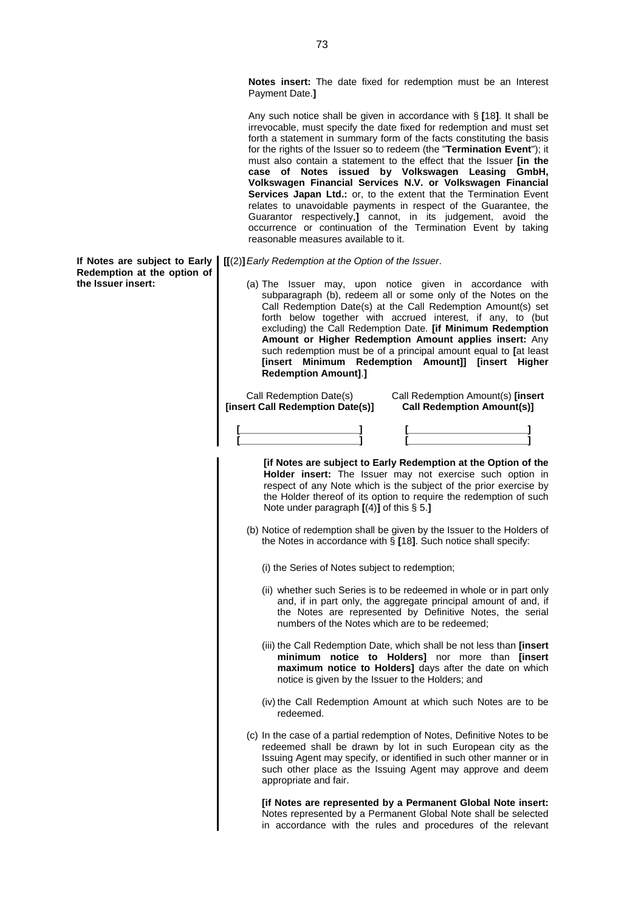**Notes insert:** The date fixed for redemption must be an Interest Payment Date.**]**

Any such notice shall be given in accordance with § **[**18**]**. It shall be irrevocable, must specify the date fixed for redemption and must set forth a statement in summary form of the facts constituting the basis for the rights of the Issuer so to redeem (the "**Termination Event**"); it must also contain a statement to the effect that the Issuer **[in the case of Notes issued by Volkswagen Leasing GmbH, Volkswagen Financial Services N.V. or Volkswagen Financial Services Japan Ltd.:** or, to the extent that the Termination Event relates to unavoidable payments in respect of the Guarantee, the Guarantor respectively,**]** cannot, in its judgement, avoid the occurrence or continuation of the Termination Event by taking reasonable measures available to it.

**If Notes are subject to Early Redemption at the option of the Issuer insert:**

**[[**(2)**]** *Early Redemption at the Option of the Issuer*.

(a) The Issuer may, upon notice given in accordance with subparagraph (b), redeem all or some only of the Notes on the Call Redemption Date(s) at the Call Redemption Amount(s) set forth below together with accrued interest, if any, to (but excluding) the Call Redemption Date. **[if Minimum Redemption Amount or Higher Redemption Amount applies insert:** Any such redemption must be of a principal amount equal to **[**at least **[insert Minimum Redemption Amount]] [insert Higher Redemption Amount]**.**]**

| Call Redemption Date(s) **[insert Call Redemption Date(s)]** | Call Redemption Amount(s) **[insert Call Redemption Amount(s)]** |
|---|---|
| **[\_\_\_\_\_\_\_\_\_\_\_\_\_\_\_\_\_\_\_\_]** | **[\_\_\_\_\_\_\_\_\_\_\_\_\_\_\_\_\_\_\_\_]** |
| **[\_\_\_\_\_\_\_\_\_\_\_\_\_\_\_\_\_\_\_\_]** | **[\_\_\_\_\_\_\_\_\_\_\_\_\_\_\_\_\_\_\_\_]** |

**[if Notes are subject to Early Redemption at the Option of the Holder insert:** The Issuer may not exercise such option in respect of any Note which is the subject of the prior exercise by the Holder thereof of its option to require the redemption of such Note under paragraph **[**(4)**]** of this § 5.**]**

(b) Notice of redemption shall be given by the Issuer to the Holders of the Notes in accordance with § **[**18**]**. Such notice shall specify:

(i) the Series of Notes subject to redemption;

(ii) whether such Series is to be redeemed in whole or in part only and, if in part only, the aggregate principal amount of and, if the Notes are represented by Definitive Notes, the serial numbers of the Notes which are to be redeemed;

(iii) the Call Redemption Date, which shall be not less than **[insert minimum notice to Holders]** nor more than **[insert maximum notice to Holders]** days after the date on which notice is given by the Issuer to the Holders; and

(iv) the Call Redemption Amount at which such Notes are to be redeemed.

(c) In the case of a partial redemption of Notes, Definitive Notes to be redeemed shall be drawn by lot in such European city as the Issuing Agent may specify, or identified in such other manner or in such other place as the Issuing Agent may approve and deem appropriate and fair.

**[if Notes are represented by a Permanent Global Note insert:** Notes represented by a Permanent Global Note shall be selected in accordance with the rules and procedures of the relevant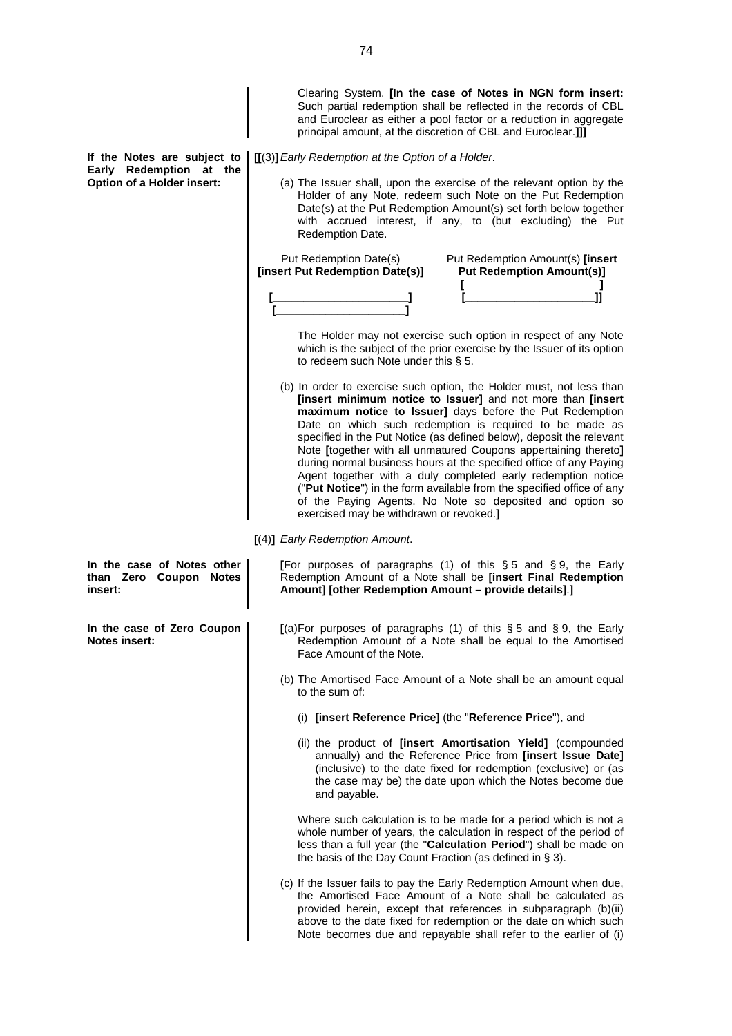Clearing System. **[In the case of Notes in NGN form insert:** Such partial redemption shall be reflected in the records of CBL and Euroclear as either a pool factor or a reduction in aggregate principal amount, at the discretion of CBL and Euroclear.**]]]**

**If the Notes are subject to Early Redemption at the Option of a Holder insert:**

**[[**(3)**]** *Early Redemption at the Option of a Holder*.

(a) The Issuer shall, upon the exercise of the relevant option by the Holder of any Note, redeem such Note on the Put Redemption Date(s) at the Put Redemption Amount(s) set forth below together with accrued interest, if any, to (but excluding) the Put Redemption Date.

| Put Redemption Date(s) **[insert Put Redemption Date(s)]** | Put Redemption Amount(s) **[insert Put Redemption Amount(s)]** |
|---|---|
| **[\_\_\_\_\_\_\_\_\_\_\_\_\_\_\_\_\_\_\_\_]** | **[\_\_\_\_\_\_\_\_\_\_\_\_\_\_\_\_\_\_\_\_]** |
| **[\_\_\_\_\_\_\_\_\_\_\_\_\_\_\_\_\_\_\_\_]** | **[\_\_\_\_\_\_\_\_\_\_\_\_\_\_\_\_\_\_\_\_]]** |

The Holder may not exercise such option in respect of any Note which is the subject of the prior exercise by the Issuer of its option to redeem such Note under this § 5.

(b) In order to exercise such option, the Holder must, not less than **[insert minimum notice to Issuer]** and not more than **[insert maximum notice to Issuer]** days before the Put Redemption Date on which such redemption is required to be made as specified in the Put Notice (as defined below), deposit the relevant Note **[**together with all unmatured Coupons appertaining thereto**]** during normal business hours at the specified office of any Paying Agent together with a duly completed early redemption notice ("**Put Notice**") in the form available from the specified office of any of the Paying Agents. No Note so deposited and option so exercised may be withdrawn or revoked.**]**

**[**(4)**]** *Early Redemption Amount*.

**In the case of Notes other than Zero Coupon Notes insert:**

**[**For purposes of paragraphs (1) of this § 5 and § 9, the Early Redemption Amount of a Note shall be **[insert Final Redemption Amount] [other Redemption Amount – provide details]**.**]**

**In the case of Zero Coupon Notes insert:**

**[**(a)For purposes of paragraphs (1) of this § 5 and § 9, the Early Redemption Amount of a Note shall be equal to the Amortised Face Amount of the Note.

(b) The Amortised Face Amount of a Note shall be an amount equal to the sum of:

(i) **[insert Reference Price]** (the "**Reference Price**"), and

(ii) the product of **[insert Amortisation Yield]** (compounded annually) and the Reference Price from **[insert Issue Date]** (inclusive) to the date fixed for redemption (exclusive) or (as the case may be) the date upon which the Notes become due and payable.

Where such calculation is to be made for a period which is not a whole number of years, the calculation in respect of the period of less than a full year (the "**Calculation Period**") shall be made on the basis of the Day Count Fraction (as defined in § 3).

(c) If the Issuer fails to pay the Early Redemption Amount when due, the Amortised Face Amount of a Note shall be calculated as provided herein, except that references in subparagraph (b)(ii) above to the date fixed for redemption or the date on which such Note becomes due and repayable shall refer to the earlier of (i)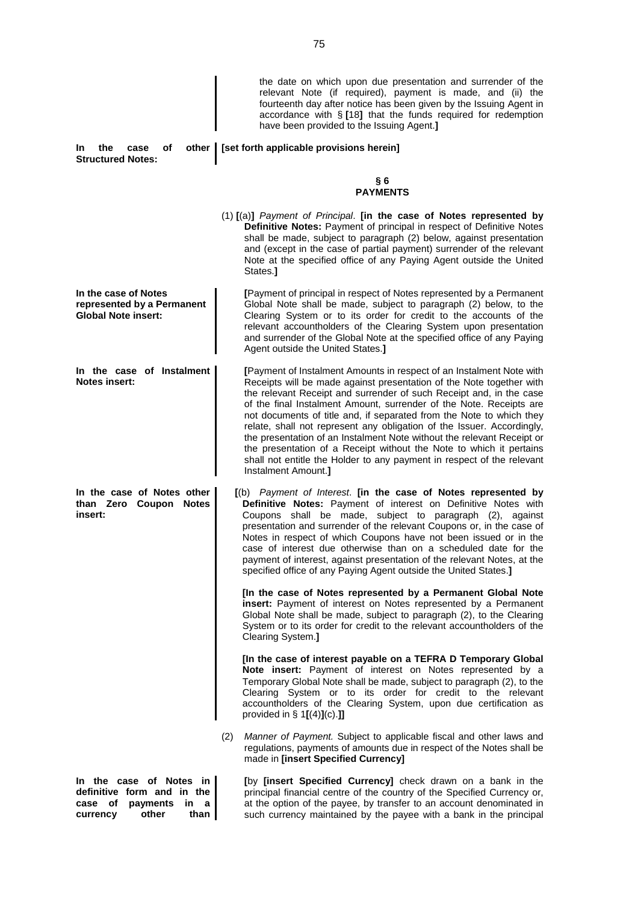the date on which upon due presentation and surrender of the relevant Note (if required), payment is made, and (ii) the fourteenth day after notice has been given by the Issuing Agent in accordance with § **[**18**]** that the funds required for redemption have been provided to the Issuing Agent.**]**

**In the case of other Structured Notes:**

**[set forth applicable provisions herein]**

## § 6
## PAYMENTS

(1) **[**(a)**]** *Payment of Principal*. **[in the case of Notes represented by Definitive Notes:** Payment of principal in respect of Definitive Notes shall be made, subject to paragraph (2) below, against presentation and (except in the case of partial payment) surrender of the relevant Note at the specified office of any Paying Agent outside the United States.**]**

**In the case of Notes represented by a Permanent Global Note insert:**

**[**Payment of principal in respect of Notes represented by a Permanent Global Note shall be made, subject to paragraph (2) below, to the Clearing System or to its order for credit to the accounts of the relevant accountholders of the Clearing System upon presentation and surrender of the Global Note at the specified office of any Paying Agent outside the United States.**]**

**In the case of Instalment Notes insert:**

**[**Payment of Instalment Amounts in respect of an Instalment Note with Receipts will be made against presentation of the Note together with the relevant Receipt and surrender of such Receipt and, in the case of the final Instalment Amount, surrender of the Note. Receipts are not documents of title and, if separated from the Note to which they relate, shall not represent any obligation of the Issuer. Accordingly, the presentation of an Instalment Note without the relevant Receipt or the presentation of a Receipt without the Note to which it pertains shall not entitle the Holder to any payment in respect of the relevant Instalment Amount.**]**

**In the case of Notes other than Zero Coupon Notes insert:**

**[**(b) *Payment of Interest*. **[in the case of Notes represented by Definitive Notes:** Payment of interest on Definitive Notes with Coupons shall be made, subject to paragraph (2), against presentation and surrender of the relevant Coupons or, in the case of Notes in respect of which Coupons have not been issued or in the case of interest due otherwise than on a scheduled date for the payment of interest, against presentation of the relevant Notes, at the specified office of any Paying Agent outside the United States.**]**

**[In the case of Notes represented by a Permanent Global Note insert:** Payment of interest on Notes represented by a Permanent Global Note shall be made, subject to paragraph (2), to the Clearing System or to its order for credit to the relevant accountholders of the Clearing System.**]**

**[In the case of interest payable on a TEFRA D Temporary Global Note insert:** Payment of interest on Notes represented by a Temporary Global Note shall be made, subject to paragraph (2), to the Clearing System or to its order for credit to the relevant accountholders of the Clearing System, upon due certification as provided in § 1**[**(4)**]**(c).**]]**

(2) *Manner of Payment.* Subject to applicable fiscal and other laws and regulations, payments of amounts due in respect of the Notes shall be made in **[insert Specified Currency]**

**In the case of Notes in definitive form and in the case of payments in a currency other than**

**[**by **[insert Specified Currency]** check drawn on a bank in the principal financial centre of the country of the Specified Currency or, at the option of the payee, by transfer to an account denominated in such currency maintained by the payee with a bank in the principal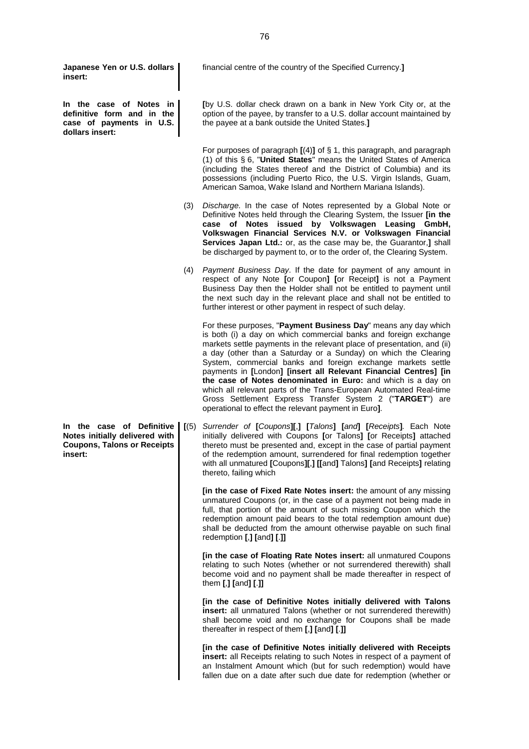**Japanese Yen or U.S. dollars insert:**

financial centre of the country of the Specified Currency.**]**

**In the case of Notes in definitive form and in the case of payments in U.S. dollars insert:**

**[**by U.S. dollar check drawn on a bank in New York City or, at the option of the payee, by transfer to a U.S. dollar account maintained by the payee at a bank outside the United States.**]**

For purposes of paragraph **[**(4)**]** of § 1, this paragraph, and paragraph (1) of this § 6, "**United States**" means the United States of America (including the States thereof and the District of Columbia) and its possessions (including Puerto Rico, the U.S. Virgin Islands, Guam, American Samoa, Wake Island and Northern Mariana Islands).

(3) *Discharge.* In the case of Notes represented by a Global Note or Definitive Notes held through the Clearing System, the Issuer **[in the case of Notes issued by Volkswagen Leasing GmbH, Volkswagen Financial Services N.V. or Volkswagen Financial Services Japan Ltd.:** or, as the case may be, the Guarantor,**]** shall be discharged by payment to, or to the order of, the Clearing System.

(4) *Payment Business Day*. If the date for payment of any amount in respect of any Note **[**or Coupon**]** **[**or Receipt**]** is not a Payment Business Day then the Holder shall not be entitled to payment until the next such day in the relevant place and shall not be entitled to further interest or other payment in respect of such delay.

For these purposes, "**Payment Business Day**" means any day which is both (i) a day on which commercial banks and foreign exchange markets settle payments in the relevant place of presentation, and (ii) a day (other than a Saturday or a Sunday) on which the Clearing System, commercial banks and foreign exchange markets settle payments in **[**London**]** **[insert all Relevant Financial Centres]** **[in the case of Notes denominated in Euro:** and which is a day on which all relevant parts of the Trans-European Automated Real-time Gross Settlement Express Transfer System 2 ("**TARGET**") are operational to effect the relevant payment in Euro**]**.

**In the case of Definitive Notes initially delivered with Coupons, Talons or Receipts insert:**

**[**(5) *Surrender of* **[***Coupons***][**,**]** **[***Talons***]** **[***and***]** **[***Receipts***]***.* Each Note initially delivered with Coupons **[**or Talons**]** **[**or Receipts**]** attached thereto must be presented and, except in the case of partial payment of the redemption amount, surrendered for final redemption together with all unmatured **[**Coupons**][**,**]** **[[**and**]** Talons**]** **[**and Receipts**]** relating thereto, failing which

**[in the case of Fixed Rate Notes insert:** the amount of any missing unmatured Coupons (or, in the case of a payment not being made in full, that portion of the amount of such missing Coupon which the redemption amount paid bears to the total redemption amount due) shall be deducted from the amount otherwise payable on such final redemption **[**,**]** **[**and**]** **[**.**]]**

**[in the case of Floating Rate Notes insert:** all unmatured Coupons relating to such Notes (whether or not surrendered therewith) shall become void and no payment shall be made thereafter in respect of them **[**,**]** **[**and**]** **[**.**]]**

**[in the case of Definitive Notes initially delivered with Talons insert:** all unmatured Talons (whether or not surrendered therewith) shall become void and no exchange for Coupons shall be made thereafter in respect of them **[**,**]** **[**and**]** **[**.**]]**

**[in the case of Definitive Notes initially delivered with Receipts insert:** all Receipts relating to such Notes in respect of a payment of an Instalment Amount which (but for such redemption) would have fallen due on a date after such due date for redemption (whether or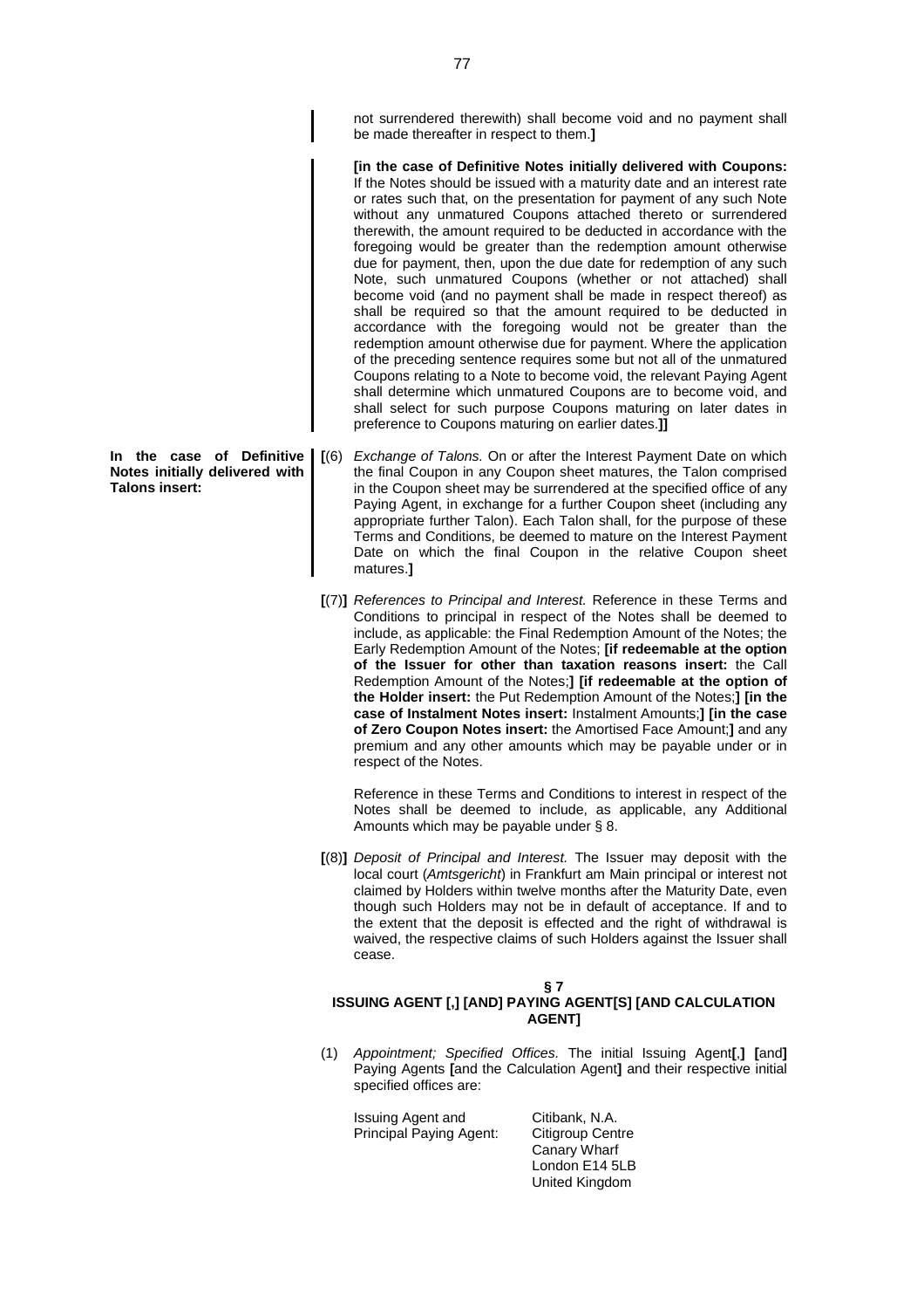not surrendered therewith) shall become void and no payment shall be made thereafter in respect to them.**]**

**[in the case of Definitive Notes initially delivered with Coupons:** If the Notes should be issued with a maturity date and an interest rate or rates such that, on the presentation for payment of any such Note without any unmatured Coupons attached thereto or surrendered therewith, the amount required to be deducted in accordance with the foregoing would be greater than the redemption amount otherwise due for payment, then, upon the due date for redemption of any such Note, such unmatured Coupons (whether or not attached) shall become void (and no payment shall be made in respect thereof) as shall be required so that the amount required to be deducted in accordance with the foregoing would not be greater than the redemption amount otherwise due for payment. Where the application of the preceding sentence requires some but not all of the unmatured Coupons relating to a Note to become void, the relevant Paying Agent shall determine which unmatured Coupons are to become void, and shall select for such purpose Coupons maturing on later dates in preference to Coupons maturing on earlier dates.**]]**

**In the case of Definitive Notes initially delivered with Talons insert:**

**[**(6) *Exchange of Talons.* On or after the Interest Payment Date on which the final Coupon in any Coupon sheet matures, the Talon comprised in the Coupon sheet may be surrendered at the specified office of any Paying Agent, in exchange for a further Coupon sheet (including any appropriate further Talon). Each Talon shall, for the purpose of these Terms and Conditions, be deemed to mature on the Interest Payment Date on which the final Coupon in the relative Coupon sheet matures.**]**

**[**(7)**]** *References to Principal and Interest.* Reference in these Terms and Conditions to principal in respect of the Notes shall be deemed to include, as applicable: the Final Redemption Amount of the Notes; the Early Redemption Amount of the Notes; **[if redeemable at the option of the Issuer for other than taxation reasons insert:** the Call Redemption Amount of the Notes;**] [if redeemable at the option of the Holder insert:** the Put Redemption Amount of the Notes;**] [in the case of Instalment Notes insert:** Instalment Amounts;**] [in the case of Zero Coupon Notes insert:** the Amortised Face Amount;**]** and any premium and any other amounts which may be payable under or in respect of the Notes.

Reference in these Terms and Conditions to interest in respect of the Notes shall be deemed to include, as applicable, any Additional Amounts which may be payable under § 8.

**[**(8)**]** *Deposit of Principal and Interest.* The Issuer may deposit with the local court (*Amtsgericht*) in Frankfurt am Main principal or interest not claimed by Holders within twelve months after the Maturity Date, even though such Holders may not be in default of acceptance. If and to the extent that the deposit is effected and the right of withdrawal is waived, the respective claims of such Holders against the Issuer shall cease.

## § 7
## ISSUING AGENT [,] [AND] PAYING AGENT[S] [AND CALCULATION AGENT]

(1) *Appointment; Specified Offices.* The initial Issuing Agent**[**,**] [**and**]** Paying Agents **[**and the Calculation Agent**]** and their respective initial specified offices are:

Issuing Agent and Principal Paying Agent:

Citibank, N.A.
Citigroup Centre
Canary Wharf
London E14 5LB
United Kingdom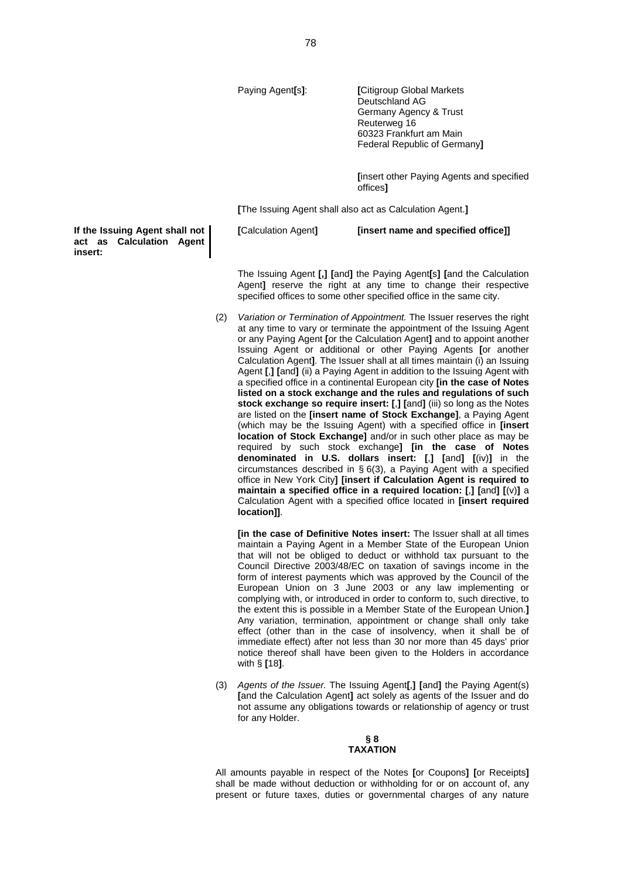Paying Agent**[**s**]**: **[**Citigroup Global Markets Deutschland AG
Germany Agency & Trust
Reuterweg 16
60323 Frankfurt am Main
Federal Republic of Germany**]**

**[**insert other Paying Agents and specified offices**]**

**[**The Issuing Agent shall also act as Calculation Agent.**]**

**If the Issuing Agent shall not act as Calculation Agent insert:**

**[**Calculation Agent**]** **[insert name and specified office]]**

The Issuing Agent **[,] [**and**]** the Paying Agent**[**s**] [**and the Calculation Agent**]** reserve the right at any time to change their respective specified offices to some other specified office in the same city.

(2) *Variation or Termination of Appointment.* The Issuer reserves the right at any time to vary or terminate the appointment of the Issuing Agent or any Paying Agent **[**or the Calculation Agent**]** and to appoint another Issuing Agent or additional or other Paying Agents **[**or another Calculation Agent**]**. The Issuer shall at all times maintain (i) an Issuing Agent **[**,**] [**and**]** (ii) a Paying Agent in addition to the Issuing Agent with a specified office in a continental European city **[in the case of Notes listed on a stock exchange and the rules and regulations of such stock exchange so require insert: [**,**] [**and**]** (iii) so long as the Notes are listed on the **[insert name of Stock Exchange]**, a Paying Agent (which may be the Issuing Agent) with a specified office in **[insert location of Stock Exchange]** and/or in such other place as may be required by such stock exchange**] [in the case of Notes denominated in U.S. dollars insert: [**,**] [**and**] [**(iv)**]** in the circumstances described in § 6(3), a Paying Agent with a specified office in New York City**] [insert if Calculation Agent is required to maintain a specified office in a required location: [**,**] [**and**] [**(v)**]** a Calculation Agent with a specified office located in **[insert required location]]**.

**[in the case of Definitive Notes insert:** The Issuer shall at all times maintain a Paying Agent in a Member State of the European Union that will not be obliged to deduct or withhold tax pursuant to the Council Directive 2003/48/EC on taxation of savings income in the form of interest payments which was approved by the Council of the European Union on 3 June 2003 or any law implementing or complying with, or introduced in order to conform to, such directive, to the extent this is possible in a Member State of the European Union.**]** Any variation, termination, appointment or change shall only take effect (other than in the case of insolvency, when it shall be of immediate effect) after not less than 30 nor more than 45 days' prior notice thereof shall have been given to the Holders in accordance with § **[**18**]**.

(3) *Agents of the Issuer.* The Issuing Agent**[**,**] [**and**]** the Paying Agent(s) **[**and the Calculation Agent**]** act solely as agents of the Issuer and do not assume any obligations towards or relationship of agency or trust for any Holder.

## § 8
## TAXATION

All amounts payable in respect of the Notes **[**or Coupons**] [**or Receipts**]** shall be made without deduction or withholding for or on account of, any present or future taxes, duties or governmental charges of any nature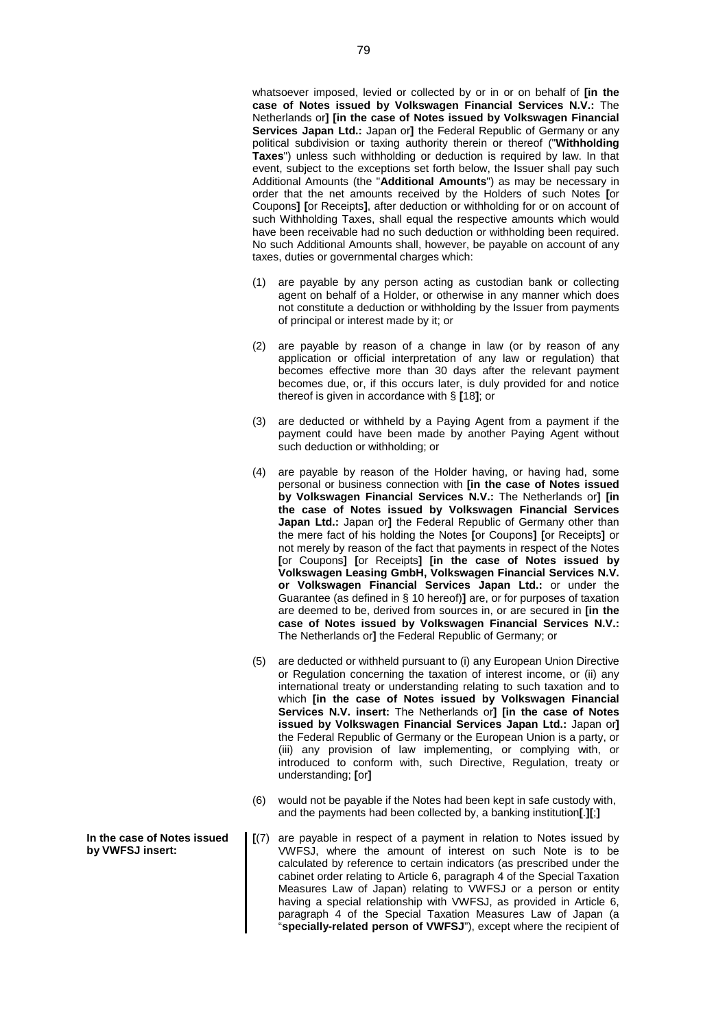whatsoever imposed, levied or collected by or in or on behalf of **[in the case of Notes issued by Volkswagen Financial Services N.V.:** The Netherlands or**] [in the case of Notes issued by Volkswagen Financial Services Japan Ltd.:** Japan or**]** the Federal Republic of Germany or any political subdivision or taxing authority therein or thereof ("**Withholding Taxes**") unless such withholding or deduction is required by law. In that event, subject to the exceptions set forth below, the Issuer shall pay such Additional Amounts (the "**Additional Amounts**") as may be necessary in order that the net amounts received by the Holders of such Notes **[**or Coupons**] [**or Receipts**]**, after deduction or withholding for or on account of such Withholding Taxes, shall equal the respective amounts which would have been receivable had no such deduction or withholding been required. No such Additional Amounts shall, however, be payable on account of any taxes, duties or governmental charges which:

(1) are payable by any person acting as custodian bank or collecting agent on behalf of a Holder, or otherwise in any manner which does not constitute a deduction or withholding by the Issuer from payments of principal or interest made by it; or

(2) are payable by reason of a change in law (or by reason of any application or official interpretation of any law or regulation) that becomes effective more than 30 days after the relevant payment becomes due, or, if this occurs later, is duly provided for and notice thereof is given in accordance with § **[**18**]**; or

(3) are deducted or withheld by a Paying Agent from a payment if the payment could have been made by another Paying Agent without such deduction or withholding; or

(4) are payable by reason of the Holder having, or having had, some personal or business connection with **[in the case of Notes issued by Volkswagen Financial Services N.V.:** The Netherlands or**] [in the case of Notes issued by Volkswagen Financial Services Japan Ltd.:** Japan or**]** the Federal Republic of Germany other than the mere fact of his holding the Notes **[**or Coupons**] [**or Receipts**]** or not merely by reason of the fact that payments in respect of the Notes **[**or Coupons**] [**or Receipts**] [in the case of Notes issued by Volkswagen Leasing GmbH, Volkswagen Financial Services N.V. or Volkswagen Financial Services Japan Ltd.:** or under the Guarantee (as defined in § 10 hereof)**]** are, or for purposes of taxation are deemed to be, derived from sources in, or are secured in **[in the case of Notes issued by Volkswagen Financial Services N.V.:** The Netherlands or**]** the Federal Republic of Germany; or

(5) are deducted or withheld pursuant to (i) any European Union Directive or Regulation concerning the taxation of interest income, or (ii) any international treaty or understanding relating to such taxation and to which **[in the case of Notes issued by Volkswagen Financial Services N.V. insert:** The Netherlands or**] [in the case of Notes issued by Volkswagen Financial Services Japan Ltd.:** Japan or**]** the Federal Republic of Germany or the European Union is a party, or (iii) any provision of law implementing, or complying with, or introduced to conform with, such Directive, Regulation, treaty or understanding; **[**or**]**

(6) would not be payable if the Notes had been kept in safe custody with, and the payments had been collected by, a banking institution**[**.**][**;**]**

**In the case of Notes issued by VWFSJ insert:**

**[**(7) are payable in respect of a payment in relation to Notes issued by VWFSJ, where the amount of interest on such Note is to be calculated by reference to certain indicators (as prescribed under the cabinet order relating to Article 6, paragraph 4 of the Special Taxation Measures Law of Japan) relating to VWFSJ or a person or entity having a special relationship with VWFSJ, as provided in Article 6, paragraph 4 of the Special Taxation Measures Law of Japan (a "**specially-related person of VWFSJ**"), except where the recipient of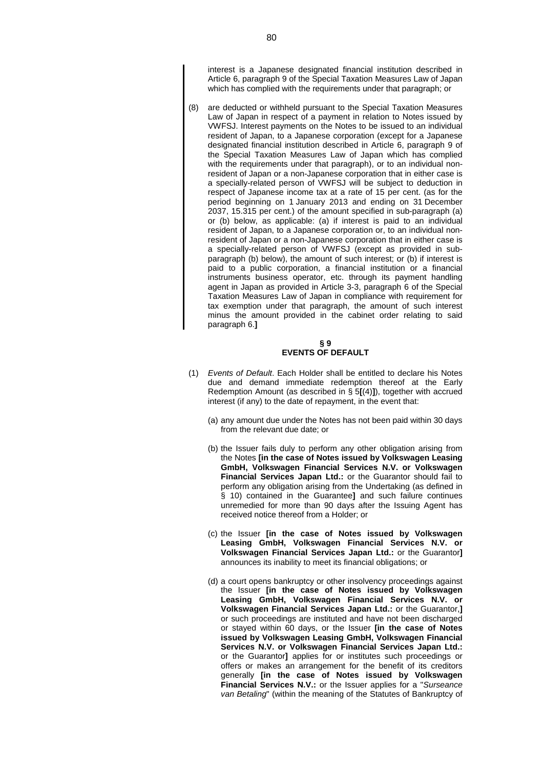interest is a Japanese designated financial institution described in Article 6, paragraph 9 of the Special Taxation Measures Law of Japan which has complied with the requirements under that paragraph; or

(8) are deducted or withheld pursuant to the Special Taxation Measures Law of Japan in respect of a payment in relation to Notes issued by VWFSJ. Interest payments on the Notes to be issued to an individual resident of Japan, to a Japanese corporation (except for a Japanese designated financial institution described in Article 6, paragraph 9 of the Special Taxation Measures Law of Japan which has complied with the requirements under that paragraph), or to an individual non-resident of Japan or a non-Japanese corporation that in either case is a specially-related person of VWFSJ will be subject to deduction in respect of Japanese income tax at a rate of 15 per cent. (as for the period beginning on 1 January 2013 and ending on 31 December 2037, 15.315 per cent.) of the amount specified in sub-paragraph (a) or (b) below, as applicable: (a) if interest is paid to an individual resident of Japan, to a Japanese corporation or, to an individual non-resident of Japan or a non-Japanese corporation that in either case is a specially-related person of VWFSJ (except as provided in sub-paragraph (b) below), the amount of such interest; or (b) if interest is paid to a public corporation, a financial institution or a financial instruments business operator, etc. through its payment handling agent in Japan as provided in Article 3-3, paragraph 6 of the Special Taxation Measures Law of Japan in compliance with requirement for tax exemption under that paragraph, the amount of such interest minus the amount provided in the cabinet order relating to said paragraph 6.**]**

## § 9
## EVENTS OF DEFAULT

(1) *Events of Default*. Each Holder shall be entitled to declare his Notes due and demand immediate redemption thereof at the Early Redemption Amount (as described in § 5**[**(4)**]**), together with accrued interest (if any) to the date of repayment, in the event that:

(a) any amount due under the Notes has not been paid within 30 days from the relevant due date; or

(b) the Issuer fails duly to perform any other obligation arising from the Notes **[in the case of Notes issued by Volkswagen Leasing GmbH, Volkswagen Financial Services N.V. or Volkswagen Financial Services Japan Ltd.:** or the Guarantor should fail to perform any obligation arising from the Undertaking (as defined in § 10) contained in the Guarantee**]** and such failure continues unremedied for more than 90 days after the Issuing Agent has received notice thereof from a Holder; or

(c) the Issuer **[in the case of Notes issued by Volkswagen Leasing GmbH, Volkswagen Financial Services N.V. or Volkswagen Financial Services Japan Ltd.:** or the Guarantor**]** announces its inability to meet its financial obligations; or

(d) a court opens bankruptcy or other insolvency proceedings against the Issuer **[in the case of Notes issued by Volkswagen Leasing GmbH, Volkswagen Financial Services N.V. or Volkswagen Financial Services Japan Ltd.:** or the Guarantor,**]** or such proceedings are instituted and have not been discharged or stayed within 60 days, or the Issuer **[in the case of Notes issued by Volkswagen Leasing GmbH, Volkswagen Financial Services N.V. or Volkswagen Financial Services Japan Ltd.:** or the Guarantor**]** applies for or institutes such proceedings or offers or makes an arrangement for the benefit of its creditors generally **[in the case of Notes issued by Volkswagen Financial Services N.V.:** or the Issuer applies for a "*Surseance van Betaling*" (within the meaning of the Statutes of Bankruptcy of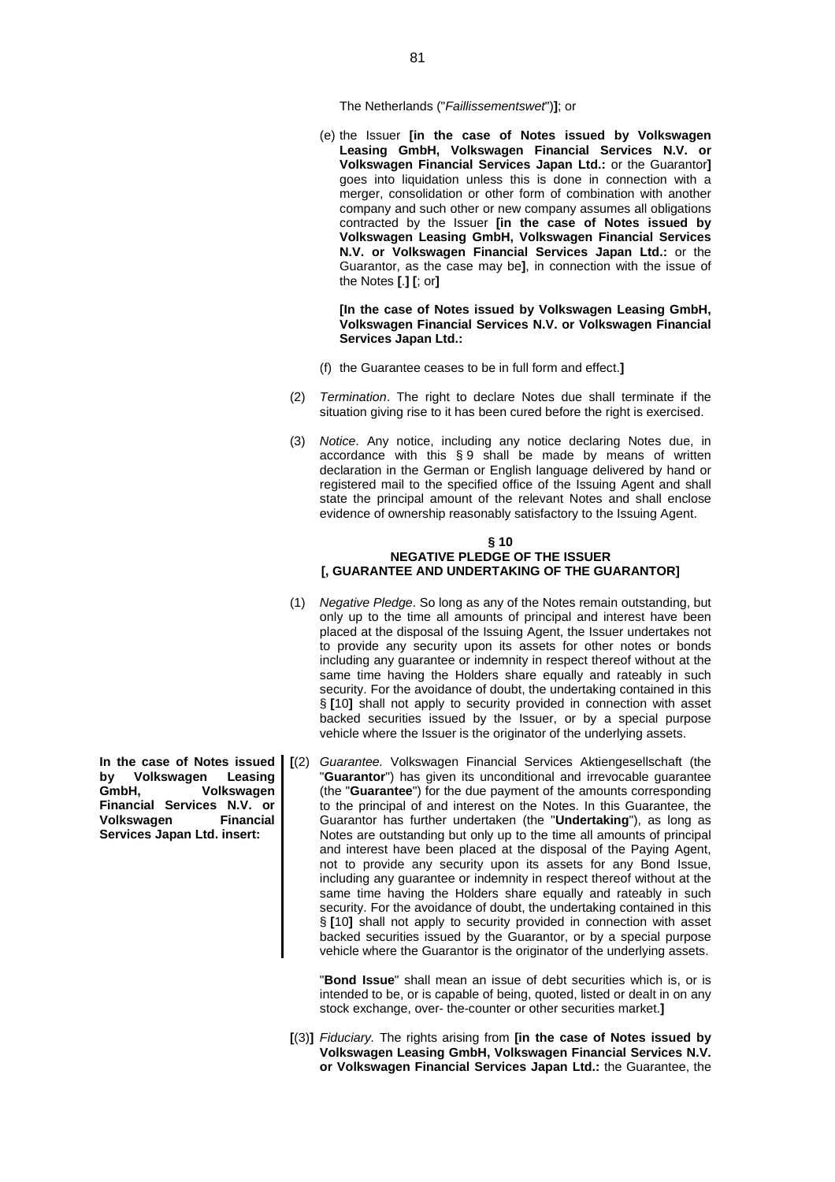The Netherlands ("*Faillissementswet*")**]**; or

(e) the Issuer **[in the case of Notes issued by Volkswagen Leasing GmbH, Volkswagen Financial Services N.V. or Volkswagen Financial Services Japan Ltd.:** or the Guarantor**]** goes into liquidation unless this is done in connection with a merger, consolidation or other form of combination with another company and such other or new company assumes all obligations contracted by the Issuer **[in the case of Notes issued by Volkswagen Leasing GmbH, Volkswagen Financial Services N.V. or Volkswagen Financial Services Japan Ltd.:** or the Guarantor, as the case may be**]**, in connection with the issue of the Notes **[**.**] [**; or**]**

**[In the case of Notes issued by Volkswagen Leasing GmbH, Volkswagen Financial Services N.V. or Volkswagen Financial Services Japan Ltd.:**

(f) the Guarantee ceases to be in full form and effect.**]**

(2) *Termination*. The right to declare Notes due shall terminate if the situation giving rise to it has been cured before the right is exercised.

(3) *Notice*. Any notice, including any notice declaring Notes due, in accordance with this § 9 shall be made by means of written declaration in the German or English language delivered by hand or registered mail to the specified office of the Issuing Agent and shall state the principal amount of the relevant Notes and shall enclose evidence of ownership reasonably satisfactory to the Issuing Agent.

## § 10
## NEGATIVE PLEDGE OF THE ISSUER [, GUARANTEE AND UNDERTAKING OF THE GUARANTOR]

(1) *Negative Pledge*. So long as any of the Notes remain outstanding, but only up to the time all amounts of principal and interest have been placed at the disposal of the Issuing Agent, the Issuer undertakes not to provide any security upon its assets for other notes or bonds including any guarantee or indemnity in respect thereof without at the same time having the Holders share equally and rateably in such security. For the avoidance of doubt, the undertaking contained in this § **[**10**]** shall not apply to security provided in connection with asset backed securities issued by the Issuer, or by a special purpose vehicle where the Issuer is the originator of the underlying assets.

**In the case of Notes issued by Volkswagen Leasing GmbH, Volkswagen Financial Services N.V. or Volkswagen Financial Services Japan Ltd. insert:**

**[**(2) *Guarantee.* Volkswagen Financial Services Aktiengesellschaft (the "**Guarantor**") has given its unconditional and irrevocable guarantee (the "**Guarantee**") for the due payment of the amounts corresponding to the principal of and interest on the Notes. In this Guarantee, the Guarantor has further undertaken (the "**Undertaking**"), as long as Notes are outstanding but only up to the time all amounts of principal and interest have been placed at the disposal of the Paying Agent, not to provide any security upon its assets for any Bond Issue, including any guarantee or indemnity in respect thereof without at the same time having the Holders share equally and rateably in such security. For the avoidance of doubt, the undertaking contained in this § **[**10**]** shall not apply to security provided in connection with asset backed securities issued by the Guarantor, or by a special purpose vehicle where the Guarantor is the originator of the underlying assets.

"**Bond Issue**" shall mean an issue of debt securities which is, or is intended to be, or is capable of being, quoted, listed or dealt in on any stock exchange, over- the-counter or other securities market.**]**

**[**(3)**]** *Fiduciary.* The rights arising from **[in the case of Notes issued by Volkswagen Leasing GmbH, Volkswagen Financial Services N.V. or Volkswagen Financial Services Japan Ltd.:** the Guarantee, the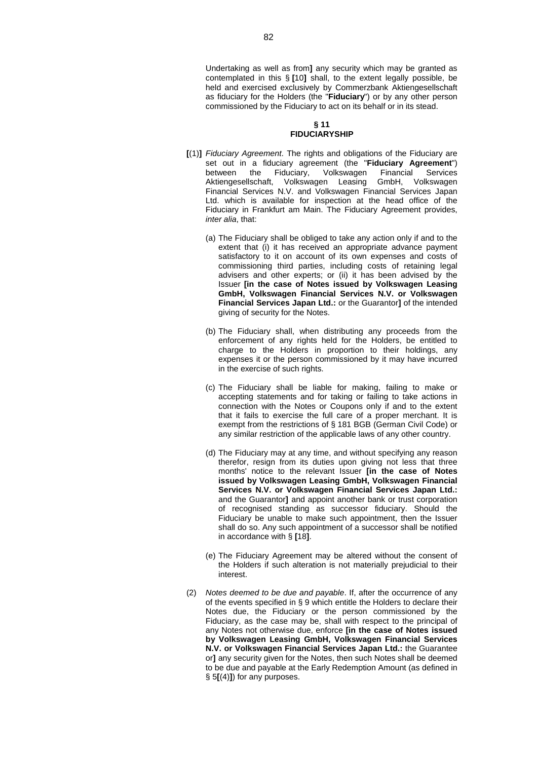Undertaking as well as from**]** any security which may be granted as contemplated in this § **[**10**]** shall, to the extent legally possible, be held and exercised exclusively by Commerzbank Aktiengesellschaft as fiduciary for the Holders (the "**Fiduciary**") or by any other person commissioned by the Fiduciary to act on its behalf or in its stead.

## § 11
## FIDUCIARYSHIP

**[**(1)**]** *Fiduciary Agreement*. The rights and obligations of the Fiduciary are set out in a fiduciary agreement (the "**Fiduciary Agreement**") between the Fiduciary, Volkswagen Financial Services Aktiengesellschaft, Volkswagen Leasing GmbH, Volkswagen Financial Services N.V. and Volkswagen Financial Services Japan Ltd. which is available for inspection at the head office of the Fiduciary in Frankfurt am Main. The Fiduciary Agreement provides, *inter alia*, that:

(a) The Fiduciary shall be obliged to take any action only if and to the extent that (i) it has received an appropriate advance payment satisfactory to it on account of its own expenses and costs of commissioning third parties, including costs of retaining legal advisers and other experts; or (ii) it has been advised by the Issuer **[in the case of Notes issued by Volkswagen Leasing GmbH, Volkswagen Financial Services N.V. or Volkswagen Financial Services Japan Ltd.:** or the Guarantor**]** of the intended giving of security for the Notes.

(b) The Fiduciary shall, when distributing any proceeds from the enforcement of any rights held for the Holders, be entitled to charge to the Holders in proportion to their holdings, any expenses it or the person commissioned by it may have incurred in the exercise of such rights.

(c) The Fiduciary shall be liable for making, failing to make or accepting statements and for taking or failing to take actions in connection with the Notes or Coupons only if and to the extent that it fails to exercise the full care of a proper merchant. It is exempt from the restrictions of § 181 BGB (German Civil Code) or any similar restriction of the applicable laws of any other country.

(d) The Fiduciary may at any time, and without specifying any reason therefor, resign from its duties upon giving not less that three months' notice to the relevant Issuer **[in the case of Notes issued by Volkswagen Leasing GmbH, Volkswagen Financial Services N.V. or Volkswagen Financial Services Japan Ltd.:** and the Guarantor**]** and appoint another bank or trust corporation of recognised standing as successor fiduciary. Should the Fiduciary be unable to make such appointment, then the Issuer shall do so. Any such appointment of a successor shall be notified in accordance with § **[**18**]**.

(e) The Fiduciary Agreement may be altered without the consent of the Holders if such alteration is not materially prejudicial to their interest.

(2) *Notes deemed to be due and payable*. If, after the occurrence of any of the events specified in § 9 which entitle the Holders to declare their Notes due, the Fiduciary or the person commissioned by the Fiduciary, as the case may be, shall with respect to the principal of any Notes not otherwise due, enforce **[in the case of Notes issued by Volkswagen Leasing GmbH, Volkswagen Financial Services N.V. or Volkswagen Financial Services Japan Ltd.:** the Guarantee or**]** any security given for the Notes, then such Notes shall be deemed to be due and payable at the Early Redemption Amount (as defined in § 5**[**(4)**]**) for any purposes.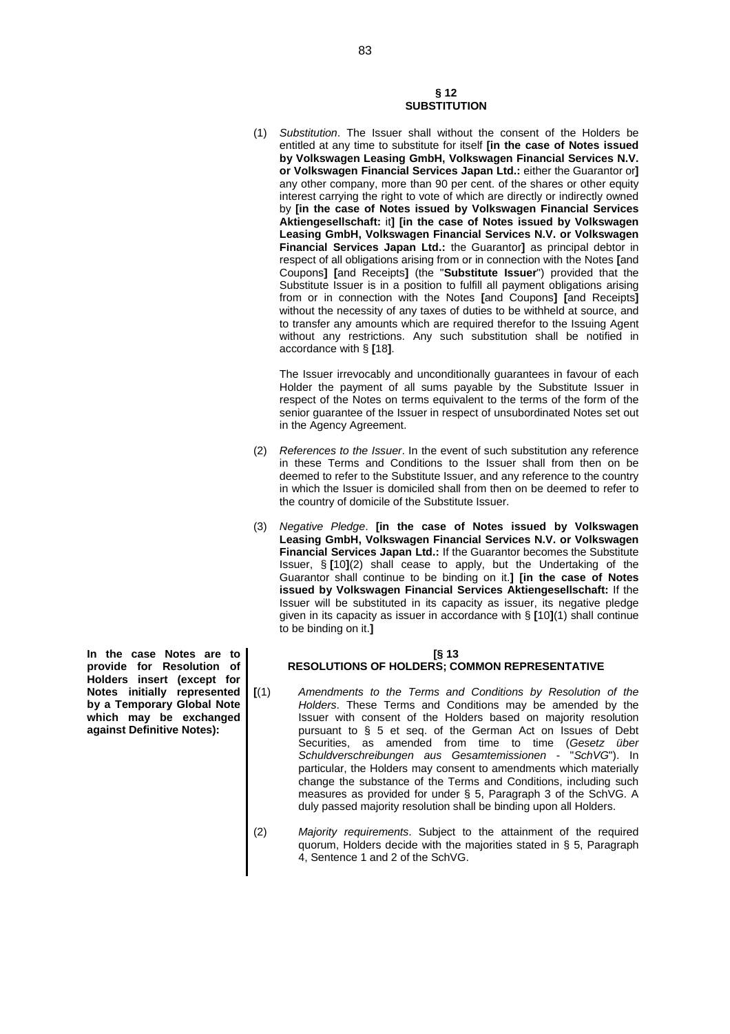## § 12
## SUBSTITUTION

(1) *Substitution*. The Issuer shall without the consent of the Holders be entitled at any time to substitute for itself **[in the case of Notes issued by Volkswagen Leasing GmbH, Volkswagen Financial Services N.V. or Volkswagen Financial Services Japan Ltd.:** either the Guarantor or**]** any other company, more than 90 per cent. of the shares or other equity interest carrying the right to vote of which are directly or indirectly owned by **[in the case of Notes issued by Volkswagen Financial Services Aktiengesellschaft:** it**]** **[in the case of Notes issued by Volkswagen Leasing GmbH, Volkswagen Financial Services N.V. or Volkswagen Financial Services Japan Ltd.:** the Guarantor**]** as principal debtor in respect of all obligations arising from or in connection with the Notes **[**and Coupons**]** **[**and Receipts**]** (the "**Substitute Issuer**") provided that the Substitute Issuer is in a position to fulfill all payment obligations arising from or in connection with the Notes **[**and Coupons**]** **[**and Receipts**]** without the necessity of any taxes of duties to be withheld at source, and to transfer any amounts which are required therefor to the Issuing Agent without any restrictions. Any such substitution shall be notified in accordance with § **[**18**]**.

The Issuer irrevocably and unconditionally guarantees in favour of each Holder the payment of all sums payable by the Substitute Issuer in respect of the Notes on terms equivalent to the terms of the form of the senior guarantee of the Issuer in respect of unsubordinated Notes set out in the Agency Agreement.

(2) *References to the Issuer*. In the event of such substitution any reference in these Terms and Conditions to the Issuer shall from then on be deemed to refer to the Substitute Issuer, and any reference to the country in which the Issuer is domiciled shall from then on be deemed to refer to the country of domicile of the Substitute Issuer.

(3) *Negative Pledge*. **[in the case of Notes issued by Volkswagen Leasing GmbH, Volkswagen Financial Services N.V. or Volkswagen Financial Services Japan Ltd.:** If the Guarantor becomes the Substitute Issuer, § **[**10**]**(2) shall cease to apply, but the Undertaking of the Guarantor shall continue to be binding on it.**]** **[in the case of Notes issued by Volkswagen Financial Services Aktiengesellschaft:** If the Issuer will be substituted in its capacity as issuer, its negative pledge given in its capacity as issuer in accordance with § **[**10**]**(1) shall continue to be binding on it.**]**

**In the case Notes are to provide for Resolution of Holders insert (except for Notes initially represented by a Temporary Global Note which may be exchanged against Definitive Notes):**

## [§ 13
## RESOLUTIONS OF HOLDERS; COMMON REPRESENTATIVE

**[**(1) *Amendments to the Terms and Conditions by Resolution of the Holders*. These Terms and Conditions may be amended by the Issuer with consent of the Holders based on majority resolution pursuant to § 5 et seq. of the German Act on Issues of Debt Securities, as amended from time to time (*Gesetz über Schuldverschreibungen aus Gesamtemissionen* - "*SchVG*"). In particular, the Holders may consent to amendments which materially change the substance of the Terms and Conditions, including such measures as provided for under § 5, Paragraph 3 of the SchVG. A duly passed majority resolution shall be binding upon all Holders.

(2) *Majority requirements*. Subject to the attainment of the required quorum, Holders decide with the majorities stated in § 5, Paragraph 4, Sentence 1 and 2 of the SchVG.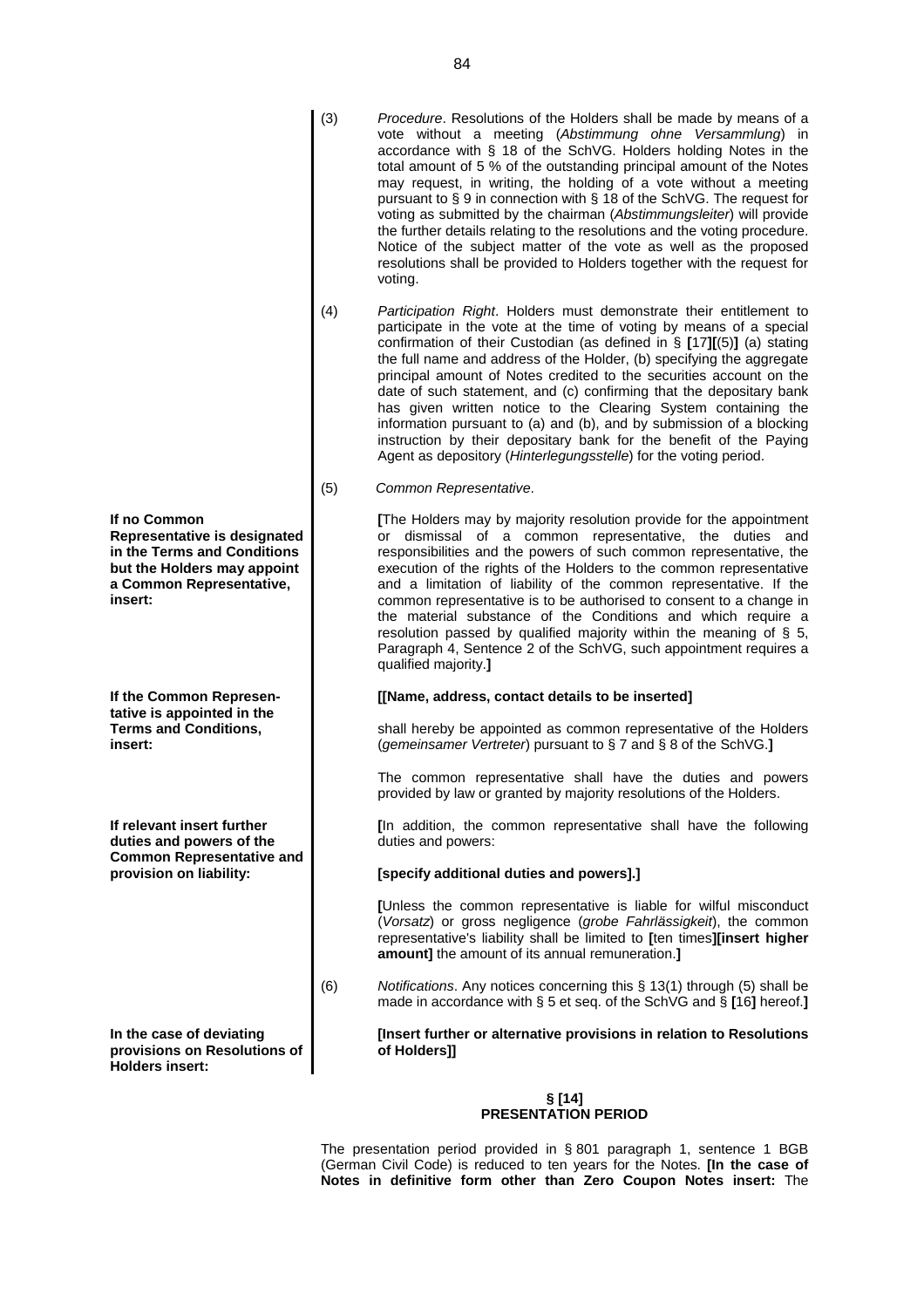(3) *Procedure*. Resolutions of the Holders shall be made by means of a vote without a meeting (*Abstimmung ohne Versammlung*) in accordance with § 18 of the SchVG. Holders holding Notes in the total amount of 5 % of the outstanding principal amount of the Notes may request, in writing, the holding of a vote without a meeting pursuant to § 9 in connection with § 18 of the SchVG. The request for voting as submitted by the chairman (*Abstimmungsleiter*) will provide the further details relating to the resolutions and the voting procedure. Notice of the subject matter of the vote as well as the proposed resolutions shall be provided to Holders together with the request for voting.

(4) *Participation Right*. Holders must demonstrate their entitlement to participate in the vote at the time of voting by means of a special confirmation of their Custodian (as defined in § **[**17**][**(5)**]** (a) stating the full name and address of the Holder, (b) specifying the aggregate principal amount of Notes credited to the securities account on the date of such statement, and (c) confirming that the depositary bank has given written notice to the Clearing System containing the information pursuant to (a) and (b), and by submission of a blocking instruction by their depositary bank for the benefit of the Paying Agent as depository (*Hinterlegungsstelle*) for the voting period.

(5) *Common Representative*.

**If no Common Representative is designated in the Terms and Conditions but the Holders may appoint a Common Representative, insert:**

**[**The Holders may by majority resolution provide for the appointment or dismissal of a common representative, the duties and responsibilities and the powers of such common representative, the execution of the rights of the Holders to the common representative and a limitation of liability of the common representative. If the common representative is to be authorised to consent to a change in the material substance of the Conditions and which require a resolution passed by qualified majority within the meaning of § 5, Paragraph 4, Sentence 2 of the SchVG, such appointment requires a qualified majority.**]**

**If the Common Representative is appointed in the Terms and Conditions, insert:**

**[[Name, address, contact details to be inserted]**

shall hereby be appointed as common representative of the Holders (*gemeinsamer Vertreter*) pursuant to § 7 and § 8 of the SchVG.**]**

The common representative shall have the duties and powers provided by law or granted by majority resolutions of the Holders.

**If relevant insert further duties and powers of the Common Representative and provision on liability:**

**[**In addition, the common representative shall have the following duties and powers:

**[specify additional duties and powers].]**

**[**Unless the common representative is liable for wilful misconduct (*Vorsatz*) or gross negligence (*grobe Fahrlässigkeit*), the common representative's liability shall be limited to **[**ten times**][insert higher amount]** the amount of its annual remuneration.**]**

(6) *Notifications*. Any notices concerning this § 13(1) through (5) shall be made in accordance with § 5 et seq. of the SchVG and § **[**16**]** hereof.**]**

**In the case of deviating provisions on Resolutions of Holders insert:**

**[Insert further or alternative provisions in relation to Resolutions of Holders]]**

## § [14]
## PRESENTATION PERIOD

The presentation period provided in § 801 paragraph 1, sentence 1 BGB (German Civil Code) is reduced to ten years for the Notes. **[In the case of Notes in definitive form other than Zero Coupon Notes insert:** The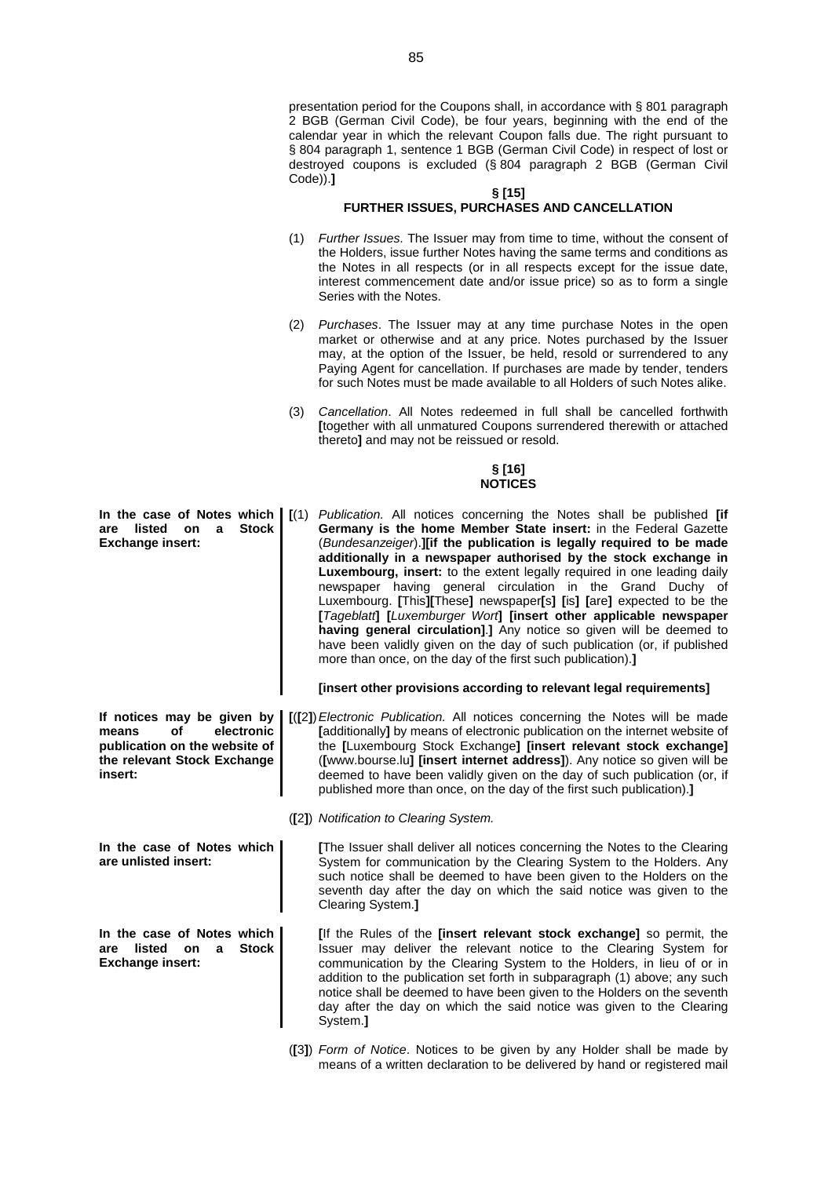presentation period for the Coupons shall, in accordance with § 801 paragraph 2 BGB (German Civil Code), be four years, beginning with the end of the calendar year in which the relevant Coupon falls due. The right pursuant to § 804 paragraph 1, sentence 1 BGB (German Civil Code) in respect of lost or destroyed coupons is excluded (§ 804 paragraph 2 BGB (German Civil Code)).**]**

**§ [15]**
**FURTHER ISSUES, PURCHASES AND CANCELLATION**

(1) *Further Issues*. The Issuer may from time to time, without the consent of the Holders, issue further Notes having the same terms and conditions as the Notes in all respects (or in all respects except for the issue date, interest commencement date and/or issue price) so as to form a single Series with the Notes.

(2) *Purchases*. The Issuer may at any time purchase Notes in the open market or otherwise and at any price. Notes purchased by the Issuer may, at the option of the Issuer, be held, resold or surrendered to any Paying Agent for cancellation. If purchases are made by tender, tenders for such Notes must be made available to all Holders of such Notes alike.

(3) *Cancellation*. All Notes redeemed in full shall be cancelled forthwith **[**together with all unmatured Coupons surrendered therewith or attached thereto**]** and may not be reissued or resold.

**§ [16]**
**NOTICES**

**In the case of Notes which are listed on a Stock Exchange insert:**

**[**(1) *Publication*. All notices concerning the Notes shall be published **[if Germany is the home Member State insert:** in the Federal Gazette (*Bundesanzeiger*).**][if the publication is legally required to be made additionally in a newspaper authorised by the stock exchange in Luxembourg, insert:** to the extent legally required in one leading daily newspaper having general circulation in the Grand Duchy of Luxembourg. **[**This**][**These**]** newspaper**[**s**]** **[**is**]** **[**are**]** expected to be the **[***Tageblatt***]** **[***Luxemburger Wort***]** **[insert other applicable newspaper having general circulation]**.**]** Any notice so given will be deemed to have been validly given on the day of such publication (or, if published more than once, on the day of the first such publication).**]**

**[insert other provisions according to relevant legal requirements]**

**If notices may be given by means of electronic publication on the website of the relevant Stock Exchange insert:**

**[**(**[**2**]**) *Electronic Publication*. All notices concerning the Notes will be made **[**additionally**]** by means of electronic publication on the internet website of the **[**Luxembourg Stock Exchange**]** **[insert relevant stock exchange]** (**[**www.bourse.lu**]** **[insert internet address]**). Any notice so given will be deemed to have been validly given on the day of such publication (or, if published more than once, on the day of the first such publication).**]**

(**[**2**]**) *Notification to Clearing System*.

**In the case of Notes which are unlisted insert:**

**[**The Issuer shall deliver all notices concerning the Notes to the Clearing System for communication by the Clearing System to the Holders. Any such notice shall be deemed to have been given to the Holders on the seventh day after the day on which the said notice was given to the Clearing System.**]**

**In the case of Notes which are listed on a Stock Exchange insert:**

**[**If the Rules of the **[insert relevant stock exchange]** so permit, the Issuer may deliver the relevant notice to the Clearing System for communication by the Clearing System to the Holders, in lieu of or in addition to the publication set forth in subparagraph (1) above; any such notice shall be deemed to have been given to the Holders on the seventh day after the day on which the said notice was given to the Clearing System.**]**

(**[**3**]**) *Form of Notice*. Notices to be given by any Holder shall be made by means of a written declaration to be delivered by hand or registered mail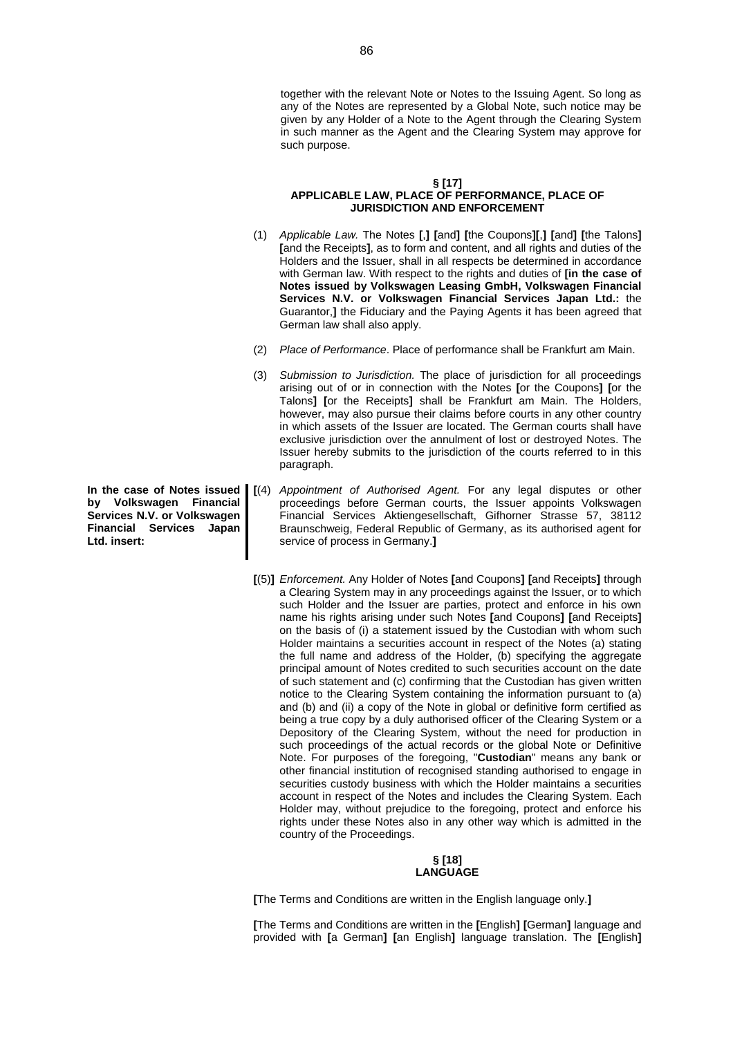together with the relevant Note or Notes to the Issuing Agent. So long as any of the Notes are represented by a Global Note, such notice may be given by any Holder of a Note to the Agent through the Clearing System in such manner as the Agent and the Clearing System may approve for such purpose.

**§ [17]**
**APPLICABLE LAW, PLACE OF PERFORMANCE, PLACE OF JURISDICTION AND ENFORCEMENT**

(1) *Applicable Law.* The Notes **[**,**]** **[**and**]** **[**the Coupons**][**,**]** **[**and**]** **[**the Talons**]** **[**and the Receipts**]**, as to form and content, and all rights and duties of the Holders and the Issuer, shall in all respects be determined in accordance with German law. With respect to the rights and duties of **[in the case of Notes issued by Volkswagen Leasing GmbH, Volkswagen Financial Services N.V. or Volkswagen Financial Services Japan Ltd.:** the Guarantor,**]** the Fiduciary and the Paying Agents it has been agreed that German law shall also apply.

(2) *Place of Performance*. Place of performance shall be Frankfurt am Main.

(3) *Submission to Jurisdiction.* The place of jurisdiction for all proceedings arising out of or in connection with the Notes **[**or the Coupons**]** **[**or the Talons**]** **[**or the Receipts**]** shall be Frankfurt am Main. The Holders, however, may also pursue their claims before courts in any other country in which assets of the Issuer are located. The German courts shall have exclusive jurisdiction over the annulment of lost or destroyed Notes. The Issuer hereby submits to the jurisdiction of the courts referred to in this paragraph.

**In the case of Notes issued by Volkswagen Financial Services N.V. or Volkswagen Financial Services Japan Ltd. insert:**

**[**(4) *Appointment of Authorised Agent.* For any legal disputes or other proceedings before German courts, the Issuer appoints Volkswagen Financial Services Aktiengesellschaft, Gifhorner Strasse 57, 38112 Braunschweig, Federal Republic of Germany, as its authorised agent for service of process in Germany.**]**

**[**(5)**]** *Enforcement.* Any Holder of Notes **[**and Coupons**]** **[**and Receipts**]** through a Clearing System may in any proceedings against the Issuer, or to which such Holder and the Issuer are parties, protect and enforce in his own name his rights arising under such Notes **[**and Coupons**]** **[**and Receipts**]** on the basis of (i) a statement issued by the Custodian with whom such Holder maintains a securities account in respect of the Notes (a) stating the full name and address of the Holder, (b) specifying the aggregate principal amount of Notes credited to such securities account on the date of such statement and (c) confirming that the Custodian has given written notice to the Clearing System containing the information pursuant to (a) and (b) and (ii) a copy of the Note in global or definitive form certified as being a true copy by a duly authorised officer of the Clearing System or a Depository of the Clearing System, without the need for production in such proceedings of the actual records or the global Note or Definitive Note. For purposes of the foregoing, "**Custodian**" means any bank or other financial institution of recognised standing authorised to engage in securities custody business with which the Holder maintains a securities account in respect of the Notes and includes the Clearing System. Each Holder may, without prejudice to the foregoing, protect and enforce his rights under these Notes also in any other way which is admitted in the country of the Proceedings.

**§ [18]**
**LANGUAGE**

**[**The Terms and Conditions are written in the English language only.**]**

**[**The Terms and Conditions are written in the **[**English**]** **[**German**]** language and provided with **[**a German**]** **[**an English**]** language translation. The **[**English**]**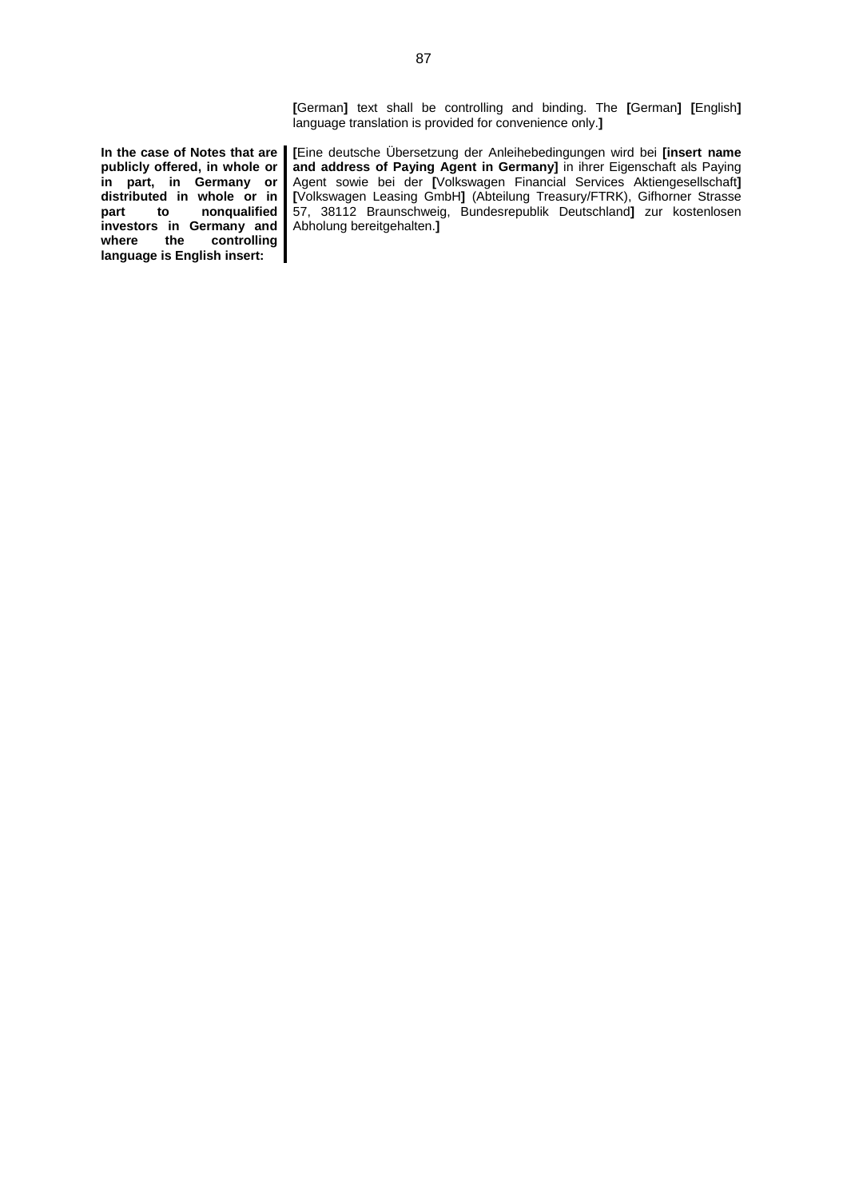**[**German**]** text shall be controlling and binding. The **[**German**]** **[**English**]** language translation is provided for convenience only.**]**

**In the case of Notes that are publicly offered, in whole or in part, in Germany or distributed in whole or in part to nonqualified investors in Germany and where the controlling language is English insert:**

**[**Eine deutsche Übersetzung der Anleihebedingungen wird bei **[insert name and address of Paying Agent in Germany]** in ihrer Eigenschaft als Paying Agent sowie bei der **[**Volkswagen Financial Services Aktiengesellschaft**]** **[**Volkswagen Leasing GmbH**]** (Abteilung Treasury/FTRK), Gifhorner Strasse 57, 38112 Braunschweig, Bundesrepublik Deutschland**]** zur kostenlosen Abholung bereitgehalten.**]**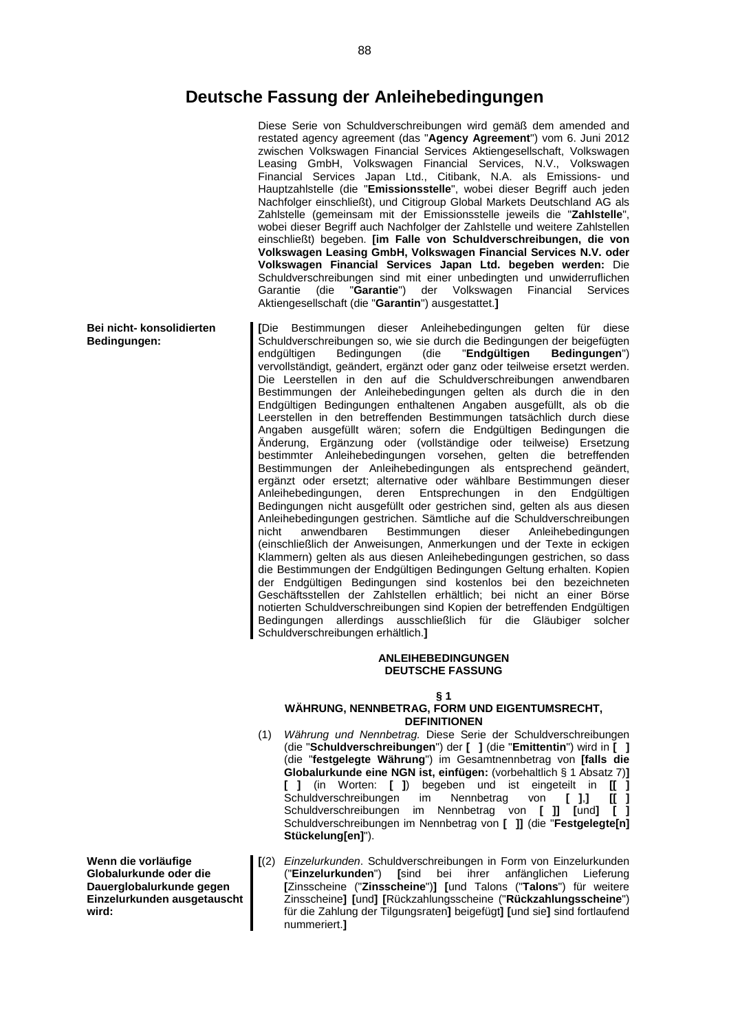# Deutsche Fassung der Anleihebedingungen

Diese Serie von Schuldverschreibungen wird gemäß dem amended and restated agency agreement (das "**Agency Agreement**") vom 6. Juni 2012 zwischen Volkswagen Financial Services Aktiengesellschaft, Volkswagen Leasing GmbH, Volkswagen Financial Services, N.V., Volkswagen Financial Services Japan Ltd., Citibank, N.A. als Emissions- und Hauptzahlstelle (die "**Emissionsstelle**", wobei dieser Begriff auch jeden Nachfolger einschließt), und Citigroup Global Markets Deutschland AG als Zahlstelle (gemeinsam mit der Emissionsstelle jeweils die "**Zahlstelle**", wobei dieser Begriff auch Nachfolger der Zahlstelle und weitere Zahlstellen einschließt) begeben. **[im Falle von Schuldverschreibungen, die von Volkswagen Leasing GmbH, Volkswagen Financial Services N.V. oder Volkswagen Financial Services Japan Ltd. begeben werden:** Die Schuldverschreibungen sind mit einer unbedingten und unwiderruflichen Garantie (die "**Garantie**") der Volkswagen Financial Services Aktiengesellschaft (die "**Garantin**") ausgestattet.**]**

**Bei nicht- konsolidierten Bedingungen:**

**[**Die Bestimmungen dieser Anleihebedingungen gelten für diese Schuldverschreibungen so, wie sie durch die Bedingungen der beigefügten endgültigen Bedingungen (die "**Endgültigen Bedingungen**") vervollständigt, geändert, ergänzt oder ganz oder teilweise ersetzt werden. Die Leerstellen in den auf die Schuldverschreibungen anwendbaren Bestimmungen der Anleihebedingungen gelten als durch die in den Endgültigen Bedingungen enthaltenen Angaben ausgefüllt, als ob die Leerstellen in den betreffenden Bestimmungen tatsächlich durch diese Angaben ausgefüllt wären; sofern die Endgültigen Bedingungen die Änderung, Ergänzung oder (vollständige oder teilweise) Ersetzung bestimmter Anleihebedingungen vorsehen, gelten die betreffenden Bestimmungen der Anleihebedingungen als entsprechend geändert, ergänzt oder ersetzt; alternative oder wählbare Bestimmungen dieser Anleihebedingungen, deren Entsprechungen in den Endgültigen Bedingungen nicht ausgefüllt oder gestrichen sind, gelten als aus diesen Anleihebedingungen gestrichen. Sämtliche auf die Schuldverschreibungen nicht anwendbaren Bestimmungen dieser Anleihebedingungen (einschließlich der Anweisungen, Anmerkungen und der Texte in eckigen Klammern) gelten als aus diesen Anleihebedingungen gestrichen, so dass die Bestimmungen der Endgültigen Bedingungen Geltung erhalten. Kopien der Endgültigen Bedingungen sind kostenlos bei den bezeichneten Geschäftsstellen der Zahlstellen erhältlich; bei nicht an einer Börse notierten Schuldverschreibungen sind Kopien der betreffenden Endgültigen Bedingungen allerdings ausschließlich für die Gläubiger solcher Schuldverschreibungen erhältlich.**]**

## ANLEIHEBEDINGUNGEN
## DEUTSCHE FASSUNG

### § 1
### WÄHRUNG, NENNBETRAG, FORM UND EIGENTUMSRECHT, DEFINITIONEN

(1) *Währung und Nennbetrag.* Diese Serie der Schuldverschreibungen (die "**Schuldverschreibungen**") der **[ ]** (die "**Emittentin**") wird in **[ ]** (die "**festgelegte Währung**") im Gesamtnennbetrag von **[falls die Globalurkunde eine NGN ist, einfügen:** (vorbehaltlich § 1 Absatz 7)**]** **[ ]** (in Worten: **[ ]**) begeben und ist eingeteilt in **[[ ]** Schuldverschreibungen im Nennbetrag von **[ ]**,**]** **[[ ]** Schuldverschreibungen im Nennbetrag von **[ ]]** **[**und**]** **[ ]** Schuldverschreibungen im Nennbetrag von **[ ]]** (die "**Festgelegte[n] Stückelung[en]**").

**Wenn die vorläufige Globalurkunde oder die Dauerglobalurkunde gegen Einzelurkunden ausgetauscht wird:**

**[**(2) *Einzelurkunden*. Schuldverschreibungen in Form von Einzelurkunden ("**Einzelurkunden**") **[**sind bei ihrer anfänglichen Lieferung **[**Zinsscheine ("**Zinsscheine**")**]** **[**und Talons ("**Talons**") für weitere Zinsscheine**]** **[**und**]** **[**Rückzahlungsscheine ("**Rückzahlungsscheine**") für die Zahlung der Tilgungsraten**]** beigefügt**]** **[**und sie**]** sind fortlaufend nummeriert.**]**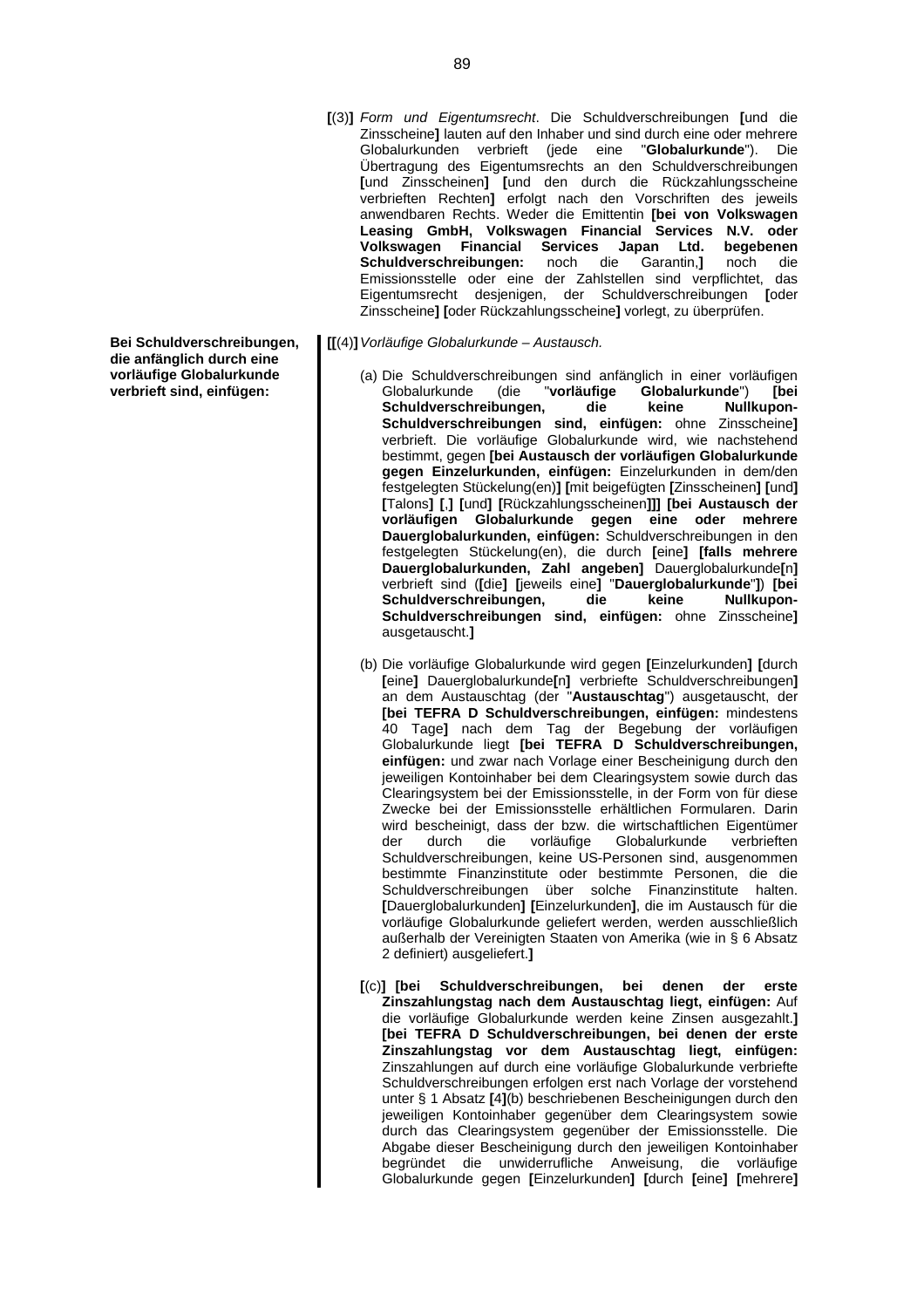**[**(3)**]** *Form und Eigentumsrecht*. Die Schuldverschreibungen **[**und die Zinsscheine**]** lauten auf den Inhaber und sind durch eine oder mehrere Globalurkunden verbrieft (jede eine "**Globalurkunde**"). Die Übertragung des Eigentumsrechts an den Schuldverschreibungen **[**und Zinsscheinen**]** **[**und den durch die Rückzahlungsscheine verbrieften Rechten**]** erfolgt nach den Vorschriften des jeweils anwendbaren Rechts. Weder die Emittentin **[bei von Volkswagen Leasing GmbH, Volkswagen Financial Services N.V. oder Volkswagen Financial Services Japan Ltd. begebenen Schuldverschreibungen:** noch die Garantin,**]** noch die Emissionsstelle oder eine der Zahlstellen sind verpflichtet, das Eigentumsrecht desjenigen, der Schuldverschreibungen **[**oder Zinsscheine**]** **[**oder Rückzahlungsscheine**]** vorlegt, zu überprüfen.

**Bei Schuldverschreibungen, die anfänglich durch eine vorläufige Globalurkunde verbrieft sind, einfügen:**

**[[**(4)**]** *Vorläufige Globalurkunde – Austausch.*

(a) Die Schuldverschreibungen sind anfänglich in einer vorläufigen Globalurkunde (die "**vorläufige Globalurkunde**") **[bei Schuldverschreibungen, die keine Nullkupon-Schuldverschreibungen sind, einfügen:** ohne Zinsscheine**]** verbrieft. Die vorläufige Globalurkunde wird, wie nachstehend bestimmt, gegen **[bei Austausch der vorläufigen Globalurkunde gegen Einzelurkunden, einfügen:** Einzelurkunden in dem/den festgelegten Stückelung(en)**]** **[**mit beigefügten **[**Zinsscheinen**]** **[**und**]** **[**Talons**]** **[**,**]** **[**und**]** **[**Rückzahlungsscheinen**]]]** **[bei Austausch der vorläufigen Globalurkunde gegen eine oder mehrere Dauerglobalurkunden, einfügen:** Schuldverschreibungen in den festgelegten Stückelung(en), die durch **[**eine**]** **[falls mehrere Dauerglobalurkunden, Zahl angeben]** Dauerglobalurkunde**[**n**]** verbrieft sind (**[**die**]** **[**jeweils eine**]** "**Dauerglobalurkunde**"**]**) **[bei Schuldverschreibungen, die keine Nullkupon-Schuldverschreibungen sind, einfügen:** ohne Zinsscheine**]** ausgetauscht.**]**

(b) Die vorläufige Globalurkunde wird gegen **[**Einzelurkunden**]** **[**durch **[**eine**]** Dauerglobalurkunde**[**n**]** verbriefte Schuldverschreibungen**]** an dem Austauschtag (der "**Austauschtag**") ausgetauscht, der **[bei TEFRA D Schuldverschreibungen, einfügen:** mindestens 40 Tage**]** nach dem Tag der Begebung der vorläufigen Globalurkunde liegt **[bei TEFRA D Schuldverschreibungen, einfügen:** und zwar nach Vorlage einer Bescheinigung durch den jeweiligen Kontoinhaber bei dem Clearingsystem sowie durch das Clearingsystem bei der Emissionsstelle, in der Form von für diese Zwecke bei der Emissionsstelle erhältlichen Formularen. Darin wird bescheinigt, dass der bzw. die wirtschaftlichen Eigentümer der durch die vorläufige Globalurkunde verbrieften Schuldverschreibungen, keine US-Personen sind, ausgenommen bestimmte Finanzinstitute oder bestimmte Personen, die die Schuldverschreibungen über solche Finanzinstitute halten. **[**Dauerglobalurkunden**]** **[**Einzelurkunden**]**, die im Austausch für die vorläufige Globalurkunde geliefert werden, werden ausschließlich außerhalb der Vereinigten Staaten von Amerika (wie in § 6 Absatz 2 definiert) ausgeliefert.**]**

**[**(c)**]** **[bei Schuldverschreibungen, bei denen der erste Zinszahlungstag nach dem Austauschtag liegt, einfügen:** Auf die vorläufige Globalurkunde werden keine Zinsen ausgezahlt.**]** **[bei TEFRA D Schuldverschreibungen, bei denen der erste Zinszahlungstag vor dem Austauschtag liegt, einfügen:** Zinszahlungen auf durch eine vorläufige Globalurkunde verbriefte Schuldverschreibungen erfolgen erst nach Vorlage der vorstehend unter § 1 Absatz **[**4**]**(b) beschriebenen Bescheinigungen durch den jeweiligen Kontoinhaber gegenüber dem Clearingsystem sowie durch das Clearingsystem gegenüber der Emissionsstelle. Die Abgabe dieser Bescheinigung durch den jeweiligen Kontoinhaber begründet die unwiderrufliche Anweisung, die vorläufige Globalurkunde gegen **[**Einzelurkunden**]** **[**durch **[**eine**]** **[**mehrere**]**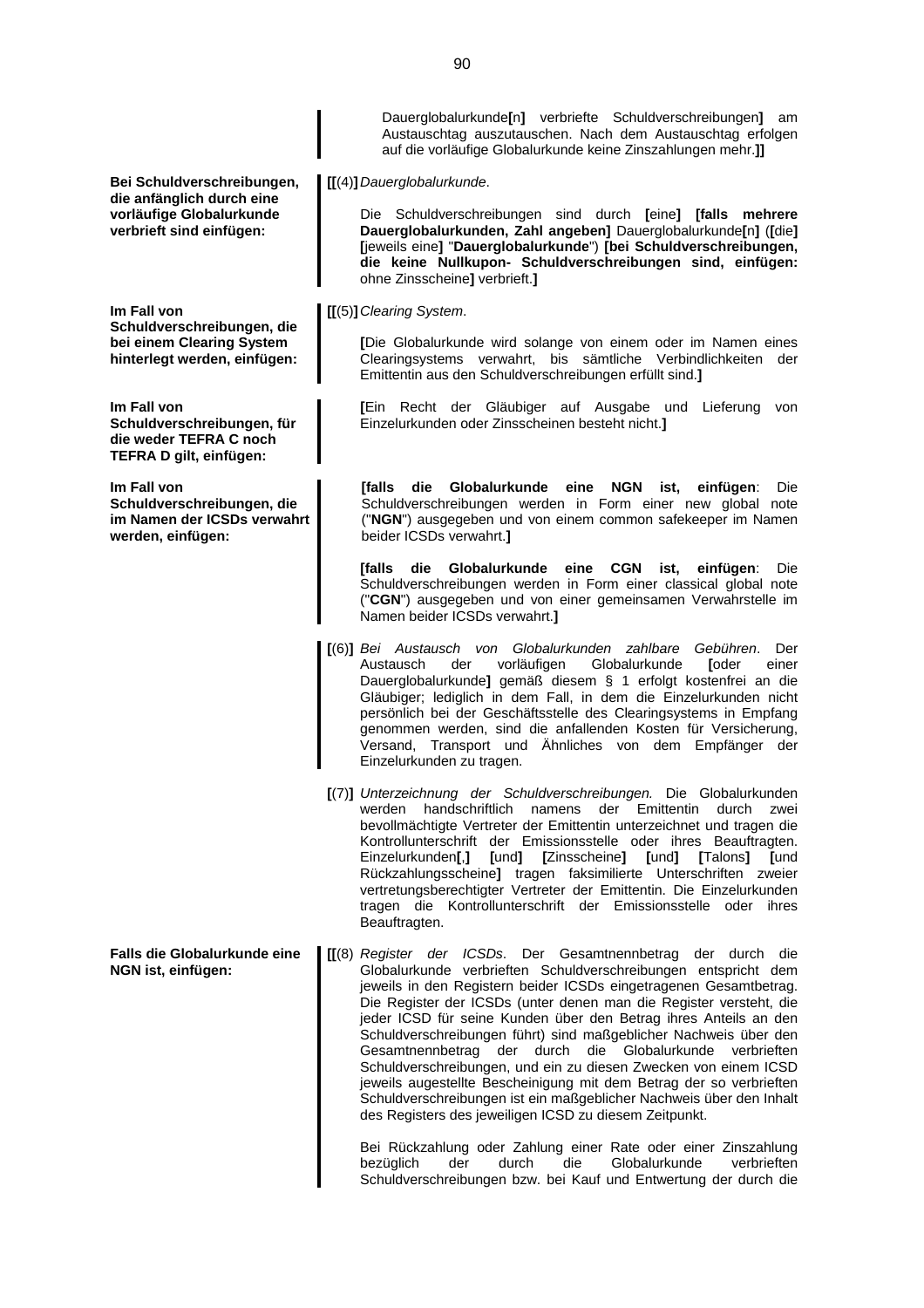Dauerglobalurkunde[n] verbriefte Schuldverschreibungen] am Austauschtag auszutauschen. Nach dem Austauschtag erfolgen auf die vorläufige Globalurkunde keine Zinszahlungen mehr.]]

**Bei Schuldverschreibungen, die anfänglich durch eine vorläufige Globalurkunde verbrieft sind einfügen:**

[[(4)] *Dauerglobalurkunde*.

Die Schuldverschreibungen sind durch [eine] **[falls mehrere Dauerglobalurkunden, Zahl angeben]** Dauerglobalurkunde[n] ([die] [jeweils eine] "**Dauerglobalurkunde**") **[bei Schuldverschreibungen, die keine Nullkupon- Schuldverschreibungen sind, einfügen:** ohne Zinsscheine] verbrieft.]

**Im Fall von Schuldverschreibungen, die bei einem Clearing System hinterlegt werden, einfügen:**

[[(5)] *Clearing System*.

[Die Globalurkunde wird solange von einem oder im Namen eines Clearingsystems verwahrt, bis sämtliche Verbindlichkeiten der Emittentin aus den Schuldverschreibungen erfüllt sind.]

**Im Fall von Schuldverschreibungen, für die weder TEFRA C noch TEFRA D gilt, einfügen:**

[Ein Recht der Gläubiger auf Ausgabe und Lieferung von Einzelurkunden oder Zinsscheinen besteht nicht.]

**Im Fall von Schuldverschreibungen, die im Namen der ICSDs verwahrt werden, einfügen:**

**[falls die Globalurkunde eine NGN ist, einfügen**: Die Schuldverschreibungen werden in Form einer new global note ("**NGN**") ausgegeben und von einem common safekeeper im Namen beider ICSDs verwahrt.]

**[falls die Globalurkunde eine CGN ist, einfügen**: Die Schuldverschreibungen werden in Form einer classical global note ("**CGN**") ausgegeben und von einer gemeinsamen Verwahrstelle im Namen beider ICSDs verwahrt.]

[(6)] *Bei Austausch von Globalurkunden zahlbare Gebühren*. Der Austausch der vorläufigen Globalurkunde [oder einer Dauerglobalurkunde] gemäß diesem § 1 erfolgt kostenfrei an die Gläubiger; lediglich in dem Fall, in dem die Einzelurkunden nicht persönlich bei der Geschäftsstelle des Clearingsystems in Empfang genommen werden, sind die anfallenden Kosten für Versicherung, Versand, Transport und Ähnliches von dem Empfänger der Einzelurkunden zu tragen.

[(7)] *Unterzeichnung der Schuldverschreibungen.* Die Globalurkunden werden handschriftlich namens der Emittentin durch zwei bevollmächtigte Vertreter der Emittentin unterzeichnet und tragen die Kontrollunterschrift der Emissionsstelle oder ihres Beauftragten. Einzelurkunden[,] [und] [Zinsscheine] [und] [Talons] [und Rückzahlungsscheine] tragen faksimilierte Unterschriften zweier vertretungsberechtigter Vertreter der Emittentin. Die Einzelurkunden tragen die Kontrollunterschrift der Emissionsstelle oder ihres Beauftragten.

**Falls die Globalurkunde eine NGN ist, einfügen:**

[[(8) *Register der ICSDs*. Der Gesamtnennbetrag der durch die Globalurkunde verbrieften Schuldverschreibungen entspricht dem jeweils in den Registern beider ICSDs eingetragenen Gesamtbetrag. Die Register der ICSDs (unter denen man die Register versteht, die jeder ICSD für seine Kunden über den Betrag ihres Anteils an den Schuldverschreibungen führt) sind maßgeblicher Nachweis über den Gesamtnennbetrag der durch die Globalurkunde verbrieften Schuldverschreibungen, und ein zu diesen Zwecken von einem ICSD jeweils ausgestellte Bescheinigung mit dem Betrag der so verbrieften Schuldverschreibungen ist ein maßgeblicher Nachweis über den Inhalt des Registers des jeweiligen ICSD zu diesem Zeitpunkt.

Bei Rückzahlung oder Zahlung einer Rate oder einer Zinszahlung bezüglich der durch die Globalurkunde verbrieften Schuldverschreibungen bzw. bei Kauf und Entwertung der durch die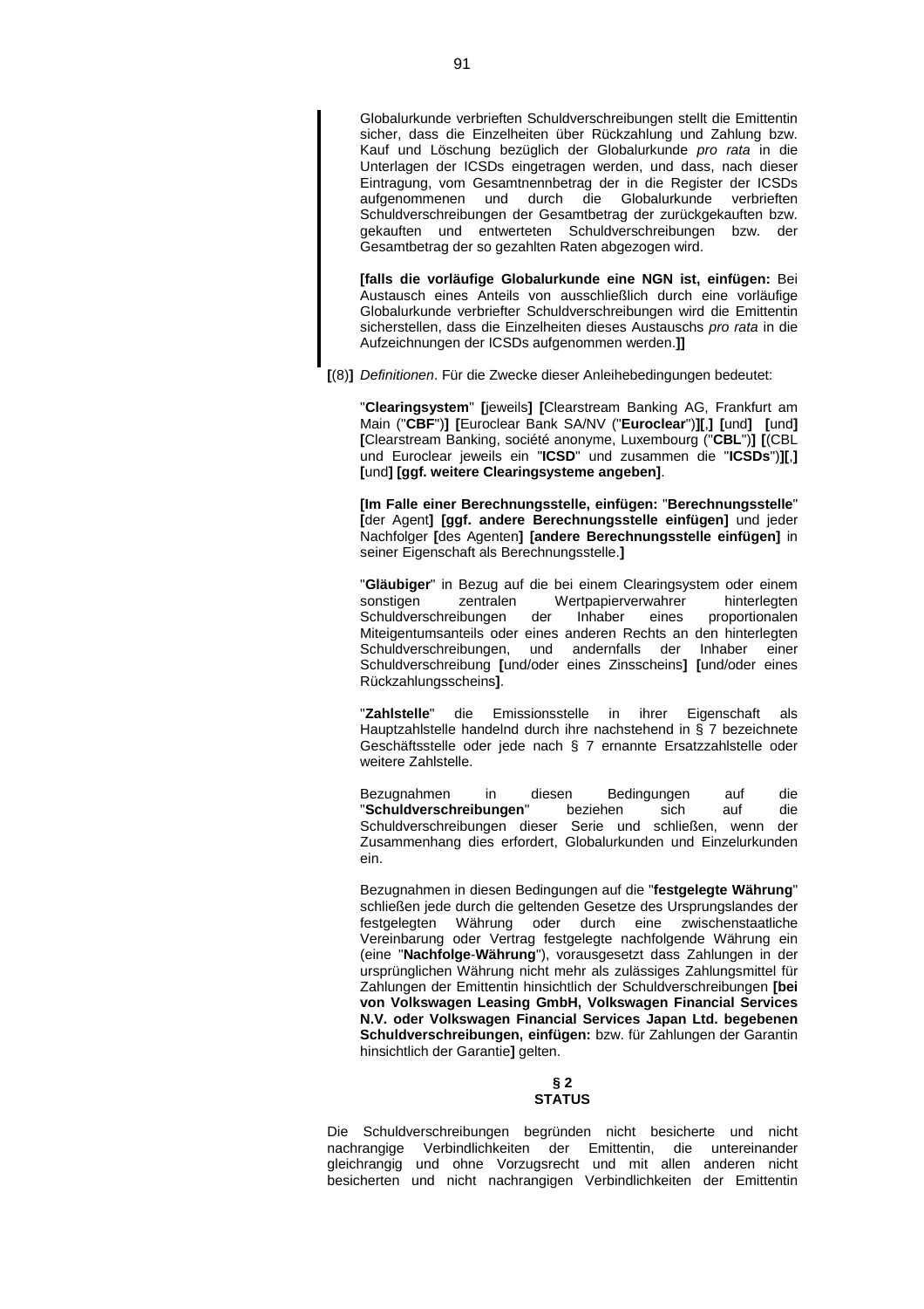Globalurkunde verbrieften Schuldverschreibungen stellt die Emittentin sicher, dass die Einzelheiten über Rückzahlung und Zahlung bzw. Kauf und Löschung bezüglich der Globalurkunde *pro rata* in die Unterlagen der ICSDs eingetragen werden, und dass, nach dieser Eintragung, vom Gesamtnennbetrag der in die Register der ICSDs aufgenommenen und durch die Globalurkunde verbrieften Schuldverschreibungen der Gesamtbetrag der zurückgekauften bzw. gekauften und entwerteten Schuldverschreibungen bzw. der Gesamtbetrag der so gezahlten Raten abgezogen wird.

**[falls die vorläufige Globalurkunde eine NGN ist, einfügen:** Bei Austausch eines Anteils von ausschließlich durch eine vorläufige Globalurkunde verbriefter Schuldverschreibungen wird die Emittentin sicherstellen, dass die Einzelheiten dieses Austauschs *pro rata* in die Aufzeichnungen der ICSDs aufgenommen werden.**]]**

**[**(8)**]** *Definitionen*. Für die Zwecke dieser Anleihebedingungen bedeutet:

"**Clearingsystem**" **[**jeweils**]** **[**Clearstream Banking AG, Frankfurt am Main ("**CBF**")**]** **[**Euroclear Bank SA/NV ("**Euroclear**")**][**,**]** **[**und**]** **[**und**]** **[**Clearstream Banking, société anonyme, Luxembourg ("**CBL**")**]** **[**(CBL und Euroclear jeweils ein "**ICSD**" und zusammen die "**ICSDs**")**][**,**]** **[**und**]** **[ggf. weitere Clearingsysteme angeben]**.

**[Im Falle einer Berechnungsstelle, einfügen:** "**Berechnungsstelle**" **[**der Agent**]** **[ggf. andere Berechnungsstelle einfügen]** und jeder Nachfolger **[**des Agenten**]** **[andere Berechnungsstelle einfügen]** in seiner Eigenschaft als Berechnungsstelle.**]**

"**Gläubiger**" in Bezug auf die bei einem Clearingsystem oder einem sonstigen zentralen Wertpapierverwahrer hinterlegten Schuldverschreibungen der Inhaber eines proportionalen Miteigentumsanteils oder eines anderen Rechts an den hinterlegten Schuldverschreibungen, und andernfalls der Inhaber einer Schuldverschreibung **[**und/oder eines Zinsscheins**]** **[**und/oder eines Rückzahlungsscheins**]**.

"**Zahlstelle**" die Emissionsstelle in ihrer Eigenschaft als Hauptzahlstelle handelnd durch ihre nachstehend in § 7 bezeichnete Geschäftsstelle oder jede nach § 7 ernannte Ersatzzahlstelle oder weitere Zahlstelle.

Bezugnahmen in diesen Bedingungen auf die "**Schuldverschreibungen**" beziehen sich auf die Schuldverschreibungen dieser Serie und schließen, wenn der Zusammenhang dies erfordert, Globalurkunden und Einzelurkunden ein.

Bezugnahmen in diesen Bedingungen auf die "**festgelegte Währung**" schließen jede durch die geltenden Gesetze des Ursprungslandes der festgelegten Währung oder durch eine zwischenstaatliche Vereinbarung oder Vertrag festgelegte nachfolgende Währung ein (eine "**Nachfolge**-**Währung**"), vorausgesetzt dass Zahlungen in der ursprünglichen Währung nicht mehr als zulässiges Zahlungsmittel für Zahlungen der Emittentin hinsichtlich der Schuldverschreibungen **[bei von Volkswagen Leasing GmbH, Volkswagen Financial Services N.V. oder Volkswagen Financial Services Japan Ltd. begebenen Schuldverschreibungen, einfügen:** bzw. für Zahlungen der Garantin hinsichtlich der Garantie**]** gelten.

## § 2
## STATUS

Die Schuldverschreibungen begründen nicht besicherte und nicht nachrangige Verbindlichkeiten der Emittentin, die untereinander gleichrangig und ohne Vorzugsrecht und mit allen anderen nicht besicherten und nicht nachrangigen Verbindlichkeiten der Emittentin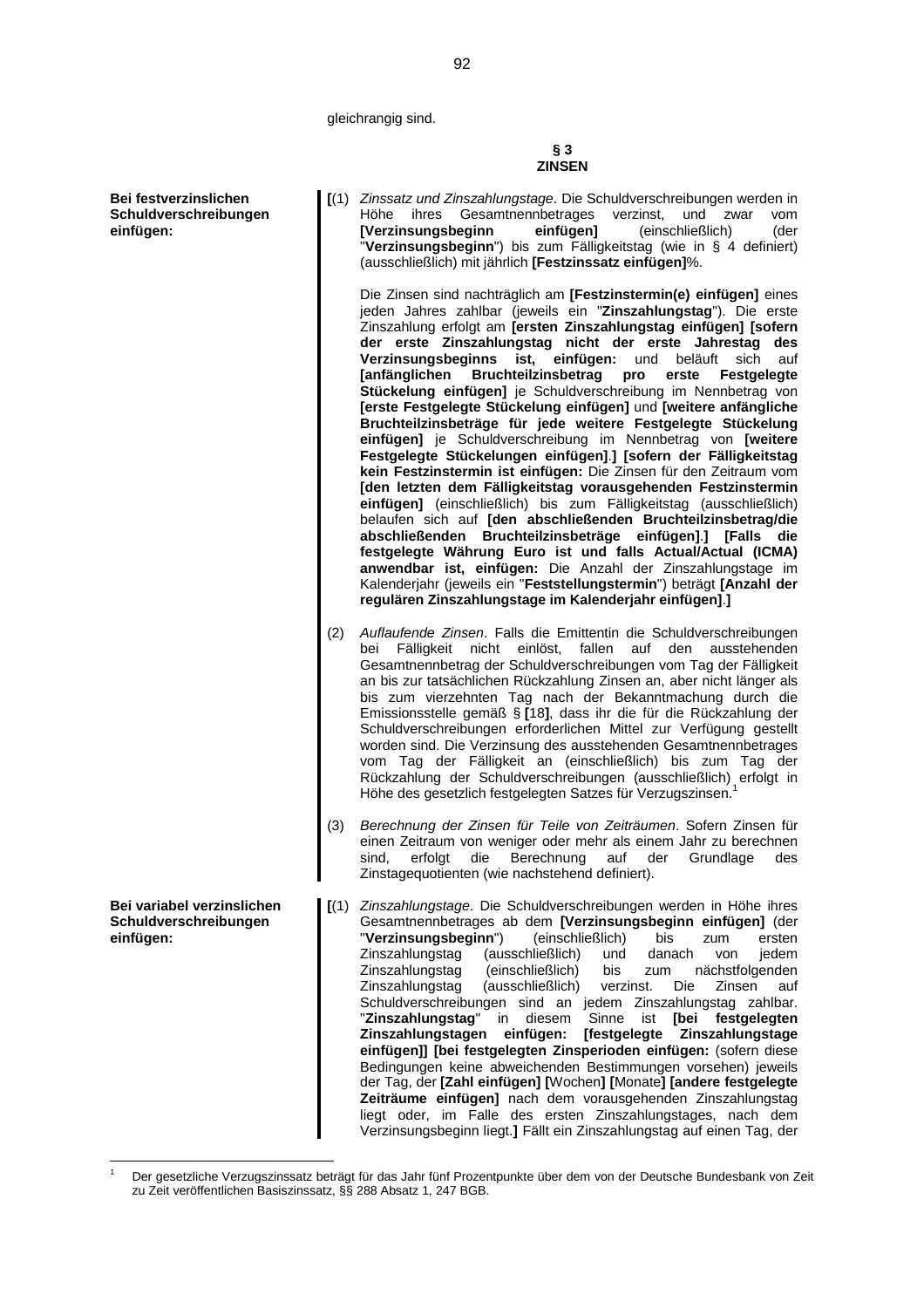gleichrangig sind.

**§ 3**
**ZINSEN**

**Bei festverzinslichen Schuldverschreibungen einfügen:**

**[**(1) *Zinssatz und Zinszahlungstage*. Die Schuldverschreibungen werden in Höhe ihres Gesamtnennbetrages verzinst, und zwar vom **[Verzinsungsbeginn einfügen]** (einschließlich) (der "**Verzinsungsbeginn**") bis zum Fälligkeitstag (wie in § 4 definiert) (ausschließlich) mit jährlich **[Festzinssatz einfügen]**%.

Die Zinsen sind nachträglich am **[Festzinstermin(e) einfügen]** eines jeden Jahres zahlbar (jeweils ein "**Zinszahlungstag**"). Die erste Zinszahlung erfolgt am **[ersten Zinszahlungstag einfügen] [sofern der erste Zinszahlungstag nicht der erste Jahrestag des Verzinsungsbeginns ist, einfügen:** und beläuft sich auf **[anfänglichen Bruchteilzinsbetrag pro erste Festgelegte Stückelung einfügen]** je Schuldverschreibung im Nennbetrag von **[erste Festgelegte Stückelung einfügen]** und **[weitere anfängliche Bruchteilzinsbeträge für jede weitere Festgelegte Stückelung einfügen]** je Schuldverschreibung im Nennbetrag von **[weitere Festgelegte Stückelungen einfügen]**.**] [sofern der Fälligkeitstag kein Festzinstermin ist einfügen:** Die Zinsen für den Zeitraum vom **[den letzten dem Fälligkeitstag vorausgehenden Festzinstermin einfügen]** (einschließlich) bis zum Fälligkeitstag (ausschließlich) belaufen sich auf **[den abschließenden Bruchteilzinsbetrag/die abschließenden Bruchteilzinsbeträge einfügen]**.**] [Falls die festgelegte Währung Euro ist und falls Actual/Actual (ICMA) anwendbar ist, einfügen:** Die Anzahl der Zinszahlungstage im Kalenderjahr (jeweils ein "**Feststellungstermin**") beträgt **[Anzahl der regulären Zinszahlungstage im Kalenderjahr einfügen]**.**]**

(2) *Auflaufende Zinsen*. Falls die Emittentin die Schuldverschreibungen bei Fälligkeit nicht einlöst, fallen auf den ausstehenden Gesamtnennbetrag der Schuldverschreibungen vom Tag der Fälligkeit an bis zur tatsächlichen Rückzahlung Zinsen an, aber nicht länger als bis zum vierzehnten Tag nach der Bekanntmachung durch die Emissionsstelle gemäß § **[**18**]**, dass ihr die für die Rückzahlung der Schuldverschreibungen erforderlichen Mittel zur Verfügung gestellt worden sind. Die Verzinsung des ausstehenden Gesamtnennbetrages vom Tag der Fälligkeit an (einschließlich) bis zum Tag der Rückzahlung der Schuldverschreibungen (ausschließlich) erfolgt in Höhe des gesetzlich festgelegten Satzes für Verzugszinsen.[1]

(3) *Berechnung der Zinsen für Teile von Zeiträumen*. Sofern Zinsen für einen Zeitraum von weniger oder mehr als einem Jahr zu berechnen sind, erfolgt die Berechnung auf der Grundlage des Zinstagequotienten (wie nachstehend definiert).

**Bei variabel verzinslichen Schuldverschreibungen einfügen:**

**[**(1) *Zinszahlungstage*. Die Schuldverschreibungen werden in Höhe ihres Gesamtnennbetrages ab dem **[Verzinsungsbeginn einfügen]** (der "**Verzinsungsbeginn**") (einschließlich) bis zum ersten Zinszahlungstag (ausschließlich) und danach von jedem Zinszahlungstag (einschließlich) bis zum nächstfolgenden Zinszahlungstag (ausschließlich) verzinst. Die Zinsen auf Schuldverschreibungen sind an jedem Zinszahlungstag zahlbar. "**Zinszahlungstag**" in diesem Sinne ist **[bei festgelegten Zinszahlungstagen einfügen: [festgelegte Zinszahlungstage einfügen]] [bei festgelegten Zinsperioden einfügen:** (sofern diese Bedingungen keine abweichenden Bestimmungen vorsehen) jeweils der Tag, der **[Zahl einfügen] [**Wochen**] [**Monate**] [andere festgelegte Zeiträume einfügen]** nach dem vorausgehenden Zinszahlungstag liegt oder, im Falle des ersten Zinszahlungstages, nach dem Verzinsungsbeginn liegt.**]** Fällt ein Zinszahlungstag auf einen Tag, der

---

[1] Der gesetzliche Verzugszinssatz beträgt für das Jahr fünf Prozentpunkte über dem von der Deutsche Bundesbank von Zeit zu Zeit veröffentlichen Basiszinssatz, §§ 288 Absatz 1, 247 BGB.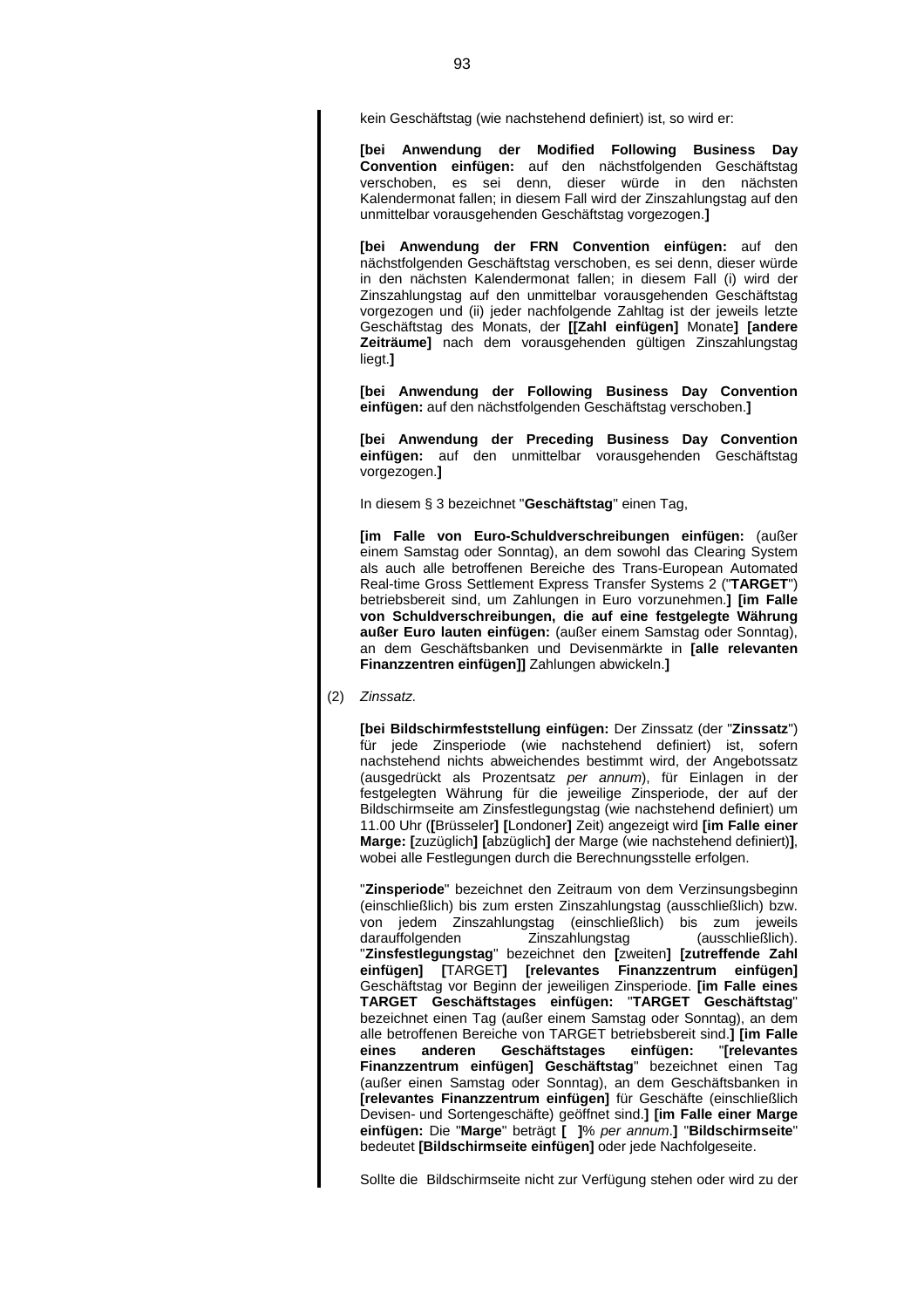kein Geschäftstag (wie nachstehend definiert) ist, so wird er:

**[bei Anwendung der Modified Following Business Day Convention einfügen:** auf den nächstfolgenden Geschäftstag verschoben, es sei denn, dieser würde in den nächsten Kalendermonat fallen; in diesem Fall wird der Zinszahlungstag auf den unmittelbar vorausgehenden Geschäftstag vorgezogen.**]**

**[bei Anwendung der FRN Convention einfügen:** auf den nächstfolgenden Geschäftstag verschoben, es sei denn, dieser würde in den nächsten Kalendermonat fallen; in diesem Fall (i) wird der Zinszahlungstag auf den unmittelbar vorausgehenden Geschäftstag vorgezogen und (ii) jeder nachfolgende Zahltag ist der jeweils letzte Geschäftstag des Monats, der **[[Zahl einfügen]** Monate**] [andere Zeiträume]** nach dem vorausgehenden gültigen Zinszahlungstag liegt.**]**

**[bei Anwendung der Following Business Day Convention einfügen:** auf den nächstfolgenden Geschäftstag verschoben.**]**

**[bei Anwendung der Preceding Business Day Convention einfügen:** auf den unmittelbar vorausgehenden Geschäftstag vorgezogen.**]**

In diesem § 3 bezeichnet "**Geschäftstag**" einen Tag,

**[im Falle von Euro-Schuldverschreibungen einfügen:** (außer einem Samstag oder Sonntag), an dem sowohl das Clearing System als auch alle betroffenen Bereiche des Trans-European Automated Real-time Gross Settlement Express Transfer Systems 2 ("**TARGET**") betriebsbereit sind, um Zahlungen in Euro vorzunehmen.**] [im Falle von Schuldverschreibungen, die auf eine festgelegte Währung außer Euro lauten einfügen:** (außer einem Samstag oder Sonntag), an dem Geschäftsbanken und Devisenmärkte in **[alle relevanten Finanzzentren einfügen]]** Zahlungen abwickeln.**]**

(2) *Zinssatz.*

**[bei Bildschirmfeststellung einfügen:** Der Zinssatz (der "**Zinssatz**") für jede Zinsperiode (wie nachstehend definiert) ist, sofern nachstehend nichts abweichendes bestimmt wird, der Angebotssatz (ausgedrückt als Prozentsatz *per annum*), für Einlagen in der festgelegten Währung für die jeweilige Zinsperiode, der auf der Bildschirmseite am Zinsfestlegungstag (wie nachstehend definiert) um 11.00 Uhr (**[**Brüsseler**] [**Londoner**]** Zeit) angezeigt wird **[im Falle einer Marge: [**zuzüglich**] [**abzüglich**]** der Marge (wie nachstehend definiert)**]**, wobei alle Festlegungen durch die Berechnungsstelle erfolgen.

"**Zinsperiode**" bezeichnet den Zeitraum von dem Verzinsungsbeginn (einschließlich) bis zum ersten Zinszahlungstag (ausschließlich) bzw. von jedem Zinszahlungstag (einschließlich) bis zum jeweils darauffolgenden Zinszahlungstag (ausschließlich). "**Zinsfestlegungstag**" bezeichnet den **[**zweiten**] [zutreffende Zahl einfügen] [**TARGET**] [relevantes Finanzzentrum einfügen]** Geschäftstag vor Beginn der jeweiligen Zinsperiode. **[im Falle eines TARGET Geschäftstages einfügen:** "**TARGET Geschäftstag**" bezeichnet einen Tag (außer einem Samstag oder Sonntag), an dem alle betroffenen Bereiche von TARGET betriebsbereit sind.**] [im Falle eines anderen Geschäftstages einfügen:** "**[relevantes Finanzzentrum einfügen] Geschäftstag**" bezeichnet einen Tag (außer einen Samstag oder Sonntag), an dem Geschäftsbanken in **[relevantes Finanzzentrum einfügen]** für Geschäfte (einschließlich Devisen- und Sortengeschäfte) geöffnet sind.**] [im Falle einer Marge einfügen:** Die "**Marge**" beträgt **[ ]**% *per annum*.**]** "**Bildschirmseite**" bedeutet **[Bildschirmseite einfügen]** oder jede Nachfolgeseite.

Sollte die Bildschirmseite nicht zur Verfügung stehen oder wird zu der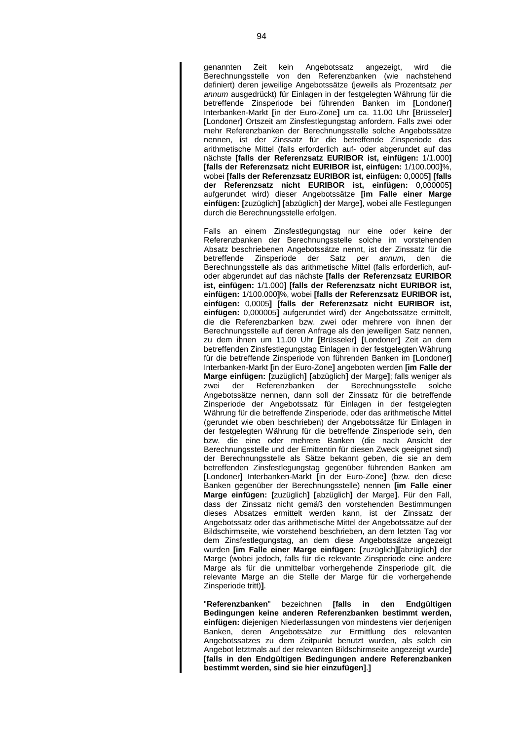genannten Zeit kein Angebotssatz angezeigt, wird die Berechnungsstelle von den Referenzbanken (wie nachstehend definiert) deren jeweilige Angebotssätze (jeweils als Prozentsatz *per annum* ausgedrückt) für Einlagen in der festgelegten Währung für die betreffende Zinsperiode bei führenden Banken im **[**Londoner**]** Interbanken-Markt **[**in der Euro-Zone**]** um ca. 11.00 Uhr **[**Brüsseler**]** **[**Londoner**]** Ortszeit am Zinsfestlegungstag anfordern. Falls zwei oder mehr Referenzbanken der Berechnungsstelle solche Angebotssätze nennen, ist der Zinssatz für die betreffende Zinsperiode das arithmetische Mittel (falls erforderlich auf- oder abgerundet auf das nächste **[falls der Referenzsatz EURIBOR ist, einfügen:** 1/1.000**]** **[falls der Referenzsatz nicht EURIBOR ist, einfügen:** 1/100.000**]**%, wobei **[falls der Referenzsatz EURIBOR ist, einfügen:** 0,0005**]** **[falls der Referenzsatz nicht EURIBOR ist, einfügen:** 0,000005**]** aufgerundet wird) dieser Angebotssätze **[im Falle einer Marge einfügen: [**zuzüglich**]** **[**abzüglich**]** der Marge**]**, wobei alle Festlegungen durch die Berechnungsstelle erfolgen.

Falls an einem Zinsfestlegungstag nur eine oder keine der Referenzbanken der Berechnungsstelle solche im vorstehenden Absatz beschriebenen Angebotssätze nennt, ist der Zinssatz für die betreffende Zinsperiode der Satz *per annum*, den die Berechnungsstelle als das arithmetische Mittel (falls erforderlich, auf- oder abgerundet auf das nächste **[falls der Referenzsatz EURIBOR ist, einfügen:** 1/1.000**]** **[falls der Referenzsatz nicht EURIBOR ist, einfügen:** 1/100.000**]**%, wobei **[falls der Referenzsatz EURIBOR ist, einfügen:** 0,0005**]** **[falls der Referenzsatz nicht EURIBOR ist, einfügen:** 0,000005**]** aufgerundet wird) der Angebotssätze ermittelt, die die Referenzbanken bzw. zwei oder mehrere von ihnen der Berechnungsstelle auf deren Anfrage als den jeweiligen Satz nennen, zu dem ihnen um 11.00 Uhr **[**Brüsseler**]** **[**Londoner**]** Zeit an dem betreffenden Zinsfestlegungstag Einlagen in der festgelegten Währung für die betreffende Zinsperiode von führenden Banken im **[**Londoner**]** Interbanken-Markt **[**in der Euro-Zone**]** angeboten werden **[im Falle der Marge einfügen: [**zuzüglich**]** **[**abzüglich**]** der Marge**]**; falls weniger als zwei der Referenzbanken der Berechnungsstelle solche Angebotssätze nennen, dann soll der Zinssatz für die betreffende Zinsperiode der Angebotssatz für Einlagen in der festgelegten Währung für die betreffende Zinsperiode, oder das arithmetische Mittel (gerundet wie oben beschrieben) der Angebotssätze für Einlagen in der festgelegten Währung für die betreffende Zinsperiode sein, den bzw. die eine oder mehrere Banken (die nach Ansicht der Berechnungsstelle und der Emittentin für diesen Zweck geeignet sind) der Berechnungsstelle als Sätze bekannt geben, die sie an dem betreffenden Zinsfestlegungstag gegenüber führenden Banken am **[**Londoner**]** Interbanken-Markt **[**in der Euro-Zone**]** (bzw. den diese Banken gegenüber der Berechnungsstelle) nennen **[im Falle einer Marge einfügen: [**zuzüglich**]** **[**abzüglich**]** der Marge**]**. Für den Fall, dass der Zinssatz nicht gemäß den vorstehenden Bestimmungen dieses Absatzes ermittelt werden kann, ist der Zinssatz der Angebotssatz oder das arithmetische Mittel der Angebotssätze auf der Bildschirmseite, wie vorstehend beschrieben, an dem letzten Tag vor dem Zinsfestlegungstag, an dem diese Angebotssätze angezeigt wurden **[im Falle einer Marge einfügen: [**zuzüglich**][**abzüglich**]** der Marge (wobei jedoch, falls für die relevante Zinsperiode eine andere Marge als für die unmittelbar vorhergehende Zinsperiode gilt, die relevante Marge an die Stelle der Marge für die vorhergehende Zinsperiode tritt)**]**.

"**Referenzbanken**" bezeichnen **[falls in den Endgültigen Bedingungen keine anderen Referenzbanken bestimmt werden, einfügen:** diejenigen Niederlassungen von mindestens vier derjenigen Banken, deren Angebotssätze zur Ermittlung des relevanten Angebotssatzes zu dem Zeitpunkt benutzt wurden, als solch ein Angebot letztmals auf der relevanten Bildschirmseite angezeigt wurde**]** **[falls in den Endgültigen Bedingungen andere Referenzbanken bestimmt werden, sind sie hier einzufügen]**.**]**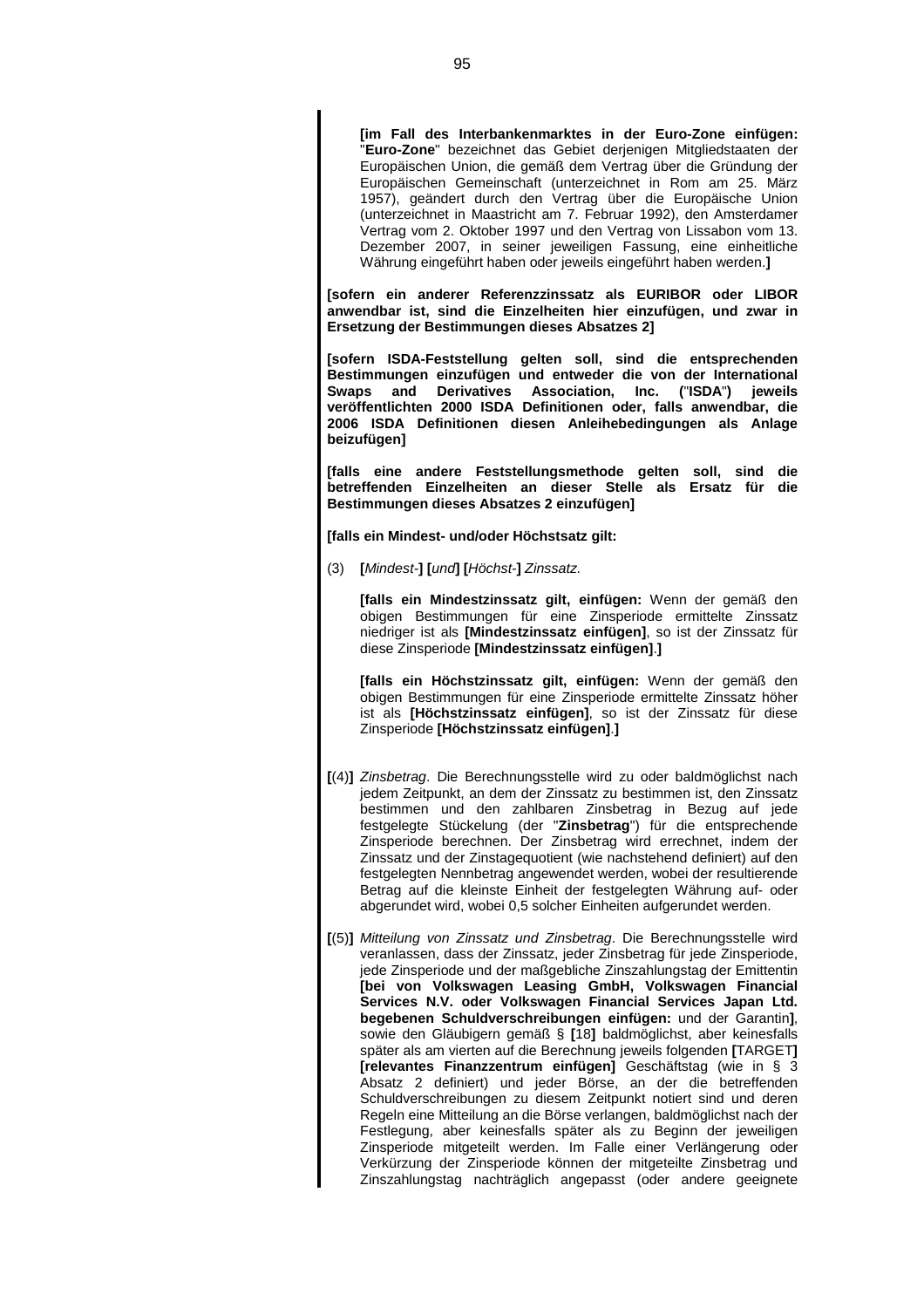**[im Fall des Interbankenmarktes in der Euro-Zone einfügen:** "**Euro-Zone**" bezeichnet das Gebiet derjenigen Mitgliedstaaten der Europäischen Union, die gemäß dem Vertrag über die Gründung der Europäischen Gemeinschaft (unterzeichnet in Rom am 25. März 1957), geändert durch den Vertrag über die Europäische Union (unterzeichnet in Maastricht am 7. Februar 1992), den Amsterdamer Vertrag vom 2. Oktober 1997 und den Vertrag von Lissabon vom 13. Dezember 2007, in seiner jeweiligen Fassung, eine einheitliche Währung eingeführt haben oder jeweils eingeführt haben werden.**]**

**[sofern ein anderer Referenzzinssatz als EURIBOR oder LIBOR anwendbar ist, sind die Einzelheiten hier einzufügen, und zwar in Ersetzung der Bestimmungen dieses Absatzes 2]**

**[sofern ISDA-Feststellung gelten soll, sind die entsprechenden Bestimmungen einzufügen und entweder die von der International Swaps and Derivatives Association, Inc. ("ISDA") jeweils veröffentlichten 2000 ISDA Definitionen oder, falls anwendbar, die 2006 ISDA Definitionen diesen Anleihebedingungen als Anlage beizufügen]**

**[falls eine andere Feststellungsmethode gelten soll, sind die betreffenden Einzelheiten an dieser Stelle als Ersatz für die Bestimmungen dieses Absatzes 2 einzufügen]**

**[falls ein Mindest- und/oder Höchstsatz gilt:**

(3) **[***Mindest-***] [***und***] [***Höchst-***]** *Zinssatz.*

**[falls ein Mindestzinssatz gilt, einfügen:** Wenn der gemäß den obigen Bestimmungen für eine Zinsperiode ermittelte Zinssatz niedriger ist als **[Mindestzinssatz einfügen]**, so ist der Zinssatz für diese Zinsperiode **[Mindestzinssatz einfügen]**.**]**

**[falls ein Höchstzinssatz gilt, einfügen:** Wenn der gemäß den obigen Bestimmungen für eine Zinsperiode ermittelte Zinssatz höher ist als **[Höchstzinssatz einfügen]**, so ist der Zinssatz für diese Zinsperiode **[Höchstzinssatz einfügen]**.**]**

**[**(4)**]** *Zinsbetrag*. Die Berechnungsstelle wird zu oder baldmöglichst nach jedem Zeitpunkt, an dem der Zinssatz zu bestimmen ist, den Zinssatz bestimmen und den zahlbaren Zinsbetrag in Bezug auf jede festgelegte Stückelung (der "**Zinsbetrag**") für die entsprechende Zinsperiode berechnen. Der Zinsbetrag wird errechnet, indem der Zinssatz und der Zinstagequotient (wie nachstehend definiert) auf den festgelegten Nennbetrag angewendet werden, wobei der resultierende Betrag auf die kleinste Einheit der festgelegten Währung auf- oder abgerundet wird, wobei 0,5 solcher Einheiten aufgerundet werden.

**[**(5)**]** *Mitteilung von Zinssatz und Zinsbetrag*. Die Berechnungsstelle wird veranlassen, dass der Zinssatz, jeder Zinsbetrag für jede Zinsperiode, jede Zinsperiode und der maßgebliche Zinszahlungstag der Emittentin **[bei von Volkswagen Leasing GmbH, Volkswagen Financial Services N.V. oder Volkswagen Financial Services Japan Ltd. begebenen Schuldverschreibungen einfügen:** und der Garantin**]**, sowie den Gläubigern gemäß § **[**18**]** baldmöglichst, aber keinesfalls später als am vierten auf die Berechnung jeweils folgenden **[**TARGET**] [relevantes Finanzzentrum einfügen]** Geschäftstag (wie in § 3 Absatz 2 definiert) und jeder Börse, an der die betreffenden Schuldverschreibungen zu diesem Zeitpunkt notiert sind und deren Regeln eine Mitteilung an die Börse verlangen, baldmöglichst nach der Festlegung, aber keinesfalls später als zu Beginn der jeweiligen Zinsperiode mitgeteilt werden. Im Falle einer Verlängerung oder Verkürzung der Zinsperiode können der mitgeteilte Zinsbetrag und Zinszahlungstag nachträglich angepasst (oder andere geeignete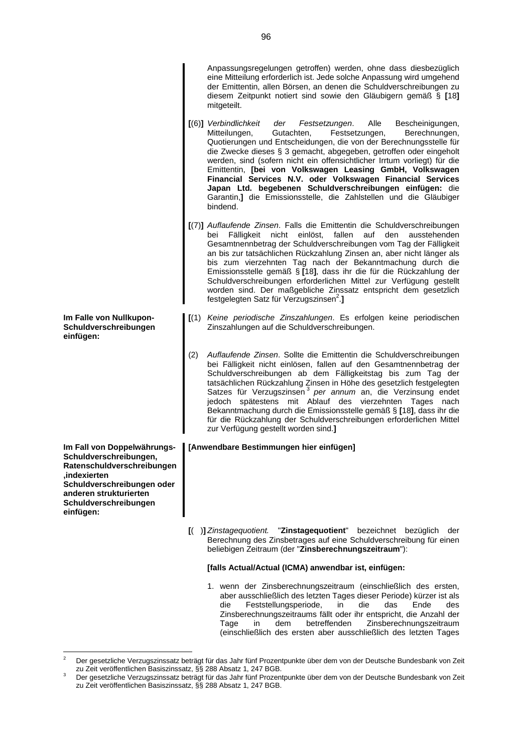Anpassungsregelungen getroffen) werden, ohne dass diesbezüglich eine Mitteilung erforderlich ist. Jede solche Anpassung wird umgehend der Emittentin, allen Börsen, an denen die Schuldverschreibungen zu diesem Zeitpunkt notiert sind sowie den Gläubigern gemäß § **[**18**]** mitgeteilt.

**[**(6)**]** *Verbindlichkeit der Festsetzungen*. Alle Bescheinigungen, Mitteilungen, Gutachten, Festsetzungen, Berechnungen, Quotierungen und Entscheidungen, die von der Berechnungsstelle für die Zwecke dieses § 3 gemacht, abgegeben, getroffen oder eingeholt werden, sind (sofern nicht ein offensichtlicher Irrtum vorliegt) für die Emittentin, **[bei von Volkswagen Leasing GmbH, Volkswagen Financial Services N.V. oder Volkswagen Financial Services Japan Ltd. begebenen Schuldverschreibungen einfügen:** die Garantin,**]** die Emissionsstelle, die Zahlstellen und die Gläubiger bindend.

**[**(7)**]** *Auflaufende Zinsen*. Falls die Emittentin die Schuldverschreibungen bei Fälligkeit nicht einlöst, fallen auf den ausstehenden Gesamtnennbetrag der Schuldverschreibungen vom Tag der Fälligkeit an bis zur tatsächlichen Rückzahlung Zinsen an, aber nicht länger als bis zum vierzehnten Tag nach der Bekanntmachung durch die Emissionsstelle gemäß § **[**18**]**, dass ihr die für die Rückzahlung der Schuldverschreibungen erforderlichen Mittel zur Verfügung gestellt worden sind. Der maßgebliche Zinssatz entspricht dem gesetzlich festgelegten Satz für Verzugszinsen[2].**]**

**Im Falle von Nullkupon-Schuldverschreibungen einfügen:**

**[**(1) *Keine periodische Zinszahlungen*. Es erfolgen keine periodischen Zinszahlungen auf die Schuldverschreibungen.

(2) *Auflaufende Zinsen*. Sollte die Emittentin die Schuldverschreibungen bei Fälligkeit nicht einlösen, fallen auf den Gesamtnennbetrag der Schuldverschreibungen ab dem Fälligkeitstag bis zum Tag der tatsächlichen Rückzahlung Zinsen in Höhe des gesetzlich festgelegten Satzes für Verzugszinsen[3] *per annum* an, die Verzinsung endet jedoch spätestens mit Ablauf des vierzehnten Tages nach Bekanntmachung durch die Emissionsstelle gemäß § **[**18**]**, dass ihr die für die Rückzahlung der Schuldverschreibungen erforderlichen Mittel zur Verfügung gestellt worden sind.**]**

**Im Fall von Doppelwährungs-Schuldverschreibungen, Ratenschuldverschreibungen ,indexierten Schuldverschreibungen oder anderen strukturierten Schuldverschreibungen einfügen:**

**[Anwendbare Bestimmungen hier einfügen]**

**[**( )**]** *Zinstagequotient.* "**Zinstagequotient**" bezeichnet bezüglich der Berechnung des Zinsbetrages auf eine Schuldverschreibung für einen beliebigen Zeitraum (der "**Zinsberechnungszeitraum**"):

**[falls Actual/Actual (ICMA) anwendbar ist, einfügen:**

1. wenn der Zinsberechnungszeitraum (einschließlich des ersten, aber ausschließlich des letzten Tages dieser Periode) kürzer ist als die Feststellungsperiode, in die das Ende des Zinsberechnungszeitraums fällt oder ihr entspricht, die Anzahl der Tage in dem betreffenden Zinsberechnungszeitraum (einschließlich des ersten aber ausschließlich des letzten Tages

---

[2] Der gesetzliche Verzugszinssatz beträgt für das Jahr fünf Prozentpunkte über dem von der Deutsche Bundesbank von Zeit zu Zeit veröffentlichen Basiszinssatz, §§ 288 Absatz 1, 247 BGB.

[3] Der gesetzliche Verzugszinssatz beträgt für das Jahr fünf Prozentpunkte über dem von der Deutsche Bundesbank von Zeit zu Zeit veröffentlichen Basiszinssatz, §§ 288 Absatz 1, 247 BGB.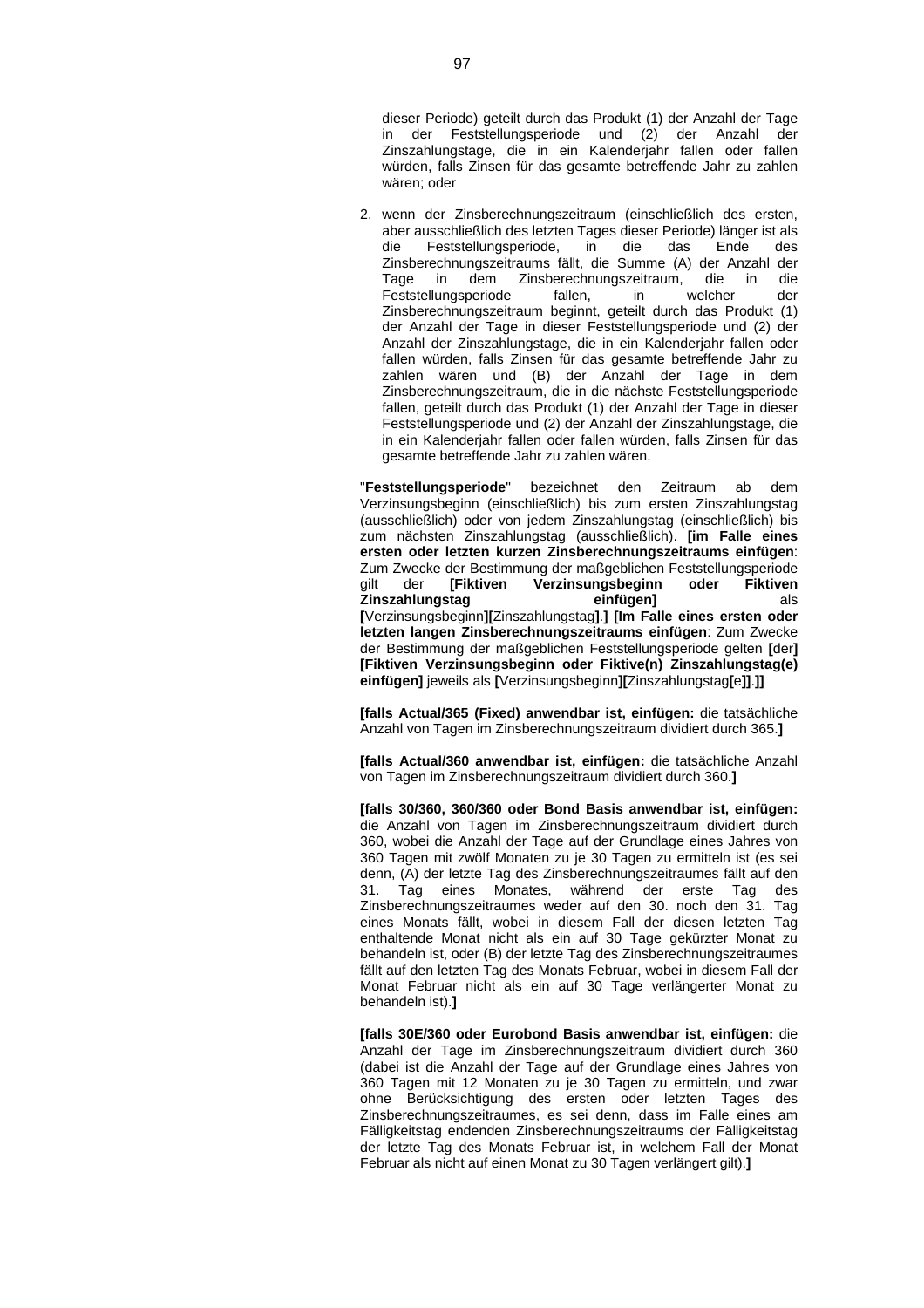dieser Periode) geteilt durch das Produkt (1) der Anzahl der Tage in der Feststellungsperiode und (2) der Anzahl der Zinszahlungstage, die in ein Kalenderjahr fallen oder fallen würden, falls Zinsen für das gesamte betreffende Jahr zu zahlen wären; oder

2. wenn der Zinsberechnungszeitraum (einschließlich des ersten, aber ausschließlich des letzten Tages dieser Periode) länger ist als die Feststellungsperiode, in die das Ende des Zinsberechnungszeitraums fällt, die Summe (A) der Anzahl der Tage in dem Zinsberechnungszeitraum, die in die Feststellungsperiode fallen, in welcher der Zinsberechnungszeitraum beginnt, geteilt durch das Produkt (1) der Anzahl der Tage in dieser Feststellungsperiode und (2) der Anzahl der Zinszahlungstage, die in ein Kalenderjahr fallen oder fallen würden, falls Zinsen für das gesamte betreffende Jahr zu zahlen wären und (B) der Anzahl der Tage in dem Zinsberechnungszeitraum, die in die nächste Feststellungsperiode fallen, geteilt durch das Produkt (1) der Anzahl der Tage in dieser Feststellungsperiode und (2) der Anzahl der Zinszahlungstage, die in ein Kalenderjahr fallen oder fallen würden, falls Zinsen für das gesamte betreffende Jahr zu zahlen wären.

"**Feststellungsperiode**" bezeichnet den Zeitraum ab dem Verzinsungsbeginn (einschließlich) bis zum ersten Zinszahlungstag (ausschließlich) oder von jedem Zinszahlungstag (einschließlich) bis zum nächsten Zinszahlungstag (ausschließlich). **[im Falle eines ersten oder letzten kurzen Zinsberechnungszeitraums einfügen**: Zum Zwecke der Bestimmung der maßgeblichen Feststellungsperiode gilt der **[Fiktiven Verzinsungsbeginn oder Fiktiven Zinszahlungstag einfügen]** als **[**Verzinsungsbeginn**][**Zinszahlungstag**].] [Im Falle eines ersten oder letzten langen Zinsberechnungszeitraums einfügen**: Zum Zwecke der Bestimmung der maßgeblichen Feststellungsperiode gelten **[**der**] [Fiktiven Verzinsungsbeginn oder Fiktive(n) Zinszahlungstag(e) einfügen]** jeweils als **[**Verzinsungsbeginn**][**Zinszahlungstag**[**e**]]**.**]]**

**[falls Actual/365 (Fixed) anwendbar ist, einfügen:** die tatsächliche Anzahl von Tagen im Zinsberechnungszeitraum dividiert durch 365.**]**

**[falls Actual/360 anwendbar ist, einfügen:** die tatsächliche Anzahl von Tagen im Zinsberechnungszeitraum dividiert durch 360.**]**

**[falls 30/360, 360/360 oder Bond Basis anwendbar ist, einfügen:** die Anzahl von Tagen im Zinsberechnungszeitraum dividiert durch 360, wobei die Anzahl der Tage auf der Grundlage eines Jahres von 360 Tagen mit zwölf Monaten zu je 30 Tagen zu ermitteln ist (es sei denn, (A) der letzte Tag des Zinsberechnungszeitraumes fällt auf den 31. Tag eines Monates, während der erste Tag des Zinsberechnungszeitraumes weder auf den 30. noch den 31. Tag eines Monats fällt, wobei in diesem Fall der diesen letzten Tag enthaltende Monat nicht als ein auf 30 Tage gekürzter Monat zu behandeln ist, oder (B) der letzte Tag des Zinsberechnungszeitraumes fällt auf den letzten Tag des Monats Februar, wobei in diesem Fall der Monat Februar nicht als ein auf 30 Tage verlängerter Monat zu behandeln ist).**]**

**[falls 30E/360 oder Eurobond Basis anwendbar ist, einfügen:** die Anzahl der Tage im Zinsberechnungszeitraum dividiert durch 360 (dabei ist die Anzahl der Tage auf der Grundlage eines Jahres von 360 Tagen mit 12 Monaten zu je 30 Tagen zu ermitteln, und zwar ohne Berücksichtigung des ersten oder letzten Tages des Zinsberechnungszeitraumes, es sei denn, dass im Falle eines am Fälligkeitstag endenden Zinsberechnungszeitraums der Fälligkeitstag der letzte Tag des Monats Februar ist, in welchem Fall der Monat Februar als nicht auf einen Monat zu 30 Tagen verlängert gilt).**]**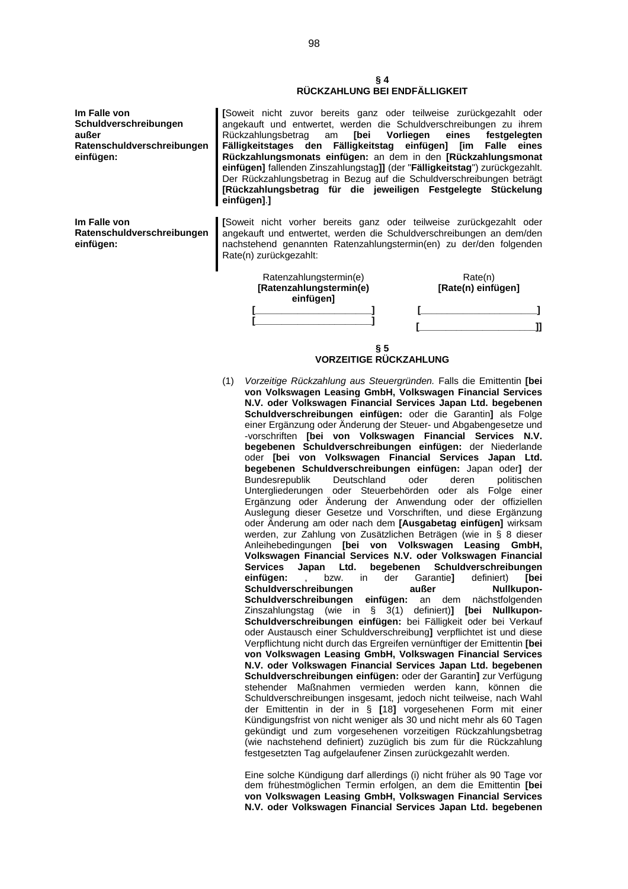## § 4
## RÜCKZAHLUNG BEI ENDFÄLLIGKEIT

**Im Falle von Schuldverschreibungen außer Ratenschuldverschreibungen einfügen:**

**[**Soweit nicht zuvor bereits ganz oder teilweise zurückgezahlt oder angekauft und entwertet, werden die Schuldverschreibungen zu ihrem Rückzahlungsbetrag am **[bei Vorliegen eines festgelegten Fälligkeitstages den Fälligkeitstag einfügen] [im Falle eines Rückzahlungsmonats einfügen:** an dem in den **[Rückzahlungsmonat einfügen]** fallenden Zinszahlungstag**]]** (der "**Fälligkeitstag**") zurückgezahlt. Der Rückzahlungsbetrag in Bezug auf die Schuldverschreibungen beträgt **[Rückzahlungsbetrag für die jeweiligen Festgelegte Stückelung einfügen]**.**]**

**Im Falle von Ratenschuldverschreibungen einfügen:**

**[**Soweit nicht vorher bereits ganz oder teilweise zurückgezahlt oder angekauft und entwertet, werden die Schuldverschreibungen an dem/den nachstehend genannten Ratenzahlungstermin(en) zu der/den folgenden Rate(n) zurückgezahlt:

| Ratenzahlungstermin(e) **[Ratenzahlungstermin(e) einfügen]** | Rate(n) **[Rate(n) einfügen]** |
|---|---|
| **[\_\_\_\_\_\_\_\_\_\_\_\_\_\_\_\_\_\_\_]** | **[\_\_\_\_\_\_\_\_\_\_\_\_\_\_\_\_\_\_\_]** |
| **[\_\_\_\_\_\_\_\_\_\_\_\_\_\_\_\_\_\_\_]** | **[\_\_\_\_\_\_\_\_\_\_\_\_\_\_\_\_\_\_\_]]** |

## § 5
## VORZEITIGE RÜCKZAHLUNG

(1) *Vorzeitige Rückzahlung aus Steuergründen.* Falls die Emittentin **[bei von Volkswagen Leasing GmbH, Volkswagen Financial Services N.V. oder Volkswagen Financial Services Japan Ltd. begebenen Schuldverschreibungen einfügen:** oder die Garantin**]** als Folge einer Ergänzung oder Änderung der Steuer- und Abgabengesetze und -vorschriften **[bei von Volkswagen Financial Services N.V. begebenen Schuldverschreibungen einfügen:** der Niederlande oder **[bei von Volkswagen Financial Services Japan Ltd. begebenen Schuldverschreibungen einfügen:** Japan oder**]** der Bundesrepublik Deutschland oder deren politischen Untergliederungen oder Steuerbehörden oder als Folge einer Ergänzung oder Änderung der Anwendung oder der offiziellen Auslegung dieser Gesetze und Vorschriften, und diese Ergänzung oder Änderung am oder nach dem **[Ausgabetag einfügen]** wirksam werden, zur Zahlung von Zusätzlichen Beträgen (wie in § 8 dieser Anleihebedingungen **[bei von Volkswagen Leasing GmbH, Volkswagen Financial Services N.V. oder Volkswagen Financial Services Japan Ltd. begebenen Schuldverschreibungen einfügen:** , bzw. in der Garantie**]** definiert) **[bei Schuldverschreibungen außer Nullkupon-Schuldverschreibungen einfügen:** an dem nächstfolgenden Zinszahlungstag (wie in § 3(1) definiert)**] [bei Nullkupon-Schuldverschreibungen einfügen:** bei Fälligkeit oder bei Verkauf oder Austausch einer Schuldverschreibung**]** verpflichtet ist und diese Verpflichtung nicht durch das Ergreifen vernünftiger der Emittentin **[bei von Volkswagen Leasing GmbH, Volkswagen Financial Services N.V. oder Volkswagen Financial Services Japan Ltd. begebenen Schuldverschreibungen einfügen:** oder der Garantin**]** zur Verfügung stehender Maßnahmen vermieden werden kann, können die Schuldverschreibungen insgesamt, jedoch nicht teilweise, nach Wahl der Emittentin in der in § **[**18**]** vorgesehenen Form mit einer Kündigungsfrist von nicht weniger als 30 und nicht mehr als 60 Tagen gekündigt und zum vorgesehenen vorzeitigen Rückzahlungsbetrag (wie nachstehend definiert) zuzüglich bis zum für die Rückzahlung festgesetzten Tag aufgelaufener Zinsen zurückgezahlt werden.

Eine solche Kündigung darf allerdings (i) nicht früher als 90 Tage vor dem frühestmöglichen Termin erfolgen, an dem die Emittentin **[bei von Volkswagen Leasing GmbH, Volkswagen Financial Services N.V. oder Volkswagen Financial Services Japan Ltd. begebenen**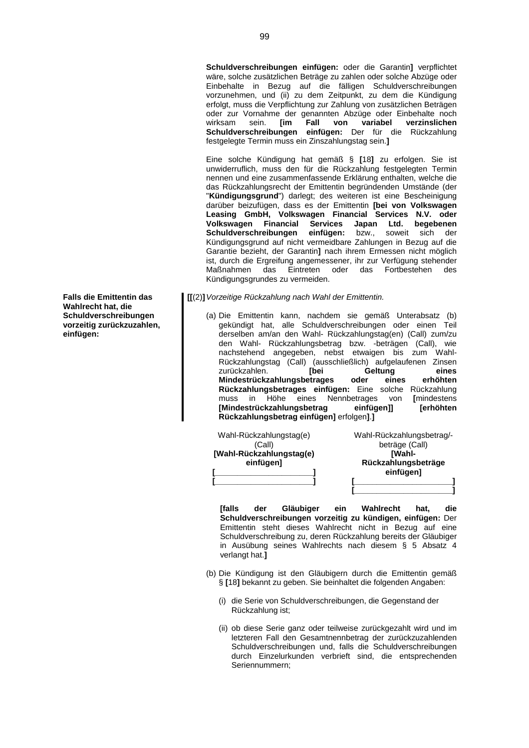**Schuldverschreibungen einfügen:** oder die Garantin**]** verpflichtet wäre, solche zusätzlichen Beträge zu zahlen oder solche Abzüge oder Einbehalte in Bezug auf die fälligen Schuldverschreibungen vorzunehmen, und (ii) zu dem Zeitpunkt, zu dem die Kündigung erfolgt, muss die Verpflichtung zur Zahlung von zusätzlichen Beträgen oder zur Vornahme der genannten Abzüge oder Einbehalte noch wirksam sein. **[im Fall von variabel verzinslichen Schuldverschreibungen einfügen:** Der für die Rückzahlung festgelegte Termin muss ein Zinszahlungstag sein.**]**

Eine solche Kündigung hat gemäß § **[**18**]** zu erfolgen. Sie ist unwiderruflich, muss den für die Rückzahlung festgelegten Termin nennen und eine zusammenfassende Erklärung enthalten, welche die das Rückzahlungsrecht der Emittentin begründenden Umstände (der "**Kündigungsgrund**") darlegt; des weiteren ist eine Bescheinigung darüber beizufügen, dass es der Emittentin **[bei von Volkswagen Leasing GmbH, Volkswagen Financial Services N.V. oder Volkswagen Financial Services Japan Ltd. begebenen Schuldverschreibungen einfügen:** bzw., soweit sich der Kündigungsgrund auf nicht vermeidbare Zahlungen in Bezug auf die Garantie bezieht, der Garantin**]** nach ihrem Ermessen nicht möglich ist, durch die Ergreifung angemessener, ihr zur Verfügung stehender Maßnahmen das Eintreten oder das Fortbestehen des Kündigungsgrundes zu vermeiden.

**Falls die Emittentin das Wahlrecht hat, die Schuldverschreibungen vorzeitig zurückzuzahlen, einfügen:**

**[[**(2)**]** *Vorzeitige Rückzahlung nach Wahl der Emittentin.*

(a) Die Emittentin kann, nachdem sie gemäß Unterabsatz (b) gekündigt hat, alle Schuldverschreibungen oder einen Teil derselben am/an den Wahl- Rückzahlungstag(en) (Call) zum/zu den Wahl- Rückzahlungsbetrag bzw. -beträgen (Call), wie nachstehend angegeben, nebst etwaigen bis zum Wahl-Rückzahlungstag (Call) (ausschließlich) aufgelaufenen Zinsen zurückzahlen. **[bei Geltung eines Mindestrückzahlungsbetrages oder eines erhöhten Rückzahlungsbetrages einfügen:** Eine solche Rückzahlung muss in Höhe eines Nennbetrages von **[**mindestens **[Mindestrückzahlungsbetrag einfügen]]** **[erhöhten Rückzahlungsbetrag einfügen]** erfolgen**]**.**]**

| Wahl-Rückzahlungstag(e) (Call) **[Wahl-Rückzahlungstag(e) einfügen]** | Wahl-Rückzahlungsbetrag/-beträge (Call) **[Wahl-Rückzahlungsbeträge einfügen]** |
|---|---|
| **[\_\_\_\_\_\_\_\_\_\_\_\_\_\_\_\_\_\_\_\_]** | **[\_\_\_\_\_\_\_\_\_\_\_\_\_\_\_\_\_\_\_\_]** |
| **[\_\_\_\_\_\_\_\_\_\_\_\_\_\_\_\_\_\_\_\_]** | **[\_\_\_\_\_\_\_\_\_\_\_\_\_\_\_\_\_\_\_\_]** |

**[falls der Gläubiger ein Wahlrecht hat, die Schuldverschreibungen vorzeitig zu kündigen, einfügen:** Der Emittentin steht dieses Wahlrecht nicht in Bezug auf eine Schuldverschreibung zu, deren Rückzahlung bereits der Gläubiger in Ausübung seines Wahlrechts nach diesem § 5 Absatz 4 verlangt hat.**]**

(b) Die Kündigung ist den Gläubigern durch die Emittentin gemäß § **[**18**]** bekannt zu geben. Sie beinhaltet die folgenden Angaben:

(i) die Serie von Schuldverschreibungen, die Gegenstand der Rückzahlung ist;

(ii) ob diese Serie ganz oder teilweise zurückgezahlt wird und im letzteren Fall den Gesamtnennbetrag der zurückzuzahlenden Schuldverschreibungen und, falls die Schuldverschreibungen durch Einzelurkunden verbrieft sind, die entsprechenden Seriennummern;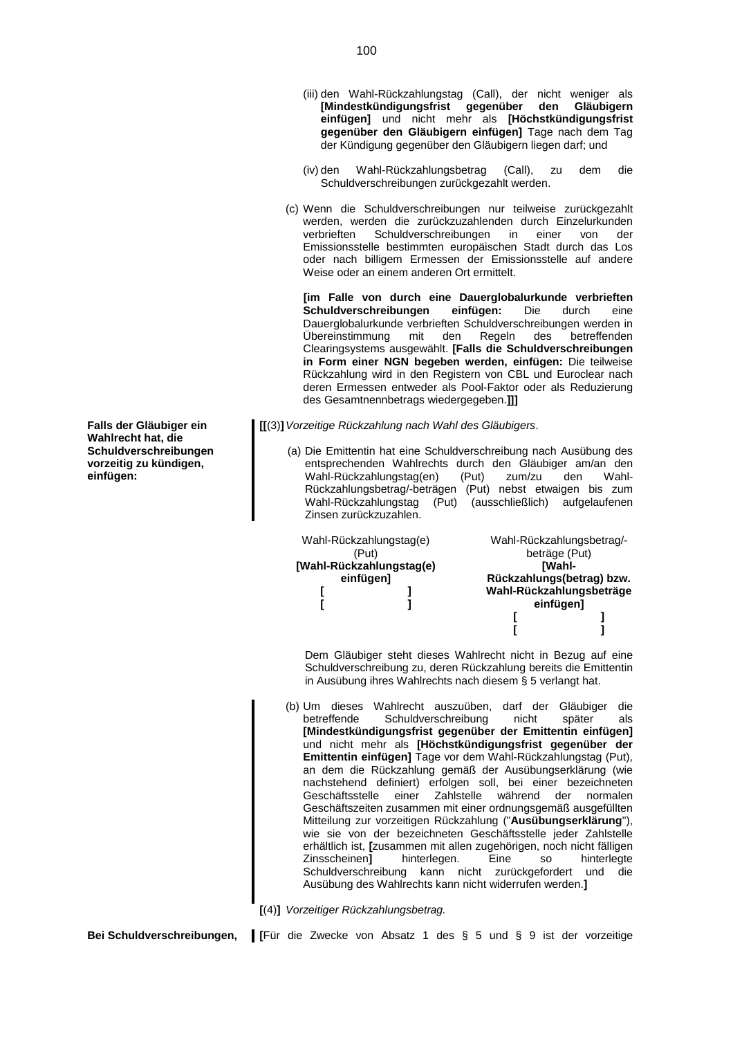(iii) den Wahl-Rückzahlungstag (Call), der nicht weniger als **[Mindestkündigungsfrist gegenüber den Gläubigern einfügen]** und nicht mehr als **[Höchstkündigungsfrist gegenüber den Gläubigern einfügen]** Tage nach dem Tag der Kündigung gegenüber den Gläubigern liegen darf; und

(iv) den Wahl-Rückzahlungsbetrag (Call), zu dem die Schuldverschreibungen zurückgezahlt werden.

(c) Wenn die Schuldverschreibungen nur teilweise zurückgezahlt werden, werden die zurückzuzahlenden durch Einzelurkunden verbrieften Schuldverschreibungen in einer von der Emissionsstelle bestimmten europäischen Stadt durch das Los oder nach billigem Ermessen der Emissionsstelle auf andere Weise oder an einem anderen Ort ermittelt.

**[im Falle von durch eine Dauerglobalurkunde verbrieften Schuldverschreibungen einfügen:** Die durch eine Dauerglobalurkunde verbrieften Schuldverschreibungen werden in Übereinstimmung mit den Regeln des betreffenden Clearingsystems ausgewählt. **[Falls die Schuldverschreibungen in Form einer NGN begeben werden, einfügen:** Die teilweise Rückzahlung wird in den Registern von CBL und Euroclear nach deren Ermessen entweder als Pool-Faktor oder als Reduzierung des Gesamtnennbetrags wiedergegeben.**]]]**

**Falls der Gläubiger ein Wahlrecht hat, die Schuldverschreibungen vorzeitig zu kündigen, einfügen:**

**[[**(3)**]** *Vorzeitige Rückzahlung nach Wahl des Gläubigers*.

(a) Die Emittentin hat eine Schuldverschreibung nach Ausübung des entsprechenden Wahlrechts durch den Gläubiger am/an den Wahl-Rückzahlungstag(en) (Put) zum/zu den Wahl-Rückzahlungsbetrag/-beträgen (Put) nebst etwaigen bis zum Wahl-Rückzahlungstag (Put) (ausschließlich) aufgelaufenen Zinsen zurückzuzahlen.

| Wahl-Rückzahlungstag(e) (Put) | Wahl-Rückzahlungsbetrag/-beträge (Put) |
|---|---|
| **[Wahl-Rückzahlungstag(e) einfügen]** | **[Wahl-Rückzahlungs(betrag) bzw. Wahl-Rückzahlungsbeträge einfügen]** |
| **[ ]** | **[ ]** |
| **[ ]** | **[ ]** |

Dem Gläubiger steht dieses Wahlrecht nicht in Bezug auf eine Schuldverschreibung zu, deren Rückzahlung bereits die Emittentin in Ausübung ihres Wahlrechts nach diesem § 5 verlangt hat.

(b) Um dieses Wahlrecht auszuüben, darf der Gläubiger die betreffende Schuldverschreibung nicht später als **[Mindestkündigungsfrist gegenüber der Emittentin einfügen]** und nicht mehr als **[Höchstkündigungsfrist gegenüber der Emittentin einfügen]** Tage vor dem Wahl-Rückzahlungstag (Put), an dem die Rückzahlung gemäß der Ausübungserklärung (wie nachstehend definiert) erfolgen soll, bei einer bezeichneten Geschäftsstelle einer Zahlstelle während der normalen Geschäftszeiten zusammen mit einer ordnungsgemäß ausgefüllten Mitteilung zur vorzeitigen Rückzahlung ("**Ausübungserklärung**"), wie sie von der bezeichneten Geschäftsstelle jeder Zahlstelle erhältlich ist, **[**zusammen mit allen zugehörigen, noch nicht fälligen Zinsscheinen**]** hinterlegen. Eine so hinterlegte Schuldverschreibung kann nicht zurückgefordert und die Ausübung des Wahlrechts kann nicht widerrufen werden.**]**

**[**(4)**]** *Vorzeitiger Rückzahlungsbetrag.*

**Bei Schuldverschreibungen,**

**[**Für die Zwecke von Absatz 1 des § 5 und § 9 ist der vorzeitige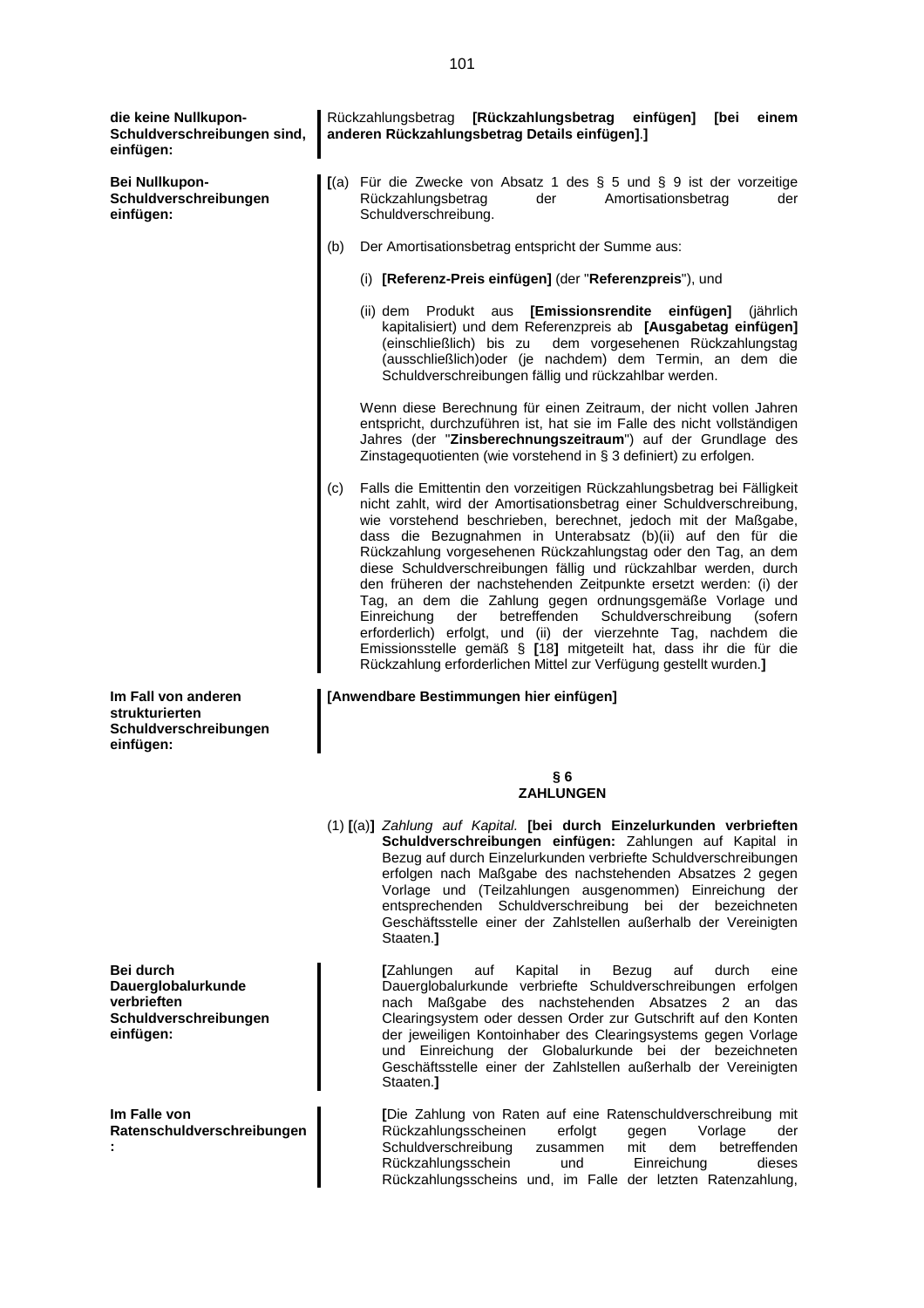**die keine Nullkupon-Schuldverschreibungen sind, einfügen:**

Rückzahlungsbetrag **[Rückzahlungsbetrag einfügen] [bei einem anderen Rückzahlungsbetrag Details einfügen]**.**]**

**Bei Nullkupon-Schuldverschreibungen einfügen:**

**[**(a) Für die Zwecke von Absatz 1 des § 5 und § 9 ist der vorzeitige Rückzahlungsbetrag der Amortisationsbetrag der Schuldverschreibung.

(b) Der Amortisationsbetrag entspricht der Summe aus:

(i) **[Referenz-Preis einfügen]** (der "**Referenzpreis**"), und

(ii) dem Produkt aus **[Emissionsrendite einfügen]** (jährlich kapitalisiert) und dem Referenzpreis ab **[Ausgabetag einfügen]** (einschließlich) bis zu dem vorgesehenen Rückzahlungstag (ausschließlich)oder (je nachdem) dem Termin, an dem die Schuldverschreibungen fällig und rückzahlbar werden.

Wenn diese Berechnung für einen Zeitraum, der nicht vollen Jahren entspricht, durchzuführen ist, hat sie im Falle des nicht vollständigen Jahres (der "**Zinsberechnungszeitraum**") auf der Grundlage des Zinstagequotienten (wie vorstehend in § 3 definiert) zu erfolgen.

(c) Falls die Emittentin den vorzeitigen Rückzahlungsbetrag bei Fälligkeit nicht zahlt, wird der Amortisationsbetrag einer Schuldverschreibung, wie vorstehend beschrieben, berechnet, jedoch mit der Maßgabe, dass die Bezugnahmen in Unterabsatz (b)(ii) auf den für die Rückzahlung vorgesehenen Rückzahlungstag oder den Tag, an dem diese Schuldverschreibungen fällig und rückzahlbar werden, durch den früheren der nachstehenden Zeitpunkte ersetzt werden: (i) der Tag, an dem die Zahlung gegen ordnungsgemäße Vorlage und Einreichung der betreffenden Schuldverschreibung (sofern erforderlich) erfolgt, und (ii) der vierzehnte Tag, nachdem die Emissionsstelle gemäß § **[**18**]** mitgeteilt hat, dass ihr die für die Rückzahlung erforderlichen Mittel zur Verfügung gestellt wurden.**]**

**Im Fall von anderen strukturierten Schuldverschreibungen einfügen:**

**[Anwendbare Bestimmungen hier einfügen]**

## § 6
## ZAHLUNGEN

(1) **[**(a)**]** *Zahlung auf Kapital.* **[bei durch Einzelurkunden verbrieften Schuldverschreibungen einfügen:** Zahlungen auf Kapital in Bezug auf durch Einzelurkunden verbriefte Schuldverschreibungen erfolgen nach Maßgabe des nachstehenden Absatzes 2 gegen Vorlage und (Teilzahlungen ausgenommen) Einreichung der entsprechenden Schuldverschreibung bei der bezeichneten Geschäftsstelle einer der Zahlstellen außerhalb der Vereinigten Staaten.**]**

**Bei durch Dauerglobalurkunde verbrieften Schuldverschreibungen einfügen:**

**[**Zahlungen auf Kapital in Bezug auf durch eine Dauerglobalurkunde verbriefte Schuldverschreibungen erfolgen nach Maßgabe des nachstehenden Absatzes 2 an das Clearingsystem oder dessen Order zur Gutschrift auf den Konten der jeweiligen Kontoinhaber des Clearingsystems gegen Vorlage und Einreichung der Globalurkunde bei der bezeichneten Geschäftsstelle einer der Zahlstellen außerhalb der Vereinigten Staaten.**]**

**Im Falle von Ratenschuldverschreibungen:**

**[**Die Zahlung von Raten auf eine Ratenschuldverschreibung mit Rückzahlungsscheinen erfolgt gegen Vorlage der Schuldverschreibung zusammen mit dem betreffenden Rückzahlungsschein und Einreichung dieses Rückzahlungsscheins und, im Falle der letzten Ratenzahlung,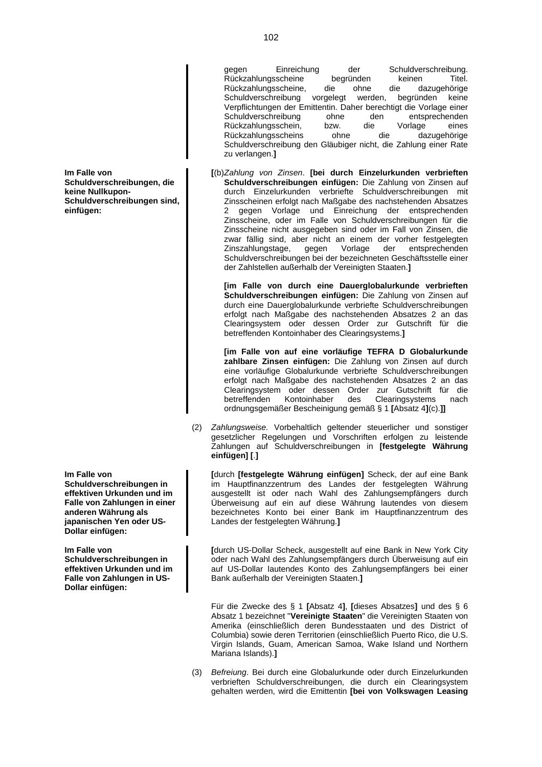gegen Einreichung der Schuldverschreibung. Rückzahlungsscheine begründen keinen Titel. Rückzahlungsscheine, die ohne die dazugehörige Schuldverschreibung vorgelegt werden, begründen keine Verpflichtungen der Emittentin. Daher berechtigt die Vorlage einer Schuldverschreibung ohne den entsprechenden Rückzahlungsschein, bzw. die Vorlage eines Rückzahlungsscheins ohne die dazugehörige Schuldverschreibung den Gläubiger nicht, die Zahlung einer Rate zu verlangen.**]**

**Im Falle von Schuldverschreibungen, die keine Nullkupon-Schuldverschreibungen sind, einfügen:**

**[**(b)*Zahlung von Zinsen*. **[bei durch Einzelurkunden verbrieften Schuldverschreibungen einfügen:** Die Zahlung von Zinsen auf durch Einzelurkunden verbriefte Schuldverschreibungen mit Zinsscheinen erfolgt nach Maßgabe des nachstehenden Absatzes 2 gegen Vorlage und Einreichung der entsprechenden Zinsscheine, oder im Falle von Schuldverschreibungen für die Zinsscheine nicht ausgegeben sind oder im Fall von Zinsen, die zwar fällig sind, aber nicht an einem der vorher festgelegten Zinszahlungstage, gegen Vorlage der entsprechenden Schuldverschreibungen bei der bezeichneten Geschäftsstelle einer der Zahlstellen außerhalb der Vereinigten Staaten.**]**

**[im Falle von durch eine Dauerglobalurkunde verbrieften Schuldverschreibungen einfügen:** Die Zahlung von Zinsen auf durch eine Dauerglobalurkunde verbriefte Schuldverschreibungen erfolgt nach Maßgabe des nachstehenden Absatzes 2 an das Clearingsystem oder dessen Order zur Gutschrift für die betreffenden Kontoinhaber des Clearingsystems.**]**

**[im Falle von auf eine vorläufige TEFRA D Globalurkunde zahlbare Zinsen einfügen:** Die Zahlung von Zinsen auf durch eine vorläufige Globalurkunde verbriefte Schuldverschreibungen erfolgt nach Maßgabe des nachstehenden Absatzes 2 an das Clearingsystem oder dessen Order zur Gutschrift für die betreffenden Kontoinhaber des Clearingsystems nach ordnungsgemäßer Bescheinigung gemäß § 1 **[**Absatz 4**]**(c).**]]**

(2) *Zahlungsweise.* Vorbehaltlich geltender steuerlicher und sonstiger gesetzlicher Regelungen und Vorschriften erfolgen zu leistende Zahlungen auf Schuldverschreibungen in **[festgelegte Währung einfügen] [**.**]**

**Im Falle von Schuldverschreibungen in effektiven Urkunden und im Falle von Zahlungen in einer anderen Währung als japanischen Yen oder US-Dollar einfügen:**

**[**durch **[festgelegte Währung einfügen]** Scheck, der auf eine Bank im Hauptfinanzzentrum des Landes der festgelegten Währung ausgestellt ist oder nach Wahl des Zahlungsempfängers durch Überweisung auf ein auf diese Währung lautendes von diesem bezeichnetes Konto bei einer Bank im Hauptfinanzzentrum des Landes der festgelegten Währung.**]**

**Im Falle von Schuldverschreibungen in effektiven Urkunden und im Falle von Zahlungen in US-Dollar einfügen:**

**[**durch US-Dollar Scheck, ausgestellt auf eine Bank in New York City oder nach Wahl des Zahlungsempfängers durch Überweisung auf ein auf US-Dollar lautendes Konto des Zahlungsempfängers bei einer Bank außerhalb der Vereinigten Staaten.**]**

Für die Zwecke des § 1 **[**Absatz 4**]**, **[**dieses Absatzes**]** und des § 6 Absatz 1 bezeichnet "**Vereinigte Staaten**" die Vereinigten Staaten von Amerika (einschließlich deren Bundesstaaten und des District of Columbia) sowie deren Territorien (einschließlich Puerto Rico, die U.S. Virgin Islands, Guam, American Samoa, Wake Island und Northern Mariana Islands).**]**

(3) *Befreiung*. Bei durch eine Globalurkunde oder durch Einzelurkunden verbrieften Schuldverschreibungen, die durch ein Clearingsystem gehalten werden, wird die Emittentin **[bei von Volkswagen Leasing**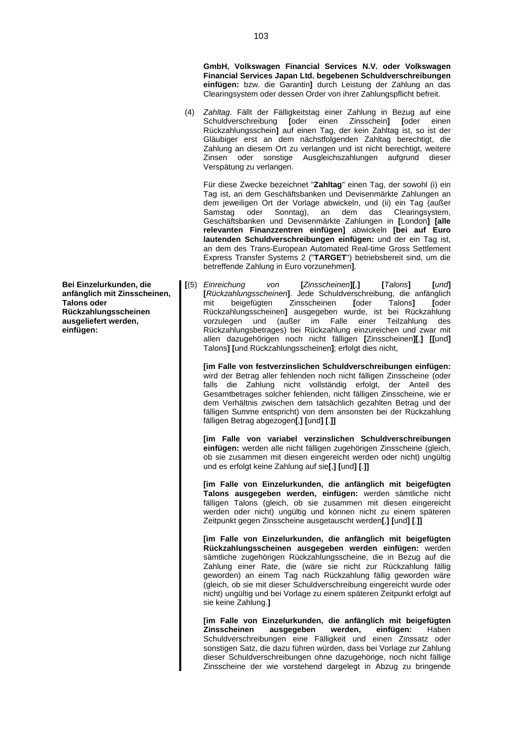**GmbH, Volkswagen Financial Services N.V. oder Volkswagen Financial Services Japan Ltd. begebenen Schuldverschreibungen einfügen:** bzw. die Garantin**]** durch Leistung der Zahlung an das Clearingsystem oder dessen Order von ihrer Zahlungspflicht befreit.

(4) *Zahltag*. Fällt der Fälligkeitstag einer Zahlung in Bezug auf eine Schuldverschreibung **[**oder einen Zinsschein**]** **[**oder einen Rückzahlungsschein**]** auf einen Tag, der kein Zahltag ist, so ist der Gläubiger erst an dem nächstfolgenden Zahltag berechtigt, die Zahlung an diesem Ort zu verlangen und ist nicht berechtigt, weitere Zinsen oder sonstige Ausgleichszahlungen aufgrund dieser Verspätung zu verlangen.

Für diese Zwecke bezeichnet "**Zahltag**" einen Tag, der sowohl (i) ein Tag ist, an dem Geschäftsbanken und Devisenmärkte Zahlungen an dem jeweiligen Ort der Vorlage abwickeln, und (ii) ein Tag (außer Samstag oder Sonntag), an dem das Clearingsystem, Geschäftsbanken und Devisenmärkte Zahlungen in **[**London**]** **[alle relevanten Finanzzentren einfügen]** abwickeln **[bei auf Euro lautenden Schuldverschreibungen einfügen:** und der ein Tag ist, an dem des Trans-European Automated Real-time Gross Settlement Express Transfer Systems 2 ("**TARGET**") betriebsbereit sind, um die betreffende Zahlung in Euro vorzunehmen**]**.

**Bei Einzelurkunden, die anfänglich mit Zinsscheinen, Talons oder Rückzahlungsscheinen ausgeliefert werden, einfügen:**

**[**(5) *Einreichung von* **[***Zinsscheinen***][**,**]** **[***Talons***]** **[***und***]** **[***Rückzahlungsscheinen***]**. Jede Schuldverschreibung, die anfänglich mit beigefügten Zinsscheinen **[**oder Talons**]** **[**oder Rückzahlungsscheinen**]** ausgegeben wurde, ist bei Rückzahlung vorzulegen und (außer im Falle einer Teilzahlung des Rückzahlungsbetrages) bei Rückzahlung einzureichen und zwar mit allen dazugehörigen noch nicht fälligen **[**Zinsscheinen**][**,**]** **[[**und**]** Talons**]** **[**und Rückzahlungsscheinen**]**; erfolgt dies nicht,

**[im Falle von festverzinslichen Schuldverschreibungen einfügen:** wird der Betrag aller fehlenden noch nicht fälligen Zinsscheine (oder falls die Zahlung nicht vollständig erfolgt, der Anteil des Gesamtbetrages solcher fehlenden, nicht fälligen Zinsscheine, wie er dem Verhältnis zwischen dem tatsächlich gezahlten Betrag und der fälligen Summe entspricht) von dem ansonsten bei der Rückzahlung fälligen Betrag abgezogen**[**,**]** **[**und**]** **[**.**]]**

**[im Falle von variabel verzinslichen Schuldverschreibungen einfügen:** werden alle nicht fälligen zugehörigen Zinsscheine (gleich, ob sie zusammen mit diesen eingereicht werden oder nicht) ungültig und es erfolgt keine Zahlung auf sie**[**,**]** **[**und**]** **[**.**]]**

**[im Falle von Einzelurkunden, die anfänglich mit beigefügten Talons ausgegeben werden, einfügen:** werden sämtliche nicht fälligen Talons (gleich, ob sie zusammen mit diesen eingereicht werden oder nicht) ungültig und können nicht zu einem späteren Zeitpunkt gegen Zinsscheine ausgetauscht werden**[**,**]** **[**und**]** **[**.**]]**

**[im Falle von Einzelurkunden, die anfänglich mit beigefügten Rückzahlungsscheinen ausgegeben werden einfügen:** werden sämtliche zugehörigen Rückzahlungsscheine, die in Bezug auf die Zahlung einer Rate, die (wäre sie nicht zur Rückzahlung fällig geworden) an einem Tag nach Rückzahlung fällig geworden wäre (gleich, ob sie mit dieser Schuldverschreibung eingereicht wurde oder nicht) ungültig und bei Vorlage zu einem späteren Zeitpunkt erfolgt auf sie keine Zahlung.**]**

**[im Falle von Einzelurkunden, die anfänglich mit beigefügten Zinsscheinen ausgegeben werden, einfügen:** Haben Schuldverschreibungen eine Fälligkeit und einen Zinssatz oder sonstigen Satz, die dazu führen würden, dass bei Vorlage zur Zahlung dieser Schuldverschreibungen ohne dazugehörige, noch nicht fällige Zinsscheine der wie vorstehend dargelegt in Abzug zu bringende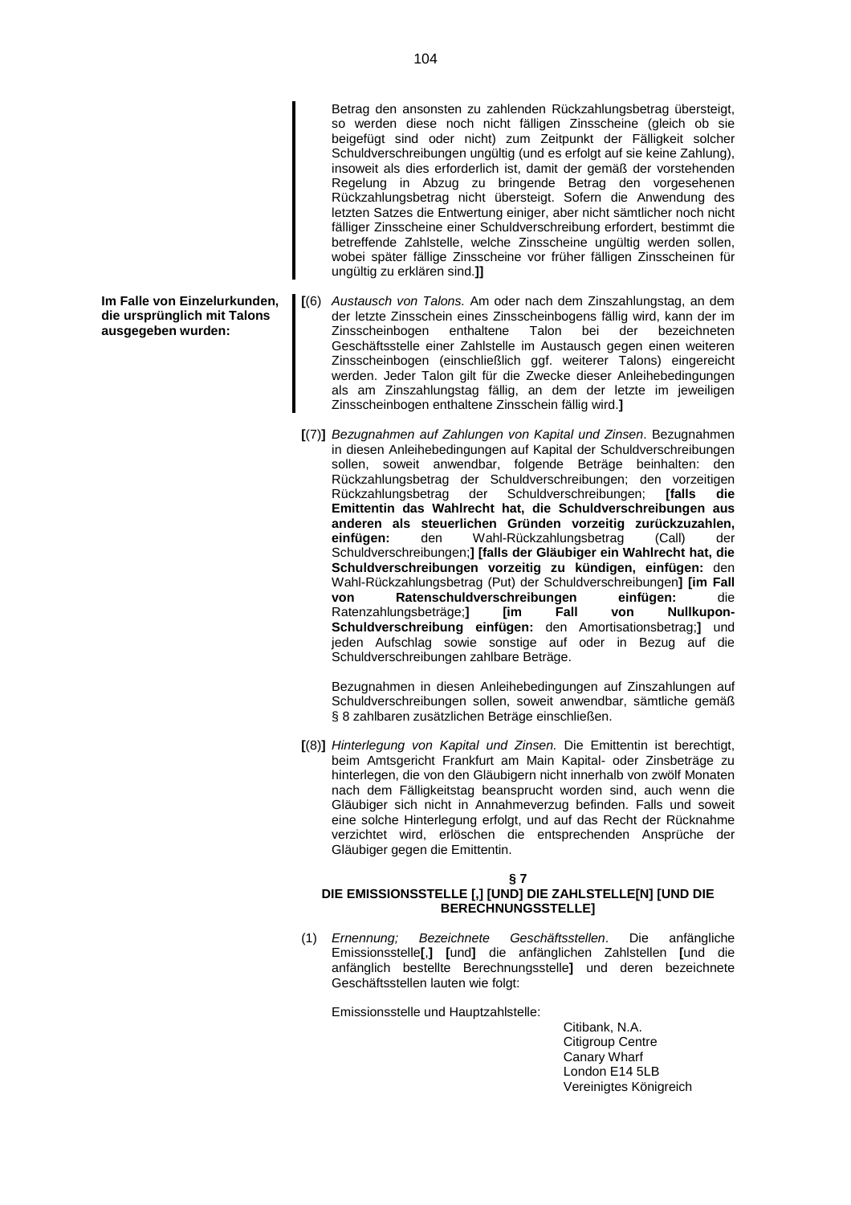Betrag den ansonsten zu zahlenden Rückzahlungsbetrag übersteigt, so werden diese noch nicht fälligen Zinsscheine (gleich ob sie beigefügt sind oder nicht) zum Zeitpunkt der Fälligkeit solcher Schuldverschreibungen ungültig (und es erfolgt auf sie keine Zahlung), insoweit als dies erforderlich ist, damit der gemäß der vorstehenden Regelung in Abzug zu bringende Betrag den vorgesehenen Rückzahlungsbetrag nicht übersteigt. Sofern die Anwendung des letzten Satzes die Entwertung einiger, aber nicht sämtlicher noch nicht fälliger Zinsscheine einer Schuldverschreibung erfordert, bestimmt die betreffende Zahlstelle, welche Zinsscheine ungültig werden sollen, wobei später fällige Zinsscheine vor früher fälligen Zinsscheinen für ungültig zu erklären sind.**]]**

**Im Falle von Einzelurkunden, die ursprünglich mit Talons ausgegeben wurden:**

**[**(6) *Austausch von Talons.* Am oder nach dem Zinszahlungstag, an dem der letzte Zinsschein eines Zinsscheinbogens fällig wird, kann der im Zinsscheinbogen enthaltene Talon bei der bezeichneten Geschäftsstelle einer Zahlstelle im Austausch gegen einen weiteren Zinsscheinbogen (einschließlich ggf. weiterer Talons) eingereicht werden. Jeder Talon gilt für die Zwecke dieser Anleihebedingungen als am Zinszahlungstag fällig, an dem der letzte im jeweiligen Zinsscheinbogen enthaltene Zinsschein fällig wird.**]**

**[**(7)**]** *Bezugnahmen auf Zahlungen von Kapital und Zinsen*. Bezugnahmen in diesen Anleihebedingungen auf Kapital der Schuldverschreibungen sollen, soweit anwendbar, folgende Beträge beinhalten: den Rückzahlungsbetrag der Schuldverschreibungen; den vorzeitigen Rückzahlungsbetrag der Schuldverschreibungen; **[falls die Emittentin das Wahlrecht hat, die Schuldverschreibungen aus anderen als steuerlichen Gründen vorzeitig zurückzuzahlen, einfügen:** den Wahl-Rückzahlungsbetrag (Call) der Schuldverschreibungen;**] [falls der Gläubiger ein Wahlrecht hat, die Schuldverschreibungen vorzeitig zu kündigen, einfügen:** den Wahl-Rückzahlungsbetrag (Put) der Schuldverschreibungen**] [im Fall von Ratenschuldverschreibungen einfügen:** die Ratenzahlungsbeträge;**] [im Fall von Nullkupon-Schuldverschreibung einfügen:** den Amortisationsbetrag;**]** und jeden Aufschlag sowie sonstige auf oder in Bezug auf die Schuldverschreibungen zahlbare Beträge.

Bezugnahmen in diesen Anleihebedingungen auf Zinszahlungen auf Schuldverschreibungen sollen, soweit anwendbar, sämtliche gemäß § 8 zahlbaren zusätzlichen Beträge einschließen.

**[**(8)**]** *Hinterlegung von Kapital und Zinsen.* Die Emittentin ist berechtigt, beim Amtsgericht Frankfurt am Main Kapital- oder Zinsbeträge zu hinterlegen, die von den Gläubigern nicht innerhalb von zwölf Monaten nach dem Fälligkeitstag beansprucht worden sind, auch wenn die Gläubiger sich nicht in Annahmeverzug befinden. Falls und soweit eine solche Hinterlegung erfolgt, und auf das Recht der Rücknahme verzichtet wird, erlöschen die entsprechenden Ansprüche der Gläubiger gegen die Emittentin.

## § 7
## DIE EMISSIONSSTELLE [,] [UND] DIE ZAHLSTELLE[N] [UND DIE BERECHNUNGSSTELLE]

(1) *Ernennung; Bezeichnete Geschäftsstellen*. Die anfängliche Emissionsstelle**[**,**] [**und**]** die anfänglichen Zahlstellen **[**und die anfänglich bestellte Berechnungsstelle**]** und deren bezeichnete Geschäftsstellen lauten wie folgt:

Emissionsstelle und Hauptzahlstelle:

Citibank, N.A.
Citigroup Centre
Canary Wharf
London E14 5LB
Vereinigtes Königreich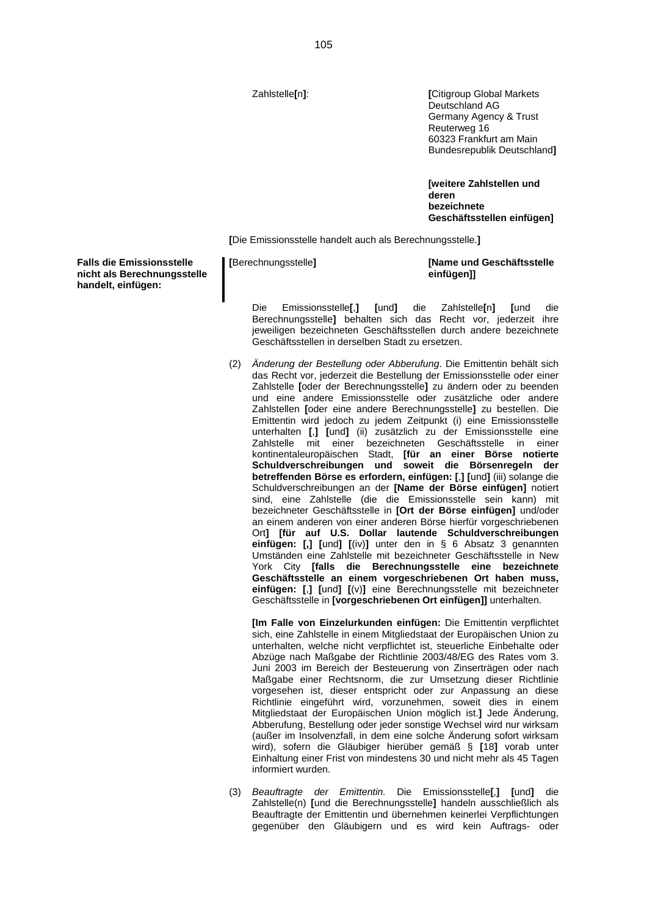Zahlstelle**[**n**]**: **[**Citigroup Global Markets Deutschland AG
Germany Agency & Trust
Reuterweg 16
60323 Frankfurt am Main
Bundesrepublik Deutschland**]**

**[weitere Zahlstellen und deren bezeichnete Geschäftsstellen einfügen]**

**[**Die Emissionsstelle handelt auch als Berechnungsstelle.**]**

**Falls die Emissionsstelle nicht als Berechnungsstelle handelt, einfügen:**

**[**Berechnungsstelle**]** **[Name und Geschäftsstelle einfügen]]**

Die Emissionsstelle**[**,**]** **[**und**]** die Zahlstelle**[**n**]** **[**und die Berechnungsstelle**]** behalten sich das Recht vor, jederzeit ihre jeweiligen bezeichneten Geschäftsstellen durch andere bezeichnete Geschäftsstellen in derselben Stadt zu ersetzen.

(2) *Änderung der Bestellung oder Abberufung*. Die Emittentin behält sich das Recht vor, jederzeit die Bestellung der Emissionsstelle oder einer Zahlstelle **[**oder der Berechnungsstelle**]** zu ändern oder zu beenden und eine andere Emissionsstelle oder zusätzliche oder andere Zahlstellen **[**oder eine andere Berechnungsstelle**]** zu bestellen. Die Emittentin wird jedoch zu jedem Zeitpunkt (i) eine Emissionsstelle unterhalten **[**,**]** **[**und**]** (ii) zusätzlich zu der Emissionsstelle eine Zahlstelle mit einer bezeichneten Geschäftsstelle in einer kontinentaleuropäischen Stadt, **[für an einer Börse notierte Schuldverschreibungen und soweit die Börsenregeln der betreffenden Börse es erfordern, einfügen: [**,**] [**und**]** (iii) solange die Schuldverschreibungen an der **[Name der Börse einfügen]** notiert sind, eine Zahlstelle (die die Emissionsstelle sein kann) mit bezeichneter Geschäftsstelle in **[Ort der Börse einfügen]** und/oder an einem anderen von einer anderen Börse hierfür vorgeschriebenen Ort**]** **[für auf U.S. Dollar lautende Schuldverschreibungen einfügen: [,] [**und**] [**(iv)**]** unter den in § 6 Absatz 3 genannten Umständen eine Zahlstelle mit bezeichneter Geschäftsstelle in New York City **[falls die Berechnungsstelle eine bezeichnete Geschäftsstelle an einem vorgeschriebenen Ort haben muss, einfügen: [**,**] [**und**] [**(v)**]** eine Berechnungsstelle mit bezeichneter Geschäftsstelle in **[vorgeschriebenen Ort einfügen]]** unterhalten.

**[Im Falle von Einzelurkunden einfügen:** Die Emittentin verpflichtet sich, eine Zahlstelle in einem Mitgliedstaat der Europäischen Union zu unterhalten, welche nicht verpflichtet ist, steuerliche Einbehalte oder Abzüge nach Maßgabe der Richtlinie 2003/48/EG des Rates vom 3. Juni 2003 im Bereich der Besteuerung von Zinserträgen oder nach Maßgabe einer Rechtsnorm, die zur Umsetzung dieser Richtlinie vorgesehen ist, dieser entspricht oder zur Anpassung an diese Richtlinie eingeführt wird, vorzunehmen, soweit dies in einem Mitgliedstaat der Europäischen Union möglich ist.**]** Jede Änderung, Abberufung, Bestellung oder jeder sonstige Wechsel wird nur wirksam (außer im Insolvenzfall, in dem eine solche Änderung sofort wirksam wird), sofern die Gläubiger hierüber gemäß § **[**18**]** vorab unter Einhaltung einer Frist von mindestens 30 und nicht mehr als 45 Tagen informiert wurden.

(3) *Beauftragte der Emittentin.* Die Emissionsstelle**[**,**]** **[**und**]** die Zahlstelle(n) **[**und die Berechnungsstelle**]** handeln ausschließlich als Beauftragte der Emittentin und übernehmen keinerlei Verpflichtungen gegenüber den Gläubigern und es wird kein Auftrags- oder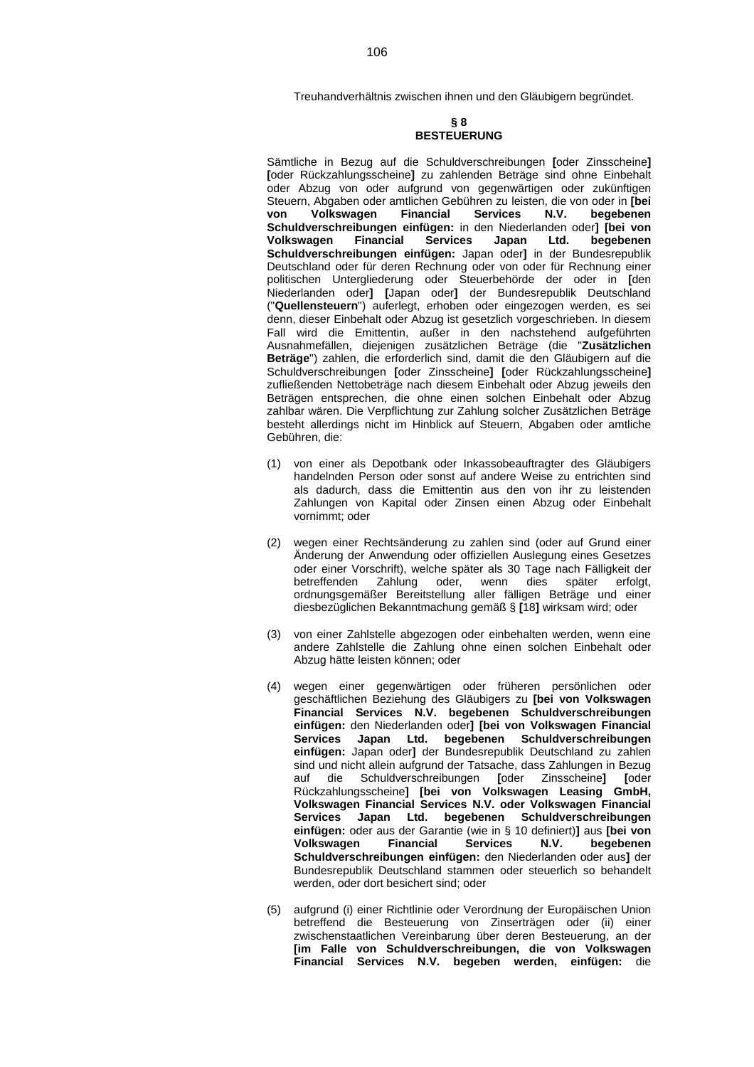Treuhandverhältnis zwischen ihnen und den Gläubigern begründet.

**§ 8**
**BESTEUERUNG**

Sämtliche in Bezug auf die Schuldverschreibungen **[**oder Zinsscheine**]** **[**oder Rückzahlungsscheine**]** zu zahlenden Beträge sind ohne Einbehalt oder Abzug von oder aufgrund von gegenwärtigen oder zukünftigen Steuern, Abgaben oder amtlichen Gebühren zu leisten, die von oder in **[bei von Volkswagen Financial Services N.V. begebenen Schuldverschreibungen einfügen:** in den Niederlanden oder**]** **[bei von Volkswagen Financial Services Japan Ltd. begebenen Schuldverschreibungen einfügen:** Japan oder**]** in der Bundesrepublik Deutschland oder für deren Rechnung oder von oder für Rechnung einer politischen Untergliederung oder Steuerbehörde der oder in **[**den Niederlanden oder**]** **[**Japan oder**]** der Bundesrepublik Deutschland ("**Quellensteuern**") auferlegt, erhoben oder eingezogen werden, es sei denn, dieser Einbehalt oder Abzug ist gesetzlich vorgeschrieben. In diesem Fall wird die Emittentin, außer in den nachstehend aufgeführten Ausnahmefällen, diejenigen zusätzlichen Beträge (die "**Zusätzlichen Beträge**") zahlen, die erforderlich sind, damit die den Gläubigern auf die Schuldverschreibungen **[**oder Zinsscheine**]** **[**oder Rückzahlungsscheine**]** zufließenden Nettobeträge nach diesem Einbehalt oder Abzug jeweils den Beträgen entsprechen, die ohne einen solchen Einbehalt oder Abzug zahlbar wären. Die Verpflichtung zur Zahlung solcher Zusätzlichen Beträge besteht allerdings nicht im Hinblick auf Steuern, Abgaben oder amtliche Gebühren, die:

(1) von einer als Depotbank oder Inkassobeauftragter des Gläubigers handelnden Person oder sonst auf andere Weise zu entrichten sind als dadurch, dass die Emittentin aus den von ihr zu leistenden Zahlungen von Kapital oder Zinsen einen Abzug oder Einbehalt vornimmt; oder

(2) wegen einer Rechtsänderung zu zahlen sind (oder auf Grund einer Änderung der Anwendung oder offiziellen Auslegung eines Gesetzes oder einer Vorschrift), welche später als 30 Tage nach Fälligkeit der betreffenden Zahlung oder, wenn dies später erfolgt, ordnungsgemäßer Bereitstellung aller fälligen Beträge und einer diesbezüglichen Bekanntmachung gemäß § **[**18**]** wirksam wird; oder

(3) von einer Zahlstelle abgezogen oder einbehalten werden, wenn eine andere Zahlstelle die Zahlung ohne einen solchen Einbehalt oder Abzug hätte leisten können; oder

(4) wegen einer gegenwärtigen oder früheren persönlichen oder geschäftlichen Beziehung des Gläubigers zu **[bei von Volkswagen Financial Services N.V. begebenen Schuldverschreibungen einfügen:** den Niederlanden oder**]** **[bei von Volkswagen Financial Services Japan Ltd. begebenen Schuldverschreibungen einfügen:** Japan oder**]** der Bundesrepublik Deutschland zu zahlen sind und nicht allein aufgrund der Tatsache, dass Zahlungen in Bezug auf die Schuldverschreibungen **[**oder Zinsscheine**]** **[**oder Rückzahlungsscheine**]** **[bei von Volkswagen Leasing GmbH, Volkswagen Financial Services N.V. oder Volkswagen Financial Services Japan Ltd. begebenen Schuldverschreibungen einfügen:** oder aus der Garantie (wie in § 10 definiert)**]** aus **[bei von Volkswagen Financial Services N.V. begebenen Schuldverschreibungen einfügen:** den Niederlanden oder aus**]** der Bundesrepublik Deutschland stammen oder steuerlich so behandelt werden, oder dort besichert sind; oder

(5) aufgrund (i) einer Richtlinie oder Verordnung der Europäischen Union betreffend die Besteuerung von Zinserträgen oder (ii) einer zwischenstaatlichen Vereinbarung über deren Besteuerung, an der **[im Falle von Schuldverschreibungen, die von Volkswagen Financial Services N.V. begeben werden, einfügen:** die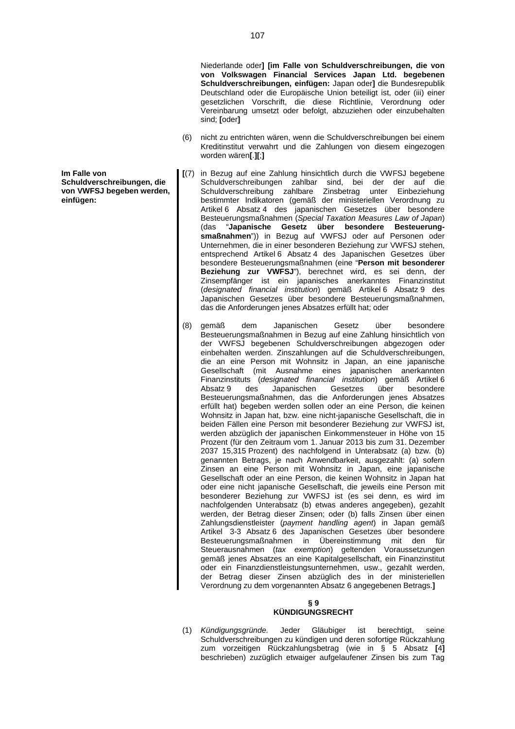Niederlande oder**]** **[im Falle von Schuldverschreibungen, die von von Volkswagen Financial Services Japan Ltd. begebenen Schuldverschreibungen, einfügen:** Japan oder**]** die Bundesrepublik Deutschland oder die Europäische Union beteiligt ist, oder (iii) einer gesetzlichen Vorschrift, die diese Richtlinie, Verordnung oder Vereinbarung umsetzt oder befolgt, abzuziehen oder einzubehalten sind; **[**oder**]**

(6) nicht zu entrichten wären, wenn die Schuldverschreibungen bei einem Kreditinstitut verwahrt und die Zahlungen von diesem eingezogen worden wären**[**.**][**;**]**

**Im Falle von Schuldverschreibungen, die von VWFSJ begeben werden, einfügen:**

**[**(7) in Bezug auf eine Zahlung hinsichtlich durch die VWFSJ begebene Schuldverschreibungen zahlbar sind, bei der der auf die Schuldverschreibung zahlbare Zinsbetrag unter Einbeziehung bestimmter Indikatoren (gemäß der ministeriellen Verordnung zu Artikel 6 Absatz 4 des japanischen Gesetzes über besondere Besteuerungsmaßnahmen (*Special Taxation Measures Law of Japan*) (das "**Japanische Gesetz über besondere Besteuerungsmaßnahmen**")) in Bezug auf VWFSJ oder auf Personen oder Unternehmen, die in einer besonderen Beziehung zur VWFSJ stehen, entsprechend Artikel 6 Absatz 4 des Japanischen Gesetzes über besondere Besteuerungsmaßnahmen (eine "**Person mit besonderer Beziehung zur VWFSJ**"), berechnet wird, es sei denn, der Zinsempfänger ist ein japanisches anerkanntes Finanzinstitut (*designated financial institution*) gemäß Artikel 6 Absatz 9 des Japanischen Gesetzes über besondere Besteuerungsmaßnahmen, das die Anforderungen jenes Absatzes erfüllt hat; oder

(8) gemäß dem Japanischen Gesetz über besondere Besteuerungsmaßnahmen in Bezug auf eine Zahlung hinsichtlich von der VWFSJ begebenen Schuldverschreibungen abgezogen oder einbehalten werden. Zinszahlungen auf die Schuldverschreibungen, die an eine Person mit Wohnsitz in Japan, an eine japanische Gesellschaft (mit Ausnahme eines japanischen anerkannten Finanzinstituts (*designated financial institution*) gemäß Artikel 6 Absatz 9 des Japanischen Gesetzes über besondere Besteuerungsmaßnahmen, das die Anforderungen jenes Absatzes erfüllt hat) begeben werden sollen oder an eine Person, die keinen Wohnsitz in Japan hat, bzw. eine nicht-japanische Gesellschaft, die in beiden Fällen eine Person mit besonderer Beziehung zur VWFSJ ist, werden abzüglich der japanischen Einkommensteuer in Höhe von 15 Prozent (für den Zeitraum vom 1. Januar 2013 bis zum 31. Dezember 2037 15,315 Prozent) des nachfolgend in Unterabsatz (a) bzw. (b) genannten Betrags, je nach Anwendbarkeit, ausgezahlt: (a) sofern Zinsen an eine Person mit Wohnsitz in Japan, eine japanische Gesellschaft oder an eine Person, die keinen Wohnsitz in Japan hat oder eine nicht japanische Gesellschaft, die jeweils eine Person mit besonderer Beziehung zur VWFSJ ist (es sei denn, es wird im nachfolgenden Unterabsatz (b) etwas anderes angegeben), gezahlt werden, der Betrag dieser Zinsen; oder (b) falls Zinsen über einen Zahlungsdienstleister (*payment handling agent*) in Japan gemäß Artikel 3-3 Absatz 6 des Japanischen Gesetzes über besondere Besteuerungsmaßnahmen in Übereinstimmung mit den für Steuerausnahmen (*tax exemption*) geltenden Voraussetzungen gemäß jenes Absatzes an eine Kapitalgesellschaft, ein Finanzinstitut oder ein Finanzdienstleistungsunternehmen, usw., gezahlt werden, der Betrag dieser Zinsen abzüglich des in der ministeriellen Verordnung zu dem vorgenannten Absatz 6 angegebenen Betrags.**]**

## § 9
## KÜNDIGUNGSRECHT

(1) *Kündigungsgründe.* Jeder Gläubiger ist berechtigt, seine Schuldverschreibungen zu kündigen und deren sofortige Rückzahlung zum vorzeitigen Rückzahlungsbetrag (wie in § 5 Absatz **[**4**]** beschrieben) zuzüglich etwaiger aufgelaufener Zinsen bis zum Tag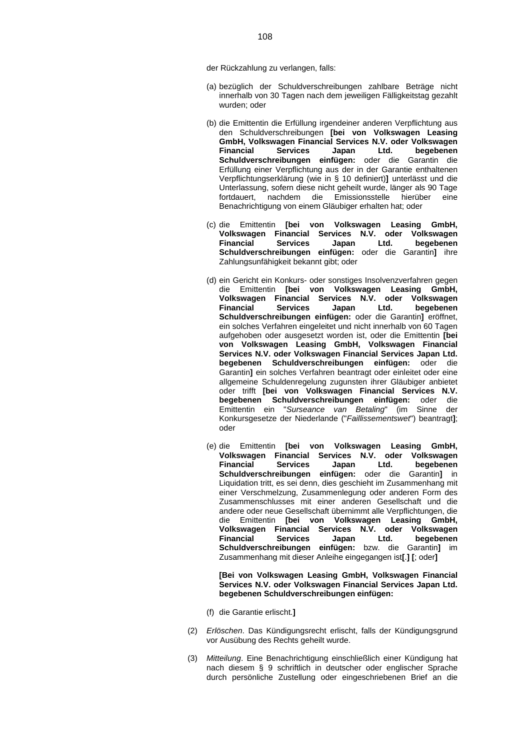der Rückzahlung zu verlangen, falls:

(a) bezüglich der Schuldverschreibungen zahlbare Beträge nicht innerhalb von 30 Tagen nach dem jeweiligen Fälligkeitstag gezahlt wurden; oder

(b) die Emittentin die Erfüllung irgendeiner anderen Verpflichtung aus den Schuldverschreibungen **[bei von Volkswagen Leasing GmbH, Volkswagen Financial Services N.V. oder Volkswagen Financial Services Japan Ltd. begebenen Schuldverschreibungen einfügen:** oder die Garantin die Erfüllung einer Verpflichtung aus der in der Garantie enthaltenen Verpflichtungserklärung (wie in § 10 definiert)**]** unterlässt und die Unterlassung, sofern diese nicht geheilt wurde, länger als 90 Tage fortdauert, nachdem die Emissionsstelle hierüber eine Benachrichtigung von einem Gläubiger erhalten hat; oder

(c) die Emittentin **[bei von Volkswagen Leasing GmbH, Volkswagen Financial Services N.V. oder Volkswagen Financial Services Japan Ltd. begebenen Schuldverschreibungen einfügen:** oder die Garantin**]** ihre Zahlungsunfähigkeit bekannt gibt; oder

(d) ein Gericht ein Konkurs- oder sonstiges Insolvenzverfahren gegen die Emittentin **[bei von Volkswagen Leasing GmbH, Volkswagen Financial Services N.V. oder Volkswagen Financial Services Japan Ltd. begebenen Schuldverschreibungen einfügen:** oder die Garantin**]** eröffnet, ein solches Verfahren eingeleitet und nicht innerhalb von 60 Tagen aufgehoben oder ausgesetzt worden ist, oder die Emittentin **[bei von Volkswagen Leasing GmbH, Volkswagen Financial Services N.V. oder Volkswagen Financial Services Japan Ltd. begebenen Schuldverschreibungen einfügen:** oder die Garantin**]** ein solches Verfahren beantragt oder einleitet oder eine allgemeine Schuldenregelung zugunsten ihrer Gläubiger anbietet oder trifft **[bei von Volkswagen Financial Services N.V. begebenen Schuldverschreibungen einfügen:** oder die Emittentin ein "*Surseance van Betaling*" (im Sinne der Konkursgesetze der Niederlande ("*Faillissementswet*") beantragt**]**; oder

(e) die Emittentin **[bei von Volkswagen Leasing GmbH, Volkswagen Financial Services N.V. oder Volkswagen Financial Services Japan Ltd. begebenen Schuldverschreibungen einfügen:** oder die Garantin**]** in Liquidation tritt, es sei denn, dies geschieht im Zusammenhang mit einer Verschmelzung, Zusammenlegung oder anderen Form des Zusammenschlusses mit einer anderen Gesellschaft und die andere oder neue Gesellschaft übernimmt alle Verpflichtungen, die die Emittentin **[bei von Volkswagen Leasing GmbH, Volkswagen Financial Services N.V. oder Volkswagen Financial Services Japan Ltd. begebenen Schuldverschreibungen einfügen:** bzw. die Garantin**]** im Zusammenhang mit dieser Anleihe eingegangen ist**[**.**] [**; oder**]**

**[Bei von Volkswagen Leasing GmbH, Volkswagen Financial Services N.V. oder Volkswagen Financial Services Japan Ltd. begebenen Schuldverschreibungen einfügen:**

(f) die Garantie erlischt.**]**

(2) *Erlöschen*. Das Kündigungsrecht erlischt, falls der Kündigungsgrund vor Ausübung des Rechts geheilt wurde.

(3) *Mitteilung*. Eine Benachrichtigung einschließlich einer Kündigung hat nach diesem § 9 schriftlich in deutscher oder englischer Sprache durch persönliche Zustellung oder eingeschriebenen Brief an die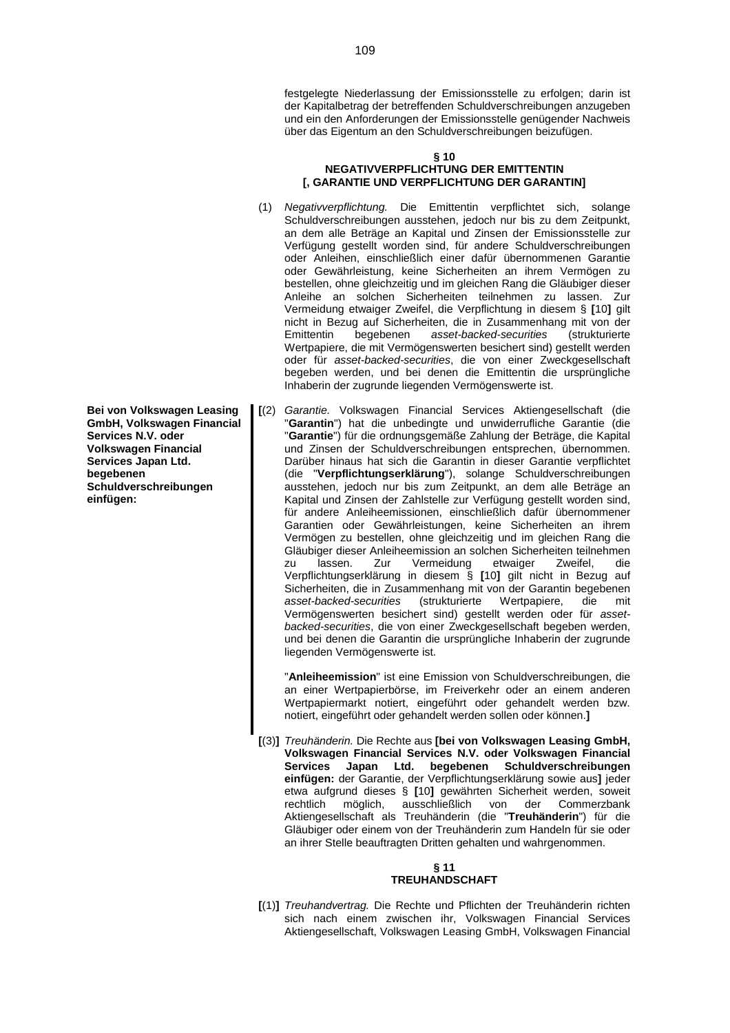festgelegte Niederlassung der Emissionsstelle zu erfolgen; darin ist der Kapitalbetrag der betreffenden Schuldverschreibungen anzugeben und ein den Anforderungen der Emissionsstelle genügender Nachweis über das Eigentum an den Schuldverschreibungen beizufügen.

**§ 10**
**NEGATIVVERPFLICHTUNG DER EMITTENTIN**
**[, GARANTIE UND VERPFLICHTUNG DER GARANTIN]**

(1) *Negativverpflichtung.* Die Emittentin verpflichtet sich, solange Schuldverschreibungen ausstehen, jedoch nur bis zu dem Zeitpunkt, an dem alle Beträge an Kapital und Zinsen der Emissionsstelle zur Verfügung gestellt worden sind, für andere Schuldverschreibungen oder Anleihen, einschließlich einer dafür übernommenen Garantie oder Gewährleistung, keine Sicherheiten an ihrem Vermögen zu bestellen, ohne gleichzeitig und im gleichen Rang die Gläubiger dieser Anleihe an solchen Sicherheiten teilnehmen zu lassen. Zur Vermeidung etwaiger Zweifel, die Verpflichtung in diesem § **[**10**]** gilt nicht in Bezug auf Sicherheiten, die in Zusammenhang mit von der Emittentin begebenen *asset-backed-securities* (strukturierte Wertpapiere, die mit Vermögenswerten besichert sind) gestellt werden oder für *asset-backed-securities*, die von einer Zweckgesellschaft begeben werden, und bei denen die Emittentin die ursprüngliche Inhaberin der zugrunde liegenden Vermögenswerte ist.

**Bei von Volkswagen Leasing GmbH, Volkswagen Financial Services N.V. oder Volkswagen Financial Services Japan Ltd. begebenen Schuldverschreibungen einfügen:**

**[**(2) *Garantie.* Volkswagen Financial Services Aktiengesellschaft (die "**Garantin**") hat die unbedingte und unwiderrufliche Garantie (die "**Garantie**") für die ordnungsgemäße Zahlung der Beträge, die Kapital und Zinsen der Schuldverschreibungen entsprechen, übernommen. Darüber hinaus hat sich die Garantin in dieser Garantie verpflichtet (die "**Verpflichtungserklärung**"), solange Schuldverschreibungen ausstehen, jedoch nur bis zum Zeitpunkt, an dem alle Beträge an Kapital und Zinsen der Zahlstelle zur Verfügung gestellt worden sind, für andere Anleiheemissionen, einschließlich dafür übernommener Garantien oder Gewährleistungen, keine Sicherheiten an ihrem Vermögen zu bestellen, ohne gleichzeitig und im gleichen Rang die Gläubiger dieser Anleiheemission an solchen Sicherheiten teilnehmen zu lassen. Zur Vermeidung etwaiger Zweifel, die Verpflichtungserklärung in diesem § **[**10**]** gilt nicht in Bezug auf Sicherheiten, die in Zusammenhang mit von der Garantin begebenen *asset-backed-securities* (strukturierte Wertpapiere, die mit Vermögenswerten besichert sind) gestellt werden oder für *asset-backed-securities*, die von einer Zweckgesellschaft begeben werden, und bei denen die Garantin die ursprüngliche Inhaberin der zugrunde liegenden Vermögenswerte ist.

"**Anleiheemission**" ist eine Emission von Schuldverschreibungen, die an einer Wertpapierbörse, im Freiverkehr oder an einem anderen Wertpapiermarkt notiert, eingeführt oder gehandelt werden bzw. notiert, eingeführt oder gehandelt werden sollen oder können.**]**

**[**(3)**]** *Treuhänderin.* Die Rechte aus **[bei von Volkswagen Leasing GmbH, Volkswagen Financial Services N.V. oder Volkswagen Financial Services Japan Ltd. begebenen Schuldverschreibungen einfügen:** der Garantie, der Verpflichtungserklärung sowie aus**]** jeder etwa aufgrund dieses § **[**10**]** gewährten Sicherheit werden, soweit rechtlich möglich, ausschließlich von der Commerzbank Aktiengesellschaft als Treuhänderin (die "**Treuhänderin**") für die Gläubiger oder einem von der Treuhänderin zum Handeln für sie oder an ihrer Stelle beauftragten Dritten gehalten und wahrgenommen.

**§ 11**
**TREUHANDSCHAFT**

**[**(1)**]** *Treuhandvertrag.* Die Rechte und Pflichten der Treuhänderin richten sich nach einem zwischen ihr, Volkswagen Financial Services Aktiengesellschaft, Volkswagen Leasing GmbH, Volkswagen Financial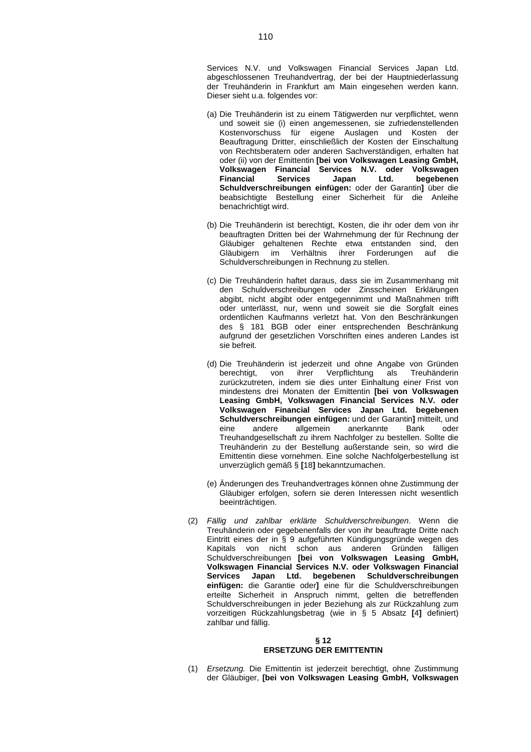Services N.V. und Volkswagen Financial Services Japan Ltd. abgeschlossenen Treuhandvertrag, der bei der Hauptniederlassung der Treuhänderin in Frankfurt am Main eingesehen werden kann. Dieser sieht u.a. folgendes vor:

(a) Die Treuhänderin ist zu einem Tätigwerden nur verpflichtet, wenn und soweit sie (i) einen angemessenen, sie zufriedenstellenden Kostenvorschuss für eigene Auslagen und Kosten der Beauftragung Dritter, einschließlich der Kosten der Einschaltung von Rechtsberatern oder anderen Sachverständigen, erhalten hat oder (ii) von der Emittentin **[bei von Volkswagen Leasing GmbH, Volkswagen Financial Services N.V. oder Volkswagen Financial Services Japan Ltd. begebenen Schuldverschreibungen einfügen:** oder der Garantin**]** über die beabsichtigte Bestellung einer Sicherheit für die Anleihe benachrichtigt wird.

(b) Die Treuhänderin ist berechtigt, Kosten, die ihr oder dem von ihr beauftragten Dritten bei der Wahrnehmung der für Rechnung der Gläubiger gehaltenen Rechte etwa entstanden sind, den Gläubigern im Verhältnis ihrer Forderungen auf die Schuldverschreibungen in Rechnung zu stellen.

(c) Die Treuhänderin haftet daraus, dass sie im Zusammenhang mit den Schuldverschreibungen oder Zinsscheinen Erklärungen abgibt, nicht abgibt oder entgegennimmt und Maßnahmen trifft oder unterlässt, nur, wenn und soweit sie die Sorgfalt eines ordentlichen Kaufmanns verletzt hat. Von den Beschränkungen des § 181 BGB oder einer entsprechenden Beschränkung aufgrund der gesetzlichen Vorschriften eines anderen Landes ist sie befreit.

(d) Die Treuhänderin ist jederzeit und ohne Angabe von Gründen berechtigt, von ihrer Verpflichtung als Treuhänderin zurückzutreten, indem sie dies unter Einhaltung einer Frist von mindestens drei Monaten der Emittentin **[bei von Volkswagen Leasing GmbH, Volkswagen Financial Services N.V. oder Volkswagen Financial Services Japan Ltd. begebenen Schuldverschreibungen einfügen:** und der Garantin**]** mitteilt, und eine andere allgemein anerkannte Bank oder Treuhandgesellschaft zu ihrem Nachfolger zu bestellen. Sollte die Treuhänderin zu der Bestellung außerstande sein, so wird die Emittentin diese vornehmen. Eine solche Nachfolgerbestellung ist unverzüglich gemäß § **[**18**]** bekanntzumachen.

(e) Änderungen des Treuhandvertrages können ohne Zustimmung der Gläubiger erfolgen, sofern sie deren Interessen nicht wesentlich beeinträchtigen.

(2) *Fällig und zahlbar erklärte Schuldverschreibungen*. Wenn die Treuhänderin oder gegebenenfalls der von ihr beauftragte Dritte nach Eintritt eines der in § 9 aufgeführten Kündigungsgründe wegen des Kapitals von nicht schon aus anderen Gründen fälligen Schuldverschreibungen **[bei von Volkswagen Leasing GmbH, Volkswagen Financial Services N.V. oder Volkswagen Financial Services Japan Ltd. begebenen Schuldverschreibungen einfügen:** die Garantie oder**]** eine für die Schuldverschreibungen erteilte Sicherheit in Anspruch nimmt, gelten die betreffenden Schuldverschreibungen in jeder Beziehung als zur Rückzahlung zum vorzeitigen Rückzahlungsbetrag (wie in § 5 Absatz **[**4**]** definiert) zahlbar und fällig.

### § 12
### ERSETZUNG DER EMITTENTIN

(1) *Ersetzung.* Die Emittentin ist jederzeit berechtigt, ohne Zustimmung der Gläubiger, **[bei von Volkswagen Leasing GmbH, Volkswagen**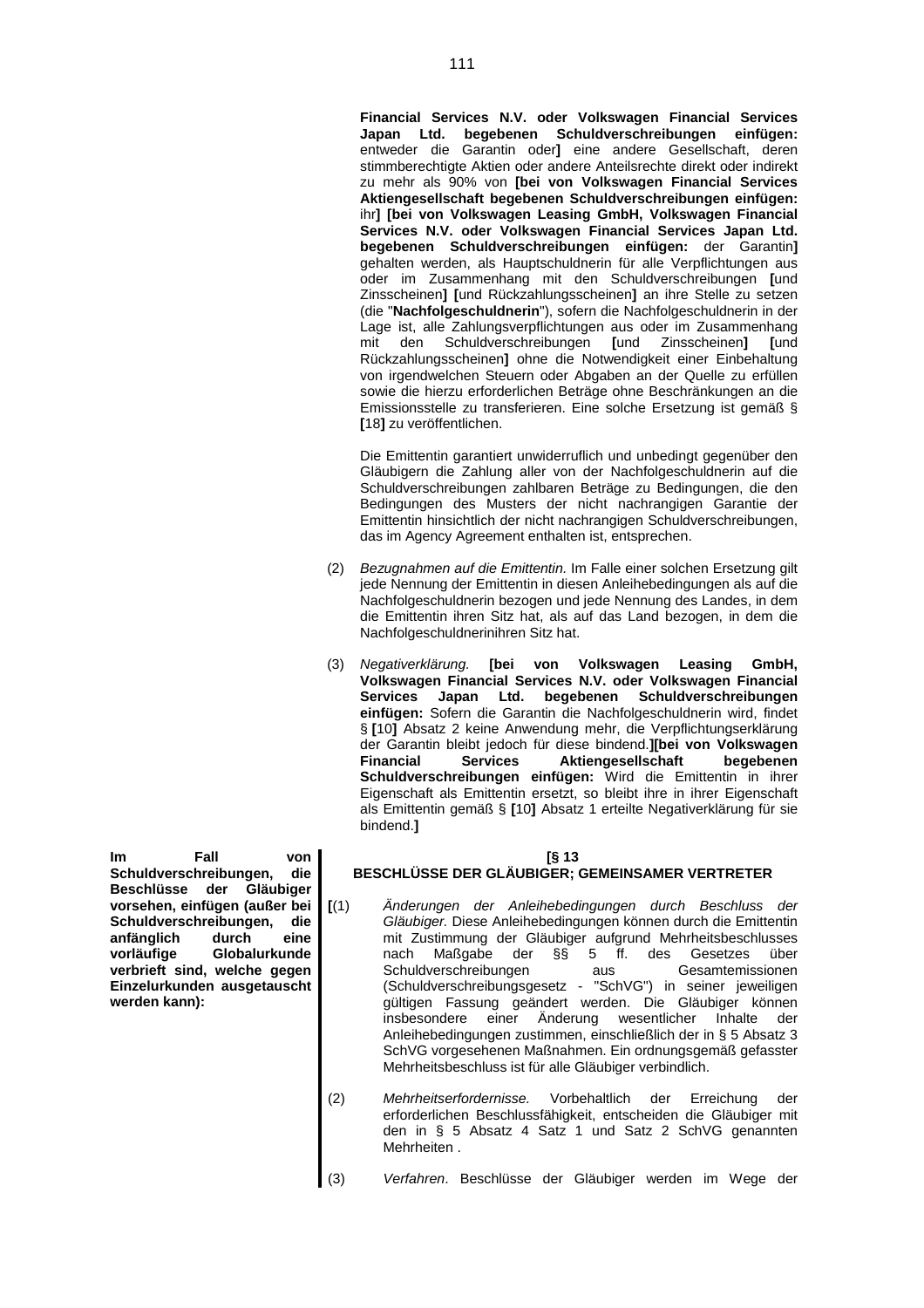**Financial Services N.V. oder Volkswagen Financial Services Japan Ltd. begebenen Schuldverschreibungen einfügen:** entweder die Garantin oder**]** eine andere Gesellschaft, deren stimmberechtigte Aktien oder andere Anteilsrechte direkt oder indirekt zu mehr als 90% von **[bei von Volkswagen Financial Services Aktiengesellschaft begebenen Schuldverschreibungen einfügen:** ihr**] [bei von Volkswagen Leasing GmbH, Volkswagen Financial Services N.V. oder Volkswagen Financial Services Japan Ltd. begebenen Schuldverschreibungen einfügen:** der Garantin**]** gehalten werden, als Hauptschuldnerin für alle Verpflichtungen aus oder im Zusammenhang mit den Schuldverschreibungen **[**und Zinsscheinen**] [**und Rückzahlungsscheinen**]** an ihre Stelle zu setzen (die "**Nachfolgeschuldnerin**"), sofern die Nachfolgeschuldnerin in der Lage ist, alle Zahlungsverpflichtungen aus oder im Zusammenhang mit den Schuldverschreibungen **[**und Zinsscheinen**] [**und Rückzahlungsscheinen**]** ohne die Notwendigkeit einer Einbehaltung von irgendwelchen Steuern oder Abgaben an der Quelle zu erfüllen sowie die hierzu erforderlichen Beträge ohne Beschränkungen an die Emissionsstelle zu transferieren. Eine solche Ersetzung ist gemäß § **[**18**]** zu veröffentlichen.

Die Emittentin garantiert unwiderruflich und unbedingt gegenüber den Gläubigern die Zahlung aller von der Nachfolgeschuldnerin auf die Schuldverschreibungen zahlbaren Beträge zu Bedingungen, die den Bedingungen des Musters der nicht nachrangigen Garantie der Emittentin hinsichtlich der nicht nachrangigen Schuldverschreibungen, das im Agency Agreement enthalten ist, entsprechen.

(2) *Bezugnahmen auf die Emittentin.* Im Falle einer solchen Ersetzung gilt jede Nennung der Emittentin in diesen Anleihebedingungen als auf die Nachfolgeschuldnerin bezogen und jede Nennung des Landes, in dem die Emittentin ihren Sitz hat, als auf das Land bezogen, in dem die Nachfolgeschuldnerinihren Sitz hat.

(3) *Negativerklärung.* **[bei von Volkswagen Leasing GmbH, Volkswagen Financial Services N.V. oder Volkswagen Financial Services Japan Ltd. begebenen Schuldverschreibungen einfügen:** Sofern die Garantin die Nachfolgeschuldnerin wird, findet § **[**10**]** Absatz 2 keine Anwendung mehr, die Verpflichtungserklärung der Garantin bleibt jedoch für diese bindend.**][bei von Volkswagen Financial Services Aktiengesellschaft begebenen Schuldverschreibungen einfügen:** Wird die Emittentin in ihrer Eigenschaft als Emittentin ersetzt, so bleibt ihre in ihrer Eigenschaft als Emittentin gemäß § **[**10**]** Absatz 1 erteilte Negativerklärung für sie bindend.**]**

**Im Fall von Schuldverschreibungen, die Beschlüsse der Gläubiger vorsehen, einfügen (außer bei Schuldverschreibungen, die anfänglich durch eine vorläufige Globalurkunde verbrieft sind, welche gegen Einzelurkunden ausgetauscht werden kann):**

**[§ 13**
**BESCHLÜSSE DER GLÄUBIGER; GEMEINSAMER VERTRETER**

**[**(1) *Änderungen der Anleihebedingungen durch Beschluss der Gläubiger.* Diese Anleihebedingungen können durch die Emittentin mit Zustimmung der Gläubiger aufgrund Mehrheitsbeschlusses nach Maßgabe der §§ 5 ff. des Gesetzes über Schuldverschreibungen aus Gesamtemissionen (Schuldverschreibungsgesetz - "SchVG") in seiner jeweiligen gültigen Fassung geändert werden. Die Gläubiger können insbesondere einer Änderung wesentlicher Inhalte der Anleihebedingungen zustimmen, einschließlich der in § 5 Absatz 3 SchVG vorgesehenen Maßnahmen. Ein ordnungsgemäß gefasster Mehrheitsbeschluss ist für alle Gläubiger verbindlich.

(2) *Mehrheitserfordernisse.* Vorbehaltlich der Erreichung der erforderlichen Beschlussfähigkeit, entscheiden die Gläubiger mit den in § 5 Absatz 4 Satz 1 und Satz 2 SchVG genannten Mehrheiten .

(3) *Verfahren*. Beschlüsse der Gläubiger werden im Wege der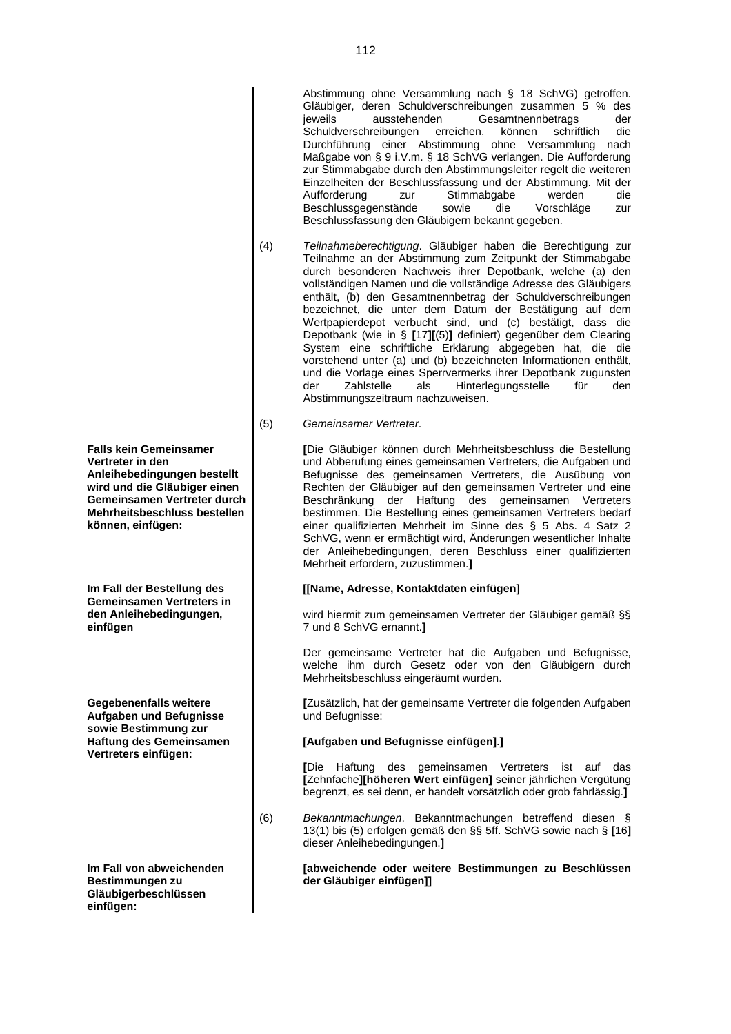Abstimmung ohne Versammlung nach § 18 SchVG) getroffen. Gläubiger, deren Schuldverschreibungen zusammen 5 % des jeweils ausstehenden Gesamtnennbetrags der Schuldverschreibungen erreichen, können schriftlich die Durchführung einer Abstimmung ohne Versammlung nach Maßgabe von § 9 i.V.m. § 18 SchVG verlangen. Die Aufforderung zur Stimmabgabe durch den Abstimmungsleiter regelt die weiteren Einzelheiten der Beschlussfassung und der Abstimmung. Mit der Aufforderung zur Stimmabgabe werden die Beschlussgegenstände sowie die Vorschläge zur Beschlussfassung den Gläubigern bekannt gegeben.

(4) *Teilnahmeberechtigung*. Gläubiger haben die Berechtigung zur Teilnahme an der Abstimmung zum Zeitpunkt der Stimmabgabe durch besonderen Nachweis ihrer Depotbank, welche (a) den vollständigen Namen und die vollständige Adresse des Gläubigers enthält, (b) den Gesamtnennbetrag der Schuldverschreibungen bezeichnet, die unter dem Datum der Bestätigung auf dem Wertpapierdepot verbucht sind, und (c) bestätigt, dass die Depotbank (wie in § **[**17**][**(5)**]** definiert) gegenüber dem Clearing System eine schriftliche Erklärung abgegeben hat, die die vorstehend unter (a) und (b) bezeichneten Informationen enthält, und die Vorlage eines Sperrvermerks ihrer Depotbank zugunsten der Zahlstelle als Hinterlegungsstelle für den Abstimmungszeitraum nachzuweisen.

(5) *Gemeinsamer Vertreter*.

**Falls kein Gemeinsamer Vertreter in den Anleihebedingungen bestellt wird und die Gläubiger einen Gemeinsamen Vertreter durch Mehrheitsbeschluss bestellen können, einfügen:**

**[**Die Gläubiger können durch Mehrheitsbeschluss die Bestellung und Abberufung eines gemeinsamen Vertreters, die Aufgaben und Befugnisse des gemeinsamen Vertreters, die Ausübung von Rechten der Gläubiger auf den gemeinsamen Vertreter und eine Beschränkung der Haftung des gemeinsamen Vertreters bestimmen. Die Bestellung eines gemeinsamen Vertreters bedarf einer qualifizierten Mehrheit im Sinne des § 5 Abs. 4 Satz 2 SchVG, wenn er ermächtigt wird, Änderungen wesentlicher Inhalte der Anleihebedingungen, deren Beschluss einer qualifizierten Mehrheit erfordern, zuzustimmen.**]**

**Im Fall der Bestellung des Gemeinsamen Vertreters in den Anleihebedingungen, einfügen**

**[[Name, Adresse, Kontaktdaten einfügen]**

wird hiermit zum gemeinsamen Vertreter der Gläubiger gemäß §§ 7 und 8 SchVG ernannt.**]**

Der gemeinsame Vertreter hat die Aufgaben und Befugnisse, welche ihm durch Gesetz oder von den Gläubigern durch Mehrheitsbeschluss eingeräumt wurden.

**Gegebenenfalls weitere Aufgaben und Befugnisse sowie Bestimmung zur Haftung des Gemeinsamen Vertreters einfügen:**

**[**Zusätzlich, hat der gemeinsame Vertreter die folgenden Aufgaben und Befugnisse:

**[Aufgaben und Befugnisse einfügen]**.**]**

**[**Die Haftung des gemeinsamen Vertreters ist auf das **[**Zehnfache**][höheren Wert einfügen]** seiner jährlichen Vergütung begrenzt, es sei denn, er handelt vorsätzlich oder grob fahrlässig.**]**

(6) *Bekanntmachungen*. Bekanntmachungen betreffend diesen § 13(1) bis (5) erfolgen gemäß den §§ 5ff. SchVG sowie nach § **[**16**]** dieser Anleihebedingungen.**]**

**Im Fall von abweichenden Bestimmungen zu Gläubigerbeschlüssen einfügen:**

**[abweichende oder weitere Bestimmungen zu Beschlüssen der Gläubiger einfügen]]**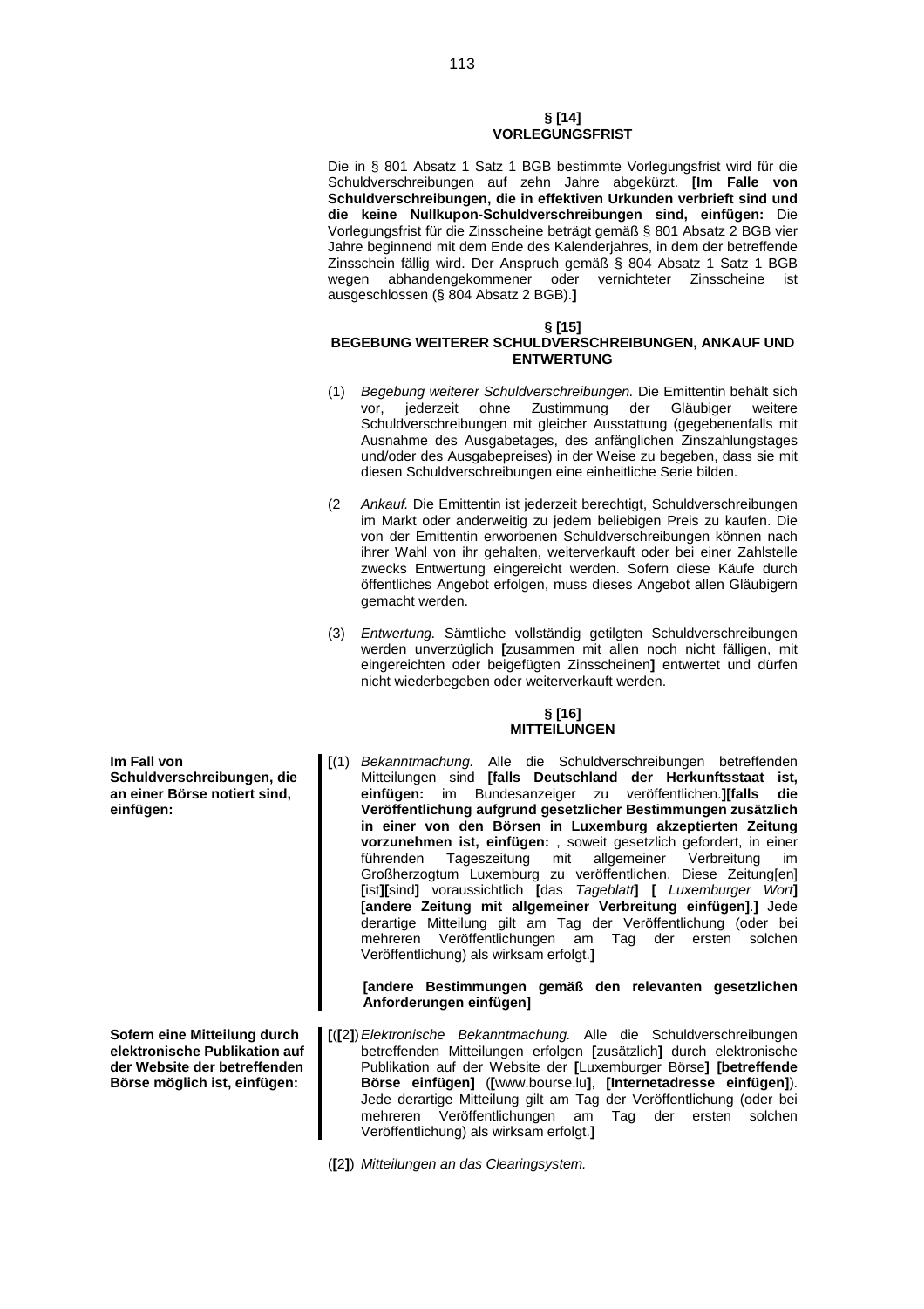### § [14] VORLEGUNGSFRIST

Die in § 801 Absatz 1 Satz 1 BGB bestimmte Vorlegungsfrist wird für die Schuldverschreibungen auf zehn Jahre abgekürzt. **[Im Falle von Schuldverschreibungen, die in effektiven Urkunden verbrieft sind und die keine Nullkupon-Schuldverschreibungen sind, einfügen:** Die Vorlegungsfrist für die Zinsscheine beträgt gemäß § 801 Absatz 2 BGB vier Jahre beginnend mit dem Ende des Kalenderjahres, in dem der betreffende Zinsschein fällig wird. Der Anspruch gemäß § 804 Absatz 1 Satz 1 BGB wegen abhandengekommener oder vernichteter Zinsscheine ist ausgeschlossen (§ 804 Absatz 2 BGB).**]**

### § [15] BEGEBUNG WEITERER SCHULDVERSCHREIBUNGEN, ANKAUF UND ENTWERTUNG

(1) *Begebung weiterer Schuldverschreibungen.* Die Emittentin behält sich vor, jederzeit ohne Zustimmung der Gläubiger weitere Schuldverschreibungen mit gleicher Ausstattung (gegebenenfalls mit Ausnahme des Ausgabetages, des anfänglichen Zinszahlungstages und/oder des Ausgabepreises) in der Weise zu begeben, dass sie mit diesen Schuldverschreibungen eine einheitliche Serie bilden.

(2 *Ankauf.* Die Emittentin ist jederzeit berechtigt, Schuldverschreibungen im Markt oder anderweitig zu jedem beliebigen Preis zu kaufen. Die von der Emittentin erworbenen Schuldverschreibungen können nach ihrer Wahl von ihr gehalten, weiterverkauft oder bei einer Zahlstelle zwecks Entwertung eingereicht werden. Sofern diese Käufe durch öffentliches Angebot erfolgen, muss dieses Angebot allen Gläubigern gemacht werden.

(3) *Entwertung.* Sämtliche vollständig getilgten Schuldverschreibungen werden unverzüglich **[**zusammen mit allen noch nicht fälligen, mit eingereichten oder beigefügten Zinsscheinen**]** entwertet und dürfen nicht wiederbegeben oder weiterverkauft werden.

### § [16] MITTEILUNGEN

**Im Fall von Schuldverschreibungen, die an einer Börse notiert sind, einfügen:**

**[**(1) *Bekanntmachung.* Alle die Schuldverschreibungen betreffenden Mitteilungen sind **[falls Deutschland der Herkunftsstaat ist, einfügen:** im Bundesanzeiger zu veröffentlichen.**][falls die Veröffentlichung aufgrund gesetzlicher Bestimmungen zusätzlich in einer von den Börsen in Luxemburg akzeptierten Zeitung vorzunehmen ist, einfügen:** , soweit gesetzlich gefordert, in einer führenden Tageszeitung mit allgemeiner Verbreitung im Großherzogtum Luxemburg zu veröffentlichen. Diese Zeitung[en] **[**ist**][**sind**]** voraussichtlich **[**das *Tageblatt***] [** *Luxemburger Wort***] [andere Zeitung mit allgemeiner Verbreitung einfügen]**.**]** Jede derartige Mitteilung gilt am Tag der Veröffentlichung (oder bei mehreren Veröffentlichungen am Tag der ersten solchen Veröffentlichung) als wirksam erfolgt.**]**

**[andere Bestimmungen gemäß den relevanten gesetzlichen Anforderungen einfügen]**

**Sofern eine Mitteilung durch elektronische Publikation auf der Website der betreffenden Börse möglich ist, einfügen:**

**[**(**[**2**]**) *Elektronische Bekanntmachung.* Alle die Schuldverschreibungen betreffenden Mitteilungen erfolgen **[**zusätzlich**]** durch elektronische Publikation auf der Website der **[**Luxemburger Börse**] [betreffende Börse einfügen]** (**[**www.bourse.lu**]**, **[Internetadresse einfügen]**). Jede derartige Mitteilung gilt am Tag der Veröffentlichung (oder bei mehreren Veröffentlichungen am Tag der ersten solchen Veröffentlichung) als wirksam erfolgt.**]**

(**[**2**]**) *Mitteilungen an das Clearingsystem.*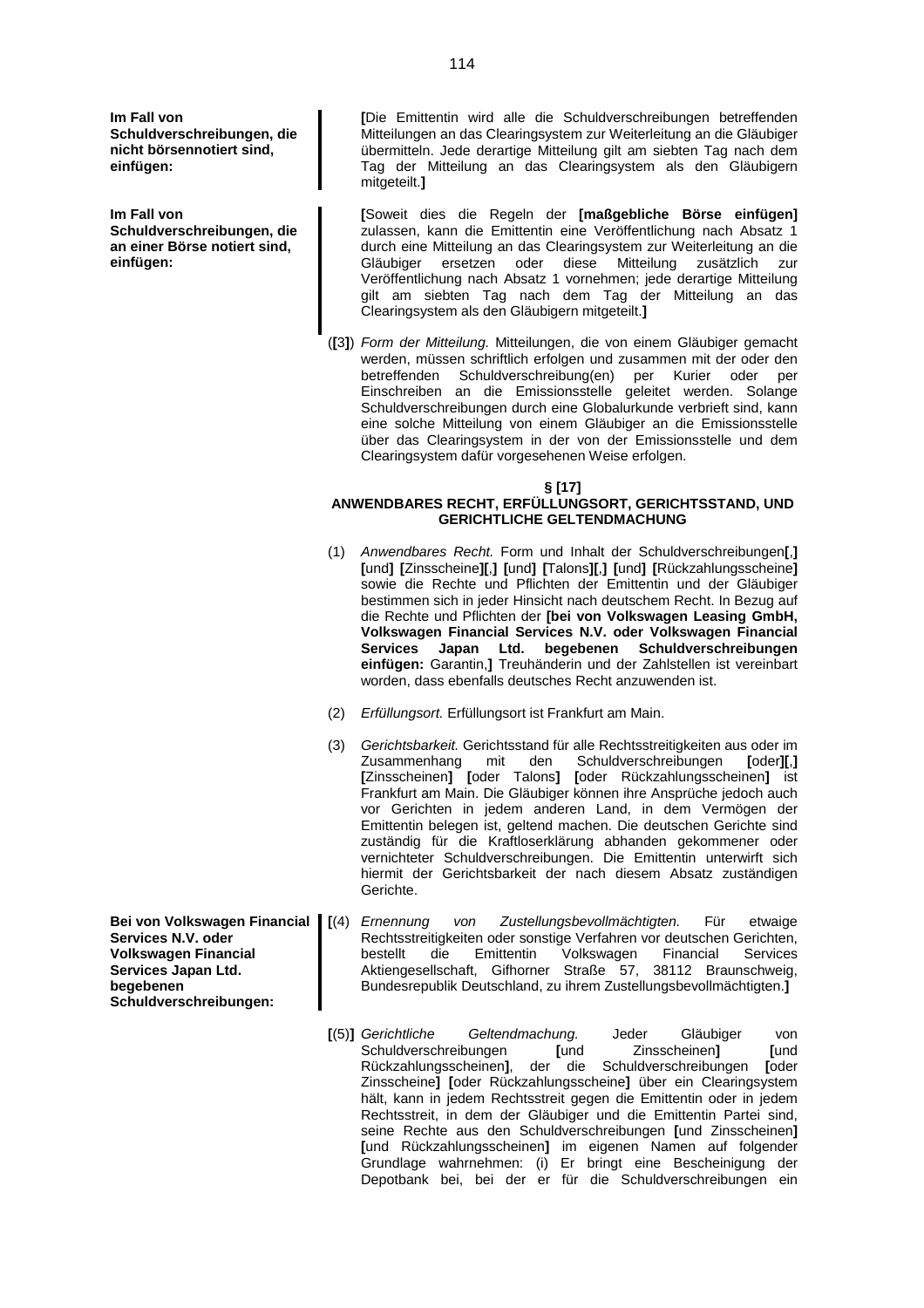**Im Fall von Schuldverschreibungen, die nicht börsennotiert sind, einfügen:**

**[**Die Emittentin wird alle die Schuldverschreibungen betreffenden Mitteilungen an das Clearingsystem zur Weiterleitung an die Gläubiger übermitteln. Jede derartige Mitteilung gilt am siebten Tag nach dem Tag der Mitteilung an das Clearingsystem als den Gläubigern mitgeteilt.**]**

**Im Fall von Schuldverschreibungen, die an einer Börse notiert sind, einfügen:**

**[**Soweit dies die Regeln der **[maßgebliche Börse einfügen]** zulassen, kann die Emittentin eine Veröffentlichung nach Absatz 1 durch eine Mitteilung an das Clearingsystem zur Weiterleitung an die Gläubiger ersetzen oder diese Mitteilung zusätzlich zur Veröffentlichung nach Absatz 1 vornehmen; jede derartige Mitteilung gilt am siebten Tag nach dem Tag der Mitteilung an das Clearingsystem als den Gläubigern mitgeteilt.**]**

(**[**3**]**) *Form der Mitteilung.* Mitteilungen, die von einem Gläubiger gemacht werden, müssen schriftlich erfolgen und zusammen mit der oder den betreffenden Schuldverschreibung(en) per Kurier oder per Einschreiben an die Emissionsstelle geleitet werden. Solange Schuldverschreibungen durch eine Globalurkunde verbrieft sind, kann eine solche Mitteilung von einem Gläubiger an die Emissionsstelle über das Clearingsystem in der von der Emissionsstelle und dem Clearingsystem dafür vorgesehenen Weise erfolgen.

**§ [17]**

**ANWENDBARES RECHT, ERFÜLLUNGSORT, GERICHTSSTAND, UND GERICHTLICHE GELTENDMACHUNG**

(1) *Anwendbares Recht.* Form und Inhalt der Schuldverschreibungen**[**,**]** **[**und**]** **[**Zinsscheine**][**,**]** **[**und**]** **[**Talons**][**,**]** **[**und**]** **[**Rückzahlungsscheine**]** sowie die Rechte und Pflichten der Emittentin und der Gläubiger bestimmen sich in jeder Hinsicht nach deutschem Recht. In Bezug auf die Rechte und Pflichten der **[bei von Volkswagen Leasing GmbH, Volkswagen Financial Services N.V. oder Volkswagen Financial Services Japan Ltd. begebenen Schuldverschreibungen einfügen:** Garantin,**]** Treuhänderin und der Zahlstellen ist vereinbart worden, dass ebenfalls deutsches Recht anzuwenden ist.

(2) *Erfüllungsort.* Erfüllungsort ist Frankfurt am Main.

(3) *Gerichtsbarkeit.* Gerichtsstand für alle Rechtsstreitigkeiten aus oder im Zusammenhang mit den Schuldverschreibungen **[**oder**][**,**]** **[**Zinsscheinen**]** **[**oder Talons**]** **[**oder Rückzahlungsscheinen**]** ist Frankfurt am Main. Die Gläubiger können ihre Ansprüche jedoch auch vor Gerichten in jedem anderen Land, in dem Vermögen der Emittentin belegen ist, geltend machen. Die deutschen Gerichte sind zuständig für die Kraftloserklärung abhanden gekommener oder vernichteter Schuldverschreibungen. Die Emittentin unterwirft sich hiermit der Gerichtsbarkeit der nach diesem Absatz zuständigen Gerichte.

**Bei von Volkswagen Financial Services N.V. oder Volkswagen Financial Services Japan Ltd. begebenen Schuldverschreibungen:**

**[**(4) *Ernennung von Zustellungsbevollmächtigten.* Für etwaige Rechtsstreitigkeiten oder sonstige Verfahren vor deutschen Gerichten, bestellt die Emittentin Volkswagen Financial Services Aktiengesellschaft, Gifhorner Straße 57, 38112 Braunschweig, Bundesrepublik Deutschland, zu ihrem Zustellungsbevollmächtigten.**]**

**[**(5)**]** *Gerichtliche Geltendmachung.* Jeder Gläubiger von Schuldverschreibungen **[**und Zinsscheinen**]** **[**und Rückzahlungsscheinen**]**, der die Schuldverschreibungen **[**oder Zinsscheine**]** **[**oder Rückzahlungsscheine**]** über ein Clearingsystem hält, kann in jedem Rechtsstreit gegen die Emittentin oder in jedem Rechtsstreit, in dem der Gläubiger und die Emittentin Partei sind, seine Rechte aus den Schuldverschreibungen **[**und Zinsscheinen**]** **[**und Rückzahlungsscheinen**]** im eigenen Namen auf folgender Grundlage wahrnehmen: (i) Er bringt eine Bescheinigung der Depotbank bei, bei der er für die Schuldverschreibungen ein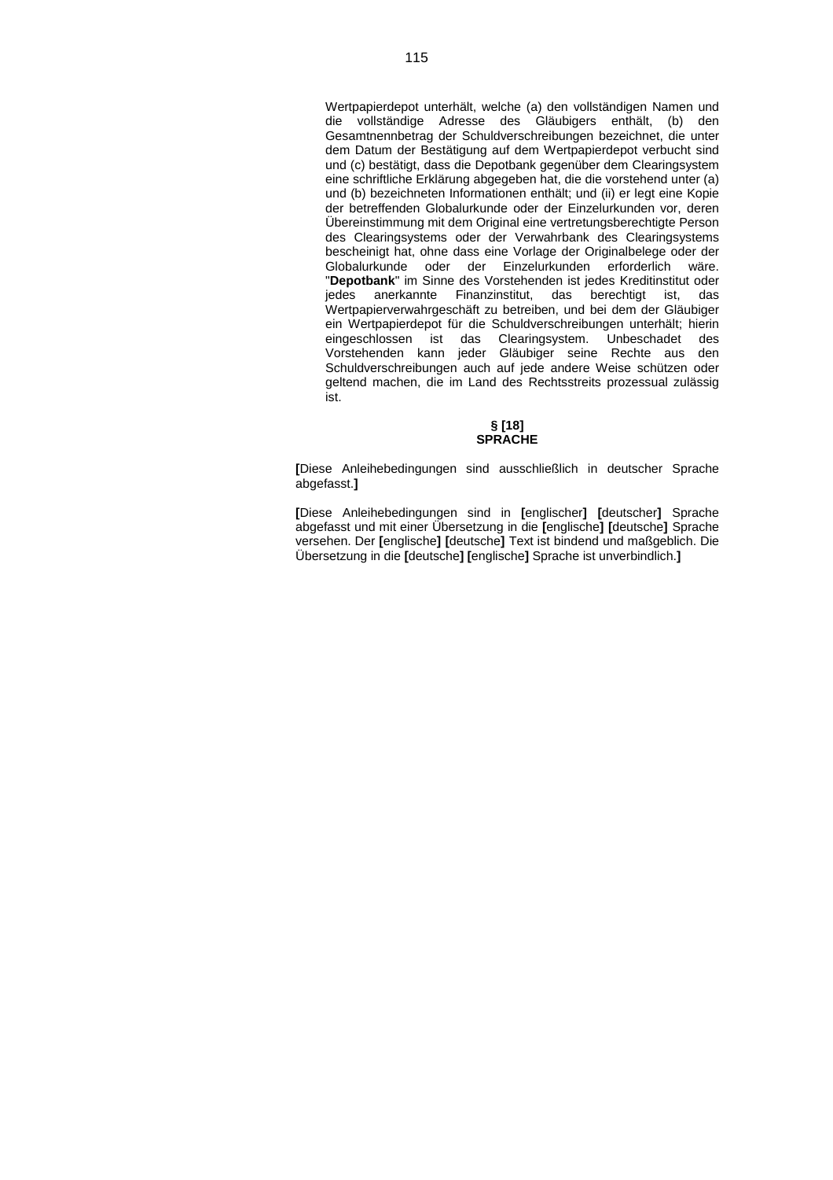Wertpapierdepot unterhält, welche (a) den vollständigen Namen und die vollständige Adresse des Gläubigers enthält, (b) den Gesamtnennbetrag der Schuldverschreibungen bezeichnet, die unter dem Datum der Bestätigung auf dem Wertpapierdepot verbucht sind und (c) bestätigt, dass die Depotbank gegenüber dem Clearingsystem eine schriftliche Erklärung abgegeben hat, die die vorstehend unter (a) und (b) bezeichneten Informationen enthält; und (ii) er legt eine Kopie der betreffenden Globalurkunde oder der Einzelurkunden vor, deren Übereinstimmung mit dem Original eine vertretungsberechtigte Person des Clearingsystems oder der Verwahrbank des Clearingsystems bescheinigt hat, ohne dass eine Vorlage der Originalbelege oder der Globalurkunde oder der Einzelurkunden erforderlich wäre. "**Depotbank**" im Sinne des Vorstehenden ist jedes Kreditinstitut oder jedes anerkannte Finanzinstitut, das berechtigt ist, das Wertpapierverwahrgeschäft zu betreiben, und bei dem der Gläubiger ein Wertpapierdepot für die Schuldverschreibungen unterhält; hierin eingeschlossen ist das Clearingsystem. Unbeschadet des Vorstehenden kann jeder Gläubiger seine Rechte aus den Schuldverschreibungen auch auf jede andere Weise schützen oder geltend machen, die im Land des Rechtsstreits prozessual zulässig ist.

**§ [18]**
**SPRACHE**

**[**Diese Anleihebedingungen sind ausschließlich in deutscher Sprache abgefasst.**]**

**[**Diese Anleihebedingungen sind in **[**englischer**] [**deutscher**]** Sprache abgefasst und mit einer Übersetzung in die **[**englische**] [**deutsche**]** Sprache versehen. Der **[**englische**] [**deutsche**]** Text ist bindend und maßgeblich. Die Übersetzung in die **[**deutsche**] [**englische**]** Sprache ist unverbindlich.**]**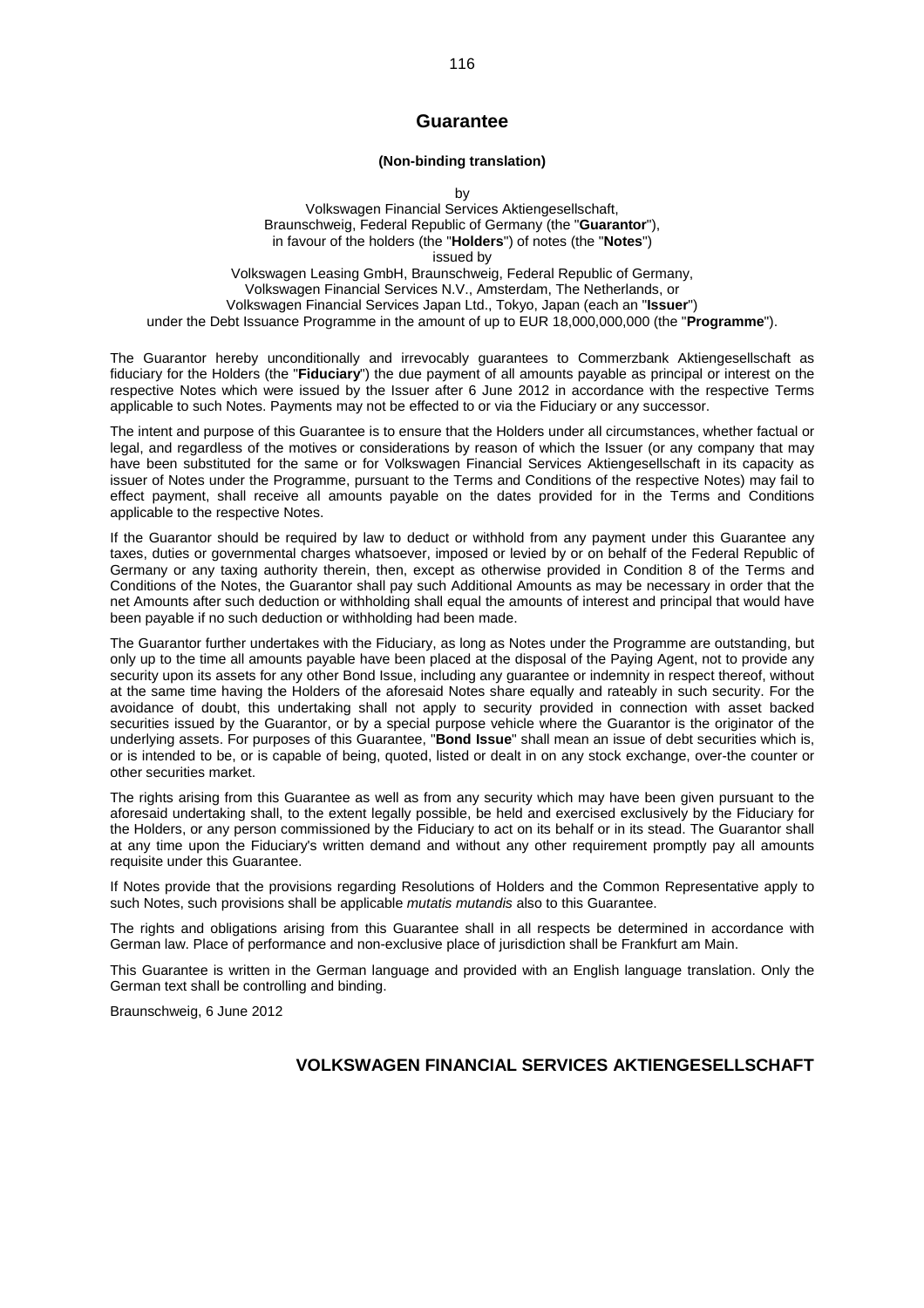# Guarantee

**(Non-binding translation)**

by

Volkswagen Financial Services Aktiengesellschaft,
Braunschweig, Federal Republic of Germany (the "**Guarantor**"),
in favour of the holders (the "**Holders**") of notes (the "**Notes**")
issued by
Volkswagen Leasing GmbH, Braunschweig, Federal Republic of Germany,
Volkswagen Financial Services N.V., Amsterdam, The Netherlands, or
Volkswagen Financial Services Japan Ltd., Tokyo, Japan (each an "**Issuer**")
under the Debt Issuance Programme in the amount of up to EUR 18,000,000,000 (the "**Programme**").

The Guarantor hereby unconditionally and irrevocably guarantees to Commerzbank Aktiengesellschaft as fiduciary for the Holders (the "**Fiduciary**") the due payment of all amounts payable as principal or interest on the respective Notes which were issued by the Issuer after 6 June 2012 in accordance with the respective Terms applicable to such Notes. Payments may not be effected to or via the Fiduciary or any successor.

The intent and purpose of this Guarantee is to ensure that the Holders under all circumstances, whether factual or legal, and regardless of the motives or considerations by reason of which the Issuer (or any company that may have been substituted for the same or for Volkswagen Financial Services Aktiengesellschaft in its capacity as issuer of Notes under the Programme, pursuant to the Terms and Conditions of the respective Notes) may fail to effect payment, shall receive all amounts payable on the dates provided for in the Terms and Conditions applicable to the respective Notes.

If the Guarantor should be required by law to deduct or withhold from any payment under this Guarantee any taxes, duties or governmental charges whatsoever, imposed or levied by or on behalf of the Federal Republic of Germany or any taxing authority therein, then, except as otherwise provided in Condition 8 of the Terms and Conditions of the Notes, the Guarantor shall pay such Additional Amounts as may be necessary in order that the net Amounts after such deduction or withholding shall equal the amounts of interest and principal that would have been payable if no such deduction or withholding had been made.

The Guarantor further undertakes with the Fiduciary, as long as Notes under the Programme are outstanding, but only up to the time all amounts payable have been placed at the disposal of the Paying Agent, not to provide any security upon its assets for any other Bond Issue, including any guarantee or indemnity in respect thereof, without at the same time having the Holders of the aforesaid Notes share equally and rateably in such security. For the avoidance of doubt, this undertaking shall not apply to security provided in connection with asset backed securities issued by the Guarantor, or by a special purpose vehicle where the Guarantor is the originator of the underlying assets. For purposes of this Guarantee, "**Bond Issue**" shall mean an issue of debt securities which is, or is intended to be, or is capable of being, quoted, listed or dealt in on any stock exchange, over-the counter or other securities market.

The rights arising from this Guarantee as well as from any security which may have been given pursuant to the aforesaid undertaking shall, to the extent legally possible, be held and exercised exclusively by the Fiduciary for the Holders, or any person commissioned by the Fiduciary to act on its behalf or in its stead. The Guarantor shall at any time upon the Fiduciary's written demand and without any other requirement promptly pay all amounts requisite under this Guarantee.

If Notes provide that the provisions regarding Resolutions of Holders and the Common Representative apply to such Notes, such provisions shall be applicable *mutatis mutandis* also to this Guarantee.

The rights and obligations arising from this Guarantee shall in all respects be determined in accordance with German law. Place of performance and non-exclusive place of jurisdiction shall be Frankfurt am Main.

This Guarantee is written in the German language and provided with an English language translation. Only the German text shall be controlling and binding.

Braunschweig, 6 June 2012

**VOLKSWAGEN FINANCIAL SERVICES AKTIENGESELLSCHAFT**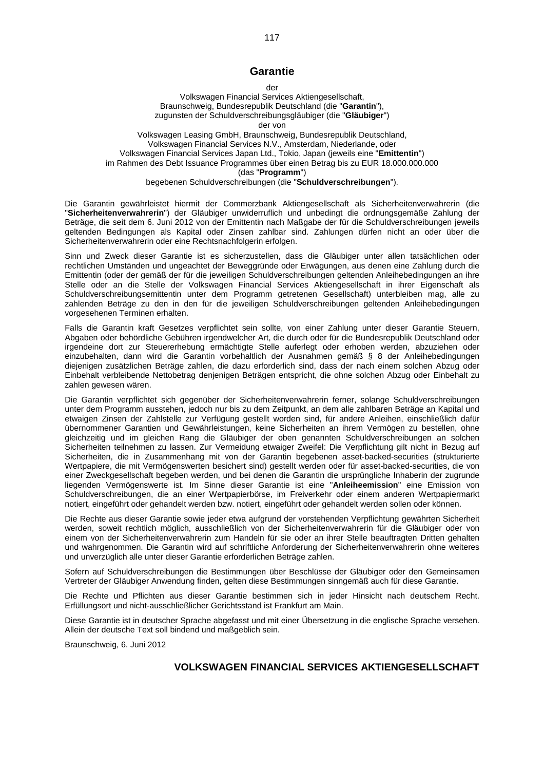# Garantie

der
Volkswagen Financial Services Aktiengesellschaft,
Braunschweig, Bundesrepublik Deutschland (die "**Garantin**"),
zugunsten der Schuldverschreibungsgläubiger (die "**Gläubiger**")
der von
Volkswagen Leasing GmbH, Braunschweig, Bundesrepublik Deutschland,
Volkswagen Financial Services N.V., Amsterdam, Niederlande, oder
Volkswagen Financial Services Japan Ltd., Tokio, Japan (jeweils eine "**Emittentin**")
im Rahmen des Debt Issuance Programmes über einen Betrag bis zu EUR 18.000.000.000
(das "**Programm**")
begebenen Schuldverschreibungen (die "**Schuldverschreibungen**").

Die Garantin gewährleistet hiermit der Commerzbank Aktiengesellschaft als Sicherheitenverwahrerin (die "**Sicherheitenverwahrerin**") der Gläubiger unwiderruflich und unbedingt die ordnungsgemäße Zahlung der Beträge, die seit dem 6. Juni 2012 von der Emittentin nach Maßgabe der für die Schuldverschreibungen jeweils geltenden Bedingungen als Kapital oder Zinsen zahlbar sind. Zahlungen dürfen nicht an oder über die Sicherheitenverwahrerin oder eine Rechtsnachfolgerin erfolgen.

Sinn und Zweck dieser Garantie ist es sicherzustellen, dass die Gläubiger unter allen tatsächlichen oder rechtlichen Umständen und ungeachtet der Beweggründe oder Erwägungen, aus denen eine Zahlung durch die Emittentin (oder der gemäß der für die jeweiligen Schuldverschreibungen geltenden Anleihebedingungen an ihre Stelle oder an die Stelle der Volkswagen Financial Services Aktiengesellschaft in ihrer Eigenschaft als Schuldverschreibungsemittentin unter dem Programm getretenen Gesellschaft) unterbleiben mag, alle zu zahlenden Beträge zu den in den für die jeweiligen Schuldverschreibungen geltenden Anleihebedingungen vorgesehenen Terminen erhalten.

Falls die Garantin kraft Gesetzes verpflichtet sein sollte, von einer Zahlung unter dieser Garantie Steuern, Abgaben oder behördliche Gebühren irgendwelcher Art, die durch oder für die Bundesrepublik Deutschland oder irgendeine dort zur Steuererhebung ermächtigte Stelle auferlegt oder erhoben werden, abzuziehen oder einzubehalten, dann wird die Garantin vorbehaltlich der Ausnahmen gemäß § 8 der Anleihebedingungen diejenigen zusätzlichen Beträge zahlen, die dazu erforderlich sind, dass der nach einem solchen Abzug oder Einbehalt verbleibende Nettobetrag denjenigen Beträgen entspricht, die ohne solchen Abzug oder Einbehalt zu zahlen gewesen wären.

Die Garantin verpflichtet sich gegenüber der Sicherheitenverwahrerin ferner, solange Schuldverschreibungen unter dem Programm ausstehen, jedoch nur bis zu dem Zeitpunkt, an dem alle zahlbaren Beträge an Kapital und etwaigen Zinsen der Zahlstelle zur Verfügung gestellt worden sind, für andere Anleihen, einschließlich dafür übernommener Garantien und Gewährleistungen, keine Sicherheiten an ihrem Vermögen zu bestellen, ohne gleichzeitig und im gleichen Rang die Gläubiger der oben genannten Schuldverschreibungen an solchen Sicherheiten teilnehmen zu lassen. Zur Vermeidung etwaiger Zweifel: Die Verpflichtung gilt nicht in Bezug auf Sicherheiten, die in Zusammenhang mit von der Garantin begebenen asset-backed-securities (strukturierte Wertpapiere, die mit Vermögenswerten besichert sind) gestellt werden oder für asset-backed-securities, die von einer Zweckgesellschaft begeben werden, und bei denen die Garantin die ursprüngliche Inhaberin der zugrunde liegenden Vermögenswerte ist. Im Sinne dieser Garantie ist eine "**Anleiheemission**" eine Emission von Schuldverschreibungen, die an einer Wertpapierbörse, im Freiverkehr oder einem anderen Wertpapiermarkt notiert, eingeführt oder gehandelt werden bzw. notiert, eingeführt oder gehandelt werden sollen oder können.

Die Rechte aus dieser Garantie sowie jeder etwa aufgrund der vorstehenden Verpflichtung gewährten Sicherheit werden, soweit rechtlich möglich, ausschließlich von der Sicherheitenverwahrerin für die Gläubiger oder von einem von der Sicherheitenverwahrerin zum Handeln für sie oder an ihrer Stelle beauftragten Dritten gehalten und wahrgenommen. Die Garantin wird auf schriftliche Anforderung der Sicherheitenverwahrerin ohne weiteres und unverzüglich alle unter dieser Garantie erforderlichen Beträge zahlen.

Sofern auf Schuldverschreibungen die Bestimmungen über Beschlüsse der Gläubiger oder den Gemeinsamen Vertreter der Gläubiger Anwendung finden, gelten diese Bestimmungen sinngemäß auch für diese Garantie.

Die Rechte und Pflichten aus dieser Garantie bestimmen sich in jeder Hinsicht nach deutschem Recht. Erfüllungsort und nicht-ausschließlicher Gerichtsstand ist Frankfurt am Main.

Diese Garantie ist in deutscher Sprache abgefasst und mit einer Übersetzung in die englische Sprache versehen. Allein der deutsche Text soll bindend und maßgeblich sein.

Braunschweig, 6. Juni 2012

**VOLKSWAGEN FINANCIAL SERVICES AKTIENGESELLSCHAFT**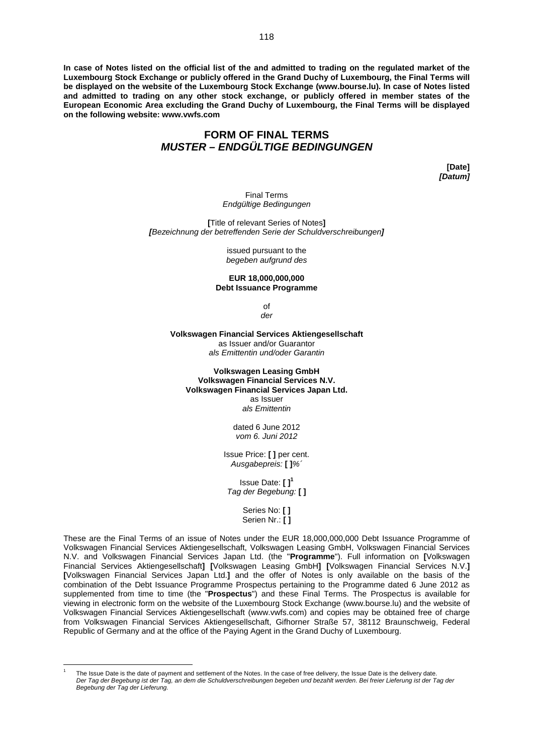**In case of Notes listed on the official list of the and admitted to trading on the regulated market of the Luxembourg Stock Exchange or publicly offered in the Grand Duchy of Luxembourg, the Final Terms will be displayed on the website of the Luxembourg Stock Exchange (www.bourse.lu). In case of Notes listed and admitted to trading on any other stock exchange, or publicly offered in member states of the European Economic Area excluding the Grand Duchy of Luxembourg, the Final Terms will be displayed on the following website: www.vwfs.com**

# FORM OF FINAL TERMS
# *MUSTER – ENDGÜLTIGE BEDINGUNGEN*

**[Date]**
***[Datum]***

Final Terms
*Endgültige Bedingungen*

**[**Title of relevant Series of Notes**]**
***[****Bezeichnung der betreffenden Serie der Schuldverschreibungen****]***

issued pursuant to the
*begeben aufgrund des*

**EUR 18,000,000,000**
**Debt Issuance Programme**

of
*der*

**Volkswagen Financial Services Aktiengesellschaft**
as Issuer and/or Guarantor
*als Emittentin und/oder Garantin*

**Volkswagen Leasing GmbH**
**Volkswagen Financial Services N.V.**
**Volkswagen Financial Services Japan Ltd.**
as Issuer
*als Emittentin*

dated 6 June 2012
*vom 6. Juni 2012*

Issue Price: **[ ]** per cent.
*Ausgabepreis:* **[ ]***%´*

Issue Date: **[ ]**[1]
*Tag der Begebung:* **[ ]**

Series No: **[ ]**
Serien Nr.: **[ ]**

These are the Final Terms of an issue of Notes under the EUR 18,000,000,000 Debt Issuance Programme of Volkswagen Financial Services Aktiengesellschaft, Volkswagen Leasing GmbH, Volkswagen Financial Services N.V. and Volkswagen Financial Services Japan Ltd. (the "**Programme**"). Full information on **[**Volkswagen Financial Services Aktiengesellschaft**]** **[**Volkswagen Leasing GmbH**]** **[**Volkswagen Financial Services N.V.**]** **[**Volkswagen Financial Services Japan Ltd.**]** and the offer of Notes is only available on the basis of the combination of the Debt Issuance Programme Prospectus pertaining to the Programme dated 6 June 2012 as supplemented from time to time (the "**Prospectus**") and these Final Terms. The Prospectus is available for viewing in electronic form on the website of the Luxembourg Stock Exchange (www.bourse.lu) and the website of Volkswagen Financial Services Aktiengesellschaft (www.vwfs.com) and copies may be obtained free of charge from Volkswagen Financial Services Aktiengesellschaft, Gifhorner Straße 57, 38112 Braunschweig, Federal Republic of Germany and at the office of the Paying Agent in the Grand Duchy of Luxembourg.

---

[1] The Issue Date is the date of payment and settlement of the Notes. In the case of free delivery, the Issue Date is the delivery date.
*Der Tag der Begebung ist der Tag, an dem die Schuldverschreibungen begeben und bezahlt werden. Bei freier Lieferung ist der Tag der Begebung der Tag der Lieferung.*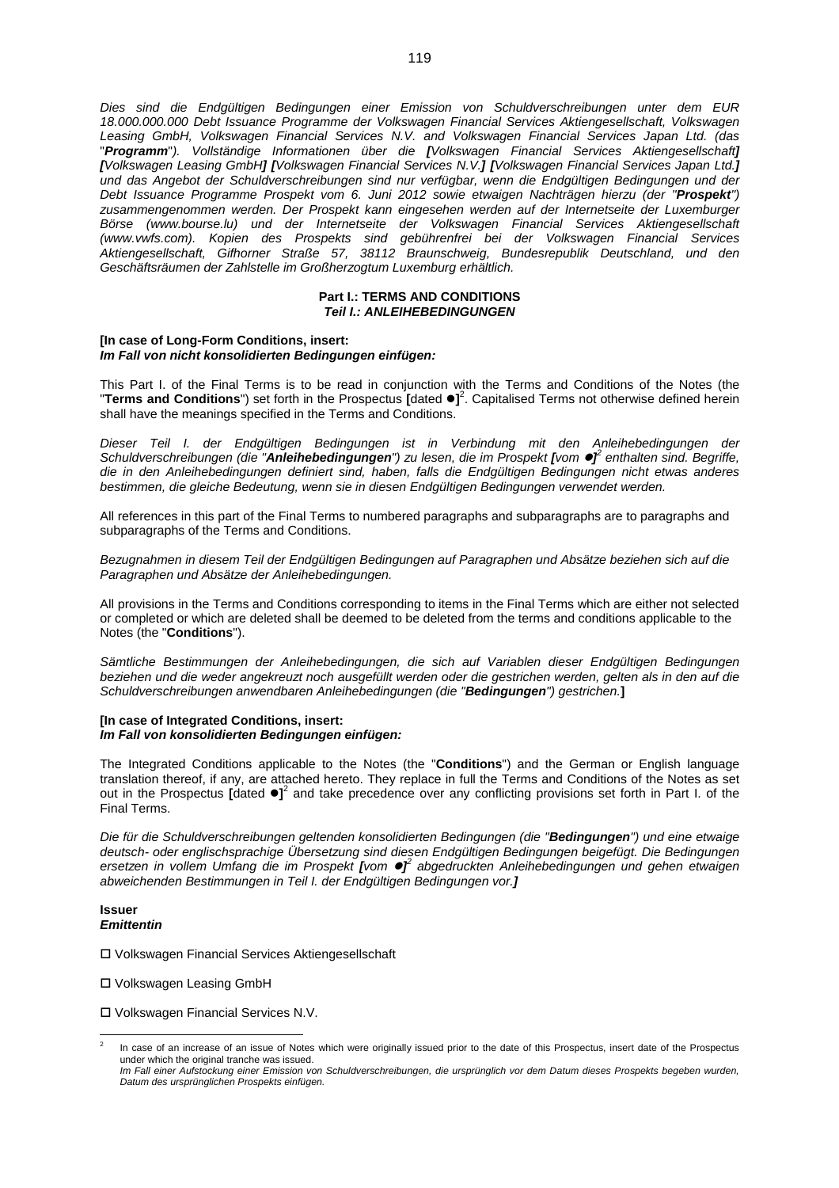*Dies sind die Endgültigen Bedingungen einer Emission von Schuldverschreibungen unter dem EUR 18.000.000.000 Debt Issuance Programme der Volkswagen Financial Services Aktiengesellschaft, Volkswagen Leasing GmbH, Volkswagen Financial Services N.V. and Volkswagen Financial Services Japan Ltd. (das "**Programm**"). Vollständige Informationen über die **[**Volkswagen Financial Services Aktiengesellschaft**]** **[**Volkswagen Leasing GmbH**]** **[**Volkswagen Financial Services N.V.**]** **[**Volkswagen Financial Services Japan Ltd.**]** und das Angebot der Schuldverschreibungen sind nur verfügbar, wenn die Endgültigen Bedingungen und der Debt Issuance Programme Prospekt vom 6. Juni 2012 sowie etwaigen Nachträgen hierzu (der "**Prospekt**") zusammengenommen werden. Der Prospekt kann eingesehen werden auf der Internetseite der Luxemburger Börse (www.bourse.lu) und der Internetseite der Volkswagen Financial Services Aktiengesellschaft (www.vwfs.com). Kopien des Prospekts sind gebührenfrei bei der Volkswagen Financial Services Aktiengesellschaft, Gifhorner Straße 57, 38112 Braunschweig, Bundesrepublik Deutschland, und den Geschäftsräumen der Zahlstelle im Großherzogtum Luxemburg erhältlich.*

**Part I.: TERMS AND CONDITIONS**
***Teil I.: ANLEIHEBEDINGUNGEN***

**[In case of Long-Form Conditions, insert:**
***Im Fall von nicht konsolidierten Bedingungen einfügen:***

This Part I. of the Final Terms is to be read in conjunction with the Terms and Conditions of the Notes (the "**Terms and Conditions**") set forth in the Prospectus **[**dated ●**]**[2]. Capitalised Terms not otherwise defined herein shall have the meanings specified in the Terms and Conditions.

*Dieser Teil I. der Endgültigen Bedingungen ist in Verbindung mit den Anleihebedingungen der Schuldverschreibungen (die "**Anleihebedingungen**") zu lesen, die im Prospekt **[**vom ●**]**[2] enthalten sind. Begriffe, die in den Anleihebedingungen definiert sind, haben, falls die Endgültigen Bedingungen nicht etwas anderes bestimmen, die gleiche Bedeutung, wenn sie in diesen Endgültigen Bedingungen verwendet werden.*

All references in this part of the Final Terms to numbered paragraphs and subparagraphs are to paragraphs and subparagraphs of the Terms and Conditions.

*Bezugnahmen in diesem Teil der Endgültigen Bedingungen auf Paragraphen und Absätze beziehen sich auf die Paragraphen und Absätze der Anleihebedingungen.*

All provisions in the Terms and Conditions corresponding to items in the Final Terms which are either not selected or completed or which are deleted shall be deemed to be deleted from the terms and conditions applicable to the Notes (the "**Conditions**").

*Sämtliche Bestimmungen der Anleihebedingungen, die sich auf Variablen dieser Endgültigen Bedingungen beziehen und die weder angekreuzt noch ausgefüllt werden oder die gestrichen werden, gelten als in den auf die Schuldverschreibungen anwendbaren Anleihebedingungen (die "**Bedingungen**") gestrichen.***]**

**[In case of Integrated Conditions, insert:**
***Im Fall von konsolidierten Bedingungen einfügen:***

The Integrated Conditions applicable to the Notes (the "**Conditions**") and the German or English language translation thereof, if any, are attached hereto. They replace in full the Terms and Conditions of the Notes as set out in the Prospectus **[**dated ●**]**[2] and take precedence over any conflicting provisions set forth in Part I. of the Final Terms.

*Die für die Schuldverschreibungen geltenden konsolidierten Bedingungen (die "**Bedingungen**") und eine etwaige deutsch- oder englischsprachige Übersetzung sind diesen Endgültigen Bedingungen beigefügt. Die Bedingungen ersetzen in vollem Umfang die im Prospekt **[**vom ●**]**[2] abgedruckten Anleihebedingungen und gehen etwaigen abweichenden Bestimmungen in Teil I. der Endgültigen Bedingungen vor.***]**

**Issuer**
***Emittentin***

☐ Volkswagen Financial Services Aktiengesellschaft

☐ Volkswagen Leasing GmbH

☐ Volkswagen Financial Services N.V.

---

[2] In case of an increase of an issue of Notes which were originally issued prior to the date of this Prospectus, insert date of the Prospectus under which the original tranche was issued.
*Im Fall einer Aufstockung einer Emission von Schuldverschreibungen, die ursprünglich vor dem Datum dieses Prospekts begeben wurden, Datum des ursprünglichen Prospekts einfügen.*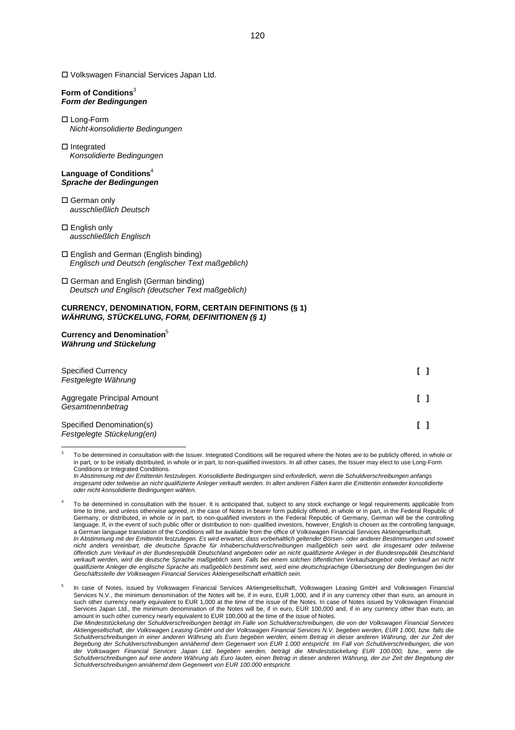☐ Volkswagen Financial Services Japan Ltd.

**Form of Conditions**[3]
***Form der Bedingungen***

☐ Long-Form
*Nicht-konsolidierte Bedingungen*

☐ Integrated
*Konsolidierte Bedingungen*

**Language of Conditions**[4]
***Sprache der Bedingungen***

☐ German only
*ausschließlich Deutsch*

☐ English only
*ausschließlich Englisch*

☐ English and German (English binding)
*Englisch und Deutsch (englischer Text maßgeblich)*

☐ German and English (German binding)
*Deutsch und Englisch (deutscher Text maßgeblich)*

**CURRENCY, DENOMINATION, FORM, CERTAIN DEFINITIONS (§ 1)**
***WÄHRUNG, STÜCKELUNG, FORM, DEFINITIONEN (§ 1)***

**Currency and Denomination**[5]
***Währung und Stückelung***

| | |
|---|---|
| Specified Currency<br>*Festgelegte Währung* | **[ ]** |
| Aggregate Principal Amount<br>*Gesamtnennbetrag* | **[ ]** |
| Specified Denomination(s)<br>*Festgelegte Stückelung(en)* | **[ ]** |

---

[3] To be determined in consultation with the Issuer. Integrated Conditions will be required where the Notes are to be publicly offered, in whole or in part, or to be initially distributed, in whole or in part, to non-qualified investors. In all other cases, the Issuer may elect to use Long-Form Conditions or Integrated Conditions.
*In Abstimmung mit der Emittentin festzulegen. Konsolidierte Bedingungen sind erforderlich, wenn die Schuldverschreibungen anfangs insgesamt oder teilweise an nicht qualifizierte Anleger verkauft werden. In allen anderen Fällen kann die Emittentin entweder konsolidierte oder nicht-konsolidierte Bedingungen wählen.*

[4] To be determined in consultation with the Issuer. It is anticipated that, subject to any stock exchange or legal requirements applicable from time to time, and unless otherwise agreed, in the case of Notes in bearer form publicly offered, in whole or in part, in the Federal Republic of Germany, or distributed, in whole or in part, to non-qualified investors in the Federal Republic of Germany, German will be the controlling language. If, in the event of such public offer or distribution to non- qualified investors, however, English is chosen as the controlling language, a German language translation of the Conditions will be available from the office of Volkswagen Financial Services Aktiengesellschaft.
*In Abstimmung mit der Emittentin festzulegen. Es wird erwartet, dass vorbehaltlich geltender Börsen- oder anderer Bestimmungen und soweit nicht anders vereinbart, die deutsche Sprache für Inhaberschuldverschreibungen maßgeblich sein wird, die insgesamt oder teilweise öffentlich zum Verkauf in der Bundesrepublik Deutschland angeboten oder an nicht qualifizierte Anleger in der Bundesrepublik Deutschland verkauft werden, wird die deutsche Sprache maßgeblich sein. Falls bei einem solchen öffentlichen Verkaufsangebot oder Verkauf an nicht qualifizierte Anleger die englische Sprache als maßgeblich bestimmt wird, wird eine deutschsprachige Übersetzung der Bedingungen bei der Geschäftsstelle der Volkswagen Financial Services Aktiengesellschaft erhältlich sein.*

[5] In case of Notes, issued by Volkswagen Financial Services Aktiengesellschaft, Volkswagen Leasing GmbH and Volkswagen Financial Services N.V., the minimum denomination of the Notes will be, if in euro, EUR 1,000, and if in any currency other than euro, an amount in such other currency nearly equivalent to EUR 1,000 at the time of the issue of the Notes. In case of Notes issued by Volkswagen Financial Services Japan Ltd., the minimum denomination of the Notes will be, if in euro, EUR 100,000 and, if in any currency other than euro, an amount in such other currency nearly equivalent to EUR 100,000 at the time of the issue of Notes.
*Die Mindeststückelung der Schuldverschreibungen beträgt im Falle von Schuldverschreibungen, die von der Volkswagen Financial Services Aktiengesellschaft, der Volkswagen Leasing GmbH und der Volkswagen Financial Services N.V. begeben werden, EUR 1.000, bzw. falls die Schuldverschreibungen in einer anderen Währung als Euro begeben werden, einem Betrag in dieser anderen Währung, der zur Zeit der Begebung der Schuldverschreibungen annähernd dem Gegenwert von EUR 1.000 entspricht. Im Fall von Schuldverschreibungen, die von der Volkswagen Financial Services Japan Ltd. begeben werden, beträgt die Mindeststückelung EUR 100.000, bzw., wenn die Schuldverschreibungen auf eine andere Währung als Euro lauten, einen Betrag in dieser anderen Währung, der zur Zeit der Begebung der Schuldverschreibungen annähernd dem Gegenwert von EUR 100.000 entspricht.*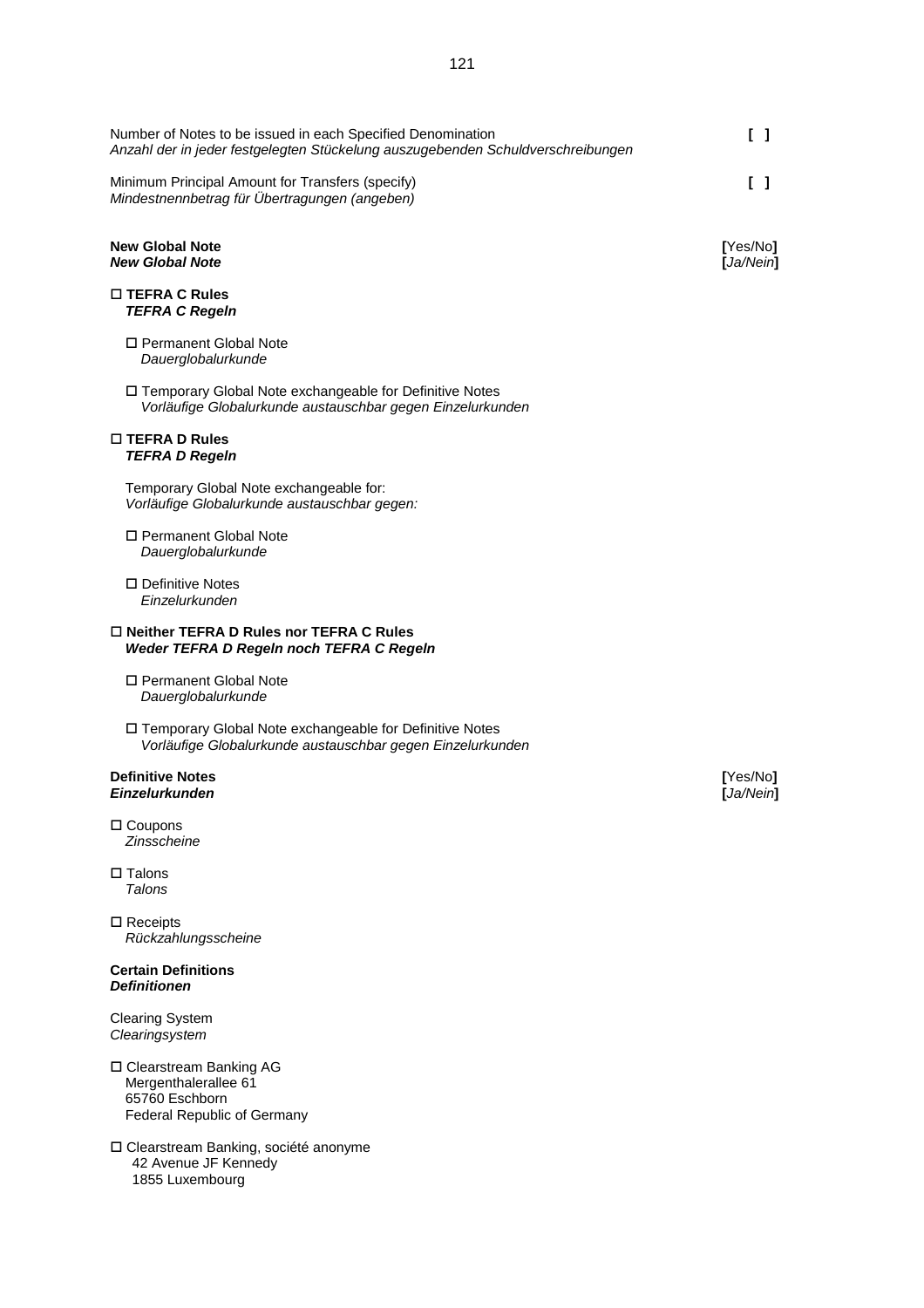Number of Notes to be issued in each Specified Denomination  
*Anzahl der in jeder festgelegten Stückelung auszugebenden Schuldverschreibungen* **[ ]**

Minimum Principal Amount for Transfers (specify)  
*Mindestnennbetrag für Übertragungen (angeben)* **[ ]**

**New Global Note** **[**Yes/No**]**  
***New Global Note*** **[***Ja/Nein***]**

☐ **TEFRA C Rules**  
***TEFRA C Regeln***

☐ Permanent Global Note  
*Dauerglobalurkunde*

☐ Temporary Global Note exchangeable for Definitive Notes  
*Vorläufige Globalurkunde austauschbar gegen Einzelurkunden*

☐ **TEFRA D Rules**  
***TEFRA D Regeln***

Temporary Global Note exchangeable for:  
*Vorläufige Globalurkunde austauschbar gegen:*

☐ Permanent Global Note  
*Dauerglobalurkunde*

☐ Definitive Notes  
*Einzelurkunden*

☐ **Neither TEFRA D Rules nor TEFRA C Rules**  
***Weder TEFRA D Regeln noch TEFRA C Regeln***

☐ Permanent Global Note  
*Dauerglobalurkunde*

☐ Temporary Global Note exchangeable for Definitive Notes  
*Vorläufige Globalurkunde austauschbar gegen Einzelurkunden*

**Definitive Notes** **[**Yes/No**]**  
***Einzelurkunden*** **[***Ja/Nein***]**

☐ Coupons  
*Zinsscheine*

☐ Talons  
*Talons*

☐ Receipts  
*Rückzahlungsscheine*

**Certain Definitions**  
***Definitionen***

Clearing System  
*Clearingsystem*

☐ Clearstream Banking AG  
Mergenthalerallee 61  
65760 Eschborn  
Federal Republic of Germany

☐ Clearstream Banking, société anonyme  
42 Avenue JF Kennedy  
1855 Luxembourg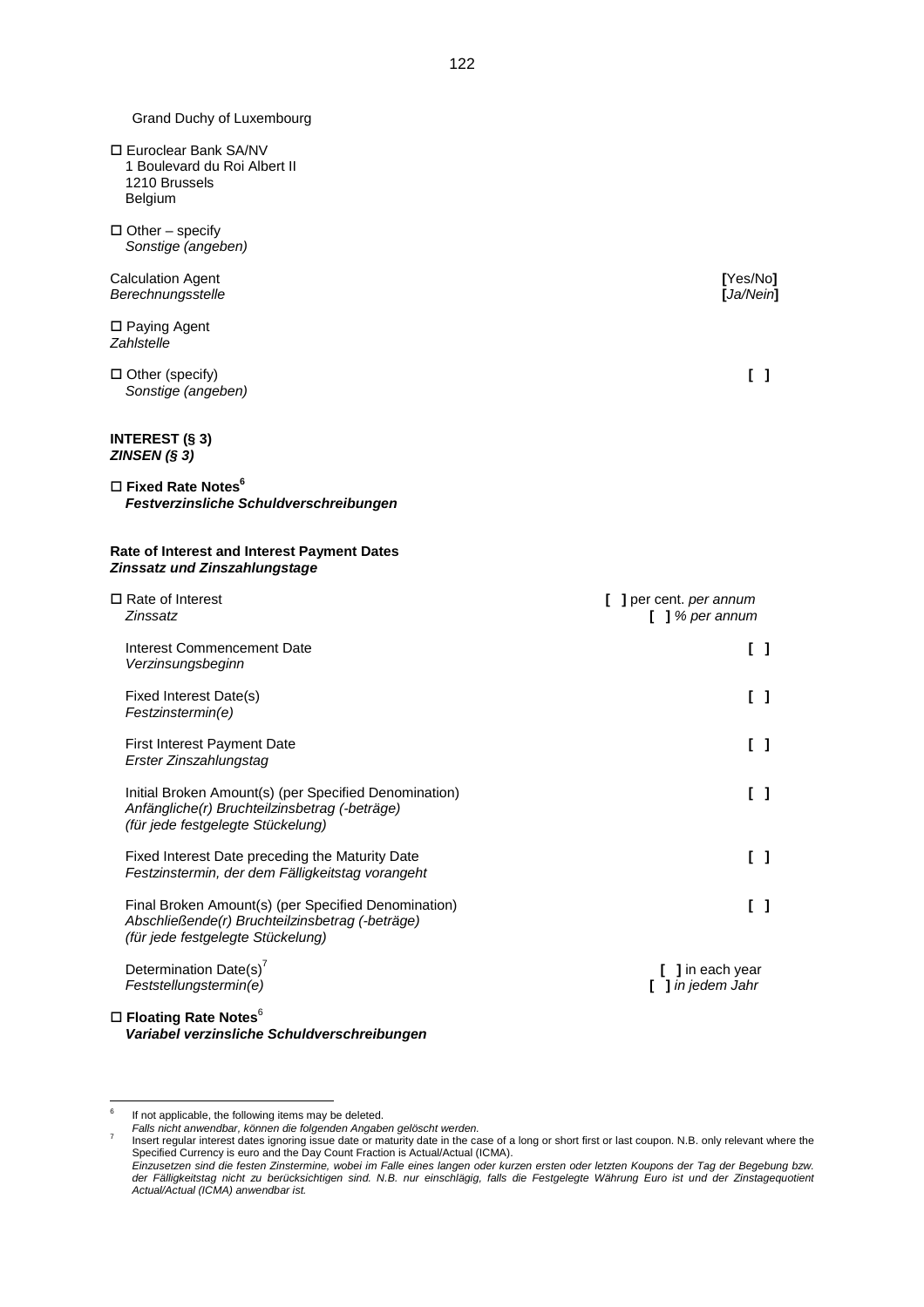Grand Duchy of Luxembourg

☐ Euroclear Bank SA/NV
1 Boulevard du Roi Albert II
1210 Brussels
Belgium

☐ Other – specify
*Sonstige (angeben)*

| | |
|---|---|
| Calculation Agent<br>*Berechnungsstelle* | [Yes/No]<br>[*Ja/Nein*] |
| ☐ Paying Agent<br>*Zahlstelle* | |
| ☐ Other (specify)<br>*Sonstige (angeben)* | [ ] |

**INTEREST (§ 3)**
***ZINSEN (§ 3)***

☐ **Fixed Rate Notes**[6]
***Festverzinsliche Schuldverschreibungen***

**Rate of Interest and Interest Payment Dates**
***Zinssatz und Zinszahlungstage***

| | |
|---|---|
| ☐ Rate of Interest<br>*Zinssatz* | [ ] per cent. *per annum*<br>[ ] *% per annum* |
| Interest Commencement Date<br>*Verzinsungsbeginn* | [ ] |
| Fixed Interest Date(s)<br>*Festzinstermin(e)* | [ ] |
| First Interest Payment Date<br>*Erster Zinszahlungstag* | [ ] |
| Initial Broken Amount(s) (per Specified Denomination)<br>*Anfängliche(r) Bruchteilzinsbetrag (-beträge)*<br>*(für jede festgelegte Stückelung)* | [ ] |
| Fixed Interest Date preceding the Maturity Date<br>*Festzinstermin, der dem Fälligkeitstag vorangeht* | [ ] |
| Final Broken Amount(s) (per Specified Denomination)<br>*Abschließende(r) Bruchteilzinsbetrag (-beträge)*<br>*(für jede festgelegte Stückelung)* | [ ] |
| Determination Date(s)[7]<br>*Feststellungstermin(e)* | [ ] in each year<br>[ ] *in jedem Jahr* |

☐ **Floating Rate Notes**[6]
***Variabel verzinsliche Schuldverschreibungen***

---

[6] If not applicable, the following items may be deleted.
*Falls nicht anwendbar, können die folgenden Angaben gelöscht werden.*

[7] Insert regular interest dates ignoring issue date or maturity date in the case of a long or short first or last coupon. N.B. only relevant where the Specified Currency is euro and the Day Count Fraction is Actual/Actual (ICMA).
*Einzusetzen sind die festen Zinstermine, wobei im Falle eines langen oder kurzen ersten oder letzten Koupons der Tag der Begebung bzw. der Fälligkeitstag nicht zu berücksichtigen sind. N.B. nur einschlägig, falls die Festgelegte Währung Euro ist und der Zinstagequotient Actual/Actual (ICMA) anwendbar ist.*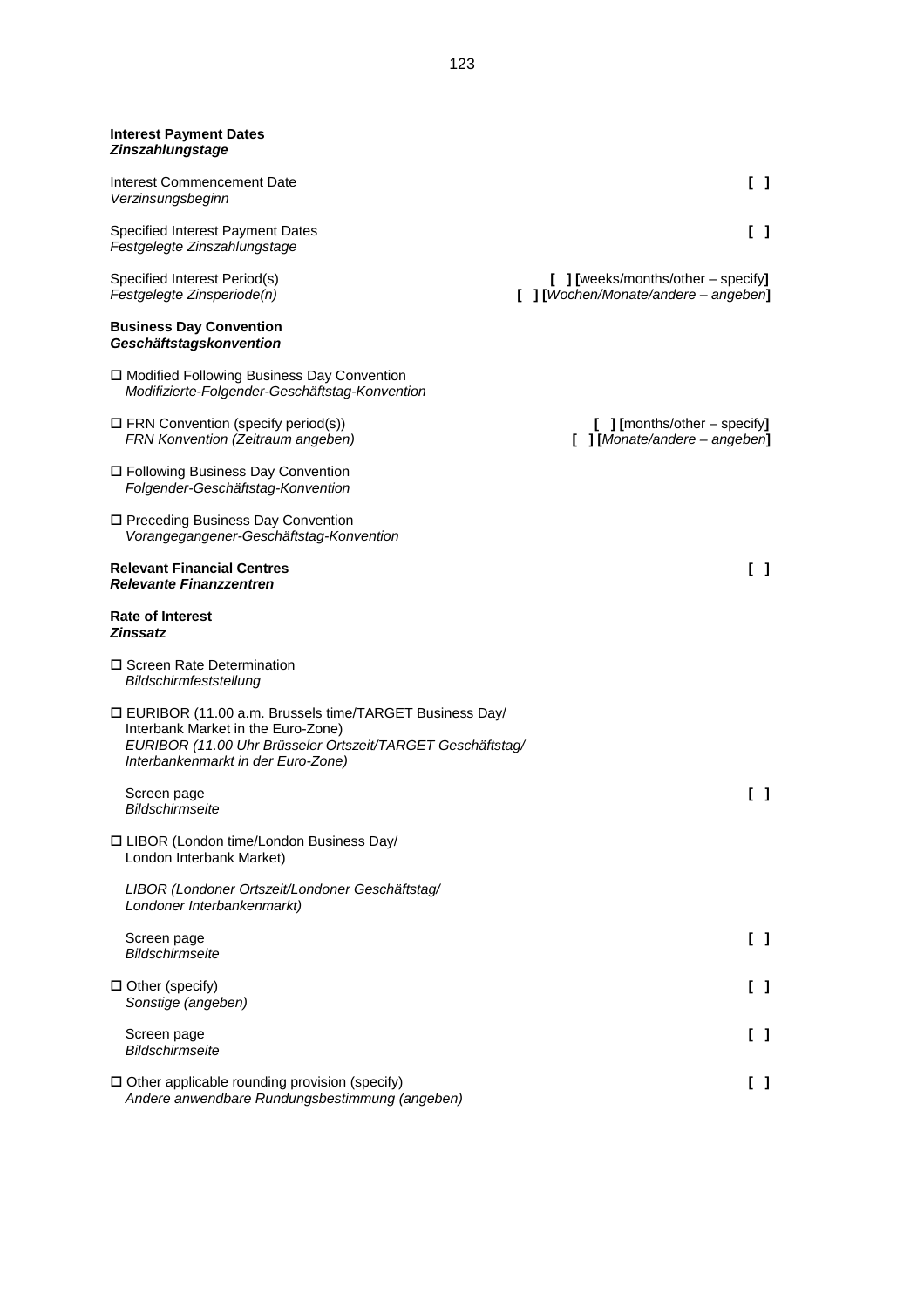**Interest Payment Dates**
***Zinszahlungstage***

Interest Commencement Date [ ]
*Verzinsungsbeginn*

Specified Interest Payment Dates [ ]
*Festgelegte Zinszahlungstage*

Specified Interest Period(s) **[ ] [**weeks/months/other – specify**]**
*Festgelegte Zinsperiode(n)* **[ ] [***Wochen/Monate/andere – angeben***]**

**Business Day Convention**
***Geschäftstagskonvention***

☐ Modified Following Business Day Convention
*Modifizierte-Folgender-Geschäftstag-Konvention*

☐ FRN Convention (specify period(s)) **[ ] [**months/other – specify**]**
*FRN Konvention (Zeitraum angeben)* **[ ] [***Monate/andere – angeben***]**

☐ Following Business Day Convention
*Folgender-Geschäftstag-Konvention*

☐ Preceding Business Day Convention
*Vorangegangener-Geschäftstag-Konvention*

**Relevant Financial Centres** [ ]
***Relevante Finanzzentren***

**Rate of Interest**
***Zinssatz***

☐ Screen Rate Determination
*Bildschirmfeststellung*

☐ EURIBOR (11.00 a.m. Brussels time/TARGET Business Day/ Interbank Market in the Euro-Zone)
*EURIBOR (11.00 Uhr Brüsseler Ortszeit/TARGET Geschäftstag/ Interbankenmarkt in der Euro-Zone)*

Screen page [ ]
*Bildschirmseite*

☐ LIBOR (London time/London Business Day/ London Interbank Market)

*LIBOR (Londoner Ortszeit/Londoner Geschäftstag/ Londoner Interbankenmarkt)*

Screen page [ ]
*Bildschirmseite*

☐ Other (specify) [ ]
*Sonstige (angeben)*

Screen page [ ]
*Bildschirmseite*

☐ Other applicable rounding provision (specify) [ ]
*Andere anwendbare Rundungsbestimmung (angeben)*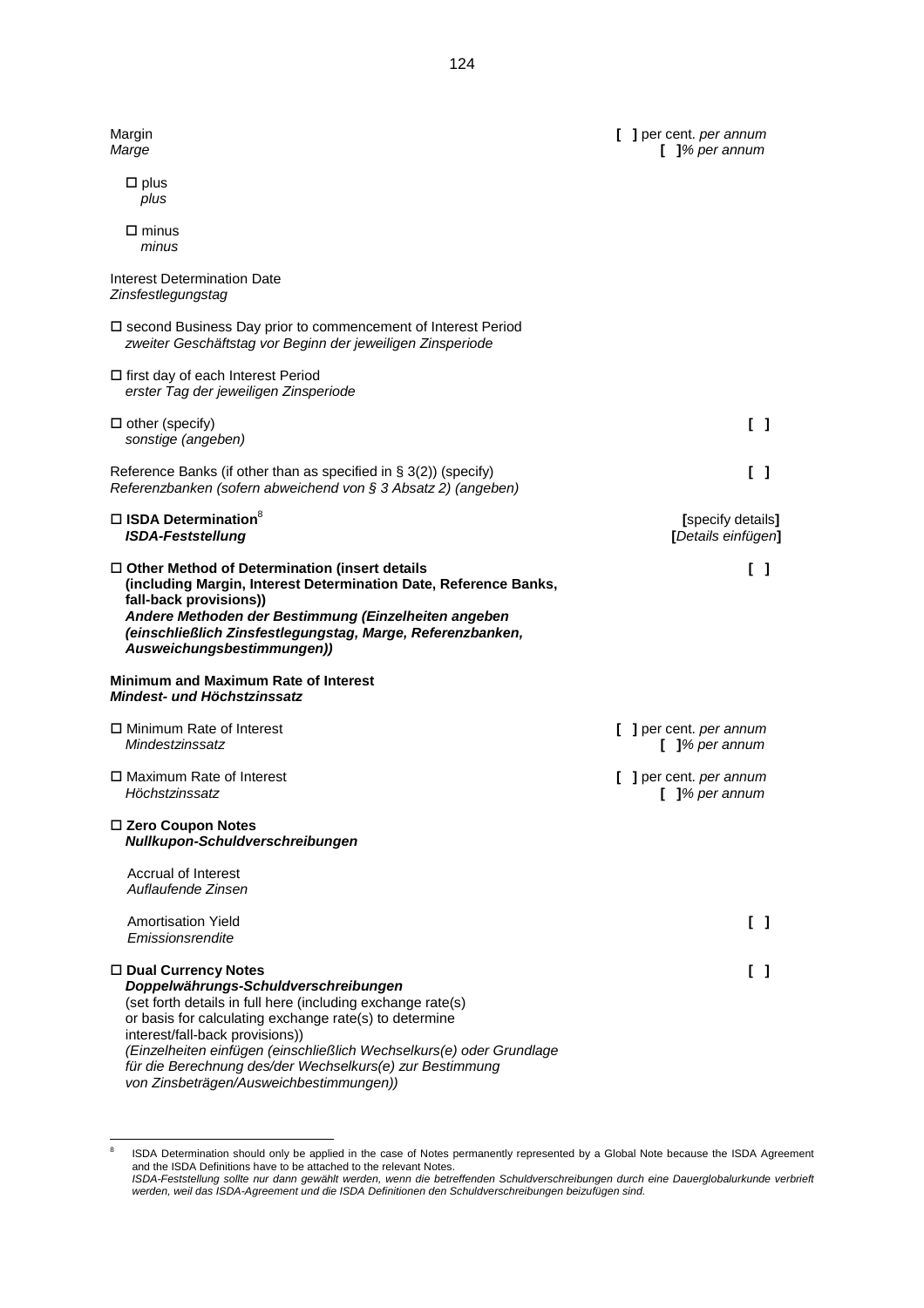Margin | [ ] per cent. *per annum*
*Marge* | *[ ]% per annum*

☐ plus
*plus*

☐ minus
*minus*

Interest Determination Date
*Zinsfestlegungstag*

☐ second Business Day prior to commencement of Interest Period
*zweiter Geschäftstag vor Beginn der jeweiligen Zinsperiode*

☐ first day of each Interest Period
*erster Tag der jeweiligen Zinsperiode*

☐ other (specify) | [ ]
*sonstige (angeben)*

Reference Banks (if other than as specified in § 3(2)) (specify) | [ ]
*Referenzbanken (sofern abweichend von § 3 Absatz 2) (angeben)*

**☐ ISDA Determination**[8] | **[**specify details**]**
***ISDA-Feststellung*** | **[***Details einfügen***]**

**☐ Other Method of Determination (insert details (including Margin, Interest Determination Date, Reference Banks, fall-back provisions))** | [ ]
***Andere Methoden der Bestimmung (Einzelheiten angeben (einschließlich Zinsfestlegungstag, Marge, Referenzbanken, Ausweichungsbestimmungen))***

**Minimum and Maximum Rate of Interest**
***Mindest- und Höchstzinssatz***

☐ Minimum Rate of Interest | [ ] per cent. *per annum*
*Mindestzinssatz* | *[ ]% per annum*

☐ Maximum Rate of Interest | [ ] per cent. *per annum*
*Höchstzinssatz* | *[ ]% per annum*

**☐ Zero Coupon Notes**
***Nullkupon-Schuldverschreibungen***

Accrual of Interest
*Auflaufende Zinsen*

Amortisation Yield | [ ]
*Emissionsrendite*

**☐ Dual Currency Notes** | [ ]
***Doppelwährungs-Schuldverschreibungen***
(set forth details in full here (including exchange rate(s) or basis for calculating exchange rate(s) to determine interest/fall-back provisions))
*(Einzelheiten einfügen (einschließlich Wechselkurs(e) oder Grundlage für die Berechnung des/der Wechselkurs(e) zur Bestimmung von Zinsbeträgen/Ausweichbestimmungen))*

---

[8] ISDA Determination should only be applied in the case of Notes permanently represented by a Global Note because the ISDA Agreement and the ISDA Definitions have to be attached to the relevant Notes.
*ISDA-Feststellung sollte nur dann gewählt werden, wenn die betreffenden Schuldverschreibungen durch eine Dauerglobalurkunde verbrieft werden, weil das ISDA-Agreement und die ISDA Definitionen den Schuldverschreibungen beizufügen sind.*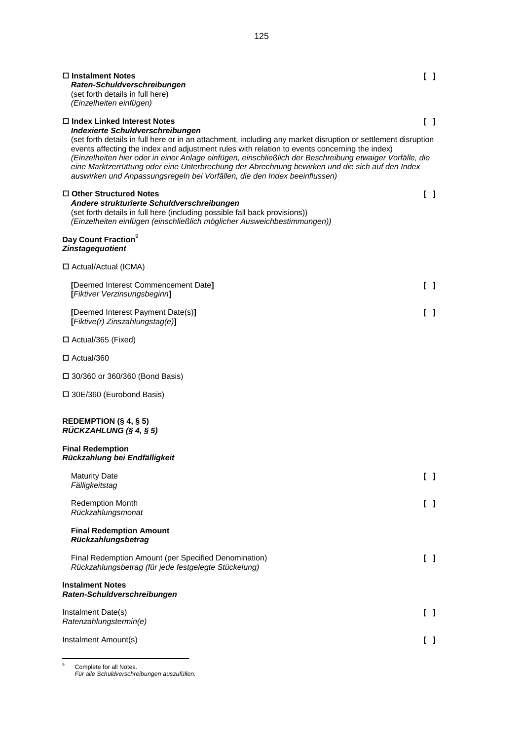☐ **Instalment Notes** [ ]
***Raten-Schuldverschreibungen***
(set forth details in full here)
*(Einzelheiten einfügen)*

☐ **Index Linked Interest Notes** [ ]
***Indexierte Schuldverschreibungen***
(set forth details in full here or in an attachment, including any market disruption or settlement disruption events affecting the index and adjustment rules with relation to events concerning the index)
*(Einzelheiten hier oder in einer Anlage einfügen, einschließlich der Beschreibung etwaiger Vorfälle, die eine Marktzerrüttung oder eine Unterbrechung der Abrechnung bewirken und die sich auf den Index auswirken und Anpassungsregeln bei Vorfällen, die den Index beeinflussen)*

☐ **Other Structured Notes** [ ]
***Andere strukturierte Schuldverschreibungen***
(set forth details in full here (including possible fall back provisions))
*(Einzelheiten einfügen (einschließlich möglicher Ausweichbestimmungen))*

**Day Count Fraction**[9]
***Zinstagequotient***

☐ Actual/Actual (ICMA)

**[**Deemed Interest Commencement Date**]** [ ]
**[***Fiktiver Verzinsungsbeginn***]**

**[**Deemed Interest Payment Date(s)**]** [ ]
**[***Fiktive(r) Zinszahlungstag(e)***]**

☐ Actual/365 (Fixed)

☐ Actual/360

☐ 30/360 or 360/360 (Bond Basis)

☐ 30E/360 (Eurobond Basis)

**REDEMPTION (§ 4, § 5)**
***RÜCKZAHLUNG (§ 4, § 5)***

**Final Redemption**
***Rückzahlung bei Endfälligkeit***

Maturity Date [ ]
*Fälligkeitstag*

Redemption Month [ ]
*Rückzahlungsmonat*

**Final Redemption Amount**
***Rückzahlungsbetrag***

Final Redemption Amount (per Specified Denomination) [ ]
*Rückzahlungsbetrag (für jede festgelegte Stückelung)*

**Instalment Notes**
***Raten-Schuldverschreibungen***

Instalment Date(s) [ ]
*Ratenzahlungstermin(e)*

Instalment Amount(s) [ ]

---

[9] Complete for all Notes.
*Für alle Schuldverschreibungen auszufüllen.*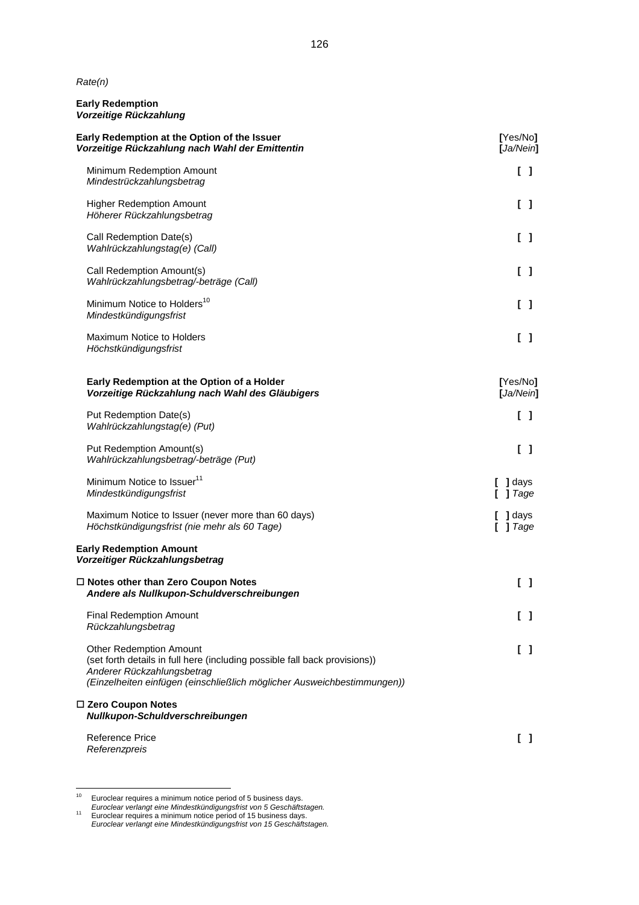*Rate(n)*

**Early Redemption**
***Vorzeitige Rückzahlung***

| | |
|---|---|
| **Early Redemption at the Option of the Issuer**<br>***Vorzeitige Rückzahlung nach Wahl der Emittentin*** | **[**Yes/No**]**<br>**[***Ja/Nein***]** |
| Minimum Redemption Amount<br>*Mindestrückzahlungsbetrag* | **[ ]** |
| Higher Redemption Amount<br>*Höherer Rückzahlungsbetrag* | **[ ]** |
| Call Redemption Date(s)<br>*Wahlrückzahlungstag(e) (Call)* | **[ ]** |
| Call Redemption Amount(s)<br>*Wahlrückzahlungsbetrag/-beträge (Call)* | **[ ]** |
| Minimum Notice to Holders[10]<br>*Mindestkündigungsfrist* | **[ ]** |
| Maximum Notice to Holders<br>*Höchstkündigungsfrist* | **[ ]** |
| **Early Redemption at the Option of a Holder**<br>***Vorzeitige Rückzahlung nach Wahl des Gläubigers*** | **[**Yes/No**]**<br>**[***Ja/Nein***]** |
| Put Redemption Date(s)<br>*Wahlrückzahlungstag(e) (Put)* | **[ ]** |
| Put Redemption Amount(s)<br>*Wahlrückzahlungsbetrag/-beträge (Put)* | **[ ]** |
| Minimum Notice to Issuer[11]<br>*Mindestkündigungsfrist* | **[ ]** days<br>**[ ]** *Tage* |
| Maximum Notice to Issuer (never more than 60 days)<br>*Höchstkündigungsfrist (nie mehr als 60 Tage)* | **[ ]** days<br>**[ ]** *Tage* |

**Early Redemption Amount**
***Vorzeitiger Rückzahlungsbetrag***

| | |
|---|---|
| ☐ **Notes other than Zero Coupon Notes**<br>***Andere als Nullkupon-Schuldverschreibungen*** | **[ ]** |
| Final Redemption Amount<br>*Rückzahlungsbetrag* | **[ ]** |
| Other Redemption Amount<br>(set forth details in full here (including possible fall back provisions))<br>*Anderer Rückzahlungsbetrag*<br>*(Einzelheiten einfügen (einschließlich möglicher Ausweichbestimmungen))* | **[ ]** |
| ☐ **Zero Coupon Notes**<br>***Nullkupon-Schuldverschreibungen*** | |
| Reference Price<br>*Referenzpreis* | **[ ]** |

---

[10] Euroclear requires a minimum notice period of 5 business days.
*Euroclear verlangt eine Mindestkündigungsfrist von 5 Geschäftstagen.*

[11] Euroclear requires a minimum notice period of 15 business days.
*Euroclear verlangt eine Mindestkündigungsfrist von 15 Geschäftstagen.*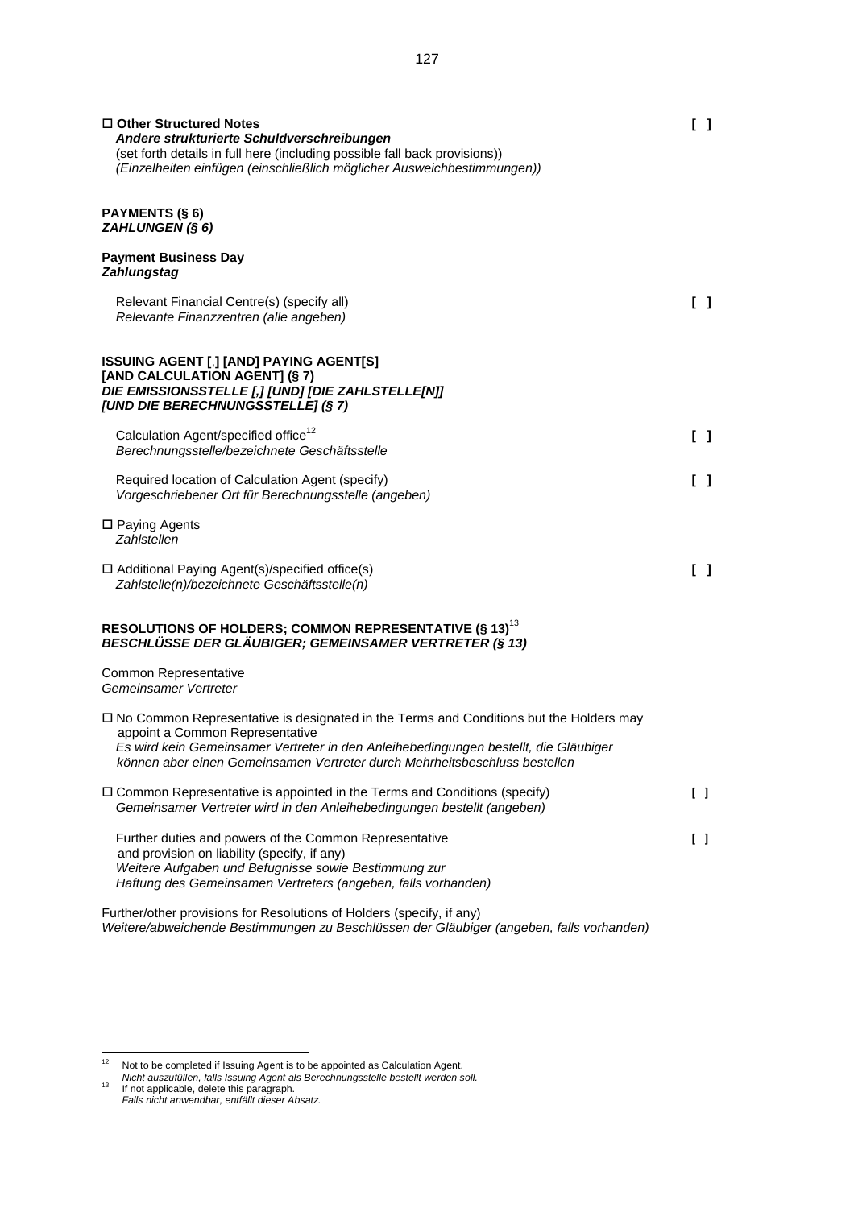☐ **Other Structured Notes** [ ]
***Andere strukturierte Schuldverschreibungen***
(set forth details in full here (including possible fall back provisions))
*(Einzelheiten einfügen (einschließlich möglicher Ausweichbestimmungen))*

**PAYMENTS (§ 6)**
***ZAHLUNGEN (§ 6)***

**Payment Business Day**
***Zahlungstag***

Relevant Financial Centre(s) (specify all) [ ]
*Relevante Finanzzentren (alle angeben)*

**ISSUING AGENT [,] [AND] PAYING AGENT[S] [AND CALCULATION AGENT] (§ 7)**
***DIE EMISSIONSSTELLE [,] [UND] [DIE ZAHLSTELLE[N]] [UND DIE BERECHNUNGSSTELLE] (§ 7)***

Calculation Agent/specified office[12] [ ]
*Berechnungsstelle/bezeichnete Geschäftsstelle*

Required location of Calculation Agent (specify) [ ]
*Vorgeschriebener Ort für Berechnungsstelle (angeben)*

☐ Paying Agents
*Zahlstellen*

☐ Additional Paying Agent(s)/specified office(s) [ ]
*Zahlstelle(n)/bezeichnete Geschäftsstelle(n)*

**RESOLUTIONS OF HOLDERS; COMMON REPRESENTATIVE (§ 13)**[13]
***BESCHLÜSSE DER GLÄUBIGER; GEMEINSAMER VERTRETER (§ 13)***

Common Representative
*Gemeinsamer Vertreter*

☐ No Common Representative is designated in the Terms and Conditions but the Holders may appoint a Common Representative
*Es wird kein Gemeinsamer Vertreter in den Anleihebedingungen bestellt, die Gläubiger können aber einen Gemeinsamen Vertreter durch Mehrheitsbeschluss bestellen*

☐ Common Representative is appointed in the Terms and Conditions (specify) [ ]
*Gemeinsamer Vertreter wird in den Anleihebedingungen bestellt (angeben)*

Further duties and powers of the Common Representative and provision on liability (specify, if any) [ ]
*Weitere Aufgaben und Befugnisse sowie Bestimmung zur Haftung des Gemeinsamen Vertreters (angeben, falls vorhanden)*

Further/other provisions for Resolutions of Holders (specify, if any)
*Weitere/abweichende Bestimmungen zu Beschlüssen der Gläubiger (angeben, falls vorhanden)*

---

[12] Not to be completed if Issuing Agent is to be appointed as Calculation Agent.
*Nicht auszufüllen, falls Issuing Agent als Berechnungsstelle bestellt werden soll.*

[13] If not applicable, delete this paragraph.
*Falls nicht anwendbar, entfällt dieser Absatz.*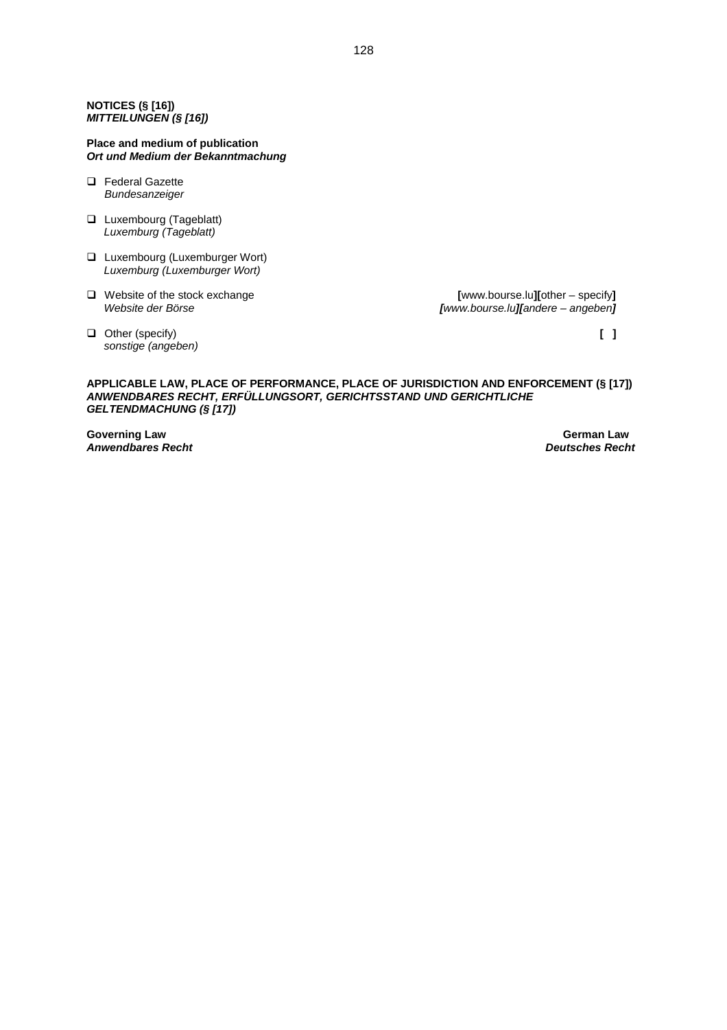**NOTICES (§ [16])**
***MITTEILUNGEN (§ [16])***

**Place and medium of publication**
***Ort und Medium der Bekanntmachung***

- ❑ Federal Gazette
  *Bundesanzeiger*

- ❑ Luxembourg (Tageblatt)
  *Luxemburg (Tageblatt)*

- ❑ Luxembourg (Luxemburger Wort)
  *Luxemburg (Luxemburger Wort)*

- ❑ Website of the stock exchange — **[**www.bourse.lu**][**other – specify**]**
  *Website der Börse* — ***[****www.bourse.lu****][****andere – angeben****]***

- ❑ Other (specify) — **[ ]**
  *sonstige (angeben)*

**APPLICABLE LAW, PLACE OF PERFORMANCE, PLACE OF JURISDICTION AND ENFORCEMENT (§ [17])**
***ANWENDBARES RECHT, ERFÜLLUNGSORT, GERICHTSSTAND UND GERICHTLICHE GELTENDMACHUNG (§ [17])***

| | |
|---|---|
| **Governing Law** | **German Law** |
| ***Anwendbares Recht*** | ***Deutsches Recht*** |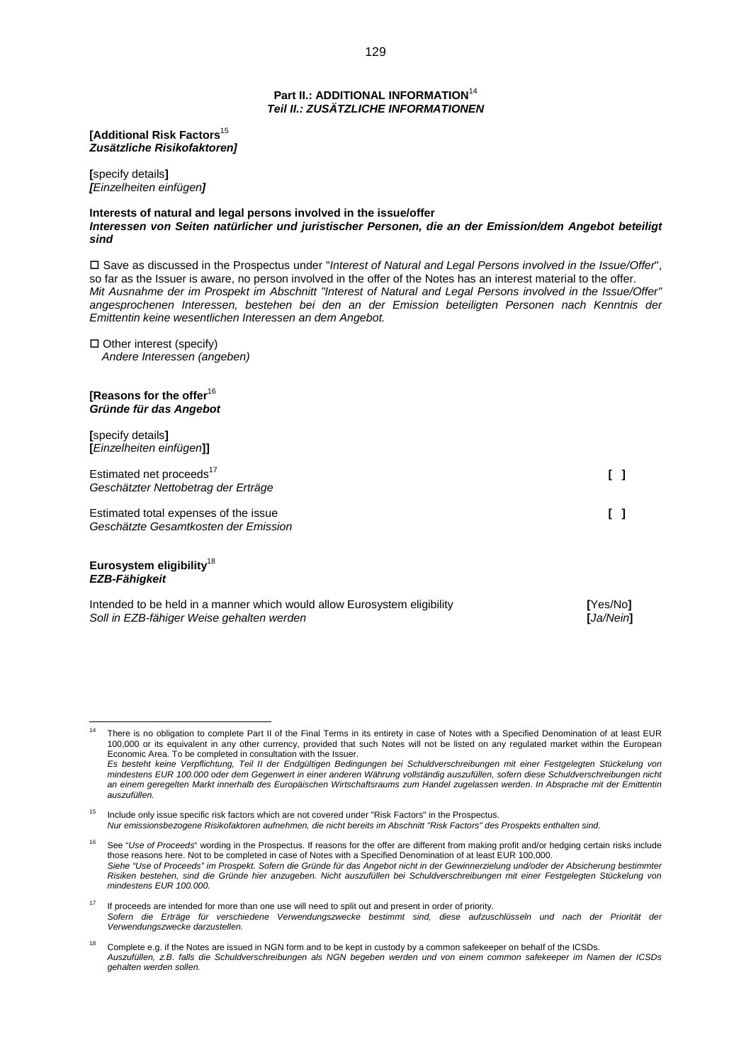## Part II.: ADDITIONAL INFORMATION[14]
## *Teil II.: ZUSÄTZLICHE INFORMATIONEN*

**[Additional Risk Factors**[15]
***Zusätzliche Risikofaktoren]***

**[**specify details**]**
***[****Einzelheiten einfügen****]***

**Interests of natural and legal persons involved in the issue/offer**
***Interessen von Seiten natürlicher und juristischer Personen, die an der Emission/dem Angebot beteiligt sind***

☐ Save as discussed in the Prospectus under "*Interest of Natural and Legal Persons involved in the Issue/Offer*", so far as the Issuer is aware, no person involved in the offer of the Notes has an interest material to the offer.
*Mit Ausnahme der im Prospekt im Abschnitt "Interest of Natural and Legal Persons involved in the Issue/Offer" angesprochenen Interessen, bestehen bei den an der Emission beteiligten Personen nach Kenntnis der Emittentin keine wesentlichen Interessen an dem Angebot.*

☐ Other interest (specify)
*Andere Interessen (angeben)*

**[Reasons for the offer**[16]
***Gründe für das Angebot***

**[**specify details**]**
**[***Einzelheiten einfügen***]]**

| | |
|---|---|
| Estimated net proceeds[17]<br>*Geschätzter Nettobetrag der Erträge* | **[ ]** |
| Estimated total expenses of the issue<br>*Geschätzte Gesamtkosten der Emission* | **[ ]** |

**Eurosystem eligibility**[18]
***EZB-Fähigkeit***

| | |
|---|---|
| Intended to be held in a manner which would allow Eurosystem eligibility<br>*Soll in EZB-fähiger Weise gehalten werden* | **[**Yes/No**]**<br>**[***Ja/Nein***]** |

---

[14] There is no obligation to complete Part II of the Final Terms in its entirety in case of Notes with a Specified Denomination of at least EUR 100,000 or its equivalent in any other currency, provided that such Notes will not be listed on any regulated market within the European Economic Area. To be completed in consultation with the Issuer.
*Es besteht keine Verpflichtung, Teil II der Endgültigen Bedingungen bei Schuldverschreibungen mit einer Festgelegten Stückelung von mindestens EUR 100.000 oder dem Gegenwert in einer anderen Währung vollständig auszufüllen, sofern diese Schuldverschreibungen nicht an einem geregelten Markt innerhalb des Europäischen Wirtschaftsraums zum Handel zugelassen werden. In Absprache mit der Emittentin auszufüllen.*

[15] Include only issue specific risk factors which are not covered under "Risk Factors" in the Prospectus.
*Nur emissionsbezogene Risikofaktoren aufnehmen, die nicht bereits im Abschnitt "Risk Factors" des Prospekts enthalten sind.*

[16] See "*Use of Proceeds*" wording in the Prospectus. If reasons for the offer are different from making profit and/or hedging certain risks include those reasons here. Not to be completed in case of Notes with a Specified Denomination of at least EUR 100,000.
*Siehe "Use of Proceeds" im Prospekt. Sofern die Gründe für das Angebot nicht in der Gewinnerzielung und/oder der Absicherung bestimmter Risiken bestehen, sind die Gründe hier anzugeben. Nicht auszufüllen bei Schuldverschreibungen mit einer Festgelegten Stückelung von mindestens EUR 100.000.*

[17] If proceeds are intended for more than one use will need to split out and present in order of priority.
*Sofern die Erträge für verschiedene Verwendungszwecke bestimmt sind, diese aufzuschlüsseln und nach der Priorität der Verwendungszwecke darzustellen.*

[18] Complete e.g. if the Notes are issued in NGN form and to be kept in custody by a common safekeeper on behalf of the ICSDs.
*Auszufüllen, z.B. falls die Schuldverschreibungen als NGN begeben werden und von einem common safekeeper im Namen der ICSDs gehalten werden sollen.*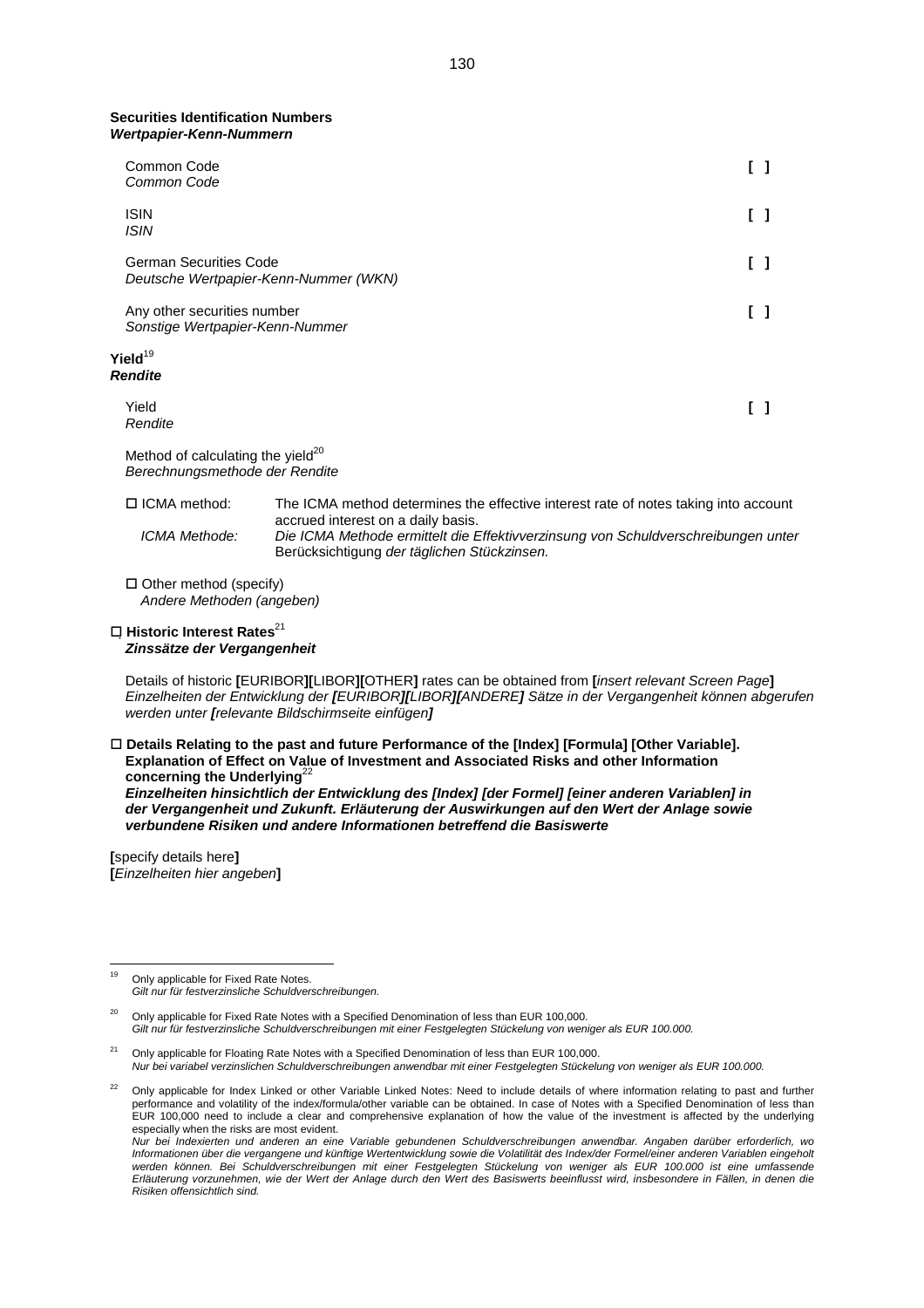**Securities Identification Numbers**
***Wertpapier-Kenn-Nummern***

| | |
|---|---|
| Common Code<br>*Common Code* | [ ] |
| ISIN<br>*ISIN* | [ ] |
| German Securities Code<br>*Deutsche Wertpapier-Kenn-Nummer (WKN)* | [ ] |
| Any other securities number<br>*Sonstige Wertpapier-Kenn-Nummer* | [ ] |

**Yield**[19]
***Rendite***

| | |
|---|---|
| Yield<br>*Rendite* | [ ] |

Method of calculating the yield[20]
*Berechnungsmethode der Rendite*

☐ ICMA method: The ICMA method determines the effective interest rate of notes taking into account accrued interest on a daily basis.
*ICMA Methode: Die ICMA Methode ermittelt die Effektivverzinsung von Schuldverschreibungen unter Berücksichtigung der täglichen Stückzinsen.*

☐ Other method (specify)
*Andere Methoden (angeben)*

☐ **Historic Interest Rates**[21]
***Zinssätze der Vergangenheit***

Details of historic **[**EURIBOR**][**LIBOR**][**OTHER**]** rates can be obtained from **[***insert relevant Screen Page***]**
*Einzelheiten der Entwicklung der **[**EURIBOR**][**LIBOR**][**ANDERE**]** Sätze in der Vergangenheit können abgerufen werden unter **[**relevante Bildschirmseite einfügen**]***

☐ **Details Relating to the past and future Performance of the [Index] [Formula] [Other Variable]. Explanation of Effect on Value of Investment and Associated Risks and other Information concerning the Underlying**[22]
***Einzelheiten hinsichtlich der Entwicklung des [Index] [der Formel] [einer anderen Variablen] in der Vergangenheit und Zukunft. Erläuterung der Auswirkungen auf den Wert der Anlage sowie verbundene Risiken und andere Informationen betreffend die Basiswerte***

**[**specify details here**]**
**[***Einzelheiten hier angeben***]**

---

[19] Only applicable for Fixed Rate Notes.
*Gilt nur für festverzinsliche Schuldverschreibungen.*

[20] Only applicable for Fixed Rate Notes with a Specified Denomination of less than EUR 100,000.
*Gilt nur für festverzinsliche Schuldverschreibungen mit einer Festgelegten Stückelung von weniger als EUR 100.000.*

[21] Only applicable for Floating Rate Notes with a Specified Denomination of less than EUR 100,000.
*Nur bei variabel verzinslichen Schuldverschreibungen anwendbar mit einer Festgelegten Stückelung von weniger als EUR 100.000.*

[22] Only applicable for Index Linked or other Variable Linked Notes: Need to include details of where information relating to past and further performance and volatility of the index/formula/other variable can be obtained. In case of Notes with a Specified Denomination of less than EUR 100,000 need to include a clear and comprehensive explanation of how the value of the investment is affected by the underlying especially when the risks are most evident.
*Nur bei Indexierten und anderen an eine Variable gebundenen Schuldverschreibungen anwendbar. Angaben darüber erforderlich, wo Informationen über die vergangene und künftige Wertentwicklung sowie die Volatilität des Index/der Formel/einer anderen Variablen eingeholt werden können. Bei Schuldverschreibungen mit einer Festgelegten Stückelung von weniger als EUR 100.000 ist eine umfassende Erläuterung vorzunehmen, wie der Wert der Anlage durch den Wert des Basiswerts beeinflusst wird, insbesondere in Fällen, in denen die Risiken offensichtlich sind.*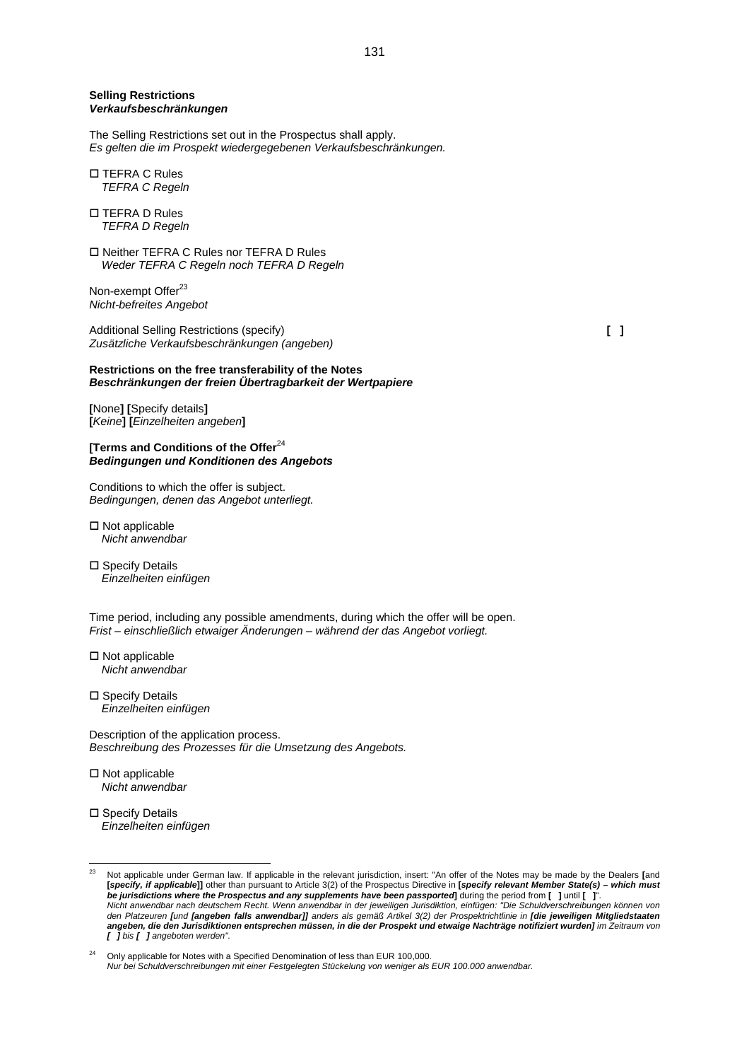**Selling Restrictions**
***Verkaufsbeschränkungen***

The Selling Restrictions set out in the Prospectus shall apply.
*Es gelten die im Prospekt wiedergegebenen Verkaufsbeschränkungen.*

☐ TEFRA C Rules
*TEFRA C Regeln*

☐ TEFRA D Rules
*TEFRA D Regeln*

☐ Neither TEFRA C Rules nor TEFRA D Rules
*Weder TEFRA C Regeln noch TEFRA D Regeln*

Non-exempt Offer[23]
*Nicht-befreites Angebot*

Additional Selling Restrictions (specify) **[ ]**
*Zusätzliche Verkaufsbeschränkungen (angeben)*

**Restrictions on the free transferability of the Notes**
***Beschränkungen der freien Übertragbarkeit der Wertpapiere***

**[**None**] [**Specify details**]**
**[***Keine***] [***Einzelheiten angeben***]**

**[Terms and Conditions of the Offer**[24]
***Bedingungen und Konditionen des Angebots***

Conditions to which the offer is subject.
*Bedingungen, denen das Angebot unterliegt.*

☐ Not applicable
*Nicht anwendbar*

☐ Specify Details
*Einzelheiten einfügen*

Time period, including any possible amendments, during which the offer will be open.
*Frist – einschließlich etwaiger Änderungen – während der das Angebot vorliegt.*

☐ Not applicable
*Nicht anwendbar*

☐ Specify Details
*Einzelheiten einfügen*

Description of the application process.
*Beschreibung des Prozesses für die Umsetzung des Angebots.*

☐ Not applicable
*Nicht anwendbar*

☐ Specify Details
*Einzelheiten einfügen*

---

[23] Not applicable under German law. If applicable in the relevant jurisdiction, insert: "An offer of the Notes may be made by the Dealers **[**and **[*specify, if applicable*]]** other than pursuant to Article 3(2) of the Prospectus Directive in **[*specify relevant Member State(s) – which must be jurisdictions where the Prospectus and any supplements have been passported*]** during the period from **[ ]** until **[ ]**".
*Nicht anwendbar nach deutschem Recht. Wenn anwendbar in der jeweiligen Jurisdiktion, einfügen: "Die Schuldverschreibungen können von den Platzeuren* ***[****und* ***[angeben falls anwendbar]]*** *anders als gemäß Artikel 3(2) der Prospektrichtlinie in* ***[die jeweiligen Mitgliedstaaten angeben, die den Jurisdiktionen entsprechen müssen, in die der Prospekt und etwaige Nachträge notifiziert wurden]*** *im Zeitraum von* ***[ ]*** *bis* ***[ ]*** *angeboten werden".*

[24] Only applicable for Notes with a Specified Denomination of less than EUR 100,000.
*Nur bei Schuldverschreibungen mit einer Festgelegten Stückelung von weniger als EUR 100.000 anwendbar.*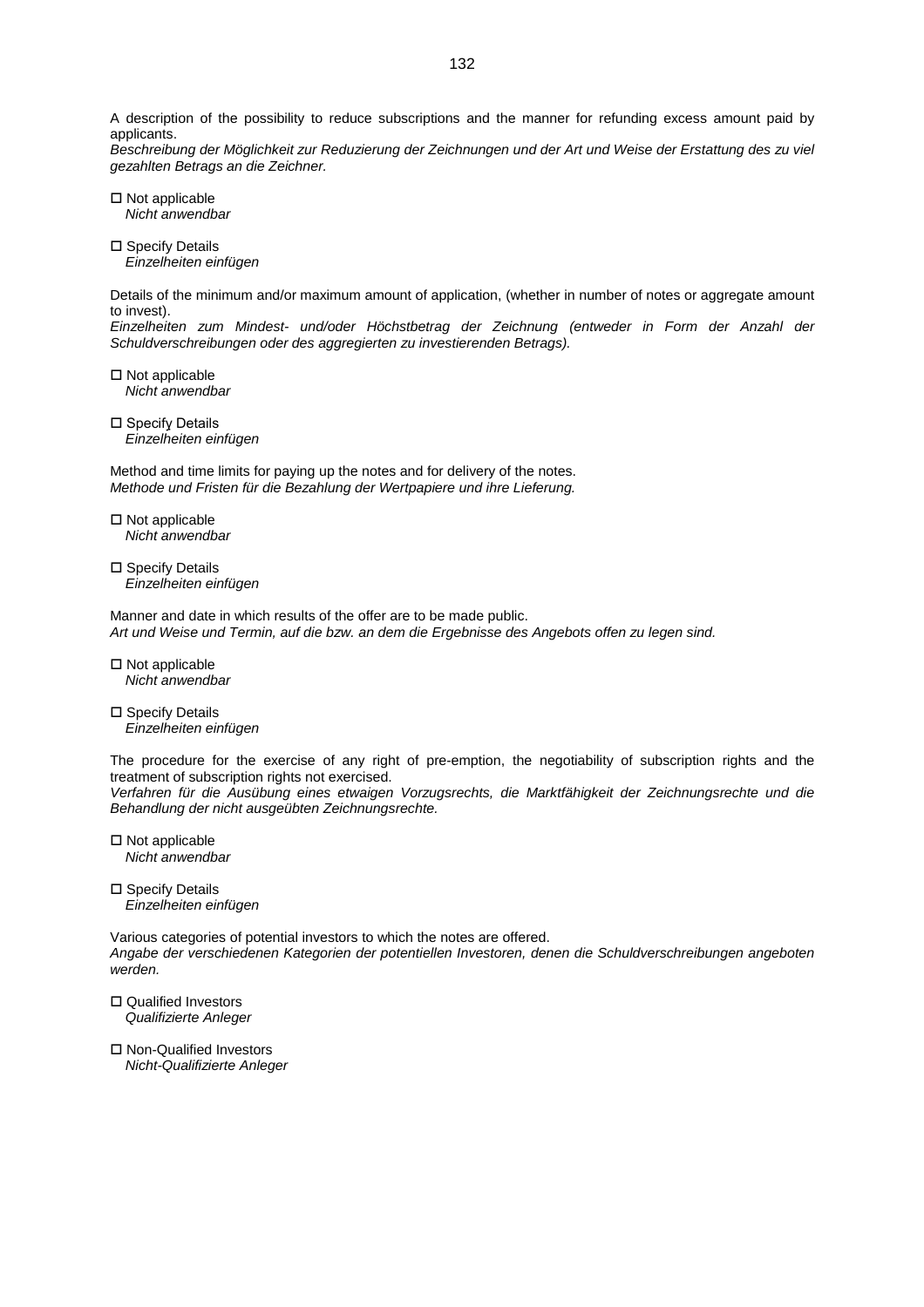A description of the possibility to reduce subscriptions and the manner for refunding excess amount paid by applicants.
*Beschreibung der Möglichkeit zur Reduzierung der Zeichnungen und der Art und Weise der Erstattung des zu viel gezahlten Betrags an die Zeichner.*

☐ Not applicable
*Nicht anwendbar*

☐ Specify Details
*Einzelheiten einfügen*

Details of the minimum and/or maximum amount of application, (whether in number of notes or aggregate amount to invest).
*Einzelheiten zum Mindest- und/oder Höchstbetrag der Zeichnung (entweder in Form der Anzahl der Schuldverschreibungen oder des aggregierten zu investierenden Betrags).*

☐ Not applicable
*Nicht anwendbar*

☐ Specify Details
*Einzelheiten einfügen*

Method and time limits for paying up the notes and for delivery of the notes.
*Methode und Fristen für die Bezahlung der Wertpapiere und ihre Lieferung.*

☐ Not applicable
*Nicht anwendbar*

☐ Specify Details
*Einzelheiten einfügen*

Manner and date in which results of the offer are to be made public.
*Art und Weise und Termin, auf die bzw. an dem die Ergebnisse des Angebots offen zu legen sind.*

☐ Not applicable
*Nicht anwendbar*

☐ Specify Details
*Einzelheiten einfügen*

The procedure for the exercise of any right of pre-emption, the negotiability of subscription rights and the treatment of subscription rights not exercised.
*Verfahren für die Ausübung eines etwaigen Vorzugsrechts, die Marktfähigkeit der Zeichnungsrechte und die Behandlung der nicht ausgeübten Zeichnungsrechte.*

☐ Not applicable
*Nicht anwendbar*

☐ Specify Details
*Einzelheiten einfügen*

Various categories of potential investors to which the notes are offered.
*Angabe der verschiedenen Kategorien der potentiellen Investoren, denen die Schuldverschreibungen angeboten werden.*

☐ Qualified Investors
*Qualifizierte Anleger*

☐ Non-Qualified Investors
*Nicht-Qualifizierte Anleger*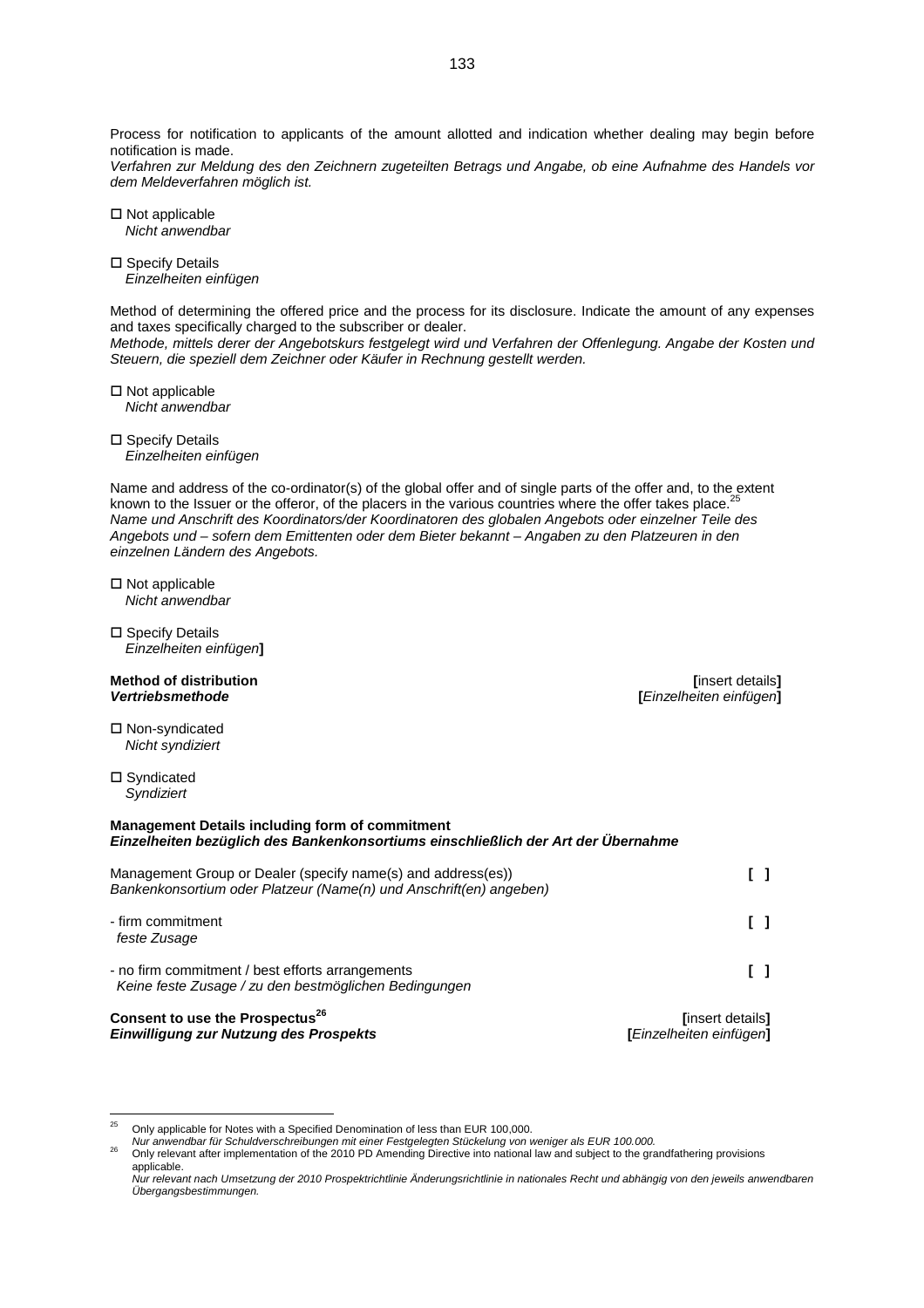Process for notification to applicants of the amount allotted and indication whether dealing may begin before notification is made.
*Verfahren zur Meldung des den Zeichnern zugeteilten Betrags und Angabe, ob eine Aufnahme des Handels vor dem Meldeverfahren möglich ist.*

☐ Not applicable
*Nicht anwendbar*

☐ Specify Details
*Einzelheiten einfügen*

Method of determining the offered price and the process for its disclosure. Indicate the amount of any expenses and taxes specifically charged to the subscriber or dealer.
*Methode, mittels derer der Angebotskurs festgelegt wird und Verfahren der Offenlegung. Angabe der Kosten und Steuern, die speziell dem Zeichner oder Käufer in Rechnung gestellt werden.*

☐ Not applicable
*Nicht anwendbar*

☐ Specify Details
*Einzelheiten einfügen*

Name and address of the co-ordinator(s) of the global offer and of single parts of the offer and, to the extent known to the Issuer or the offeror, of the placers in the various countries where the offer takes place.[25]
*Name und Anschrift des Koordinators/der Koordinatoren des globalen Angebots oder einzelner Teile des Angebots und – sofern dem Emittenten oder dem Bieter bekannt – Angaben zu den Platzeuren in den einzelnen Ländern des Angebots.*

☐ Not applicable
*Nicht anwendbar*

☐ Specify Details
*Einzelheiten einfügen*]

**Method of distribution** [insert details]
***Vertriebsmethode*** [*Einzelheiten einfügen*]

☐ Non-syndicated
*Nicht syndiziert*

☐ Syndicated
*Syndiziert*

**Management Details including form of commitment**
***Einzelheiten bezüglich des Bankenkonsortiums einschließlich der Art der Übernahme***

Management Group or Dealer (specify name(s) and address(es)) [ ]
*Bankenkonsortium oder Platzeur (Name(n) und Anschrift(en) angeben)*

- firm commitment [ ]
*feste Zusage*

- no firm commitment / best efforts arrangements [ ]
*Keine feste Zusage / zu den bestmöglichen Bedingungen*

**Consent to use the Prospectus**[26] [insert details]
***Einwilligung zur Nutzung des Prospekts*** [*Einzelheiten einfügen*]

---

[25] Only applicable for Notes with a Specified Denomination of less than EUR 100,000.
*Nur anwendbar für Schuldverschreibungen mit einer Festgelegten Stückelung von weniger als EUR 100.000.*

[26] Only relevant after implementation of the 2010 PD Amending Directive into national law and subject to the grandfathering provisions applicable.
*Nur relevant nach Umsetzung der 2010 Prospektrichtlinie Änderungsrichtlinie in nationales Recht und abhängig von den jeweils anwendbaren Übergangsbestimmungen.*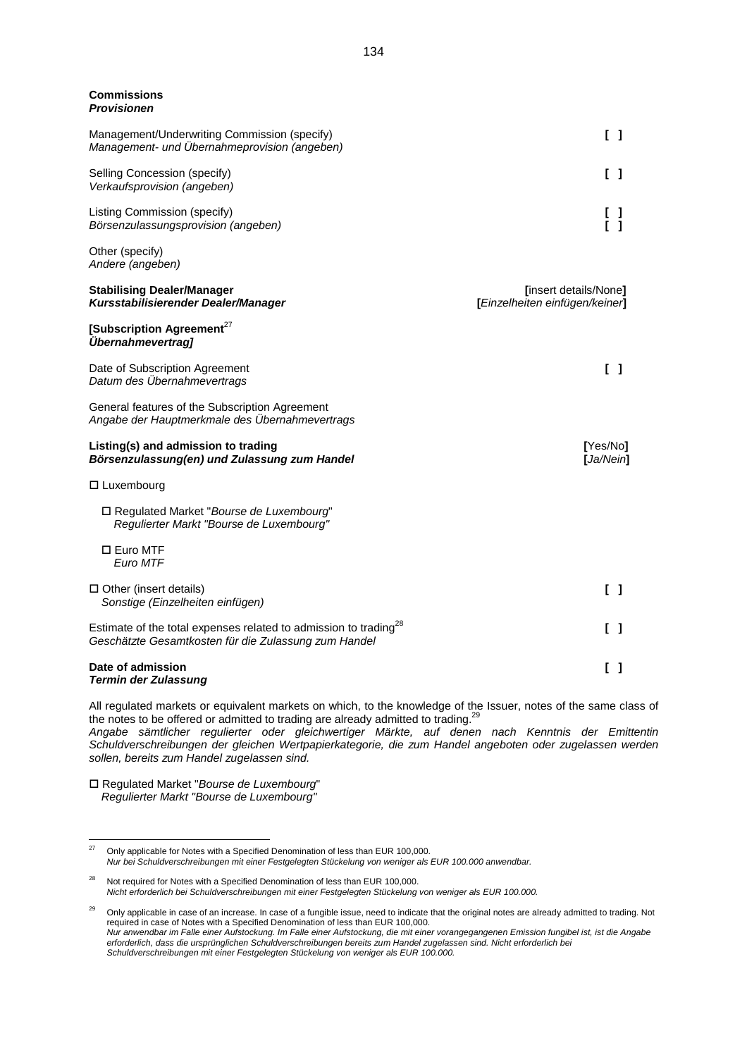**Commissions**
***Provisionen***

| | |
|---|---|
| Management/Underwriting Commission (specify)<br>*Management- und Übernahmeprovision (angeben)* | **[ ]** |
| Selling Concession (specify)<br>*Verkaufsprovision (angeben)* | **[ ]** |
| Listing Commission (specify)<br>*Börsenzulassungsprovision (angeben)* | **[ ]**<br>**[ ]** |
| Other (specify)<br>*Andere (angeben)* | |
| **Stabilising Dealer/Manager**<br>***Kursstabilisierender Dealer/Manager*** | **[**insert details/None**]**<br>**[***Einzelheiten einfügen/keiner***]** |

**[Subscription Agreement**[27]
***Übernahmevertrag]***

| | |
|---|---|
| Date of Subscription Agreement<br>*Datum des Übernahmevertrags* | **[ ]** |
| General features of the Subscription Agreement<br>*Angabe der Hauptmerkmale des Übernahmevertrags* | |
| **Listing(s) and admission to trading**<br>***Börsenzulassung(en) und Zulassung zum Handel*** | **[**Yes/No**]**<br>**[***Ja/Nein***]** |

☐ Luxembourg

☐ Regulated Market "*Bourse de Luxembourg*"
*Regulierter Markt "Bourse de Luxembourg"*

☐ Euro MTF
*Euro MTF*

| | |
|---|---|
| ☐ Other (insert details)<br>*Sonstige (Einzelheiten einfügen)* | **[ ]** |
| Estimate of the total expenses related to admission to trading[28]<br>*Geschätzte Gesamtkosten für die Zulassung zum Handel* | **[ ]** |
| **Date of admission**<br>***Termin der Zulassung*** | **[ ]** |

All regulated markets or equivalent markets on which, to the knowledge of the Issuer, notes of the same class of the notes to be offered or admitted to trading are already admitted to trading.[29]
*Angabe sämtlicher regulierter oder gleichwertiger Märkte, auf denen nach Kenntnis der Emittentin Schuldverschreibungen der gleichen Wertpapierkategorie, die zum Handel angeboten oder zugelassen werden sollen, bereits zum Handel zugelassen sind.*

☐ Regulated Market "*Bourse de Luxembourg*"
*Regulierter Markt "Bourse de Luxembourg"*

---

[27] Only applicable for Notes with a Specified Denomination of less than EUR 100,000.
*Nur bei Schuldverschreibungen mit einer Festgelegten Stückelung von weniger als EUR 100.000 anwendbar.*

[28] Not required for Notes with a Specified Denomination of less than EUR 100,000.
*Nicht erforderlich bei Schuldverschreibungen mit einer Festgelegten Stückelung von weniger als EUR 100.000.*

[29] Only applicable in case of an increase. In case of a fungible issue, need to indicate that the original notes are already admitted to trading. Not required in case of Notes with a Specified Denomination of less than EUR 100,000.
*Nur anwendbar im Falle einer Aufstockung. Im Falle einer Aufstockung, die mit einer vorangegangenen Emission fungibel ist, ist die Angabe erforderlich, dass die ursprünglichen Schuldverschreibungen bereits zum Handel zugelassen sind. Nicht erforderlich bei Schuldverschreibungen mit einer Festgelegten Stückelung von weniger als EUR 100.000.*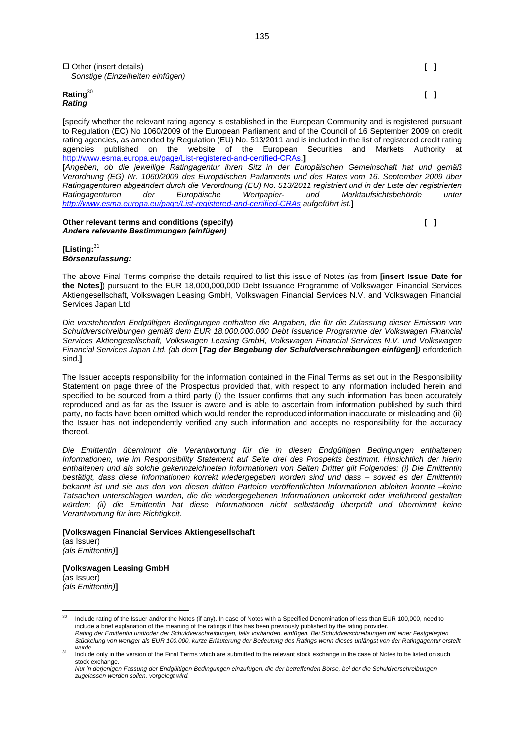☐ Other (insert details) [ ]
*Sonstige (Einzelheiten einfügen)*

**Rating**[30] [ ]
***Rating***

**[**specify whether the relevant rating agency is established in the European Community and is registered pursuant to Regulation (EC) No 1060/2009 of the European Parliament and of the Council of 16 September 2009 on credit rating agencies, as amended by Regulation (EU) No. 513/2011 and is included in the list of registered credit rating agencies published on the website of the European Securities and Markets Authority at http://www.esma.europa.eu/page/List-registered-and-certified-CRAs.**]**
**[***Angeben, ob die jeweilige Ratingagentur ihren Sitz in der Europäischen Gemeinschaft hat und gemäß Verordnung (EG) Nr. 1060/2009 des Europäischen Parlaments und des Rates vom 16. September 2009 über Ratingagenturen abgeändert durch die Verordnung (EU) No. 513/2011 registriert und in der Liste der registrierten Ratingagenturen der Europäische Wertpapier- und Marktaufsichtsbehörde unter http://www.esma.europa.eu/page/List-registered-and-certified-CRAs aufgeführt ist.***]**

**Other relevant terms and conditions (specify)** [ ]
***Andere relevante Bestimmungen (einfügen)***

**[Listing:**[31]
***Börsenzulassung:***

The above Final Terms comprise the details required to list this issue of Notes (as from **[insert Issue Date for the Notes]**) pursuant to the EUR 18,000,000,000 Debt Issuance Programme of Volkswagen Financial Services Aktiengesellschaft, Volkswagen Leasing GmbH, Volkswagen Financial Services N.V. and Volkswagen Financial Services Japan Ltd.

*Die vorstehenden Endgültigen Bedingungen enthalten die Angaben, die für die Zulassung dieser Emission von Schuldverschreibungen gemäß dem EUR 18.000.000.000 Debt Issuance Programme der Volkswagen Financial Services Aktiengesellschaft, Volkswagen Leasing GmbH, Volkswagen Financial Services N.V. und Volkswagen Financial Services Japan Ltd. (ab dem* ***[Tag der Begebung der Schuldverschreibungen einfügen]****)* erforderlich sind.**]**

The Issuer accepts responsibility for the information contained in the Final Terms as set out in the Responsibility Statement on page three of the Prospectus provided that, with respect to any information included herein and specified to be sourced from a third party (i) the Issuer confirms that any such information has been accurately reproduced and as far as the Issuer is aware and is able to ascertain from information published by such third party, no facts have been omitted which would render the reproduced information inaccurate or misleading and (ii) the Issuer has not independently verified any such information and accepts no responsibility for the accuracy thereof.

*Die Emittentin übernimmt die Verantwortung für die in diesen Endgültigen Bedingungen enthaltenen Informationen, wie im Responsibility Statement auf Seite drei des Prospekts bestimmt. Hinsichtlich der hierin enthaltenen und als solche gekennzeichneten Informationen von Seiten Dritter gilt Folgendes: (i) Die Emittentin bestätigt, dass diese Informationen korrekt wiedergegeben worden sind und dass – soweit es der Emittentin bekannt ist und sie aus den von diesen dritten Parteien veröffentlichten Informationen ableiten konnte –keine Tatsachen unterschlagen wurden, die die wiedergegebenen Informationen unkorrekt oder irreführend gestalten würden; (ii) die Emittentin hat diese Informationen nicht selbständig überprüft und übernimmt keine Verantwortung für ihre Richtigkeit.*

**[Volkswagen Financial Services Aktiengesellschaft**
(as Issuer)
*(als Emittentin)***]**

**[Volkswagen Leasing GmbH**
(as Issuer)
*(als Emittentin)***]**

---

[30] Include rating of the Issuer and/or the Notes (if any). In case of Notes with a Specified Denomination of less than EUR 100,000, need to include a brief explanation of the meaning of the ratings if this has been previously published by the rating provider.
*Rating der Emittentin und/oder der Schuldverschreibungen, falls vorhanden, einfügen. Bei Schuldverschreibungen mit einer Festgelegten Stückelung von weniger als EUR 100.000, kurze Erläuterung der Bedeutung des Ratings wenn dieses unlängst von der Ratingagentur erstellt wurde.*

[31] Include only in the version of the Final Terms which are submitted to the relevant stock exchange in the case of Notes to be listed on such stock exchange.
*Nur in derjenigen Fassung der Endgültigen Bedingungen einzufügen, die der betreffenden Börse, bei der die Schuldverschreibungen zugelassen werden sollen, vorgelegt wird.*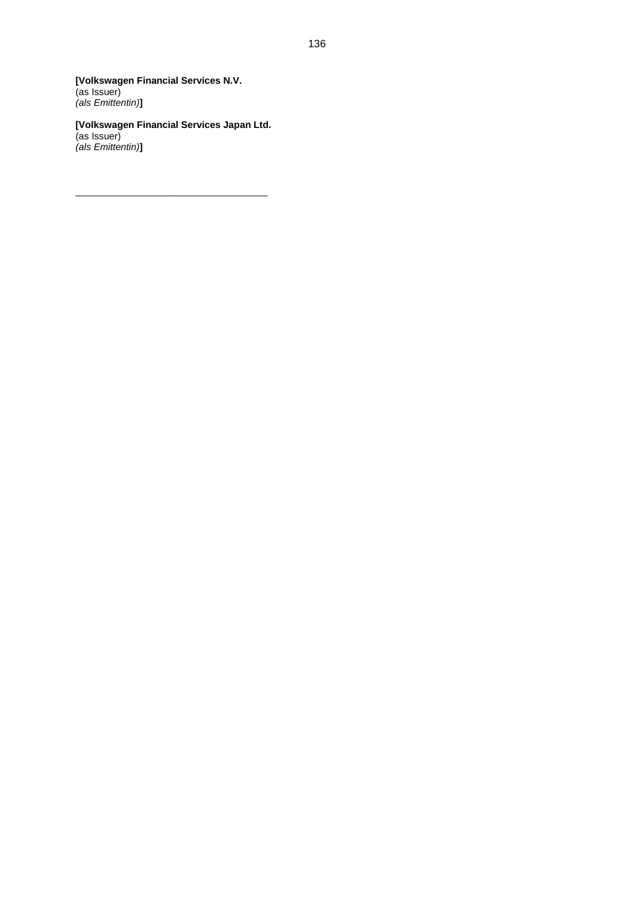**[Volkswagen Financial Services N.V.**
(as Issuer)
*(als Emittentin)***]**

**[Volkswagen Financial Services Japan Ltd.**
(as Issuer)
*(als Emittentin)***]**

___________________________________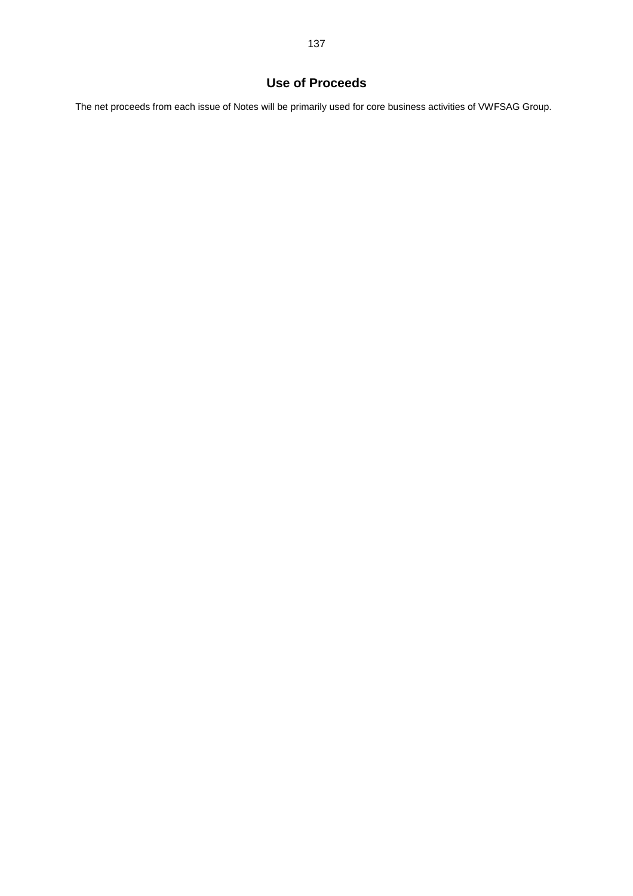# Use of Proceeds

The net proceeds from each issue of Notes will be primarily used for core business activities of VWFSAG Group.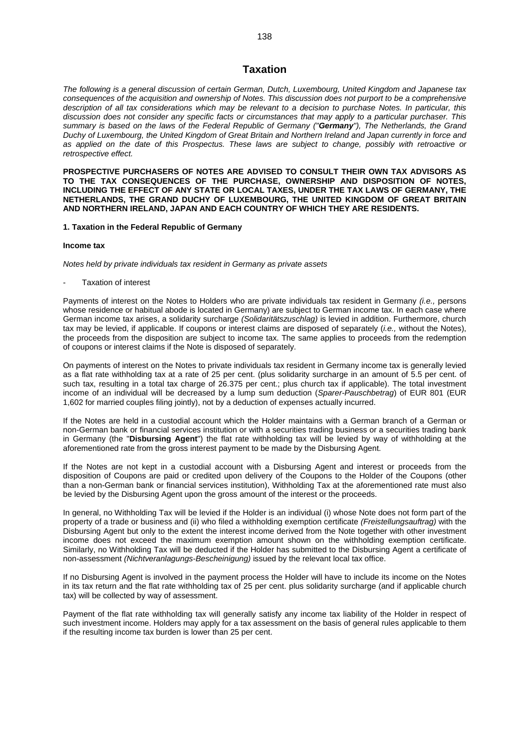# Taxation

*The following is a general discussion of certain German, Dutch, Luxembourg, United Kingdom and Japanese tax consequences of the acquisition and ownership of Notes. This discussion does not purport to be a comprehensive description of all tax considerations which may be relevant to a decision to purchase Notes. In particular, this discussion does not consider any specific facts or circumstances that may apply to a particular purchaser. This summary is based on the laws of the Federal Republic of Germany ("**Germany**"), The Netherlands, the Grand Duchy of Luxembourg, the United Kingdom of Great Britain and Northern Ireland and Japan currently in force and as applied on the date of this Prospectus. These laws are subject to change, possibly with retroactive or retrospective effect.*

**PROSPECTIVE PURCHASERS OF NOTES ARE ADVISED TO CONSULT THEIR OWN TAX ADVISORS AS TO THE TAX CONSEQUENCES OF THE PURCHASE, OWNERSHIP AND DISPOSITION OF NOTES, INCLUDING THE EFFECT OF ANY STATE OR LOCAL TAXES, UNDER THE TAX LAWS OF GERMANY, THE NETHERLANDS, THE GRAND DUCHY OF LUXEMBOURG, THE UNITED KINGDOM OF GREAT BRITAIN AND NORTHERN IRELAND, JAPAN AND EACH COUNTRY OF WHICH THEY ARE RESIDENTS.**

## 1. Taxation in the Federal Republic of Germany

### Income tax

*Notes held by private individuals tax resident in Germany as private assets*

- Taxation of interest

Payments of interest on the Notes to Holders who are private individuals tax resident in Germany *(i.e.,* persons whose residence or habitual abode is located in Germany) are subject to German income tax. In each case where German income tax arises, a solidarity surcharge *(Solidaritätszuschlag)* is levied in addition. Furthermore, church tax may be levied, if applicable. If coupons or interest claims are disposed of separately (*i.e.,* without the Notes), the proceeds from the disposition are subject to income tax. The same applies to proceeds from the redemption of coupons or interest claims if the Note is disposed of separately.

On payments of interest on the Notes to private individuals tax resident in Germany income tax is generally levied as a flat rate withholding tax at a rate of 25 per cent. (plus solidarity surcharge in an amount of 5.5 per cent. of such tax, resulting in a total tax charge of 26.375 per cent.; plus church tax if applicable). The total investment income of an individual will be decreased by a lump sum deduction (*Sparer-Pauschbetrag*) of EUR 801 (EUR 1,602 for married couples filing jointly), not by a deduction of expenses actually incurred.

If the Notes are held in a custodial account which the Holder maintains with a German branch of a German or non-German bank or financial services institution or with a securities trading business or a securities trading bank in Germany (the "**Disbursing Agent**") the flat rate withholding tax will be levied by way of withholding at the aforementioned rate from the gross interest payment to be made by the Disbursing Agent.

If the Notes are not kept in a custodial account with a Disbursing Agent and interest or proceeds from the disposition of Coupons are paid or credited upon delivery of the Coupons to the Holder of the Coupons (other than a non-German bank or financial services institution), Withholding Tax at the aforementioned rate must also be levied by the Disbursing Agent upon the gross amount of the interest or the proceeds.

In general, no Withholding Tax will be levied if the Holder is an individual (i) whose Note does not form part of the property of a trade or business and (ii) who filed a withholding exemption certificate *(Freistellungsauftrag)* with the Disbursing Agent but only to the extent the interest income derived from the Note together with other investment income does not exceed the maximum exemption amount shown on the withholding exemption certificate. Similarly, no Withholding Tax will be deducted if the Holder has submitted to the Disbursing Agent a certificate of non-assessment *(Nichtveranlagungs-Bescheinigung)* issued by the relevant local tax office.

If no Disbursing Agent is involved in the payment process the Holder will have to include its income on the Notes in its tax return and the flat rate withholding tax of 25 per cent. plus solidarity surcharge (and if applicable church tax) will be collected by way of assessment.

Payment of the flat rate withholding tax will generally satisfy any income tax liability of the Holder in respect of such investment income. Holders may apply for a tax assessment on the basis of general rules applicable to them if the resulting income tax burden is lower than 25 per cent.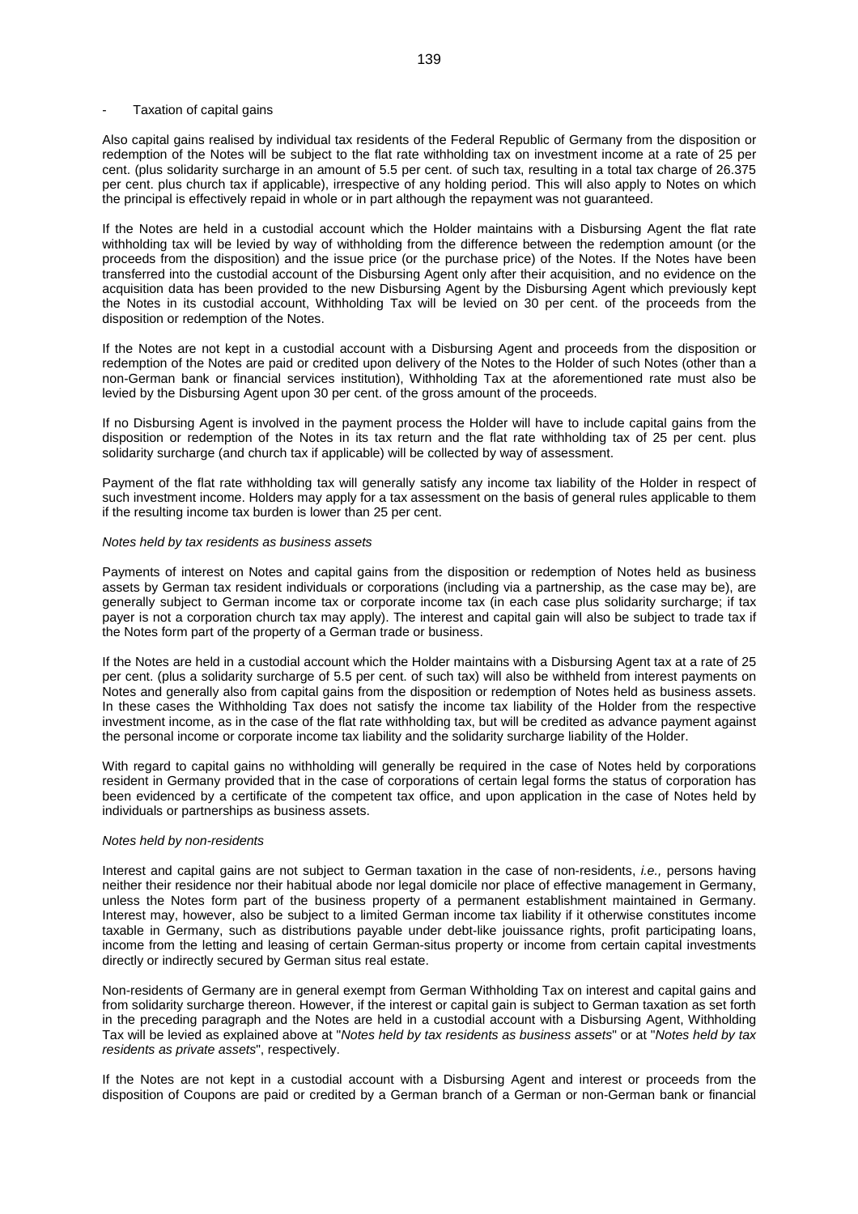- Taxation of capital gains

Also capital gains realised by individual tax residents of the Federal Republic of Germany from the disposition or redemption of the Notes will be subject to the flat rate withholding tax on investment income at a rate of 25 per cent. (plus solidarity surcharge in an amount of 5.5 per cent. of such tax, resulting in a total tax charge of 26.375 per cent. plus church tax if applicable), irrespective of any holding period. This will also apply to Notes on which the principal is effectively repaid in whole or in part although the repayment was not guaranteed.

If the Notes are held in a custodial account which the Holder maintains with a Disbursing Agent the flat rate withholding tax will be levied by way of withholding from the difference between the redemption amount (or the proceeds from the disposition) and the issue price (or the purchase price) of the Notes. If the Notes have been transferred into the custodial account of the Disbursing Agent only after their acquisition, and no evidence on the acquisition data has been provided to the new Disbursing Agent by the Disbursing Agent which previously kept the Notes in its custodial account, Withholding Tax will be levied on 30 per cent. of the proceeds from the disposition or redemption of the Notes.

If the Notes are not kept in a custodial account with a Disbursing Agent and proceeds from the disposition or redemption of the Notes are paid or credited upon delivery of the Notes to the Holder of such Notes (other than a non-German bank or financial services institution), Withholding Tax at the aforementioned rate must also be levied by the Disbursing Agent upon 30 per cent. of the gross amount of the proceeds.

If no Disbursing Agent is involved in the payment process the Holder will have to include capital gains from the disposition or redemption of the Notes in its tax return and the flat rate withholding tax of 25 per cent. plus solidarity surcharge (and church tax if applicable) will be collected by way of assessment.

Payment of the flat rate withholding tax will generally satisfy any income tax liability of the Holder in respect of such investment income. Holders may apply for a tax assessment on the basis of general rules applicable to them if the resulting income tax burden is lower than 25 per cent.

*Notes held by tax residents as business assets*

Payments of interest on Notes and capital gains from the disposition or redemption of Notes held as business assets by German tax resident individuals or corporations (including via a partnership, as the case may be), are generally subject to German income tax or corporate income tax (in each case plus solidarity surcharge; if tax payer is not a corporation church tax may apply). The interest and capital gain will also be subject to trade tax if the Notes form part of the property of a German trade or business.

If the Notes are held in a custodial account which the Holder maintains with a Disbursing Agent tax at a rate of 25 per cent. (plus a solidarity surcharge of 5.5 per cent. of such tax) will also be withheld from interest payments on Notes and generally also from capital gains from the disposition or redemption of Notes held as business assets. In these cases the Withholding Tax does not satisfy the income tax liability of the Holder from the respective investment income, as in the case of the flat rate withholding tax, but will be credited as advance payment against the personal income or corporate income tax liability and the solidarity surcharge liability of the Holder.

With regard to capital gains no withholding will generally be required in the case of Notes held by corporations resident in Germany provided that in the case of corporations of certain legal forms the status of corporation has been evidenced by a certificate of the competent tax office, and upon application in the case of Notes held by individuals or partnerships as business assets.

*Notes held by non-residents*

Interest and capital gains are not subject to German taxation in the case of non-residents, *i.e.,* persons having neither their residence nor their habitual abode nor legal domicile nor place of effective management in Germany, unless the Notes form part of the business property of a permanent establishment maintained in Germany. Interest may, however, also be subject to a limited German income tax liability if it otherwise constitutes income taxable in Germany, such as distributions payable under debt-like jouissance rights, profit participating loans, income from the letting and leasing of certain German-situs property or income from certain capital investments directly or indirectly secured by German situs real estate.

Non-residents of Germany are in general exempt from German Withholding Tax on interest and capital gains and from solidarity surcharge thereon. However, if the interest or capital gain is subject to German taxation as set forth in the preceding paragraph and the Notes are held in a custodial account with a Disbursing Agent, Withholding Tax will be levied as explained above at "*Notes held by tax residents as business assets*" or at "*Notes held by tax residents as private assets*", respectively.

If the Notes are not kept in a custodial account with a Disbursing Agent and interest or proceeds from the disposition of Coupons are paid or credited by a German branch of a German or non-German bank or financial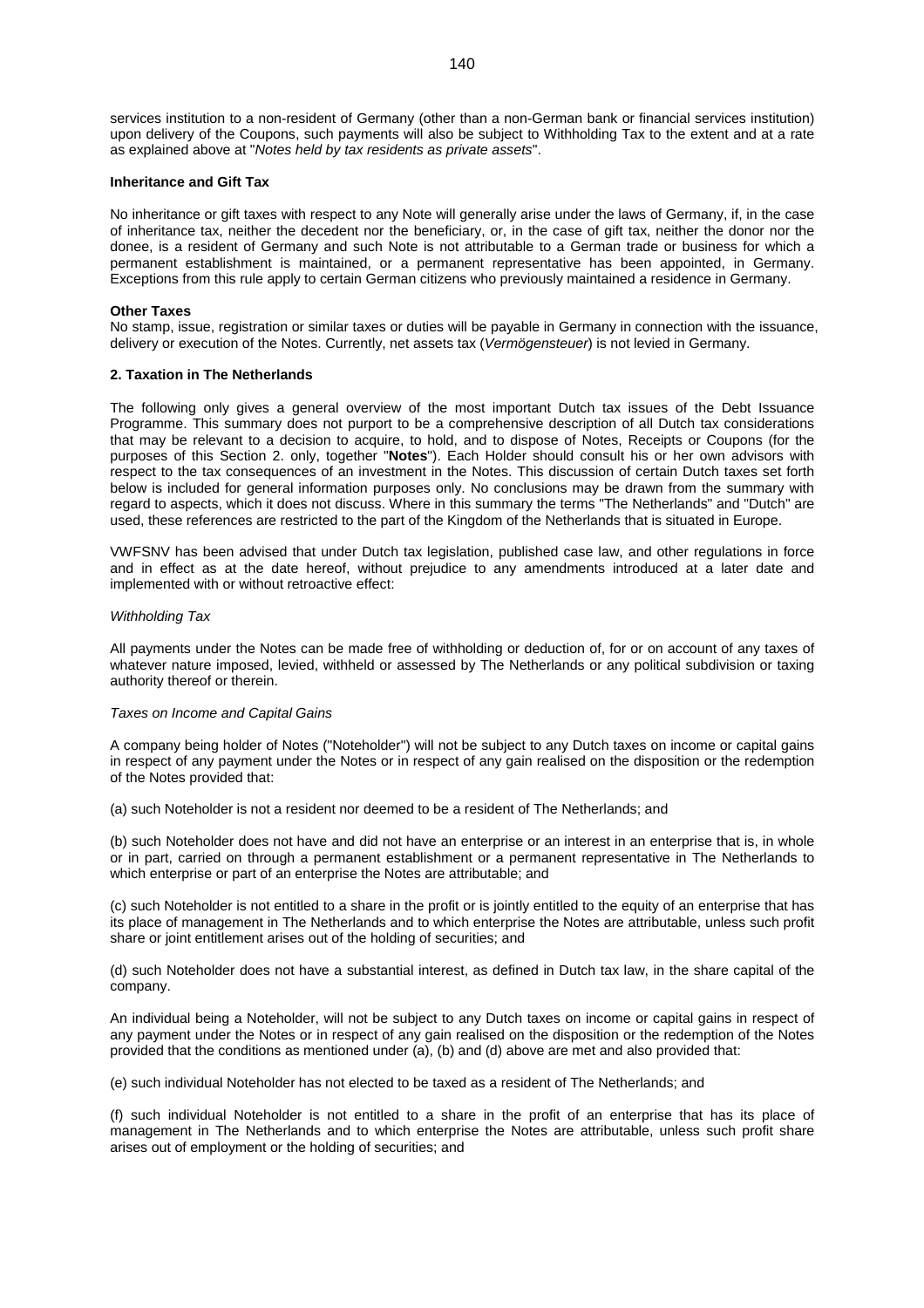services institution to a non-resident of Germany (other than a non-German bank or financial services institution) upon delivery of the Coupons, such payments will also be subject to Withholding Tax to the extent and at a rate as explained above at "*Notes held by tax residents as private assets*".

**Inheritance and Gift Tax**

No inheritance or gift taxes with respect to any Note will generally arise under the laws of Germany, if, in the case of inheritance tax, neither the decedent nor the beneficiary, or, in the case of gift tax, neither the donor nor the donee, is a resident of Germany and such Note is not attributable to a German trade or business for which a permanent establishment is maintained, or a permanent representative has been appointed, in Germany. Exceptions from this rule apply to certain German citizens who previously maintained a residence in Germany.

**Other Taxes**

No stamp, issue, registration or similar taxes or duties will be payable in Germany in connection with the issuance, delivery or execution of the Notes. Currently, net assets tax (*Vermögensteuer*) is not levied in Germany.

**2. Taxation in The Netherlands**

The following only gives a general overview of the most important Dutch tax issues of the Debt Issuance Programme. This summary does not purport to be a comprehensive description of all Dutch tax considerations that may be relevant to a decision to acquire, to hold, and to dispose of Notes, Receipts or Coupons (for the purposes of this Section 2. only, together "**Notes**"). Each Holder should consult his or her own advisors with respect to the tax consequences of an investment in the Notes. This discussion of certain Dutch taxes set forth below is included for general information purposes only. No conclusions may be drawn from the summary with regard to aspects, which it does not discuss. Where in this summary the terms "The Netherlands" and "Dutch" are used, these references are restricted to the part of the Kingdom of the Netherlands that is situated in Europe.

VWFSNV has been advised that under Dutch tax legislation, published case law, and other regulations in force and in effect as at the date hereof, without prejudice to any amendments introduced at a later date and implemented with or without retroactive effect:

*Withholding Tax*

All payments under the Notes can be made free of withholding or deduction of, for or on account of any taxes of whatever nature imposed, levied, withheld or assessed by The Netherlands or any political subdivision or taxing authority thereof or therein.

*Taxes on Income and Capital Gains*

A company being holder of Notes ("Noteholder") will not be subject to any Dutch taxes on income or capital gains in respect of any payment under the Notes or in respect of any gain realised on the disposition or the redemption of the Notes provided that:

(a) such Noteholder is not a resident nor deemed to be a resident of The Netherlands; and

(b) such Noteholder does not have and did not have an enterprise or an interest in an enterprise that is, in whole or in part, carried on through a permanent establishment or a permanent representative in The Netherlands to which enterprise or part of an enterprise the Notes are attributable; and

(c) such Noteholder is not entitled to a share in the profit or is jointly entitled to the equity of an enterprise that has its place of management in The Netherlands and to which enterprise the Notes are attributable, unless such profit share or joint entitlement arises out of the holding of securities; and

(d) such Noteholder does not have a substantial interest, as defined in Dutch tax law, in the share capital of the company.

An individual being a Noteholder, will not be subject to any Dutch taxes on income or capital gains in respect of any payment under the Notes or in respect of any gain realised on the disposition or the redemption of the Notes provided that the conditions as mentioned under (a), (b) and (d) above are met and also provided that:

(e) such individual Noteholder has not elected to be taxed as a resident of The Netherlands; and

(f) such individual Noteholder is not entitled to a share in the profit of an enterprise that has its place of management in The Netherlands and to which enterprise the Notes are attributable, unless such profit share arises out of employment or the holding of securities; and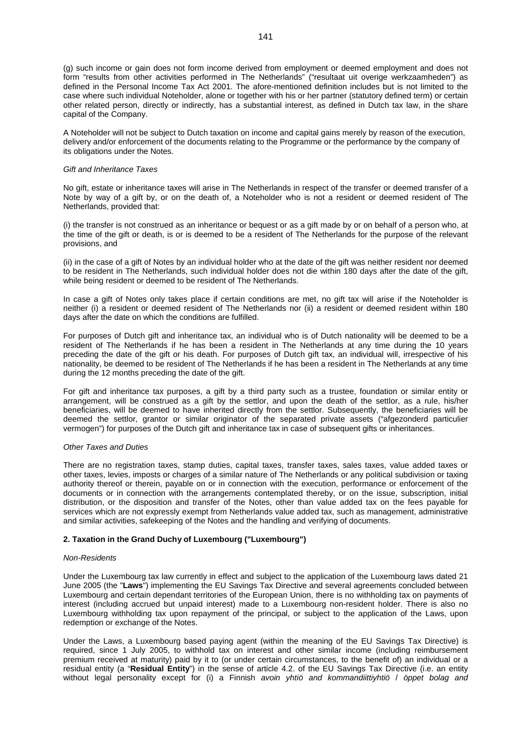(g) such income or gain does not form income derived from employment or deemed employment and does not form "results from other activities performed in The Netherlands" ("resultaat uit overige werkzaamheden") as defined in the Personal Income Tax Act 2001. The afore-mentioned definition includes but is not limited to the case where such individual Noteholder, alone or together with his or her partner (statutory defined term) or certain other related person, directly or indirectly, has a substantial interest, as defined in Dutch tax law, in the share capital of the Company.

A Noteholder will not be subject to Dutch taxation on income and capital gains merely by reason of the execution, delivery and/or enforcement of the documents relating to the Programme or the performance by the company of its obligations under the Notes.

*Gift and Inheritance Taxes*

No gift, estate or inheritance taxes will arise in The Netherlands in respect of the transfer or deemed transfer of a Note by way of a gift by, or on the death of, a Noteholder who is not a resident or deemed resident of The Netherlands, provided that:

(i) the transfer is not construed as an inheritance or bequest or as a gift made by or on behalf of a person who, at the time of the gift or death, is or is deemed to be a resident of The Netherlands for the purpose of the relevant provisions, and

(ii) in the case of a gift of Notes by an individual holder who at the date of the gift was neither resident nor deemed to be resident in The Netherlands, such individual holder does not die within 180 days after the date of the gift, while being resident or deemed to be resident of The Netherlands.

In case a gift of Notes only takes place if certain conditions are met, no gift tax will arise if the Noteholder is neither (i) a resident or deemed resident of The Netherlands nor (ii) a resident or deemed resident within 180 days after the date on which the conditions are fulfilled.

For purposes of Dutch gift and inheritance tax, an individual who is of Dutch nationality will be deemed to be a resident of The Netherlands if he has been a resident in The Netherlands at any time during the 10 years preceding the date of the gift or his death. For purposes of Dutch gift tax, an individual will, irrespective of his nationality, be deemed to be resident of The Netherlands if he has been a resident in The Netherlands at any time during the 12 months preceding the date of the gift.

For gift and inheritance tax purposes, a gift by a third party such as a trustee, foundation or similar entity or arrangement, will be construed as a gift by the settlor, and upon the death of the settlor, as a rule, his/her beneficiaries, will be deemed to have inherited directly from the settlor. Subsequently, the beneficiaries will be deemed the settlor, grantor or similar originator of the separated private assets ("afgezonderd particulier vermogen") for purposes of the Dutch gift and inheritance tax in case of subsequent gifts or inheritances.

*Other Taxes and Duties*

There are no registration taxes, stamp duties, capital taxes, transfer taxes, sales taxes, value added taxes or other taxes, levies, imposts or charges of a similar nature of The Netherlands or any political subdivision or taxing authority thereof or therein, payable on or in connection with the execution, performance or enforcement of the documents or in connection with the arrangements contemplated thereby, or on the issue, subscription, initial distribution, or the disposition and transfer of the Notes, other than value added tax on the fees payable for services which are not expressly exempt from Netherlands value added tax, such as management, administrative and similar activities, safekeeping of the Notes and the handling and verifying of documents.

## 2. Taxation in the Grand Duchy of Luxembourg ("Luxembourg")

*Non-Residents*

Under the Luxembourg tax law currently in effect and subject to the application of the Luxembourg laws dated 21 June 2005 (the "**Laws**") implementing the EU Savings Tax Directive and several agreements concluded between Luxembourg and certain dependant territories of the European Union, there is no withholding tax on payments of interest (including accrued but unpaid interest) made to a Luxembourg non-resident holder. There is also no Luxembourg withholding tax upon repayment of the principal, or subject to the application of the Laws, upon redemption or exchange of the Notes.

Under the Laws, a Luxembourg based paying agent (within the meaning of the EU Savings Tax Directive) is required, since 1 July 2005, to withhold tax on interest and other similar income (including reimbursement premium received at maturity) paid by it to (or under certain circumstances, to the benefit of) an individual or a residual entity (a "**Residual Entity**") in the sense of article 4.2. of the EU Savings Tax Directive (i.e. an entity without legal personality except for (i) a Finnish *avoin yhtiö and kommandiittiyhtiö / öppet bolag and*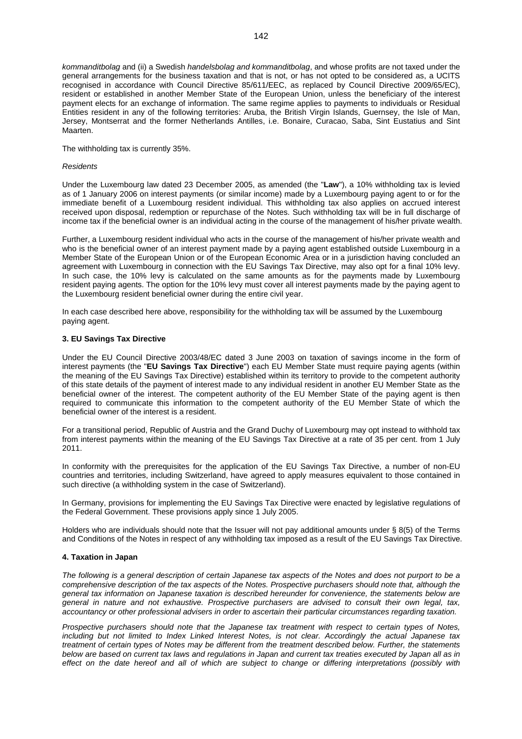*kommanditbolag* and (ii) a Swedish *handelsbolag and kommanditbolag*, and whose profits are not taxed under the general arrangements for the business taxation and that is not, or has not opted to be considered as, a UCITS recognised in accordance with Council Directive 85/611/EEC, as replaced by Council Directive 2009/65/EC), resident or established in another Member State of the European Union, unless the beneficiary of the interest payment elects for an exchange of information. The same regime applies to payments to individuals or Residual Entities resident in any of the following territories: Aruba, the British Virgin Islands, Guernsey, the Isle of Man, Jersey, Montserrat and the former Netherlands Antilles, i.e. Bonaire, Curacao, Saba, Sint Eustatius and Sint Maarten.

The withholding tax is currently 35%.

*Residents*

Under the Luxembourg law dated 23 December 2005, as amended (the "**Law**"), a 10% withholding tax is levied as of 1 January 2006 on interest payments (or similar income) made by a Luxembourg paying agent to or for the immediate benefit of a Luxembourg resident individual. This withholding tax also applies on accrued interest received upon disposal, redemption or repurchase of the Notes. Such withholding tax will be in full discharge of income tax if the beneficial owner is an individual acting in the course of the management of his/her private wealth.

Further, a Luxembourg resident individual who acts in the course of the management of his/her private wealth and who is the beneficial owner of an interest payment made by a paying agent established outside Luxembourg in a Member State of the European Union or of the European Economic Area or in a jurisdiction having concluded an agreement with Luxembourg in connection with the EU Savings Tax Directive, may also opt for a final 10% levy. In such case, the 10% levy is calculated on the same amounts as for the payments made by Luxembourg resident paying agents. The option for the 10% levy must cover all interest payments made by the paying agent to the Luxembourg resident beneficial owner during the entire civil year.

In each case described here above, responsibility for the withholding tax will be assumed by the Luxembourg paying agent.

### 3. EU Savings Tax Directive

Under the EU Council Directive 2003/48/EC dated 3 June 2003 on taxation of savings income in the form of interest payments (the "**EU Savings Tax Directive**") each EU Member State must require paying agents (within the meaning of the EU Savings Tax Directive) established within its territory to provide to the competent authority of this state details of the payment of interest made to any individual resident in another EU Member State as the beneficial owner of the interest. The competent authority of the EU Member State of the paying agent is then required to communicate this information to the competent authority of the EU Member State of which the beneficial owner of the interest is a resident.

For a transitional period, Republic of Austria and the Grand Duchy of Luxembourg may opt instead to withhold tax from interest payments within the meaning of the EU Savings Tax Directive at a rate of 35 per cent. from 1 July 2011.

In conformity with the prerequisites for the application of the EU Savings Tax Directive, a number of non-EU countries and territories, including Switzerland, have agreed to apply measures equivalent to those contained in such directive (a withholding system in the case of Switzerland).

In Germany, provisions for implementing the EU Savings Tax Directive were enacted by legislative regulations of the Federal Government. These provisions apply since 1 July 2005.

Holders who are individuals should note that the Issuer will not pay additional amounts under § 8(5) of the Terms and Conditions of the Notes in respect of any withholding tax imposed as a result of the EU Savings Tax Directive.

### 4. Taxation in Japan

*The following is a general description of certain Japanese tax aspects of the Notes and does not purport to be a comprehensive description of the tax aspects of the Notes. Prospective purchasers should note that, although the general tax information on Japanese taxation is described hereunder for convenience, the statements below are general in nature and not exhaustive. Prospective purchasers are advised to consult their own legal, tax, accountancy or other professional advisers in order to ascertain their particular circumstances regarding taxation.*

*Prospective purchasers should note that the Japanese tax treatment with respect to certain types of Notes, including but not limited to Index Linked Interest Notes, is not clear. Accordingly the actual Japanese tax treatment of certain types of Notes may be different from the treatment described below. Further, the statements below are based on current tax laws and regulations in Japan and current tax treaties executed by Japan all as in effect on the date hereof and all of which are subject to change or differing interpretations (possibly with*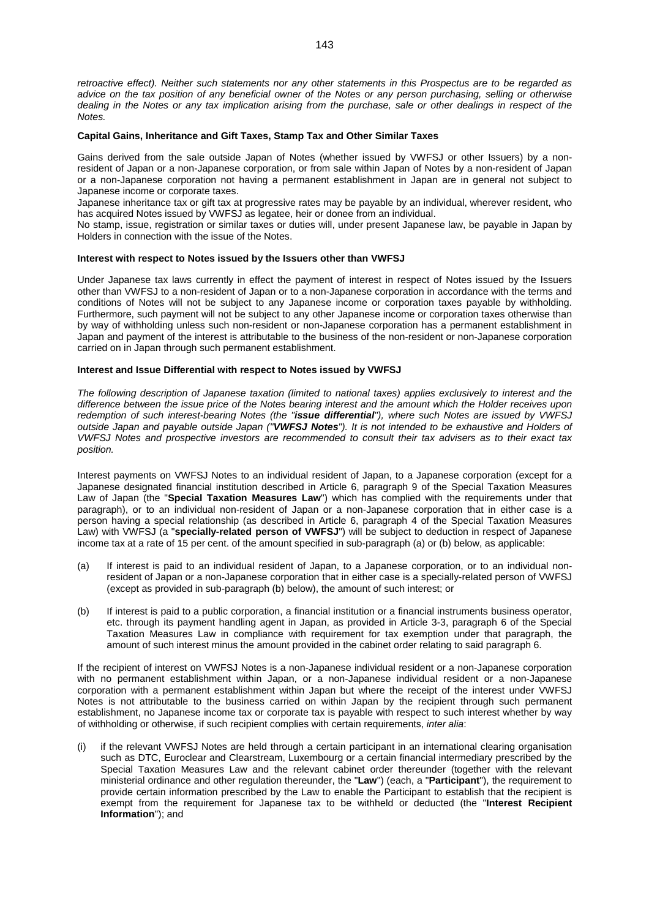*retroactive effect). Neither such statements nor any other statements in this Prospectus are to be regarded as advice on the tax position of any beneficial owner of the Notes or any person purchasing, selling or otherwise dealing in the Notes or any tax implication arising from the purchase, sale or other dealings in respect of the Notes.*

**Capital Gains, Inheritance and Gift Taxes, Stamp Tax and Other Similar Taxes**

Gains derived from the sale outside Japan of Notes (whether issued by VWFSJ or other Issuers) by a non-resident of Japan or a non-Japanese corporation, or from sale within Japan of Notes by a non-resident of Japan or a non-Japanese corporation not having a permanent establishment in Japan are in general not subject to Japanese income or corporate taxes.

Japanese inheritance tax or gift tax at progressive rates may be payable by an individual, wherever resident, who has acquired Notes issued by VWFSJ as legatee, heir or donee from an individual.

No stamp, issue, registration or similar taxes or duties will, under present Japanese law, be payable in Japan by Holders in connection with the issue of the Notes.

**Interest with respect to Notes issued by the Issuers other than VWFSJ**

Under Japanese tax laws currently in effect the payment of interest in respect of Notes issued by the Issuers other than VWFSJ to a non-resident of Japan or to a non-Japanese corporation in accordance with the terms and conditions of Notes will not be subject to any Japanese income or corporation taxes payable by withholding. Furthermore, such payment will not be subject to any other Japanese income or corporation taxes otherwise than by way of withholding unless such non-resident or non-Japanese corporation has a permanent establishment in Japan and payment of the interest is attributable to the business of the non-resident or non-Japanese corporation carried on in Japan through such permanent establishment.

**Interest and Issue Differential with respect to Notes issued by VWFSJ**

*The following description of Japanese taxation (limited to national taxes) applies exclusively to interest and the difference between the issue price of the Notes bearing interest and the amount which the Holder receives upon redemption of such interest-bearing Notes (the "**issue differential**"), where such Notes are issued by VWFSJ outside Japan and payable outside Japan ("**VWFSJ Notes**"). It is not intended to be exhaustive and Holders of VWFSJ Notes and prospective investors are recommended to consult their tax advisers as to their exact tax position.*

Interest payments on VWFSJ Notes to an individual resident of Japan, to a Japanese corporation (except for a Japanese designated financial institution described in Article 6, paragraph 9 of the Special Taxation Measures Law of Japan (the "**Special Taxation Measures Law**") which has complied with the requirements under that paragraph), or to an individual non-resident of Japan or a non-Japanese corporation that in either case is a person having a special relationship (as described in Article 6, paragraph 4 of the Special Taxation Measures Law) with VWFSJ (a "**specially-related person of VWFSJ**") will be subject to deduction in respect of Japanese income tax at a rate of 15 per cent. of the amount specified in sub-paragraph (a) or (b) below, as applicable:

(a) If interest is paid to an individual resident of Japan, to a Japanese corporation, or to an individual non-resident of Japan or a non-Japanese corporation that in either case is a specially-related person of VWFSJ (except as provided in sub-paragraph (b) below), the amount of such interest; or

(b) If interest is paid to a public corporation, a financial institution or a financial instruments business operator, etc. through its payment handling agent in Japan, as provided in Article 3-3, paragraph 6 of the Special Taxation Measures Law in compliance with requirement for tax exemption under that paragraph, the amount of such interest minus the amount provided in the cabinet order relating to said paragraph 6.

If the recipient of interest on VWFSJ Notes is a non-Japanese individual resident or a non-Japanese corporation with no permanent establishment within Japan, or a non-Japanese individual resident or a non-Japanese corporation with a permanent establishment within Japan but where the receipt of the interest under VWFSJ Notes is not attributable to the business carried on within Japan by the recipient through such permanent establishment, no Japanese income tax or corporate tax is payable with respect to such interest whether by way of withholding or otherwise, if such recipient complies with certain requirements, *inter alia*:

(i) if the relevant VWFSJ Notes are held through a certain participant in an international clearing organisation such as DTC, Euroclear and Clearstream, Luxembourg or a certain financial intermediary prescribed by the Special Taxation Measures Law and the relevant cabinet order thereunder (together with the relevant ministerial ordinance and other regulation thereunder, the "**Law**") (each, a "**Participant**"), the requirement to provide certain information prescribed by the Law to enable the Participant to establish that the recipient is exempt from the requirement for Japanese tax to be withheld or deducted (the "**Interest Recipient Information**"); and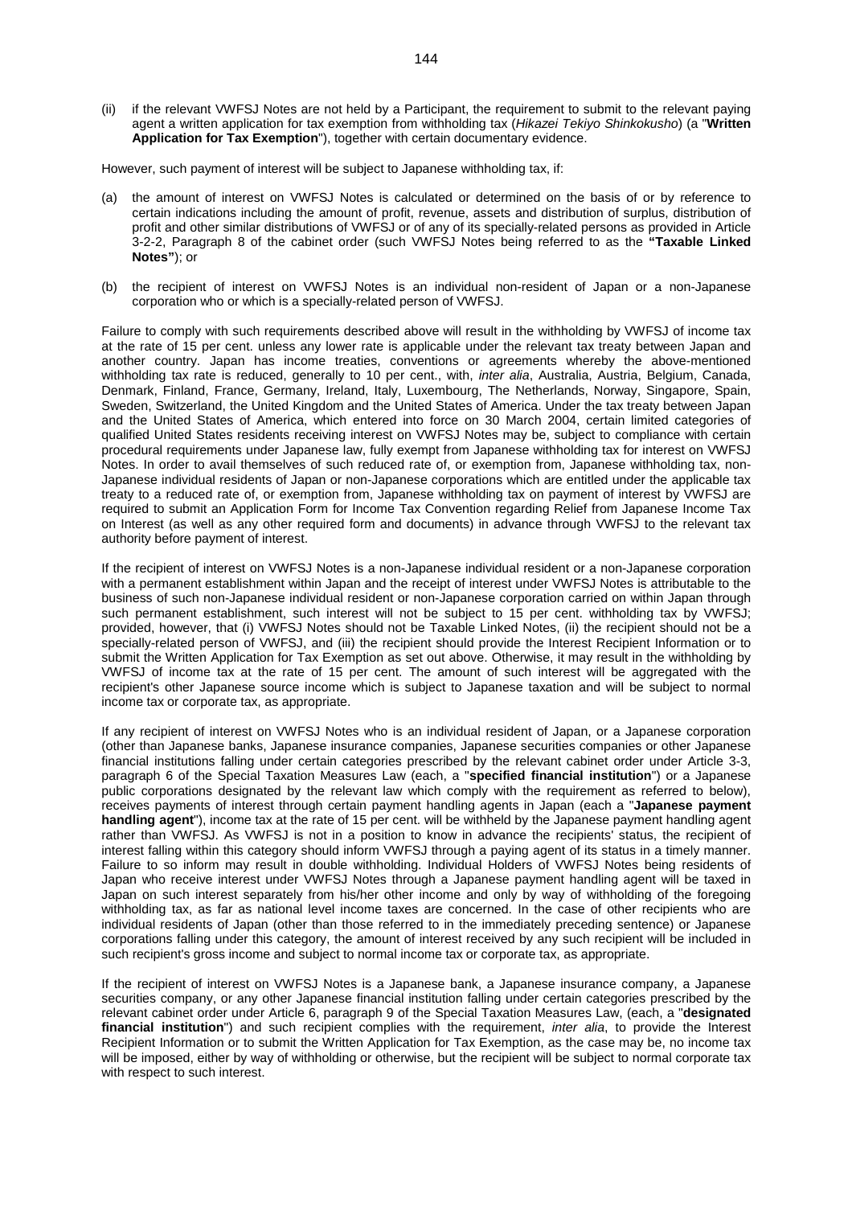(ii) if the relevant VWFSJ Notes are not held by a Participant, the requirement to submit to the relevant paying agent a written application for tax exemption from withholding tax (*Hikazei Tekiyo Shinkokusho*) (a "**Written Application for Tax Exemption**"), together with certain documentary evidence.

However, such payment of interest will be subject to Japanese withholding tax, if:

(a) the amount of interest on VWFSJ Notes is calculated or determined on the basis of or by reference to certain indications including the amount of profit, revenue, assets and distribution of surplus, distribution of profit and other similar distributions of VWFSJ or of any of its specially-related persons as provided in Article 3-2-2, Paragraph 8 of the cabinet order (such VWFSJ Notes being referred to as the **"Taxable Linked Notes"**); or

(b) the recipient of interest on VWFSJ Notes is an individual non-resident of Japan or a non-Japanese corporation who or which is a specially-related person of VWFSJ.

Failure to comply with such requirements described above will result in the withholding by VWFSJ of income tax at the rate of 15 per cent. unless any lower rate is applicable under the relevant tax treaty between Japan and another country. Japan has income treaties, conventions or agreements whereby the above-mentioned withholding tax rate is reduced, generally to 10 per cent., with, *inter alia*, Australia, Austria, Belgium, Canada, Denmark, Finland, France, Germany, Ireland, Italy, Luxembourg, The Netherlands, Norway, Singapore, Spain, Sweden, Switzerland, the United Kingdom and the United States of America. Under the tax treaty between Japan and the United States of America, which entered into force on 30 March 2004, certain limited categories of qualified United States residents receiving interest on VWFSJ Notes may be, subject to compliance with certain procedural requirements under Japanese law, fully exempt from Japanese withholding tax for interest on VWFSJ Notes. In order to avail themselves of such reduced rate of, or exemption from, Japanese withholding tax, non-Japanese individual residents of Japan or non-Japanese corporations which are entitled under the applicable tax treaty to a reduced rate of, or exemption from, Japanese withholding tax on payment of interest by VWFSJ are required to submit an Application Form for Income Tax Convention regarding Relief from Japanese Income Tax on Interest (as well as any other required form and documents) in advance through VWFSJ to the relevant tax authority before payment of interest.

If the recipient of interest on VWFSJ Notes is a non-Japanese individual resident or a non-Japanese corporation with a permanent establishment within Japan and the receipt of interest under VWFSJ Notes is attributable to the business of such non-Japanese individual resident or non-Japanese corporation carried on within Japan through such permanent establishment, such interest will not be subject to 15 per cent. withholding tax by VWFSJ; provided, however, that (i) VWFSJ Notes should not be Taxable Linked Notes, (ii) the recipient should not be a specially-related person of VWFSJ, and (iii) the recipient should provide the Interest Recipient Information or to submit the Written Application for Tax Exemption as set out above. Otherwise, it may result in the withholding by VWFSJ of income tax at the rate of 15 per cent. The amount of such interest will be aggregated with the recipient's other Japanese source income which is subject to Japanese taxation and will be subject to normal income tax or corporate tax, as appropriate.

If any recipient of interest on VWFSJ Notes who is an individual resident of Japan, or a Japanese corporation (other than Japanese banks, Japanese insurance companies, Japanese securities companies or other Japanese financial institutions falling under certain categories prescribed by the relevant cabinet order under Article 3-3, paragraph 6 of the Special Taxation Measures Law (each, a "**specified financial institution**") or a Japanese public corporations designated by the relevant law which comply with the requirement as referred to below), receives payments of interest through certain payment handling agents in Japan (each a "**Japanese payment handling agent**"), income tax at the rate of 15 per cent. will be withheld by the Japanese payment handling agent rather than VWFSJ. As VWFSJ is not in a position to know in advance the recipients' status, the recipient of interest falling within this category should inform VWFSJ through a paying agent of its status in a timely manner. Failure to so inform may result in double withholding. Individual Holders of VWFSJ Notes being residents of Japan who receive interest under VWFSJ Notes through a Japanese payment handling agent will be taxed in Japan on such interest separately from his/her other income and only by way of withholding of the foregoing withholding tax, as far as national level income taxes are concerned. In the case of other recipients who are individual residents of Japan (other than those referred to in the immediately preceding sentence) or Japanese corporations falling under this category, the amount of interest received by any such recipient will be included in such recipient's gross income and subject to normal income tax or corporate tax, as appropriate.

If the recipient of interest on VWFSJ Notes is a Japanese bank, a Japanese insurance company, a Japanese securities company, or any other Japanese financial institution falling under certain categories prescribed by the relevant cabinet order under Article 6, paragraph 9 of the Special Taxation Measures Law, (each, a "**designated financial institution**") and such recipient complies with the requirement, *inter alia*, to provide the Interest Recipient Information or to submit the Written Application for Tax Exemption, as the case may be, no income tax will be imposed, either by way of withholding or otherwise, but the recipient will be subject to normal corporate tax with respect to such interest.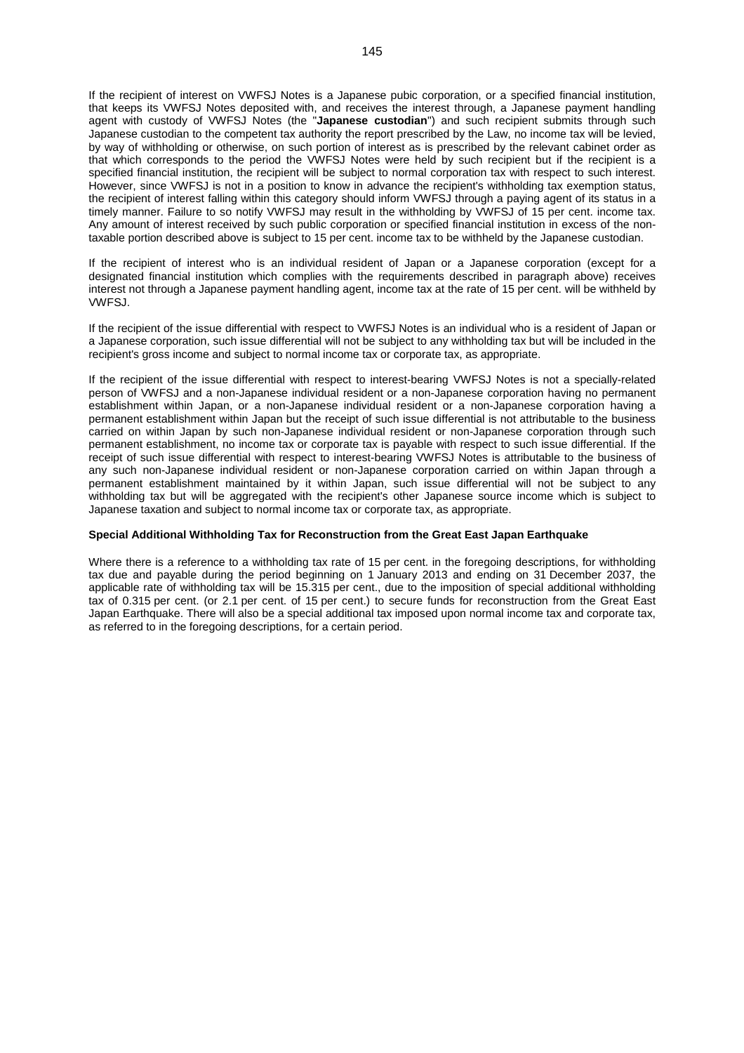If the recipient of interest on VWFSJ Notes is a Japanese pubic corporation, or a specified financial institution, that keeps its VWFSJ Notes deposited with, and receives the interest through, a Japanese payment handling agent with custody of VWFSJ Notes (the "**Japanese custodian**") and such recipient submits through such Japanese custodian to the competent tax authority the report prescribed by the Law, no income tax will be levied, by way of withholding or otherwise, on such portion of interest as is prescribed by the relevant cabinet order as that which corresponds to the period the VWFSJ Notes were held by such recipient but if the recipient is a specified financial institution, the recipient will be subject to normal corporation tax with respect to such interest. However, since VWFSJ is not in a position to know in advance the recipient's withholding tax exemption status, the recipient of interest falling within this category should inform VWFSJ through a paying agent of its status in a timely manner. Failure to so notify VWFSJ may result in the withholding by VWFSJ of 15 per cent. income tax. Any amount of interest received by such public corporation or specified financial institution in excess of the non-taxable portion described above is subject to 15 per cent. income tax to be withheld by the Japanese custodian.

If the recipient of interest who is an individual resident of Japan or a Japanese corporation (except for a designated financial institution which complies with the requirements described in paragraph above) receives interest not through a Japanese payment handling agent, income tax at the rate of 15 per cent. will be withheld by VWFSJ.

If the recipient of the issue differential with respect to VWFSJ Notes is an individual who is a resident of Japan or a Japanese corporation, such issue differential will not be subject to any withholding tax but will be included in the recipient's gross income and subject to normal income tax or corporate tax, as appropriate.

If the recipient of the issue differential with respect to interest-bearing VWFSJ Notes is not a specially-related person of VWFSJ and a non-Japanese individual resident or a non-Japanese corporation having no permanent establishment within Japan, or a non-Japanese individual resident or a non-Japanese corporation having a permanent establishment within Japan but the receipt of such issue differential is not attributable to the business carried on within Japan by such non-Japanese individual resident or non-Japanese corporation through such permanent establishment, no income tax or corporate tax is payable with respect to such issue differential. If the receipt of such issue differential with respect to interest-bearing VWFSJ Notes is attributable to the business of any such non-Japanese individual resident or non-Japanese corporation carried on within Japan through a permanent establishment maintained by it within Japan, such issue differential will not be subject to any withholding tax but will be aggregated with the recipient's other Japanese source income which is subject to Japanese taxation and subject to normal income tax or corporate tax, as appropriate.

**Special Additional Withholding Tax for Reconstruction from the Great East Japan Earthquake**

Where there is a reference to a withholding tax rate of 15 per cent. in the foregoing descriptions, for withholding tax due and payable during the period beginning on 1 January 2013 and ending on 31 December 2037, the applicable rate of withholding tax will be 15.315 per cent., due to the imposition of special additional withholding tax of 0.315 per cent. (or 2.1 per cent. of 15 per cent.) to secure funds for reconstruction from the Great East Japan Earthquake. There will also be a special additional tax imposed upon normal income tax and corporate tax, as referred to in the foregoing descriptions, for a certain period.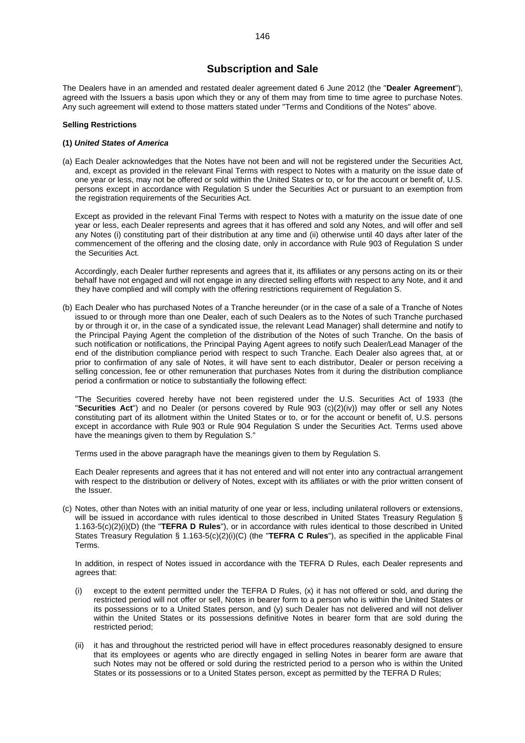# Subscription and Sale

The Dealers have in an amended and restated dealer agreement dated 6 June 2012 (the "**Dealer Agreement**"), agreed with the Issuers a basis upon which they or any of them may from time to time agree to purchase Notes. Any such agreement will extend to those matters stated under "Terms and Conditions of the Notes" above.

**Selling Restrictions**

**(1)** ***United States of America***

(a) Each Dealer acknowledges that the Notes have not been and will not be registered under the Securities Act, and, except as provided in the relevant Final Terms with respect to Notes with a maturity on the issue date of one year or less, may not be offered or sold within the United States or to, or for the account or benefit of, U.S. persons except in accordance with Regulation S under the Securities Act or pursuant to an exemption from the registration requirements of the Securities Act.

Except as provided in the relevant Final Terms with respect to Notes with a maturity on the issue date of one year or less, each Dealer represents and agrees that it has offered and sold any Notes, and will offer and sell any Notes (i) constituting part of their distribution at any time and (ii) otherwise until 40 days after later of the commencement of the offering and the closing date, only in accordance with Rule 903 of Regulation S under the Securities Act.

Accordingly, each Dealer further represents and agrees that it, its affiliates or any persons acting on its or their behalf have not engaged and will not engage in any directed selling efforts with respect to any Note, and it and they have complied and will comply with the offering restrictions requirement of Regulation S.

(b) Each Dealer who has purchased Notes of a Tranche hereunder (or in the case of a sale of a Tranche of Notes issued to or through more than one Dealer, each of such Dealers as to the Notes of such Tranche purchased by or through it or, in the case of a syndicated issue, the relevant Lead Manager) shall determine and notify to the Principal Paying Agent the completion of the distribution of the Notes of such Tranche. On the basis of such notification or notifications, the Principal Paying Agent agrees to notify such Dealer/Lead Manager of the end of the distribution compliance period with respect to such Tranche. Each Dealer also agrees that, at or prior to confirmation of any sale of Notes, it will have sent to each distributor, Dealer or person receiving a selling concession, fee or other remuneration that purchases Notes from it during the distribution compliance period a confirmation or notice to substantially the following effect:

"The Securities covered hereby have not been registered under the U.S. Securities Act of 1933 (the "**Securities Act**") and no Dealer (or persons covered by Rule 903 (c)(2)(iv)) may offer or sell any Notes constituting part of its allotment within the United States or to, or for the account or benefit of, U.S. persons except in accordance with Rule 903 or Rule 904 Regulation S under the Securities Act. Terms used above have the meanings given to them by Regulation S."

Terms used in the above paragraph have the meanings given to them by Regulation S.

Each Dealer represents and agrees that it has not entered and will not enter into any contractual arrangement with respect to the distribution or delivery of Notes, except with its affiliates or with the prior written consent of the Issuer.

(c) Notes, other than Notes with an initial maturity of one year or less, including unilateral rollovers or extensions, will be issued in accordance with rules identical to those described in United States Treasury Regulation § 1.163-5(c)(2)(i)(D) (the "**TEFRA D Rules**"), or in accordance with rules identical to those described in United States Treasury Regulation § 1.163-5(c)(2)(i)(C) (the "**TEFRA C Rules**"), as specified in the applicable Final Terms.

In addition, in respect of Notes issued in accordance with the TEFRA D Rules, each Dealer represents and agrees that:

(i) except to the extent permitted under the TEFRA D Rules, (x) it has not offered or sold, and during the restricted period will not offer or sell, Notes in bearer form to a person who is within the United States or its possessions or to a United States person, and (y) such Dealer has not delivered and will not deliver within the United States or its possessions definitive Notes in bearer form that are sold during the restricted period;

(ii) it has and throughout the restricted period will have in effect procedures reasonably designed to ensure that its employees or agents who are directly engaged in selling Notes in bearer form are aware that such Notes may not be offered or sold during the restricted period to a person who is within the United States or its possessions or to a United States person, except as permitted by the TEFRA D Rules;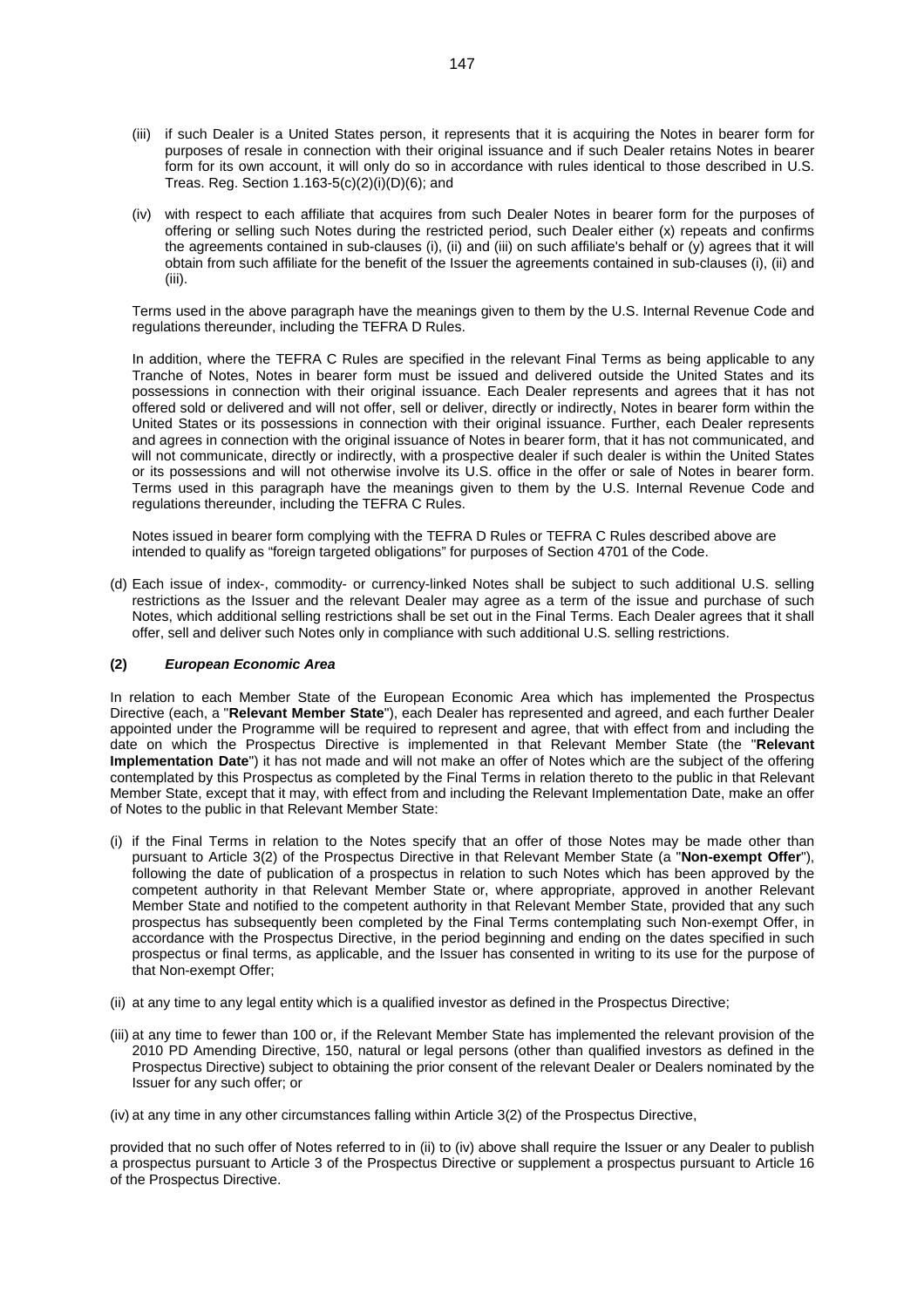(iii) if such Dealer is a United States person, it represents that it is acquiring the Notes in bearer form for purposes of resale in connection with their original issuance and if such Dealer retains Notes in bearer form for its own account, it will only do so in accordance with rules identical to those described in U.S. Treas. Reg. Section 1.163-5(c)(2)(i)(D)(6); and

(iv) with respect to each affiliate that acquires from such Dealer Notes in bearer form for the purposes of offering or selling such Notes during the restricted period, such Dealer either (x) repeats and confirms the agreements contained in sub-clauses (i), (ii) and (iii) on such affiliate's behalf or (y) agrees that it will obtain from such affiliate for the benefit of the Issuer the agreements contained in sub-clauses (i), (ii) and (iii).

Terms used in the above paragraph have the meanings given to them by the U.S. Internal Revenue Code and regulations thereunder, including the TEFRA D Rules.

In addition, where the TEFRA C Rules are specified in the relevant Final Terms as being applicable to any Tranche of Notes, Notes in bearer form must be issued and delivered outside the United States and its possessions in connection with their original issuance. Each Dealer represents and agrees that it has not offered sold or delivered and will not offer, sell or deliver, directly or indirectly, Notes in bearer form within the United States or its possessions in connection with their original issuance. Further, each Dealer represents and agrees in connection with the original issuance of Notes in bearer form, that it has not communicated, and will not communicate, directly or indirectly, with a prospective dealer if such dealer is within the United States or its possessions and will not otherwise involve its U.S. office in the offer or sale of Notes in bearer form. Terms used in this paragraph have the meanings given to them by the U.S. Internal Revenue Code and regulations thereunder, including the TEFRA C Rules.

Notes issued in bearer form complying with the TEFRA D Rules or TEFRA C Rules described above are intended to qualify as "foreign targeted obligations" for purposes of Section 4701 of the Code.

(d) Each issue of index-, commodity- or currency-linked Notes shall be subject to such additional U.S. selling restrictions as the Issuer and the relevant Dealer may agree as a term of the issue and purchase of such Notes, which additional selling restrictions shall be set out in the Final Terms. Each Dealer agrees that it shall offer, sell and deliver such Notes only in compliance with such additional U.S. selling restrictions.

**(2)** ***European Economic Area***

In relation to each Member State of the European Economic Area which has implemented the Prospectus Directive (each, a "**Relevant Member State**"), each Dealer has represented and agreed, and each further Dealer appointed under the Programme will be required to represent and agree, that with effect from and including the date on which the Prospectus Directive is implemented in that Relevant Member State (the "**Relevant Implementation Date**") it has not made and will not make an offer of Notes which are the subject of the offering contemplated by this Prospectus as completed by the Final Terms in relation thereto to the public in that Relevant Member State, except that it may, with effect from and including the Relevant Implementation Date, make an offer of Notes to the public in that Relevant Member State:

(i) if the Final Terms in relation to the Notes specify that an offer of those Notes may be made other than pursuant to Article 3(2) of the Prospectus Directive in that Relevant Member State (a "**Non-exempt Offer**"), following the date of publication of a prospectus in relation to such Notes which has been approved by the competent authority in that Relevant Member State or, where appropriate, approved in another Relevant Member State and notified to the competent authority in that Relevant Member State, provided that any such prospectus has subsequently been completed by the Final Terms contemplating such Non-exempt Offer, in accordance with the Prospectus Directive, in the period beginning and ending on the dates specified in such prospectus or final terms, as applicable, and the Issuer has consented in writing to its use for the purpose of that Non-exempt Offer;

(ii) at any time to any legal entity which is a qualified investor as defined in the Prospectus Directive;

(iii) at any time to fewer than 100 or, if the Relevant Member State has implemented the relevant provision of the 2010 PD Amending Directive, 150, natural or legal persons (other than qualified investors as defined in the Prospectus Directive) subject to obtaining the prior consent of the relevant Dealer or Dealers nominated by the Issuer for any such offer; or

(iv) at any time in any other circumstances falling within Article 3(2) of the Prospectus Directive,

provided that no such offer of Notes referred to in (ii) to (iv) above shall require the Issuer or any Dealer to publish a prospectus pursuant to Article 3 of the Prospectus Directive or supplement a prospectus pursuant to Article 16 of the Prospectus Directive.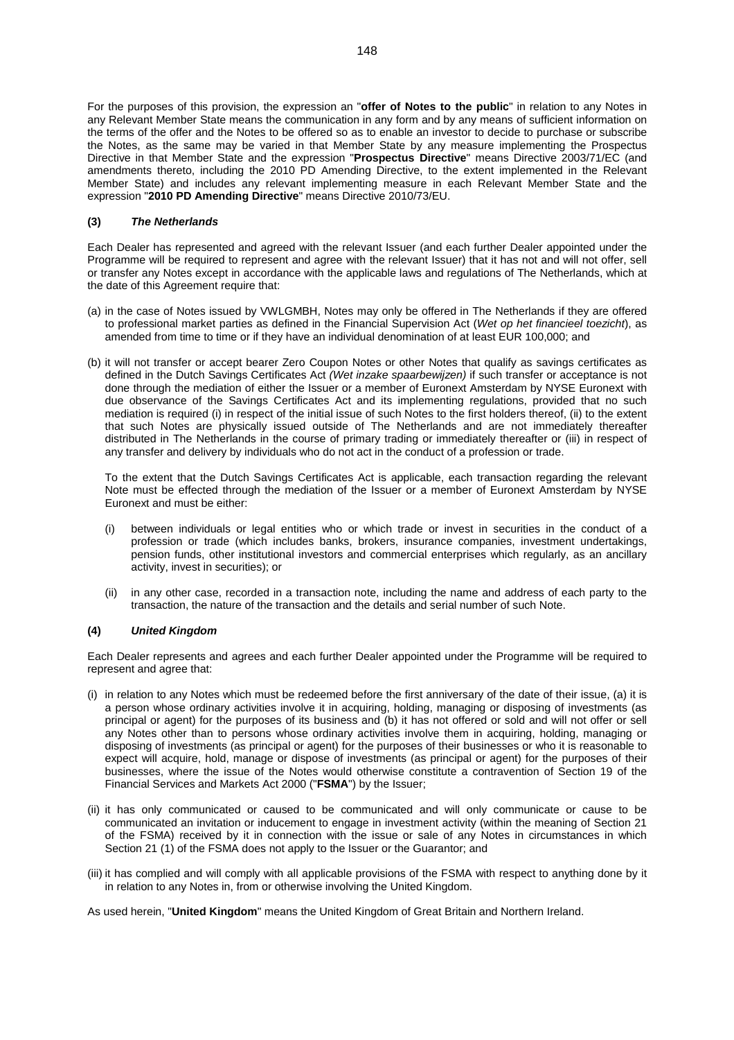For the purposes of this provision, the expression an "**offer of Notes to the public**" in relation to any Notes in any Relevant Member State means the communication in any form and by any means of sufficient information on the terms of the offer and the Notes to be offered so as to enable an investor to decide to purchase or subscribe the Notes, as the same may be varied in that Member State by any measure implementing the Prospectus Directive in that Member State and the expression "**Prospectus Directive**" means Directive 2003/71/EC (and amendments thereto, including the 2010 PD Amending Directive, to the extent implemented in the Relevant Member State) and includes any relevant implementing measure in each Relevant Member State and the expression "**2010 PD Amending Directive**" means Directive 2010/73/EU.

**(3)** ***The Netherlands***

Each Dealer has represented and agreed with the relevant Issuer (and each further Dealer appointed under the Programme will be required to represent and agree with the relevant Issuer) that it has not and will not offer, sell or transfer any Notes except in accordance with the applicable laws and regulations of The Netherlands, which at the date of this Agreement require that:

(a) in the case of Notes issued by VWLGMBH, Notes may only be offered in The Netherlands if they are offered to professional market parties as defined in the Financial Supervision Act (*Wet op het financieel toezicht*), as amended from time to time or if they have an individual denomination of at least EUR 100,000; and

(b) it will not transfer or accept bearer Zero Coupon Notes or other Notes that qualify as savings certificates as defined in the Dutch Savings Certificates Act *(Wet inzake spaarbewijzen)* if such transfer or acceptance is not done through the mediation of either the Issuer or a member of Euronext Amsterdam by NYSE Euronext with due observance of the Savings Certificates Act and its implementing regulations, provided that no such mediation is required (i) in respect of the initial issue of such Notes to the first holders thereof, (ii) to the extent that such Notes are physically issued outside of The Netherlands and are not immediately thereafter distributed in The Netherlands in the course of primary trading or immediately thereafter or (iii) in respect of any transfer and delivery by individuals who do not act in the conduct of a profession or trade.

   To the extent that the Dutch Savings Certificates Act is applicable, each transaction regarding the relevant Note must be effected through the mediation of the Issuer or a member of Euronext Amsterdam by NYSE Euronext and must be either:

   (i) between individuals or legal entities who or which trade or invest in securities in the conduct of a profession or trade (which includes banks, brokers, insurance companies, investment undertakings, pension funds, other institutional investors and commercial enterprises which regularly, as an ancillary activity, invest in securities); or

   (ii) in any other case, recorded in a transaction note, including the name and address of each party to the transaction, the nature of the transaction and the details and serial number of such Note.

**(4)** ***United Kingdom***

Each Dealer represents and agrees and each further Dealer appointed under the Programme will be required to represent and agree that:

(i) in relation to any Notes which must be redeemed before the first anniversary of the date of their issue, (a) it is a person whose ordinary activities involve it in acquiring, holding, managing or disposing of investments (as principal or agent) for the purposes of its business and (b) it has not offered or sold and will not offer or sell any Notes other than to persons whose ordinary activities involve them in acquiring, holding, managing or disposing of investments (as principal or agent) for the purposes of their businesses or who it is reasonable to expect will acquire, hold, manage or dispose of investments (as principal or agent) for the purposes of their businesses, where the issue of the Notes would otherwise constitute a contravention of Section 19 of the Financial Services and Markets Act 2000 ("**FSMA**") by the Issuer;

(ii) it has only communicated or caused to be communicated and will only communicate or cause to be communicated an invitation or inducement to engage in investment activity (within the meaning of Section 21 of the FSMA) received by it in connection with the issue or sale of any Notes in circumstances in which Section 21 (1) of the FSMA does not apply to the Issuer or the Guarantor; and

(iii) it has complied and will comply with all applicable provisions of the FSMA with respect to anything done by it in relation to any Notes in, from or otherwise involving the United Kingdom.

As used herein, "**United Kingdom**" means the United Kingdom of Great Britain and Northern Ireland.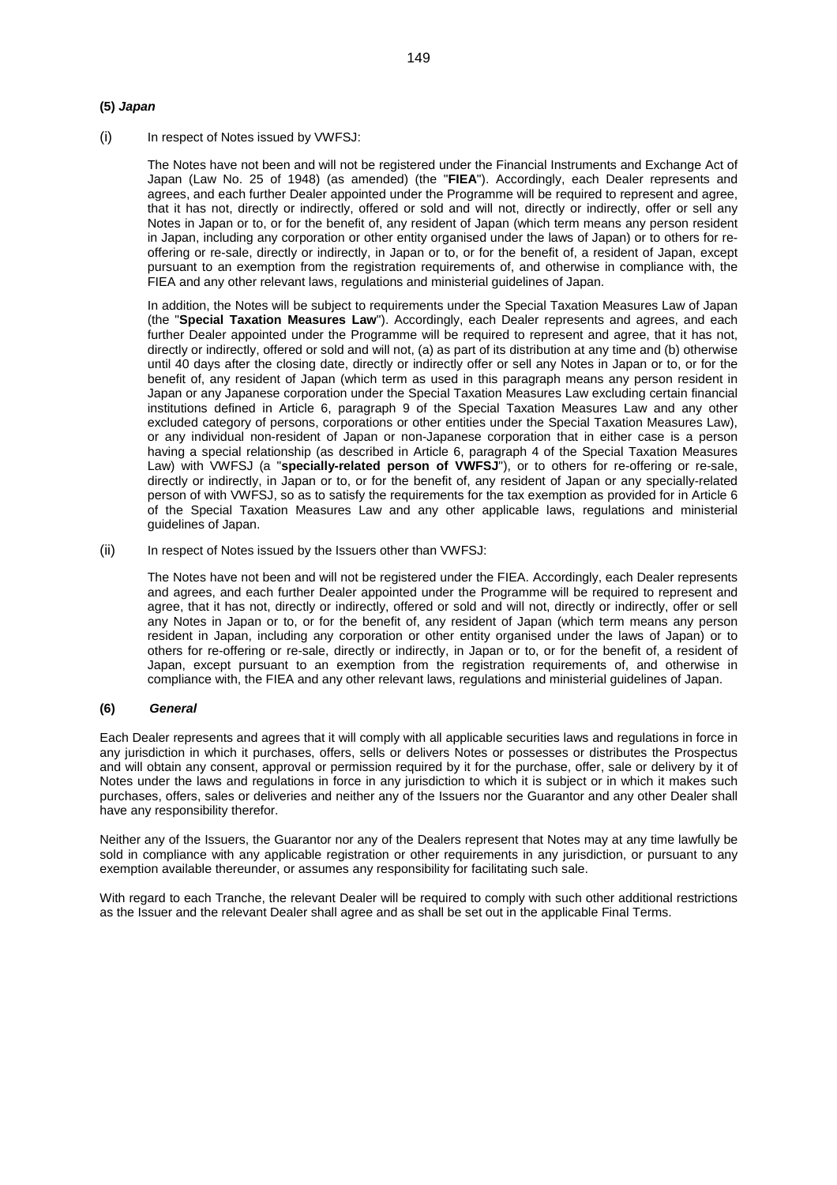**(5) *Japan***

(i) In respect of Notes issued by VWFSJ:

The Notes have not been and will not be registered under the Financial Instruments and Exchange Act of Japan (Law No. 25 of 1948) (as amended) (the "**FIEA**"). Accordingly, each Dealer represents and agrees, and each further Dealer appointed under the Programme will be required to represent and agree, that it has not, directly or indirectly, offered or sold and will not, directly or indirectly, offer or sell any Notes in Japan or to, or for the benefit of, any resident of Japan (which term means any person resident in Japan, including any corporation or other entity organised under the laws of Japan) or to others for re-offering or re-sale, directly or indirectly, in Japan or to, or for the benefit of, a resident of Japan, except pursuant to an exemption from the registration requirements of, and otherwise in compliance with, the FIEA and any other relevant laws, regulations and ministerial guidelines of Japan.

In addition, the Notes will be subject to requirements under the Special Taxation Measures Law of Japan (the "**Special Taxation Measures Law**"). Accordingly, each Dealer represents and agrees, and each further Dealer appointed under the Programme will be required to represent and agree, that it has not, directly or indirectly, offered or sold and will not, (a) as part of its distribution at any time and (b) otherwise until 40 days after the closing date, directly or indirectly offer or sell any Notes in Japan or to, or for the benefit of, any resident of Japan (which term as used in this paragraph means any person resident in Japan or any Japanese corporation under the Special Taxation Measures Law excluding certain financial institutions defined in Article 6, paragraph 9 of the Special Taxation Measures Law and any other excluded category of persons, corporations or other entities under the Special Taxation Measures Law), or any individual non-resident of Japan or non-Japanese corporation that in either case is a person having a special relationship (as described in Article 6, paragraph 4 of the Special Taxation Measures Law) with VWFSJ (a "**specially-related person of VWFSJ**"), or to others for re-offering or re-sale, directly or indirectly, in Japan or to, or for the benefit of, any resident of Japan or any specially-related person of with VWFSJ, so as to satisfy the requirements for the tax exemption as provided for in Article 6 of the Special Taxation Measures Law and any other applicable laws, regulations and ministerial guidelines of Japan.

(ii) In respect of Notes issued by the Issuers other than VWFSJ:

The Notes have not been and will not be registered under the FIEA. Accordingly, each Dealer represents and agrees, and each further Dealer appointed under the Programme will be required to represent and agree, that it has not, directly or indirectly, offered or sold and will not, directly or indirectly, offer or sell any Notes in Japan or to, or for the benefit of, any resident of Japan (which term means any person resident in Japan, including any corporation or other entity organised under the laws of Japan) or to others for re-offering or re-sale, directly or indirectly, in Japan or to, or for the benefit of, a resident of Japan, except pursuant to an exemption from the registration requirements of, and otherwise in compliance with, the FIEA and any other relevant laws, regulations and ministerial guidelines of Japan.

**(6) *General***

Each Dealer represents and agrees that it will comply with all applicable securities laws and regulations in force in any jurisdiction in which it purchases, offers, sells or delivers Notes or possesses or distributes the Prospectus and will obtain any consent, approval or permission required by it for the purchase, offer, sale or delivery by it of Notes under the laws and regulations in force in any jurisdiction to which it is subject or in which it makes such purchases, offers, sales or deliveries and neither any of the Issuers nor the Guarantor and any other Dealer shall have any responsibility therefor.

Neither any of the Issuers, the Guarantor nor any of the Dealers represent that Notes may at any time lawfully be sold in compliance with any applicable registration or other requirements in any jurisdiction, or pursuant to any exemption available thereunder, or assumes any responsibility for facilitating such sale.

With regard to each Tranche, the relevant Dealer will be required to comply with such other additional restrictions as the Issuer and the relevant Dealer shall agree and as shall be set out in the applicable Final Terms.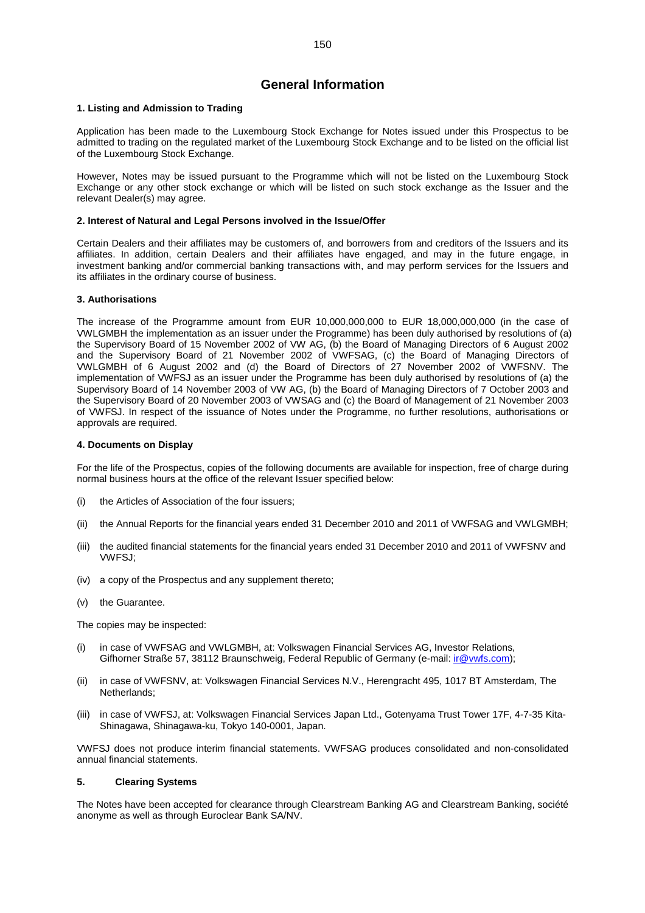# General Information

### 1. Listing and Admission to Trading

Application has been made to the Luxembourg Stock Exchange for Notes issued under this Prospectus to be admitted to trading on the regulated market of the Luxembourg Stock Exchange and to be listed on the official list of the Luxembourg Stock Exchange.

However, Notes may be issued pursuant to the Programme which will not be listed on the Luxembourg Stock Exchange or any other stock exchange or which will be listed on such stock exchange as the Issuer and the relevant Dealer(s) may agree.

### 2. Interest of Natural and Legal Persons involved in the Issue/Offer

Certain Dealers and their affiliates may be customers of, and borrowers from and creditors of the Issuers and its affiliates. In addition, certain Dealers and their affiliates have engaged, and may in the future engage, in investment banking and/or commercial banking transactions with, and may perform services for the Issuers and its affiliates in the ordinary course of business.

### 3. Authorisations

The increase of the Programme amount from EUR 10,000,000,000 to EUR 18,000,000,000 (in the case of VWLGMBH the implementation as an issuer under the Programme) has been duly authorised by resolutions of (a) the Supervisory Board of 15 November 2002 of VW AG, (b) the Board of Managing Directors of 6 August 2002 and the Supervisory Board of 21 November 2002 of VWFSAG, (c) the Board of Managing Directors of VWLGMBH of 6 August 2002 and (d) the Board of Directors of 27 November 2002 of VWFSNV. The implementation of VWFSJ as an issuer under the Programme has been duly authorised by resolutions of (a) the Supervisory Board of 14 November 2003 of VW AG, (b) the Board of Managing Directors of 7 October 2003 and the Supervisory Board of 20 November 2003 of VWSAG and (c) the Board of Management of 21 November 2003 of VWFSJ. In respect of the issuance of Notes under the Programme, no further resolutions, authorisations or approvals are required.

### 4. Documents on Display

For the life of the Prospectus, copies of the following documents are available for inspection, free of charge during normal business hours at the office of the relevant Issuer specified below:

(i) the Articles of Association of the four issuers;

(ii) the Annual Reports for the financial years ended 31 December 2010 and 2011 of VWFSAG and VWLGMBH;

(iii) the audited financial statements for the financial years ended 31 December 2010 and 2011 of VWFSNV and VWFSJ;

(iv) a copy of the Prospectus and any supplement thereto;

(v) the Guarantee.

The copies may be inspected:

(i) in case of VWFSAG and VWLGMBH, at: Volkswagen Financial Services AG, Investor Relations, Gifhorner Straße 57, 38112 Braunschweig, Federal Republic of Germany (e-mail: ir@vwfs.com);

(ii) in case of VWFSNV, at: Volkswagen Financial Services N.V., Herengracht 495, 1017 BT Amsterdam, The Netherlands;

(iii) in case of VWFSJ, at: Volkswagen Financial Services Japan Ltd., Gotenyama Trust Tower 17F, 4-7-35 Kita-Shinagawa, Shinagawa-ku, Tokyo 140-0001, Japan.

VWFSJ does not produce interim financial statements. VWFSAG produces consolidated and non-consolidated annual financial statements.

### 5. Clearing Systems

The Notes have been accepted for clearance through Clearstream Banking AG and Clearstream Banking, société anonyme as well as through Euroclear Bank SA/NV.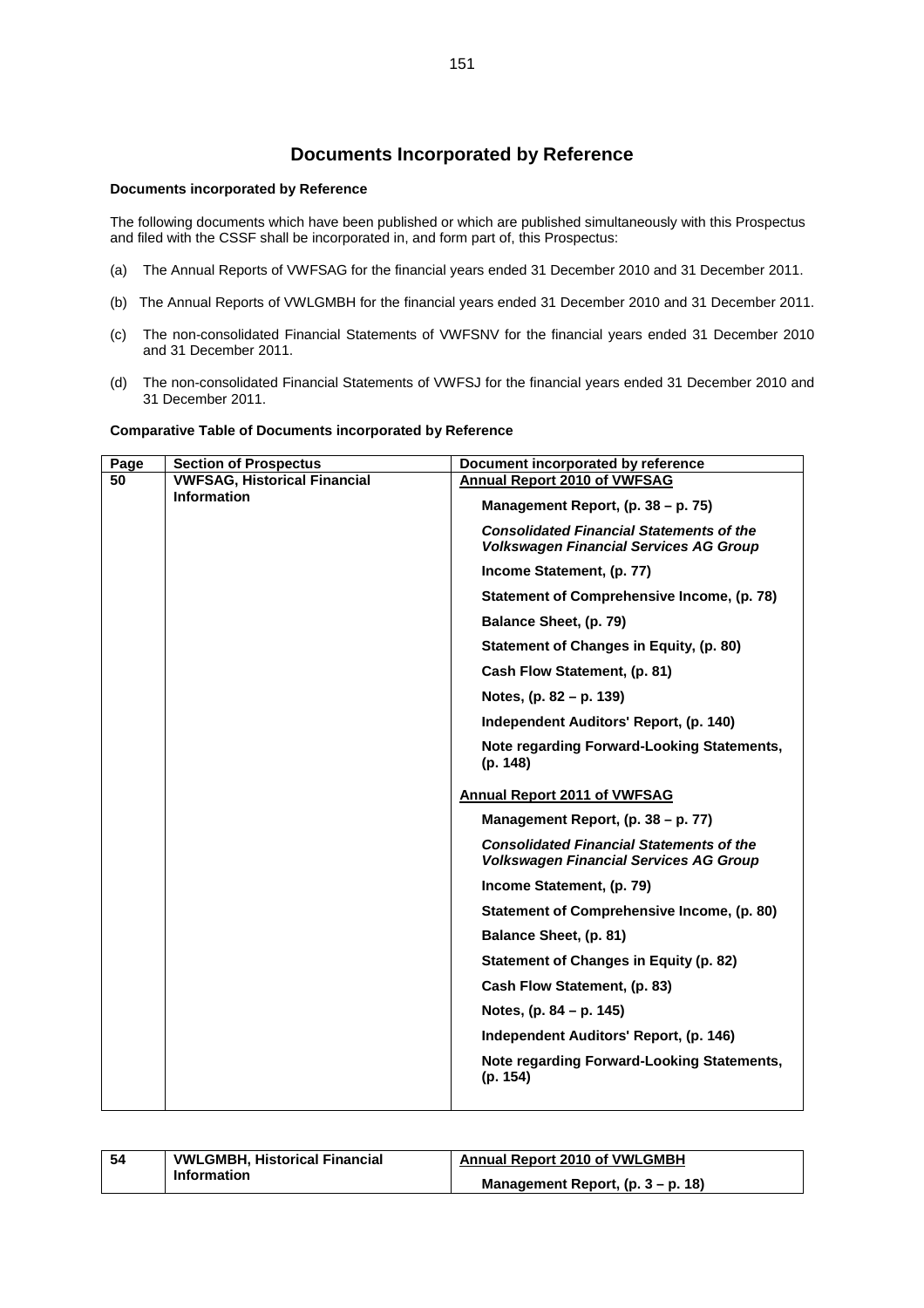# Documents Incorporated by Reference

**Documents incorporated by Reference**

The following documents which have been published or which are published simultaneously with this Prospectus and filed with the CSSF shall be incorporated in, and form part of, this Prospectus:

(a) The Annual Reports of VWFSAG for the financial years ended 31 December 2010 and 31 December 2011.

(b) The Annual Reports of VWLGMBH for the financial years ended 31 December 2010 and 31 December 2011.

(c) The non-consolidated Financial Statements of VWFSNV for the financial years ended 31 December 2010 and 31 December 2011.

(d) The non-consolidated Financial Statements of VWFSJ for the financial years ended 31 December 2010 and 31 December 2011.

**Comparative Table of Documents incorporated by Reference**

| Page | Section of Prospectus | Document incorporated by reference |
|---|---|---|
| **50** | **VWFSAG, Historical Financial Information** | **Annual Report 2010 of VWFSAG** |
| | | **Management Report, (p. 38 – p. 75)** |
| | | ***Consolidated Financial Statements of the Volkswagen Financial Services AG Group*** |
| | | **Income Statement, (p. 77)** |
| | | **Statement of Comprehensive Income, (p. 78)** |
| | | **Balance Sheet, (p. 79)** |
| | | **Statement of Changes in Equity, (p. 80)** |
| | | **Cash Flow Statement, (p. 81)** |
| | | **Notes, (p. 82 – p. 139)** |
| | | **Independent Auditors' Report, (p. 140)** |
| | | **Note regarding Forward-Looking Statements, (p. 148)** |
| | | **Annual Report 2011 of VWFSAG** |
| | | **Management Report, (p. 38 – p. 77)** |
| | | ***Consolidated Financial Statements of the Volkswagen Financial Services AG Group*** |
| | | **Income Statement, (p. 79)** |
| | | **Statement of Comprehensive Income, (p. 80)** |
| | | **Balance Sheet, (p. 81)** |
| | | **Statement of Changes in Equity (p. 82)** |
| | | **Cash Flow Statement, (p. 83)** |
| | | **Notes, (p. 84 – p. 145)** |
| | | **Independent Auditors' Report, (p. 146)** |
| | | **Note regarding Forward-Looking Statements, (p. 154)** |

| | | |
|---|---|---|
| **54** | **VWLGMBH, Historical Financial Information** | **Annual Report 2010 of VWLGMBH** |
| | | **Management Report, (p. 3 – p. 18)** |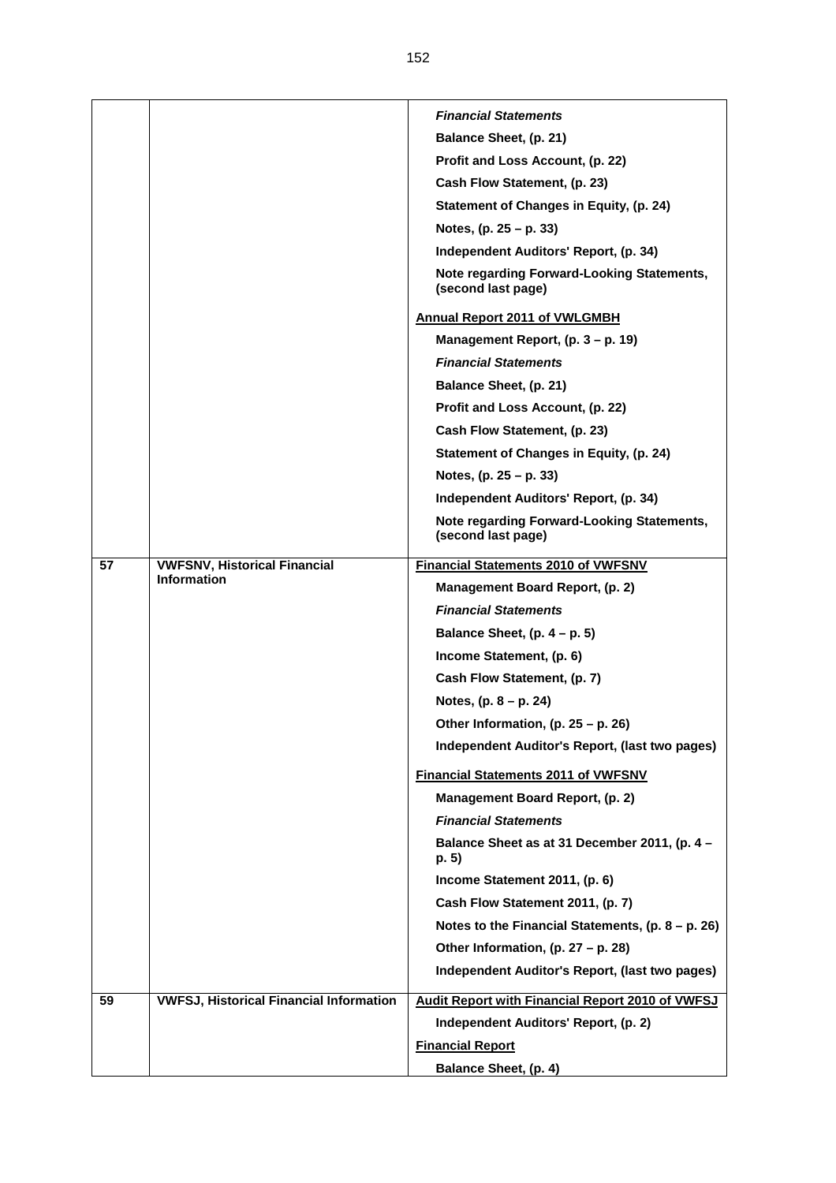| | | |
|---|---|---|
| | | ***Financial Statements*** |
| | | **Balance Sheet, (p. 21)** |
| | | **Profit and Loss Account, (p. 22)** |
| | | **Cash Flow Statement, (p. 23)** |
| | | **Statement of Changes in Equity, (p. 24)** |
| | | **Notes, (p. 25 – p. 33)** |
| | | **Independent Auditors' Report, (p. 34)** |
| | | **Note regarding Forward-Looking Statements, (second last page)** |
| | | **<u>Annual Report 2011 of VWLGMBH</u>** |
| | | **Management Report, (p. 3 – p. 19)** |
| | | ***Financial Statements*** |
| | | **Balance Sheet, (p. 21)** |
| | | **Profit and Loss Account, (p. 22)** |
| | | **Cash Flow Statement, (p. 23)** |
| | | **Statement of Changes in Equity, (p. 24)** |
| | | **Notes, (p. 25 – p. 33)** |
| | | **Independent Auditors' Report, (p. 34)** |
| | | **Note regarding Forward-Looking Statements, (second last page)** |
| **57** | **VWFSNV, Historical Financial Information** | **<u>Financial Statements 2010 of VWFSNV</u>** |
| | | **Management Board Report, (p. 2)** |
| | | ***Financial Statements*** |
| | | **Balance Sheet, (p. 4 – p. 5)** |
| | | **Income Statement, (p. 6)** |
| | | **Cash Flow Statement, (p. 7)** |
| | | **Notes, (p. 8 – p. 24)** |
| | | **Other Information, (p. 25 – p. 26)** |
| | | **Independent Auditor's Report, (last two pages)** |
| | | **<u>Financial Statements 2011 of VWFSNV</u>** |
| | | **Management Board Report, (p. 2)** |
| | | ***Financial Statements*** |
| | | **Balance Sheet as at 31 December 2011, (p. 4 – p. 5)** |
| | | **Income Statement 2011, (p. 6)** |
| | | **Cash Flow Statement 2011, (p. 7)** |
| | | **Notes to the Financial Statements, (p. 8 – p. 26)** |
| | | **Other Information, (p. 27 – p. 28)** |
| | | **Independent Auditor's Report, (last two pages)** |
| **59** | **VWFSJ, Historical Financial Information** | **<u>Audit Report with Financial Report 2010 of VWFSJ</u>** |
| | | **Independent Auditors' Report, (p. 2)** |
| | | **<u>Financial Report</u>** |
| | | **Balance Sheet, (p. 4)** |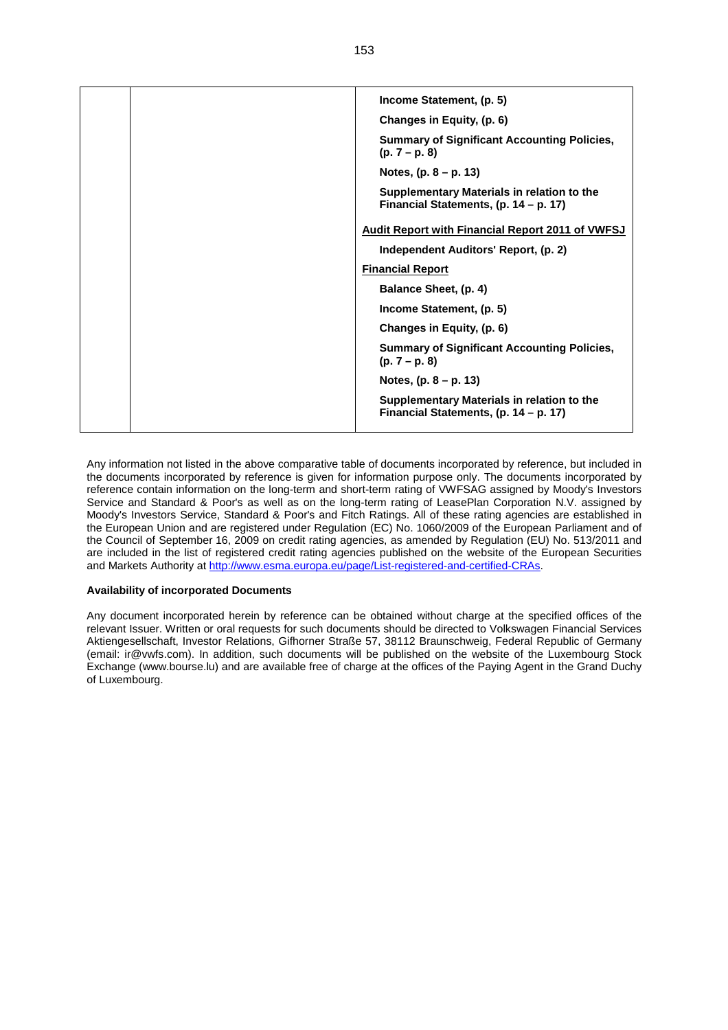| | | |
|---|---|---|
| | | **Income Statement, (p. 5)** |
| | | **Changes in Equity, (p. 6)** |
| | | **Summary of Significant Accounting Policies, (p. 7 – p. 8)** |
| | | **Notes, (p. 8 – p. 13)** |
| | | **Supplementary Materials in relation to the Financial Statements, (p. 14 – p. 17)** |
| | | **Audit Report with Financial Report 2011 of VWFSJ** |
| | | **Independent Auditors' Report, (p. 2)** |
| | | **Financial Report** |
| | | **Balance Sheet, (p. 4)** |
| | | **Income Statement, (p. 5)** |
| | | **Changes in Equity, (p. 6)** |
| | | **Summary of Significant Accounting Policies, (p. 7 – p. 8)** |
| | | **Notes, (p. 8 – p. 13)** |
| | | **Supplementary Materials in relation to the Financial Statements, (p. 14 – p. 17)** |

Any information not listed in the above comparative table of documents incorporated by reference, but included in the documents incorporated by reference is given for information purpose only. The documents incorporated by reference contain information on the long-term and short-term rating of VWFSAG assigned by Moody's Investors Service and Standard & Poor's as well as on the long-term rating of LeasePlan Corporation N.V. assigned by Moody's Investors Service, Standard & Poor's and Fitch Ratings. All of these rating agencies are established in the European Union and are registered under Regulation (EC) No. 1060/2009 of the European Parliament and of the Council of September 16, 2009 on credit rating agencies, as amended by Regulation (EU) No. 513/2011 and are included in the list of registered credit rating agencies published on the website of the European Securities and Markets Authority at http://www.esma.europa.eu/page/List-registered-and-certified-CRAs.

**Availability of incorporated Documents**

Any document incorporated herein by reference can be obtained without charge at the specified offices of the relevant Issuer. Written or oral requests for such documents should be directed to Volkswagen Financial Services Aktiengesellschaft, Investor Relations, Gifhorner Straße 57, 38112 Braunschweig, Federal Republic of Germany (email: ir@vwfs.com). In addition, such documents will be published on the website of the Luxembourg Stock Exchange (www.bourse.lu) and are available free of charge at the offices of the Paying Agent in the Grand Duchy of Luxembourg.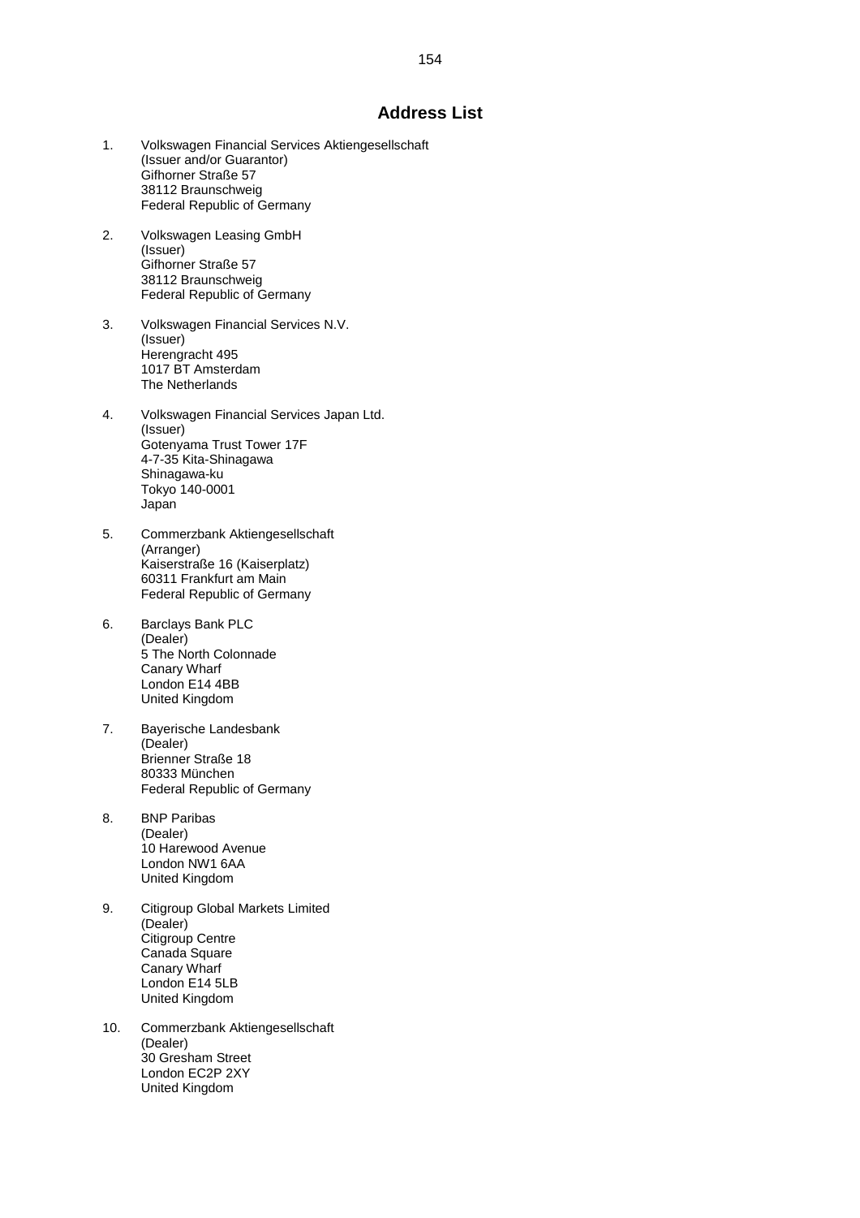# Address List

1. Volkswagen Financial Services Aktiengesellschaft
   (Issuer and/or Guarantor)
   Gifhorner Straße 57
   38112 Braunschweig
   Federal Republic of Germany

2. Volkswagen Leasing GmbH
   (Issuer)
   Gifhorner Straße 57
   38112 Braunschweig
   Federal Republic of Germany

3. Volkswagen Financial Services N.V.
   (Issuer)
   Herengracht 495
   1017 BT Amsterdam
   The Netherlands

4. Volkswagen Financial Services Japan Ltd.
   (Issuer)
   Gotenyama Trust Tower 17F
   4-7-35 Kita-Shinagawa
   Shinagawa-ku
   Tokyo 140-0001
   Japan

5. Commerzbank Aktiengesellschaft
   (Arranger)
   Kaiserstraße 16 (Kaiserplatz)
   60311 Frankfurt am Main
   Federal Republic of Germany

6. Barclays Bank PLC
   (Dealer)
   5 The North Colonnade
   Canary Wharf
   London E14 4BB
   United Kingdom

7. Bayerische Landesbank
   (Dealer)
   Brienner Straße 18
   80333 München
   Federal Republic of Germany

8. BNP Paribas
   (Dealer)
   10 Harewood Avenue
   London NW1 6AA
   United Kingdom

9. Citigroup Global Markets Limited
   (Dealer)
   Citigroup Centre
   Canada Square
   Canary Wharf
   London E14 5LB
   United Kingdom

10. Commerzbank Aktiengesellschaft
    (Dealer)
    30 Gresham Street
    London EC2P 2XY
    United Kingdom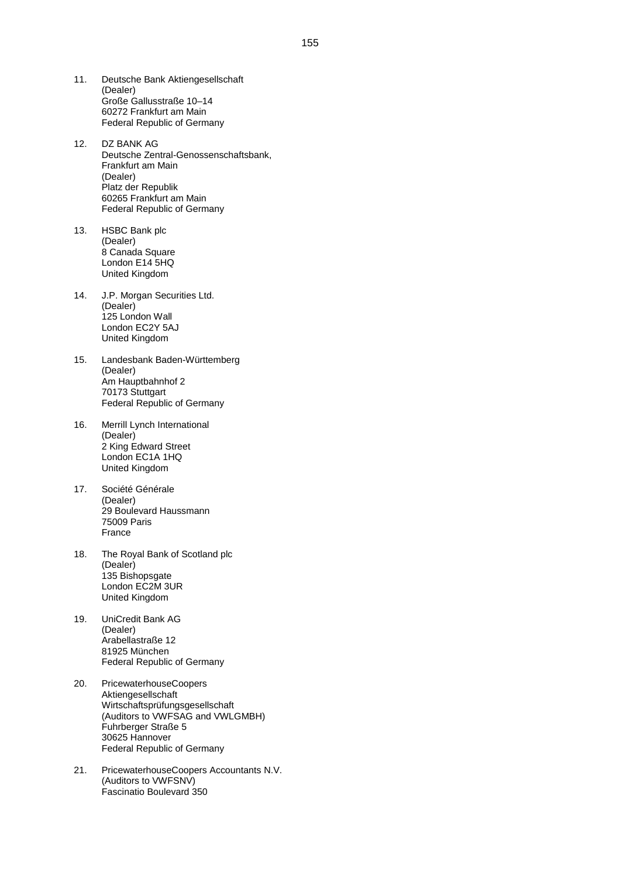11. Deutsche Bank Aktiengesellschaft
    (Dealer)
    Große Gallusstraße 10–14
    60272 Frankfurt am Main
    Federal Republic of Germany

12. DZ BANK AG
    Deutsche Zentral-Genossenschaftsbank,
    Frankfurt am Main
    (Dealer)
    Platz der Republik
    60265 Frankfurt am Main
    Federal Republic of Germany

13. HSBC Bank plc
    (Dealer)
    8 Canada Square
    London E14 5HQ
    United Kingdom

14. J.P. Morgan Securities Ltd.
    (Dealer)
    125 London Wall
    London EC2Y 5AJ
    United Kingdom

15. Landesbank Baden-Württemberg
    (Dealer)
    Am Hauptbahnhof 2
    70173 Stuttgart
    Federal Republic of Germany

16. Merrill Lynch International
    (Dealer)
    2 King Edward Street
    London EC1A 1HQ
    United Kingdom

17. Société Générale
    (Dealer)
    29 Boulevard Haussmann
    75009 Paris
    France

18. The Royal Bank of Scotland plc
    (Dealer)
    135 Bishopsgate
    London EC2M 3UR
    United Kingdom

19. UniCredit Bank AG
    (Dealer)
    Arabellastraße 12
    81925 München
    Federal Republic of Germany

20. PricewaterhouseCoopers
    Aktiengesellschaft
    Wirtschaftsprüfungsgesellschaft
    (Auditors to VWFSAG and VWLGMBH)
    Fuhrberger Straße 5
    30625 Hannover
    Federal Republic of Germany

21. PricewaterhouseCoopers Accountants N.V.
    (Auditors to VWFSNV)
    Fascinatio Boulevard 350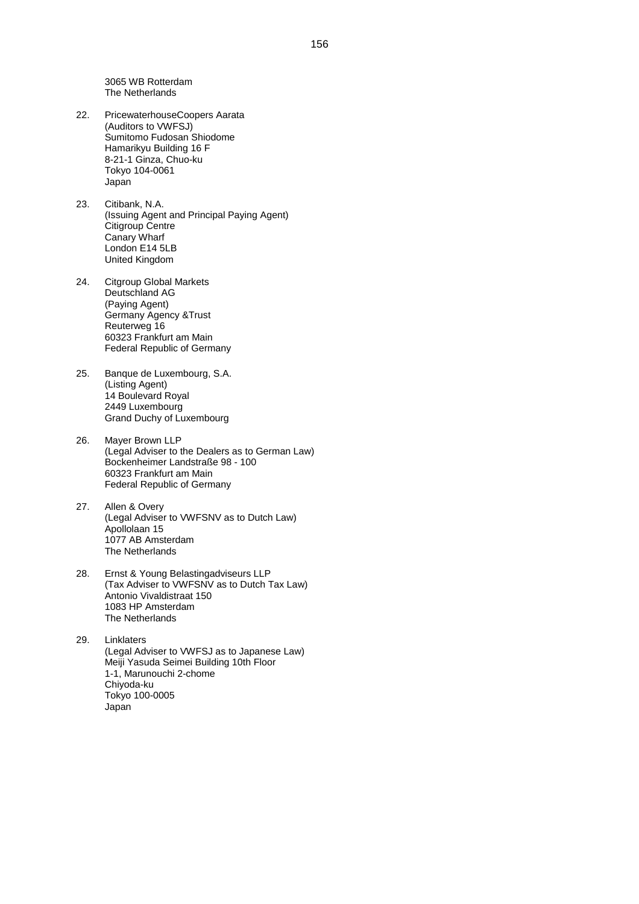3065 WB Rotterdam
The Netherlands

22. PricewaterhouseCoopers Aarata
    (Auditors to VWFSJ)
    Sumitomo Fudosan Shiodome
    Hamarikyu Building 16 F
    8-21-1 Ginza, Chuo-ku
    Tokyo 104-0061
    Japan

23. Citibank, N.A.
    (Issuing Agent and Principal Paying Agent)
    Citigroup Centre
    Canary Wharf
    London E14 5LB
    United Kingdom

24. Citgroup Global Markets
    Deutschland AG
    (Paying Agent)
    Germany Agency &Trust
    Reuterweg 16
    60323 Frankfurt am Main
    Federal Republic of Germany

25. Banque de Luxembourg, S.A.
    (Listing Agent)
    14 Boulevard Royal
    2449 Luxembourg
    Grand Duchy of Luxembourg

26. Mayer Brown LLP
    (Legal Adviser to the Dealers as to German Law)
    Bockenheimer Landstraße 98 - 100
    60323 Frankfurt am Main
    Federal Republic of Germany

27. Allen & Overy
    (Legal Adviser to VWFSNV as to Dutch Law)
    Apollolaan 15
    1077 AB Amsterdam
    The Netherlands

28. Ernst & Young Belastingadviseurs LLP
    (Tax Adviser to VWFSNV as to Dutch Tax Law)
    Antonio Vivaldistraat 150
    1083 HP Amsterdam
    The Netherlands

29. Linklaters
    (Legal Adviser to VWFSJ as to Japanese Law)
    Meiji Yasuda Seimei Building 10th Floor
    1-1, Marunouchi 2-chome
    Chiyoda-ku
    Tokyo 100-0005
    Japan